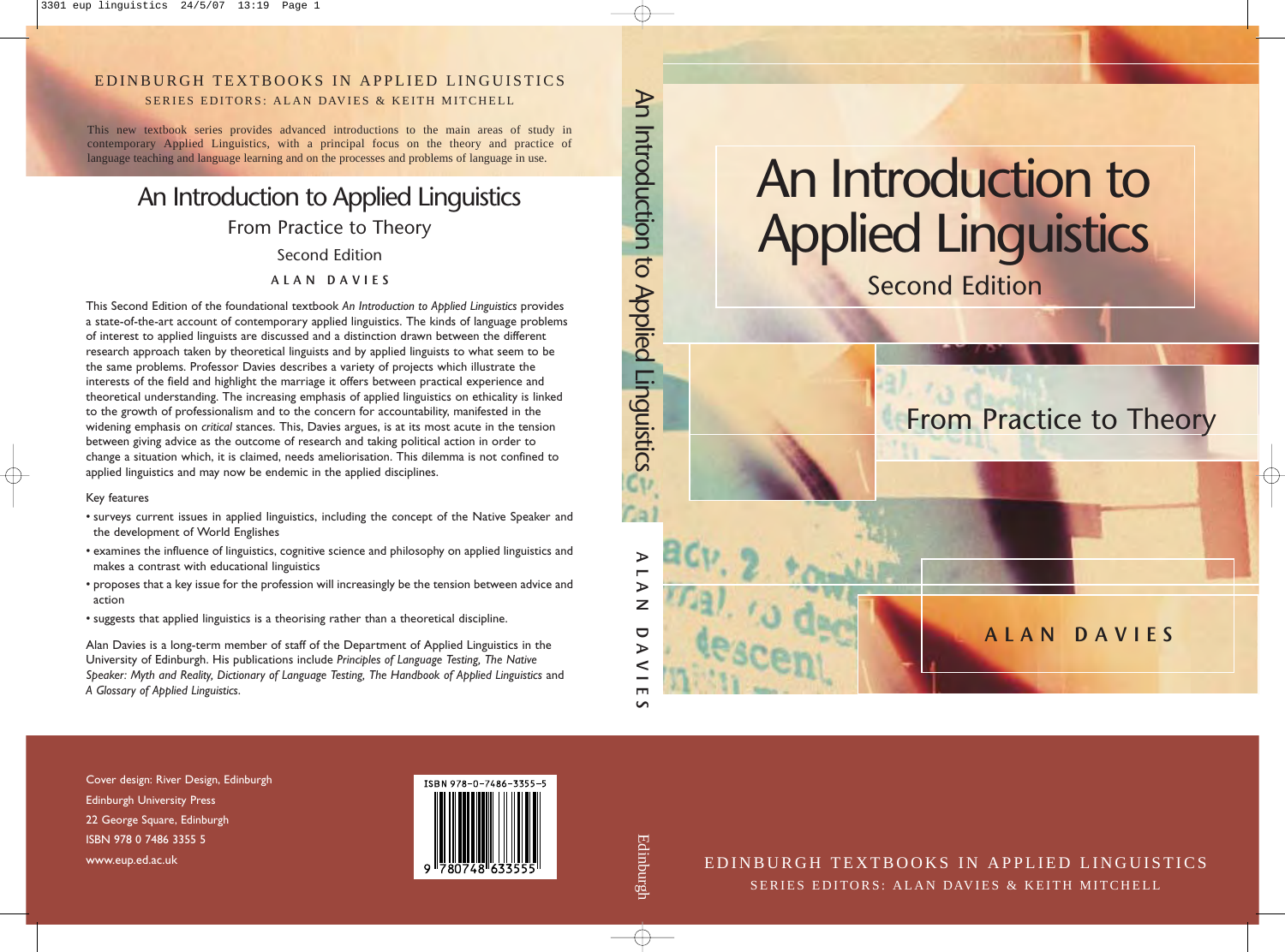EDINBURGH TEXTBOOKS IN APPLIED LINGUISTICS

SERIES EDITORS: ALAN DAVIES & KEITH MITCHELL

This new textbook series provides advanced introductions to the main areas of study in contemporary Applied Linguistics, with a principal focus on the theory and practice of language teaching and language learning and on the processes and problems of language in use.

# An Introduction to Applied Linguistics

## From Practice to Theory

### Second Edition

ALAN DAVIES

This Second Edition of the foundational textbook *An Introduction to Applied Linguistics* provides a state-of-the-art account of contemporary applied linguistics. The kinds of language problems of interest to applied linguists are discussed and a distinction drawn between the different research approach taken by theoretical linguists and by applied linguists to what seem to be the same problems. Professor Davies describes a variety of projects which illustrate the interests of the field and highlight the marriage it offers between practical experience and theoretical understanding. The increasing emphasis of applied linguistics on ethicality is linked to the growth of professionalism and to the concern for accountability, manifested in the widening emphasis on *critical* stances. This, Davies argues, is at its most acute in the tension between giving advice as the outcome of research and taking political action in order to change a situation which, it is claimed, needs ameliorisation. This dilemma is not confined to applied linguistics and may now be endemic in the applied disciplines.

Key features

- surveys current issues in applied linguistics, including the concept of the Native Speaker and the development of World Englishes
- examines the influence of linguistics, cognitive science and philosophy on applied linguistics and makes a contrast with educational linguistics
- proposes that a key issue for the profession will increasingly be the tension between advice and action
- suggests that applied linguistics is a theorising rather than a theoretical discipline.

Alan Davies is a long-term member of staff of the Department of Applied Linguistics in the University of Edinburgh. His publications include *Principles of Language Testing, The Native Speaker: Myth and Reality, Dictionary of Language Testing, The Handbook of Applied Linguistics* and *A Glossary of Applied Linguistics*.

Cover design: River Design, Edinburgh
Edinburgh University Press
22 George Square, Edinburgh
ISBN 978 0 7486 3355 5
www.eup.ed.ac.uk

ISBN 978-0-7486-3355-5

An Introduction to Applied Linguistics ALAN DAVIES Edinburgh

# An Introduction to Applied Linguistics

## Second Edition

## From Practice to Theory

ALAN DAVIES

EDINBURGH TEXTBOOKS IN APPLIED LINGUISTICS

SERIES EDITORS: ALAN DAVIES & KEITH MITCHELL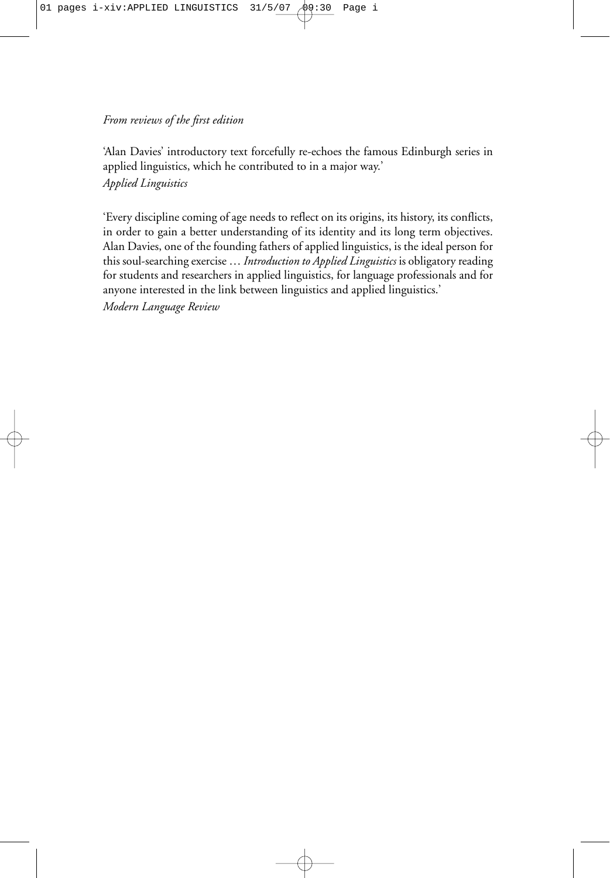*From reviews of the first edition*

'Alan Davies' introductory text forcefully re-echoes the famous Edinburgh series in applied linguistics, which he contributed to in a major way.'
*Applied Linguistics*

'Every discipline coming of age needs to reflect on its origins, its history, its conflicts, in order to gain a better understanding of its identity and its long term objectives. Alan Davies, one of the founding fathers of applied linguistics, is the ideal person for this soul-searching exercise … *Introduction to Applied Linguistics* is obligatory reading for students and researchers in applied linguistics, for language professionals and for anyone interested in the link between linguistics and applied linguistics.'
*Modern Language Review*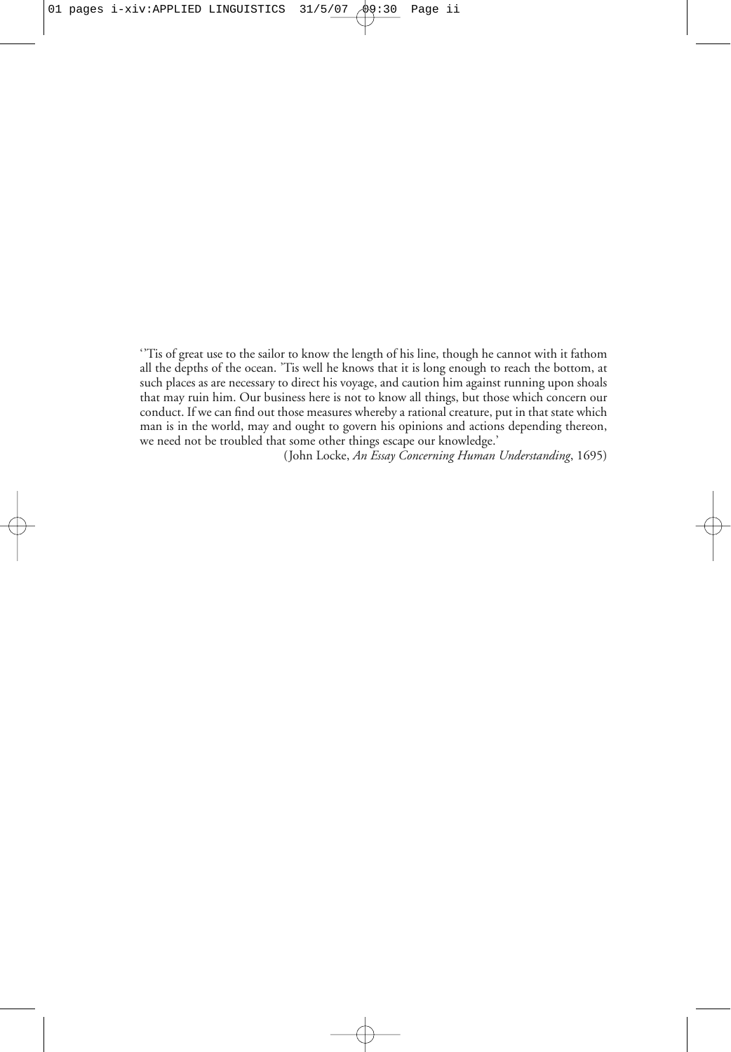''Tis of great use to the sailor to know the length of his line, though he cannot with it fathom all the depths of the ocean. 'Tis well he knows that it is long enough to reach the bottom, at such places as are necessary to direct his voyage, and caution him against running upon shoals that may ruin him. Our business here is not to know all things, but those which concern our conduct. If we can find out those measures whereby a rational creature, put in that state which man is in the world, may and ought to govern his opinions and actions depending thereon, we need not be troubled that some other things escape our knowledge.'

(John Locke, *An Essay Concerning Human Understanding*, 1695)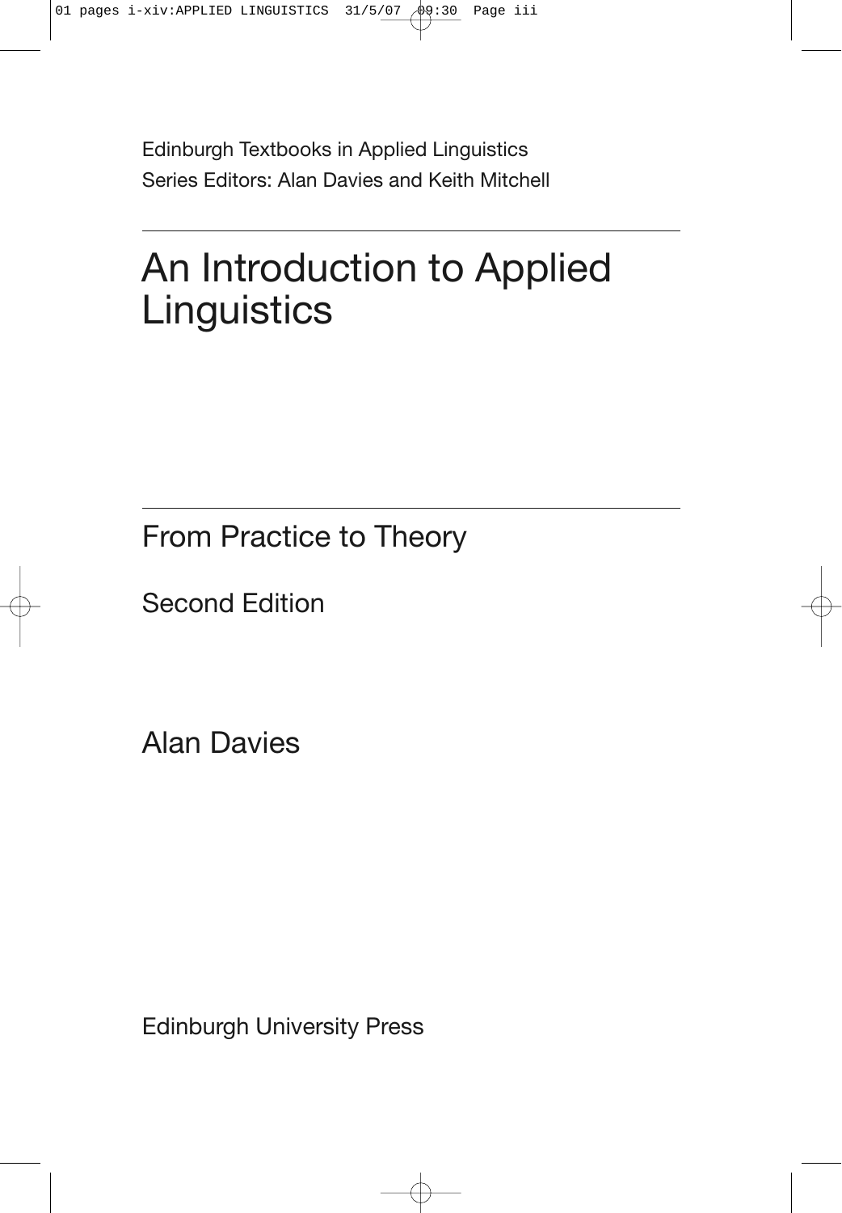Edinburgh Textbooks in Applied Linguistics
Series Editors: Alan Davies and Keith Mitchell

# An Introduction to Applied Linguistics

## From Practice to Theory

Second Edition

Alan Davies

Edinburgh University Press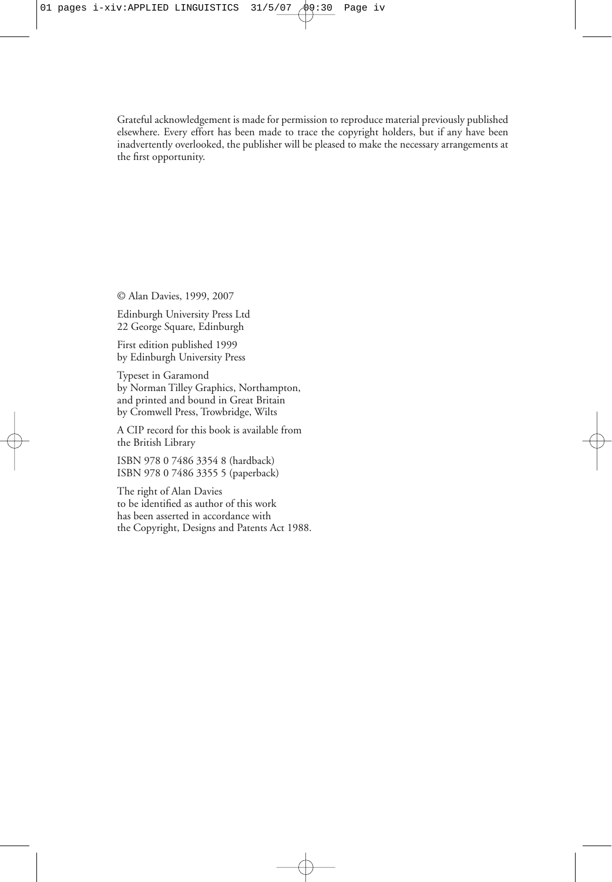Grateful acknowledgement is made for permission to reproduce material previously published elsewhere. Every effort has been made to trace the copyright holders, but if any have been inadvertently overlooked, the publisher will be pleased to make the necessary arrangements at the first opportunity.

© Alan Davies, 1999, 2007

Edinburgh University Press Ltd
22 George Square, Edinburgh

First edition published 1999
by Edinburgh University Press

Typeset in Garamond
by Norman Tilley Graphics, Northampton,
and printed and bound in Great Britain
by Cromwell Press, Trowbridge, Wilts

A CIP record for this book is available from
the British Library

ISBN 978 0 7486 3354 8 (hardback)
ISBN 978 0 7486 3355 5 (paperback)

The right of Alan Davies
to be identified as author of this work
has been asserted in accordance with
the Copyright, Designs and Patents Act 1988.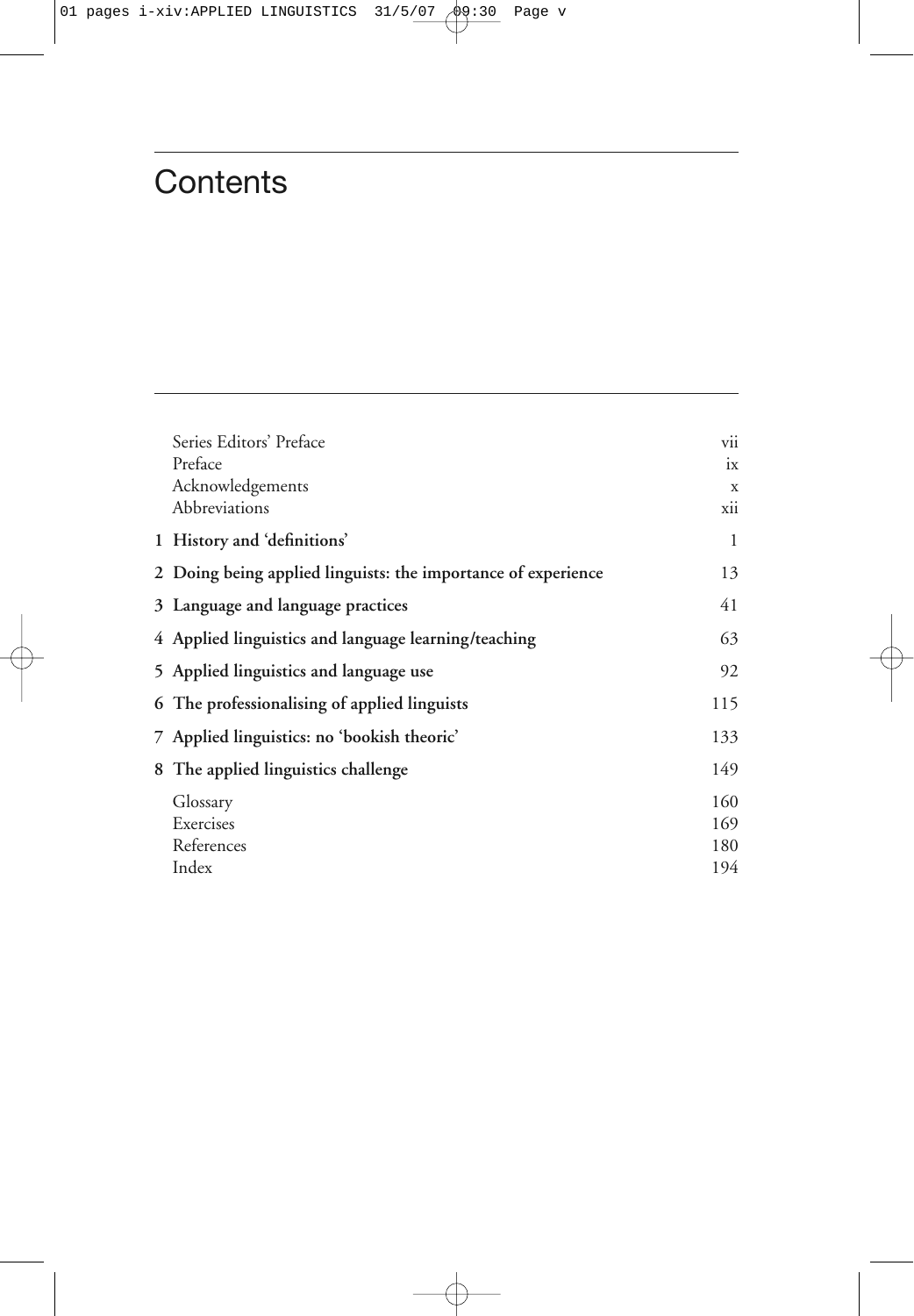# Contents

| | |
|---|---|
| Series Editors' Preface | vii |
| Preface | ix |
| Acknowledgements | x |
| Abbreviations | xii |
| **1 History and 'definitions'** | 1 |
| **2 Doing being applied linguists: the importance of experience** | 13 |
| **3 Language and language practices** | 41 |
| **4 Applied linguistics and language learning/teaching** | 63 |
| **5 Applied linguistics and language use** | 92 |
| **6 The professionalising of applied linguists** | 115 |
| **7 Applied linguistics: no 'bookish theoric'** | 133 |
| **8 The applied linguistics challenge** | 149 |
| Glossary | 160 |
| Exercises | 169 |
| References | 180 |
| Index | 194 |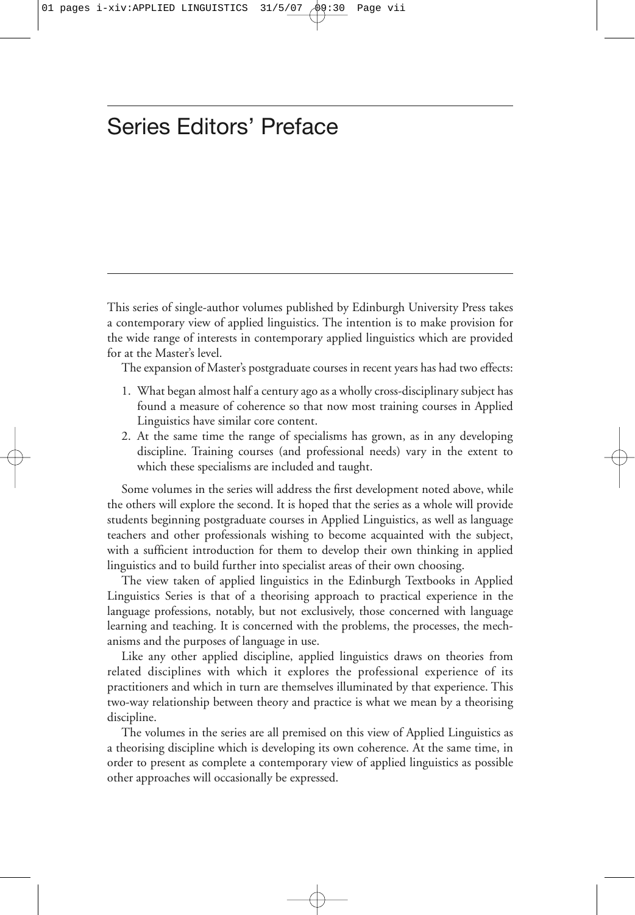# Series Editors' Preface

This series of single-author volumes published by Edinburgh University Press takes a contemporary view of applied linguistics. The intention is to make provision for the wide range of interests in contemporary applied linguistics which are provided for at the Master's level.

The expansion of Master's postgraduate courses in recent years has had two effects:

1. What began almost half a century ago as a wholly cross-disciplinary subject has found a measure of coherence so that now most training courses in Applied Linguistics have similar core content.
2. At the same time the range of specialisms has grown, as in any developing discipline. Training courses (and professional needs) vary in the extent to which these specialisms are included and taught.

Some volumes in the series will address the first development noted above, while the others will explore the second. It is hoped that the series as a whole will provide students beginning postgraduate courses in Applied Linguistics, as well as language teachers and other professionals wishing to become acquainted with the subject, with a sufficient introduction for them to develop their own thinking in applied linguistics and to build further into specialist areas of their own choosing.

The view taken of applied linguistics in the Edinburgh Textbooks in Applied Linguistics Series is that of a theorising approach to practical experience in the language professions, notably, but not exclusively, those concerned with language learning and teaching. It is concerned with the problems, the processes, the mechanisms and the purposes of language in use.

Like any other applied discipline, applied linguistics draws on theories from related disciplines with which it explores the professional experience of its practitioners and which in turn are themselves illuminated by that experience. This two-way relationship between theory and practice is what we mean by a theorising discipline.

The volumes in the series are all premised on this view of Applied Linguistics as a theorising discipline which is developing its own coherence. At the same time, in order to present as complete a contemporary view of applied linguistics as possible other approaches will occasionally be expressed.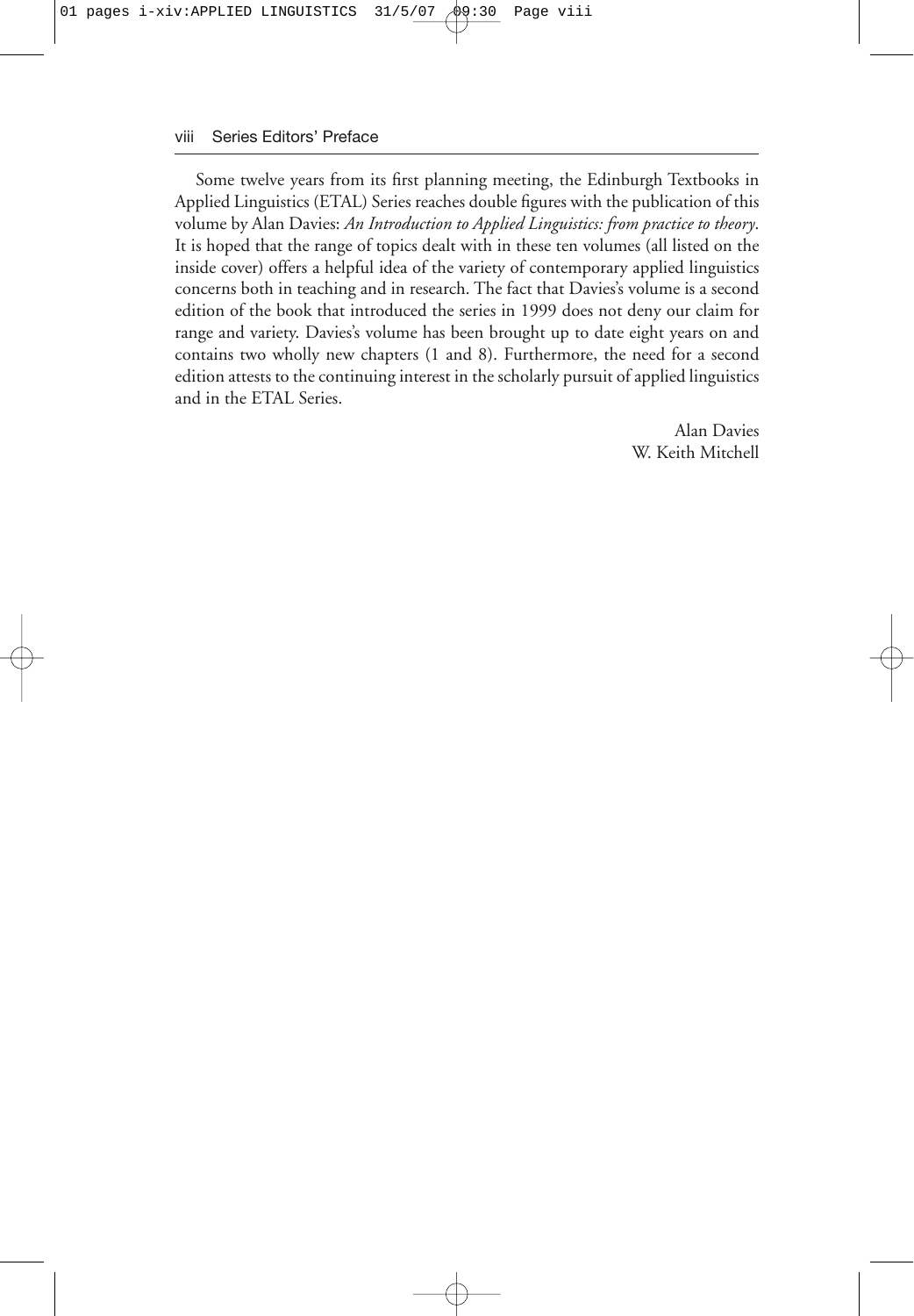Some twelve years from its first planning meeting, the Edinburgh Textbooks in Applied Linguistics (ETAL) Series reaches double figures with the publication of this volume by Alan Davies: *An Introduction to Applied Linguistics: from practice to theory*. It is hoped that the range of topics dealt with in these ten volumes (all listed on the inside cover) offers a helpful idea of the variety of contemporary applied linguistics concerns both in teaching and in research. The fact that Davies's volume is a second edition of the book that introduced the series in 1999 does not deny our claim for range and variety. Davies's volume has been brought up to date eight years on and contains two wholly new chapters (1 and 8). Furthermore, the need for a second edition attests to the continuing interest in the scholarly pursuit of applied linguistics and in the ETAL Series.

Alan Davies
W. Keith Mitchell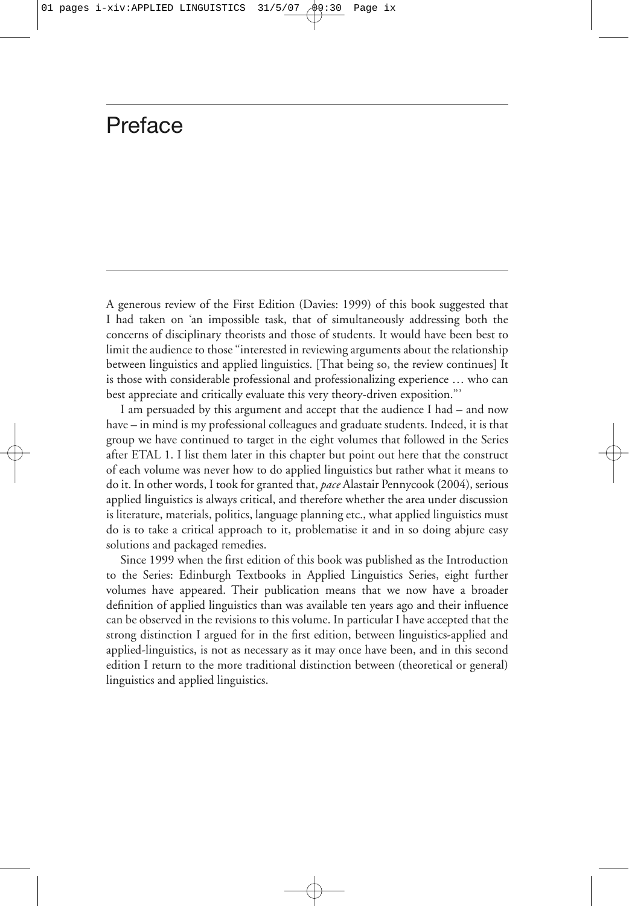# Preface

A generous review of the First Edition (Davies: 1999) of this book suggested that I had taken on 'an impossible task, that of simultaneously addressing both the concerns of disciplinary theorists and those of students. It would have been best to limit the audience to those "interested in reviewing arguments about the relationship between linguistics and applied linguistics. [That being so, the review continues] It is those with considerable professional and professionalizing experience … who can best appreciate and critically evaluate this very theory-driven exposition."'

I am persuaded by this argument and accept that the audience I had – and now have – in mind is my professional colleagues and graduate students. Indeed, it is that group we have continued to target in the eight volumes that followed in the Series after ETAL 1. I list them later in this chapter but point out here that the construct of each volume was never how to do applied linguistics but rather what it means to do it. In other words, I took for granted that, *pace* Alastair Pennycook (2004), serious applied linguistics is always critical, and therefore whether the area under discussion is literature, materials, politics, language planning etc., what applied linguistics must do is to take a critical approach to it, problematise it and in so doing abjure easy solutions and packaged remedies.

Since 1999 when the first edition of this book was published as the Introduction to the Series: Edinburgh Textbooks in Applied Linguistics Series, eight further volumes have appeared. Their publication means that we now have a broader definition of applied linguistics than was available ten years ago and their influence can be observed in the revisions to this volume. In particular I have accepted that the strong distinction I argued for in the first edition, between linguistics-applied and applied-linguistics, is not as necessary as it may once have been, and in this second edition I return to the more traditional distinction between (theoretical or general) linguistics and applied linguistics.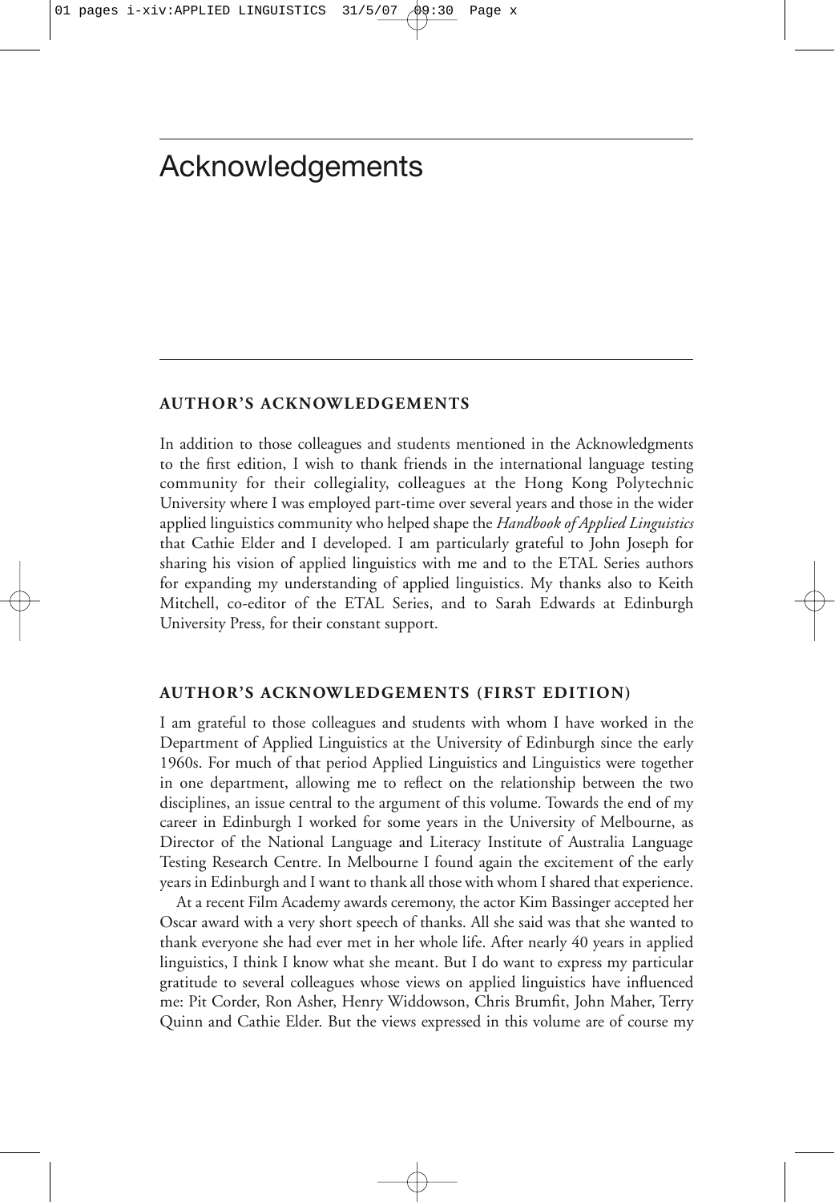# Acknowledgements

## AUTHOR'S ACKNOWLEDGEMENTS

In addition to those colleagues and students mentioned in the Acknowledgments to the first edition, I wish to thank friends in the international language testing community for their collegiality, colleagues at the Hong Kong Polytechnic University where I was employed part-time over several years and those in the wider applied linguistics community who helped shape the *Handbook of Applied Linguistics* that Cathie Elder and I developed. I am particularly grateful to John Joseph for sharing his vision of applied linguistics with me and to the ETAL Series authors for expanding my understanding of applied linguistics. My thanks also to Keith Mitchell, co-editor of the ETAL Series, and to Sarah Edwards at Edinburgh University Press, for their constant support.

## AUTHOR'S ACKNOWLEDGEMENTS (FIRST EDITION)

I am grateful to those colleagues and students with whom I have worked in the Department of Applied Linguistics at the University of Edinburgh since the early 1960s. For much of that period Applied Linguistics and Linguistics were together in one department, allowing me to reflect on the relationship between the two disciplines, an issue central to the argument of this volume. Towards the end of my career in Edinburgh I worked for some years in the University of Melbourne, as Director of the National Language and Literacy Institute of Australia Language Testing Research Centre. In Melbourne I found again the excitement of the early years in Edinburgh and I want to thank all those with whom I shared that experience.

At a recent Film Academy awards ceremony, the actor Kim Bassinger accepted her Oscar award with a very short speech of thanks. All she said was that she wanted to thank everyone she had ever met in her whole life. After nearly 40 years in applied linguistics, I think I know what she meant. But I do want to express my particular gratitude to several colleagues whose views on applied linguistics have influenced me: Pit Corder, Ron Asher, Henry Widdowson, Chris Brumfit, John Maher, Terry Quinn and Cathie Elder. But the views expressed in this volume are of course my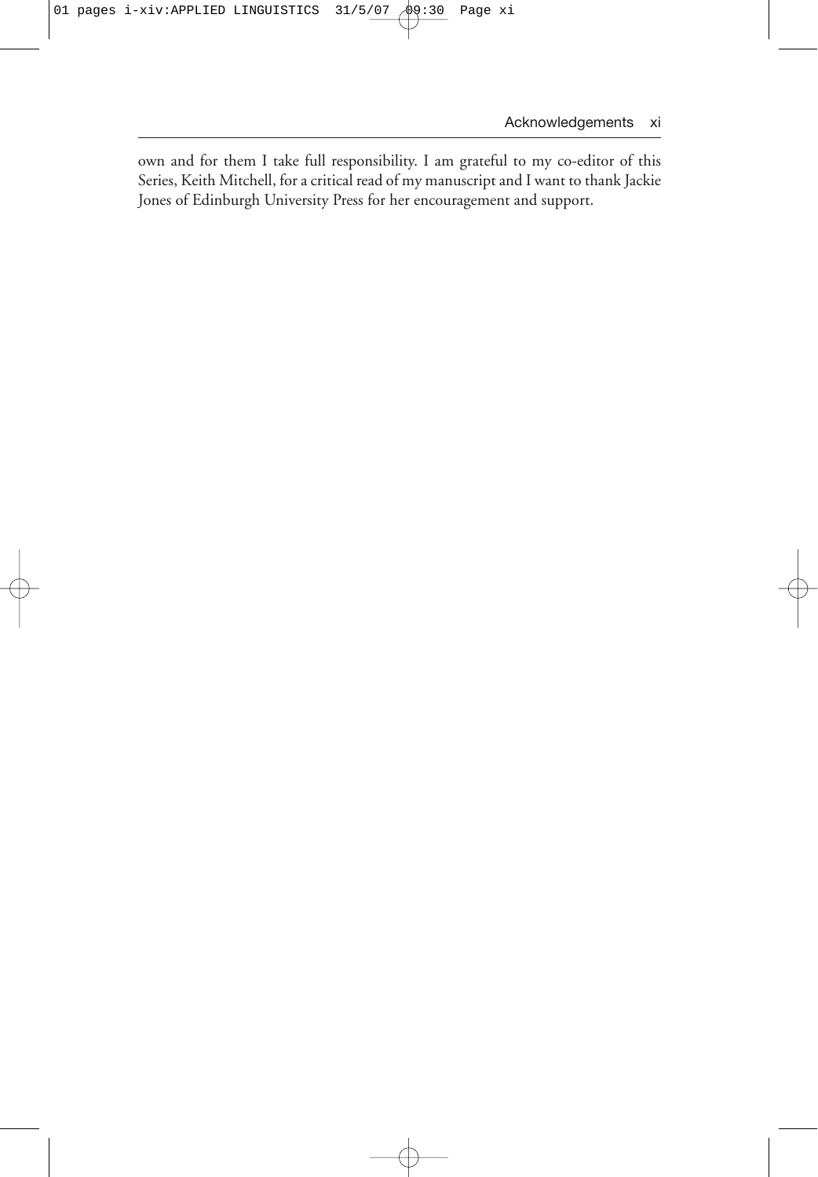own and for them I take full responsibility. I am grateful to my co-editor of this Series, Keith Mitchell, for a critical read of my manuscript and I want to thank Jackie Jones of Edinburgh University Press for her encouragement and support.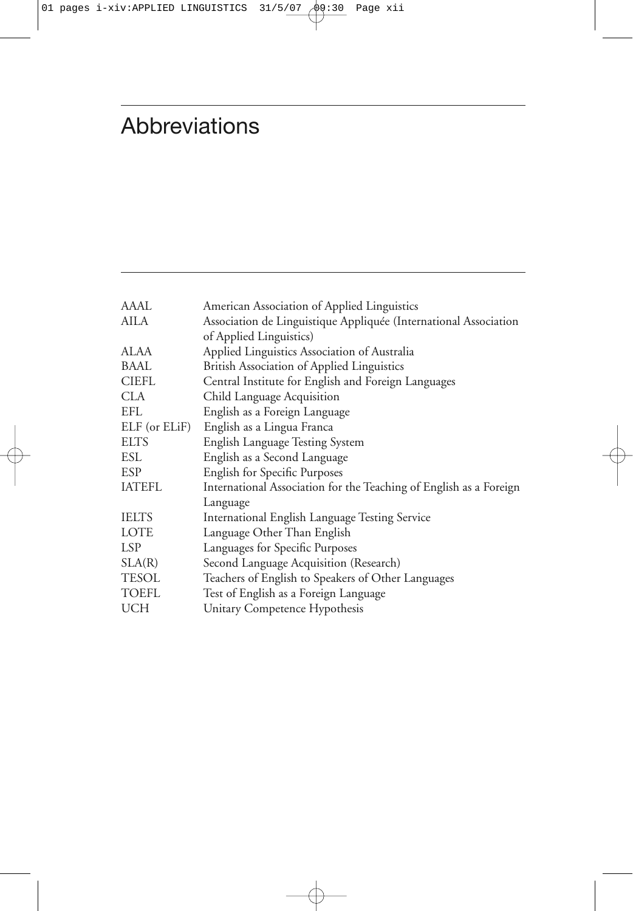# Abbreviations

| | |
|---|---|
| AAAL | American Association of Applied Linguistics |
| AILA | Association de Linguistique Appliquée (International Association of Applied Linguistics) |
| ALAA | Applied Linguistics Association of Australia |
| BAAL | British Association of Applied Linguistics |
| CIEFL | Central Institute for English and Foreign Languages |
| CLA | Child Language Acquisition |
| EFL | English as a Foreign Language |
| ELF (or ELiF) | English as a Lingua Franca |
| ELTS | English Language Testing System |
| ESL | English as a Second Language |
| ESP | English for Specific Purposes |
| IATEFL | International Association for the Teaching of English as a Foreign Language |
| IELTS | International English Language Testing Service |
| LOTE | Language Other Than English |
| LSP | Languages for Specific Purposes |
| SLA(R) | Second Language Acquisition (Research) |
| TESOL | Teachers of English to Speakers of Other Languages |
| TOEFL | Test of English as a Foreign Language |
| UCH | Unitary Competence Hypothesis |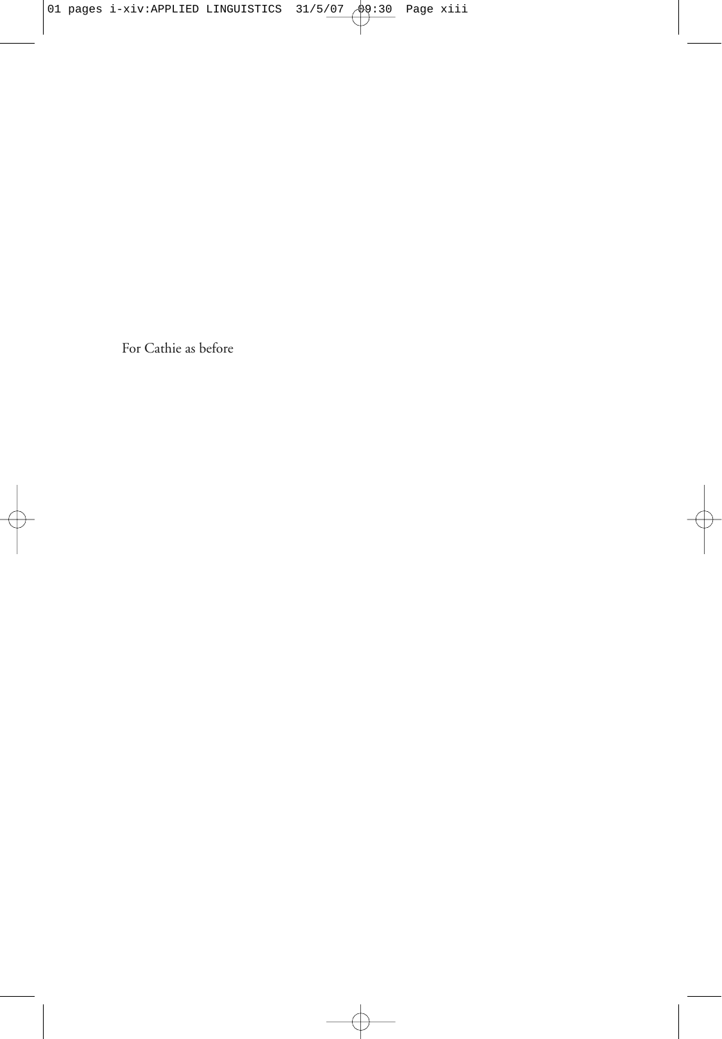For Cathie as before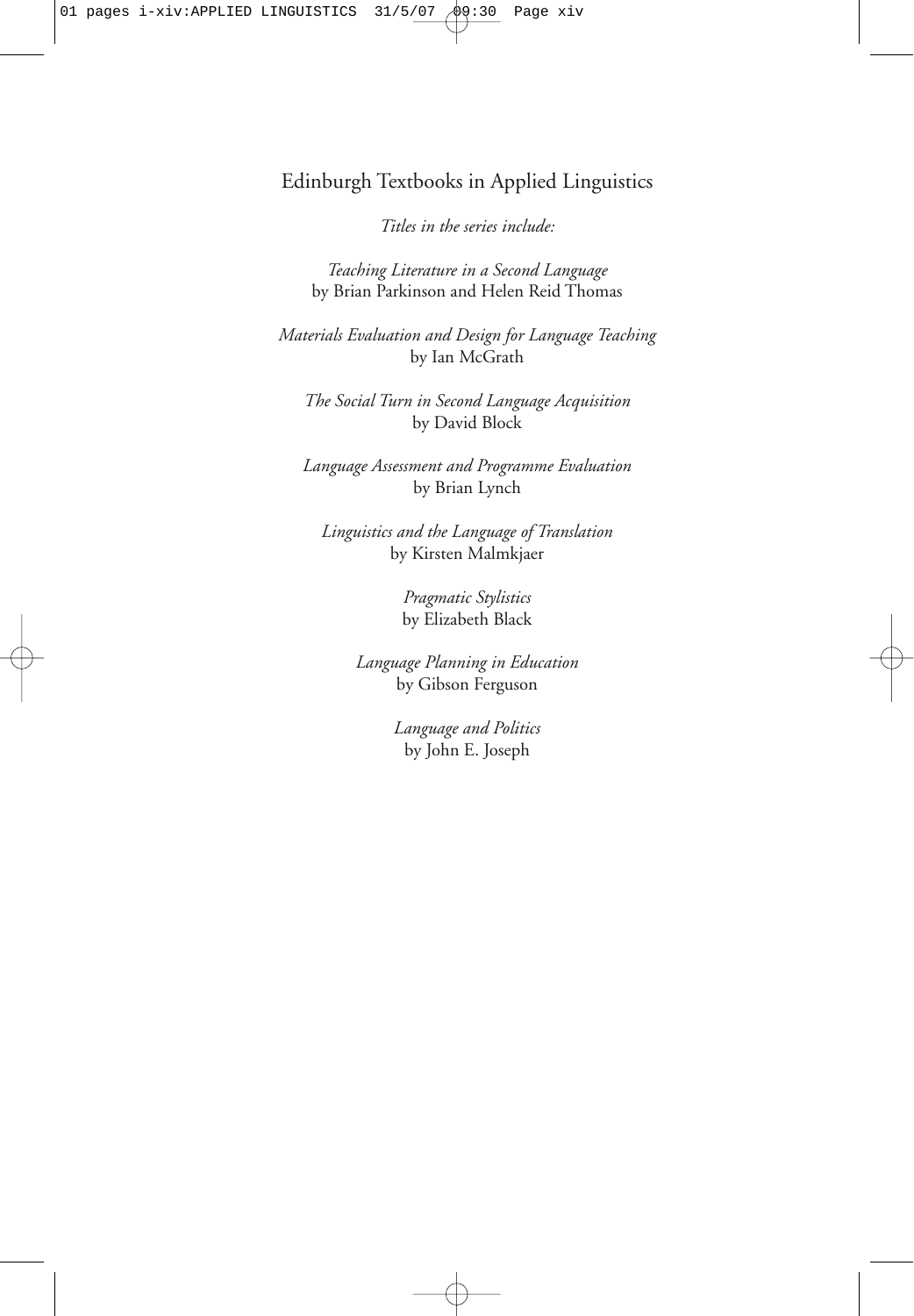# Edinburgh Textbooks in Applied Linguistics

*Titles in the series include:*

*Teaching Literature in a Second Language*
by Brian Parkinson and Helen Reid Thomas

*Materials Evaluation and Design for Language Teaching*
by Ian McGrath

*The Social Turn in Second Language Acquisition*
by David Block

*Language Assessment and Programme Evaluation*
by Brian Lynch

*Linguistics and the Language of Translation*
by Kirsten Malmkjaer

*Pragmatic Stylistics*
by Elizabeth Black

*Language Planning in Education*
by Gibson Ferguson

*Language and Politics*
by John E. Joseph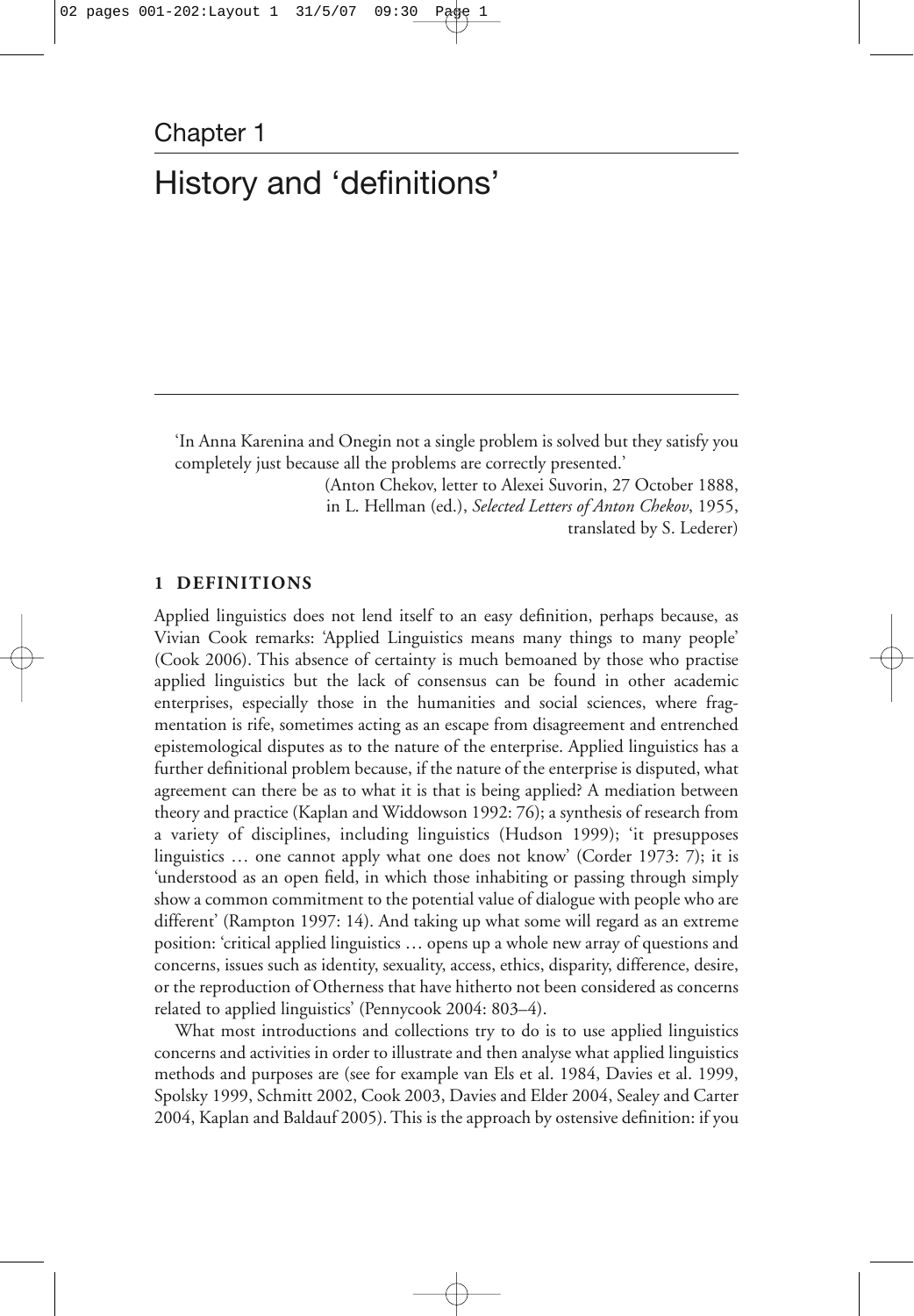# Chapter 1

# History and 'definitions'

> 'In Anna Karenina and Onegin not a single problem is solved but they satisfy you completely just because all the problems are correctly presented.'
>
> (Anton Chekov, letter to Alexei Suvorin, 27 October 1888, in L. Hellman (ed.), *Selected Letters of Anton Chekov*, 1955, translated by S. Lederer)

## 1 DEFINITIONS

Applied linguistics does not lend itself to an easy definition, perhaps because, as Vivian Cook remarks: 'Applied Linguistics means many things to many people' (Cook 2006). This absence of certainty is much bemoaned by those who practise applied linguistics but the lack of consensus can be found in other academic enterprises, especially those in the humanities and social sciences, where fragmentation is rife, sometimes acting as an escape from disagreement and entrenched epistemological disputes as to the nature of the enterprise. Applied linguistics has a further definitional problem because, if the nature of the enterprise is disputed, what agreement can there be as to what it is that is being applied? A mediation between theory and practice (Kaplan and Widdowson 1992: 76); a synthesis of research from a variety of disciplines, including linguistics (Hudson 1999); 'it presupposes linguistics … one cannot apply what one does not know' (Corder 1973: 7); it is 'understood as an open field, in which those inhabiting or passing through simply show a common commitment to the potential value of dialogue with people who are different' (Rampton 1997: 14). And taking up what some will regard as an extreme position: 'critical applied linguistics … opens up a whole new array of questions and concerns, issues such as identity, sexuality, access, ethics, disparity, difference, desire, or the reproduction of Otherness that have hitherto not been considered as concerns related to applied linguistics' (Pennycook 2004: 803–4).

What most introductions and collections try to do is to use applied linguistics concerns and activities in order to illustrate and then analyse what applied linguistics methods and purposes are (see for example van Els et al. 1984, Davies et al. 1999, Spolsky 1999, Schmitt 2002, Cook 2003, Davies and Elder 2004, Sealey and Carter 2004, Kaplan and Baldauf 2005). This is the approach by ostensive definition: if you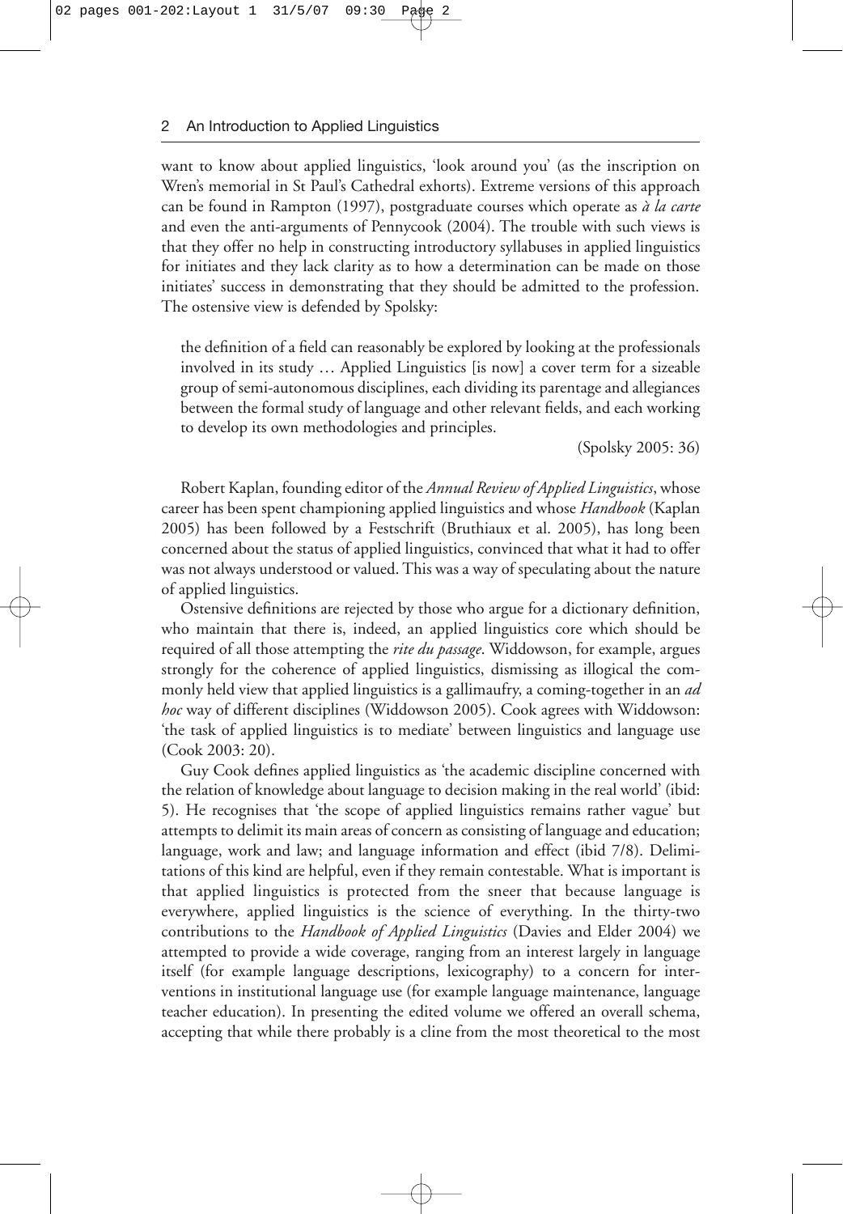want to know about applied linguistics, 'look around you' (as the inscription on Wren's memorial in St Paul's Cathedral exhorts). Extreme versions of this approach can be found in Rampton (1997), postgraduate courses which operate as *à la carte* and even the anti-arguments of Pennycook (2004). The trouble with such views is that they offer no help in constructing introductory syllabuses in applied linguistics for initiates and they lack clarity as to how a determination can be made on those initiates' success in demonstrating that they should be admitted to the profession. The ostensive view is defended by Spolsky:

> the definition of a field can reasonably be explored by looking at the professionals involved in its study … Applied Linguistics [is now] a cover term for a sizeable group of semi-autonomous disciplines, each dividing its parentage and allegiances between the formal study of language and other relevant fields, and each working to develop its own methodologies and principles.
>
> (Spolsky 2005: 36)

Robert Kaplan, founding editor of the *Annual Review of Applied Linguistics*, whose career has been spent championing applied linguistics and whose *Handbook* (Kaplan 2005) has been followed by a Festschrift (Bruthiaux et al. 2005), has long been concerned about the status of applied linguistics, convinced that what it had to offer was not always understood or valued. This was a way of speculating about the nature of applied linguistics.

Ostensive definitions are rejected by those who argue for a dictionary definition, who maintain that there is, indeed, an applied linguistics core which should be required of all those attempting the *rite du passage*. Widdowson, for example, argues strongly for the coherence of applied linguistics, dismissing as illogical the commonly held view that applied linguistics is a gallimaufry, a coming-together in an *ad hoc* way of different disciplines (Widdowson 2005). Cook agrees with Widdowson: 'the task of applied linguistics is to mediate' between linguistics and language use (Cook 2003: 20).

Guy Cook defines applied linguistics as 'the academic discipline concerned with the relation of knowledge about language to decision making in the real world' (ibid: 5). He recognises that 'the scope of applied linguistics remains rather vague' but attempts to delimit its main areas of concern as consisting of language and education; language, work and law; and language information and effect (ibid 7/8). Delimitations of this kind are helpful, even if they remain contestable. What is important is that applied linguistics is protected from the sneer that because language is everywhere, applied linguistics is the science of everything. In the thirty-two contributions to the *Handbook of Applied Linguistics* (Davies and Elder 2004) we attempted to provide a wide coverage, ranging from an interest largely in language itself (for example language descriptions, lexicography) to a concern for interventions in institutional language use (for example language maintenance, language teacher education). In presenting the edited volume we offered an overall schema, accepting that while there probably is a cline from the most theoretical to the most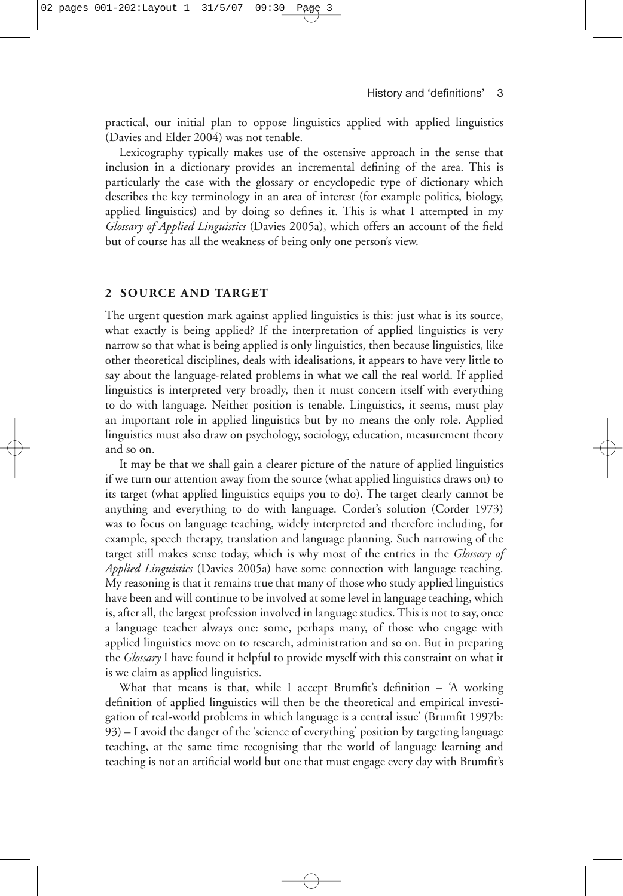practical, our initial plan to oppose linguistics applied with applied linguistics (Davies and Elder 2004) was not tenable.

Lexicography typically makes use of the ostensive approach in the sense that inclusion in a dictionary provides an incremental defining of the area. This is particularly the case with the glossary or encyclopedic type of dictionary which describes the key terminology in an area of interest (for example politics, biology, applied linguistics) and by doing so defines it. This is what I attempted in my *Glossary of Applied Linguistics* (Davies 2005a), which offers an account of the field but of course has all the weakness of being only one person's view.

## 2 SOURCE AND TARGET

The urgent question mark against applied linguistics is this: just what is its source, what exactly is being applied? If the interpretation of applied linguistics is very narrow so that what is being applied is only linguistics, then because linguistics, like other theoretical disciplines, deals with idealisations, it appears to have very little to say about the language-related problems in what we call the real world. If applied linguistics is interpreted very broadly, then it must concern itself with everything to do with language. Neither position is tenable. Linguistics, it seems, must play an important role in applied linguistics but by no means the only role. Applied linguistics must also draw on psychology, sociology, education, measurement theory and so on.

It may be that we shall gain a clearer picture of the nature of applied linguistics if we turn our attention away from the source (what applied linguistics draws on) to its target (what applied linguistics equips you to do). The target clearly cannot be anything and everything to do with language. Corder's solution (Corder 1973) was to focus on language teaching, widely interpreted and therefore including, for example, speech therapy, translation and language planning. Such narrowing of the target still makes sense today, which is why most of the entries in the *Glossary of Applied Linguistics* (Davies 2005a) have some connection with language teaching. My reasoning is that it remains true that many of those who study applied linguistics have been and will continue to be involved at some level in language teaching, which is, after all, the largest profession involved in language studies. This is not to say, once a language teacher always one: some, perhaps many, of those who engage with applied linguistics move on to research, administration and so on. But in preparing the *Glossary* I have found it helpful to provide myself with this constraint on what it is we claim as applied linguistics.

What that means is that, while I accept Brumfit's definition – 'A working definition of applied linguistics will then be the theoretical and empirical investigation of real-world problems in which language is a central issue' (Brumfit 1997b: 93) – I avoid the danger of the 'science of everything' position by targeting language teaching, at the same time recognising that the world of language learning and teaching is not an artificial world but one that must engage every day with Brumfit's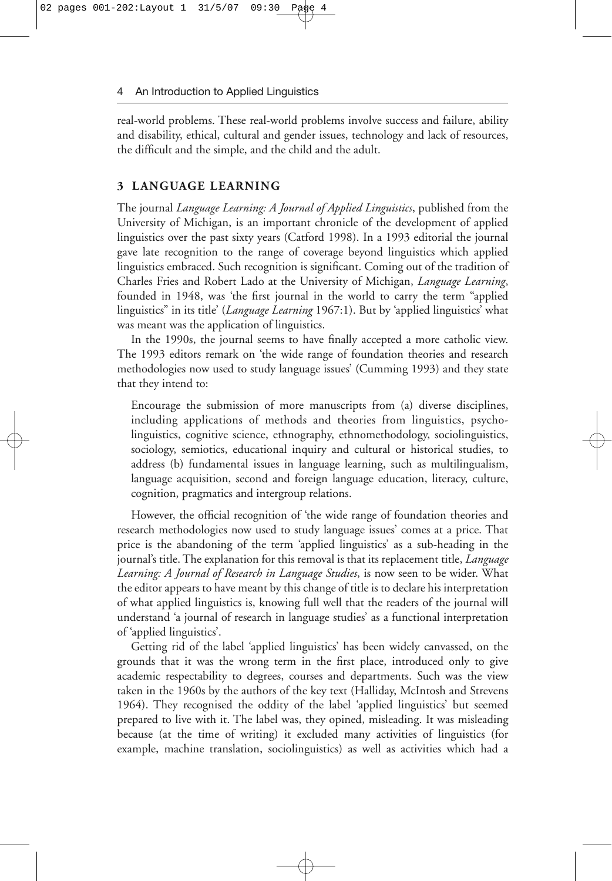real-world problems. These real-world problems involve success and failure, ability and disability, ethical, cultural and gender issues, technology and lack of resources, the difficult and the simple, and the child and the adult.

## 3 LANGUAGE LEARNING

The journal *Language Learning: A Journal of Applied Linguistics*, published from the University of Michigan, is an important chronicle of the development of applied linguistics over the past sixty years (Catford 1998). In a 1993 editorial the journal gave late recognition to the range of coverage beyond linguistics which applied linguistics embraced. Such recognition is significant. Coming out of the tradition of Charles Fries and Robert Lado at the University of Michigan, *Language Learning*, founded in 1948, was 'the first journal in the world to carry the term "applied linguistics" in its title' (*Language Learning* 1967:1). But by 'applied linguistics' what was meant was the application of linguistics.

In the 1990s, the journal seems to have finally accepted a more catholic view. The 1993 editors remark on 'the wide range of foundation theories and research methodologies now used to study language issues' (Cumming 1993) and they state that they intend to:

> Encourage the submission of more manuscripts from (a) diverse disciplines, including applications of methods and theories from linguistics, psycholinguistics, cognitive science, ethnography, ethnomethodology, sociolinguistics, sociology, semiotics, educational inquiry and cultural or historical studies, to address (b) fundamental issues in language learning, such as multilingualism, language acquisition, second and foreign language education, literacy, culture, cognition, pragmatics and intergroup relations.

However, the official recognition of 'the wide range of foundation theories and research methodologies now used to study language issues' comes at a price. That price is the abandoning of the term 'applied linguistics' as a sub-heading in the journal's title. The explanation for this removal is that its replacement title, *Language Learning: A Journal of Research in Language Studies*, is now seen to be wider. What the editor appears to have meant by this change of title is to declare his interpretation of what applied linguistics is, knowing full well that the readers of the journal will understand 'a journal of research in language studies' as a functional interpretation of 'applied linguistics'.

Getting rid of the label 'applied linguistics' has been widely canvassed, on the grounds that it was the wrong term in the first place, introduced only to give academic respectability to degrees, courses and departments. Such was the view taken in the 1960s by the authors of the key text (Halliday, McIntosh and Strevens 1964). They recognised the oddity of the label 'applied linguistics' but seemed prepared to live with it. The label was, they opined, misleading. It was misleading because (at the time of writing) it excluded many activities of linguistics (for example, machine translation, sociolinguistics) as well as activities which had a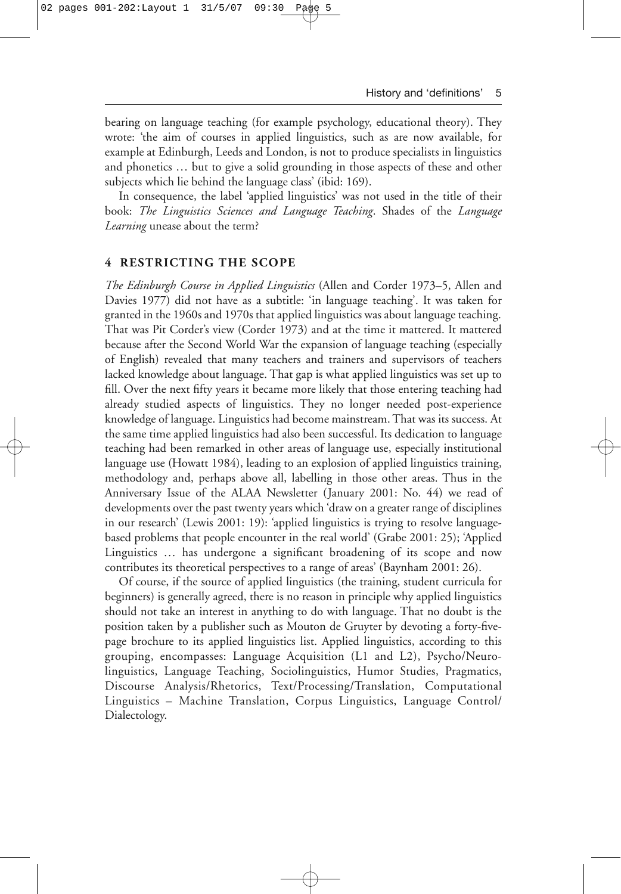bearing on language teaching (for example psychology, educational theory). They wrote: 'the aim of courses in applied linguistics, such as are now available, for example at Edinburgh, Leeds and London, is not to produce specialists in linguistics and phonetics … but to give a solid grounding in those aspects of these and other subjects which lie behind the language class' (ibid: 169).

In consequence, the label 'applied linguistics' was not used in the title of their book: *The Linguistics Sciences and Language Teaching*. Shades of the *Language Learning* unease about the term?

## 4 RESTRICTING THE SCOPE

*The Edinburgh Course in Applied Linguistics* (Allen and Corder 1973–5, Allen and Davies 1977) did not have as a subtitle: 'in language teaching'. It was taken for granted in the 1960s and 1970s that applied linguistics was about language teaching. That was Pit Corder's view (Corder 1973) and at the time it mattered. It mattered because after the Second World War the expansion of language teaching (especially of English) revealed that many teachers and trainers and supervisors of teachers lacked knowledge about language. That gap is what applied linguistics was set up to fill. Over the next fifty years it became more likely that those entering teaching had already studied aspects of linguistics. They no longer needed post-experience knowledge of language. Linguistics had become mainstream. That was its success. At the same time applied linguistics had also been successful. Its dedication to language teaching had been remarked in other areas of language use, especially institutional language use (Howatt 1984), leading to an explosion of applied linguistics training, methodology and, perhaps above all, labelling in those other areas. Thus in the Anniversary Issue of the ALAA Newsletter (January 2001: No. 44) we read of developments over the past twenty years which 'draw on a greater range of disciplines in our research' (Lewis 2001: 19): 'applied linguistics is trying to resolve language-based problems that people encounter in the real world' (Grabe 2001: 25); 'Applied Linguistics … has undergone a significant broadening of its scope and now contributes its theoretical perspectives to a range of areas' (Baynham 2001: 26).

Of course, if the source of applied linguistics (the training, student curricula for beginners) is generally agreed, there is no reason in principle why applied linguistics should not take an interest in anything to do with language. That no doubt is the position taken by a publisher such as Mouton de Gruyter by devoting a forty-five-page brochure to its applied linguistics list. Applied linguistics, according to this grouping, encompasses: Language Acquisition (L1 and L2), Psycho/Neuro-linguistics, Language Teaching, Sociolinguistics, Humor Studies, Pragmatics, Discourse Analysis/Rhetorics, Text/Processing/Translation, Computational Linguistics – Machine Translation, Corpus Linguistics, Language Control/ Dialectology.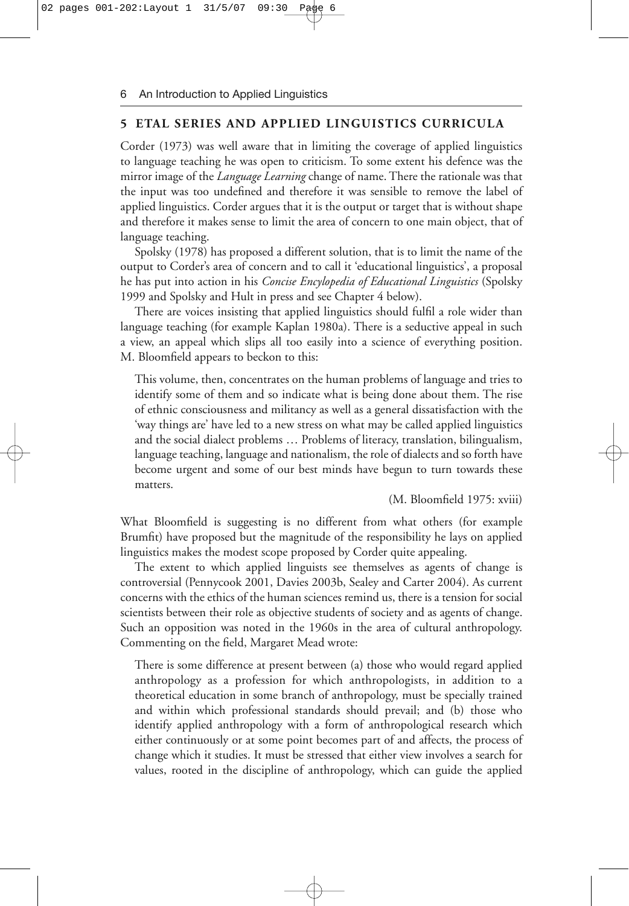## 5 ETAL SERIES AND APPLIED LINGUISTICS CURRICULA

Corder (1973) was well aware that in limiting the coverage of applied linguistics to language teaching he was open to criticism. To some extent his defence was the mirror image of the *Language Learning* change of name. There the rationale was that the input was too undefined and therefore it was sensible to remove the label of applied linguistics. Corder argues that it is the output or target that is without shape and therefore it makes sense to limit the area of concern to one main object, that of language teaching.

Spolsky (1978) has proposed a different solution, that is to limit the name of the output to Corder's area of concern and to call it 'educational linguistics', a proposal he has put into action in his *Concise Encyclopedia of Educational Linguistics* (Spolsky 1999 and Spolsky and Hult in press and see Chapter 4 below).

There are voices insisting that applied linguistics should fulfil a role wider than language teaching (for example Kaplan 1980a). There is a seductive appeal in such a view, an appeal which slips all too easily into a science of everything position. M. Bloomfield appears to beckon to this:

> This volume, then, concentrates on the human problems of language and tries to identify some of them and so indicate what is being done about them. The rise of ethnic consciousness and militancy as well as a general dissatisfaction with the 'way things are' have led to a new stress on what may be called applied linguistics and the social dialect problems … Problems of literacy, translation, bilingualism, language teaching, language and nationalism, the role of dialects and so forth have become urgent and some of our best minds have begun to turn towards these matters.
>
> (M. Bloomfield 1975: xviii)

What Bloomfield is suggesting is no different from what others (for example Brumfit) have proposed but the magnitude of the responsibility he lays on applied linguistics makes the modest scope proposed by Corder quite appealing.

The extent to which applied linguists see themselves as agents of change is controversial (Pennycook 2001, Davies 2003b, Sealey and Carter 2004). As current concerns with the ethics of the human sciences remind us, there is a tension for social scientists between their role as objective students of society and as agents of change. Such an opposition was noted in the 1960s in the area of cultural anthropology. Commenting on the field, Margaret Mead wrote:

> There is some difference at present between (a) those who would regard applied anthropology as a profession for which anthropologists, in addition to a theoretical education in some branch of anthropology, must be specially trained and within which professional standards should prevail; and (b) those who identify applied anthropology with a form of anthropological research which either continuously or at some point becomes part of and affects, the process of change which it studies. It must be stressed that either view involves a search for values, rooted in the discipline of anthropology, which can guide the applied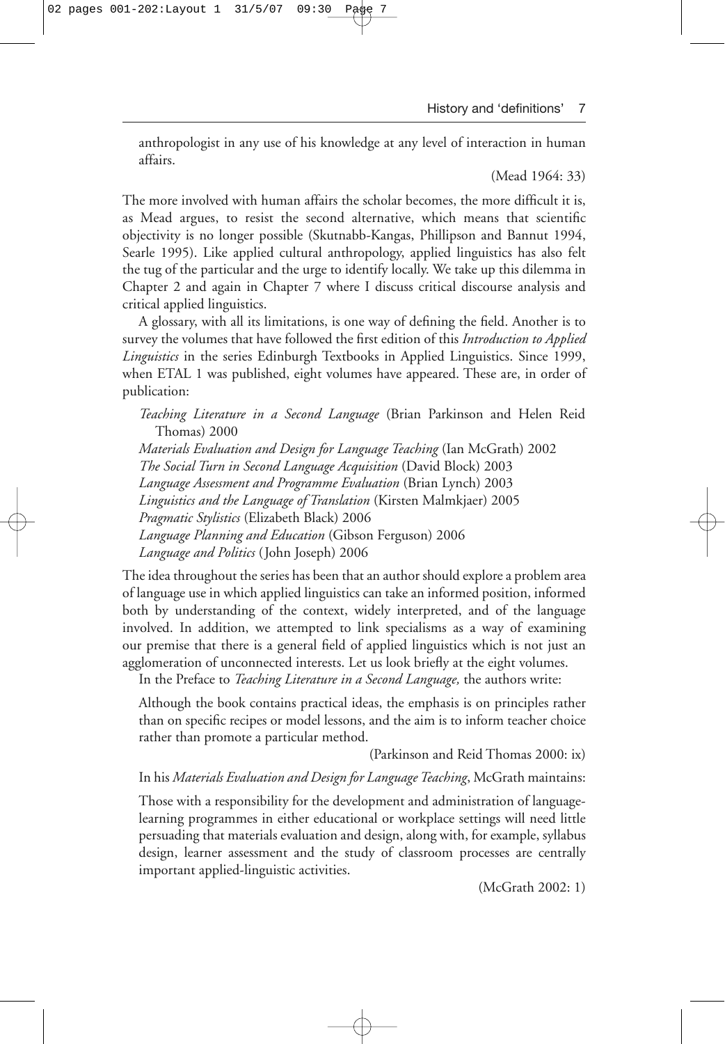anthropologist in any use of his knowledge at any level of interaction in human affairs.

(Mead 1964: 33)

The more involved with human affairs the scholar becomes, the more difficult it is, as Mead argues, to resist the second alternative, which means that scientific objectivity is no longer possible (Skutnabb-Kangas, Phillipson and Bannut 1994, Searle 1995). Like applied cultural anthropology, applied linguistics has also felt the tug of the particular and the urge to identify locally. We take up this dilemma in Chapter 2 and again in Chapter 7 where I discuss critical discourse analysis and critical applied linguistics.

A glossary, with all its limitations, is one way of defining the field. Another is to survey the volumes that have followed the first edition of this *Introduction to Applied Linguistics* in the series Edinburgh Textbooks in Applied Linguistics. Since 1999, when ETAL 1 was published, eight volumes have appeared. These are, in order of publication:

*Teaching Literature in a Second Language* (Brian Parkinson and Helen Reid Thomas) 2000
*Materials Evaluation and Design for Language Teaching* (Ian McGrath) 2002
*The Social Turn in Second Language Acquisition* (David Block) 2003
*Language Assessment and Programme Evaluation* (Brian Lynch) 2003
*Linguistics and the Language of Translation* (Kirsten Malmkjaer) 2005
*Pragmatic Stylistics* (Elizabeth Black) 2006
*Language Planning and Education* (Gibson Ferguson) 2006
*Language and Politics* (John Joseph) 2006

The idea throughout the series has been that an author should explore a problem area of language use in which applied linguistics can take an informed position, informed both by understanding of the context, widely interpreted, and of the language involved. In addition, we attempted to link specialisms as a way of examining our premise that there is a general field of applied linguistics which is not just an agglomeration of unconnected interests. Let us look briefly at the eight volumes.

In the Preface to *Teaching Literature in a Second Language,* the authors write:

Although the book contains practical ideas, the emphasis is on principles rather than on specific recipes or model lessons, and the aim is to inform teacher choice rather than promote a particular method.

(Parkinson and Reid Thomas 2000: ix)

In his *Materials Evaluation and Design for Language Teaching*, McGrath maintains:

Those with a responsibility for the development and administration of language-learning programmes in either educational or workplace settings will need little persuading that materials evaluation and design, along with, for example, syllabus design, learner assessment and the study of classroom processes are centrally important applied-linguistic activities.

(McGrath 2002: 1)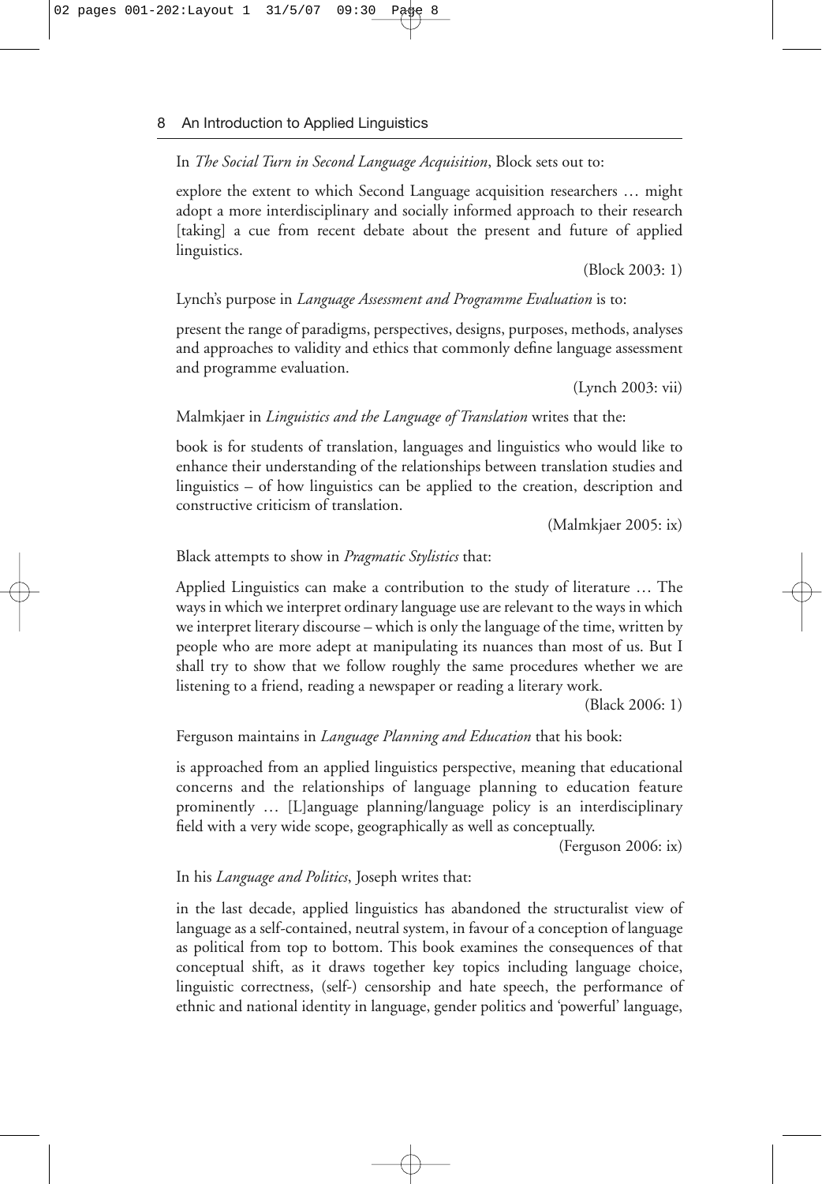In *The Social Turn in Second Language Acquisition*, Block sets out to:

> explore the extent to which Second Language acquisition researchers … might adopt a more interdisciplinary and socially informed approach to their research [taking] a cue from recent debate about the present and future of applied linguistics.
>
> (Block 2003: 1)

Lynch's purpose in *Language Assessment and Programme Evaluation* is to:

> present the range of paradigms, perspectives, designs, purposes, methods, analyses and approaches to validity and ethics that commonly define language assessment and programme evaluation.
>
> (Lynch 2003: vii)

Malmkjaer in *Linguistics and the Language of Translation* writes that the:

> book is for students of translation, languages and linguistics who would like to enhance their understanding of the relationships between translation studies and linguistics – of how linguistics can be applied to the creation, description and constructive criticism of translation.
>
> (Malmkjaer 2005: ix)

Black attempts to show in *Pragmatic Stylistics* that:

> Applied Linguistics can make a contribution to the study of literature … The ways in which we interpret ordinary language use are relevant to the ways in which we interpret literary discourse – which is only the language of the time, written by people who are more adept at manipulating its nuances than most of us. But I shall try to show that we follow roughly the same procedures whether we are listening to a friend, reading a newspaper or reading a literary work.
>
> (Black 2006: 1)

Ferguson maintains in *Language Planning and Education* that his book:

> is approached from an applied linguistics perspective, meaning that educational concerns and the relationships of language planning to education feature prominently … [L]anguage planning/language policy is an interdisciplinary field with a very wide scope, geographically as well as conceptually.
>
> (Ferguson 2006: ix)

In his *Language and Politics*, Joseph writes that:

> in the last decade, applied linguistics has abandoned the structuralist view of language as a self-contained, neutral system, in favour of a conception of language as political from top to bottom. This book examines the consequences of that conceptual shift, as it draws together key topics including language choice, linguistic correctness, (self-) censorship and hate speech, the performance of ethnic and national identity in language, gender politics and 'powerful' language,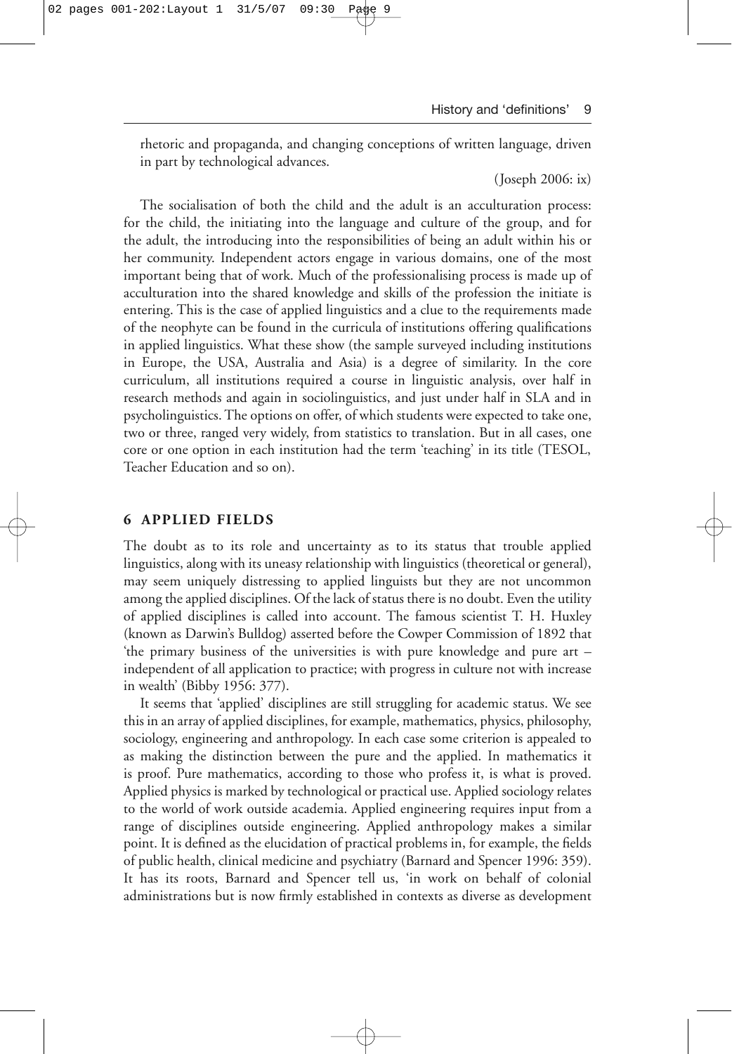rhetoric and propaganda, and changing conceptions of written language, driven in part by technological advances.

(Joseph 2006: ix)

The socialisation of both the child and the adult is an acculturation process: for the child, the initiating into the language and culture of the group, and for the adult, the introducing into the responsibilities of being an adult within his or her community. Independent actors engage in various domains, one of the most important being that of work. Much of the professionalising process is made up of acculturation into the shared knowledge and skills of the profession the initiate is entering. This is the case of applied linguistics and a clue to the requirements made of the neophyte can be found in the curricula of institutions offering qualifications in applied linguistics. What these show (the sample surveyed including institutions in Europe, the USA, Australia and Asia) is a degree of similarity. In the core curriculum, all institutions required a course in linguistic analysis, over half in research methods and again in sociolinguistics, and just under half in SLA and in psycholinguistics. The options on offer, of which students were expected to take one, two or three, ranged very widely, from statistics to translation. But in all cases, one core or one option in each institution had the term 'teaching' in its title (TESOL, Teacher Education and so on).

## 6 APPLIED FIELDS

The doubt as to its role and uncertainty as to its status that trouble applied linguistics, along with its uneasy relationship with linguistics (theoretical or general), may seem uniquely distressing to applied linguists but they are not uncommon among the applied disciplines. Of the lack of status there is no doubt. Even the utility of applied disciplines is called into account. The famous scientist T. H. Huxley (known as Darwin's Bulldog) asserted before the Cowper Commission of 1892 that 'the primary business of the universities is with pure knowledge and pure art – independent of all application to practice; with progress in culture not with increase in wealth' (Bibby 1956: 377).

It seems that 'applied' disciplines are still struggling for academic status. We see this in an array of applied disciplines, for example, mathematics, physics, philosophy, sociology, engineering and anthropology. In each case some criterion is appealed to as making the distinction between the pure and the applied. In mathematics it is proof. Pure mathematics, according to those who profess it, is what is proved. Applied physics is marked by technological or practical use. Applied sociology relates to the world of work outside academia. Applied engineering requires input from a range of disciplines outside engineering. Applied anthropology makes a similar point. It is defined as the elucidation of practical problems in, for example, the fields of public health, clinical medicine and psychiatry (Barnard and Spencer 1996: 359). It has its roots, Barnard and Spencer tell us, 'in work on behalf of colonial administrations but is now firmly established in contexts as diverse as development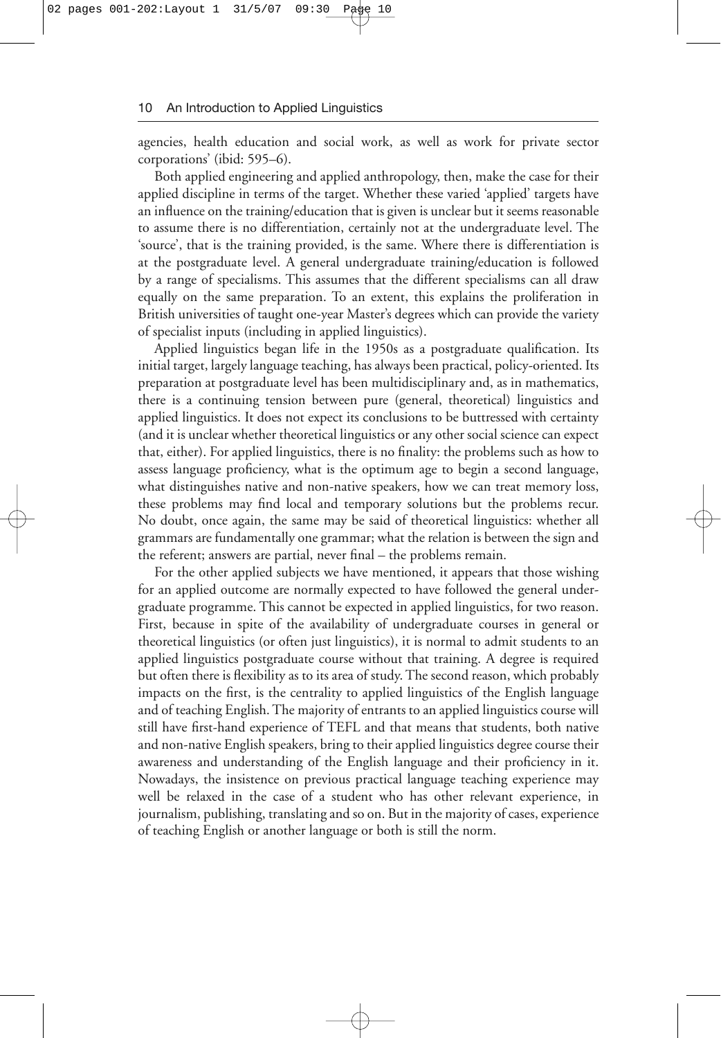agencies, health education and social work, as well as work for private sector corporations' (ibid: 595–6).

Both applied engineering and applied anthropology, then, make the case for their applied discipline in terms of the target. Whether these varied 'applied' targets have an influence on the training/education that is given is unclear but it seems reasonable to assume there is no differentiation, certainly not at the undergraduate level. The 'source', that is the training provided, is the same. Where there is differentiation is at the postgraduate level. A general undergraduate training/education is followed by a range of specialisms. This assumes that the different specialisms can all draw equally on the same preparation. To an extent, this explains the proliferation in British universities of taught one-year Master's degrees which can provide the variety of specialist inputs (including in applied linguistics).

Applied linguistics began life in the 1950s as a postgraduate qualification. Its initial target, largely language teaching, has always been practical, policy-oriented. Its preparation at postgraduate level has been multidisciplinary and, as in mathematics, there is a continuing tension between pure (general, theoretical) linguistics and applied linguistics. It does not expect its conclusions to be buttressed with certainty (and it is unclear whether theoretical linguistics or any other social science can expect that, either). For applied linguistics, there is no finality: the problems such as how to assess language proficiency, what is the optimum age to begin a second language, what distinguishes native and non-native speakers, how we can treat memory loss, these problems may find local and temporary solutions but the problems recur. No doubt, once again, the same may be said of theoretical linguistics: whether all grammars are fundamentally one grammar; what the relation is between the sign and the referent; answers are partial, never final – the problems remain.

For the other applied subjects we have mentioned, it appears that those wishing for an applied outcome are normally expected to have followed the general undergraduate programme. This cannot be expected in applied linguistics, for two reason. First, because in spite of the availability of undergraduate courses in general or theoretical linguistics (or often just linguistics), it is normal to admit students to an applied linguistics postgraduate course without that training. A degree is required but often there is flexibility as to its area of study. The second reason, which probably impacts on the first, is the centrality to applied linguistics of the English language and of teaching English. The majority of entrants to an applied linguistics course will still have first-hand experience of TEFL and that means that students, both native and non-native English speakers, bring to their applied linguistics degree course their awareness and understanding of the English language and their proficiency in it. Nowadays, the insistence on previous practical language teaching experience may well be relaxed in the case of a student who has other relevant experience, in journalism, publishing, translating and so on. But in the majority of cases, experience of teaching English or another language or both is still the norm.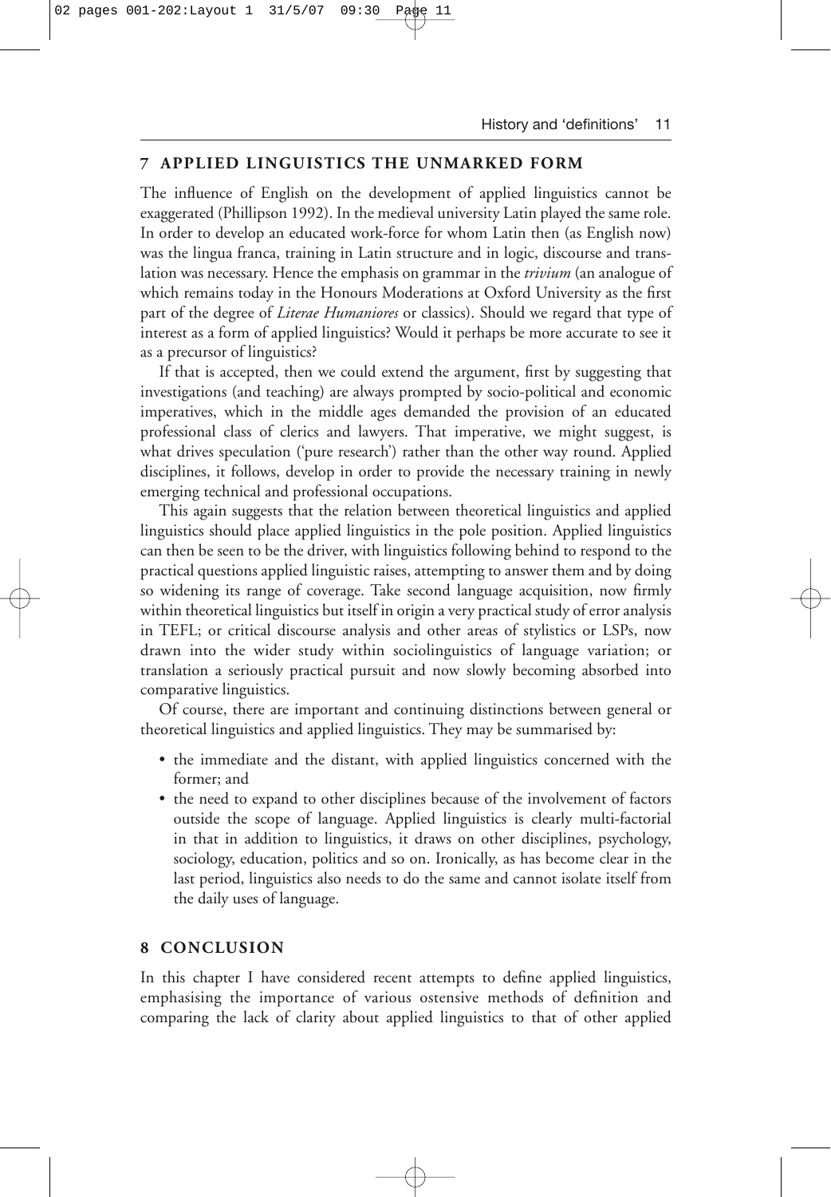## 7 APPLIED LINGUISTICS THE UNMARKED FORM

The influence of English on the development of applied linguistics cannot be exaggerated (Phillipson 1992). In the medieval university Latin played the same role. In order to develop an educated work-force for whom Latin then (as English now) was the lingua franca, training in Latin structure and in logic, discourse and translation was necessary. Hence the emphasis on grammar in the *trivium* (an analogue of which remains today in the Honours Moderations at Oxford University as the first part of the degree of *Literae Humaniores* or classics). Should we regard that type of interest as a form of applied linguistics? Would it perhaps be more accurate to see it as a precursor of linguistics?

If that is accepted, then we could extend the argument, first by suggesting that investigations (and teaching) are always prompted by socio-political and economic imperatives, which in the middle ages demanded the provision of an educated professional class of clerics and lawyers. That imperative, we might suggest, is what drives speculation ('pure research') rather than the other way round. Applied disciplines, it follows, develop in order to provide the necessary training in newly emerging technical and professional occupations.

This again suggests that the relation between theoretical linguistics and applied linguistics should place applied linguistics in the pole position. Applied linguistics can then be seen to be the driver, with linguistics following behind to respond to the practical questions applied linguistic raises, attempting to answer them and by doing so widening its range of coverage. Take second language acquisition, now firmly within theoretical linguistics but itself in origin a very practical study of error analysis in TEFL; or critical discourse analysis and other areas of stylistics or LSPs, now drawn into the wider study within sociolinguistics of language variation; or translation a seriously practical pursuit and now slowly becoming absorbed into comparative linguistics.

Of course, there are important and continuing distinctions between general or theoretical linguistics and applied linguistics. They may be summarised by:

- the immediate and the distant, with applied linguistics concerned with the former; and
- the need to expand to other disciplines because of the involvement of factors outside the scope of language. Applied linguistics is clearly multi-factorial in that in addition to linguistics, it draws on other disciplines, psychology, sociology, education, politics and so on. Ironically, as has become clear in the last period, linguistics also needs to do the same and cannot isolate itself from the daily uses of language.

## 8 CONCLUSION

In this chapter I have considered recent attempts to define applied linguistics, emphasising the importance of various ostensive methods of definition and comparing the lack of clarity about applied linguistics to that of other applied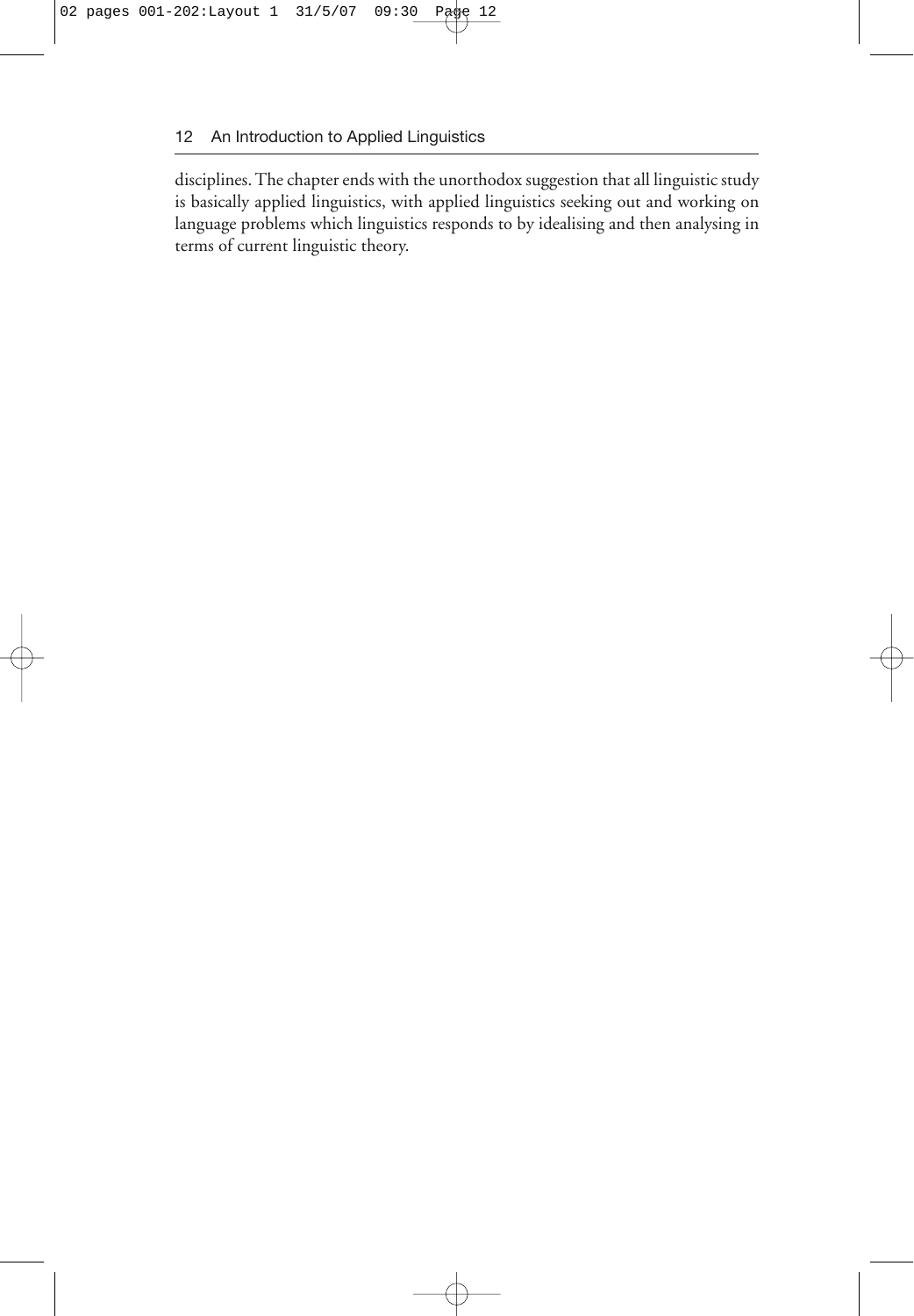disciplines. The chapter ends with the unorthodox suggestion that all linguistic study is basically applied linguistics, with applied linguistics seeking out and working on language problems which linguistics responds to by idealising and then analysing in terms of current linguistic theory.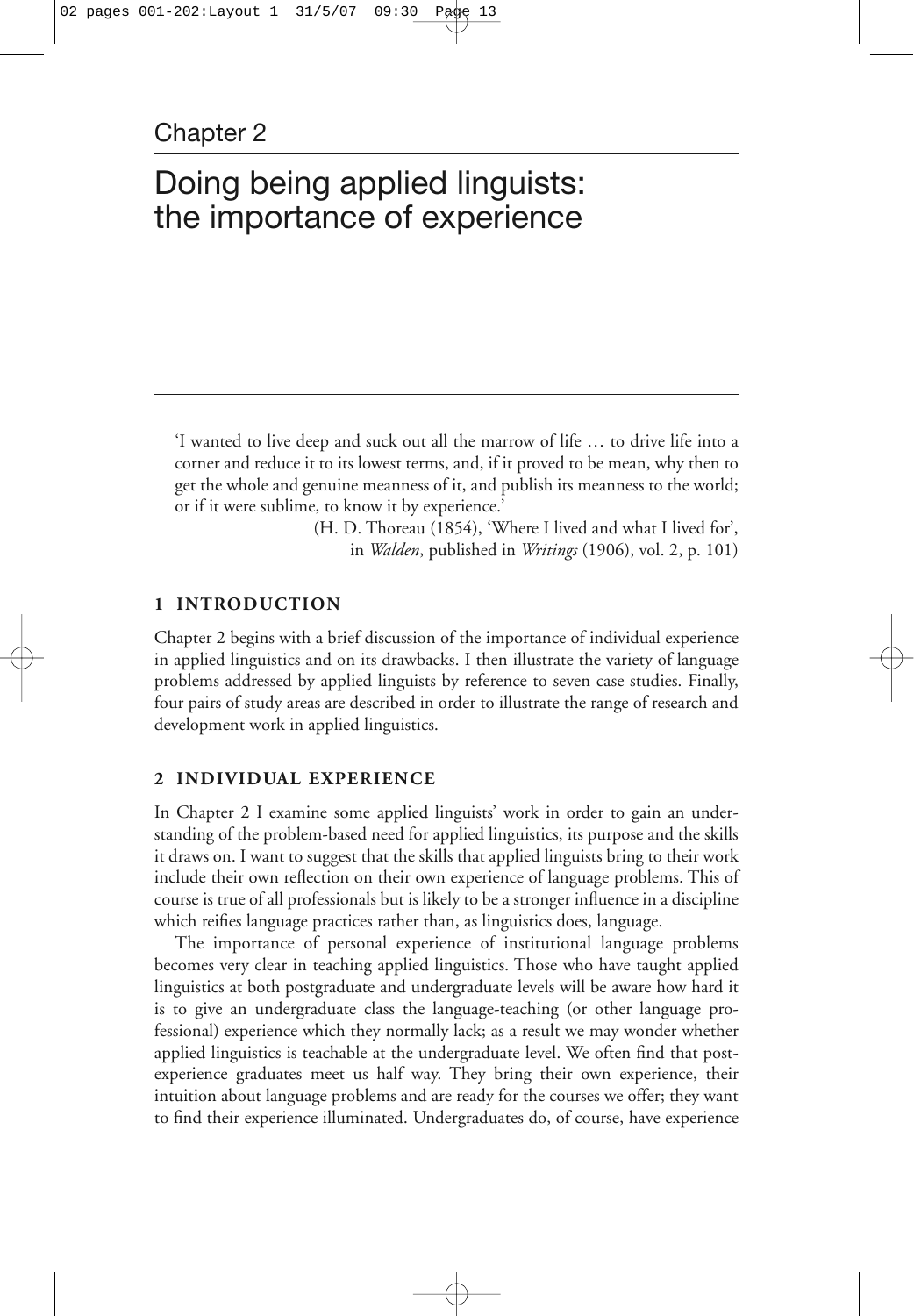# Chapter 2

# Doing being applied linguists: the importance of experience

> 'I wanted to live deep and suck out all the marrow of life … to drive life into a corner and reduce it to its lowest terms, and, if it proved to be mean, why then to get the whole and genuine meanness of it, and publish its meanness to the world; or if it were sublime, to know it by experience.'
>
> (H. D. Thoreau (1854), 'Where I lived and what I lived for', in *Walden*, published in *Writings* (1906), vol. 2, p. 101)

## 1 INTRODUCTION

Chapter 2 begins with a brief discussion of the importance of individual experience in applied linguistics and on its drawbacks. I then illustrate the variety of language problems addressed by applied linguists by reference to seven case studies. Finally, four pairs of study areas are described in order to illustrate the range of research and development work in applied linguistics.

## 2 INDIVIDUAL EXPERIENCE

In Chapter 2 I examine some applied linguists' work in order to gain an understanding of the problem-based need for applied linguistics, its purpose and the skills it draws on. I want to suggest that the skills that applied linguists bring to their work include their own reflection on their own experience of language problems. This of course is true of all professionals but is likely to be a stronger influence in a discipline which reifies language practices rather than, as linguistics does, language.

The importance of personal experience of institutional language problems becomes very clear in teaching applied linguistics. Those who have taught applied linguistics at both postgraduate and undergraduate levels will be aware how hard it is to give an undergraduate class the language-teaching (or other language professional) experience which they normally lack; as a result we may wonder whether applied linguistics is teachable at the undergraduate level. We often find that post-experience graduates meet us half way. They bring their own experience, their intuition about language problems and are ready for the courses we offer; they want to find their experience illuminated. Undergraduates do, of course, have experience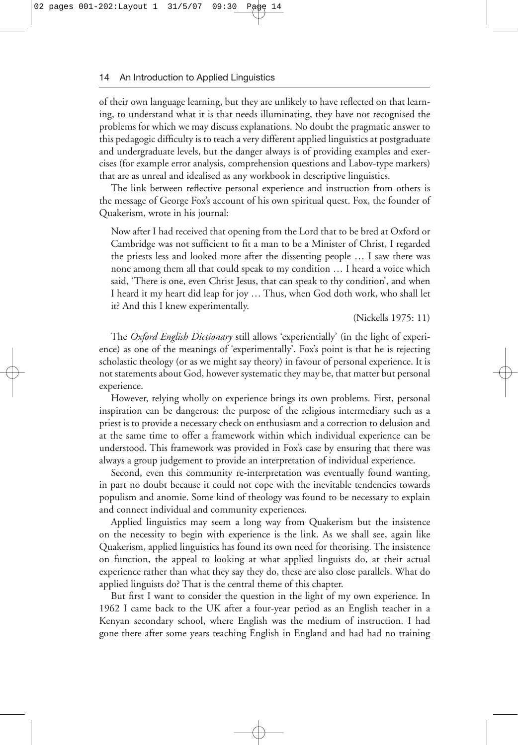of their own language learning, but they are unlikely to have reflected on that learning, to understand what it is that needs illuminating, they have not recognised the problems for which we may discuss explanations. No doubt the pragmatic answer to this pedagogic difficulty is to teach a very different applied linguistics at postgraduate and undergraduate levels, but the danger always is of providing examples and exercises (for example error analysis, comprehension questions and Labov-type markers) that are as unreal and idealised as any workbook in descriptive linguistics.

The link between reflective personal experience and instruction from others is the message of George Fox's account of his own spiritual quest. Fox, the founder of Quakerism, wrote in his journal:

> Now after I had received that opening from the Lord that to be bred at Oxford or Cambridge was not sufficient to fit a man to be a Minister of Christ, I regarded the priests less and looked more after the dissenting people … I saw there was none among them all that could speak to my condition … I heard a voice which said, 'There is one, even Christ Jesus, that can speak to thy condition', and when I heard it my heart did leap for joy … Thus, when God doth work, who shall let it? And this I knew experimentally.
>
> (Nickells 1975: 11)

The *Oxford English Dictionary* still allows 'experientially' (in the light of experience) as one of the meanings of 'experimentally'. Fox's point is that he is rejecting scholastic theology (or as we might say theory) in favour of personal experience. It is not statements about God, however systematic they may be, that matter but personal experience.

However, relying wholly on experience brings its own problems. First, personal inspiration can be dangerous: the purpose of the religious intermediary such as a priest is to provide a necessary check on enthusiasm and a correction to delusion and at the same time to offer a framework within which individual experience can be understood. This framework was provided in Fox's case by ensuring that there was always a group judgement to provide an interpretation of individual experience.

Second, even this community re-interpretation was eventually found wanting, in part no doubt because it could not cope with the inevitable tendencies towards populism and anomie. Some kind of theology was found to be necessary to explain and connect individual and community experiences.

Applied linguistics may seem a long way from Quakerism but the insistence on the necessity to begin with experience is the link. As we shall see, again like Quakerism, applied linguistics has found its own need for theorising. The insistence on function, the appeal to looking at what applied linguists do, at their actual experience rather than what they say they do, these are also close parallels. What do applied linguists do? That is the central theme of this chapter.

But first I want to consider the question in the light of my own experience. In 1962 I came back to the UK after a four-year period as an English teacher in a Kenyan secondary school, where English was the medium of instruction. I had gone there after some years teaching English in England and had had no training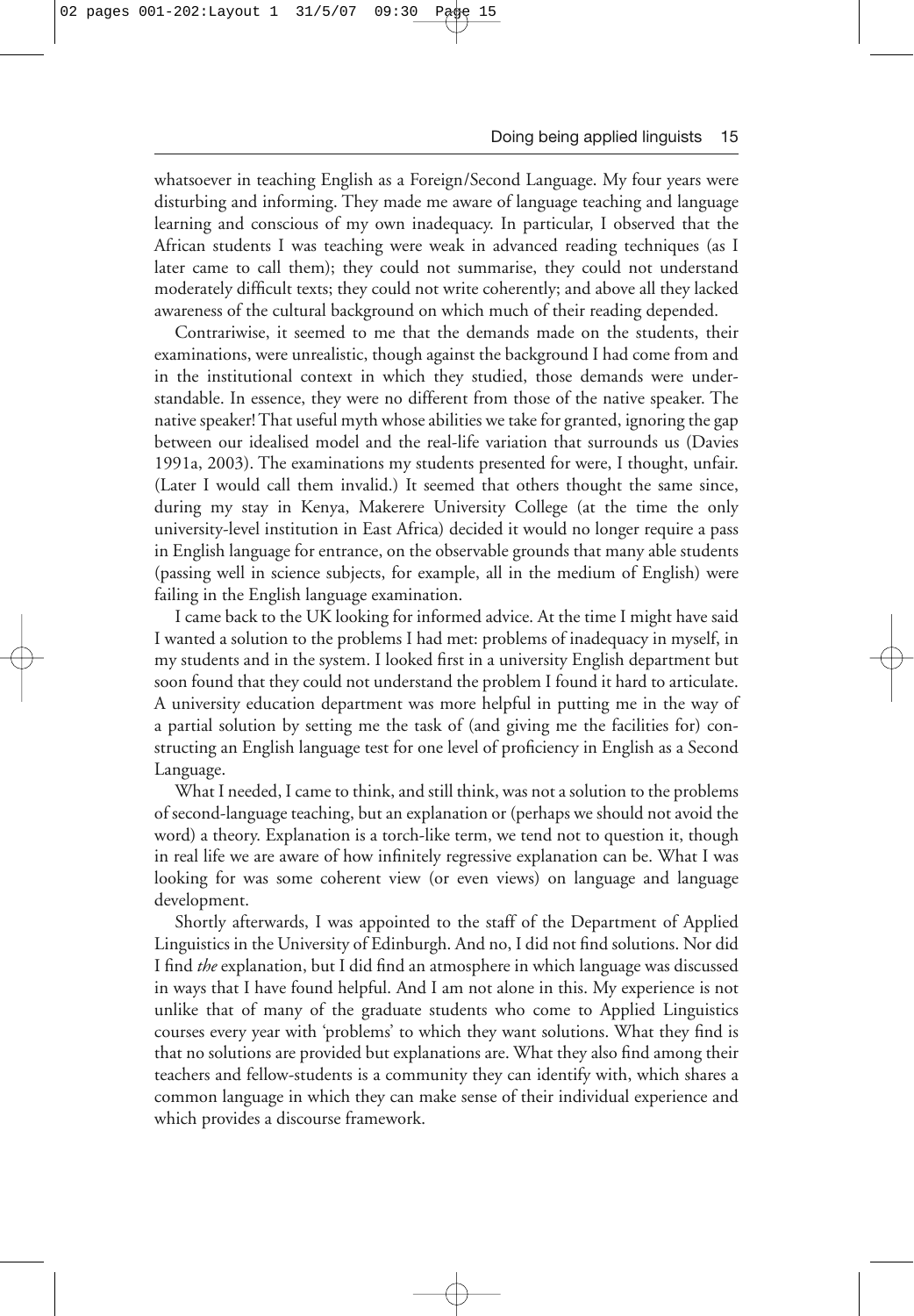whatsoever in teaching English as a Foreign/Second Language. My four years were disturbing and informing. They made me aware of language teaching and language learning and conscious of my own inadequacy. In particular, I observed that the African students I was teaching were weak in advanced reading techniques (as I later came to call them); they could not summarise, they could not understand moderately difficult texts; they could not write coherently; and above all they lacked awareness of the cultural background on which much of their reading depended.

Contrariwise, it seemed to me that the demands made on the students, their examinations, were unrealistic, though against the background I had come from and in the institutional context in which they studied, those demands were understandable. In essence, they were no different from those of the native speaker. The native speaker! That useful myth whose abilities we take for granted, ignoring the gap between our idealised model and the real-life variation that surrounds us (Davies 1991a, 2003). The examinations my students presented for were, I thought, unfair. (Later I would call them invalid.) It seemed that others thought the same since, during my stay in Kenya, Makerere University College (at the time the only university-level institution in East Africa) decided it would no longer require a pass in English language for entrance, on the observable grounds that many able students (passing well in science subjects, for example, all in the medium of English) were failing in the English language examination.

I came back to the UK looking for informed advice. At the time I might have said I wanted a solution to the problems I had met: problems of inadequacy in myself, in my students and in the system. I looked first in a university English department but soon found that they could not understand the problem I found it hard to articulate. A university education department was more helpful in putting me in the way of a partial solution by setting me the task of (and giving me the facilities for) constructing an English language test for one level of proficiency in English as a Second Language.

What I needed, I came to think, and still think, was not a solution to the problems of second-language teaching, but an explanation or (perhaps we should not avoid the word) a theory. Explanation is a torch-like term, we tend not to question it, though in real life we are aware of how infinitely regressive explanation can be. What I was looking for was some coherent view (or even views) on language and language development.

Shortly afterwards, I was appointed to the staff of the Department of Applied Linguistics in the University of Edinburgh. And no, I did not find solutions. Nor did I find *the* explanation, but I did find an atmosphere in which language was discussed in ways that I have found helpful. And I am not alone in this. My experience is not unlike that of many of the graduate students who come to Applied Linguistics courses every year with 'problems' to which they want solutions. What they find is that no solutions are provided but explanations are. What they also find among their teachers and fellow-students is a community they can identify with, which shares a common language in which they can make sense of their individual experience and which provides a discourse framework.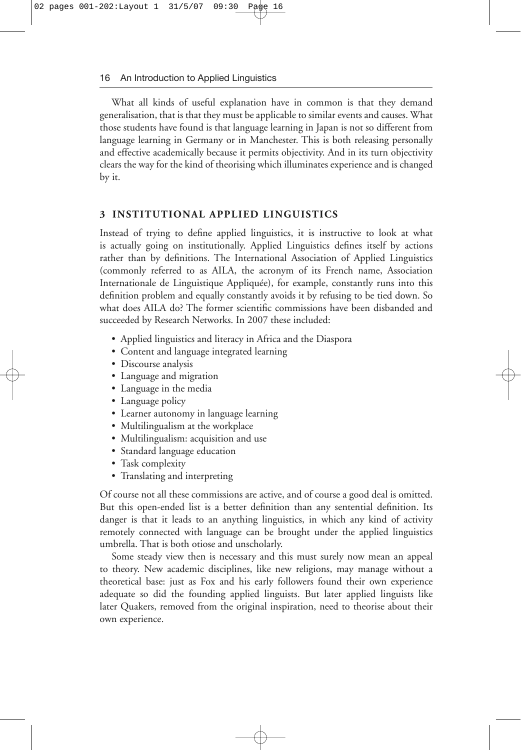What all kinds of useful explanation have in common is that they demand generalisation, that is that they must be applicable to similar events and causes. What those students have found is that language learning in Japan is not so different from language learning in Germany or in Manchester. This is both releasing personally and effective academically because it permits objectivity. And in its turn objectivity clears the way for the kind of theorising which illuminates experience and is changed by it.

## 3 INSTITUTIONAL APPLIED LINGUISTICS

Instead of trying to define applied linguistics, it is instructive to look at what is actually going on institutionally. Applied Linguistics defines itself by actions rather than by definitions. The International Association of Applied Linguistics (commonly referred to as AILA, the acronym of its French name, Association Internationale de Linguistique Appliquée), for example, constantly runs into this definition problem and equally constantly avoids it by refusing to be tied down. So what does AILA do? The former scientific commissions have been disbanded and succeeded by Research Networks. In 2007 these included:

- Applied linguistics and literacy in Africa and the Diaspora
- Content and language integrated learning
- Discourse analysis
- Language and migration
- Language in the media
- Language policy
- Learner autonomy in language learning
- Multilingualism at the workplace
- Multilingualism: acquisition and use
- Standard language education
- Task complexity
- Translating and interpreting

Of course not all these commissions are active, and of course a good deal is omitted. But this open-ended list is a better definition than any sentential definition. Its danger is that it leads to an anything linguistics, in which any kind of activity remotely connected with language can be brought under the applied linguistics umbrella. That is both otiose and unscholarly.

Some steady view then is necessary and this must surely now mean an appeal to theory. New academic disciplines, like new religions, may manage without a theoretical base: just as Fox and his early followers found their own experience adequate so did the founding applied linguists. But later applied linguists like later Quakers, removed from the original inspiration, need to theorise about their own experience.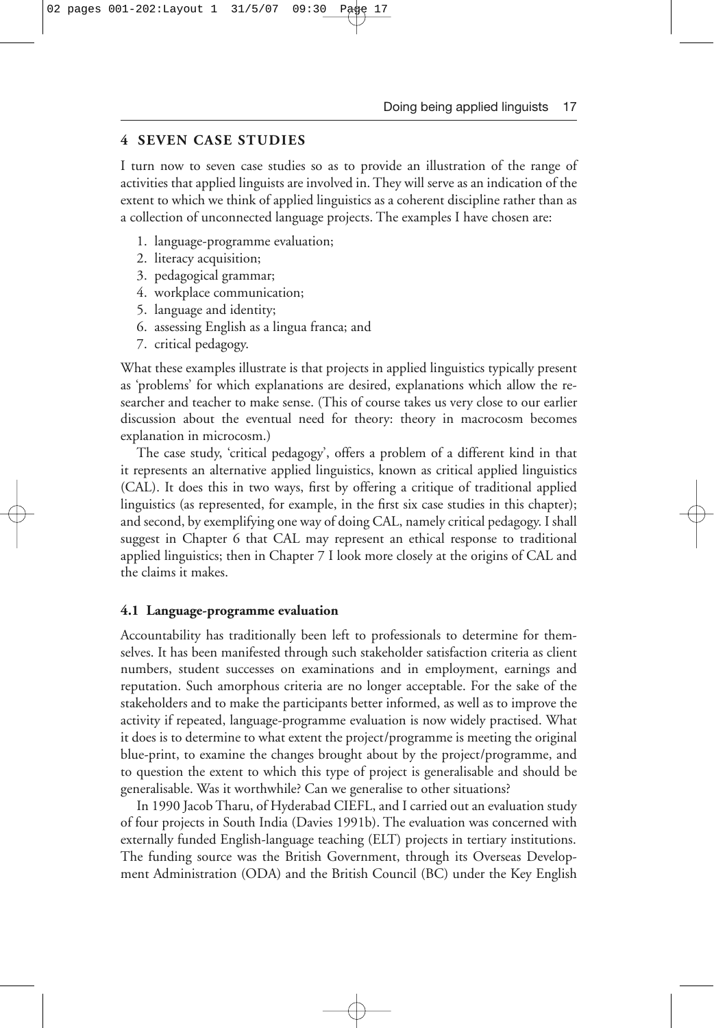## 4 SEVEN CASE STUDIES

I turn now to seven case studies so as to provide an illustration of the range of activities that applied linguists are involved in. They will serve as an indication of the extent to which we think of applied linguistics as a coherent discipline rather than as a collection of unconnected language projects. The examples I have chosen are:

1. language-programme evaluation;
2. literacy acquisition;
3. pedagogical grammar;
4. workplace communication;
5. language and identity;
6. assessing English as a lingua franca; and
7. critical pedagogy.

What these examples illustrate is that projects in applied linguistics typically present as 'problems' for which explanations are desired, explanations which allow the researcher and teacher to make sense. (This of course takes us very close to our earlier discussion about the eventual need for theory: theory in macrocosm becomes explanation in microcosm.)

The case study, 'critical pedagogy', offers a problem of a different kind in that it represents an alternative applied linguistics, known as critical applied linguistics (CAL). It does this in two ways, first by offering a critique of traditional applied linguistics (as represented, for example, in the first six case studies in this chapter); and second, by exemplifying one way of doing CAL, namely critical pedagogy. I shall suggest in Chapter 6 that CAL may represent an ethical response to traditional applied linguistics; then in Chapter 7 I look more closely at the origins of CAL and the claims it makes.

### 4.1 Language-programme evaluation

Accountability has traditionally been left to professionals to determine for themselves. It has been manifested through such stakeholder satisfaction criteria as client numbers, student successes on examinations and in employment, earnings and reputation. Such amorphous criteria are no longer acceptable. For the sake of the stakeholders and to make the participants better informed, as well as to improve the activity if repeated, language-programme evaluation is now widely practised. What it does is to determine to what extent the project/programme is meeting the original blue-print, to examine the changes brought about by the project/programme, and to question the extent to which this type of project is generalisable and should be generalisable. Was it worthwhile? Can we generalise to other situations?

In 1990 Jacob Tharu, of Hyderabad CIEFL, and I carried out an evaluation study of four projects in South India (Davies 1991b). The evaluation was concerned with externally funded English-language teaching (ELT) projects in tertiary institutions. The funding source was the British Government, through its Overseas Development Administration (ODA) and the British Council (BC) under the Key English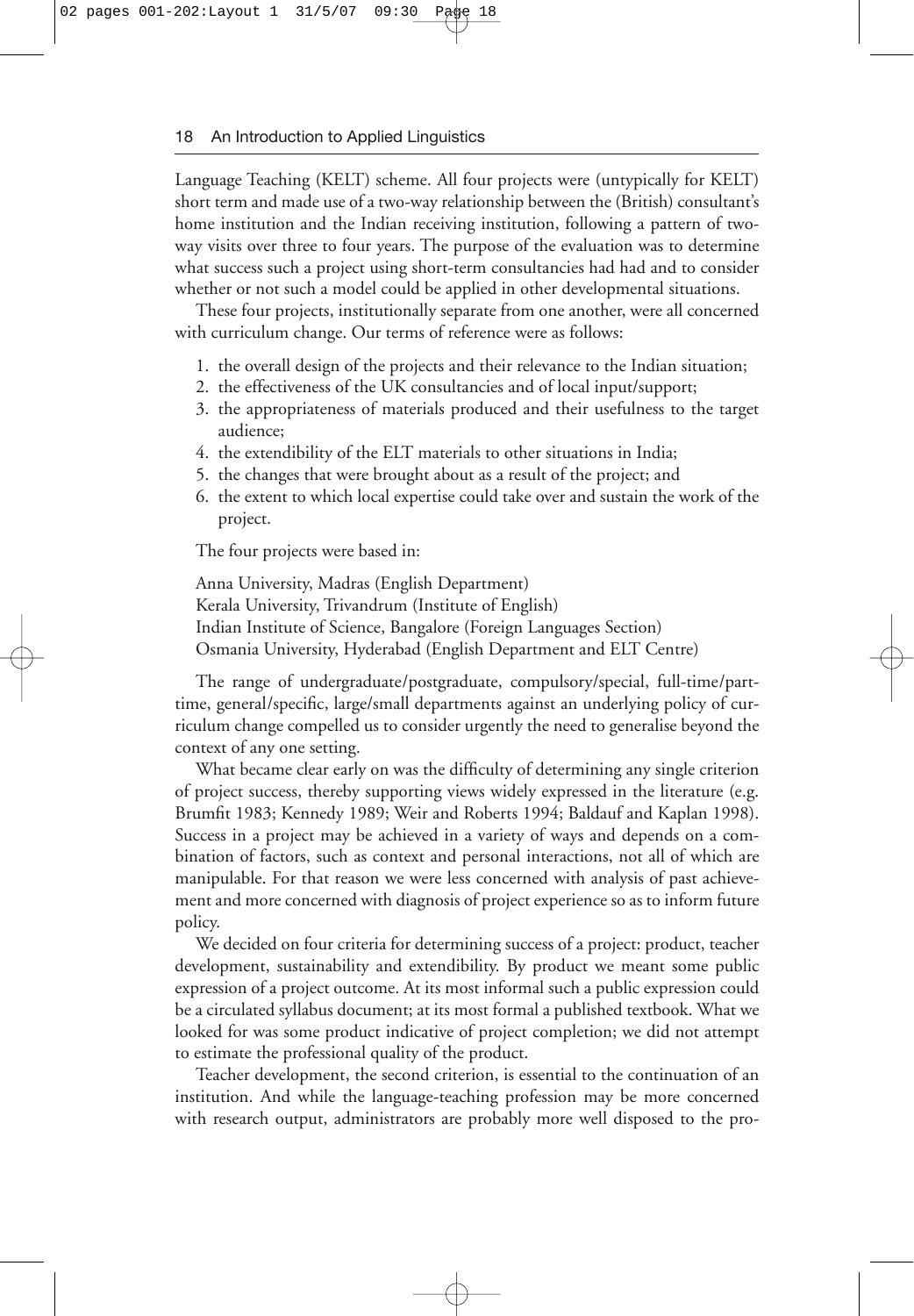Language Teaching (KELT) scheme. All four projects were (untypically for KELT) short term and made use of a two-way relationship between the (British) consultant's home institution and the Indian receiving institution, following a pattern of two-way visits over three to four years. The purpose of the evaluation was to determine what success such a project using short-term consultancies had had and to consider whether or not such a model could be applied in other developmental situations.

These four projects, institutionally separate from one another, were all concerned with curriculum change. Our terms of reference were as follows:

1. the overall design of the projects and their relevance to the Indian situation;
2. the effectiveness of the UK consultancies and of local input/support;
3. the appropriateness of materials produced and their usefulness to the target audience;
4. the extendibility of the ELT materials to other situations in India;
5. the changes that were brought about as a result of the project; and
6. the extent to which local expertise could take over and sustain the work of the project.

The four projects were based in:

Anna University, Madras (English Department)
Kerala University, Trivandrum (Institute of English)
Indian Institute of Science, Bangalore (Foreign Languages Section)
Osmania University, Hyderabad (English Department and ELT Centre)

The range of undergraduate/postgraduate, compulsory/special, full-time/part-time, general/specific, large/small departments against an underlying policy of curriculum change compelled us to consider urgently the need to generalise beyond the context of any one setting.

What became clear early on was the difficulty of determining any single criterion of project success, thereby supporting views widely expressed in the literature (e.g. Brumfit 1983; Kennedy 1989; Weir and Roberts 1994; Baldauf and Kaplan 1998). Success in a project may be achieved in a variety of ways and depends on a combination of factors, such as context and personal interactions, not all of which are manipulable. For that reason we were less concerned with analysis of past achievement and more concerned with diagnosis of project experience so as to inform future policy.

We decided on four criteria for determining success of a project: product, teacher development, sustainability and extendibility. By product we meant some public expression of a project outcome. At its most informal such a public expression could be a circulated syllabus document; at its most formal a published textbook. What we looked for was some product indicative of project completion; we did not attempt to estimate the professional quality of the product.

Teacher development, the second criterion, is essential to the continuation of an institution. And while the language-teaching profession may be more concerned with research output, administrators are probably more well disposed to the pro-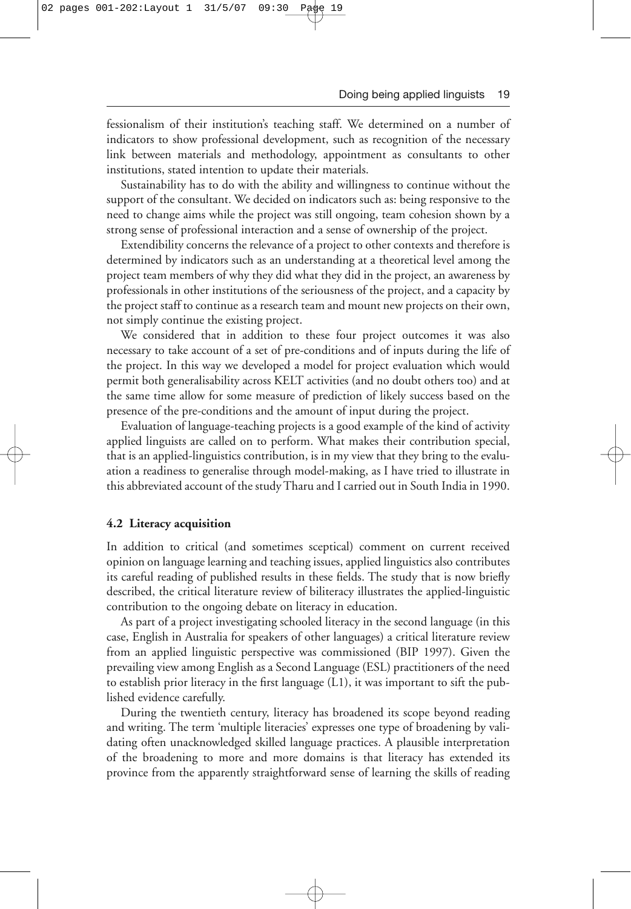fessionalism of their institution's teaching staff. We determined on a number of indicators to show professional development, such as recognition of the necessary link between materials and methodology, appointment as consultants to other institutions, stated intention to update their materials.

Sustainability has to do with the ability and willingness to continue without the support of the consultant. We decided on indicators such as: being responsive to the need to change aims while the project was still ongoing, team cohesion shown by a strong sense of professional interaction and a sense of ownership of the project.

Extendibility concerns the relevance of a project to other contexts and therefore is determined by indicators such as an understanding at a theoretical level among the project team members of why they did what they did in the project, an awareness by professionals in other institutions of the seriousness of the project, and a capacity by the project staff to continue as a research team and mount new projects on their own, not simply continue the existing project.

We considered that in addition to these four project outcomes it was also necessary to take account of a set of pre-conditions and of inputs during the life of the project. In this way we developed a model for project evaluation which would permit both generalisability across KELT activities (and no doubt others too) and at the same time allow for some measure of prediction of likely success based on the presence of the pre-conditions and the amount of input during the project.

Evaluation of language-teaching projects is a good example of the kind of activity applied linguists are called on to perform. What makes their contribution special, that is an applied-linguistics contribution, is in my view that they bring to the evaluation a readiness to generalise through model-making, as I have tried to illustrate in this abbreviated account of the study Tharu and I carried out in South India in 1990.

### 4.2 Literacy acquisition

In addition to critical (and sometimes sceptical) comment on current received opinion on language learning and teaching issues, applied linguistics also contributes its careful reading of published results in these fields. The study that is now briefly described, the critical literature review of biliteracy illustrates the applied-linguistic contribution to the ongoing debate on literacy in education.

As part of a project investigating schooled literacy in the second language (in this case, English in Australia for speakers of other languages) a critical literature review from an applied linguistic perspective was commissioned (BIP 1997). Given the prevailing view among English as a Second Language (ESL) practitioners of the need to establish prior literacy in the first language (L1), it was important to sift the published evidence carefully.

During the twentieth century, literacy has broadened its scope beyond reading and writing. The term 'multiple literacies' expresses one type of broadening by validating often unacknowledged skilled language practices. A plausible interpretation of the broadening to more and more domains is that literacy has extended its province from the apparently straightforward sense of learning the skills of reading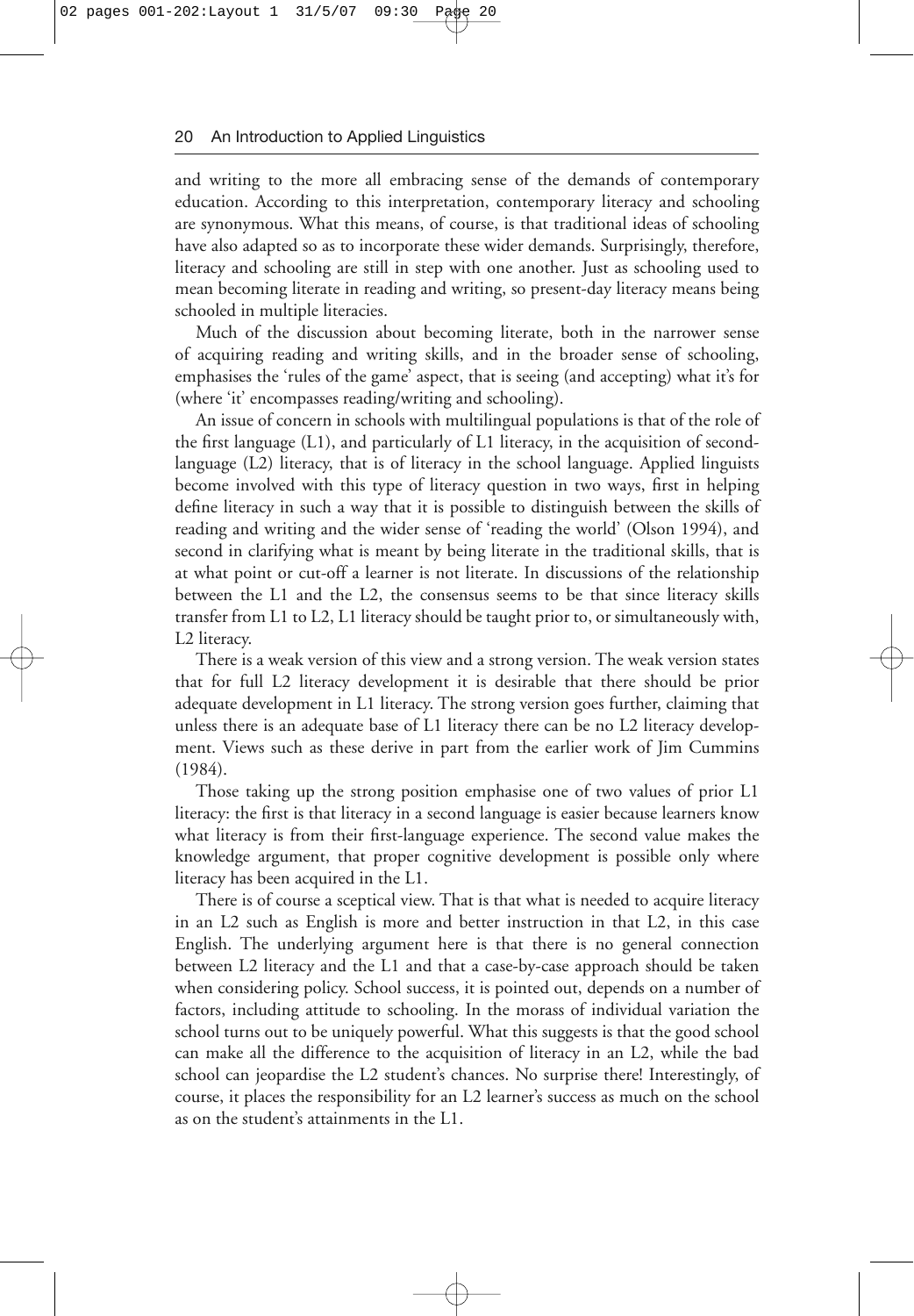and writing to the more all embracing sense of the demands of contemporary education. According to this interpretation, contemporary literacy and schooling are synonymous. What this means, of course, is that traditional ideas of schooling have also adapted so as to incorporate these wider demands. Surprisingly, therefore, literacy and schooling are still in step with one another. Just as schooling used to mean becoming literate in reading and writing, so present-day literacy means being schooled in multiple literacies.

Much of the discussion about becoming literate, both in the narrower sense of acquiring reading and writing skills, and in the broader sense of schooling, emphasises the 'rules of the game' aspect, that is seeing (and accepting) what it's for (where 'it' encompasses reading/writing and schooling).

An issue of concern in schools with multilingual populations is that of the role of the first language (L1), and particularly of L1 literacy, in the acquisition of second-language (L2) literacy, that is of literacy in the school language. Applied linguists become involved with this type of literacy question in two ways, first in helping define literacy in such a way that it is possible to distinguish between the skills of reading and writing and the wider sense of 'reading the world' (Olson 1994), and second in clarifying what is meant by being literate in the traditional skills, that is at what point or cut-off a learner is not literate. In discussions of the relationship between the L1 and the L2, the consensus seems to be that since literacy skills transfer from L1 to L2, L1 literacy should be taught prior to, or simultaneously with, L2 literacy.

There is a weak version of this view and a strong version. The weak version states that for full L2 literacy development it is desirable that there should be prior adequate development in L1 literacy. The strong version goes further, claiming that unless there is an adequate base of L1 literacy there can be no L2 literacy development. Views such as these derive in part from the earlier work of Jim Cummins (1984).

Those taking up the strong position emphasise one of two values of prior L1 literacy: the first is that literacy in a second language is easier because learners know what literacy is from their first-language experience. The second value makes the knowledge argument, that proper cognitive development is possible only where literacy has been acquired in the L1.

There is of course a sceptical view. That is that what is needed to acquire literacy in an L2 such as English is more and better instruction in that L2, in this case English. The underlying argument here is that there is no general connection between L2 literacy and the L1 and that a case-by-case approach should be taken when considering policy. School success, it is pointed out, depends on a number of factors, including attitude to schooling. In the morass of individual variation the school turns out to be uniquely powerful. What this suggests is that the good school can make all the difference to the acquisition of literacy in an L2, while the bad school can jeopardise the L2 student's chances. No surprise there! Interestingly, of course, it places the responsibility for an L2 learner's success as much on the school as on the student's attainments in the L1.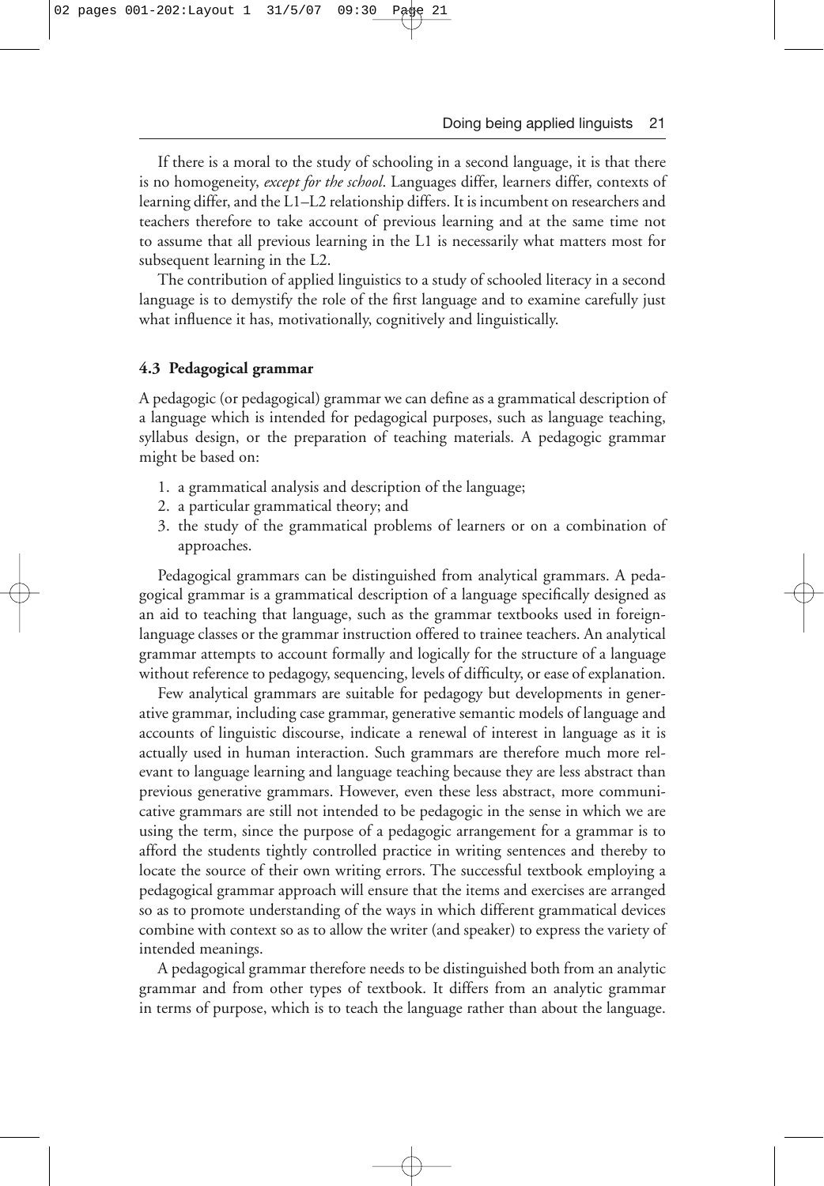If there is a moral to the study of schooling in a second language, it is that there is no homogeneity, *except for the school*. Languages differ, learners differ, contexts of learning differ, and the L1–L2 relationship differs. It is incumbent on researchers and teachers therefore to take account of previous learning and at the same time not to assume that all previous learning in the L1 is necessarily what matters most for subsequent learning in the L2.

The contribution of applied linguistics to a study of schooled literacy in a second language is to demystify the role of the first language and to examine carefully just what influence it has, motivationally, cognitively and linguistically.

### 4.3 Pedagogical grammar

A pedagogic (or pedagogical) grammar we can define as a grammatical description of a language which is intended for pedagogical purposes, such as language teaching, syllabus design, or the preparation of teaching materials. A pedagogic grammar might be based on:

1. a grammatical analysis and description of the language;
2. a particular grammatical theory; and
3. the study of the grammatical problems of learners or on a combination of approaches.

Pedagogical grammars can be distinguished from analytical grammars. A pedagogical grammar is a grammatical description of a language specifically designed as an aid to teaching that language, such as the grammar textbooks used in foreign-language classes or the grammar instruction offered to trainee teachers. An analytical grammar attempts to account formally and logically for the structure of a language without reference to pedagogy, sequencing, levels of difficulty, or ease of explanation.

Few analytical grammars are suitable for pedagogy but developments in generative grammar, including case grammar, generative semantic models of language and accounts of linguistic discourse, indicate a renewal of interest in language as it is actually used in human interaction. Such grammars are therefore much more relevant to language learning and language teaching because they are less abstract than previous generative grammars. However, even these less abstract, more communicative grammars are still not intended to be pedagogic in the sense in which we are using the term, since the purpose of a pedagogic arrangement for a grammar is to afford the students tightly controlled practice in writing sentences and thereby to locate the source of their own writing errors. The successful textbook employing a pedagogical grammar approach will ensure that the items and exercises are arranged so as to promote understanding of the ways in which different grammatical devices combine with context so as to allow the writer (and speaker) to express the variety of intended meanings.

A pedagogical grammar therefore needs to be distinguished both from an analytic grammar and from other types of textbook. It differs from an analytic grammar in terms of purpose, which is to teach the language rather than about the language.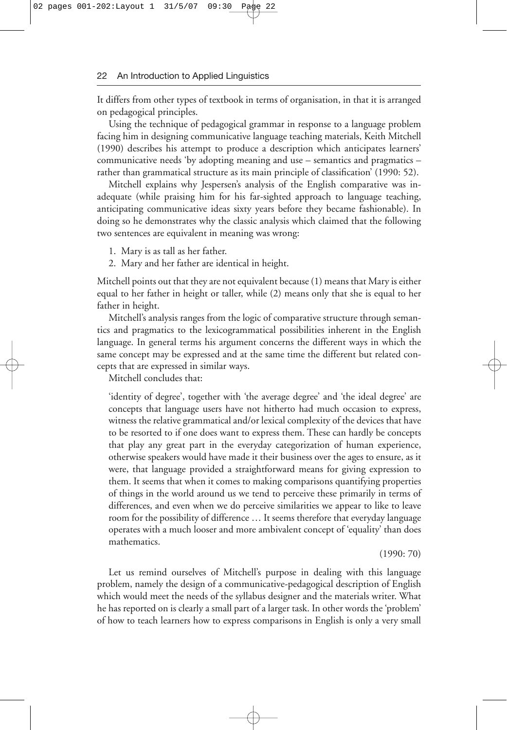It differs from other types of textbook in terms of organisation, in that it is arranged on pedagogical principles.

Using the technique of pedagogical grammar in response to a language problem facing him in designing communicative language teaching materials, Keith Mitchell (1990) describes his attempt to produce a description which anticipates learners' communicative needs 'by adopting meaning and use – semantics and pragmatics – rather than grammatical structure as its main principle of classification' (1990: 52).

Mitchell explains why Jespersen's analysis of the English comparative was inadequate (while praising him for his far-sighted approach to language teaching, anticipating communicative ideas sixty years before they became fashionable). In doing so he demonstrates why the classic analysis which claimed that the following two sentences are equivalent in meaning was wrong:

1. Mary is as tall as her father.
2. Mary and her father are identical in height.

Mitchell points out that they are not equivalent because (1) means that Mary is either equal to her father in height or taller, while (2) means only that she is equal to her father in height.

Mitchell's analysis ranges from the logic of comparative structure through semantics and pragmatics to the lexicogrammatical possibilities inherent in the English language. In general terms his argument concerns the different ways in which the same concept may be expressed and at the same time the different but related concepts that are expressed in similar ways.

Mitchell concludes that:

> 'identity of degree', together with 'the average degree' and 'the ideal degree' are concepts that language users have not hitherto had much occasion to express, witness the relative grammatical and/or lexical complexity of the devices that have to be resorted to if one does want to express them. These can hardly be concepts that play any great part in the everyday categorization of human experience, otherwise speakers would have made it their business over the ages to ensure, as it were, that language provided a straightforward means for giving expression to them. It seems that when it comes to making comparisons quantifying properties of things in the world around us we tend to perceive these primarily in terms of differences, and even when we do perceive similarities we appear to like to leave room for the possibility of difference … It seems therefore that everyday language operates with a much looser and more ambivalent concept of 'equality' than does mathematics.
>
> (1990: 70)

Let us remind ourselves of Mitchell's purpose in dealing with this language problem, namely the design of a communicative-pedagogical description of English which would meet the needs of the syllabus designer and the materials writer. What he has reported on is clearly a small part of a larger task. In other words the 'problem' of how to teach learners how to express comparisons in English is only a very small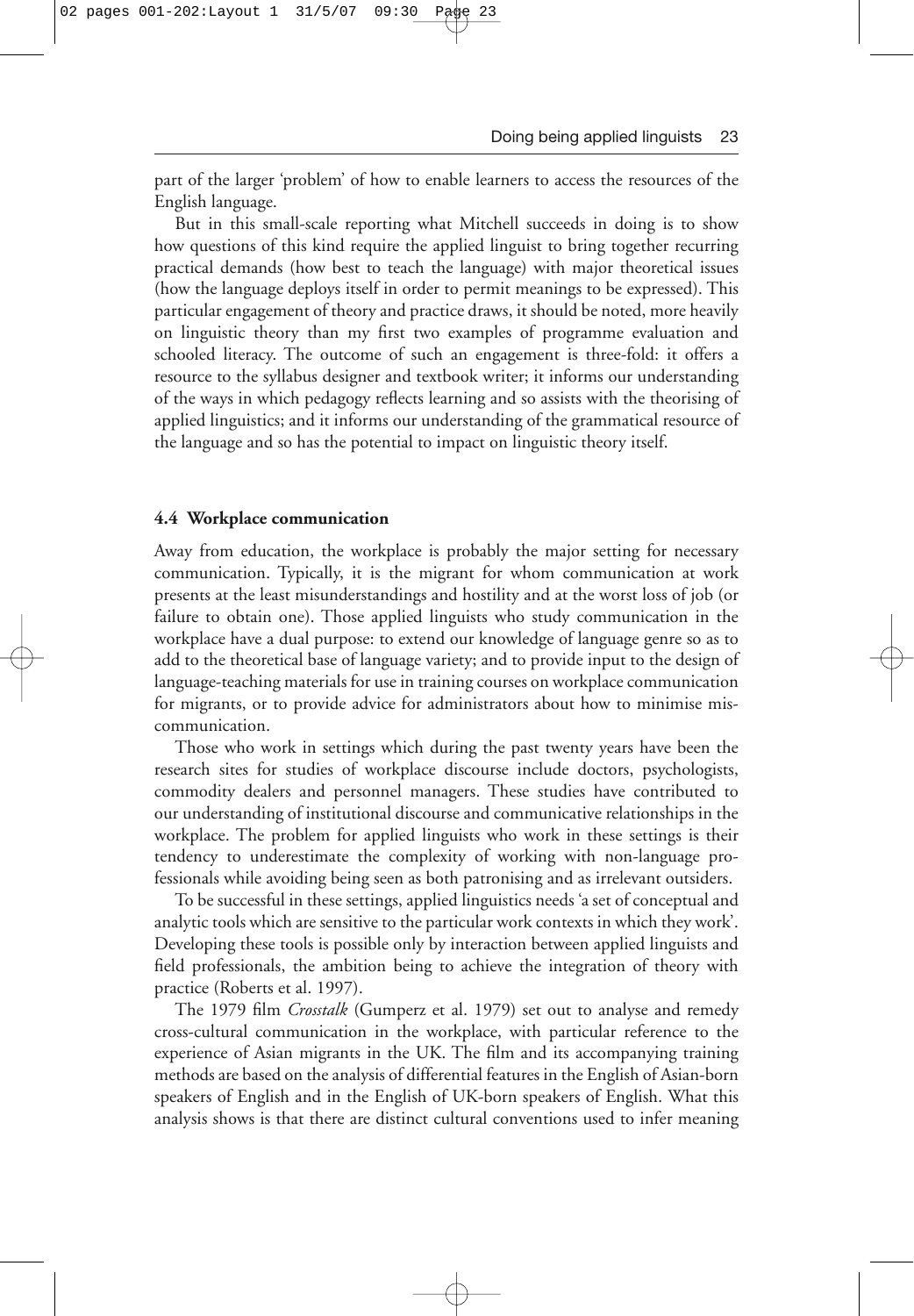part of the larger 'problem' of how to enable learners to access the resources of the English language.

But in this small-scale reporting what Mitchell succeeds in doing is to show how questions of this kind require the applied linguist to bring together recurring practical demands (how best to teach the language) with major theoretical issues (how the language deploys itself in order to permit meanings to be expressed). This particular engagement of theory and practice draws, it should be noted, more heavily on linguistic theory than my first two examples of programme evaluation and schooled literacy. The outcome of such an engagement is three-fold: it offers a resource to the syllabus designer and textbook writer; it informs our understanding of the ways in which pedagogy reflects learning and so assists with the theorising of applied linguistics; and it informs our understanding of the grammatical resource of the language and so has the potential to impact on linguistic theory itself.

### 4.4 Workplace communication

Away from education, the workplace is probably the major setting for necessary communication. Typically, it is the migrant for whom communication at work presents at the least misunderstandings and hostility and at the worst loss of job (or failure to obtain one). Those applied linguists who study communication in the workplace have a dual purpose: to extend our knowledge of language genre so as to add to the theoretical base of language variety; and to provide input to the design of language-teaching materials for use in training courses on workplace communication for migrants, or to provide advice for administrators about how to minimise mis-communication.

Those who work in settings which during the past twenty years have been the research sites for studies of workplace discourse include doctors, psychologists, commodity dealers and personnel managers. These studies have contributed to our understanding of institutional discourse and communicative relationships in the workplace. The problem for applied linguists who work in these settings is their tendency to underestimate the complexity of working with non-language professionals while avoiding being seen as both patronising and as irrelevant outsiders.

To be successful in these settings, applied linguistics needs 'a set of conceptual and analytic tools which are sensitive to the particular work contexts in which they work'. Developing these tools is possible only by interaction between applied linguists and field professionals, the ambition being to achieve the integration of theory with practice (Roberts et al. 1997).

The 1979 film *Crosstalk* (Gumperz et al. 1979) set out to analyse and remedy cross-cultural communication in the workplace, with particular reference to the experience of Asian migrants in the UK. The film and its accompanying training methods are based on the analysis of differential features in the English of Asian-born speakers of English and in the English of UK-born speakers of English. What this analysis shows is that there are distinct cultural conventions used to infer meaning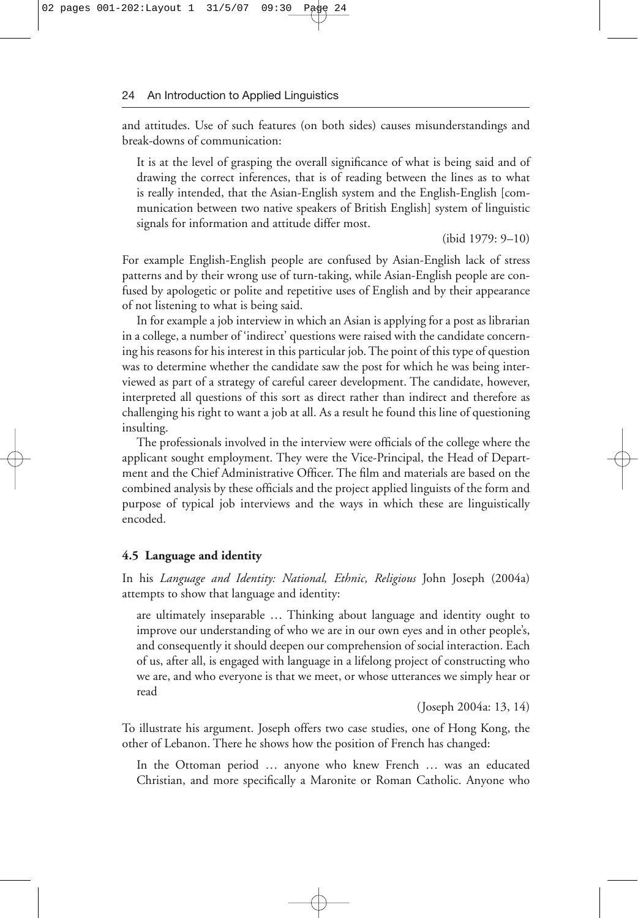and attitudes. Use of such features (on both sides) causes misunderstandings and break-downs of communication:

> It is at the level of grasping the overall significance of what is being said and of drawing the correct inferences, that is of reading between the lines as to what is really intended, that the Asian-English system and the English-English [communication between two native speakers of British English] system of linguistic signals for information and attitude differ most.
>
> (ibid 1979: 9–10)

For example English-English people are confused by Asian-English lack of stress patterns and by their wrong use of turn-taking, while Asian-English people are confused by apologetic or polite and repetitive uses of English and by their appearance of not listening to what is being said.

In for example a job interview in which an Asian is applying for a post as librarian in a college, a number of 'indirect' questions were raised with the candidate concerning his reasons for his interest in this particular job. The point of this type of question was to determine whether the candidate saw the post for which he was being interviewed as part of a strategy of careful career development. The candidate, however, interpreted all questions of this sort as direct rather than indirect and therefore as challenging his right to want a job at all. As a result he found this line of questioning insulting.

The professionals involved in the interview were officials of the college where the applicant sought employment. They were the Vice-Principal, the Head of Department and the Chief Administrative Officer. The film and materials are based on the combined analysis by these officials and the project applied linguists of the form and purpose of typical job interviews and the ways in which these are linguistically encoded.

### 4.5 Language and identity

In his *Language and Identity: National, Ethnic, Religious* John Joseph (2004a) attempts to show that language and identity:

> are ultimately inseparable … Thinking about language and identity ought to improve our understanding of who we are in our own eyes and in other people's, and consequently it should deepen our comprehension of social interaction. Each of us, after all, is engaged with language in a lifelong project of constructing who we are, and who everyone is that we meet, or whose utterances we simply hear or read
>
> (Joseph 2004a: 13, 14)

To illustrate his argument. Joseph offers two case studies, one of Hong Kong, the other of Lebanon. There he shows how the position of French has changed:

> In the Ottoman period … anyone who knew French … was an educated Christian, and more specifically a Maronite or Roman Catholic. Anyone who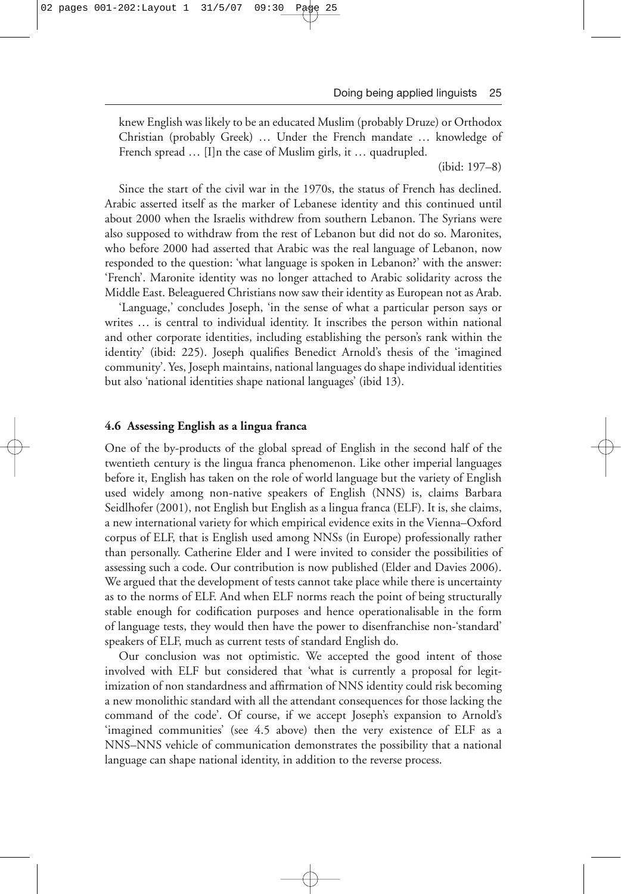knew English was likely to be an educated Muslim (probably Druze) or Orthodox Christian (probably Greek) … Under the French mandate … knowledge of French spread … [I]n the case of Muslim girls, it … quadrupled.

(ibid: 197–8)

Since the start of the civil war in the 1970s, the status of French has declined. Arabic asserted itself as the marker of Lebanese identity and this continued until about 2000 when the Israelis withdrew from southern Lebanon. The Syrians were also supposed to withdraw from the rest of Lebanon but did not do so. Maronites, who before 2000 had asserted that Arabic was the real language of Lebanon, now responded to the question: 'what language is spoken in Lebanon?' with the answer: 'French'. Maronite identity was no longer attached to Arabic solidarity across the Middle East. Beleaguered Christians now saw their identity as European not as Arab.

'Language,' concludes Joseph, 'in the sense of what a particular person says or writes … is central to individual identity. It inscribes the person within national and other corporate identities, including establishing the person's rank within the identity' (ibid: 225). Joseph qualifies Benedict Arnold's thesis of the 'imagined community'. Yes, Joseph maintains, national languages do shape individual identities but also 'national identities shape national languages' (ibid 13).

### 4.6 Assessing English as a lingua franca

One of the by-products of the global spread of English in the second half of the twentieth century is the lingua franca phenomenon. Like other imperial languages before it, English has taken on the role of world language but the variety of English used widely among non-native speakers of English (NNS) is, claims Barbara Seidlhofer (2001), not English but English as a lingua franca (ELF). It is, she claims, a new international variety for which empirical evidence exits in the Vienna–Oxford corpus of ELF, that is English used among NNSs (in Europe) professionally rather than personally. Catherine Elder and I were invited to consider the possibilities of assessing such a code. Our contribution is now published (Elder and Davies 2006). We argued that the development of tests cannot take place while there is uncertainty as to the norms of ELF. And when ELF norms reach the point of being structurally stable enough for codification purposes and hence operationalisable in the form of language tests, they would then have the power to disenfranchise non-'standard' speakers of ELF, much as current tests of standard English do.

Our conclusion was not optimistic. We accepted the good intent of those involved with ELF but considered that 'what is currently a proposal for legitimization of non standardness and affirmation of NNS identity could risk becoming a new monolithic standard with all the attendant consequences for those lacking the command of the code'. Of course, if we accept Joseph's expansion to Arnold's 'imagined communities' (see 4.5 above) then the very existence of ELF as a NNS–NNS vehicle of communication demonstrates the possibility that a national language can shape national identity, in addition to the reverse process.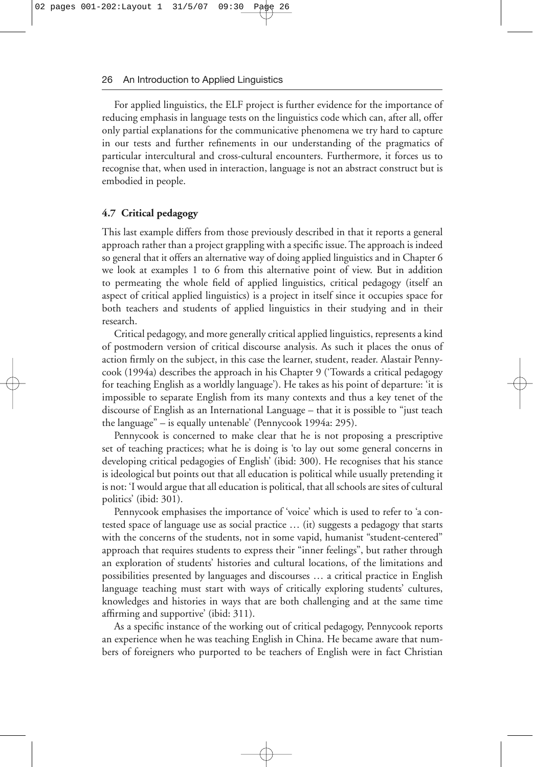For applied linguistics, the ELF project is further evidence for the importance of reducing emphasis in language tests on the linguistics code which can, after all, offer only partial explanations for the communicative phenomena we try hard to capture in our tests and further refinements in our understanding of the pragmatics of particular intercultural and cross-cultural encounters. Furthermore, it forces us to recognise that, when used in interaction, language is not an abstract construct but is embodied in people.

### 4.7 Critical pedagogy

This last example differs from those previously described in that it reports a general approach rather than a project grappling with a specific issue. The approach is indeed so general that it offers an alternative way of doing applied linguistics and in Chapter 6 we look at examples 1 to 6 from this alternative point of view. But in addition to permeating the whole field of applied linguistics, critical pedagogy (itself an aspect of critical applied linguistics) is a project in itself since it occupies space for both teachers and students of applied linguistics in their studying and in their research.

Critical pedagogy, and more generally critical applied linguistics, represents a kind of postmodern version of critical discourse analysis. As such it places the onus of action firmly on the subject, in this case the learner, student, reader. Alastair Pennycook (1994a) describes the approach in his Chapter 9 ('Towards a critical pedagogy for teaching English as a worldly language'). He takes as his point of departure: 'it is impossible to separate English from its many contexts and thus a key tenet of the discourse of English as an International Language – that it is possible to "just teach the language" – is equally untenable' (Pennycook 1994a: 295).

Pennycook is concerned to make clear that he is not proposing a prescriptive set of teaching practices; what he is doing is 'to lay out some general concerns in developing critical pedagogies of English' (ibid: 300). He recognises that his stance is ideological but points out that all education is political while usually pretending it is not: 'I would argue that all education is political, that all schools are sites of cultural politics' (ibid: 301).

Pennycook emphasises the importance of 'voice' which is used to refer to 'a contested space of language use as social practice … (it) suggests a pedagogy that starts with the concerns of the students, not in some vapid, humanist "student-centered" approach that requires students to express their "inner feelings", but rather through an exploration of students' histories and cultural locations, of the limitations and possibilities presented by languages and discourses … a critical practice in English language teaching must start with ways of critically exploring students' cultures, knowledges and histories in ways that are both challenging and at the same time affirming and supportive' (ibid: 311).

As a specific instance of the working out of critical pedagogy, Pennycook reports an experience when he was teaching English in China. He became aware that numbers of foreigners who purported to be teachers of English were in fact Christian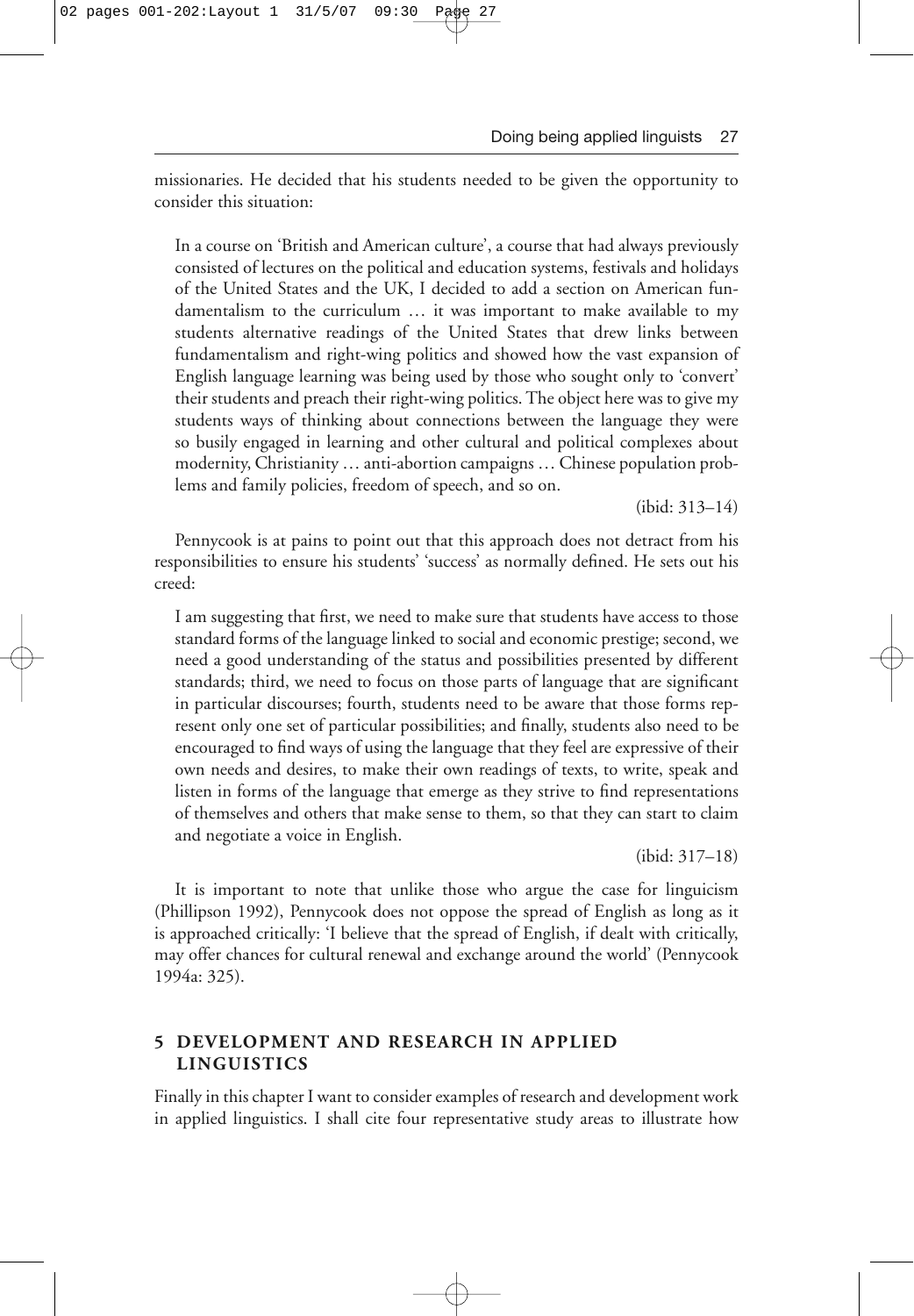missionaries. He decided that his students needed to be given the opportunity to consider this situation:

> In a course on 'British and American culture', a course that had always previously consisted of lectures on the political and education systems, festivals and holidays of the United States and the UK, I decided to add a section on American fundamentalism to the curriculum … it was important to make available to my students alternative readings of the United States that drew links between fundamentalism and right-wing politics and showed how the vast expansion of English language learning was being used by those who sought only to 'convert' their students and preach their right-wing politics. The object here was to give my students ways of thinking about connections between the language they were so busily engaged in learning and other cultural and political complexes about modernity, Christianity … anti-abortion campaigns … Chinese population problems and family policies, freedom of speech, and so on.
>
> (ibid: 313–14)

Pennycook is at pains to point out that this approach does not detract from his responsibilities to ensure his students' 'success' as normally defined. He sets out his creed:

> I am suggesting that first, we need to make sure that students have access to those standard forms of the language linked to social and economic prestige; second, we need a good understanding of the status and possibilities presented by different standards; third, we need to focus on those parts of language that are significant in particular discourses; fourth, students need to be aware that those forms represent only one set of particular possibilities; and finally, students also need to be encouraged to find ways of using the language that they feel are expressive of their own needs and desires, to make their own readings of texts, to write, speak and listen in forms of the language that emerge as they strive to find representations of themselves and others that make sense to them, so that they can start to claim and negotiate a voice in English.
>
> (ibid: 317–18)

It is important to note that unlike those who argue the case for linguicism (Phillipson 1992), Pennycook does not oppose the spread of English as long as it is approached critically: 'I believe that the spread of English, if dealt with critically, may offer chances for cultural renewal and exchange around the world' (Pennycook 1994a: 325).

## 5 DEVELOPMENT AND RESEARCH IN APPLIED LINGUISTICS

Finally in this chapter I want to consider examples of research and development work in applied linguistics. I shall cite four representative study areas to illustrate how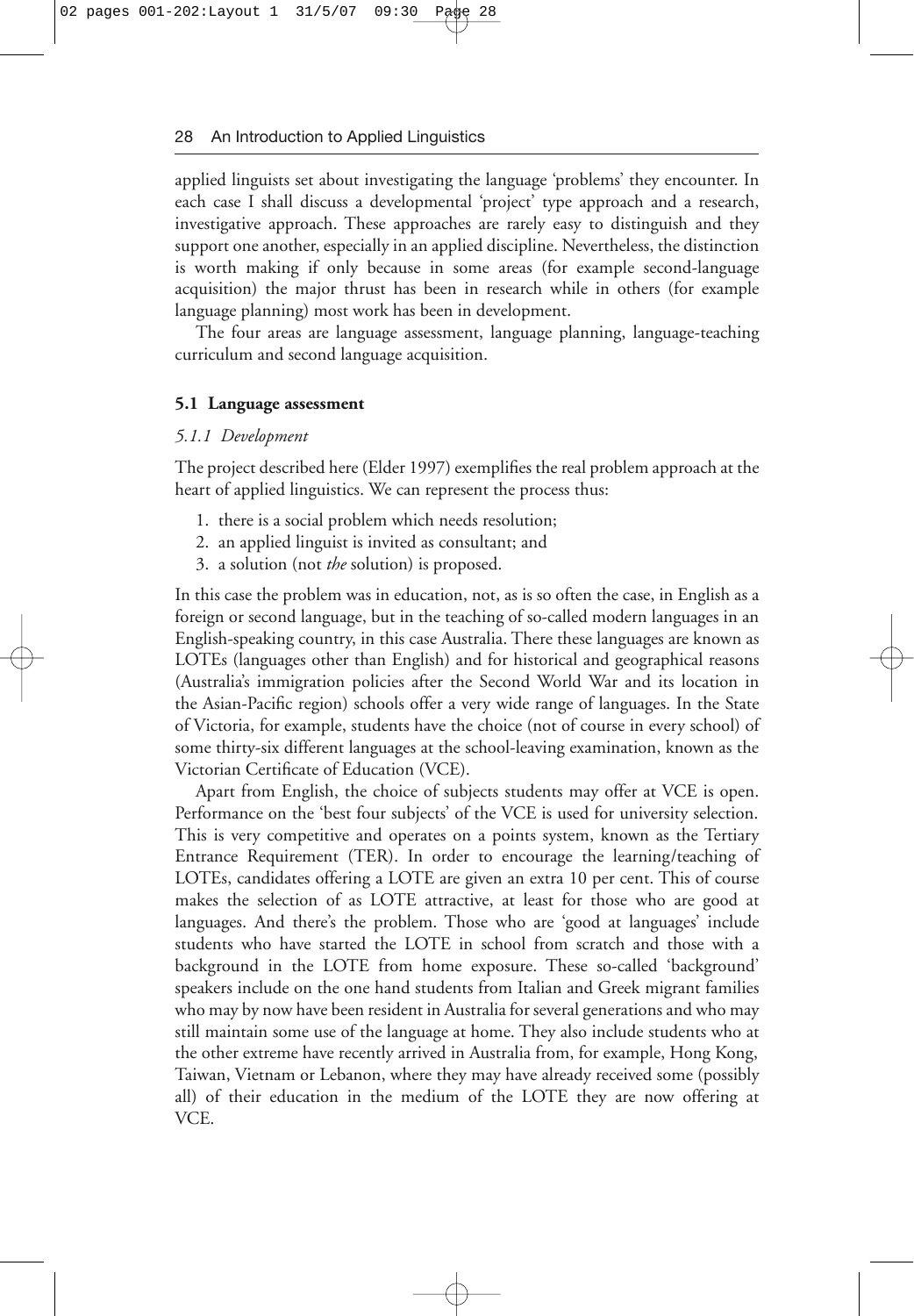applied linguists set about investigating the language 'problems' they encounter. In each case I shall discuss a developmental 'project' type approach and a research, investigative approach. These approaches are rarely easy to distinguish and they support one another, especially in an applied discipline. Nevertheless, the distinction is worth making if only because in some areas (for example second-language acquisition) the major thrust has been in research while in others (for example language planning) most work has been in development.

The four areas are language assessment, language planning, language-teaching curriculum and second language acquisition.

### 5.1 Language assessment

#### *5.1.1 Development*

The project described here (Elder 1997) exemplifies the real problem approach at the heart of applied linguistics. We can represent the process thus:

1. there is a social problem which needs resolution;
2. an applied linguist is invited as consultant; and
3. a solution (not *the* solution) is proposed.

In this case the problem was in education, not, as is so often the case, in English as a foreign or second language, but in the teaching of so-called modern languages in an English-speaking country, in this case Australia. There these languages are known as LOTEs (languages other than English) and for historical and geographical reasons (Australia's immigration policies after the Second World War and its location in the Asian-Pacific region) schools offer a very wide range of languages. In the State of Victoria, for example, students have the choice (not of course in every school) of some thirty-six different languages at the school-leaving examination, known as the Victorian Certificate of Education (VCE).

Apart from English, the choice of subjects students may offer at VCE is open. Performance on the 'best four subjects' of the VCE is used for university selection. This is very competitive and operates on a points system, known as the Tertiary Entrance Requirement (TER). In order to encourage the learning/teaching of LOTEs, candidates offering a LOTE are given an extra 10 per cent. This of course makes the selection of as LOTE attractive, at least for those who are good at languages. And there's the problem. Those who are 'good at languages' include students who have started the LOTE in school from scratch and those with a background in the LOTE from home exposure. These so-called 'background' speakers include on the one hand students from Italian and Greek migrant families who may by now have been resident in Australia for several generations and who may still maintain some use of the language at home. They also include students who at the other extreme have recently arrived in Australia from, for example, Hong Kong, Taiwan, Vietnam or Lebanon, where they may have already received some (possibly all) of their education in the medium of the LOTE they are now offering at VCE.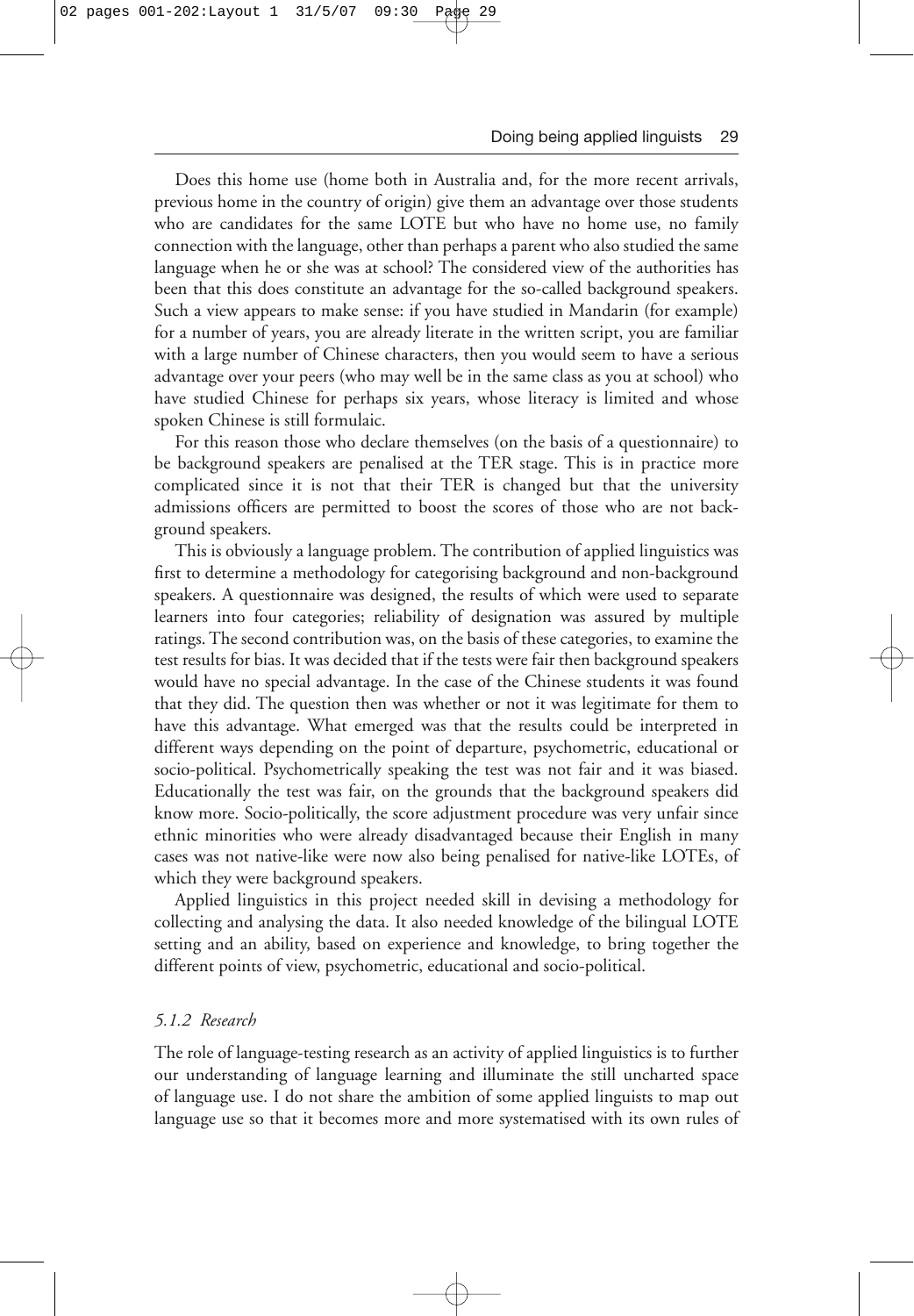Does this home use (home both in Australia and, for the more recent arrivals, previous home in the country of origin) give them an advantage over those students who are candidates for the same LOTE but who have no home use, no family connection with the language, other than perhaps a parent who also studied the same language when he or she was at school? The considered view of the authorities has been that this does constitute an advantage for the so-called background speakers. Such a view appears to make sense: if you have studied in Mandarin (for example) for a number of years, you are already literate in the written script, you are familiar with a large number of Chinese characters, then you would seem to have a serious advantage over your peers (who may well be in the same class as you at school) who have studied Chinese for perhaps six years, whose literacy is limited and whose spoken Chinese is still formulaic.

For this reason those who declare themselves (on the basis of a questionnaire) to be background speakers are penalised at the TER stage. This is in practice more complicated since it is not that their TER is changed but that the university admissions officers are permitted to boost the scores of those who are not background speakers.

This is obviously a language problem. The contribution of applied linguistics was first to determine a methodology for categorising background and non-background speakers. A questionnaire was designed, the results of which were used to separate learners into four categories; reliability of designation was assured by multiple ratings. The second contribution was, on the basis of these categories, to examine the test results for bias. It was decided that if the tests were fair then background speakers would have no special advantage. In the case of the Chinese students it was found that they did. The question then was whether or not it was legitimate for them to have this advantage. What emerged was that the results could be interpreted in different ways depending on the point of departure, psychometric, educational or socio-political. Psychometrically speaking the test was not fair and it was biased. Educationally the test was fair, on the grounds that the background speakers did know more. Socio-politically, the score adjustment procedure was very unfair since ethnic minorities who were already disadvantaged because their English in many cases was not native-like were now also being penalised for native-like LOTEs, of which they were background speakers.

Applied linguistics in this project needed skill in devising a methodology for collecting and analysing the data. It also needed knowledge of the bilingual LOTE setting and an ability, based on experience and knowledge, to bring together the different points of view, psychometric, educational and socio-political.

#### *5.1.2 Research*

The role of language-testing research as an activity of applied linguistics is to further our understanding of language learning and illuminate the still uncharted space of language use. I do not share the ambition of some applied linguists to map out language use so that it becomes more and more systematised with its own rules of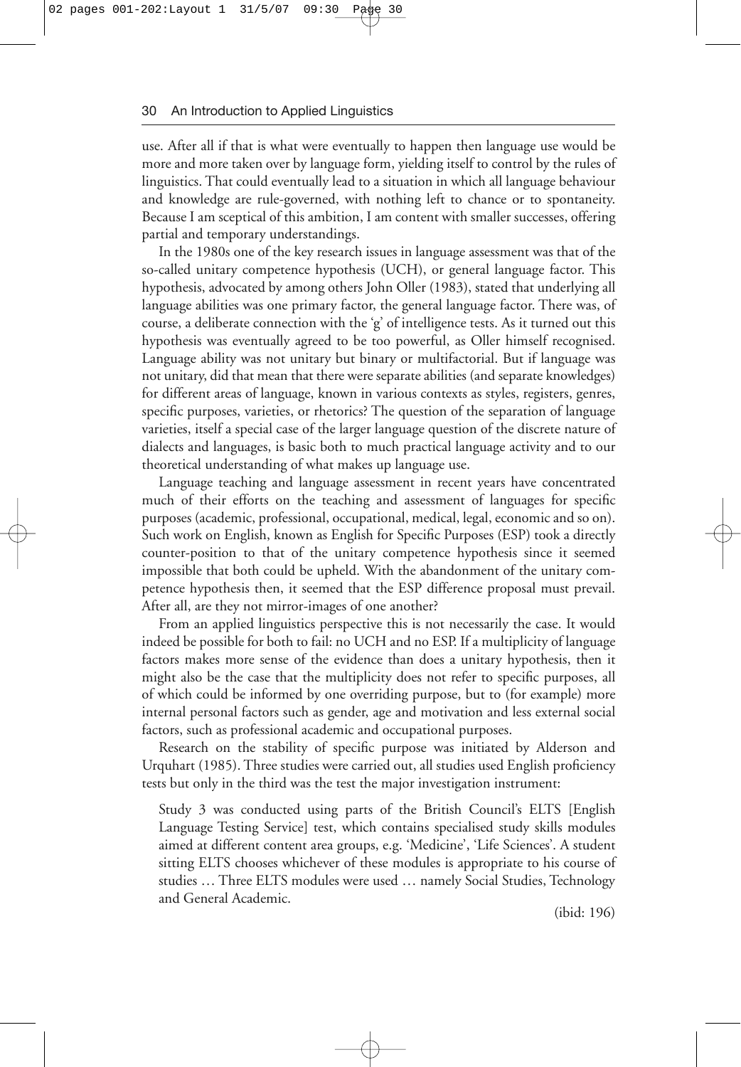use. After all if that is what were eventually to happen then language use would be more and more taken over by language form, yielding itself to control by the rules of linguistics. That could eventually lead to a situation in which all language behaviour and knowledge are rule-governed, with nothing left to chance or to spontaneity. Because I am sceptical of this ambition, I am content with smaller successes, offering partial and temporary understandings.

In the 1980s one of the key research issues in language assessment was that of the so-called unitary competence hypothesis (UCH), or general language factor. This hypothesis, advocated by among others John Oller (1983), stated that underlying all language abilities was one primary factor, the general language factor. There was, of course, a deliberate connection with the 'g' of intelligence tests. As it turned out this hypothesis was eventually agreed to be too powerful, as Oller himself recognised. Language ability was not unitary but binary or multifactorial. But if language was not unitary, did that mean that there were separate abilities (and separate knowledges) for different areas of language, known in various contexts as styles, registers, genres, specific purposes, varieties, or rhetorics? The question of the separation of language varieties, itself a special case of the larger language question of the discrete nature of dialects and languages, is basic both to much practical language activity and to our theoretical understanding of what makes up language use.

Language teaching and language assessment in recent years have concentrated much of their efforts on the teaching and assessment of languages for specific purposes (academic, professional, occupational, medical, legal, economic and so on). Such work on English, known as English for Specific Purposes (ESP) took a directly counter-position to that of the unitary competence hypothesis since it seemed impossible that both could be upheld. With the abandonment of the unitary competence hypothesis then, it seemed that the ESP difference proposal must prevail. After all, are they not mirror-images of one another?

From an applied linguistics perspective this is not necessarily the case. It would indeed be possible for both to fail: no UCH and no ESP. If a multiplicity of language factors makes more sense of the evidence than does a unitary hypothesis, then it might also be the case that the multiplicity does not refer to specific purposes, all of which could be informed by one overriding purpose, but to (for example) more internal personal factors such as gender, age and motivation and less external social factors, such as professional academic and occupational purposes.

Research on the stability of specific purpose was initiated by Alderson and Urquhart (1985). Three studies were carried out, all studies used English proficiency tests but only in the third was the test the major investigation instrument:

> Study 3 was conducted using parts of the British Council's ELTS [English Language Testing Service] test, which contains specialised study skills modules aimed at different content area groups, e.g. 'Medicine', 'Life Sciences'. A student sitting ELTS chooses whichever of these modules is appropriate to his course of studies … Three ELTS modules were used … namely Social Studies, Technology and General Academic.
>
> (ibid: 196)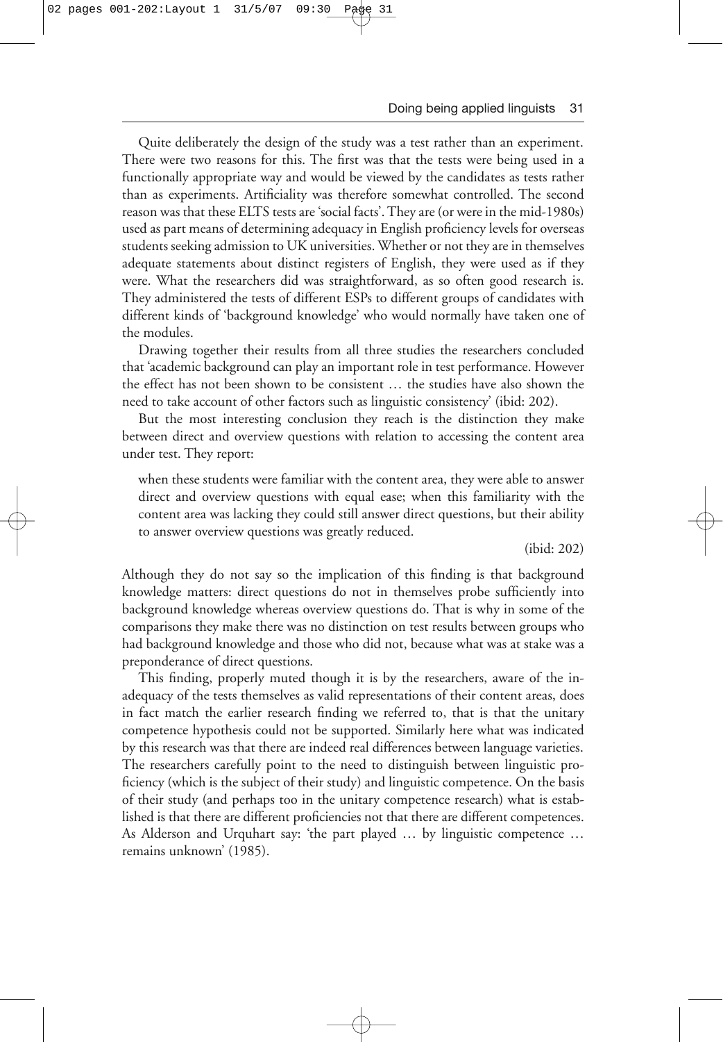Quite deliberately the design of the study was a test rather than an experiment. There were two reasons for this. The first was that the tests were being used in a functionally appropriate way and would be viewed by the candidates as tests rather than as experiments. Artificiality was therefore somewhat controlled. The second reason was that these ELTS tests are 'social facts'. They are (or were in the mid-1980s) used as part means of determining adequacy in English proficiency levels for overseas students seeking admission to UK universities. Whether or not they are in themselves adequate statements about distinct registers of English, they were used as if they were. What the researchers did was straightforward, as so often good research is. They administered the tests of different ESPs to different groups of candidates with different kinds of 'background knowledge' who would normally have taken one of the modules.

Drawing together their results from all three studies the researchers concluded that 'academic background can play an important role in test performance. However the effect has not been shown to be consistent … the studies have also shown the need to take account of other factors such as linguistic consistency' (ibid: 202).

But the most interesting conclusion they reach is the distinction they make between direct and overview questions with relation to accessing the content area under test. They report:

> when these students were familiar with the content area, they were able to answer direct and overview questions with equal ease; when this familiarity with the content area was lacking they could still answer direct questions, but their ability to answer overview questions was greatly reduced.
>
> (ibid: 202)

Although they do not say so the implication of this finding is that background knowledge matters: direct questions do not in themselves probe sufficiently into background knowledge whereas overview questions do. That is why in some of the comparisons they make there was no distinction on test results between groups who had background knowledge and those who did not, because what was at stake was a preponderance of direct questions.

This finding, properly muted though it is by the researchers, aware of the inadequacy of the tests themselves as valid representations of their content areas, does in fact match the earlier research finding we referred to, that is that the unitary competence hypothesis could not be supported. Similarly here what was indicated by this research was that there are indeed real differences between language varieties. The researchers carefully point to the need to distinguish between linguistic proficiency (which is the subject of their study) and linguistic competence. On the basis of their study (and perhaps too in the unitary competence research) what is established is that there are different proficiencies not that there are different competences. As Alderson and Urquhart say: 'the part played … by linguistic competence … remains unknown' (1985).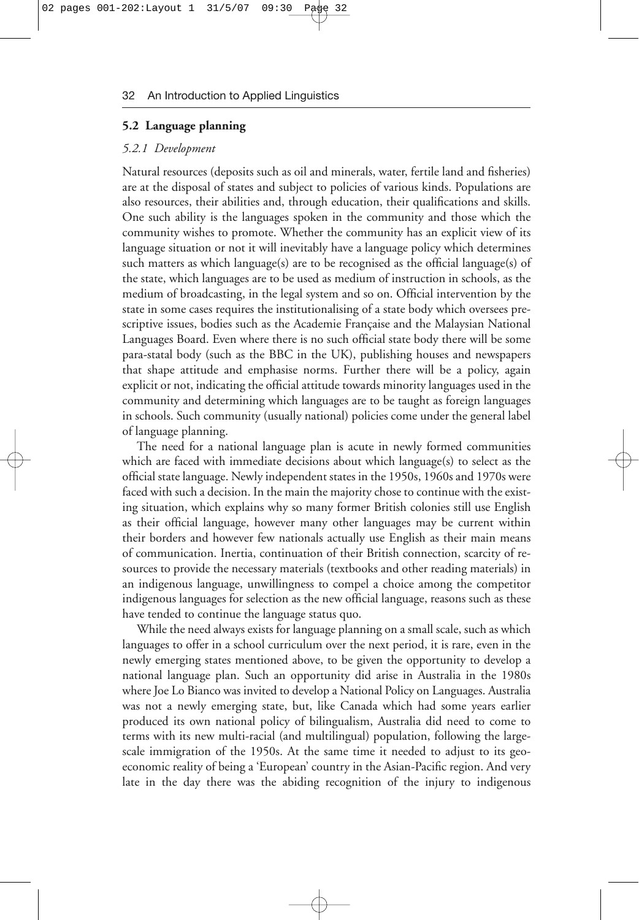## 5.2 Language planning

### *5.2.1 Development*

Natural resources (deposits such as oil and minerals, water, fertile land and fisheries) are at the disposal of states and subject to policies of various kinds. Populations are also resources, their abilities and, through education, their qualifications and skills. One such ability is the languages spoken in the community and those which the community wishes to promote. Whether the community has an explicit view of its language situation or not it will inevitably have a language policy which determines such matters as which language(s) are to be recognised as the official language(s) of the state, which languages are to be used as medium of instruction in schools, as the medium of broadcasting, in the legal system and so on. Official intervention by the state in some cases requires the institutionalising of a state body which oversees prescriptive issues, bodies such as the Academie Française and the Malaysian National Languages Board. Even where there is no such official state body there will be some para-statal body (such as the BBC in the UK), publishing houses and newspapers that shape attitude and emphasise norms. Further there will be a policy, again explicit or not, indicating the official attitude towards minority languages used in the community and determining which languages are to be taught as foreign languages in schools. Such community (usually national) policies come under the general label of language planning.

The need for a national language plan is acute in newly formed communities which are faced with immediate decisions about which language(s) to select as the official state language. Newly independent states in the 1950s, 1960s and 1970s were faced with such a decision. In the main the majority chose to continue with the existing situation, which explains why so many former British colonies still use English as their official language, however many other languages may be current within their borders and however few nationals actually use English as their main means of communication. Inertia, continuation of their British connection, scarcity of resources to provide the necessary materials (textbooks and other reading materials) in an indigenous language, unwillingness to compel a choice among the competitor indigenous languages for selection as the new official language, reasons such as these have tended to continue the language status quo.

While the need always exists for language planning on a small scale, such as which languages to offer in a school curriculum over the next period, it is rare, even in the newly emerging states mentioned above, to be given the opportunity to develop a national language plan. Such an opportunity did arise in Australia in the 1980s where Joe Lo Bianco was invited to develop a National Policy on Languages. Australia was not a newly emerging state, but, like Canada which had some years earlier produced its own national policy of bilingualism, Australia did need to come to terms with its new multi-racial (and multilingual) population, following the large-scale immigration of the 1950s. At the same time it needed to adjust to its geo-economic reality of being a 'European' country in the Asian-Pacific region. And very late in the day there was the abiding recognition of the injury to indigenous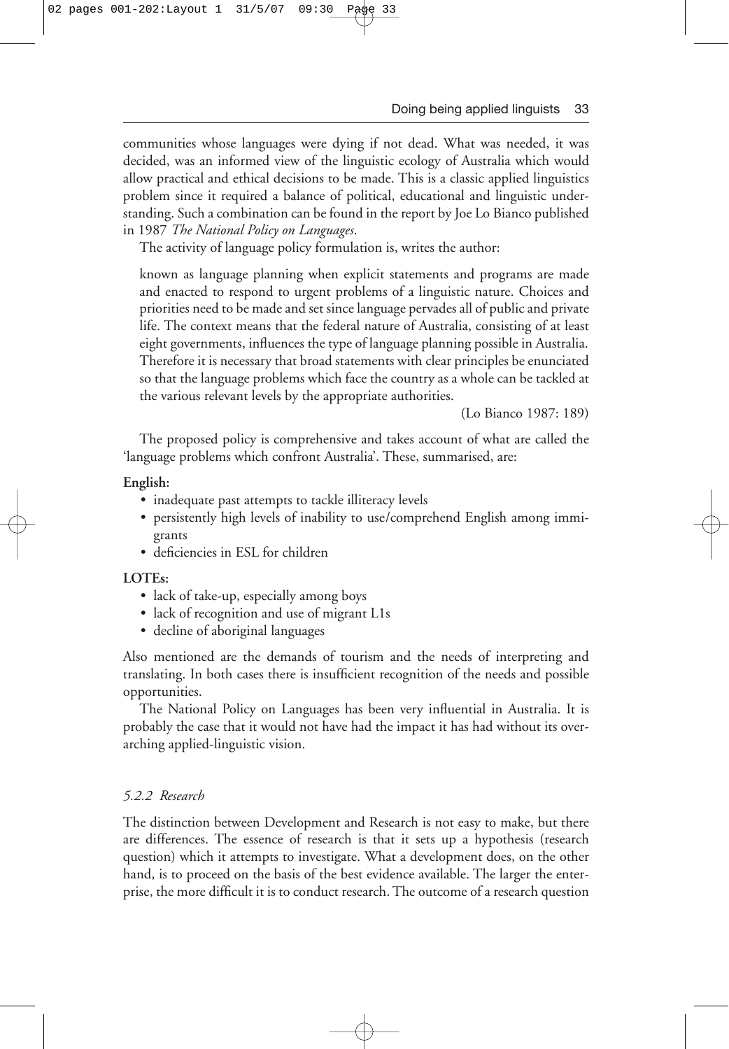communities whose languages were dying if not dead. What was needed, it was decided, was an informed view of the linguistic ecology of Australia which would allow practical and ethical decisions to be made. This is a classic applied linguistics problem since it required a balance of political, educational and linguistic understanding. Such a combination can be found in the report by Joe Lo Bianco published in 1987 *The National Policy on Languages*.

The activity of language policy formulation is, writes the author:

> known as language planning when explicit statements and programs are made and enacted to respond to urgent problems of a linguistic nature. Choices and priorities need to be made and set since language pervades all of public and private life. The context means that the federal nature of Australia, consisting of at least eight governments, influences the type of language planning possible in Australia. Therefore it is necessary that broad statements with clear principles be enunciated so that the language problems which face the country as a whole can be tackled at the various relevant levels by the appropriate authorities.
>
> (Lo Bianco 1987: 189)

The proposed policy is comprehensive and takes account of what are called the 'language problems which confront Australia'. These, summarised, are:

**English:**

- inadequate past attempts to tackle illiteracy levels
- persistently high levels of inability to use/comprehend English among immigrants
- deficiencies in ESL for children

**LOTEs:**

- lack of take-up, especially among boys
- lack of recognition and use of migrant L1s
- decline of aboriginal languages

Also mentioned are the demands of tourism and the needs of interpreting and translating. In both cases there is insufficient recognition of the needs and possible opportunities.

The National Policy on Languages has been very influential in Australia. It is probably the case that it would not have had the impact it has had without its overarching applied-linguistic vision.

### *5.2.2 Research*

The distinction between Development and Research is not easy to make, but there are differences. The essence of research is that it sets up a hypothesis (research question) which it attempts to investigate. What a development does, on the other hand, is to proceed on the basis of the best evidence available. The larger the enterprise, the more difficult it is to conduct research. The outcome of a research question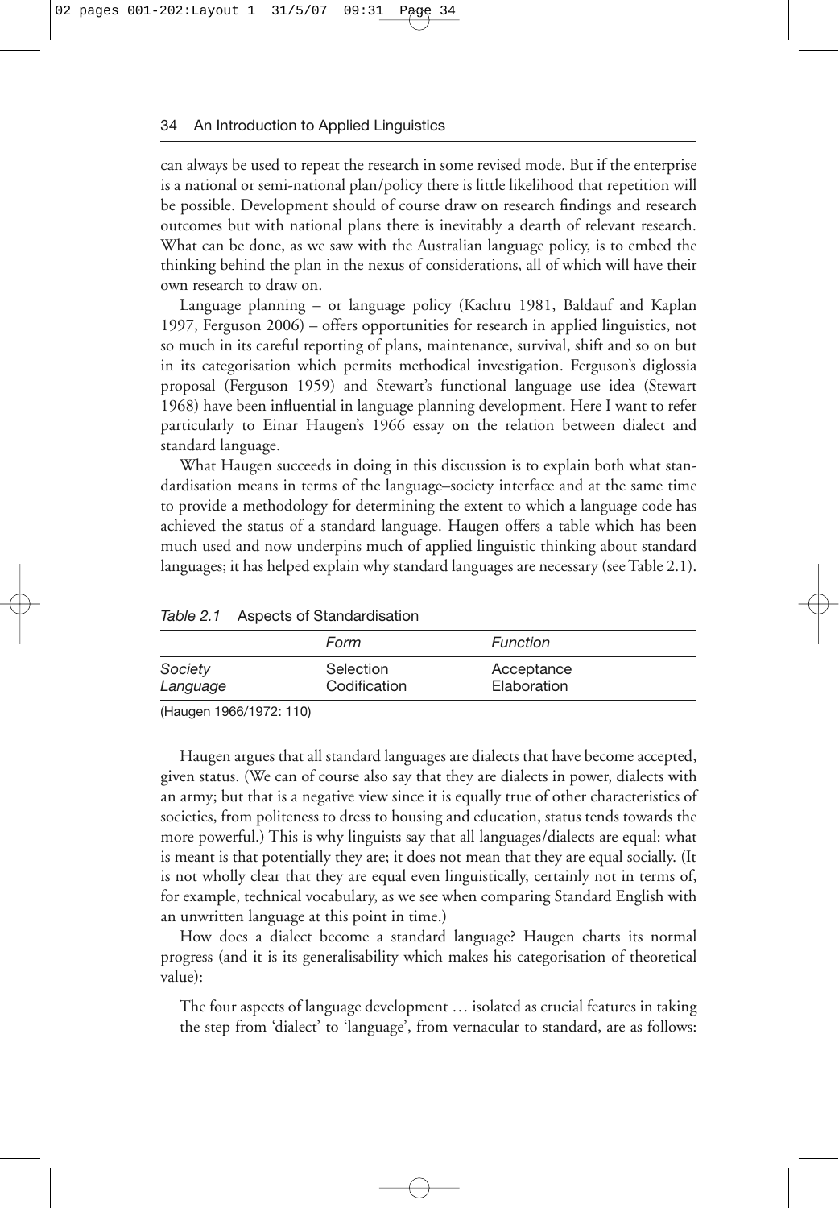can always be used to repeat the research in some revised mode. But if the enterprise is a national or semi-national plan/policy there is little likelihood that repetition will be possible. Development should of course draw on research findings and research outcomes but with national plans there is inevitably a dearth of relevant research. What can be done, as we saw with the Australian language policy, is to embed the thinking behind the plan in the nexus of considerations, all of which will have their own research to draw on.

Language planning – or language policy (Kachru 1981, Baldauf and Kaplan 1997, Ferguson 2006) – offers opportunities for research in applied linguistics, not so much in its careful reporting of plans, maintenance, survival, shift and so on but in its categorisation which permits methodical investigation. Ferguson's diglossia proposal (Ferguson 1959) and Stewart's functional language use idea (Stewart 1968) have been influential in language planning development. Here I want to refer particularly to Einar Haugen's 1966 essay on the relation between dialect and standard language.

What Haugen succeeds in doing in this discussion is to explain both what standardisation means in terms of the language–society interface and at the same time to provide a methodology for determining the extent to which a language code has achieved the status of a standard language. Haugen offers a table which has been much used and now underpins much of applied linguistic thinking about standard languages; it has helped explain why standard languages are necessary (see Table 2.1).

*Table 2.1* Aspects of Standardisation

| | *Form* | *Function* |
|---|---|---|
| *Society* | Selection | Acceptance |
| *Language* | Codification | Elaboration |

(Haugen 1966/1972: 110)

Haugen argues that all standard languages are dialects that have become accepted, given status. (We can of course also say that they are dialects in power, dialects with an army; but that is a negative view since it is equally true of other characteristics of societies, from politeness to dress to housing and education, status tends towards the more powerful.) This is why linguists say that all languages/dialects are equal: what is meant is that potentially they are; it does not mean that they are equal socially. (It is not wholly clear that they are equal even linguistically, certainly not in terms of, for example, technical vocabulary, as we see when comparing Standard English with an unwritten language at this point in time.)

How does a dialect become a standard language? Haugen charts its normal progress (and it is its generalisability which makes his categorisation of theoretical value):

> The four aspects of language development … isolated as crucial features in taking the step from 'dialect' to 'language', from vernacular to standard, are as follows: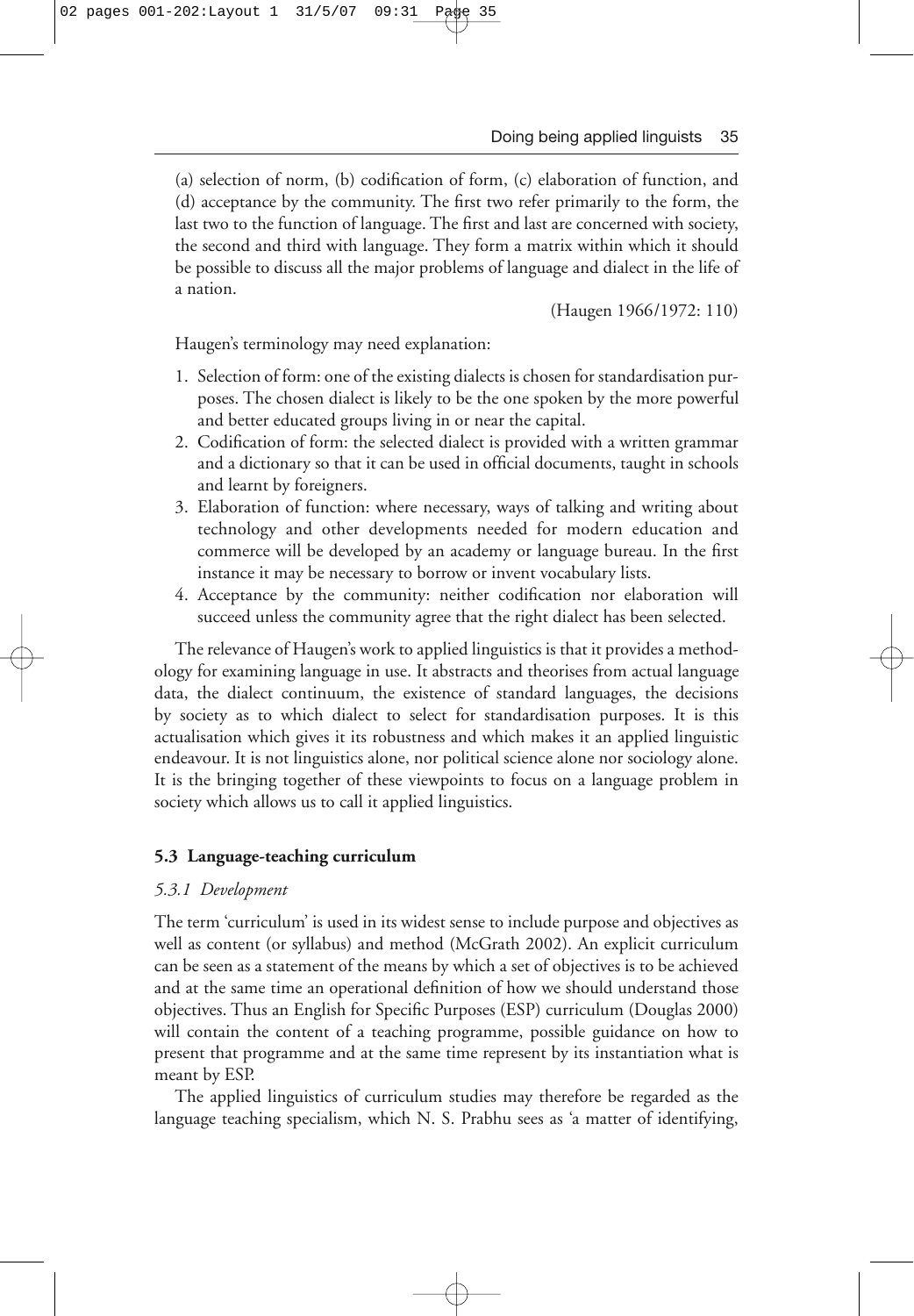(a) selection of norm, (b) codification of form, (c) elaboration of function, and (d) acceptance by the community. The first two refer primarily to the form, the last two to the function of language. The first and last are concerned with society, the second and third with language. They form a matrix within which it should be possible to discuss all the major problems of language and dialect in the life of a nation.

(Haugen 1966/1972: 110)

Haugen's terminology may need explanation:

1. Selection of form: one of the existing dialects is chosen for standardisation purposes. The chosen dialect is likely to be the one spoken by the more powerful and better educated groups living in or near the capital.
2. Codification of form: the selected dialect is provided with a written grammar and a dictionary so that it can be used in official documents, taught in schools and learnt by foreigners.
3. Elaboration of function: where necessary, ways of talking and writing about technology and other developments needed for modern education and commerce will be developed by an academy or language bureau. In the first instance it may be necessary to borrow or invent vocabulary lists.
4. Acceptance by the community: neither codification nor elaboration will succeed unless the community agree that the right dialect has been selected.

The relevance of Haugen's work to applied linguistics is that it provides a methodology for examining language in use. It abstracts and theorises from actual language data, the dialect continuum, the existence of standard languages, the decisions by society as to which dialect to select for standardisation purposes. It is this actualisation which gives it its robustness and which makes it an applied linguistic endeavour. It is not linguistics alone, nor political science alone nor sociology alone. It is the bringing together of these viewpoints to focus on a language problem in society which allows us to call it applied linguistics.

### 5.3 Language-teaching curriculum

#### *5.3.1 Development*

The term 'curriculum' is used in its widest sense to include purpose and objectives as well as content (or syllabus) and method (McGrath 2002). An explicit curriculum can be seen as a statement of the means by which a set of objectives is to be achieved and at the same time an operational definition of how we should understand those objectives. Thus an English for Specific Purposes (ESP) curriculum (Douglas 2000) will contain the content of a teaching programme, possible guidance on how to present that programme and at the same time represent by its instantiation what is meant by ESP.

The applied linguistics of curriculum studies may therefore be regarded as the language teaching specialism, which N. S. Prabhu sees as 'a matter of identifying,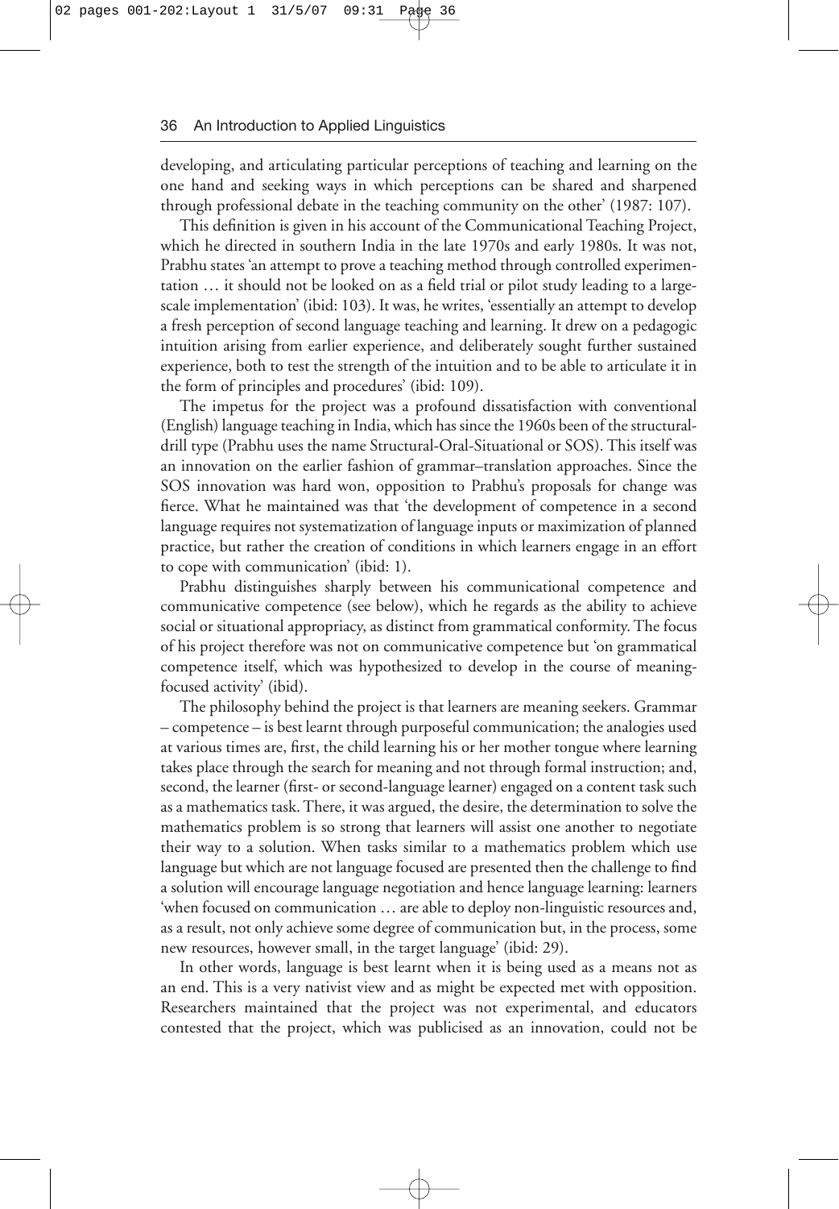developing, and articulating particular perceptions of teaching and learning on the one hand and seeking ways in which perceptions can be shared and sharpened through professional debate in the teaching community on the other' (1987: 107).

This definition is given in his account of the Communicational Teaching Project, which he directed in southern India in the late 1970s and early 1980s. It was not, Prabhu states 'an attempt to prove a teaching method through controlled experimentation … it should not be looked on as a field trial or pilot study leading to a large-scale implementation' (ibid: 103). It was, he writes, 'essentially an attempt to develop a fresh perception of second language teaching and learning. It drew on a pedagogic intuition arising from earlier experience, and deliberately sought further sustained experience, both to test the strength of the intuition and to be able to articulate it in the form of principles and procedures' (ibid: 109).

The impetus for the project was a profound dissatisfaction with conventional (English) language teaching in India, which has since the 1960s been of the structural-drill type (Prabhu uses the name Structural-Oral-Situational or SOS). This itself was an innovation on the earlier fashion of grammar–translation approaches. Since the SOS innovation was hard won, opposition to Prabhu's proposals for change was fierce. What he maintained was that 'the development of competence in a second language requires not systematization of language inputs or maximization of planned practice, but rather the creation of conditions in which learners engage in an effort to cope with communication' (ibid: 1).

Prabhu distinguishes sharply between his communicational competence and communicative competence (see below), which he regards as the ability to achieve social or situational appropriacy, as distinct from grammatical conformity. The focus of his project therefore was not on communicative competence but 'on grammatical competence itself, which was hypothesized to develop in the course of meaning-focused activity' (ibid).

The philosophy behind the project is that learners are meaning seekers. Grammar – competence – is best learnt through purposeful communication; the analogies used at various times are, first, the child learning his or her mother tongue where learning takes place through the search for meaning and not through formal instruction; and, second, the learner (first- or second-language learner) engaged on a content task such as a mathematics task. There, it was argued, the desire, the determination to solve the mathematics problem is so strong that learners will assist one another to negotiate their way to a solution. When tasks similar to a mathematics problem which use language but which are not language focused are presented then the challenge to find a solution will encourage language negotiation and hence language learning: learners 'when focused on communication … are able to deploy non-linguistic resources and, as a result, not only achieve some degree of communication but, in the process, some new resources, however small, in the target language' (ibid: 29).

In other words, language is best learnt when it is being used as a means not as an end. This is a very nativist view and as might be expected met with opposition. Researchers maintained that the project was not experimental, and educators contested that the project, which was publicised as an innovation, could not be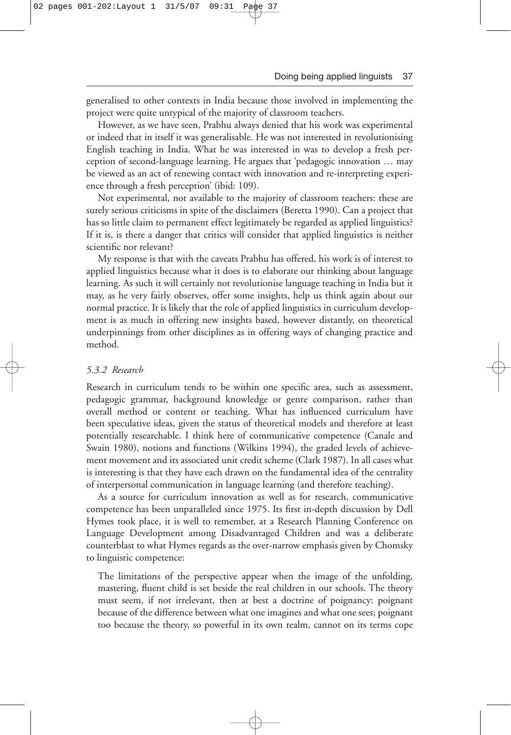generalised to other contexts in India because those involved in implementing the project were quite untypical of the majority of classroom teachers.

However, as we have seen, Prabhu always denied that his work was experimental or indeed that in itself it was generalisable. He was not interested in revolutionising English teaching in India. What he was interested in was to develop a fresh perception of second-language learning. He argues that 'pedagogic innovation … may be viewed as an act of renewing contact with innovation and re-interpreting experience through a fresh perception' (ibid: 109).

Not experimental, not available to the majority of classroom teachers: these are surely serious criticisms in spite of the disclaimers (Beretta 1990). Can a project that has so little claim to permanent effect legitimately be regarded as applied linguistics? If it is, is there a danger that critics will consider that applied linguistics is neither scientific nor relevant?

My response is that with the caveats Prabhu has offered, his work is of interest to applied linguistics because what it does is to elaborate our thinking about language learning. As such it will certainly not revolutionise language teaching in India but it may, as he very fairly observes, offer some insights, help us think again about our normal practice. It is likely that the role of applied linguistics in curriculum development is as much in offering new insights based, however distantly, on theoretical underpinnings from other disciplines as in offering ways of changing practice and method.

### *5.3.2 Research*

Research in curriculum tends to be within one specific area, such as assessment, pedagogic grammar, background knowledge or genre comparison, rather than overall method or content or teaching. What has influenced curriculum have been speculative ideas, given the status of theoretical models and therefore at least potentially researchable. I think here of communicative competence (Canale and Swain 1980), notions and functions (Wilkins 1994), the graded levels of achievement movement and its associated unit credit scheme (Clark 1987). In all cases what is interesting is that they have each drawn on the fundamental idea of the centrality of interpersonal communication in language learning (and therefore teaching).

As a source for curriculum innovation as well as for research, communicative competence has been unparalleled since 1975. Its first in-depth discussion by Dell Hymes took place, it is well to remember, at a Research Planning Conference on Language Development among Disadvantaged Children and was a deliberate counterblast to what Hymes regards as the over-narrow emphasis given by Chomsky to linguistic competence:

> The limitations of the perspective appear when the image of the unfolding, mastering, fluent child is set beside the real children in our schools. The theory must seem, if not irrelevant, then at best a doctrine of poignancy: poignant because of the difference between what one imagines and what one sees; poignant too because the theory, so powerful in its own realm, cannot on its terms cope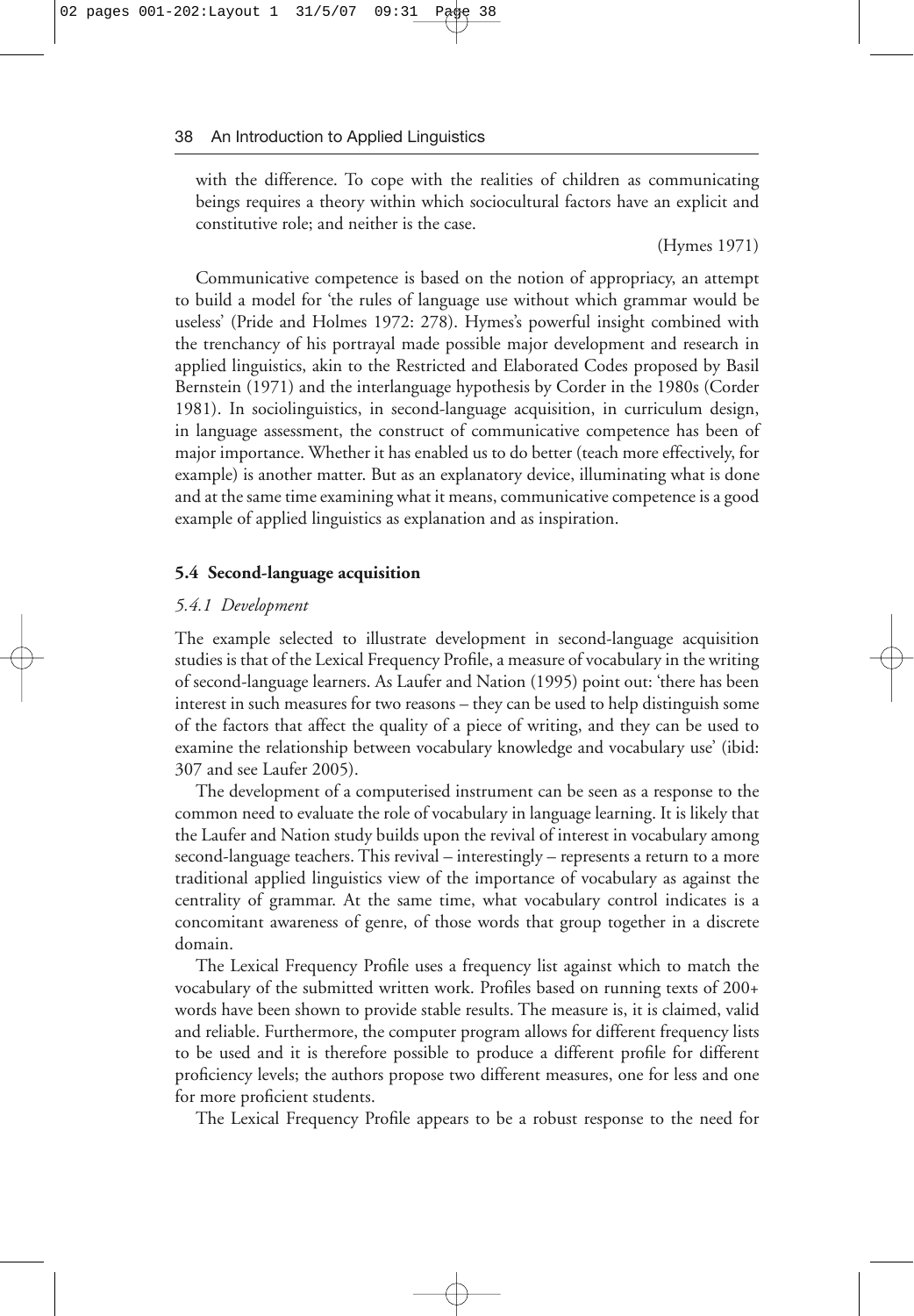with the difference. To cope with the realities of children as communicating beings requires a theory within which sociocultural factors have an explicit and constitutive role; and neither is the case.

(Hymes 1971)

Communicative competence is based on the notion of appropriacy, an attempt to build a model for 'the rules of language use without which grammar would be useless' (Pride and Holmes 1972: 278). Hymes's powerful insight combined with the trenchancy of his portrayal made possible major development and research in applied linguistics, akin to the Restricted and Elaborated Codes proposed by Basil Bernstein (1971) and the interlanguage hypothesis by Corder in the 1980s (Corder 1981). In sociolinguistics, in second-language acquisition, in curriculum design, in language assessment, the construct of communicative competence has been of major importance. Whether it has enabled us to do better (teach more effectively, for example) is another matter. But as an explanatory device, illuminating what is done and at the same time examining what it means, communicative competence is a good example of applied linguistics as explanation and as inspiration.

### 5.4 Second-language acquisition

#### *5.4.1 Development*

The example selected to illustrate development in second-language acquisition studies is that of the Lexical Frequency Profile, a measure of vocabulary in the writing of second-language learners. As Laufer and Nation (1995) point out: 'there has been interest in such measures for two reasons – they can be used to help distinguish some of the factors that affect the quality of a piece of writing, and they can be used to examine the relationship between vocabulary knowledge and vocabulary use' (ibid: 307 and see Laufer 2005).

The development of a computerised instrument can be seen as a response to the common need to evaluate the role of vocabulary in language learning. It is likely that the Laufer and Nation study builds upon the revival of interest in vocabulary among second-language teachers. This revival – interestingly – represents a return to a more traditional applied linguistics view of the importance of vocabulary as against the centrality of grammar. At the same time, what vocabulary control indicates is a concomitant awareness of genre, of those words that group together in a discrete domain.

The Lexical Frequency Profile uses a frequency list against which to match the vocabulary of the submitted written work. Profiles based on running texts of 200+ words have been shown to provide stable results. The measure is, it is claimed, valid and reliable. Furthermore, the computer program allows for different frequency lists to be used and it is therefore possible to produce a different profile for different proficiency levels; the authors propose two different measures, one for less and one for more proficient students.

The Lexical Frequency Profile appears to be a robust response to the need for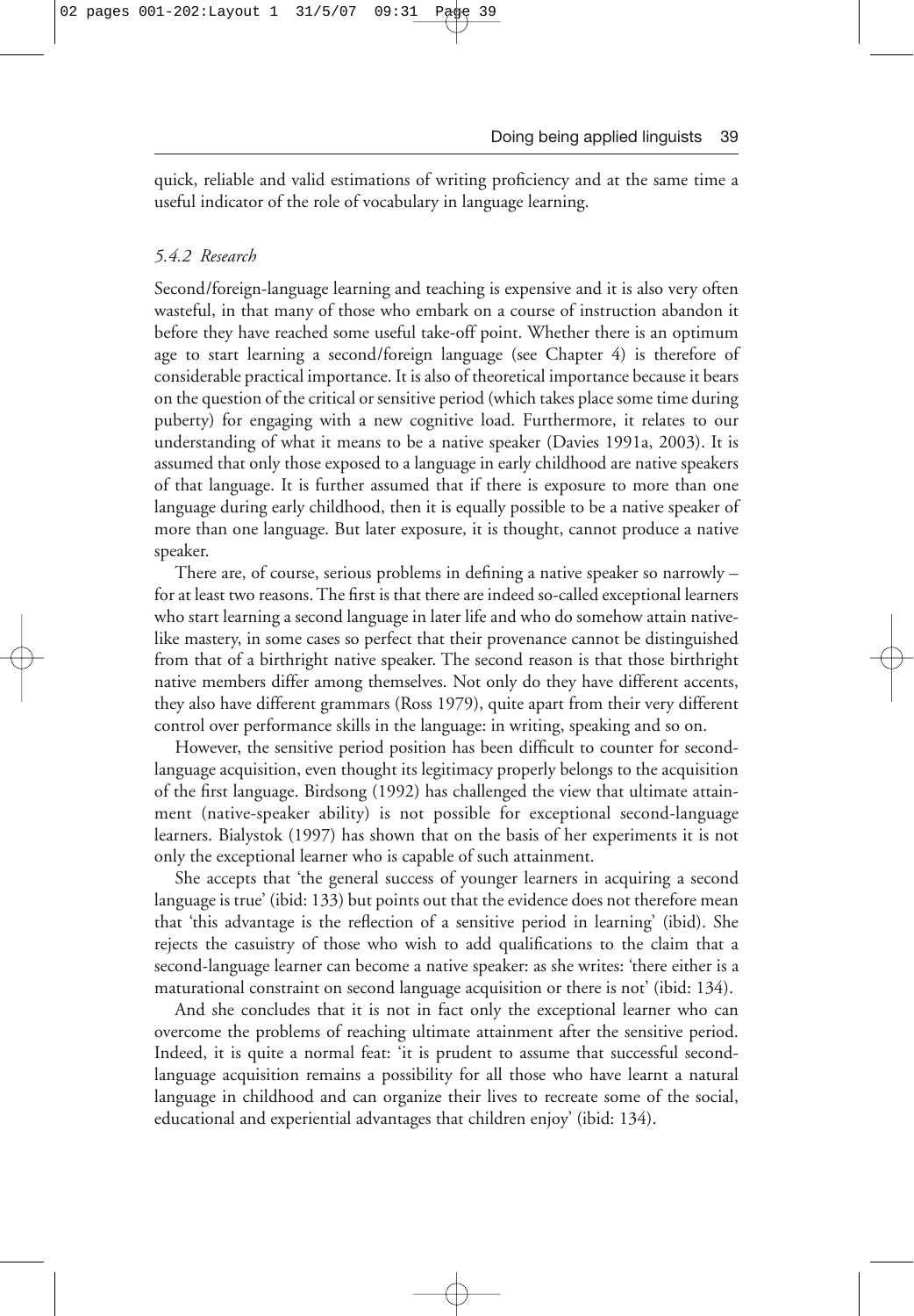quick, reliable and valid estimations of writing proficiency and at the same time a useful indicator of the role of vocabulary in language learning.

### *5.4.2 Research*

Second/foreign-language learning and teaching is expensive and it is also very often wasteful, in that many of those who embark on a course of instruction abandon it before they have reached some useful take-off point. Whether there is an optimum age to start learning a second/foreign language (see Chapter 4) is therefore of considerable practical importance. It is also of theoretical importance because it bears on the question of the critical or sensitive period (which takes place some time during puberty) for engaging with a new cognitive load. Furthermore, it relates to our understanding of what it means to be a native speaker (Davies 1991a, 2003). It is assumed that only those exposed to a language in early childhood are native speakers of that language. It is further assumed that if there is exposure to more than one language during early childhood, then it is equally possible to be a native speaker of more than one language. But later exposure, it is thought, cannot produce a native speaker.

There are, of course, serious problems in defining a native speaker so narrowly – for at least two reasons. The first is that there are indeed so-called exceptional learners who start learning a second language in later life and who do somehow attain native-like mastery, in some cases so perfect that their provenance cannot be distinguished from that of a birthright native speaker. The second reason is that those birthright native members differ among themselves. Not only do they have different accents, they also have different grammars (Ross 1979), quite apart from their very different control over performance skills in the language: in writing, speaking and so on.

However, the sensitive period position has been difficult to counter for second-language acquisition, even thought its legitimacy properly belongs to the acquisition of the first language. Birdsong (1992) has challenged the view that ultimate attainment (native-speaker ability) is not possible for exceptional second-language learners. Bialystok (1997) has shown that on the basis of her experiments it is not only the exceptional learner who is capable of such attainment.

She accepts that 'the general success of younger learners in acquiring a second language is true' (ibid: 133) but points out that the evidence does not therefore mean that 'this advantage is the reflection of a sensitive period in learning' (ibid). She rejects the casuistry of those who wish to add qualifications to the claim that a second-language learner can become a native speaker: as she writes: 'there either is a maturational constraint on second language acquisition or there is not' (ibid: 134).

And she concludes that it is not in fact only the exceptional learner who can overcome the problems of reaching ultimate attainment after the sensitive period. Indeed, it is quite a normal feat: 'it is prudent to assume that successful second-language acquisition remains a possibility for all those who have learnt a natural language in childhood and can organize their lives to recreate some of the social, educational and experiential advantages that children enjoy' (ibid: 134).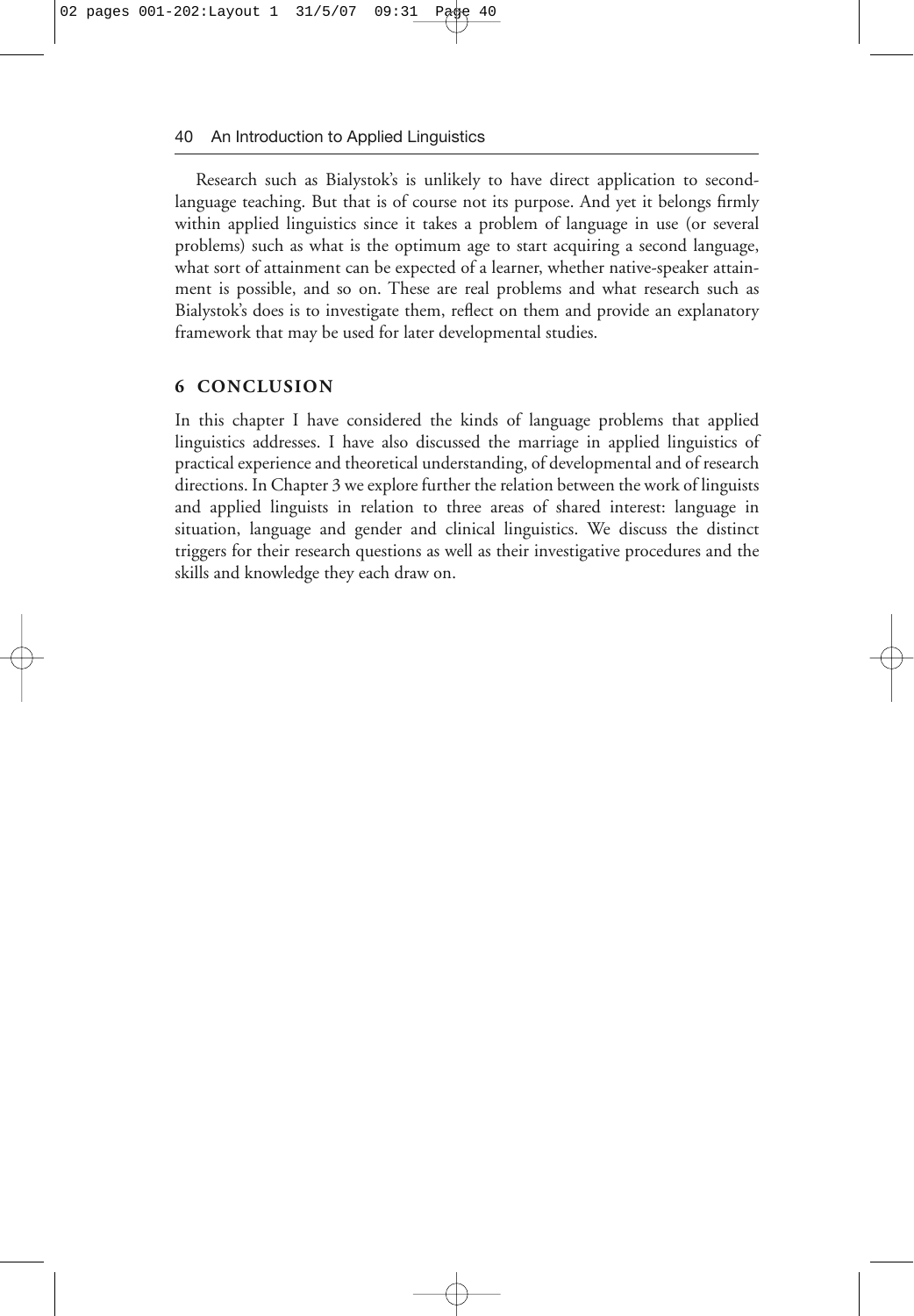Research such as Bialystok's is unlikely to have direct application to second-language teaching. But that is of course not its purpose. And yet it belongs firmly within applied linguistics since it takes a problem of language in use (or several problems) such as what is the optimum age to start acquiring a second language, what sort of attainment can be expected of a learner, whether native-speaker attainment is possible, and so on. These are real problems and what research such as Bialystok's does is to investigate them, reflect on them and provide an explanatory framework that may be used for later developmental studies.

## 6 CONCLUSION

In this chapter I have considered the kinds of language problems that applied linguistics addresses. I have also discussed the marriage in applied linguistics of practical experience and theoretical understanding, of developmental and of research directions. In Chapter 3 we explore further the relation between the work of linguists and applied linguists in relation to three areas of shared interest: language in situation, language and gender and clinical linguistics. We discuss the distinct triggers for their research questions as well as their investigative procedures and the skills and knowledge they each draw on.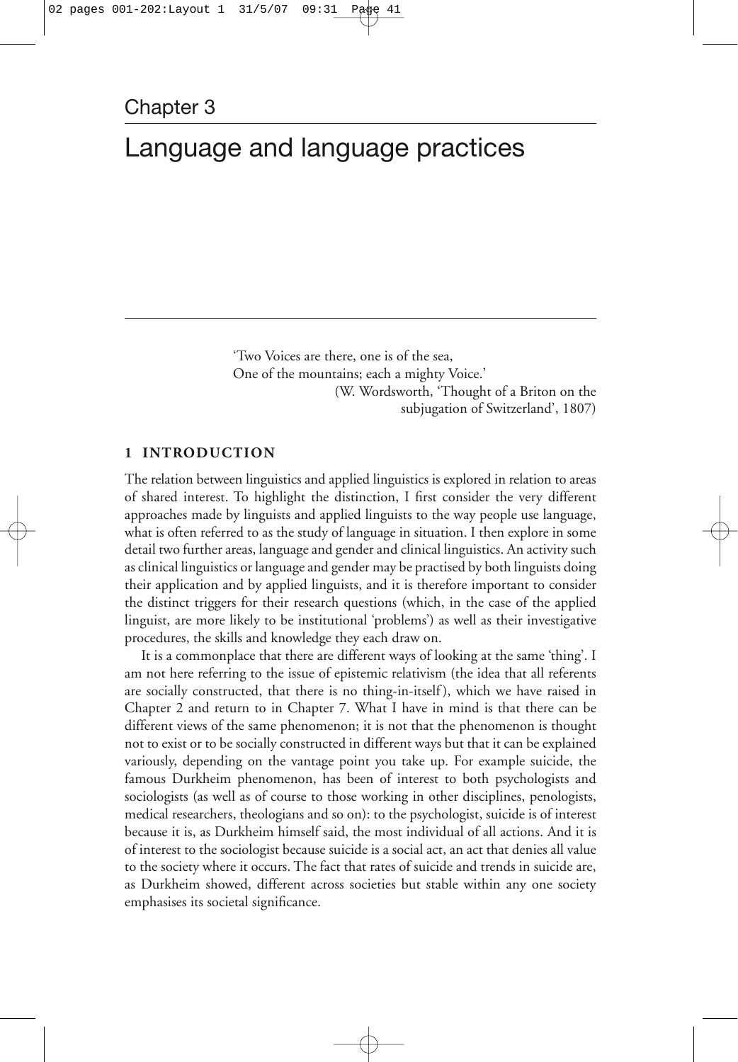Chapter 3

# Language and language practices

> 'Two Voices are there, one is of the sea,
> One of the mountains; each a mighty Voice.'
> (W. Wordsworth, 'Thought of a Briton on the subjugation of Switzerland', 1807)

## 1 INTRODUCTION

The relation between linguistics and applied linguistics is explored in relation to areas of shared interest. To highlight the distinction, I first consider the very different approaches made by linguists and applied linguists to the way people use language, what is often referred to as the study of language in situation. I then explore in some detail two further areas, language and gender and clinical linguistics. An activity such as clinical linguistics or language and gender may be practised by both linguists doing their application and by applied linguists, and it is therefore important to consider the distinct triggers for their research questions (which, in the case of the applied linguist, are more likely to be institutional 'problems') as well as their investigative procedures, the skills and knowledge they each draw on.

It is a commonplace that there are different ways of looking at the same 'thing'. I am not here referring to the issue of epistemic relativism (the idea that all referents are socially constructed, that there is no thing-in-itself), which we have raised in Chapter 2 and return to in Chapter 7. What I have in mind is that there can be different views of the same phenomenon; it is not that the phenomenon is thought not to exist or to be socially constructed in different ways but that it can be explained variously, depending on the vantage point you take up. For example suicide, the famous Durkheim phenomenon, has been of interest to both psychologists and sociologists (as well as of course to those working in other disciplines, penologists, medical researchers, theologians and so on): to the psychologist, suicide is of interest because it is, as Durkheim himself said, the most individual of all actions. And it is of interest to the sociologist because suicide is a social act, an act that denies all value to the society where it occurs. The fact that rates of suicide and trends in suicide are, as Durkheim showed, different across societies but stable within any one society emphasises its societal significance.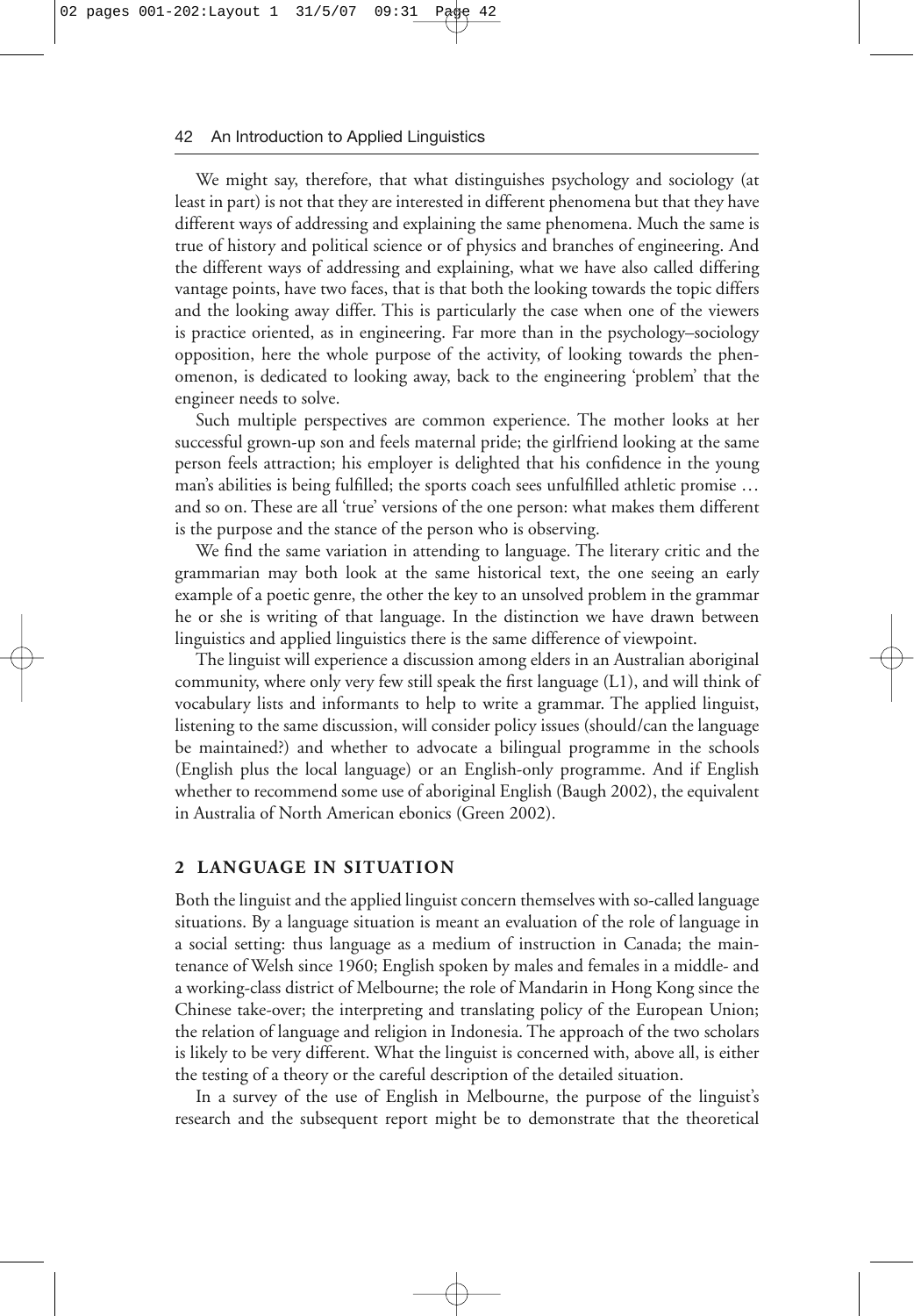We might say, therefore, that what distinguishes psychology and sociology (at least in part) is not that they are interested in different phenomena but that they have different ways of addressing and explaining the same phenomena. Much the same is true of history and political science or of physics and branches of engineering. And the different ways of addressing and explaining, what we have also called differing vantage points, have two faces, that is that both the looking towards the topic differs and the looking away differ. This is particularly the case when one of the viewers is practice oriented, as in engineering. Far more than in the psychology–sociology opposition, here the whole purpose of the activity, of looking towards the phenomenon, is dedicated to looking away, back to the engineering 'problem' that the engineer needs to solve.

Such multiple perspectives are common experience. The mother looks at her successful grown-up son and feels maternal pride; the girlfriend looking at the same person feels attraction; his employer is delighted that his confidence in the young man's abilities is being fulfilled; the sports coach sees unfulfilled athletic promise … and so on. These are all 'true' versions of the one person: what makes them different is the purpose and the stance of the person who is observing.

We find the same variation in attending to language. The literary critic and the grammarian may both look at the same historical text, the one seeing an early example of a poetic genre, the other the key to an unsolved problem in the grammar he or she is writing of that language. In the distinction we have drawn between linguistics and applied linguistics there is the same difference of viewpoint.

The linguist will experience a discussion among elders in an Australian aboriginal community, where only very few still speak the first language (L1), and will think of vocabulary lists and informants to help to write a grammar. The applied linguist, listening to the same discussion, will consider policy issues (should/can the language be maintained?) and whether to advocate a bilingual programme in the schools (English plus the local language) or an English-only programme. And if English whether to recommend some use of aboriginal English (Baugh 2002), the equivalent in Australia of North American ebonics (Green 2002).

## 2 LANGUAGE IN SITUATION

Both the linguist and the applied linguist concern themselves with so-called language situations. By a language situation is meant an evaluation of the role of language in a social setting: thus language as a medium of instruction in Canada; the maintenance of Welsh since 1960; English spoken by males and females in a middle- and a working-class district of Melbourne; the role of Mandarin in Hong Kong since the Chinese take-over; the interpreting and translating policy of the European Union; the relation of language and religion in Indonesia. The approach of the two scholars is likely to be very different. What the linguist is concerned with, above all, is either the testing of a theory or the careful description of the detailed situation.

In a survey of the use of English in Melbourne, the purpose of the linguist's research and the subsequent report might be to demonstrate that the theoretical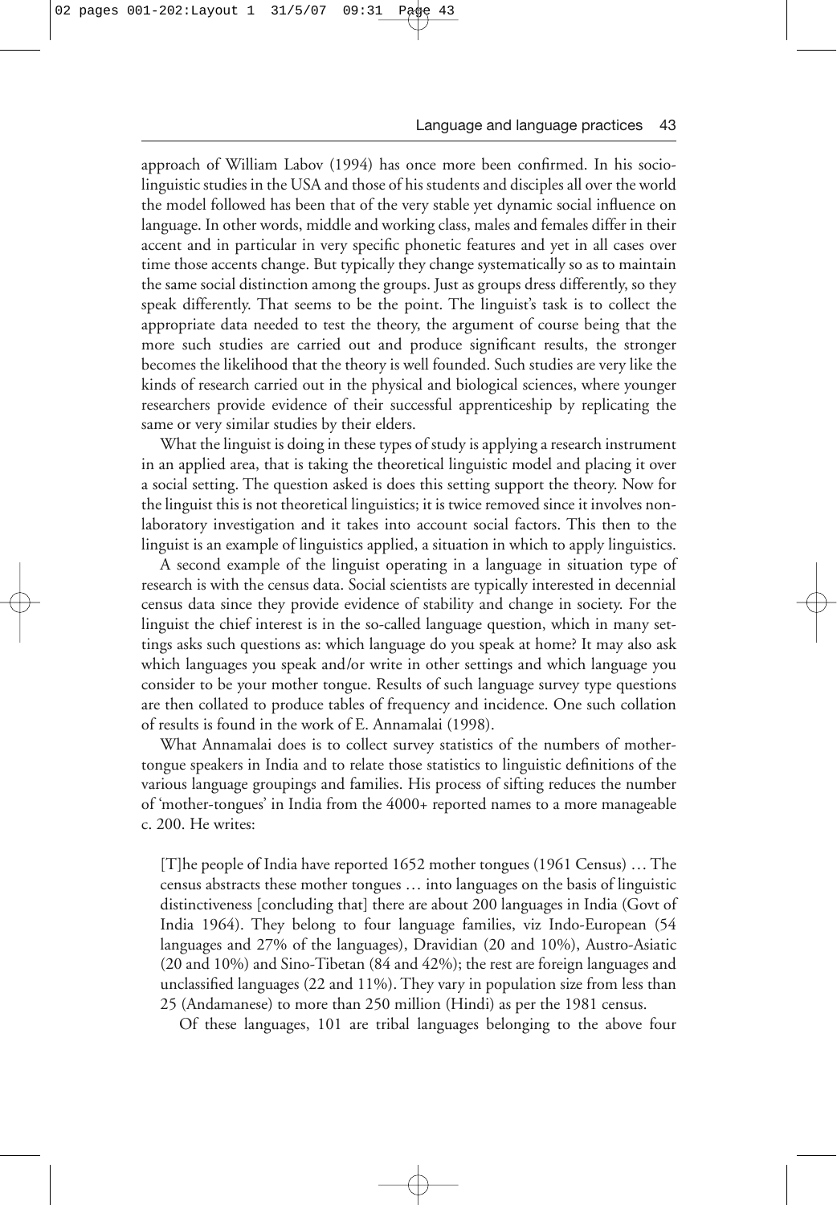approach of William Labov (1994) has once more been confirmed. In his sociolinguistic studies in the USA and those of his students and disciples all over the world the model followed has been that of the very stable yet dynamic social influence on language. In other words, middle and working class, males and females differ in their accent and in particular in very specific phonetic features and yet in all cases over time those accents change. But typically they change systematically so as to maintain the same social distinction among the groups. Just as groups dress differently, so they speak differently. That seems to be the point. The linguist's task is to collect the appropriate data needed to test the theory, the argument of course being that the more such studies are carried out and produce significant results, the stronger becomes the likelihood that the theory is well founded. Such studies are very like the kinds of research carried out in the physical and biological sciences, where younger researchers provide evidence of their successful apprenticeship by replicating the same or very similar studies by their elders.

What the linguist is doing in these types of study is applying a research instrument in an applied area, that is taking the theoretical linguistic model and placing it over a social setting. The question asked is does this setting support the theory. Now for the linguist this is not theoretical linguistics; it is twice removed since it involves non-laboratory investigation and it takes into account social factors. This then to the linguist is an example of linguistics applied, a situation in which to apply linguistics.

A second example of the linguist operating in a language in situation type of research is with the census data. Social scientists are typically interested in decennial census data since they provide evidence of stability and change in society. For the linguist the chief interest is in the so-called language question, which in many settings asks such questions as: which language do you speak at home? It may also ask which languages you speak and/or write in other settings and which language you consider to be your mother tongue. Results of such language survey type questions are then collated to produce tables of frequency and incidence. One such collation of results is found in the work of E. Annamalai (1998).

What Annamalai does is to collect survey statistics of the numbers of mother-tongue speakers in India and to relate those statistics to linguistic definitions of the various language groupings and families. His process of sifting reduces the number of 'mother-tongues' in India from the 4000+ reported names to a more manageable c. 200. He writes:

> [T]he people of India have reported 1652 mother tongues (1961 Census) … The census abstracts these mother tongues … into languages on the basis of linguistic distinctiveness [concluding that] there are about 200 languages in India (Govt of India 1964). They belong to four language families, viz Indo-European (54 languages and 27% of the languages), Dravidian (20 and 10%), Austro-Asiatic (20 and 10%) and Sino-Tibetan (84 and 42%); the rest are foreign languages and unclassified languages (22 and 11%). They vary in population size from less than 25 (Andamanese) to more than 250 million (Hindi) as per the 1981 census.
>
> Of these languages, 101 are tribal languages belonging to the above four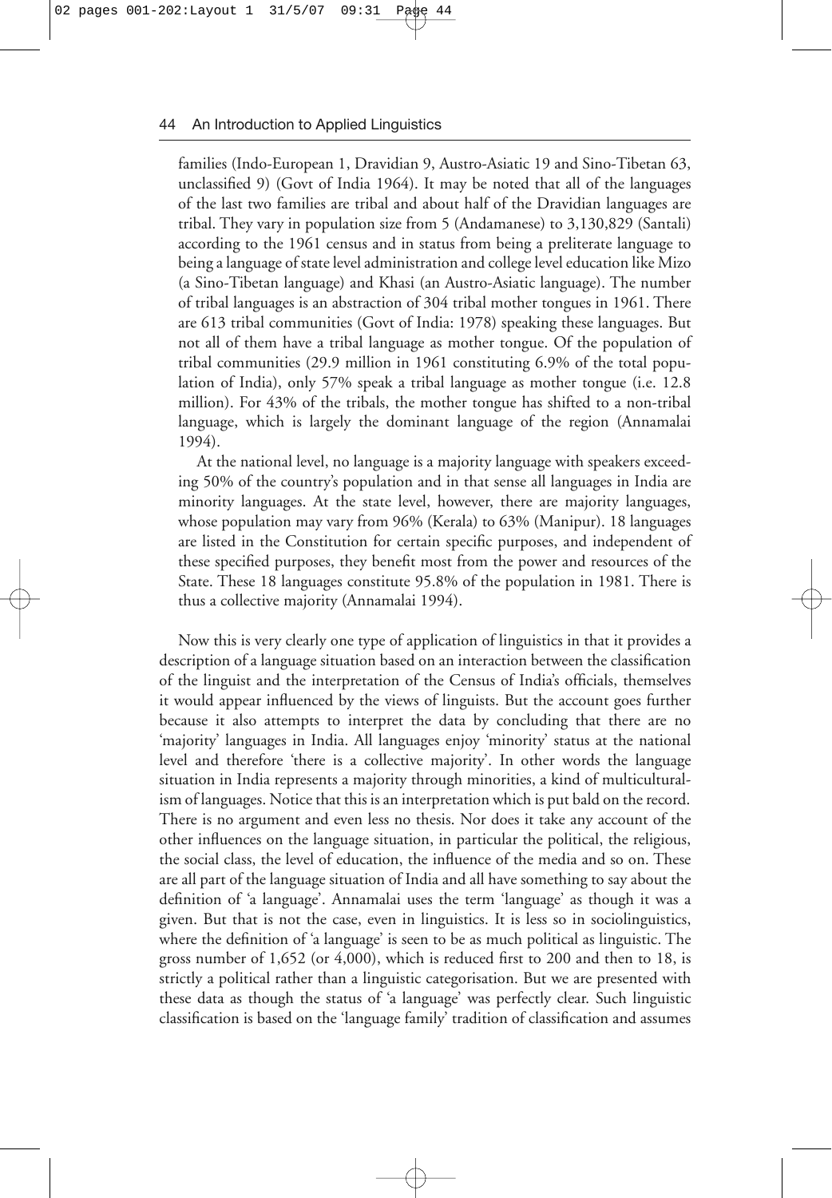> families (Indo-European 1, Dravidian 9, Austro-Asiatic 19 and Sino-Tibetan 63, unclassified 9) (Govt of India 1964). It may be noted that all of the languages of the last two families are tribal and about half of the Dravidian languages are tribal. They vary in population size from 5 (Andamanese) to 3,130,829 (Santali) according to the 1961 census and in status from being a preliterate language to being a language of state level administration and college level education like Mizo (a Sino-Tibetan language) and Khasi (an Austro-Asiatic language). The number of tribal languages is an abstraction of 304 tribal mother tongues in 1961. There are 613 tribal communities (Govt of India: 1978) speaking these languages. But not all of them have a tribal language as mother tongue. Of the population of tribal communities (29.9 million in 1961 constituting 6.9% of the total population of India), only 57% speak a tribal language as mother tongue (i.e. 12.8 million). For 43% of the tribals, the mother tongue has shifted to a non-tribal language, which is largely the dominant language of the region (Annamalai 1994).
>
> At the national level, no language is a majority language with speakers exceeding 50% of the country's population and in that sense all languages in India are minority languages. At the state level, however, there are majority languages, whose population may vary from 96% (Kerala) to 63% (Manipur). 18 languages are listed in the Constitution for certain specific purposes, and independent of these specified purposes, they benefit most from the power and resources of the State. These 18 languages constitute 95.8% of the population in 1981. There is thus a collective majority (Annamalai 1994).

Now this is very clearly one type of application of linguistics in that it provides a description of a language situation based on an interaction between the classification of the linguist and the interpretation of the Census of India's officials, themselves it would appear influenced by the views of linguists. But the account goes further because it also attempts to interpret the data by concluding that there are no 'majority' languages in India. All languages enjoy 'minority' status at the national level and therefore 'there is a collective majority'. In other words the language situation in India represents a majority through minorities, a kind of multiculturalism of languages. Notice that this is an interpretation which is put bald on the record. There is no argument and even less no thesis. Nor does it take any account of the other influences on the language situation, in particular the political, the religious, the social class, the level of education, the influence of the media and so on. These are all part of the language situation of India and all have something to say about the definition of 'a language'. Annamalai uses the term 'language' as though it was a given. But that is not the case, even in linguistics. It is less so in sociolinguistics, where the definition of 'a language' is seen to be as much political as linguistic. The gross number of 1,652 (or 4,000), which is reduced first to 200 and then to 18, is strictly a political rather than a linguistic categorisation. But we are presented with these data as though the status of 'a language' was perfectly clear. Such linguistic classification is based on the 'language family' tradition of classification and assumes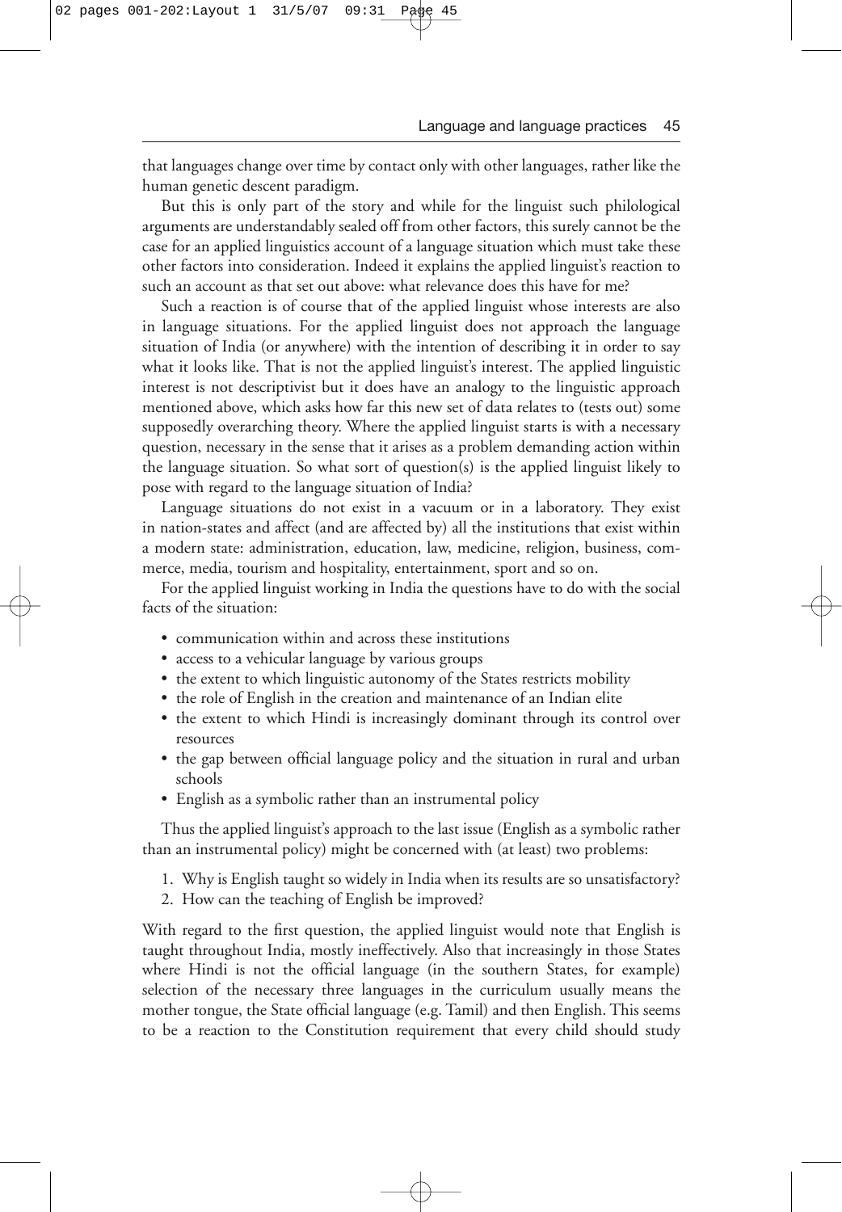that languages change over time by contact only with other languages, rather like the human genetic descent paradigm.

But this is only part of the story and while for the linguist such philological arguments are understandably sealed off from other factors, this surely cannot be the case for an applied linguistics account of a language situation which must take these other factors into consideration. Indeed it explains the applied linguist's reaction to such an account as that set out above: what relevance does this have for me?

Such a reaction is of course that of the applied linguist whose interests are also in language situations. For the applied linguist does not approach the language situation of India (or anywhere) with the intention of describing it in order to say what it looks like. That is not the applied linguist's interest. The applied linguistic interest is not descriptivist but it does have an analogy to the linguistic approach mentioned above, which asks how far this new set of data relates to (tests out) some supposedly overarching theory. Where the applied linguist starts is with a necessary question, necessary in the sense that it arises as a problem demanding action within the language situation. So what sort of question(s) is the applied linguist likely to pose with regard to the language situation of India?

Language situations do not exist in a vacuum or in a laboratory. They exist in nation-states and affect (and are affected by) all the institutions that exist within a modern state: administration, education, law, medicine, religion, business, commerce, media, tourism and hospitality, entertainment, sport and so on.

For the applied linguist working in India the questions have to do with the social facts of the situation:

- communication within and across these institutions
- access to a vehicular language by various groups
- the extent to which linguistic autonomy of the States restricts mobility
- the role of English in the creation and maintenance of an Indian elite
- the extent to which Hindi is increasingly dominant through its control over resources
- the gap between official language policy and the situation in rural and urban schools
- English as a symbolic rather than an instrumental policy

Thus the applied linguist's approach to the last issue (English as a symbolic rather than an instrumental policy) might be concerned with (at least) two problems:

1. Why is English taught so widely in India when its results are so unsatisfactory?
2. How can the teaching of English be improved?

With regard to the first question, the applied linguist would note that English is taught throughout India, mostly ineffectively. Also that increasingly in those States where Hindi is not the official language (in the southern States, for example) selection of the necessary three languages in the curriculum usually means the mother tongue, the State official language (e.g. Tamil) and then English. This seems to be a reaction to the Constitution requirement that every child should study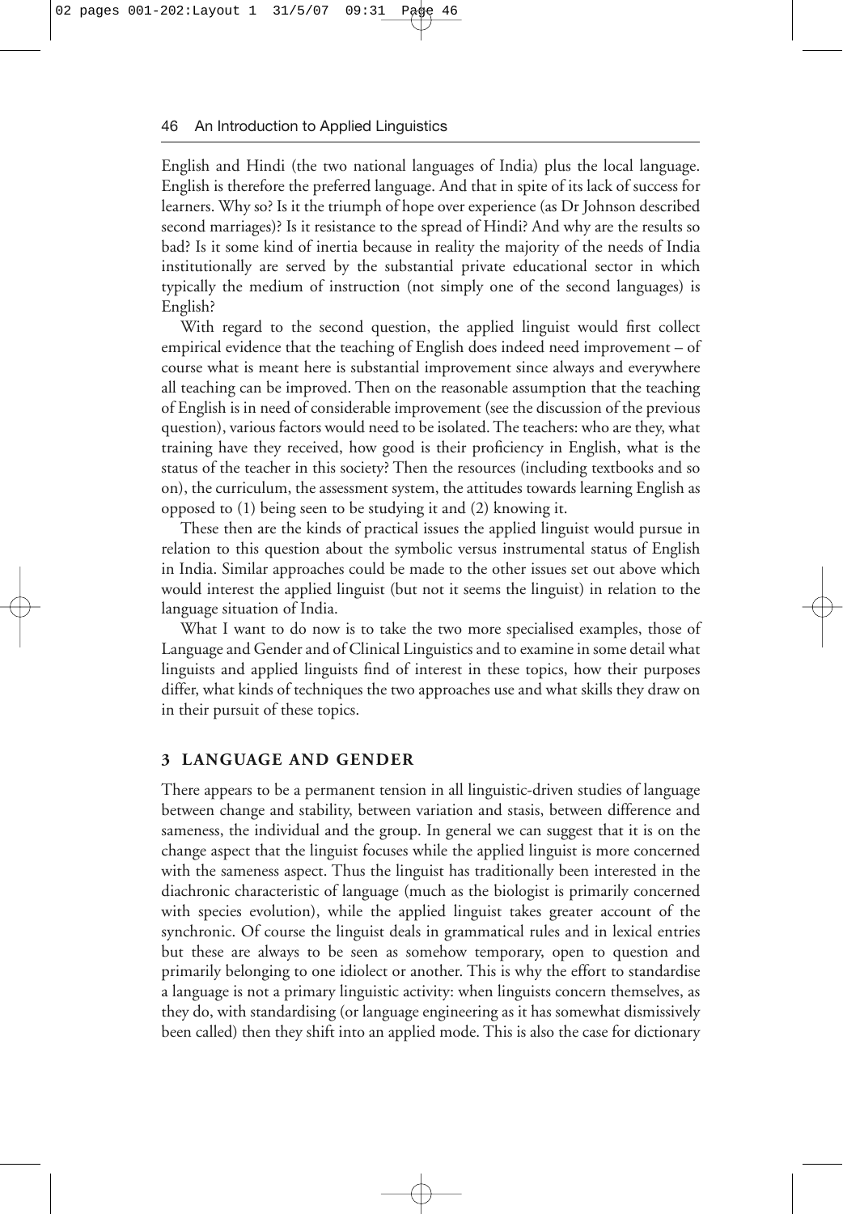English and Hindi (the two national languages of India) plus the local language. English is therefore the preferred language. And that in spite of its lack of success for learners. Why so? Is it the triumph of hope over experience (as Dr Johnson described second marriages)? Is it resistance to the spread of Hindi? And why are the results so bad? Is it some kind of inertia because in reality the majority of the needs of India institutionally are served by the substantial private educational sector in which typically the medium of instruction (not simply one of the second languages) is English?

With regard to the second question, the applied linguist would first collect empirical evidence that the teaching of English does indeed need improvement – of course what is meant here is substantial improvement since always and everywhere all teaching can be improved. Then on the reasonable assumption that the teaching of English is in need of considerable improvement (see the discussion of the previous question), various factors would need to be isolated. The teachers: who are they, what training have they received, how good is their proficiency in English, what is the status of the teacher in this society? Then the resources (including textbooks and so on), the curriculum, the assessment system, the attitudes towards learning English as opposed to (1) being seen to be studying it and (2) knowing it.

These then are the kinds of practical issues the applied linguist would pursue in relation to this question about the symbolic versus instrumental status of English in India. Similar approaches could be made to the other issues set out above which would interest the applied linguist (but not it seems the linguist) in relation to the language situation of India.

What I want to do now is to take the two more specialised examples, those of Language and Gender and of Clinical Linguistics and to examine in some detail what linguists and applied linguists find of interest in these topics, how their purposes differ, what kinds of techniques the two approaches use and what skills they draw on in their pursuit of these topics.

## 3 LANGUAGE AND GENDER

There appears to be a permanent tension in all linguistic-driven studies of language between change and stability, between variation and stasis, between difference and sameness, the individual and the group. In general we can suggest that it is on the change aspect that the linguist focuses while the applied linguist is more concerned with the sameness aspect. Thus the linguist has traditionally been interested in the diachronic characteristic of language (much as the biologist is primarily concerned with species evolution), while the applied linguist takes greater account of the synchronic. Of course the linguist deals in grammatical rules and in lexical entries but these are always to be seen as somehow temporary, open to question and primarily belonging to one idiolect or another. This is why the effort to standardise a language is not a primary linguistic activity: when linguists concern themselves, as they do, with standardising (or language engineering as it has somewhat dismissively been called) then they shift into an applied mode. This is also the case for dictionary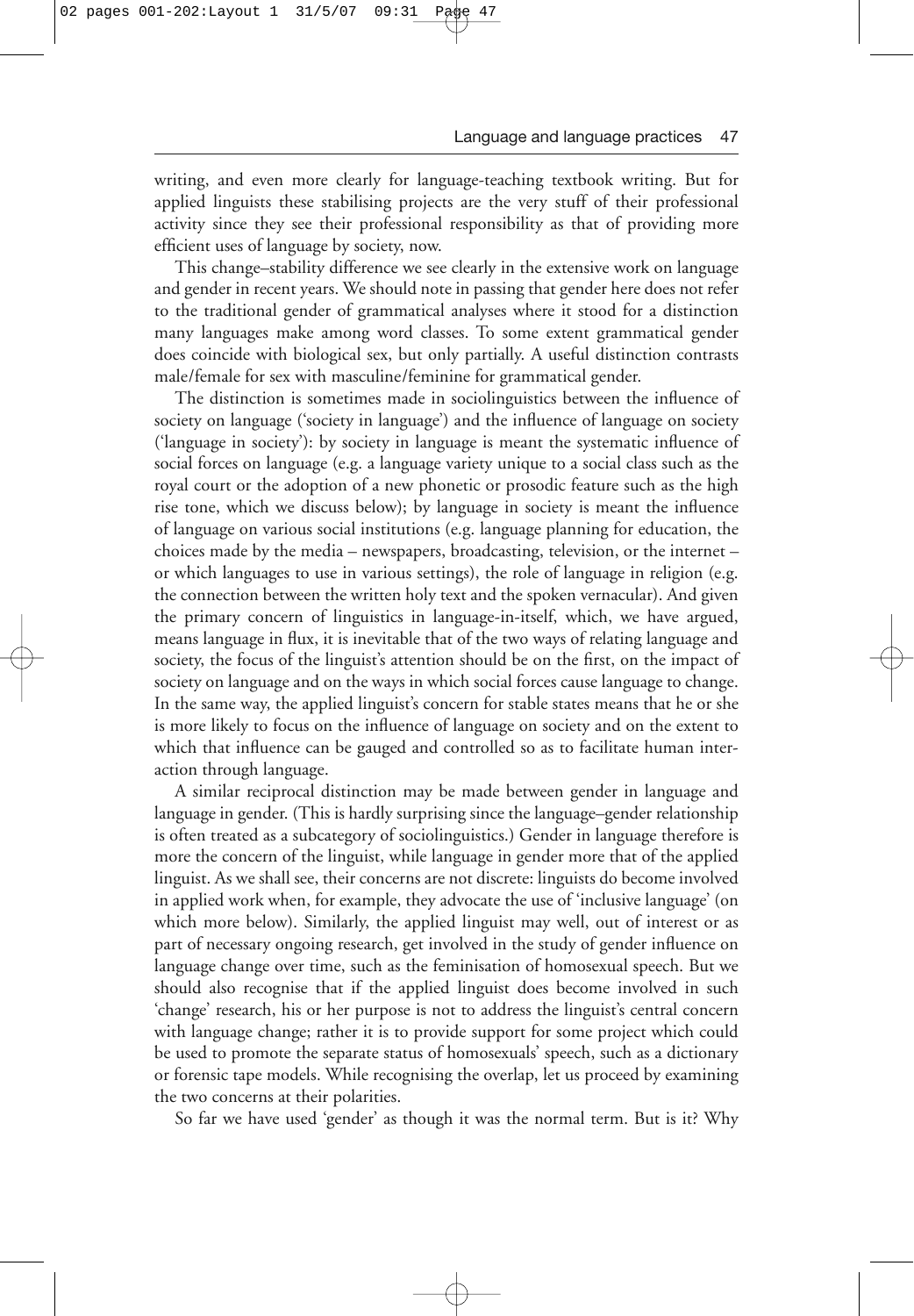writing, and even more clearly for language-teaching textbook writing. But for applied linguists these stabilising projects are the very stuff of their professional activity since they see their professional responsibility as that of providing more efficient uses of language by society, now.

This change–stability difference we see clearly in the extensive work on language and gender in recent years. We should note in passing that gender here does not refer to the traditional gender of grammatical analyses where it stood for a distinction many languages make among word classes. To some extent grammatical gender does coincide with biological sex, but only partially. A useful distinction contrasts male/female for sex with masculine/feminine for grammatical gender.

The distinction is sometimes made in sociolinguistics between the influence of society on language ('society in language') and the influence of language on society ('language in society'): by society in language is meant the systematic influence of social forces on language (e.g. a language variety unique to a social class such as the royal court or the adoption of a new phonetic or prosodic feature such as the high rise tone, which we discuss below); by language in society is meant the influence of language on various social institutions (e.g. language planning for education, the choices made by the media – newspapers, broadcasting, television, or the internet – or which languages to use in various settings), the role of language in religion (e.g. the connection between the written holy text and the spoken vernacular). And given the primary concern of linguistics in language-in-itself, which, we have argued, means language in flux, it is inevitable that of the two ways of relating language and society, the focus of the linguist's attention should be on the first, on the impact of society on language and on the ways in which social forces cause language to change. In the same way, the applied linguist's concern for stable states means that he or she is more likely to focus on the influence of language on society and on the extent to which that influence can be gauged and controlled so as to facilitate human interaction through language.

A similar reciprocal distinction may be made between gender in language and language in gender. (This is hardly surprising since the language–gender relationship is often treated as a subcategory of sociolinguistics.) Gender in language therefore is more the concern of the linguist, while language in gender more that of the applied linguist. As we shall see, their concerns are not discrete: linguists do become involved in applied work when, for example, they advocate the use of 'inclusive language' (on which more below). Similarly, the applied linguist may well, out of interest or as part of necessary ongoing research, get involved in the study of gender influence on language change over time, such as the feminisation of homosexual speech. But we should also recognise that if the applied linguist does become involved in such 'change' research, his or her purpose is not to address the linguist's central concern with language change; rather it is to provide support for some project which could be used to promote the separate status of homosexuals' speech, such as a dictionary or forensic tape models. While recognising the overlap, let us proceed by examining the two concerns at their polarities.

So far we have used 'gender' as though it was the normal term. But is it? Why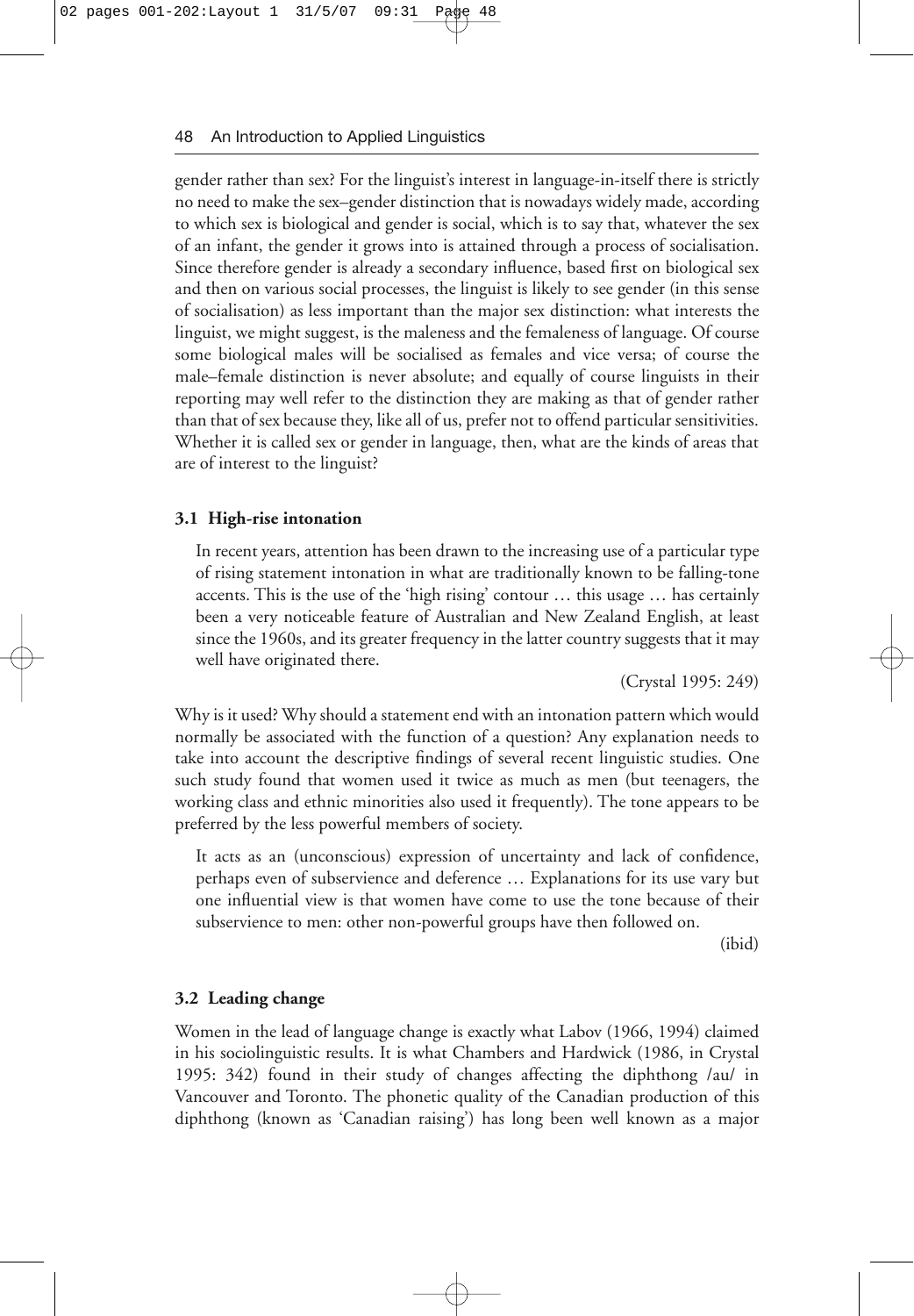gender rather than sex? For the linguist's interest in language-in-itself there is strictly no need to make the sex–gender distinction that is nowadays widely made, according to which sex is biological and gender is social, which is to say that, whatever the sex of an infant, the gender it grows into is attained through a process of socialisation. Since therefore gender is already a secondary influence, based first on biological sex and then on various social processes, the linguist is likely to see gender (in this sense of socialisation) as less important than the major sex distinction: what interests the linguist, we might suggest, is the maleness and the femaleness of language. Of course some biological males will be socialised as females and vice versa; of course the male–female distinction is never absolute; and equally of course linguists in their reporting may well refer to the distinction they are making as that of gender rather than that of sex because they, like all of us, prefer not to offend particular sensitivities. Whether it is called sex or gender in language, then, what are the kinds of areas that are of interest to the linguist?

### 3.1 High-rise intonation

> In recent years, attention has been drawn to the increasing use of a particular type of rising statement intonation in what are traditionally known to be falling-tone accents. This is the use of the 'high rising' contour … this usage … has certainly been a very noticeable feature of Australian and New Zealand English, at least since the 1960s, and its greater frequency in the latter country suggests that it may well have originated there.
>
> (Crystal 1995: 249)

Why is it used? Why should a statement end with an intonation pattern which would normally be associated with the function of a question? Any explanation needs to take into account the descriptive findings of several recent linguistic studies. One such study found that women used it twice as much as men (but teenagers, the working class and ethnic minorities also used it frequently). The tone appears to be preferred by the less powerful members of society.

> It acts as an (unconscious) expression of uncertainty and lack of confidence, perhaps even of subservience and deference … Explanations for its use vary but one influential view is that women have come to use the tone because of their subservience to men: other non-powerful groups have then followed on.
>
> (ibid)

### 3.2 Leading change

Women in the lead of language change is exactly what Labov (1966, 1994) claimed in his sociolinguistic results. It is what Chambers and Hardwick (1986, in Crystal 1995: 342) found in their study of changes affecting the diphthong /au/ in Vancouver and Toronto. The phonetic quality of the Canadian production of this diphthong (known as 'Canadian raising') has long been well known as a major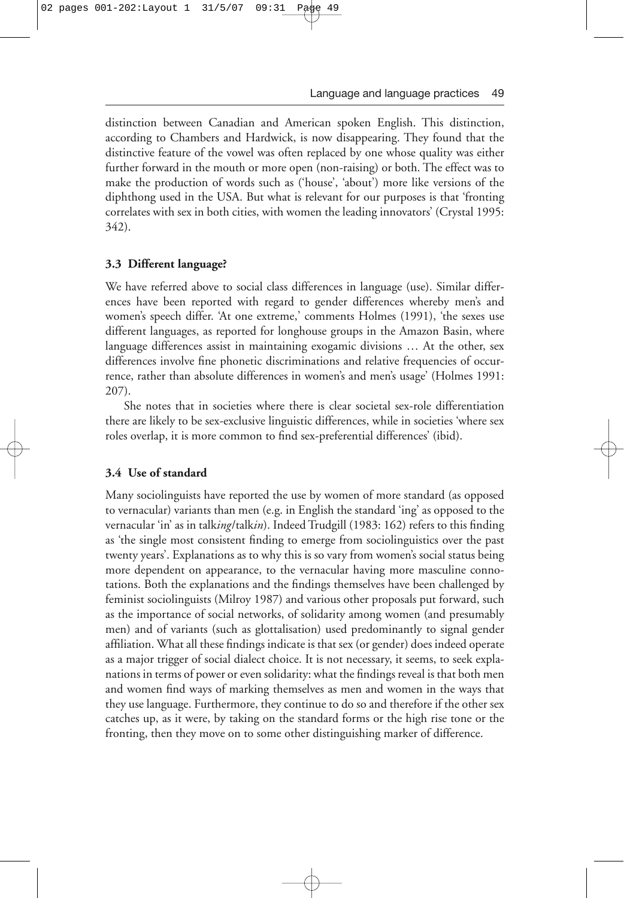distinction between Canadian and American spoken English. This distinction, according to Chambers and Hardwick, is now disappearing. They found that the distinctive feature of the vowel was often replaced by one whose quality was either further forward in the mouth or more open (non-raising) or both. The effect was to make the production of words such as ('house', 'about') more like versions of the diphthong used in the USA. But what is relevant for our purposes is that 'fronting correlates with sex in both cities, with women the leading innovators' (Crystal 1995: 342).

### 3.3 Different language?

We have referred above to social class differences in language (use). Similar differences have been reported with regard to gender differences whereby men's and women's speech differ. 'At one extreme,' comments Holmes (1991), 'the sexes use different languages, as reported for longhouse groups in the Amazon Basin, where language differences assist in maintaining exogamic divisions … At the other, sex differences involve fine phonetic discriminations and relative frequencies of occurrence, rather than absolute differences in women's and men's usage' (Holmes 1991: 207).

She notes that in societies where there is clear societal sex-role differentiation there are likely to be sex-exclusive linguistic differences, while in societies 'where sex roles overlap, it is more common to find sex-preferential differences' (ibid).

### 3.4 Use of standard

Many sociolinguists have reported the use by women of more standard (as opposed to vernacular) variants than men (e.g. in English the standard 'ing' as opposed to the vernacular 'in' as in talk*ing*/talk*in*). Indeed Trudgill (1983: 162) refers to this finding as 'the single most consistent finding to emerge from sociolinguistics over the past twenty years'. Explanations as to why this is so vary from women's social status being more dependent on appearance, to the vernacular having more masculine connotations. Both the explanations and the findings themselves have been challenged by feminist sociolinguists (Milroy 1987) and various other proposals put forward, such as the importance of social networks, of solidarity among women (and presumably men) and of variants (such as glottalisation) used predominantly to signal gender affiliation. What all these findings indicate is that sex (or gender) does indeed operate as a major trigger of social dialect choice. It is not necessary, it seems, to seek explanations in terms of power or even solidarity: what the findings reveal is that both men and women find ways of marking themselves as men and women in the ways that they use language. Furthermore, they continue to do so and therefore if the other sex catches up, as it were, by taking on the standard forms or the high rise tone or the fronting, then they move on to some other distinguishing marker of difference.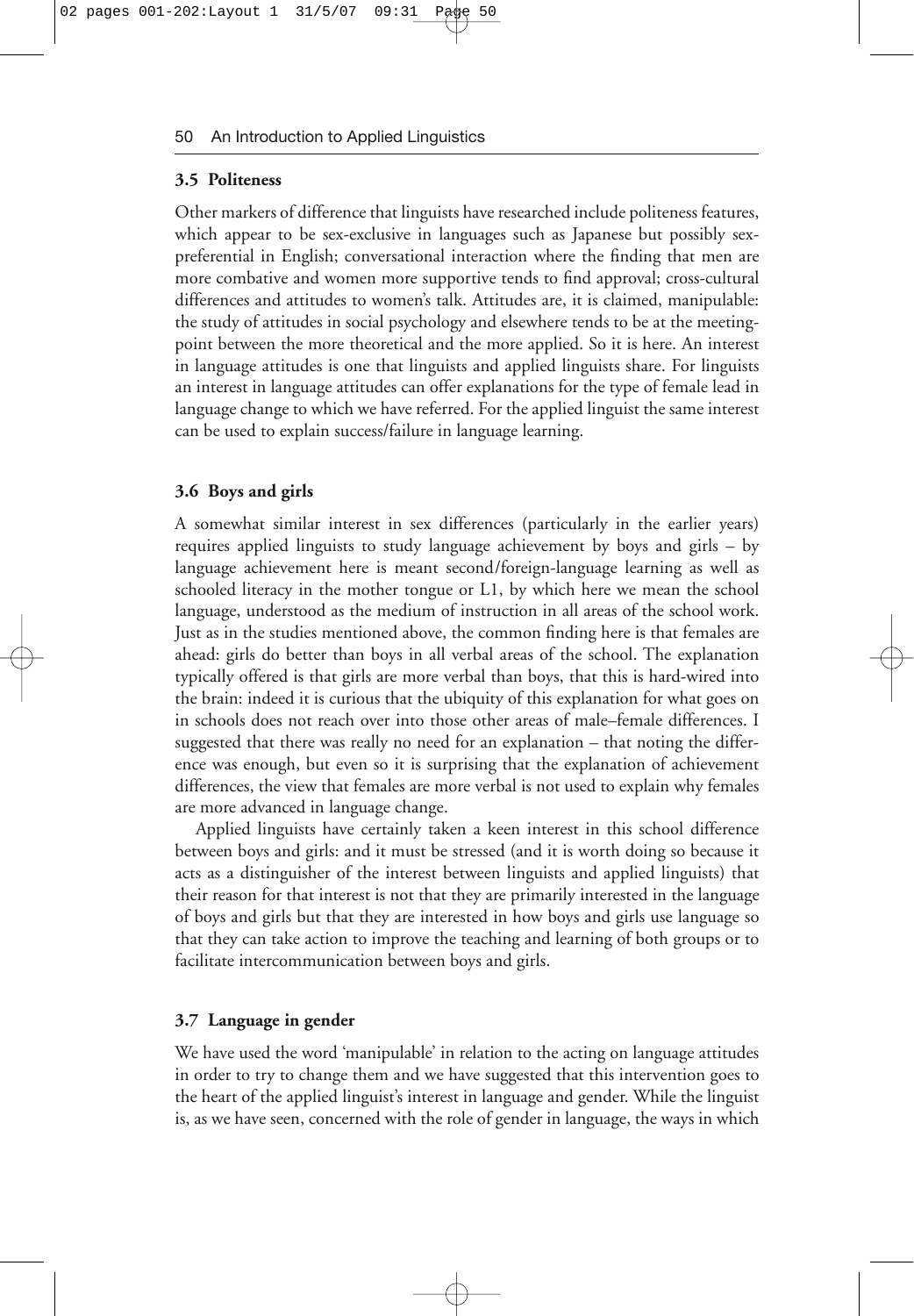### 3.5 Politeness

Other markers of difference that linguists have researched include politeness features, which appear to be sex-exclusive in languages such as Japanese but possibly sex-preferential in English; conversational interaction where the finding that men are more combative and women more supportive tends to find approval; cross-cultural differences and attitudes to women's talk. Attitudes are, it is claimed, manipulable: the study of attitudes in social psychology and elsewhere tends to be at the meeting-point between the more theoretical and the more applied. So it is here. An interest in language attitudes is one that linguists and applied linguists share. For linguists an interest in language attitudes can offer explanations for the type of female lead in language change to which we have referred. For the applied linguist the same interest can be used to explain success/failure in language learning.

### 3.6 Boys and girls

A somewhat similar interest in sex differences (particularly in the earlier years) requires applied linguists to study language achievement by boys and girls – by language achievement here is meant second/foreign-language learning as well as schooled literacy in the mother tongue or L1, by which here we mean the school language, understood as the medium of instruction in all areas of the school work. Just as in the studies mentioned above, the common finding here is that females are ahead: girls do better than boys in all verbal areas of the school. The explanation typically offered is that girls are more verbal than boys, that this is hard-wired into the brain: indeed it is curious that the ubiquity of this explanation for what goes on in schools does not reach over into those other areas of male–female differences. I suggested that there was really no need for an explanation – that noting the difference was enough, but even so it is surprising that the explanation of achievement differences, the view that females are more verbal is not used to explain why females are more advanced in language change.

Applied linguists have certainly taken a keen interest in this school difference between boys and girls: and it must be stressed (and it is worth doing so because it acts as a distinguisher of the interest between linguists and applied linguists) that their reason for that interest is not that they are primarily interested in the language of boys and girls but that they are interested in how boys and girls use language so that they can take action to improve the teaching and learning of both groups or to facilitate intercommunication between boys and girls.

### 3.7 Language in gender

We have used the word 'manipulable' in relation to the acting on language attitudes in order to try to change them and we have suggested that this intervention goes to the heart of the applied linguist's interest in language and gender. While the linguist is, as we have seen, concerned with the role of gender in language, the ways in which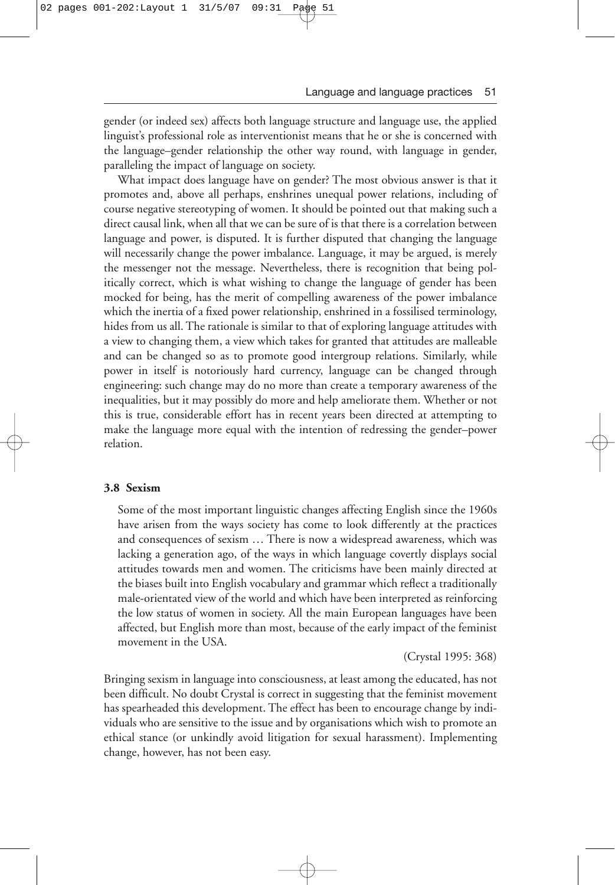gender (or indeed sex) affects both language structure and language use, the applied linguist's professional role as interventionist means that he or she is concerned with the language–gender relationship the other way round, with language in gender, paralleling the impact of language on society.

What impact does language have on gender? The most obvious answer is that it promotes and, above all perhaps, enshrines unequal power relations, including of course negative stereotyping of women. It should be pointed out that making such a direct causal link, when all that we can be sure of is that there is a correlation between language and power, is disputed. It is further disputed that changing the language will necessarily change the power imbalance. Language, it may be argued, is merely the messenger not the message. Nevertheless, there is recognition that being politically correct, which is what wishing to change the language of gender has been mocked for being, has the merit of compelling awareness of the power imbalance which the inertia of a fixed power relationship, enshrined in a fossilised terminology, hides from us all. The rationale is similar to that of exploring language attitudes with a view to changing them, a view which takes for granted that attitudes are malleable and can be changed so as to promote good intergroup relations. Similarly, while power in itself is notoriously hard currency, language can be changed through engineering: such change may do no more than create a temporary awareness of the inequalities, but it may possibly do more and help ameliorate them. Whether or not this is true, considerable effort has in recent years been directed at attempting to make the language more equal with the intention of redressing the gender–power relation.

### 3.8 Sexism

> Some of the most important linguistic changes affecting English since the 1960s have arisen from the ways society has come to look differently at the practices and consequences of sexism … There is now a widespread awareness, which was lacking a generation ago, of the ways in which language covertly displays social attitudes towards men and women. The criticisms have been mainly directed at the biases built into English vocabulary and grammar which reflect a traditionally male-orientated view of the world and which have been interpreted as reinforcing the low status of women in society. All the main European languages have been affected, but English more than most, because of the early impact of the feminist movement in the USA.
>
> (Crystal 1995: 368)

Bringing sexism in language into consciousness, at least among the educated, has not been difficult. No doubt Crystal is correct in suggesting that the feminist movement has spearheaded this development. The effect has been to encourage change by individuals who are sensitive to the issue and by organisations which wish to promote an ethical stance (or unkindly avoid litigation for sexual harassment). Implementing change, however, has not been easy.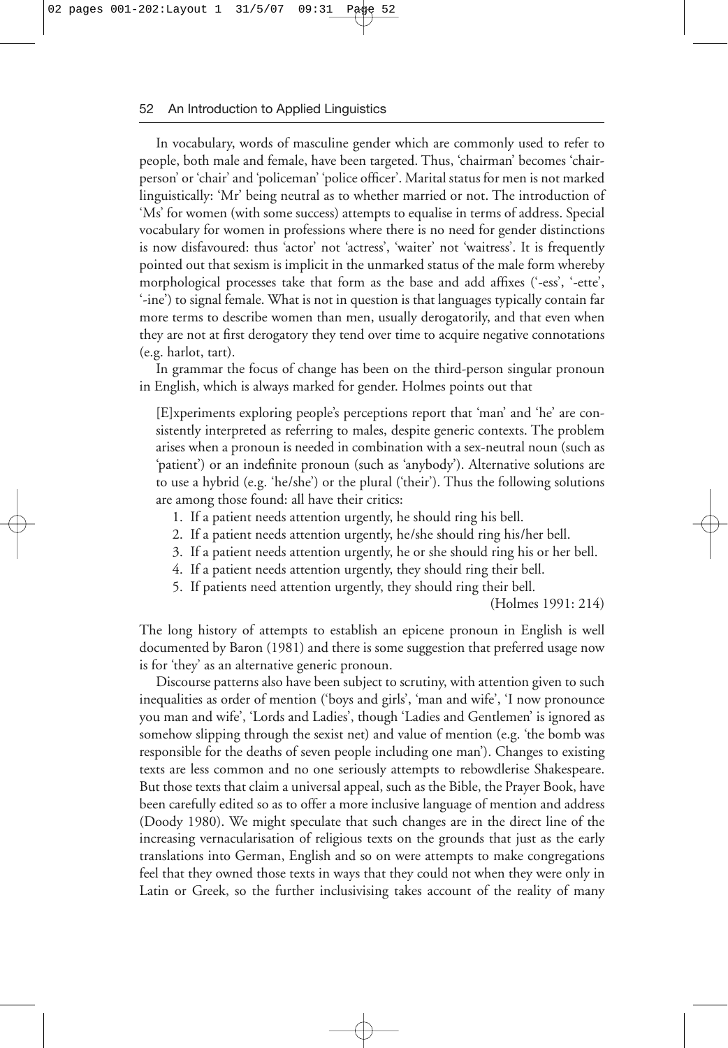In vocabulary, words of masculine gender which are commonly used to refer to people, both male and female, have been targeted. Thus, 'chairman' becomes 'chairperson' or 'chair' and 'policeman' 'police officer'. Marital status for men is not marked linguistically: 'Mr' being neutral as to whether married or not. The introduction of 'Ms' for women (with some success) attempts to equalise in terms of address. Special vocabulary for women in professions where there is no need for gender distinctions is now disfavoured: thus 'actor' not 'actress', 'waiter' not 'waitress'. It is frequently pointed out that sexism is implicit in the unmarked status of the male form whereby morphological processes take that form as the base and add affixes ('-ess', '-ette', '-ine') to signal female. What is not in question is that languages typically contain far more terms to describe women than men, usually derogatorily, and that even when they are not at first derogatory they tend over time to acquire negative connotations (e.g. harlot, tart).

In grammar the focus of change has been on the third-person singular pronoun in English, which is always marked for gender. Holmes points out that

> [E]xperiments exploring people's perceptions report that 'man' and 'he' are consistently interpreted as referring to males, despite generic contexts. The problem arises when a pronoun is needed in combination with a sex-neutral noun (such as 'patient') or an indefinite pronoun (such as 'anybody'). Alternative solutions are to use a hybrid (e.g. 'he/she') or the plural ('their'). Thus the following solutions are among those found: all have their critics:
>
> 1. If a patient needs attention urgently, he should ring his bell.
> 2. If a patient needs attention urgently, he/she should ring his/her bell.
> 3. If a patient needs attention urgently, he or she should ring his or her bell.
> 4. If a patient needs attention urgently, they should ring their bell.
> 5. If patients need attention urgently, they should ring their bell.
>
> (Holmes 1991: 214)

The long history of attempts to establish an epicene pronoun in English is well documented by Baron (1981) and there is some suggestion that preferred usage now is for 'they' as an alternative generic pronoun.

Discourse patterns also have been subject to scrutiny, with attention given to such inequalities as order of mention ('boys and girls', 'man and wife', 'I now pronounce you man and wife', 'Lords and Ladies', though 'Ladies and Gentlemen' is ignored as somehow slipping through the sexist net) and value of mention (e.g. 'the bomb was responsible for the deaths of seven people including one man'). Changes to existing texts are less common and no one seriously attempts to rebowdlerise Shakespeare. But those texts that claim a universal appeal, such as the Bible, the Prayer Book, have been carefully edited so as to offer a more inclusive language of mention and address (Doody 1980). We might speculate that such changes are in the direct line of the increasing vernacularisation of religious texts on the grounds that just as the early translations into German, English and so on were attempts to make congregations feel that they owned those texts in ways that they could not when they were only in Latin or Greek, so the further inclusivising takes account of the reality of many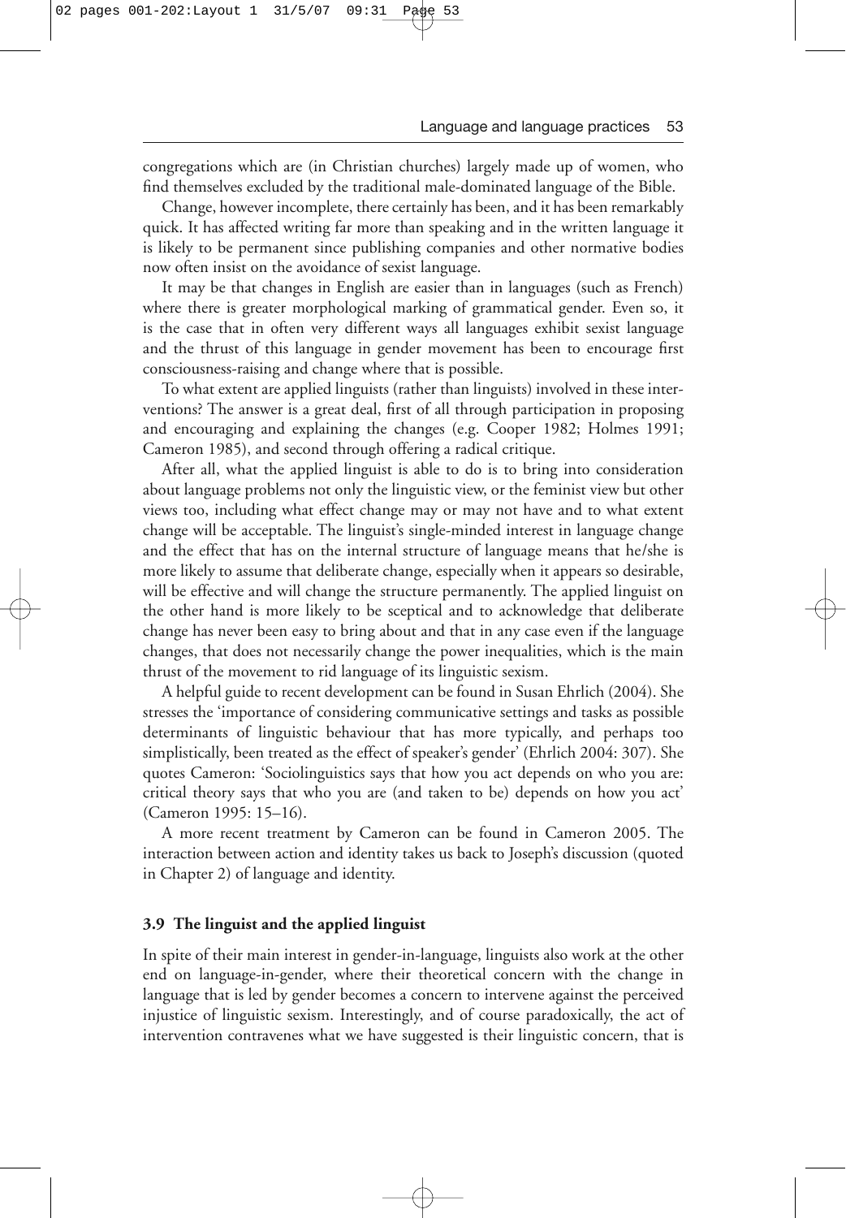congregations which are (in Christian churches) largely made up of women, who find themselves excluded by the traditional male-dominated language of the Bible.

Change, however incomplete, there certainly has been, and it has been remarkably quick. It has affected writing far more than speaking and in the written language it is likely to be permanent since publishing companies and other normative bodies now often insist on the avoidance of sexist language.

It may be that changes in English are easier than in languages (such as French) where there is greater morphological marking of grammatical gender. Even so, it is the case that in often very different ways all languages exhibit sexist language and the thrust of this language in gender movement has been to encourage first consciousness-raising and change where that is possible.

To what extent are applied linguists (rather than linguists) involved in these interventions? The answer is a great deal, first of all through participation in proposing and encouraging and explaining the changes (e.g. Cooper 1982; Holmes 1991; Cameron 1985), and second through offering a radical critique.

After all, what the applied linguist is able to do is to bring into consideration about language problems not only the linguistic view, or the feminist view but other views too, including what effect change may or may not have and to what extent change will be acceptable. The linguist's single-minded interest in language change and the effect that has on the internal structure of language means that he/she is more likely to assume that deliberate change, especially when it appears so desirable, will be effective and will change the structure permanently. The applied linguist on the other hand is more likely to be sceptical and to acknowledge that deliberate change has never been easy to bring about and that in any case even if the language changes, that does not necessarily change the power inequalities, which is the main thrust of the movement to rid language of its linguistic sexism.

A helpful guide to recent development can be found in Susan Ehrlich (2004). She stresses the 'importance of considering communicative settings and tasks as possible determinants of linguistic behaviour that has more typically, and perhaps too simplistically, been treated as the effect of speaker's gender' (Ehrlich 2004: 307). She quotes Cameron: 'Sociolinguistics says that how you act depends on who you are: critical theory says that who you are (and taken to be) depends on how you act' (Cameron 1995: 15–16).

A more recent treatment by Cameron can be found in Cameron 2005. The interaction between action and identity takes us back to Joseph's discussion (quoted in Chapter 2) of language and identity.

### 3.9 The linguist and the applied linguist

In spite of their main interest in gender-in-language, linguists also work at the other end on language-in-gender, where their theoretical concern with the change in language that is led by gender becomes a concern to intervene against the perceived injustice of linguistic sexism. Interestingly, and of course paradoxically, the act of intervention contravenes what we have suggested is their linguistic concern, that is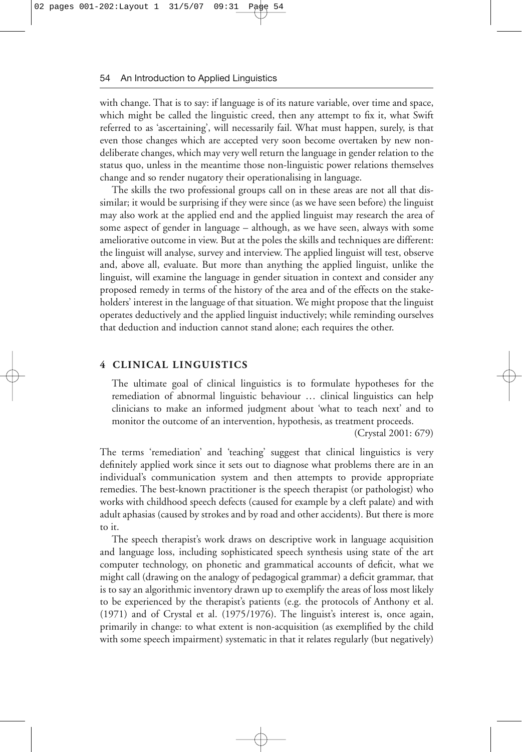with change. That is to say: if language is of its nature variable, over time and space, which might be called the linguistic creed, then any attempt to fix it, what Swift referred to as 'ascertaining', will necessarily fail. What must happen, surely, is that even those changes which are accepted very soon become overtaken by new non-deliberate changes, which may very well return the language in gender relation to the status quo, unless in the meantime those non-linguistic power relations themselves change and so render nugatory their operationalising in language.

The skills the two professional groups call on in these areas are not all that dissimilar; it would be surprising if they were since (as we have seen before) the linguist may also work at the applied end and the applied linguist may research the area of some aspect of gender in language – although, as we have seen, always with some ameliorative outcome in view. But at the poles the skills and techniques are different: the linguist will analyse, survey and interview. The applied linguist will test, observe and, above all, evaluate. But more than anything the applied linguist, unlike the linguist, will examine the language in gender situation in context and consider any proposed remedy in terms of the history of the area and of the effects on the stakeholders' interest in the language of that situation. We might propose that the linguist operates deductively and the applied linguist inductively; while reminding ourselves that deduction and induction cannot stand alone; each requires the other.

## 4 CLINICAL LINGUISTICS

> The ultimate goal of clinical linguistics is to formulate hypotheses for the remediation of abnormal linguistic behaviour … clinical linguistics can help clinicians to make an informed judgment about 'what to teach next' and to monitor the outcome of an intervention, hypothesis, as treatment proceeds.
>
> (Crystal 2001: 679)

The terms 'remediation' and 'teaching' suggest that clinical linguistics is very definitely applied work since it sets out to diagnose what problems there are in an individual's communication system and then attempts to provide appropriate remedies. The best-known practitioner is the speech therapist (or pathologist) who works with childhood speech defects (caused for example by a cleft palate) and with adult aphasias (caused by strokes and by road and other accidents). But there is more to it.

The speech therapist's work draws on descriptive work in language acquisition and language loss, including sophisticated speech synthesis using state of the art computer technology, on phonetic and grammatical accounts of deficit, what we might call (drawing on the analogy of pedagogical grammar) a deficit grammar, that is to say an algorithmic inventory drawn up to exemplify the areas of loss most likely to be experienced by the therapist's patients (e.g. the protocols of Anthony et al. (1971) and of Crystal et al. (1975/1976). The linguist's interest is, once again, primarily in change: to what extent is non-acquisition (as exemplified by the child with some speech impairment) systematic in that it relates regularly (but negatively)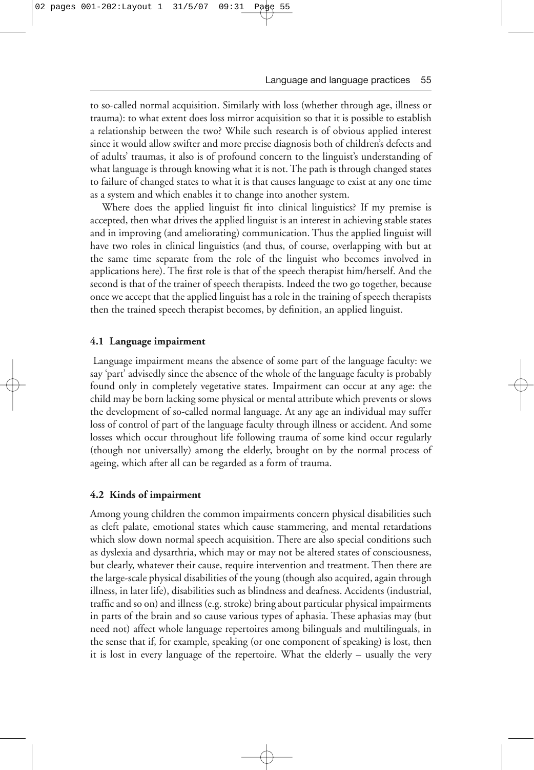to so-called normal acquisition. Similarly with loss (whether through age, illness or trauma): to what extent does loss mirror acquisition so that it is possible to establish a relationship between the two? While such research is of obvious applied interest since it would allow swifter and more precise diagnosis both of children's defects and of adults' traumas, it also is of profound concern to the linguist's understanding of what language is through knowing what it is not. The path is through changed states to failure of changed states to what it is that causes language to exist at any one time as a system and which enables it to change into another system.

Where does the applied linguist fit into clinical linguistics? If my premise is accepted, then what drives the applied linguist is an interest in achieving stable states and in improving (and ameliorating) communication. Thus the applied linguist will have two roles in clinical linguistics (and thus, of course, overlapping with but at the same time separate from the role of the linguist who becomes involved in applications here). The first role is that of the speech therapist him/herself. And the second is that of the trainer of speech therapists. Indeed the two go together, because once we accept that the applied linguist has a role in the training of speech therapists then the trained speech therapist becomes, by definition, an applied linguist.

### 4.1 Language impairment

Language impairment means the absence of some part of the language faculty: we say 'part' advisedly since the absence of the whole of the language faculty is probably found only in completely vegetative states. Impairment can occur at any age: the child may be born lacking some physical or mental attribute which prevents or slows the development of so-called normal language. At any age an individual may suffer loss of control of part of the language faculty through illness or accident. And some losses which occur throughout life following trauma of some kind occur regularly (though not universally) among the elderly, brought on by the normal process of ageing, which after all can be regarded as a form of trauma.

### 4.2 Kinds of impairment

Among young children the common impairments concern physical disabilities such as cleft palate, emotional states which cause stammering, and mental retardations which slow down normal speech acquisition. There are also special conditions such as dyslexia and dysarthria, which may or may not be altered states of consciousness, but clearly, whatever their cause, require intervention and treatment. Then there are the large-scale physical disabilities of the young (though also acquired, again through illness, in later life), disabilities such as blindness and deafness. Accidents (industrial, traffic and so on) and illness (e.g. stroke) bring about particular physical impairments in parts of the brain and so cause various types of aphasia. These aphasias may (but need not) affect whole language repertoires among bilinguals and multilinguals, in the sense that if, for example, speaking (or one component of speaking) is lost, then it is lost in every language of the repertoire. What the elderly – usually the very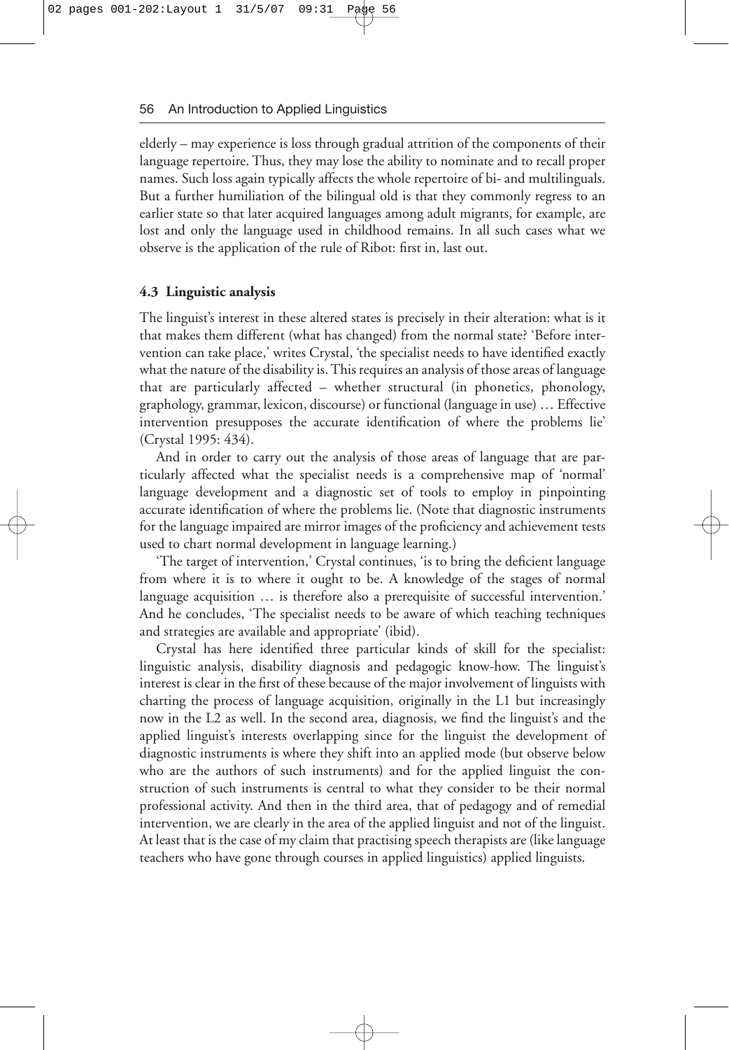elderly – may experience is loss through gradual attrition of the components of their language repertoire. Thus, they may lose the ability to nominate and to recall proper names. Such loss again typically affects the whole repertoire of bi- and multilinguals. But a further humiliation of the bilingual old is that they commonly regress to an earlier state so that later acquired languages among adult migrants, for example, are lost and only the language used in childhood remains. In all such cases what we observe is the application of the rule of Ribot: first in, last out.

### 4.3 Linguistic analysis

The linguist's interest in these altered states is precisely in their alteration: what is it that makes them different (what has changed) from the normal state? 'Before intervention can take place,' writes Crystal, 'the specialist needs to have identified exactly what the nature of the disability is. This requires an analysis of those areas of language that are particularly affected – whether structural (in phonetics, phonology, graphology, grammar, lexicon, discourse) or functional (language in use) … Effective intervention presupposes the accurate identification of where the problems lie' (Crystal 1995: 434).

And in order to carry out the analysis of those areas of language that are particularly affected what the specialist needs is a comprehensive map of 'normal' language development and a diagnostic set of tools to employ in pinpointing accurate identification of where the problems lie. (Note that diagnostic instruments for the language impaired are mirror images of the proficiency and achievement tests used to chart normal development in language learning.)

'The target of intervention,' Crystal continues, 'is to bring the deficient language from where it is to where it ought to be. A knowledge of the stages of normal language acquisition … is therefore also a prerequisite of successful intervention.' And he concludes, 'The specialist needs to be aware of which teaching techniques and strategies are available and appropriate' (ibid).

Crystal has here identified three particular kinds of skill for the specialist: linguistic analysis, disability diagnosis and pedagogic know-how. The linguist's interest is clear in the first of these because of the major involvement of linguists with charting the process of language acquisition, originally in the L1 but increasingly now in the L2 as well. In the second area, diagnosis, we find the linguist's and the applied linguist's interests overlapping since for the linguist the development of diagnostic instruments is where they shift into an applied mode (but observe below who are the authors of such instruments) and for the applied linguist the construction of such instruments is central to what they consider to be their normal professional activity. And then in the third area, that of pedagogy and of remedial intervention, we are clearly in the area of the applied linguist and not of the linguist. At least that is the case of my claim that practising speech therapists are (like language teachers who have gone through courses in applied linguistics) applied linguists.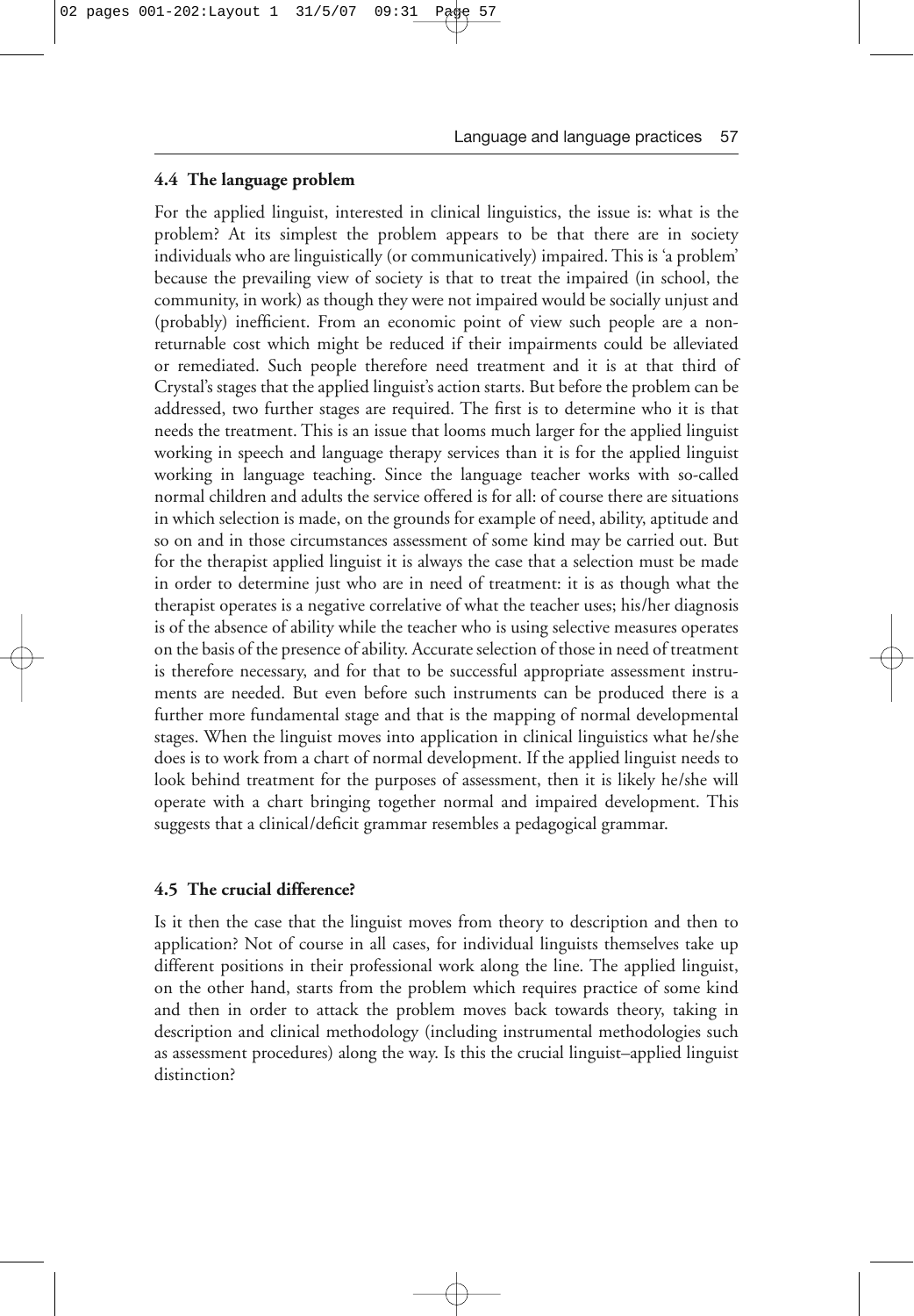## 4.4 The language problem

For the applied linguist, interested in clinical linguistics, the issue is: what is the problem? At its simplest the problem appears to be that there are in society individuals who are linguistically (or communicatively) impaired. This is 'a problem' because the prevailing view of society is that to treat the impaired (in school, the community, in work) as though they were not impaired would be socially unjust and (probably) inefficient. From an economic point of view such people are a non-returnable cost which might be reduced if their impairments could be alleviated or remediated. Such people therefore need treatment and it is at that third of Crystal's stages that the applied linguist's action starts. But before the problem can be addressed, two further stages are required. The first is to determine who it is that needs the treatment. This is an issue that looms much larger for the applied linguist working in speech and language therapy services than it is for the applied linguist working in language teaching. Since the language teacher works with so-called normal children and adults the service offered is for all: of course there are situations in which selection is made, on the grounds for example of need, ability, aptitude and so on and in those circumstances assessment of some kind may be carried out. But for the therapist applied linguist it is always the case that a selection must be made in order to determine just who are in need of treatment: it is as though what the therapist operates is a negative correlative of what the teacher uses; his/her diagnosis is of the absence of ability while the teacher who is using selective measures operates on the basis of the presence of ability. Accurate selection of those in need of treatment is therefore necessary, and for that to be successful appropriate assessment instruments are needed. But even before such instruments can be produced there is a further more fundamental stage and that is the mapping of normal developmental stages. When the linguist moves into application in clinical linguistics what he/she does is to work from a chart of normal development. If the applied linguist needs to look behind treatment for the purposes of assessment, then it is likely he/she will operate with a chart bringing together normal and impaired development. This suggests that a clinical/deficit grammar resembles a pedagogical grammar.

## 4.5 The crucial difference?

Is it then the case that the linguist moves from theory to description and then to application? Not of course in all cases, for individual linguists themselves take up different positions in their professional work along the line. The applied linguist, on the other hand, starts from the problem which requires practice of some kind and then in order to attack the problem moves back towards theory, taking in description and clinical methodology (including instrumental methodologies such as assessment procedures) along the way. Is this the crucial linguist–applied linguist distinction?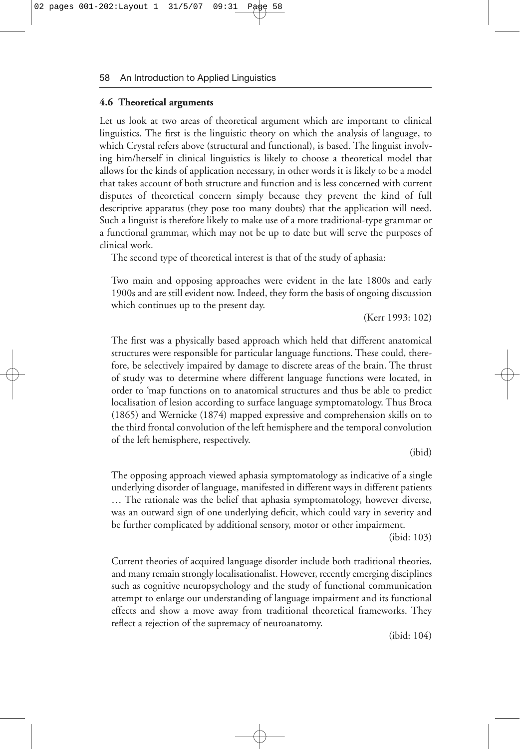### 4.6 Theoretical arguments

Let us look at two areas of theoretical argument which are important to clinical linguistics. The first is the linguistic theory on which the analysis of language, to which Crystal refers above (structural and functional), is based. The linguist involving him/herself in clinical linguistics is likely to choose a theoretical model that allows for the kinds of application necessary, in other words it is likely to be a model that takes account of both structure and function and is less concerned with current disputes of theoretical concern simply because they prevent the kind of full descriptive apparatus (they pose too many doubts) that the application will need. Such a linguist is therefore likely to make use of a more traditional-type grammar or a functional grammar, which may not be up to date but will serve the purposes of clinical work.

The second type of theoretical interest is that of the study of aphasia:

> Two main and opposing approaches were evident in the late 1800s and early 1900s and are still evident now. Indeed, they form the basis of ongoing discussion which continues up to the present day.
>
> (Kerr 1993: 102)

> The first was a physically based approach which held that different anatomical structures were responsible for particular language functions. These could, therefore, be selectively impaired by damage to discrete areas of the brain. The thrust of study was to determine where different language functions were located, in order to 'map functions on to anatomical structures and thus be able to predict localisation of lesion according to surface language symptomatology. Thus Broca (1865) and Wernicke (1874) mapped expressive and comprehension skills on to the third frontal convolution of the left hemisphere and the temporal convolution of the left hemisphere, respectively.
>
> (ibid)

> The opposing approach viewed aphasia symptomatology as indicative of a single underlying disorder of language, manifested in different ways in different patients … The rationale was the belief that aphasia symptomatology, however diverse, was an outward sign of one underlying deficit, which could vary in severity and be further complicated by additional sensory, motor or other impairment.
>
> (ibid: 103)

> Current theories of acquired language disorder include both traditional theories, and many remain strongly localisationalist. However, recently emerging disciplines such as cognitive neuropsychology and the study of functional communication attempt to enlarge our understanding of language impairment and its functional effects and show a move away from traditional theoretical frameworks. They reflect a rejection of the supremacy of neuroanatomy.
>
> (ibid: 104)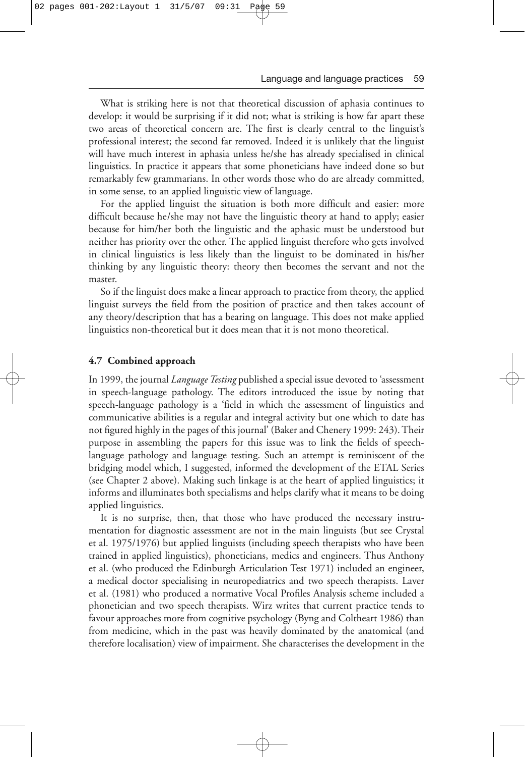What is striking here is not that theoretical discussion of aphasia continues to develop: it would be surprising if it did not; what is striking is how far apart these two areas of theoretical concern are. The first is clearly central to the linguist's professional interest; the second far removed. Indeed it is unlikely that the linguist will have much interest in aphasia unless he/she has already specialised in clinical linguistics. In practice it appears that some phoneticians have indeed done so but remarkably few grammarians. In other words those who do are already committed, in some sense, to an applied linguistic view of language.

For the applied linguist the situation is both more difficult and easier: more difficult because he/she may not have the linguistic theory at hand to apply; easier because for him/her both the linguistic and the aphasic must be understood but neither has priority over the other. The applied linguist therefore who gets involved in clinical linguistics is less likely than the linguist to be dominated in his/her thinking by any linguistic theory: theory then becomes the servant and not the master.

So if the linguist does make a linear approach to practice from theory, the applied linguist surveys the field from the position of practice and then takes account of any theory/description that has a bearing on language. This does not make applied linguistics non-theoretical but it does mean that it is not mono theoretical.

### 4.7 Combined approach

In 1999, the journal *Language Testing* published a special issue devoted to 'assessment in speech-language pathology. The editors introduced the issue by noting that speech-language pathology is a 'field in which the assessment of linguistics and communicative abilities is a regular and integral activity but one which to date has not figured highly in the pages of this journal' (Baker and Chenery 1999: 243). Their purpose in assembling the papers for this issue was to link the fields of speech-language pathology and language testing. Such an attempt is reminiscent of the bridging model which, I suggested, informed the development of the ETAL Series (see Chapter 2 above). Making such linkage is at the heart of applied linguistics; it informs and illuminates both specialisms and helps clarify what it means to be doing applied linguistics.

It is no surprise, then, that those who have produced the necessary instrumentation for diagnostic assessment are not in the main linguists (but see Crystal et al. 1975/1976) but applied linguists (including speech therapists who have been trained in applied linguistics), phoneticians, medics and engineers. Thus Anthony et al. (who produced the Edinburgh Articulation Test 1971) included an engineer, a medical doctor specialising in neuropediatrics and two speech therapists. Laver et al. (1981) who produced a normative Vocal Profiles Analysis scheme included a phonetician and two speech therapists. Wirz writes that current practice tends to favour approaches more from cognitive psychology (Byng and Coltheart 1986) than from medicine, which in the past was heavily dominated by the anatomical (and therefore localisation) view of impairment. She characterises the development in the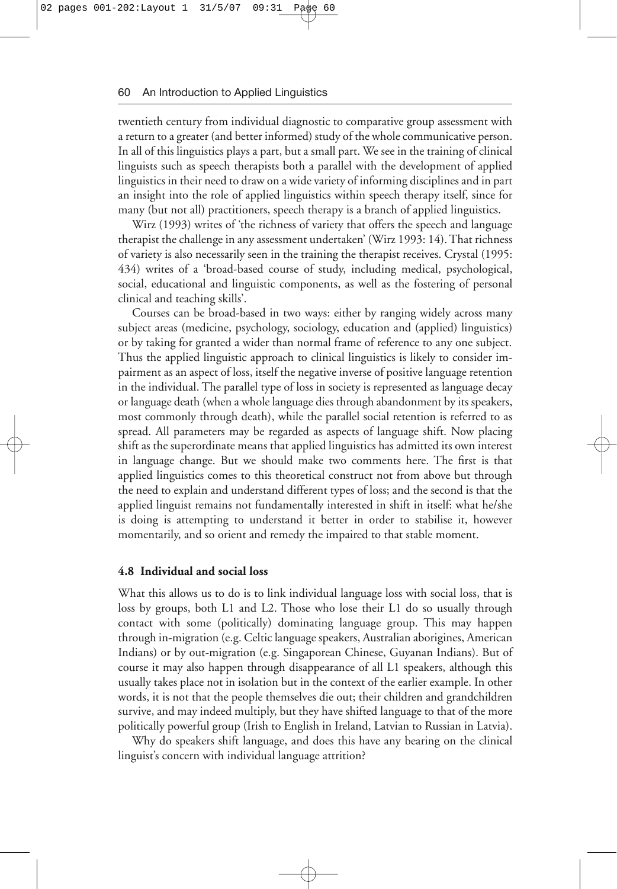twentieth century from individual diagnostic to comparative group assessment with a return to a greater (and better informed) study of the whole communicative person. In all of this linguistics plays a part, but a small part. We see in the training of clinical linguists such as speech therapists both a parallel with the development of applied linguistics in their need to draw on a wide variety of informing disciplines and in part an insight into the role of applied linguistics within speech therapy itself, since for many (but not all) practitioners, speech therapy is a branch of applied linguistics.

Wirz (1993) writes of 'the richness of variety that offers the speech and language therapist the challenge in any assessment undertaken' (Wirz 1993: 14). That richness of variety is also necessarily seen in the training the therapist receives. Crystal (1995: 434) writes of a 'broad-based course of study, including medical, psychological, social, educational and linguistic components, as well as the fostering of personal clinical and teaching skills'.

Courses can be broad-based in two ways: either by ranging widely across many subject areas (medicine, psychology, sociology, education and (applied) linguistics) or by taking for granted a wider than normal frame of reference to any one subject. Thus the applied linguistic approach to clinical linguistics is likely to consider impairment as an aspect of loss, itself the negative inverse of positive language retention in the individual. The parallel type of loss in society is represented as language decay or language death (when a whole language dies through abandonment by its speakers, most commonly through death), while the parallel social retention is referred to as spread. All parameters may be regarded as aspects of language shift. Now placing shift as the superordinate means that applied linguistics has admitted its own interest in language change. But we should make two comments here. The first is that applied linguistics comes to this theoretical construct not from above but through the need to explain and understand different types of loss; and the second is that the applied linguist remains not fundamentally interested in shift in itself: what he/she is doing is attempting to understand it better in order to stabilise it, however momentarily, and so orient and remedy the impaired to that stable moment.

### 4.8 Individual and social loss

What this allows us to do is to link individual language loss with social loss, that is loss by groups, both L1 and L2. Those who lose their L1 do so usually through contact with some (politically) dominating language group. This may happen through in-migration (e.g. Celtic language speakers, Australian aborigines, American Indians) or by out-migration (e.g. Singaporean Chinese, Guyanan Indians). But of course it may also happen through disappearance of all L1 speakers, although this usually takes place not in isolation but in the context of the earlier example. In other words, it is not that the people themselves die out; their children and grandchildren survive, and may indeed multiply, but they have shifted language to that of the more politically powerful group (Irish to English in Ireland, Latvian to Russian in Latvia).

Why do speakers shift language, and does this have any bearing on the clinical linguist's concern with individual language attrition?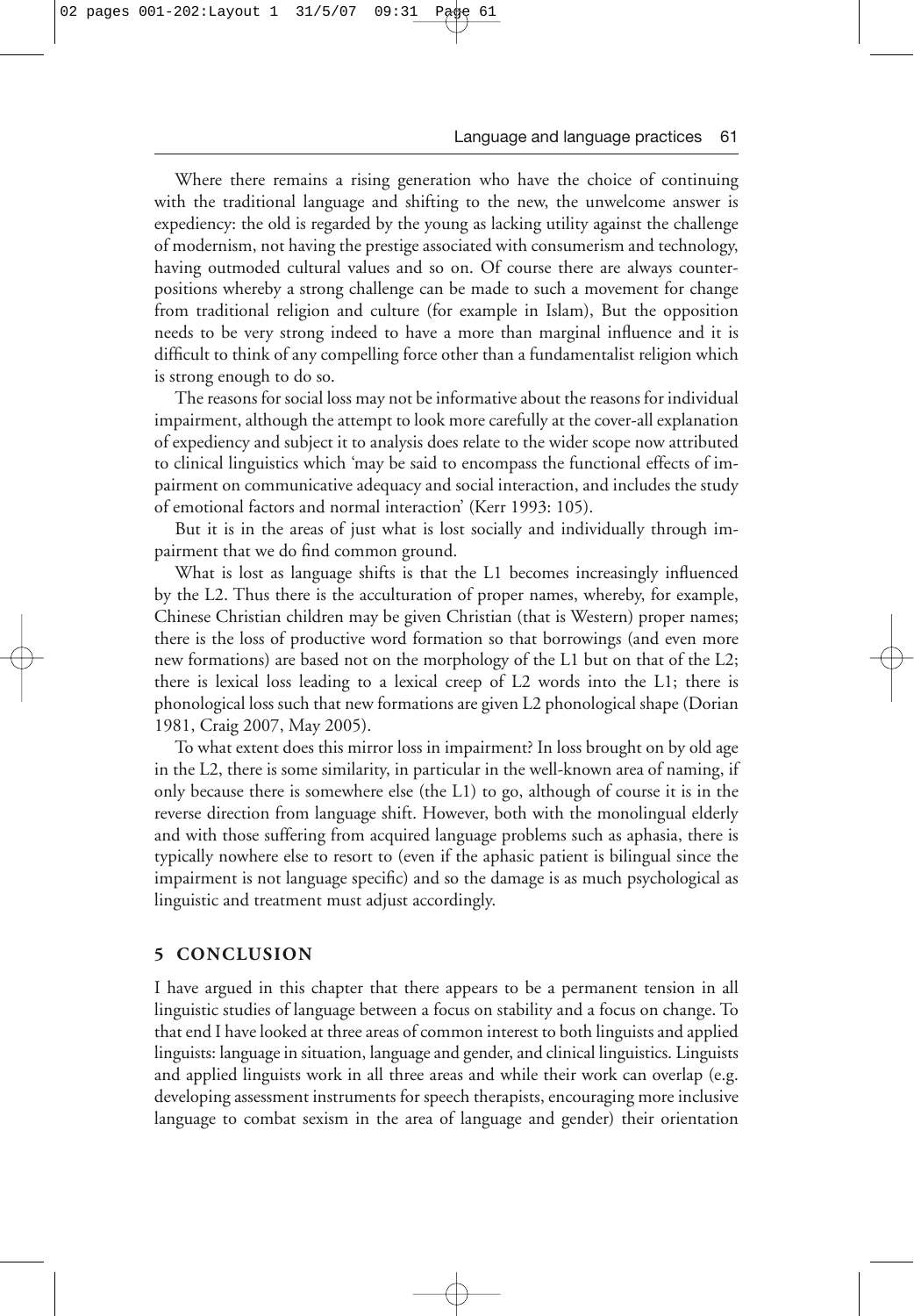Where there remains a rising generation who have the choice of continuing with the traditional language and shifting to the new, the unwelcome answer is expediency: the old is regarded by the young as lacking utility against the challenge of modernism, not having the prestige associated with consumerism and technology, having outmoded cultural values and so on. Of course there are always counter-positions whereby a strong challenge can be made to such a movement for change from traditional religion and culture (for example in Islam), But the opposition needs to be very strong indeed to have a more than marginal influence and it is difficult to think of any compelling force other than a fundamentalist religion which is strong enough to do so.

The reasons for social loss may not be informative about the reasons for individual impairment, although the attempt to look more carefully at the cover-all explanation of expediency and subject it to analysis does relate to the wider scope now attributed to clinical linguistics which 'may be said to encompass the functional effects of impairment on communicative adequacy and social interaction, and includes the study of emotional factors and normal interaction' (Kerr 1993: 105).

But it is in the areas of just what is lost socially and individually through impairment that we do find common ground.

What is lost as language shifts is that the L1 becomes increasingly influenced by the L2. Thus there is the acculturation of proper names, whereby, for example, Chinese Christian children may be given Christian (that is Western) proper names; there is the loss of productive word formation so that borrowings (and even more new formations) are based not on the morphology of the L1 but on that of the L2; there is lexical loss leading to a lexical creep of L2 words into the L1; there is phonological loss such that new formations are given L2 phonological shape (Dorian 1981, Craig 2007, May 2005).

To what extent does this mirror loss in impairment? In loss brought on by old age in the L2, there is some similarity, in particular in the well-known area of naming, if only because there is somewhere else (the L1) to go, although of course it is in the reverse direction from language shift. However, both with the monolingual elderly and with those suffering from acquired language problems such as aphasia, there is typically nowhere else to resort to (even if the aphasic patient is bilingual since the impairment is not language specific) and so the damage is as much psychological as linguistic and treatment must adjust accordingly.

## 5 CONCLUSION

I have argued in this chapter that there appears to be a permanent tension in all linguistic studies of language between a focus on stability and a focus on change. To that end I have looked at three areas of common interest to both linguists and applied linguists: language in situation, language and gender, and clinical linguistics. Linguists and applied linguists work in all three areas and while their work can overlap (e.g. developing assessment instruments for speech therapists, encouraging more inclusive language to combat sexism in the area of language and gender) their orientation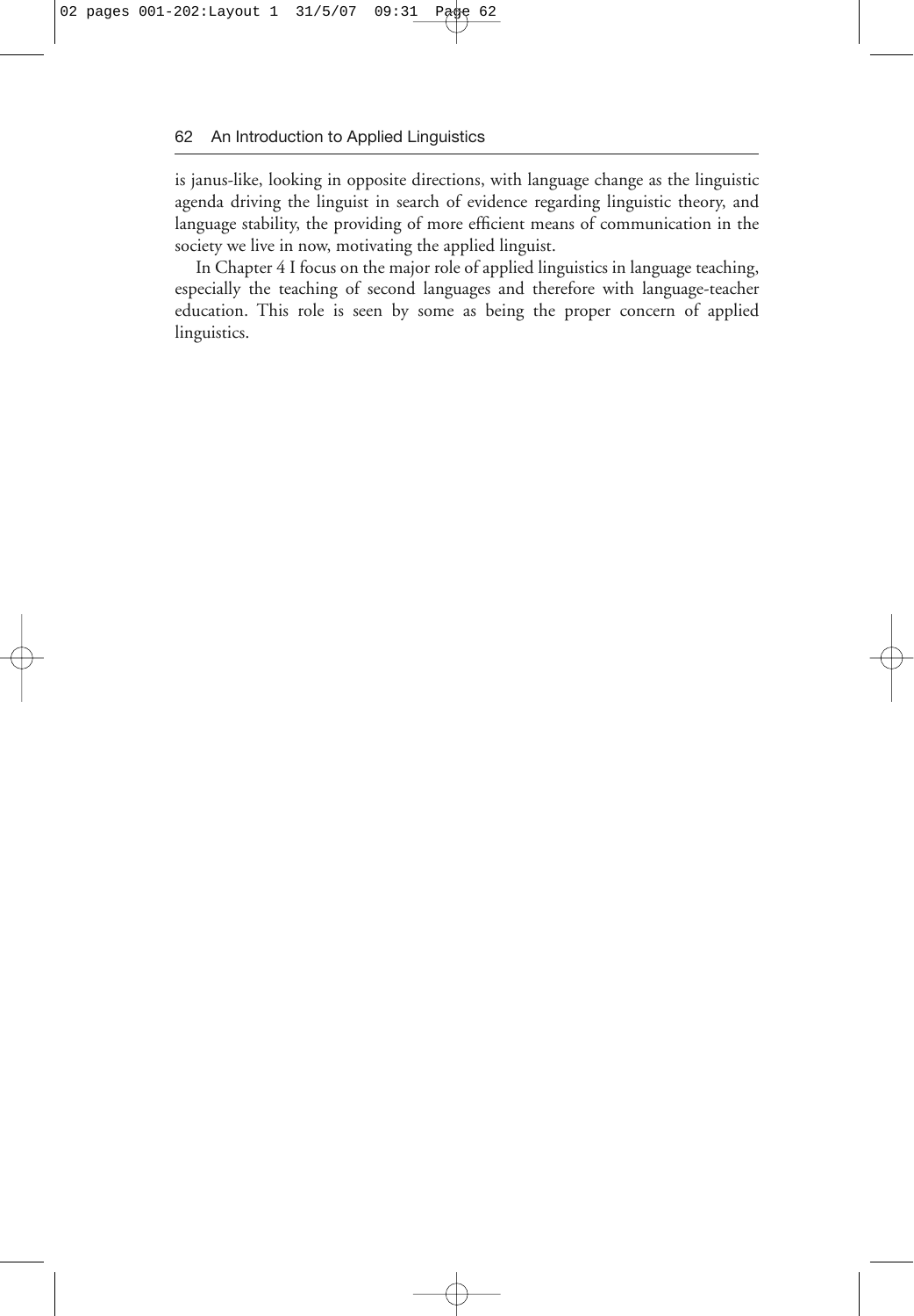is janus-like, looking in opposite directions, with language change as the linguistic agenda driving the linguist in search of evidence regarding linguistic theory, and language stability, the providing of more efficient means of communication in the society we live in now, motivating the applied linguist.

In Chapter 4 I focus on the major role of applied linguistics in language teaching, especially the teaching of second languages and therefore with language-teacher education. This role is seen by some as being the proper concern of applied linguistics.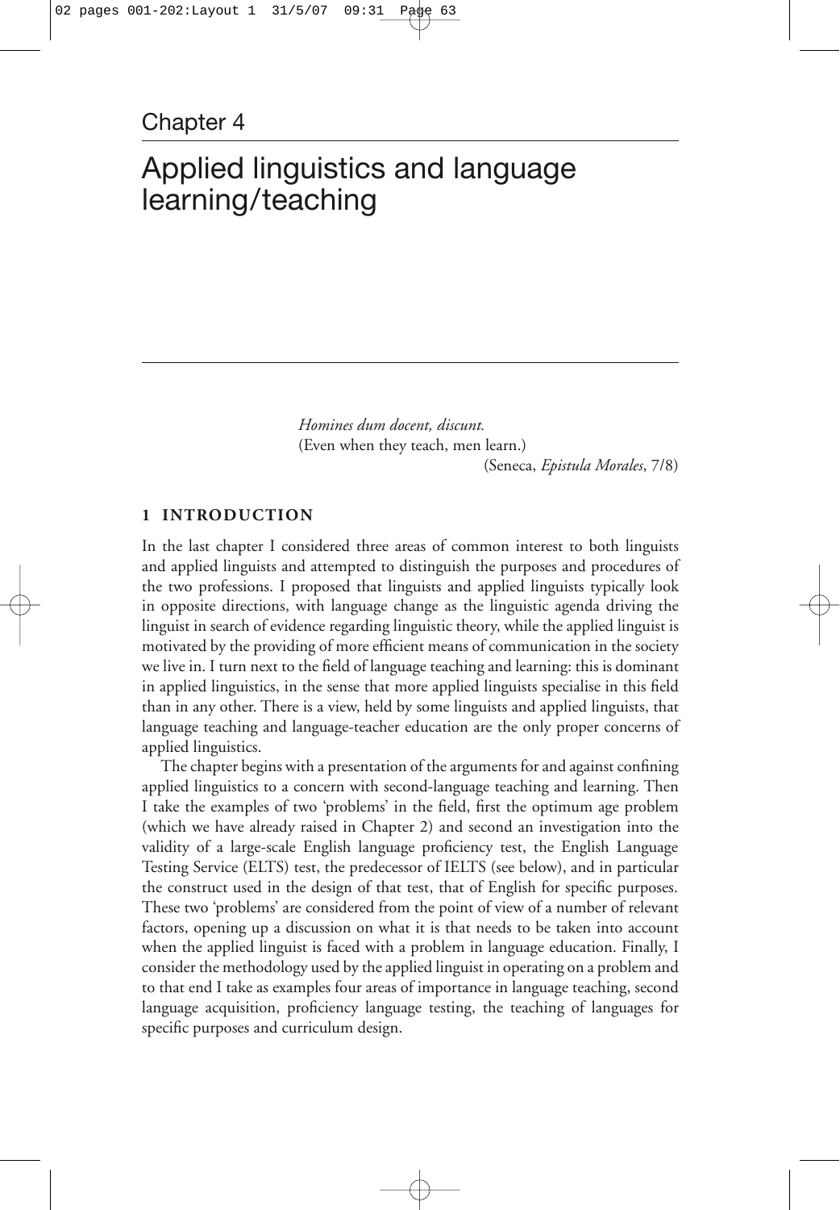Chapter 4

# Applied linguistics and language learning/teaching

> *Homines dum docent, discunt.*
> (Even when they teach, men learn.)
>
> (Seneca, *Epistula Morales*, 7/8)

## 1 INTRODUCTION

In the last chapter I considered three areas of common interest to both linguists and applied linguists and attempted to distinguish the purposes and procedures of the two professions. I proposed that linguists and applied linguists typically look in opposite directions, with language change as the linguistic agenda driving the linguist in search of evidence regarding linguistic theory, while the applied linguist is motivated by the providing of more efficient means of communication in the society we live in. I turn next to the field of language teaching and learning: this is dominant in applied linguistics, in the sense that more applied linguists specialise in this field than in any other. There is a view, held by some linguists and applied linguists, that language teaching and language-teacher education are the only proper concerns of applied linguistics.

The chapter begins with a presentation of the arguments for and against confining applied linguistics to a concern with second-language teaching and learning. Then I take the examples of two 'problems' in the field, first the optimum age problem (which we have already raised in Chapter 2) and second an investigation into the validity of a large-scale English language proficiency test, the English Language Testing Service (ELTS) test, the predecessor of IELTS (see below), and in particular the construct used in the design of that test, that of English for specific purposes. These two 'problems' are considered from the point of view of a number of relevant factors, opening up a discussion on what it is that needs to be taken into account when the applied linguist is faced with a problem in language education. Finally, I consider the methodology used by the applied linguist in operating on a problem and to that end I take as examples four areas of importance in language teaching, second language acquisition, proficiency language testing, the teaching of languages for specific purposes and curriculum design.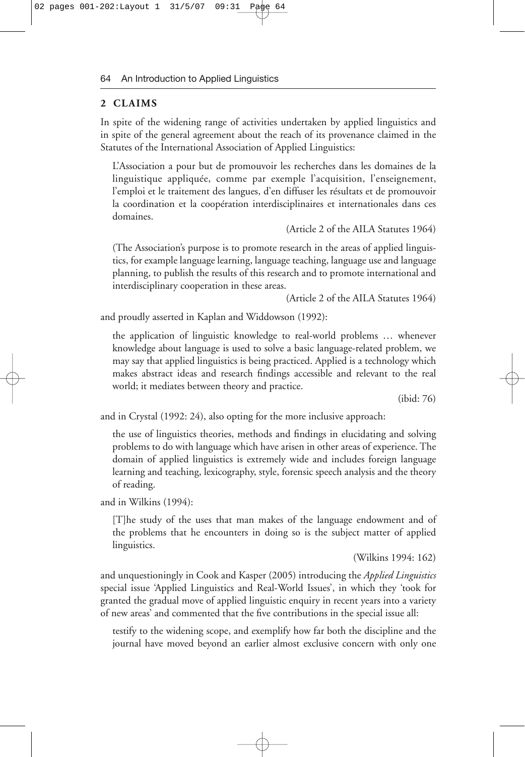## 2 CLAIMS

In spite of the widening range of activities undertaken by applied linguistics and in spite of the general agreement about the reach of its provenance claimed in the Statutes of the International Association of Applied Linguistics:

> L'Association a pour but de promouvoir les recherches dans les domaines de la linguistique appliquée, comme par exemple l'acquisition, l'enseignement, l'emploi et le traitement des langues, d'en diffuser les résultats et de promouvoir la coordination et la coopération interdisciplinaires et internationales dans ces domaines.
>
> (Article 2 of the AILA Statutes 1964)

> (The Association's purpose is to promote research in the areas of applied linguistics, for example language learning, language teaching, language use and language planning, to publish the results of this research and to promote international and interdisciplinary cooperation in these areas.
>
> (Article 2 of the AILA Statutes 1964)

and proudly asserted in Kaplan and Widdowson (1992):

> the application of linguistic knowledge to real-world problems … whenever knowledge about language is used to solve a basic language-related problem, we may say that applied linguistics is being practiced. Applied is a technology which makes abstract ideas and research findings accessible and relevant to the real world; it mediates between theory and practice.
>
> (ibid: 76)

and in Crystal (1992: 24), also opting for the more inclusive approach:

> the use of linguistics theories, methods and findings in elucidating and solving problems to do with language which have arisen in other areas of experience. The domain of applied linguistics is extremely wide and includes foreign language learning and teaching, lexicography, style, forensic speech analysis and the theory of reading.

and in Wilkins (1994):

> [T]he study of the uses that man makes of the language endowment and of the problems that he encounters in doing so is the subject matter of applied linguistics.
>
> (Wilkins 1994: 162)

and unquestioningly in Cook and Kasper (2005) introducing the *Applied Linguistics* special issue 'Applied Linguistics and Real-World Issues', in which they 'took for granted the gradual move of applied linguistic enquiry in recent years into a variety of new areas' and commented that the five contributions in the special issue all:

> testify to the widening scope, and exemplify how far both the discipline and the journal have moved beyond an earlier almost exclusive concern with only one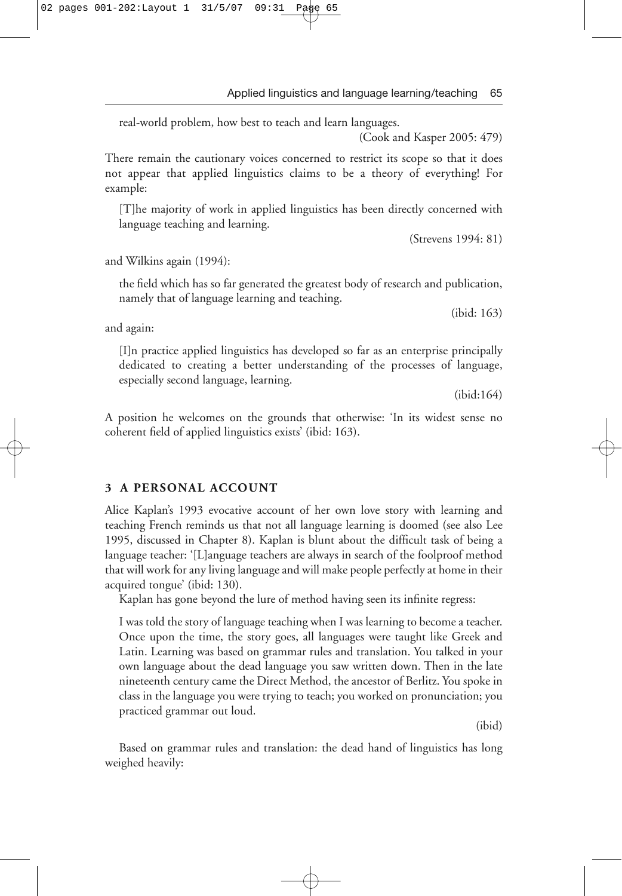real-world problem, how best to teach and learn languages.

(Cook and Kasper 2005: 479)

There remain the cautionary voices concerned to restrict its scope so that it does not appear that applied linguistics claims to be a theory of everything! For example:

> [T]he majority of work in applied linguistics has been directly concerned with language teaching and learning.
>
> (Strevens 1994: 81)

and Wilkins again (1994):

> the field which has so far generated the greatest body of research and publication, namely that of language learning and teaching.
>
> (ibid: 163)

and again:

> [I]n practice applied linguistics has developed so far as an enterprise principally dedicated to creating a better understanding of the processes of language, especially second language, learning.
>
> (ibid:164)

A position he welcomes on the grounds that otherwise: 'In its widest sense no coherent field of applied linguistics exists' (ibid: 163).

## 3 A PERSONAL ACCOUNT

Alice Kaplan's 1993 evocative account of her own love story with learning and teaching French reminds us that not all language learning is doomed (see also Lee 1995, discussed in Chapter 8). Kaplan is blunt about the difficult task of being a language teacher: '[L]anguage teachers are always in search of the foolproof method that will work for any living language and will make people perfectly at home in their acquired tongue' (ibid: 130).

Kaplan has gone beyond the lure of method having seen its infinite regress:

> I was told the story of language teaching when I was learning to become a teacher. Once upon the time, the story goes, all languages were taught like Greek and Latin. Learning was based on grammar rules and translation. You talked in your own language about the dead language you saw written down. Then in the late nineteenth century came the Direct Method, the ancestor of Berlitz. You spoke in class in the language you were trying to teach; you worked on pronunciation; you practiced grammar out loud.
>
> (ibid)

Based on grammar rules and translation: the dead hand of linguistics has long weighed heavily: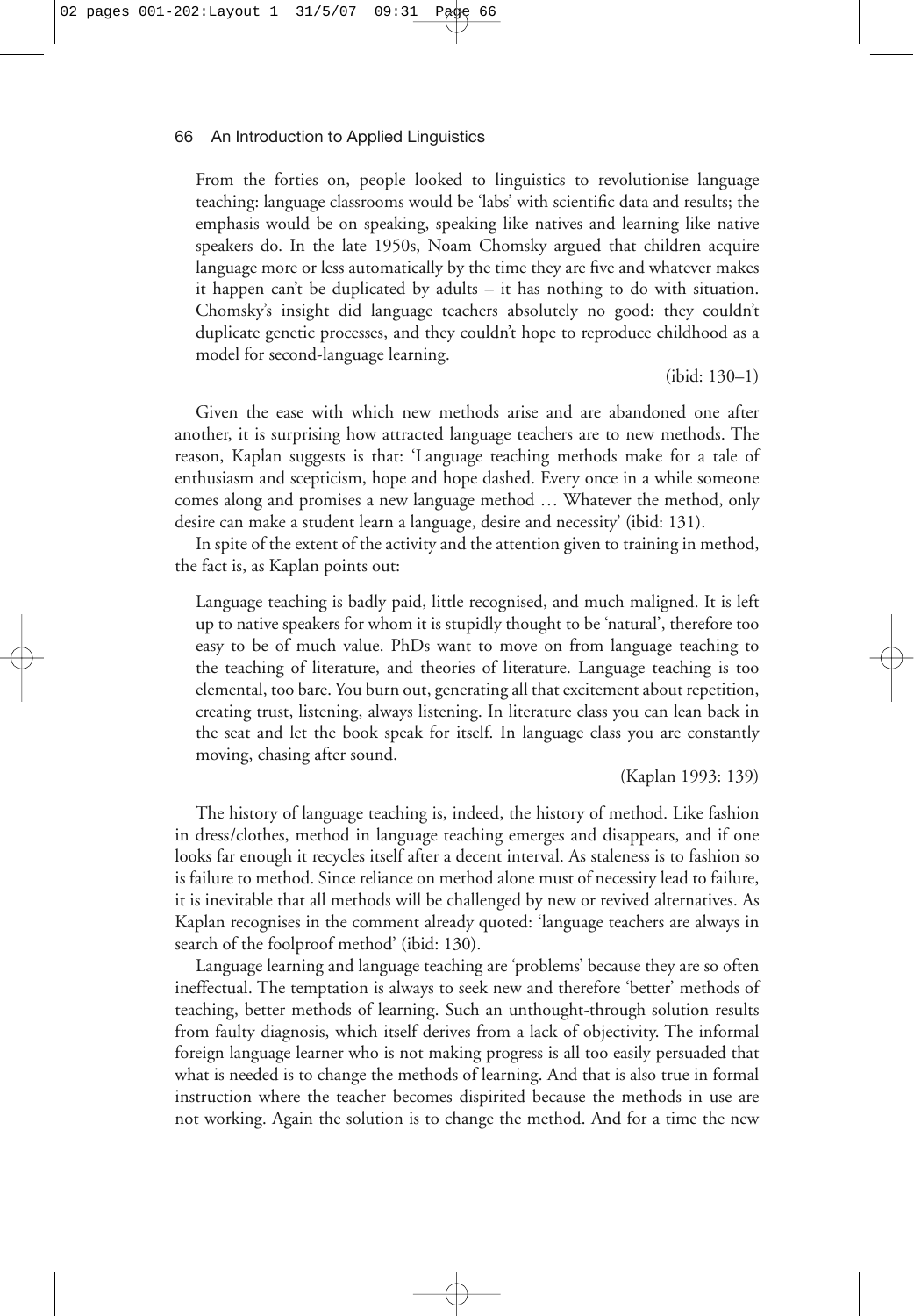From the forties on, people looked to linguistics to revolutionise language teaching: language classrooms would be 'labs' with scientific data and results; the emphasis would be on speaking, speaking like natives and learning like native speakers do. In the late 1950s, Noam Chomsky argued that children acquire language more or less automatically by the time they are five and whatever makes it happen can't be duplicated by adults – it has nothing to do with situation. Chomsky's insight did language teachers absolutely no good: they couldn't duplicate genetic processes, and they couldn't hope to reproduce childhood as a model for second-language learning.

(ibid: 130–1)

Given the ease with which new methods arise and are abandoned one after another, it is surprising how attracted language teachers are to new methods. The reason, Kaplan suggests is that: 'Language teaching methods make for a tale of enthusiasm and scepticism, hope and hope dashed. Every once in a while someone comes along and promises a new language method … Whatever the method, only desire can make a student learn a language, desire and necessity' (ibid: 131).

In spite of the extent of the activity and the attention given to training in method, the fact is, as Kaplan points out:

Language teaching is badly paid, little recognised, and much maligned. It is left up to native speakers for whom it is stupidly thought to be 'natural', therefore too easy to be of much value. PhDs want to move on from language teaching to the teaching of literature, and theories of literature. Language teaching is too elemental, too bare. You burn out, generating all that excitement about repetition, creating trust, listening, always listening. In literature class you can lean back in the seat and let the book speak for itself. In language class you are constantly moving, chasing after sound.

(Kaplan 1993: 139)

The history of language teaching is, indeed, the history of method. Like fashion in dress/clothes, method in language teaching emerges and disappears, and if one looks far enough it recycles itself after a decent interval. As staleness is to fashion so is failure to method. Since reliance on method alone must of necessity lead to failure, it is inevitable that all methods will be challenged by new or revived alternatives. As Kaplan recognises in the comment already quoted: 'language teachers are always in search of the foolproof method' (ibid: 130).

Language learning and language teaching are 'problems' because they are so often ineffectual. The temptation is always to seek new and therefore 'better' methods of teaching, better methods of learning. Such an unthought-through solution results from faulty diagnosis, which itself derives from a lack of objectivity. The informal foreign language learner who is not making progress is all too easily persuaded that what is needed is to change the methods of learning. And that is also true in formal instruction where the teacher becomes dispirited because the methods in use are not working. Again the solution is to change the method. And for a time the new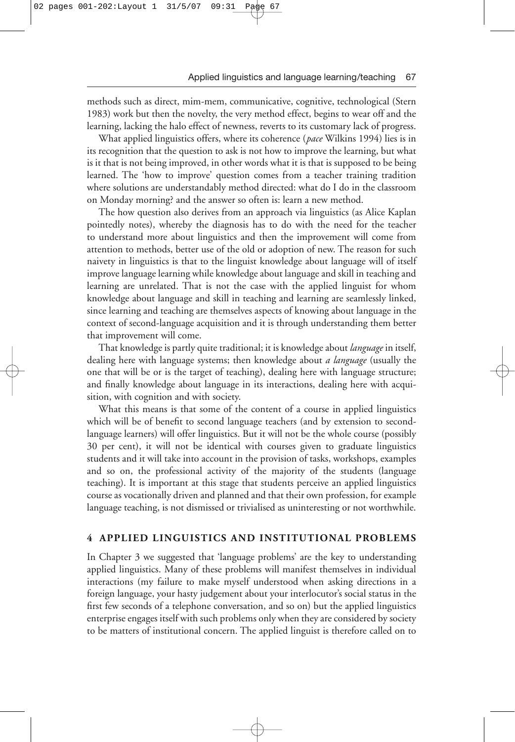methods such as direct, mim-mem, communicative, cognitive, technological (Stern 1983) work but then the novelty, the very method effect, begins to wear off and the learning, lacking the halo effect of newness, reverts to its customary lack of progress.

What applied linguistics offers, where its coherence (*pace* Wilkins 1994) lies is in its recognition that the question to ask is not how to improve the learning, but what is it that is not being improved, in other words what it is that is supposed to be being learned. The 'how to improve' question comes from a teacher training tradition where solutions are understandably method directed: what do I do in the classroom on Monday morning? and the answer so often is: learn a new method.

The how question also derives from an approach via linguistics (as Alice Kaplan pointedly notes), whereby the diagnosis has to do with the need for the teacher to understand more about linguistics and then the improvement will come from attention to methods, better use of the old or adoption of new. The reason for such naivety in linguistics is that to the linguist knowledge about language will of itself improve language learning while knowledge about language and skill in teaching and learning are unrelated. That is not the case with the applied linguist for whom knowledge about language and skill in teaching and learning are seamlessly linked, since learning and teaching are themselves aspects of knowing about language in the context of second-language acquisition and it is through understanding them better that improvement will come.

That knowledge is partly quite traditional; it is knowledge about *language* in itself, dealing here with language systems; then knowledge about *a language* (usually the one that will be or is the target of teaching), dealing here with language structure; and finally knowledge about language in its interactions, dealing here with acquisition, with cognition and with society.

What this means is that some of the content of a course in applied linguistics which will be of benefit to second language teachers (and by extension to second-language learners) will offer linguistics. But it will not be the whole course (possibly 30 per cent), it will not be identical with courses given to graduate linguistics students and it will take into account in the provision of tasks, workshops, examples and so on, the professional activity of the majority of the students (language teaching). It is important at this stage that students perceive an applied linguistics course as vocationally driven and planned and that their own profession, for example language teaching, is not dismissed or trivialised as uninteresting or not worthwhile.

## 4 APPLIED LINGUISTICS AND INSTITUTIONAL PROBLEMS

In Chapter 3 we suggested that 'language problems' are the key to understanding applied linguistics. Many of these problems will manifest themselves in individual interactions (my failure to make myself understood when asking directions in a foreign language, your hasty judgement about your interlocutor's social status in the first few seconds of a telephone conversation, and so on) but the applied linguistics enterprise engages itself with such problems only when they are considered by society to be matters of institutional concern. The applied linguist is therefore called on to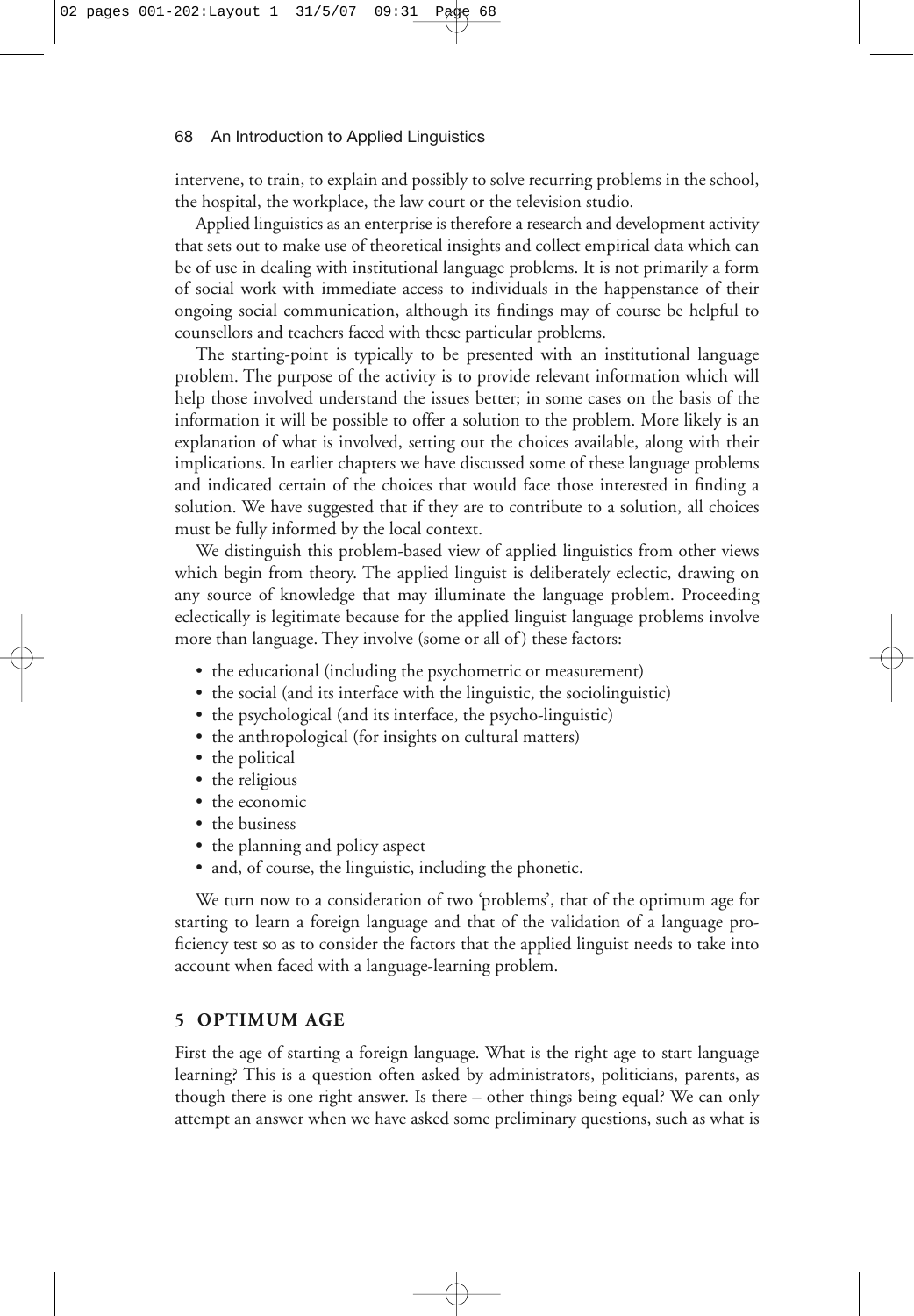intervene, to train, to explain and possibly to solve recurring problems in the school, the hospital, the workplace, the law court or the television studio.

Applied linguistics as an enterprise is therefore a research and development activity that sets out to make use of theoretical insights and collect empirical data which can be of use in dealing with institutional language problems. It is not primarily a form of social work with immediate access to individuals in the happenstance of their ongoing social communication, although its findings may of course be helpful to counsellors and teachers faced with these particular problems.

The starting-point is typically to be presented with an institutional language problem. The purpose of the activity is to provide relevant information which will help those involved understand the issues better; in some cases on the basis of the information it will be possible to offer a solution to the problem. More likely is an explanation of what is involved, setting out the choices available, along with their implications. In earlier chapters we have discussed some of these language problems and indicated certain of the choices that would face those interested in finding a solution. We have suggested that if they are to contribute to a solution, all choices must be fully informed by the local context.

We distinguish this problem-based view of applied linguistics from other views which begin from theory. The applied linguist is deliberately eclectic, drawing on any source of knowledge that may illuminate the language problem. Proceeding eclectically is legitimate because for the applied linguist language problems involve more than language. They involve (some or all of) these factors:

- the educational (including the psychometric or measurement)
- the social (and its interface with the linguistic, the sociolinguistic)
- the psychological (and its interface, the psycho-linguistic)
- the anthropological (for insights on cultural matters)
- the political
- the religious
- the economic
- the business
- the planning and policy aspect
- and, of course, the linguistic, including the phonetic.

We turn now to a consideration of two 'problems', that of the optimum age for starting to learn a foreign language and that of the validation of a language proficiency test so as to consider the factors that the applied linguist needs to take into account when faced with a language-learning problem.

## 5 OPTIMUM AGE

First the age of starting a foreign language. What is the right age to start language learning? This is a question often asked by administrators, politicians, parents, as though there is one right answer. Is there – other things being equal? We can only attempt an answer when we have asked some preliminary questions, such as what is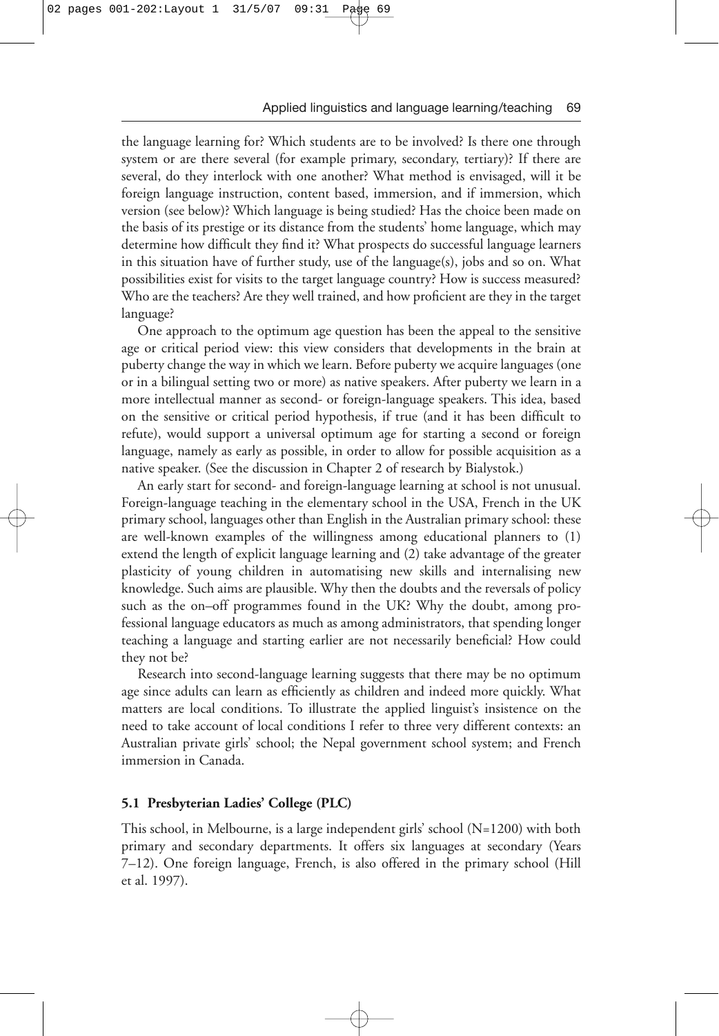the language learning for? Which students are to be involved? Is there one through system or are there several (for example primary, secondary, tertiary)? If there are several, do they interlock with one another? What method is envisaged, will it be foreign language instruction, content based, immersion, and if immersion, which version (see below)? Which language is being studied? Has the choice been made on the basis of its prestige or its distance from the students' home language, which may determine how difficult they find it? What prospects do successful language learners in this situation have of further study, use of the language(s), jobs and so on. What possibilities exist for visits to the target language country? How is success measured? Who are the teachers? Are they well trained, and how proficient are they in the target language?

One approach to the optimum age question has been the appeal to the sensitive age or critical period view: this view considers that developments in the brain at puberty change the way in which we learn. Before puberty we acquire languages (one or in a bilingual setting two or more) as native speakers. After puberty we learn in a more intellectual manner as second- or foreign-language speakers. This idea, based on the sensitive or critical period hypothesis, if true (and it has been difficult to refute), would support a universal optimum age for starting a second or foreign language, namely as early as possible, in order to allow for possible acquisition as a native speaker. (See the discussion in Chapter 2 of research by Bialystok.)

An early start for second- and foreign-language learning at school is not unusual. Foreign-language teaching in the elementary school in the USA, French in the UK primary school, languages other than English in the Australian primary school: these are well-known examples of the willingness among educational planners to (1) extend the length of explicit language learning and (2) take advantage of the greater plasticity of young children in automatising new skills and internalising new knowledge. Such aims are plausible. Why then the doubts and the reversals of policy such as the on–off programmes found in the UK? Why the doubt, among professional language educators as much as among administrators, that spending longer teaching a language and starting earlier are not necessarily beneficial? How could they not be?

Research into second-language learning suggests that there may be no optimum age since adults can learn as efficiently as children and indeed more quickly. What matters are local conditions. To illustrate the applied linguist's insistence on the need to take account of local conditions I refer to three very different contexts: an Australian private girls' school; the Nepal government school system; and French immersion in Canada.

### 5.1 Presbyterian Ladies' College (PLC)

This school, in Melbourne, is a large independent girls' school (N=1200) with both primary and secondary departments. It offers six languages at secondary (Years 7–12). One foreign language, French, is also offered in the primary school (Hill et al. 1997).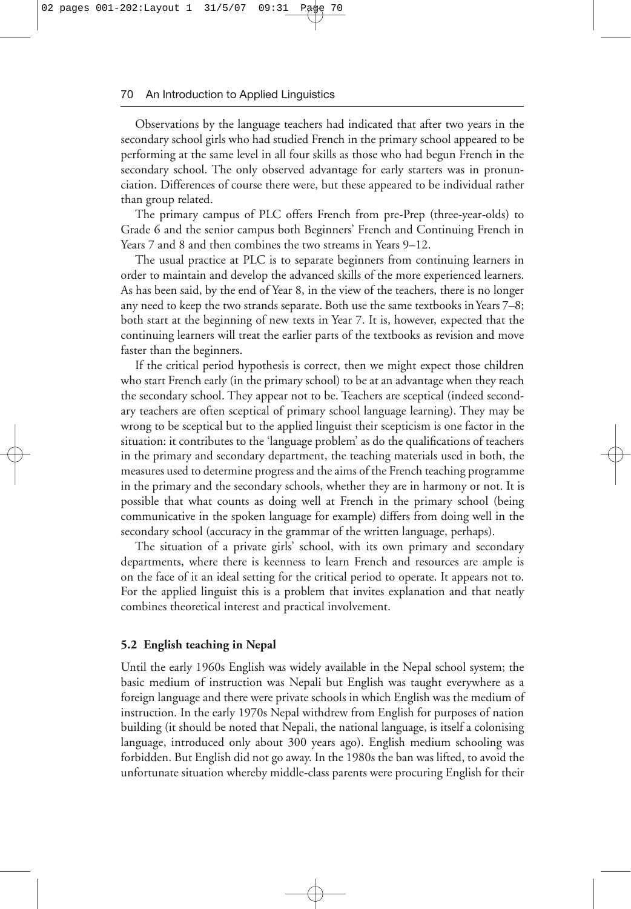Observations by the language teachers had indicated that after two years in the secondary school girls who had studied French in the primary school appeared to be performing at the same level in all four skills as those who had begun French in the secondary school. The only observed advantage for early starters was in pronunciation. Differences of course there were, but these appeared to be individual rather than group related.

The primary campus of PLC offers French from pre-Prep (three-year-olds) to Grade 6 and the senior campus both Beginners' French and Continuing French in Years 7 and 8 and then combines the two streams in Years 9–12.

The usual practice at PLC is to separate beginners from continuing learners in order to maintain and develop the advanced skills of the more experienced learners. As has been said, by the end of Year 8, in the view of the teachers, there is no longer any need to keep the two strands separate. Both use the same textbooks in Years 7–8; both start at the beginning of new texts in Year 7. It is, however, expected that the continuing learners will treat the earlier parts of the textbooks as revision and move faster than the beginners.

If the critical period hypothesis is correct, then we might expect those children who start French early (in the primary school) to be at an advantage when they reach the secondary school. They appear not to be. Teachers are sceptical (indeed secondary teachers are often sceptical of primary school language learning). They may be wrong to be sceptical but to the applied linguist their scepticism is one factor in the situation: it contributes to the 'language problem' as do the qualifications of teachers in the primary and secondary department, the teaching materials used in both, the measures used to determine progress and the aims of the French teaching programme in the primary and the secondary schools, whether they are in harmony or not. It is possible that what counts as doing well at French in the primary school (being communicative in the spoken language for example) differs from doing well in the secondary school (accuracy in the grammar of the written language, perhaps).

The situation of a private girls' school, with its own primary and secondary departments, where there is keenness to learn French and resources are ample is on the face of it an ideal setting for the critical period to operate. It appears not to. For the applied linguist this is a problem that invites explanation and that neatly combines theoretical interest and practical involvement.

### 5.2 English teaching in Nepal

Until the early 1960s English was widely available in the Nepal school system; the basic medium of instruction was Nepali but English was taught everywhere as a foreign language and there were private schools in which English was the medium of instruction. In the early 1970s Nepal withdrew from English for purposes of nation building (it should be noted that Nepali, the national language, is itself a colonising language, introduced only about 300 years ago). English medium schooling was forbidden. But English did not go away. In the 1980s the ban was lifted, to avoid the unfortunate situation whereby middle-class parents were procuring English for their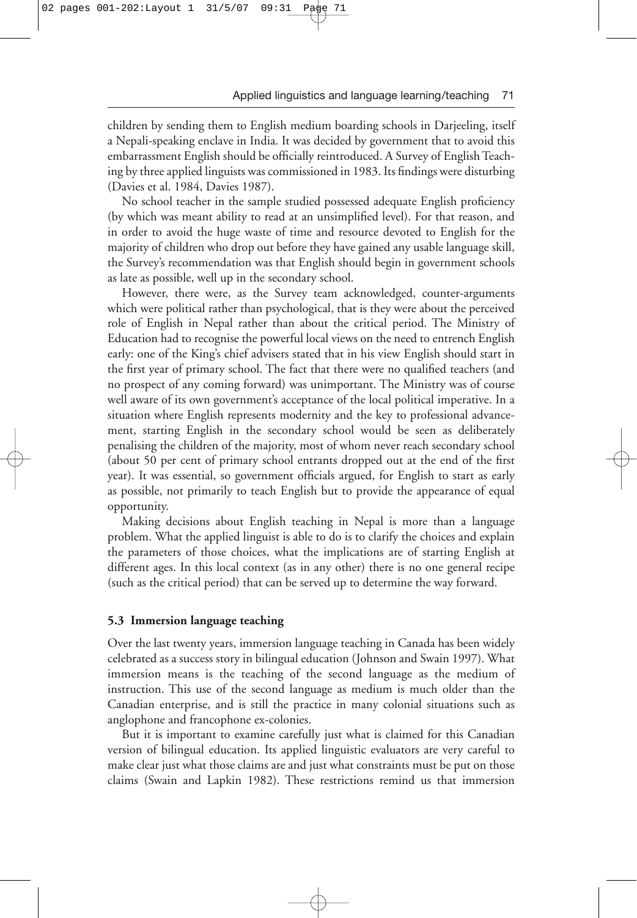children by sending them to English medium boarding schools in Darjeeling, itself a Nepali-speaking enclave in India. It was decided by government that to avoid this embarrassment English should be officially reintroduced. A Survey of English Teaching by three applied linguists was commissioned in 1983. Its findings were disturbing (Davies et al. 1984, Davies 1987).

No school teacher in the sample studied possessed adequate English proficiency (by which was meant ability to read at an unsimplified level). For that reason, and in order to avoid the huge waste of time and resource devoted to English for the majority of children who drop out before they have gained any usable language skill, the Survey's recommendation was that English should begin in government schools as late as possible, well up in the secondary school.

However, there were, as the Survey team acknowledged, counter-arguments which were political rather than psychological, that is they were about the perceived role of English in Nepal rather than about the critical period. The Ministry of Education had to recognise the powerful local views on the need to entrench English early: one of the King's chief advisers stated that in his view English should start in the first year of primary school. The fact that there were no qualified teachers (and no prospect of any coming forward) was unimportant. The Ministry was of course well aware of its own government's acceptance of the local political imperative. In a situation where English represents modernity and the key to professional advancement, starting English in the secondary school would be seen as deliberately penalising the children of the majority, most of whom never reach secondary school (about 50 per cent of primary school entrants dropped out at the end of the first year). It was essential, so government officials argued, for English to start as early as possible, not primarily to teach English but to provide the appearance of equal opportunity.

Making decisions about English teaching in Nepal is more than a language problem. What the applied linguist is able to do is to clarify the choices and explain the parameters of those choices, what the implications are of starting English at different ages. In this local context (as in any other) there is no one general recipe (such as the critical period) that can be served up to determine the way forward.

### 5.3 Immersion language teaching

Over the last twenty years, immersion language teaching in Canada has been widely celebrated as a success story in bilingual education (Johnson and Swain 1997). What immersion means is the teaching of the second language as the medium of instruction. This use of the second language as medium is much older than the Canadian enterprise, and is still the practice in many colonial situations such as anglophone and francophone ex-colonies.

But it is important to examine carefully just what is claimed for this Canadian version of bilingual education. Its applied linguistic evaluators are very careful to make clear just what those claims are and just what constraints must be put on those claims (Swain and Lapkin 1982). These restrictions remind us that immersion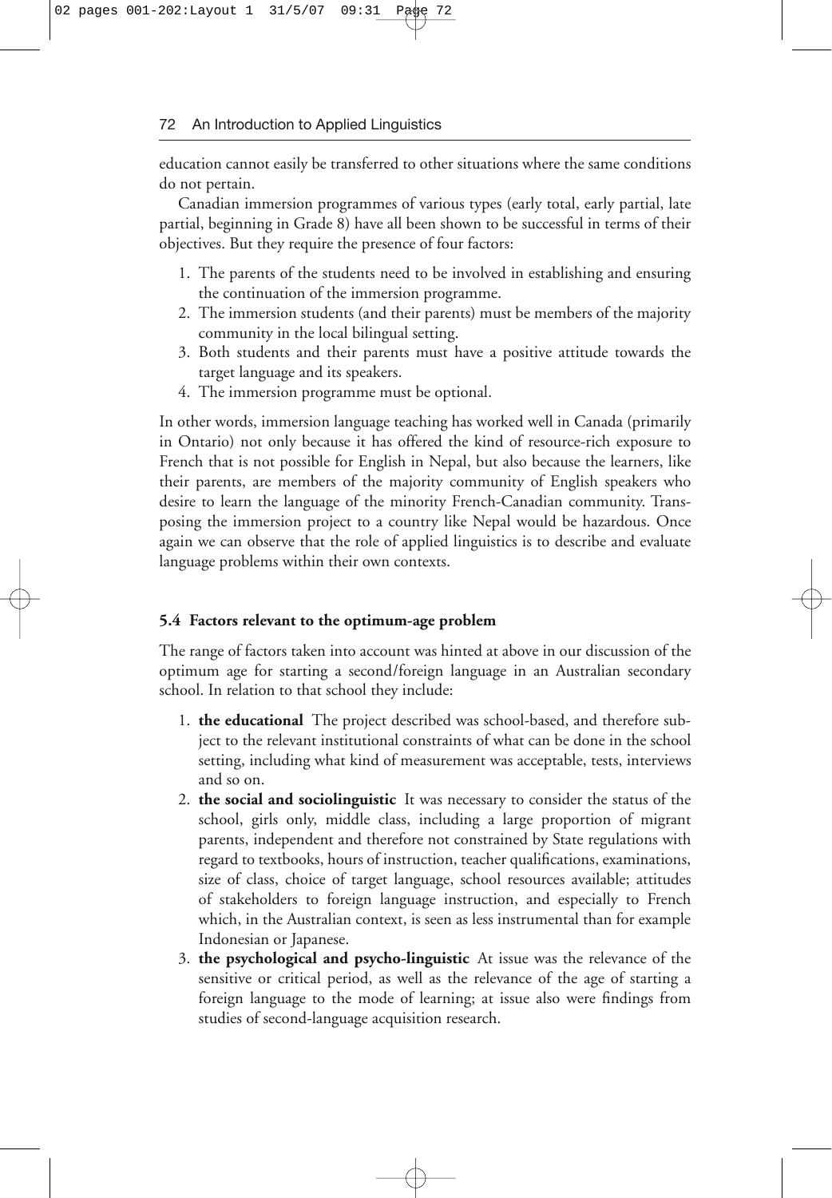education cannot easily be transferred to other situations where the same conditions do not pertain.

Canadian immersion programmes of various types (early total, early partial, late partial, beginning in Grade 8) have all been shown to be successful in terms of their objectives. But they require the presence of four factors:

1. The parents of the students need to be involved in establishing and ensuring the continuation of the immersion programme.
2. The immersion students (and their parents) must be members of the majority community in the local bilingual setting.
3. Both students and their parents must have a positive attitude towards the target language and its speakers.
4. The immersion programme must be optional.

In other words, immersion language teaching has worked well in Canada (primarily in Ontario) not only because it has offered the kind of resource-rich exposure to French that is not possible for English in Nepal, but also because the learners, like their parents, are members of the majority community of English speakers who desire to learn the language of the minority French-Canadian community. Transposing the immersion project to a country like Nepal would be hazardous. Once again we can observe that the role of applied linguistics is to describe and evaluate language problems within their own contexts.

### 5.4 Factors relevant to the optimum-age problem

The range of factors taken into account was hinted at above in our discussion of the optimum age for starting a second/foreign language in an Australian secondary school. In relation to that school they include:

1. **the educational** The project described was school-based, and therefore subject to the relevant institutional constraints of what can be done in the school setting, including what kind of measurement was acceptable, tests, interviews and so on.
2. **the social and sociolinguistic** It was necessary to consider the status of the school, girls only, middle class, including a large proportion of migrant parents, independent and therefore not constrained by State regulations with regard to textbooks, hours of instruction, teacher qualifications, examinations, size of class, choice of target language, school resources available; attitudes of stakeholders to foreign language instruction, and especially to French which, in the Australian context, is seen as less instrumental than for example Indonesian or Japanese.
3. **the psychological and psycho-linguistic** At issue was the relevance of the sensitive or critical period, as well as the relevance of the age of starting a foreign language to the mode of learning; at issue also were findings from studies of second-language acquisition research.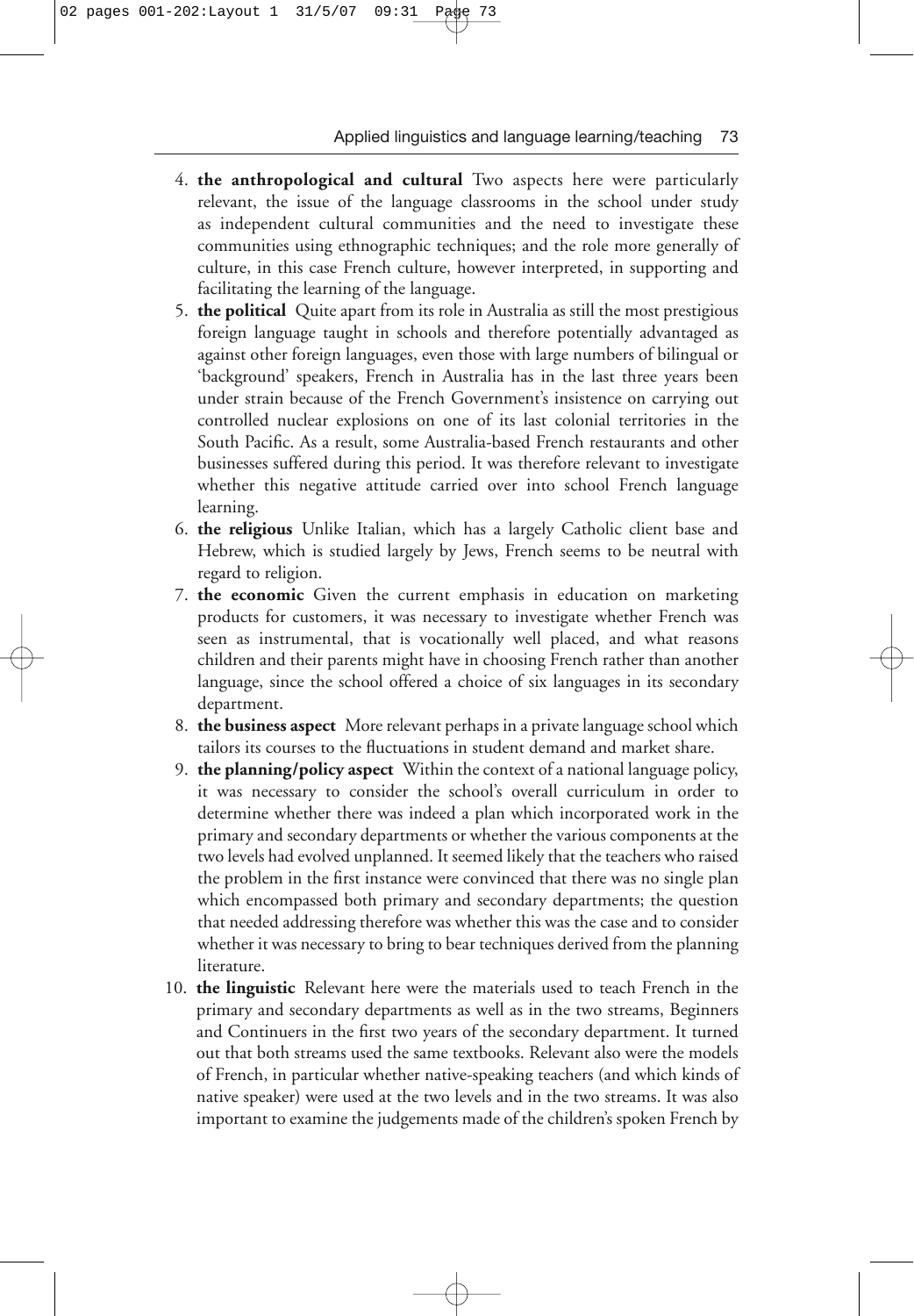4. **the anthropological and cultural** Two aspects here were particularly relevant, the issue of the language classrooms in the school under study as independent cultural communities and the need to investigate these communities using ethnographic techniques; and the role more generally of culture, in this case French culture, however interpreted, in supporting and facilitating the learning of the language.
5. **the political** Quite apart from its role in Australia as still the most prestigious foreign language taught in schools and therefore potentially advantaged as against other foreign languages, even those with large numbers of bilingual or 'background' speakers, French in Australia has in the last three years been under strain because of the French Government's insistence on carrying out controlled nuclear explosions on one of its last colonial territories in the South Pacific. As a result, some Australia-based French restaurants and other businesses suffered during this period. It was therefore relevant to investigate whether this negative attitude carried over into school French language learning.
6. **the religious** Unlike Italian, which has a largely Catholic client base and Hebrew, which is studied largely by Jews, French seems to be neutral with regard to religion.
7. **the economic** Given the current emphasis in education on marketing products for customers, it was necessary to investigate whether French was seen as instrumental, that is vocationally well placed, and what reasons children and their parents might have in choosing French rather than another language, since the school offered a choice of six languages in its secondary department.
8. **the business aspect** More relevant perhaps in a private language school which tailors its courses to the fluctuations in student demand and market share.
9. **the planning/policy aspect** Within the context of a national language policy, it was necessary to consider the school's overall curriculum in order to determine whether there was indeed a plan which incorporated work in the primary and secondary departments or whether the various components at the two levels had evolved unplanned. It seemed likely that the teachers who raised the problem in the first instance were convinced that there was no single plan which encompassed both primary and secondary departments; the question that needed addressing therefore was whether this was the case and to consider whether it was necessary to bring to bear techniques derived from the planning literature.
10. **the linguistic** Relevant here were the materials used to teach French in the primary and secondary departments as well as in the two streams, Beginners and Continuers in the first two years of the secondary department. It turned out that both streams used the same textbooks. Relevant also were the models of French, in particular whether native-speaking teachers (and which kinds of native speaker) were used at the two levels and in the two streams. It was also important to examine the judgements made of the children's spoken French by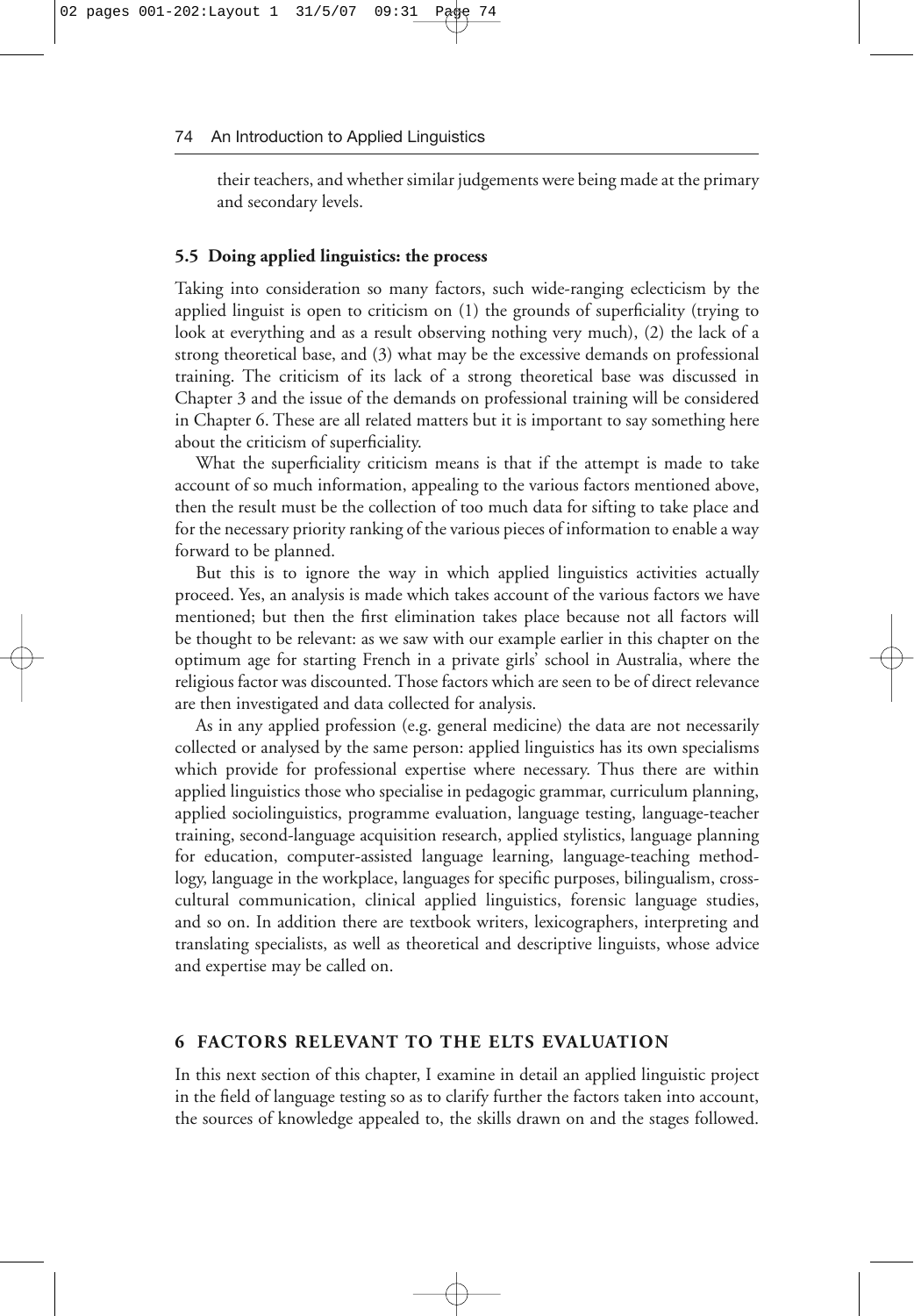their teachers, and whether similar judgements were being made at the primary and secondary levels.

### 5.5 Doing applied linguistics: the process

Taking into consideration so many factors, such wide-ranging eclecticism by the applied linguist is open to criticism on (1) the grounds of superficiality (trying to look at everything and as a result observing nothing very much), (2) the lack of a strong theoretical base, and (3) what may be the excessive demands on professional training. The criticism of its lack of a strong theoretical base was discussed in Chapter 3 and the issue of the demands on professional training will be considered in Chapter 6. These are all related matters but it is important to say something here about the criticism of superficiality.

What the superficiality criticism means is that if the attempt is made to take account of so much information, appealing to the various factors mentioned above, then the result must be the collection of too much data for sifting to take place and for the necessary priority ranking of the various pieces of information to enable a way forward to be planned.

But this is to ignore the way in which applied linguistics activities actually proceed. Yes, an analysis is made which takes account of the various factors we have mentioned; but then the first elimination takes place because not all factors will be thought to be relevant: as we saw with our example earlier in this chapter on the optimum age for starting French in a private girls' school in Australia, where the religious factor was discounted. Those factors which are seen to be of direct relevance are then investigated and data collected for analysis.

As in any applied profession (e.g. general medicine) the data are not necessarily collected or analysed by the same person: applied linguistics has its own specialisms which provide for professional expertise where necessary. Thus there are within applied linguistics those who specialise in pedagogic grammar, curriculum planning, applied sociolinguistics, programme evaluation, language testing, language-teacher training, second-language acquisition research, applied stylistics, language planning for education, computer-assisted language learning, language-teaching methodology, language in the workplace, languages for specific purposes, bilingualism, cross-cultural communication, clinical applied linguistics, forensic language studies, and so on. In addition there are textbook writers, lexicographers, interpreting and translating specialists, as well as theoretical and descriptive linguists, whose advice and expertise may be called on.

## 6 FACTORS RELEVANT TO THE ELTS EVALUATION

In this next section of this chapter, I examine in detail an applied linguistic project in the field of language testing so as to clarify further the factors taken into account, the sources of knowledge appealed to, the skills drawn on and the stages followed.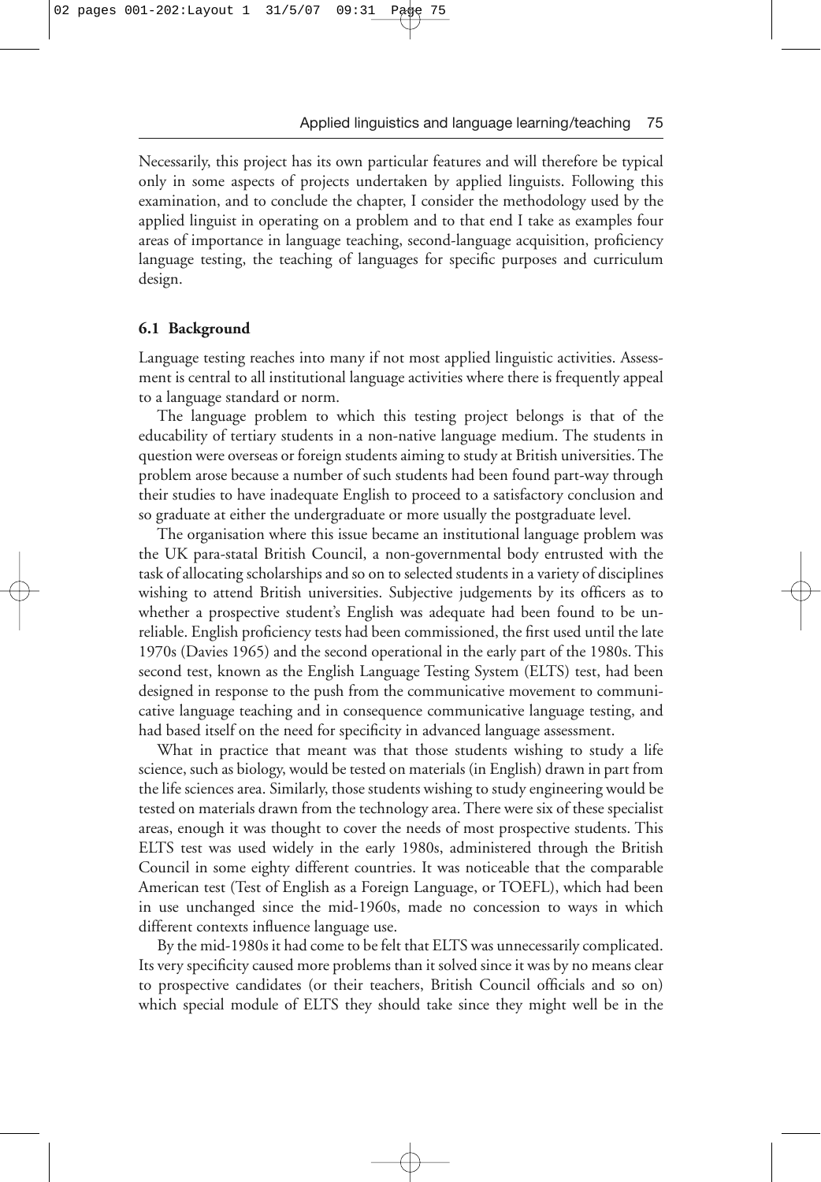Necessarily, this project has its own particular features and will therefore be typical only in some aspects of projects undertaken by applied linguists. Following this examination, and to conclude the chapter, I consider the methodology used by the applied linguist in operating on a problem and to that end I take as examples four areas of importance in language teaching, second-language acquisition, proficiency language testing, the teaching of languages for specific purposes and curriculum design.

### 6.1 Background

Language testing reaches into many if not most applied linguistic activities. Assessment is central to all institutional language activities where there is frequently appeal to a language standard or norm.

The language problem to which this testing project belongs is that of the educability of tertiary students in a non-native language medium. The students in question were overseas or foreign students aiming to study at British universities. The problem arose because a number of such students had been found part-way through their studies to have inadequate English to proceed to a satisfactory conclusion and so graduate at either the undergraduate or more usually the postgraduate level.

The organisation where this issue became an institutional language problem was the UK para-statal British Council, a non-governmental body entrusted with the task of allocating scholarships and so on to selected students in a variety of disciplines wishing to attend British universities. Subjective judgements by its officers as to whether a prospective student's English was adequate had been found to be unreliable. English proficiency tests had been commissioned, the first used until the late 1970s (Davies 1965) and the second operational in the early part of the 1980s. This second test, known as the English Language Testing System (ELTS) test, had been designed in response to the push from the communicative movement to communicative language teaching and in consequence communicative language testing, and had based itself on the need for specificity in advanced language assessment.

What in practice that meant was that those students wishing to study a life science, such as biology, would be tested on materials (in English) drawn in part from the life sciences area. Similarly, those students wishing to study engineering would be tested on materials drawn from the technology area. There were six of these specialist areas, enough it was thought to cover the needs of most prospective students. This ELTS test was used widely in the early 1980s, administered through the British Council in some eighty different countries. It was noticeable that the comparable American test (Test of English as a Foreign Language, or TOEFL), which had been in use unchanged since the mid-1960s, made no concession to ways in which different contexts influence language use.

By the mid-1980s it had come to be felt that ELTS was unnecessarily complicated. Its very specificity caused more problems than it solved since it was by no means clear to prospective candidates (or their teachers, British Council officials and so on) which special module of ELTS they should take since they might well be in the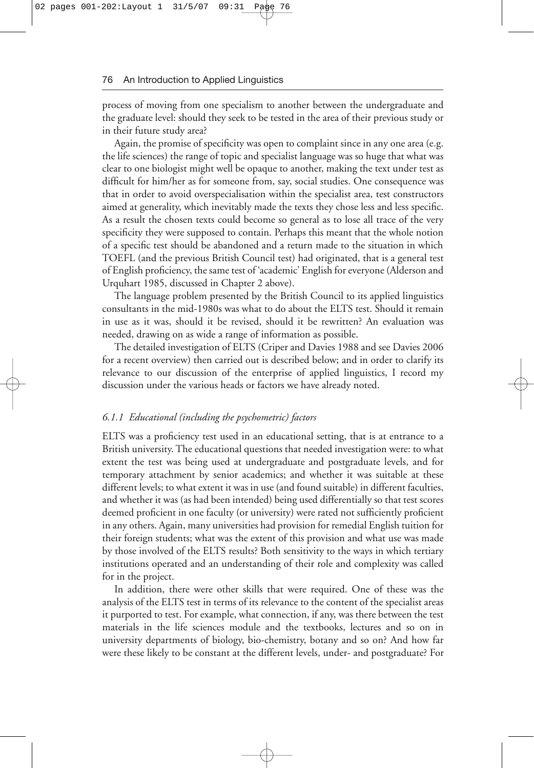process of moving from one specialism to another between the undergraduate and the graduate level: should they seek to be tested in the area of their previous study or in their future study area?

Again, the promise of specificity was open to complaint since in any one area (e.g. the life sciences) the range of topic and specialist language was so huge that what was clear to one biologist might well be opaque to another, making the text under test as difficult for him/her as for someone from, say, social studies. One consequence was that in order to avoid overspecialisation within the specialist area, test constructors aimed at generality, which inevitably made the texts they chose less and less specific. As a result the chosen texts could become so general as to lose all trace of the very specificity they were supposed to contain. Perhaps this meant that the whole notion of a specific test should be abandoned and a return made to the situation in which TOEFL (and the previous British Council test) had originated, that is a general test of English proficiency, the same test of 'academic' English for everyone (Alderson and Urquhart 1985, discussed in Chapter 2 above).

The language problem presented by the British Council to its applied linguistics consultants in the mid-1980s was what to do about the ELTS test. Should it remain in use as it was, should it be revised, should it be rewritten? An evaluation was needed, drawing on as wide a range of information as possible.

The detailed investigation of ELTS (Criper and Davies 1988 and see Davies 2006 for a recent overview) then carried out is described below; and in order to clarify its relevance to our discussion of the enterprise of applied linguistics, I record my discussion under the various heads or factors we have already noted.

### *6.1.1 Educational (including the psychometric) factors*

ELTS was a proficiency test used in an educational setting, that is at entrance to a British university. The educational questions that needed investigation were: to what extent the test was being used at undergraduate and postgraduate levels, and for temporary attachment by senior academics; and whether it was suitable at these different levels; to what extent it was in use (and found suitable) in different faculties, and whether it was (as had been intended) being used differentially so that test scores deemed proficient in one faculty (or university) were rated not sufficiently proficient in any others. Again, many universities had provision for remedial English tuition for their foreign students; what was the extent of this provision and what use was made by those involved of the ELTS results? Both sensitivity to the ways in which tertiary institutions operated and an understanding of their role and complexity was called for in the project.

In addition, there were other skills that were required. One of these was the analysis of the ELTS test in terms of its relevance to the content of the specialist areas it purported to test. For example, what connection, if any, was there between the test materials in the life sciences module and the textbooks, lectures and so on in university departments of biology, bio-chemistry, botany and so on? And how far were these likely to be constant at the different levels, under- and postgraduate? For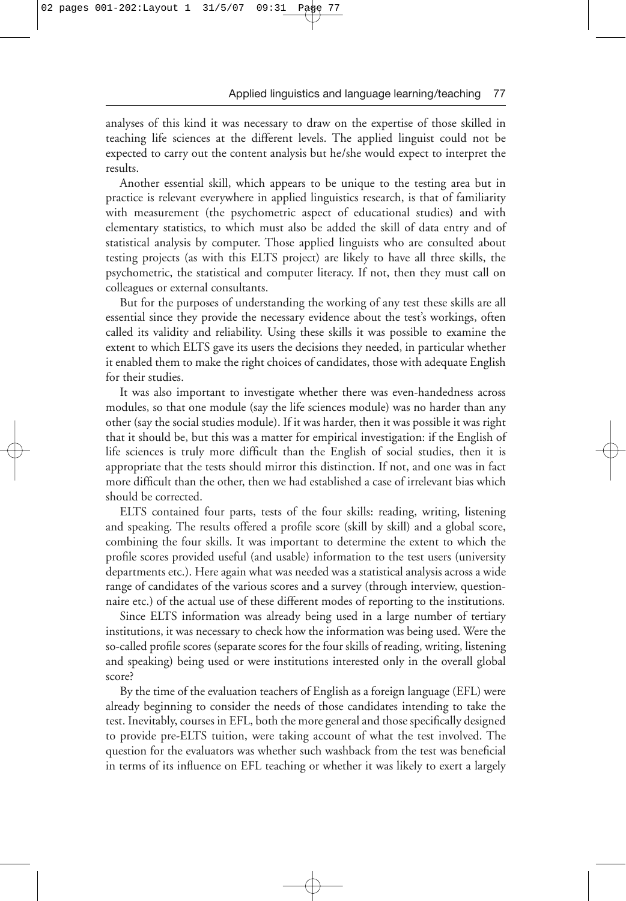analyses of this kind it was necessary to draw on the expertise of those skilled in teaching life sciences at the different levels. The applied linguist could not be expected to carry out the content analysis but he/she would expect to interpret the results.

Another essential skill, which appears to be unique to the testing area but in practice is relevant everywhere in applied linguistics research, is that of familiarity with measurement (the psychometric aspect of educational studies) and with elementary statistics, to which must also be added the skill of data entry and of statistical analysis by computer. Those applied linguists who are consulted about testing projects (as with this ELTS project) are likely to have all three skills, the psychometric, the statistical and computer literacy. If not, then they must call on colleagues or external consultants.

But for the purposes of understanding the working of any test these skills are all essential since they provide the necessary evidence about the test's workings, often called its validity and reliability. Using these skills it was possible to examine the extent to which ELTS gave its users the decisions they needed, in particular whether it enabled them to make the right choices of candidates, those with adequate English for their studies.

It was also important to investigate whether there was even-handedness across modules, so that one module (say the life sciences module) was no harder than any other (say the social studies module). If it was harder, then it was possible it was right that it should be, but this was a matter for empirical investigation: if the English of life sciences is truly more difficult than the English of social studies, then it is appropriate that the tests should mirror this distinction. If not, and one was in fact more difficult than the other, then we had established a case of irrelevant bias which should be corrected.

ELTS contained four parts, tests of the four skills: reading, writing, listening and speaking. The results offered a profile score (skill by skill) and a global score, combining the four skills. It was important to determine the extent to which the profile scores provided useful (and usable) information to the test users (university departments etc.). Here again what was needed was a statistical analysis across a wide range of candidates of the various scores and a survey (through interview, questionnaire etc.) of the actual use of these different modes of reporting to the institutions.

Since ELTS information was already being used in a large number of tertiary institutions, it was necessary to check how the information was being used. Were the so-called profile scores (separate scores for the four skills of reading, writing, listening and speaking) being used or were institutions interested only in the overall global score?

By the time of the evaluation teachers of English as a foreign language (EFL) were already beginning to consider the needs of those candidates intending to take the test. Inevitably, courses in EFL, both the more general and those specifically designed to provide pre-ELTS tuition, were taking account of what the test involved. The question for the evaluators was whether such washback from the test was beneficial in terms of its influence on EFL teaching or whether it was likely to exert a largely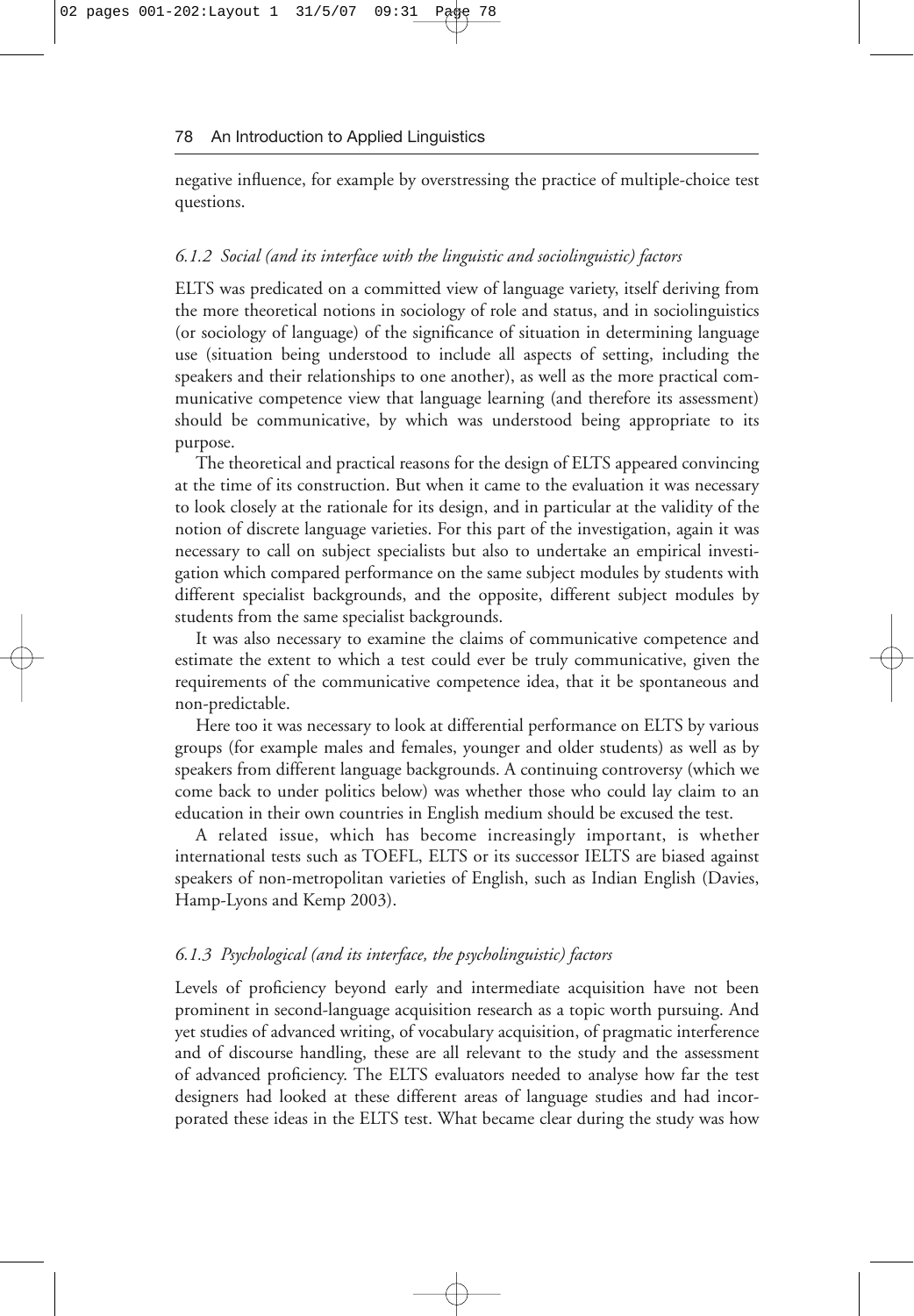negative influence, for example by overstressing the practice of multiple-choice test questions.

### *6.1.2 Social (and its interface with the linguistic and sociolinguistic) factors*

ELTS was predicated on a committed view of language variety, itself deriving from the more theoretical notions in sociology of role and status, and in sociolinguistics (or sociology of language) of the significance of situation in determining language use (situation being understood to include all aspects of setting, including the speakers and their relationships to one another), as well as the more practical communicative competence view that language learning (and therefore its assessment) should be communicative, by which was understood being appropriate to its purpose.

The theoretical and practical reasons for the design of ELTS appeared convincing at the time of its construction. But when it came to the evaluation it was necessary to look closely at the rationale for its design, and in particular at the validity of the notion of discrete language varieties. For this part of the investigation, again it was necessary to call on subject specialists but also to undertake an empirical investigation which compared performance on the same subject modules by students with different specialist backgrounds, and the opposite, different subject modules by students from the same specialist backgrounds.

It was also necessary to examine the claims of communicative competence and estimate the extent to which a test could ever be truly communicative, given the requirements of the communicative competence idea, that it be spontaneous and non-predictable.

Here too it was necessary to look at differential performance on ELTS by various groups (for example males and females, younger and older students) as well as by speakers from different language backgrounds. A continuing controversy (which we come back to under politics below) was whether those who could lay claim to an education in their own countries in English medium should be excused the test.

A related issue, which has become increasingly important, is whether international tests such as TOEFL, ELTS or its successor IELTS are biased against speakers of non-metropolitan varieties of English, such as Indian English (Davies, Hamp-Lyons and Kemp 2003).

### *6.1.3 Psychological (and its interface, the psycholinguistic) factors*

Levels of proficiency beyond early and intermediate acquisition have not been prominent in second-language acquisition research as a topic worth pursuing. And yet studies of advanced writing, of vocabulary acquisition, of pragmatic interference and of discourse handling, these are all relevant to the study and the assessment of advanced proficiency. The ELTS evaluators needed to analyse how far the test designers had looked at these different areas of language studies and had incorporated these ideas in the ELTS test. What became clear during the study was how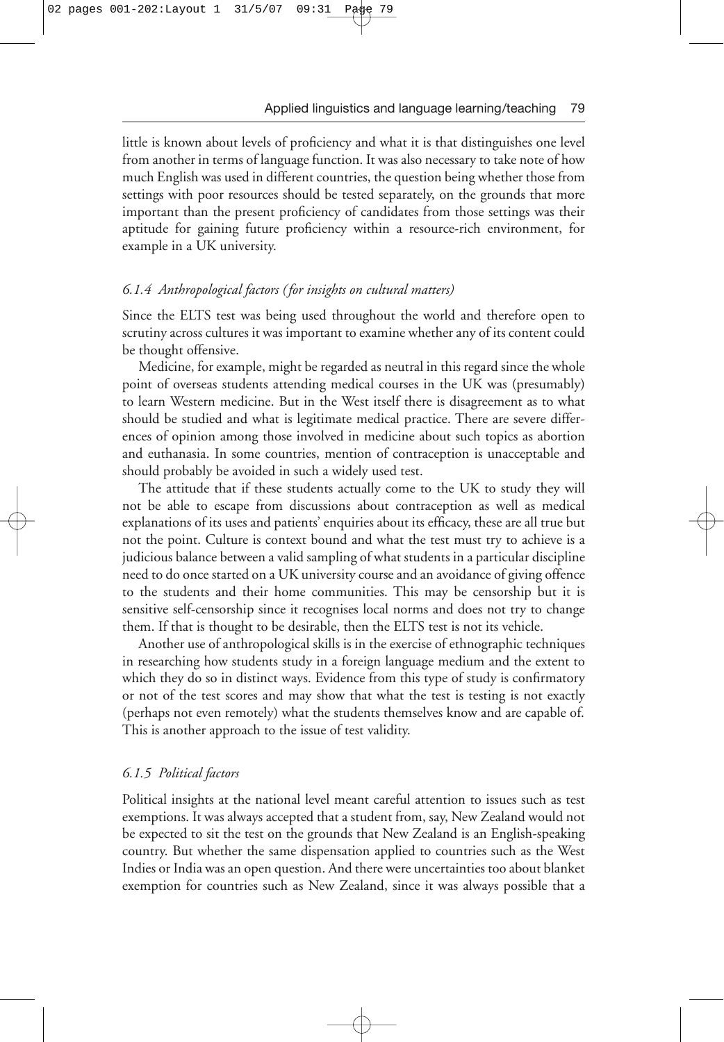little is known about levels of proficiency and what it is that distinguishes one level from another in terms of language function. It was also necessary to take note of how much English was used in different countries, the question being whether those from settings with poor resources should be tested separately, on the grounds that more important than the present proficiency of candidates from those settings was their aptitude for gaining future proficiency within a resource-rich environment, for example in a UK university.

### *6.1.4 Anthropological factors (for insights on cultural matters)*

Since the ELTS test was being used throughout the world and therefore open to scrutiny across cultures it was important to examine whether any of its content could be thought offensive.

Medicine, for example, might be regarded as neutral in this regard since the whole point of overseas students attending medical courses in the UK was (presumably) to learn Western medicine. But in the West itself there is disagreement as to what should be studied and what is legitimate medical practice. There are severe differences of opinion among those involved in medicine about such topics as abortion and euthanasia. In some countries, mention of contraception is unacceptable and should probably be avoided in such a widely used test.

The attitude that if these students actually come to the UK to study they will not be able to escape from discussions about contraception as well as medical explanations of its uses and patients' enquiries about its efficacy, these are all true but not the point. Culture is context bound and what the test must try to achieve is a judicious balance between a valid sampling of what students in a particular discipline need to do once started on a UK university course and an avoidance of giving offence to the students and their home communities. This may be censorship but it is sensitive self-censorship since it recognises local norms and does not try to change them. If that is thought to be desirable, then the ELTS test is not its vehicle.

Another use of anthropological skills is in the exercise of ethnographic techniques in researching how students study in a foreign language medium and the extent to which they do so in distinct ways. Evidence from this type of study is confirmatory or not of the test scores and may show that what the test is testing is not exactly (perhaps not even remotely) what the students themselves know and are capable of. This is another approach to the issue of test validity.

### *6.1.5 Political factors*

Political insights at the national level meant careful attention to issues such as test exemptions. It was always accepted that a student from, say, New Zealand would not be expected to sit the test on the grounds that New Zealand is an English-speaking country. But whether the same dispensation applied to countries such as the West Indies or India was an open question. And there were uncertainties too about blanket exemption for countries such as New Zealand, since it was always possible that a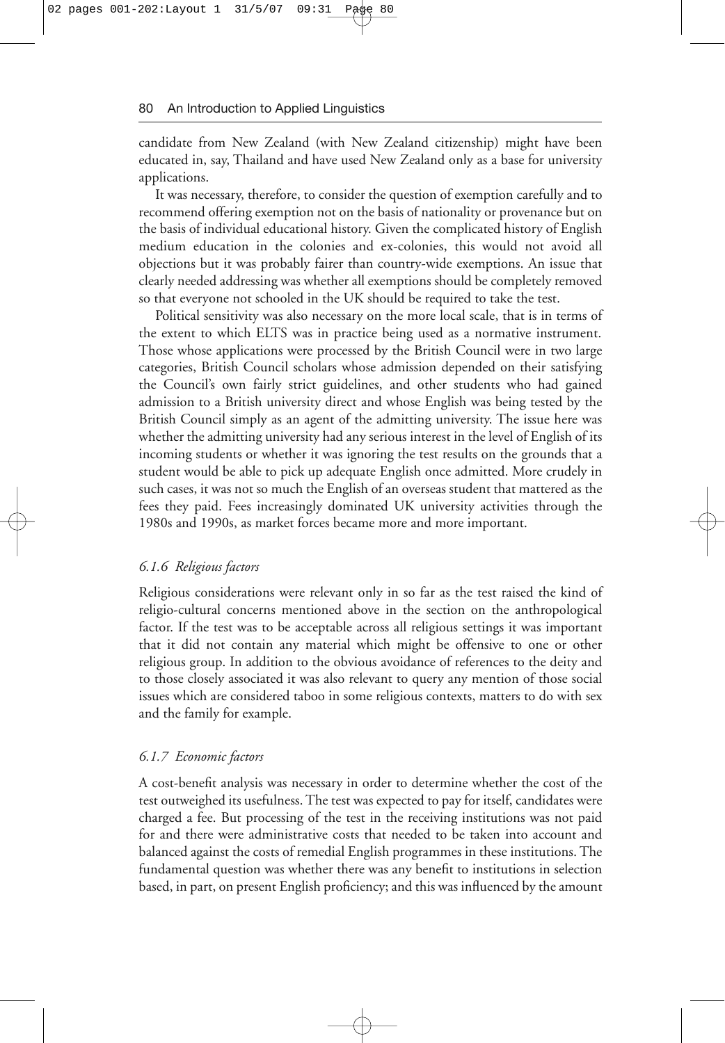candidate from New Zealand (with New Zealand citizenship) might have been educated in, say, Thailand and have used New Zealand only as a base for university applications.

It was necessary, therefore, to consider the question of exemption carefully and to recommend offering exemption not on the basis of nationality or provenance but on the basis of individual educational history. Given the complicated history of English medium education in the colonies and ex-colonies, this would not avoid all objections but it was probably fairer than country-wide exemptions. An issue that clearly needed addressing was whether all exemptions should be completely removed so that everyone not schooled in the UK should be required to take the test.

Political sensitivity was also necessary on the more local scale, that is in terms of the extent to which ELTS was in practice being used as a normative instrument. Those whose applications were processed by the British Council were in two large categories, British Council scholars whose admission depended on their satisfying the Council's own fairly strict guidelines, and other students who had gained admission to a British university direct and whose English was being tested by the British Council simply as an agent of the admitting university. The issue here was whether the admitting university had any serious interest in the level of English of its incoming students or whether it was ignoring the test results on the grounds that a student would be able to pick up adequate English once admitted. More crudely in such cases, it was not so much the English of an overseas student that mattered as the fees they paid. Fees increasingly dominated UK university activities through the 1980s and 1990s, as market forces became more and more important.

### *6.1.6 Religious factors*

Religious considerations were relevant only in so far as the test raised the kind of religio-cultural concerns mentioned above in the section on the anthropological factor. If the test was to be acceptable across all religious settings it was important that it did not contain any material which might be offensive to one or other religious group. In addition to the obvious avoidance of references to the deity and to those closely associated it was also relevant to query any mention of those social issues which are considered taboo in some religious contexts, matters to do with sex and the family for example.

### *6.1.7 Economic factors*

A cost-benefit analysis was necessary in order to determine whether the cost of the test outweighed its usefulness. The test was expected to pay for itself, candidates were charged a fee. But processing of the test in the receiving institutions was not paid for and there were administrative costs that needed to be taken into account and balanced against the costs of remedial English programmes in these institutions. The fundamental question was whether there was any benefit to institutions in selection based, in part, on present English proficiency; and this was influenced by the amount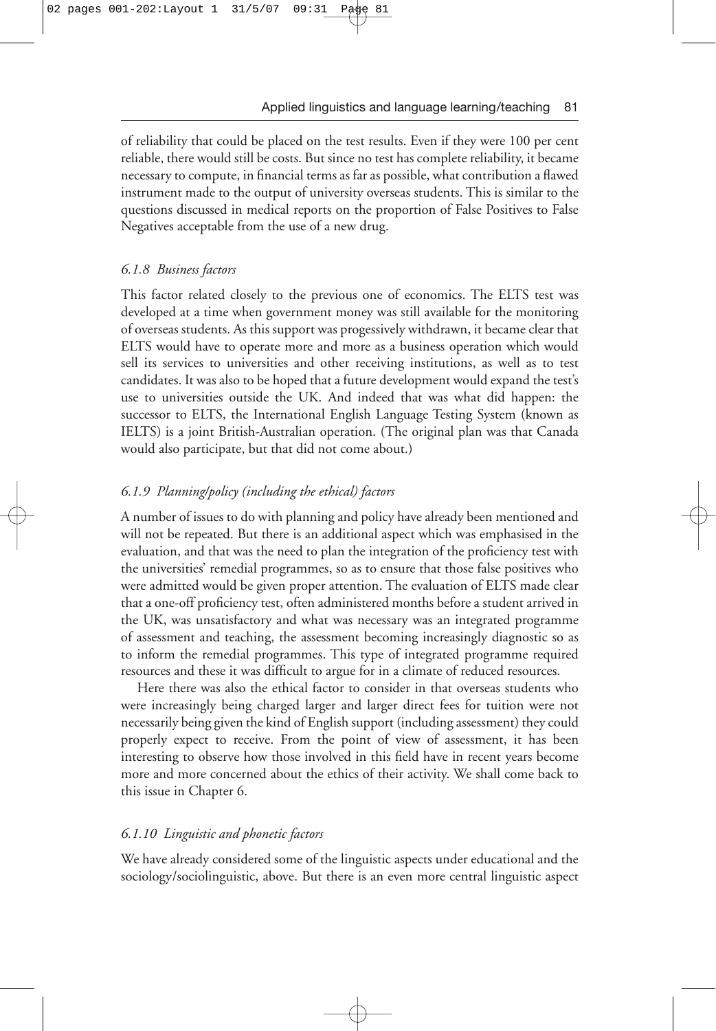of reliability that could be placed on the test results. Even if they were 100 per cent reliable, there would still be costs. But since no test has complete reliability, it became necessary to compute, in financial terms as far as possible, what contribution a flawed instrument made to the output of university overseas students. This is similar to the questions discussed in medical reports on the proportion of False Positives to False Negatives acceptable from the use of a new drug.

### *6.1.8 Business factors*

This factor related closely to the previous one of economics. The ELTS test was developed at a time when government money was still available for the monitoring of overseas students. As this support was progessively withdrawn, it became clear that ELTS would have to operate more and more as a business operation which would sell its services to universities and other receiving institutions, as well as to test candidates. It was also to be hoped that a future development would expand the test's use to universities outside the UK. And indeed that was what did happen: the successor to ELTS, the International English Language Testing System (known as IELTS) is a joint British-Australian operation. (The original plan was that Canada would also participate, but that did not come about.)

### *6.1.9 Planning/policy (including the ethical) factors*

A number of issues to do with planning and policy have already been mentioned and will not be repeated. But there is an additional aspect which was emphasised in the evaluation, and that was the need to plan the integration of the proficiency test with the universities' remedial programmes, so as to ensure that those false positives who were admitted would be given proper attention. The evaluation of ELTS made clear that a one-off proficiency test, often administered months before a student arrived in the UK, was unsatisfactory and what was necessary was an integrated programme of assessment and teaching, the assessment becoming increasingly diagnostic so as to inform the remedial programmes. This type of integrated programme required resources and these it was difficult to argue for in a climate of reduced resources.

Here there was also the ethical factor to consider in that overseas students who were increasingly being charged larger and larger direct fees for tuition were not necessarily being given the kind of English support (including assessment) they could properly expect to receive. From the point of view of assessment, it has been interesting to observe how those involved in this field have in recent years become more and more concerned about the ethics of their activity. We shall come back to this issue in Chapter 6.

### *6.1.10 Linguistic and phonetic factors*

We have already considered some of the linguistic aspects under educational and the sociology/sociolinguistic, above. But there is an even more central linguistic aspect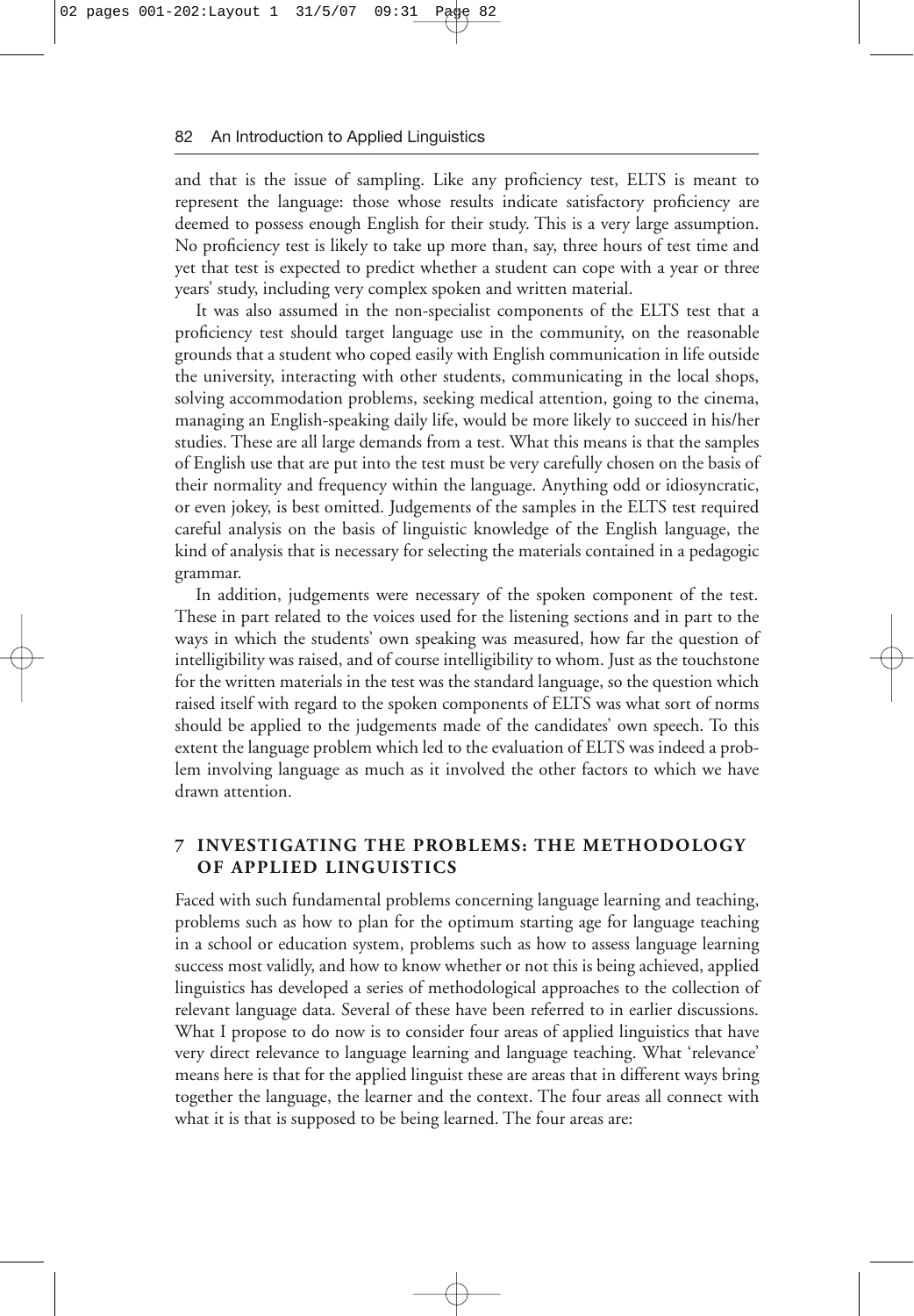and that is the issue of sampling. Like any proficiency test, ELTS is meant to represent the language: those whose results indicate satisfactory proficiency are deemed to possess enough English for their study. This is a very large assumption. No proficiency test is likely to take up more than, say, three hours of test time and yet that test is expected to predict whether a student can cope with a year or three years' study, including very complex spoken and written material.

It was also assumed in the non-specialist components of the ELTS test that a proficiency test should target language use in the community, on the reasonable grounds that a student who coped easily with English communication in life outside the university, interacting with other students, communicating in the local shops, solving accommodation problems, seeking medical attention, going to the cinema, managing an English-speaking daily life, would be more likely to succeed in his/her studies. These are all large demands from a test. What this means is that the samples of English use that are put into the test must be very carefully chosen on the basis of their normality and frequency within the language. Anything odd or idiosyncratic, or even jokey, is best omitted. Judgements of the samples in the ELTS test required careful analysis on the basis of linguistic knowledge of the English language, the kind of analysis that is necessary for selecting the materials contained in a pedagogic grammar.

In addition, judgements were necessary of the spoken component of the test. These in part related to the voices used for the listening sections and in part to the ways in which the students' own speaking was measured, how far the question of intelligibility was raised, and of course intelligibility to whom. Just as the touchstone for the written materials in the test was the standard language, so the question which raised itself with regard to the spoken components of ELTS was what sort of norms should be applied to the judgements made of the candidates' own speech. To this extent the language problem which led to the evaluation of ELTS was indeed a problem involving language as much as it involved the other factors to which we have drawn attention.

## 7 INVESTIGATING THE PROBLEMS: THE METHODOLOGY OF APPLIED LINGUISTICS

Faced with such fundamental problems concerning language learning and teaching, problems such as how to plan for the optimum starting age for language teaching in a school or education system, problems such as how to assess language learning success most validly, and how to know whether or not this is being achieved, applied linguistics has developed a series of methodological approaches to the collection of relevant language data. Several of these have been referred to in earlier discussions. What I propose to do now is to consider four areas of applied linguistics that have very direct relevance to language learning and language teaching. What 'relevance' means here is that for the applied linguist these are areas that in different ways bring together the language, the learner and the context. The four areas all connect with what it is that is supposed to be being learned. The four areas are: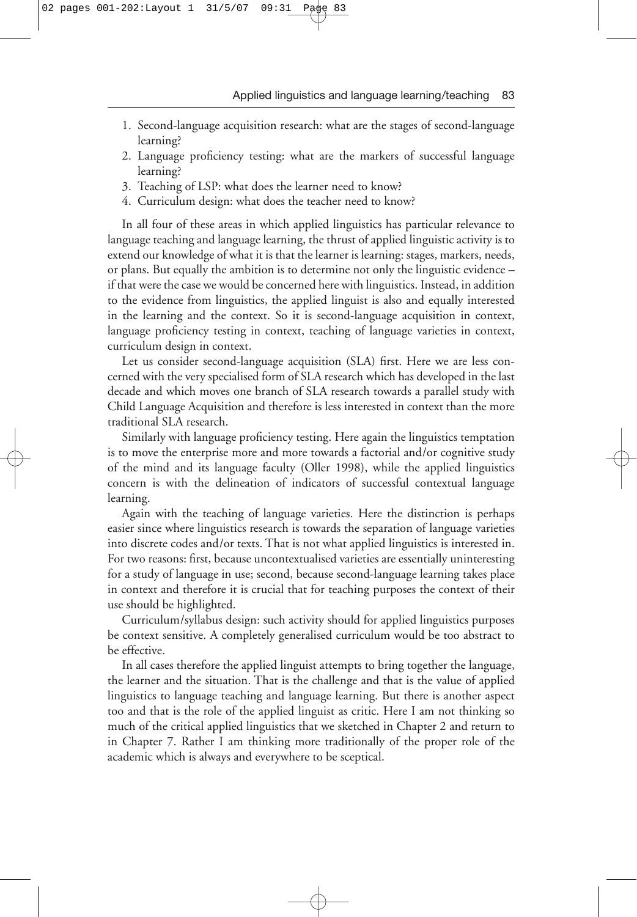1. Second-language acquisition research: what are the stages of second-language learning?
2. Language proficiency testing: what are the markers of successful language learning?
3. Teaching of LSP: what does the learner need to know?
4. Curriculum design: what does the teacher need to know?

In all four of these areas in which applied linguistics has particular relevance to language teaching and language learning, the thrust of applied linguistic activity is to extend our knowledge of what it is that the learner is learning: stages, markers, needs, or plans. But equally the ambition is to determine not only the linguistic evidence – if that were the case we would be concerned here with linguistics. Instead, in addition to the evidence from linguistics, the applied linguist is also and equally interested in the learning and the context. So it is second-language acquisition in context, language proficiency testing in context, teaching of language varieties in context, curriculum design in context.

Let us consider second-language acquisition (SLA) first. Here we are less concerned with the very specialised form of SLA research which has developed in the last decade and which moves one branch of SLA research towards a parallel study with Child Language Acquisition and therefore is less interested in context than the more traditional SLA research.

Similarly with language proficiency testing. Here again the linguistics temptation is to move the enterprise more and more towards a factorial and/or cognitive study of the mind and its language faculty (Oller 1998), while the applied linguistics concern is with the delineation of indicators of successful contextual language learning.

Again with the teaching of language varieties. Here the distinction is perhaps easier since where linguistics research is towards the separation of language varieties into discrete codes and/or texts. That is not what applied linguistics is interested in. For two reasons: first, because uncontextualised varieties are essentially uninteresting for a study of language in use; second, because second-language learning takes place in context and therefore it is crucial that for teaching purposes the context of their use should be highlighted.

Curriculum/syllabus design: such activity should for applied linguistics purposes be context sensitive. A completely generalised curriculum would be too abstract to be effective.

In all cases therefore the applied linguist attempts to bring together the language, the learner and the situation. That is the challenge and that is the value of applied linguistics to language teaching and language learning. But there is another aspect too and that is the role of the applied linguist as critic. Here I am not thinking so much of the critical applied linguistics that we sketched in Chapter 2 and return to in Chapter 7. Rather I am thinking more traditionally of the proper role of the academic which is always and everywhere to be sceptical.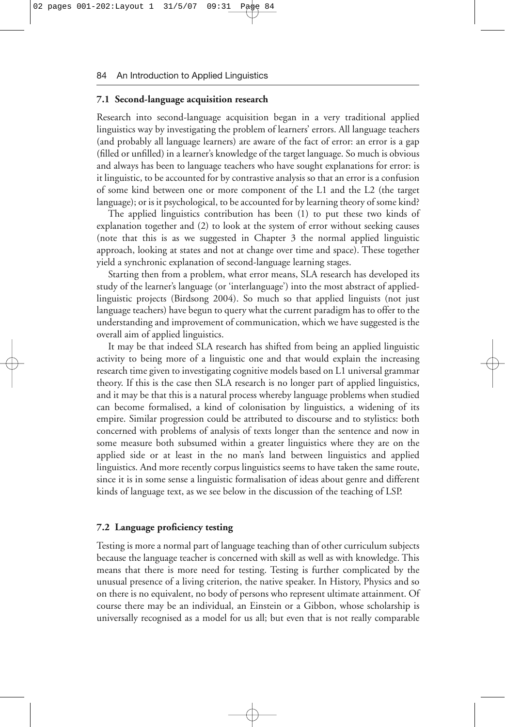### 7.1 Second-language acquisition research

Research into second-language acquisition began in a very traditional applied linguistics way by investigating the problem of learners' errors. All language teachers (and probably all language learners) are aware of the fact of error: an error is a gap (filled or unfilled) in a learner's knowledge of the target language. So much is obvious and always has been to language teachers who have sought explanations for error: is it linguistic, to be accounted for by contrastive analysis so that an error is a confusion of some kind between one or more component of the L1 and the L2 (the target language); or is it psychological, to be accounted for by learning theory of some kind?

The applied linguistics contribution has been (1) to put these two kinds of explanation together and (2) to look at the system of error without seeking causes (note that this is as we suggested in Chapter 3 the normal applied linguistic approach, looking at states and not at change over time and space). These together yield a synchronic explanation of second-language learning stages.

Starting then from a problem, what error means, SLA research has developed its study of the learner's language (or 'interlanguage') into the most abstract of applied-linguistic projects (Birdsong 2004). So much so that applied linguists (not just language teachers) have begun to query what the current paradigm has to offer to the understanding and improvement of communication, which we have suggested is the overall aim of applied linguistics.

It may be that indeed SLA research has shifted from being an applied linguistic activity to being more of a linguistic one and that would explain the increasing research time given to investigating cognitive models based on L1 universal grammar theory. If this is the case then SLA research is no longer part of applied linguistics, and it may be that this is a natural process whereby language problems when studied can become formalised, a kind of colonisation by linguistics, a widening of its empire. Similar progression could be attributed to discourse and to stylistics: both concerned with problems of analysis of texts longer than the sentence and now in some measure both subsumed within a greater linguistics where they are on the applied side or at least in the no man's land between linguistics and applied linguistics. And more recently corpus linguistics seems to have taken the same route, since it is in some sense a linguistic formalisation of ideas about genre and different kinds of language text, as we see below in the discussion of the teaching of LSP.

### 7.2 Language proficiency testing

Testing is more a normal part of language teaching than of other curriculum subjects because the language teacher is concerned with skill as well as with knowledge. This means that there is more need for testing. Testing is further complicated by the unusual presence of a living criterion, the native speaker. In History, Physics and so on there is no equivalent, no body of persons who represent ultimate attainment. Of course there may be an individual, an Einstein or a Gibbon, whose scholarship is universally recognised as a model for us all; but even that is not really comparable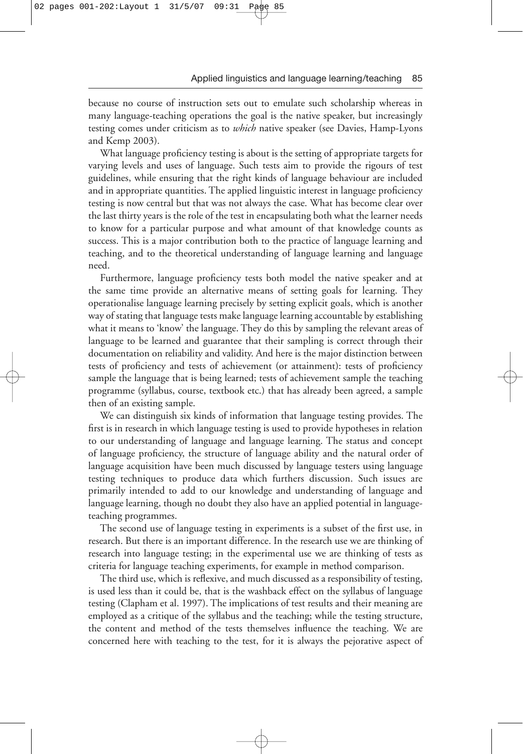because no course of instruction sets out to emulate such scholarship whereas in many language-teaching operations the goal is the native speaker, but increasingly testing comes under criticism as to *which* native speaker (see Davies, Hamp-Lyons and Kemp 2003).

What language proficiency testing is about is the setting of appropriate targets for varying levels and uses of language. Such tests aim to provide the rigours of test guidelines, while ensuring that the right kinds of language behaviour are included and in appropriate quantities. The applied linguistic interest in language proficiency testing is now central but that was not always the case. What has become clear over the last thirty years is the role of the test in encapsulating both what the learner needs to know for a particular purpose and what amount of that knowledge counts as success. This is a major contribution both to the practice of language learning and teaching, and to the theoretical understanding of language learning and language need.

Furthermore, language proficiency tests both model the native speaker and at the same time provide an alternative means of setting goals for learning. They operationalise language learning precisely by setting explicit goals, which is another way of stating that language tests make language learning accountable by establishing what it means to 'know' the language. They do this by sampling the relevant areas of language to be learned and guarantee that their sampling is correct through their documentation on reliability and validity. And here is the major distinction between tests of proficiency and tests of achievement (or attainment): tests of proficiency sample the language that is being learned; tests of achievement sample the teaching programme (syllabus, course, textbook etc.) that has already been agreed, a sample then of an existing sample.

We can distinguish six kinds of information that language testing provides. The first is in research in which language testing is used to provide hypotheses in relation to our understanding of language and language learning. The status and concept of language proficiency, the structure of language ability and the natural order of language acquisition have been much discussed by language testers using language testing techniques to produce data which furthers discussion. Such issues are primarily intended to add to our knowledge and understanding of language and language learning, though no doubt they also have an applied potential in language-teaching programmes.

The second use of language testing in experiments is a subset of the first use, in research. But there is an important difference. In the research use we are thinking of research into language testing; in the experimental use we are thinking of tests as criteria for language teaching experiments, for example in method comparison.

The third use, which is reflexive, and much discussed as a responsibility of testing, is used less than it could be, that is the washback effect on the syllabus of language testing (Clapham et al. 1997). The implications of test results and their meaning are employed as a critique of the syllabus and the teaching; while the testing structure, the content and method of the tests themselves influence the teaching. We are concerned here with teaching to the test, for it is always the pejorative aspect of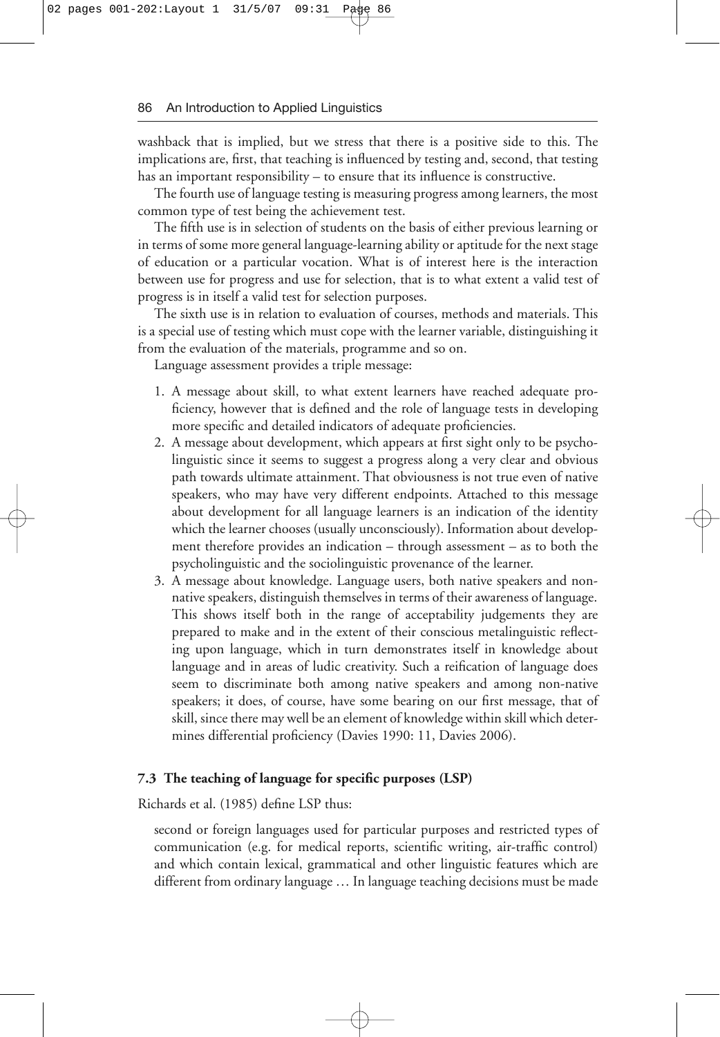washback that is implied, but we stress that there is a positive side to this. The implications are, first, that teaching is influenced by testing and, second, that testing has an important responsibility – to ensure that its influence is constructive.

The fourth use of language testing is measuring progress among learners, the most common type of test being the achievement test.

The fifth use is in selection of students on the basis of either previous learning or in terms of some more general language-learning ability or aptitude for the next stage of education or a particular vocation. What is of interest here is the interaction between use for progress and use for selection, that is to what extent a valid test of progress is in itself a valid test for selection purposes.

The sixth use is in relation to evaluation of courses, methods and materials. This is a special use of testing which must cope with the learner variable, distinguishing it from the evaluation of the materials, programme and so on.

Language assessment provides a triple message:

1. A message about skill, to what extent learners have reached adequate proficiency, however that is defined and the role of language tests in developing more specific and detailed indicators of adequate proficiencies.
2. A message about development, which appears at first sight only to be psycholinguistic since it seems to suggest a progress along a very clear and obvious path towards ultimate attainment. That obviousness is not true even of native speakers, who may have very different endpoints. Attached to this message about development for all language learners is an indication of the identity which the learner chooses (usually unconsciously). Information about development therefore provides an indication – through assessment – as to both the psycholinguistic and the sociolinguistic provenance of the learner.
3. A message about knowledge. Language users, both native speakers and non-native speakers, distinguish themselves in terms of their awareness of language. This shows itself both in the range of acceptability judgements they are prepared to make and in the extent of their conscious metalinguistic reflecting upon language, which in turn demonstrates itself in knowledge about language and in areas of ludic creativity. Such a reification of language does seem to discriminate both among native speakers and among non-native speakers; it does, of course, have some bearing on our first message, that of skill, since there may well be an element of knowledge within skill which determines differential proficiency (Davies 1990: 11, Davies 2006).

### 7.3 The teaching of language for specific purposes (LSP)

Richards et al. (1985) define LSP thus:

> second or foreign languages used for particular purposes and restricted types of communication (e.g. for medical reports, scientific writing, air-traffic control) and which contain lexical, grammatical and other linguistic features which are different from ordinary language … In language teaching decisions must be made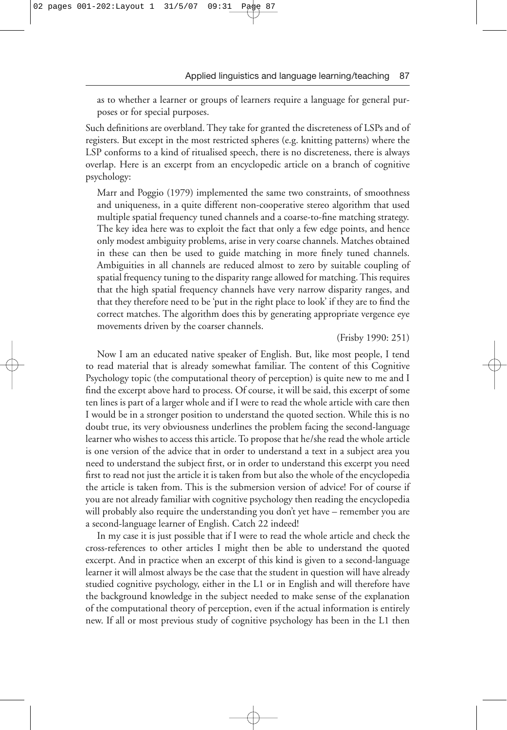as to whether a learner or groups of learners require a language for general purposes or for special purposes.

Such definitions are overbland. They take for granted the discreteness of LSPs and of registers. But except in the most restricted spheres (e.g. knitting patterns) where the LSP conforms to a kind of ritualised speech, there is no discreteness, there is always overlap. Here is an excerpt from an encyclopedic article on a branch of cognitive psychology:

> Marr and Poggio (1979) implemented the same two constraints, of smoothness and uniqueness, in a quite different non-cooperative stereo algorithm that used multiple spatial frequency tuned channels and a coarse-to-fine matching strategy. The key idea here was to exploit the fact that only a few edge points, and hence only modest ambiguity problems, arise in very coarse channels. Matches obtained in these can then be used to guide matching in more finely tuned channels. Ambiguities in all channels are reduced almost to zero by suitable coupling of spatial frequency tuning to the disparity range allowed for matching. This requires that the high spatial frequency channels have very narrow disparity ranges, and that they therefore need to be 'put in the right place to look' if they are to find the correct matches. The algorithm does this by generating appropriate vergence eye movements driven by the coarser channels.
>
> (Frisby 1990: 251)

Now I am an educated native speaker of English. But, like most people, I tend to read material that is already somewhat familiar. The content of this Cognitive Psychology topic (the computational theory of perception) is quite new to me and I find the excerpt above hard to process. Of course, it will be said, this excerpt of some ten lines is part of a larger whole and if I were to read the whole article with care then I would be in a stronger position to understand the quoted section. While this is no doubt true, its very obviousness underlines the problem facing the second-language learner who wishes to access this article. To propose that he/she read the whole article is one version of the advice that in order to understand a text in a subject area you need to understand the subject first, or in order to understand this excerpt you need first to read not just the article it is taken from but also the whole of the encyclopedia the article is taken from. This is the submersion version of advice! For of course if you are not already familiar with cognitive psychology then reading the encyclopedia will probably also require the understanding you don't yet have – remember you are a second-language learner of English. Catch 22 indeed!

In my case it is just possible that if I were to read the whole article and check the cross-references to other articles I might then be able to understand the quoted excerpt. And in practice when an excerpt of this kind is given to a second-language learner it will almost always be the case that the student in question will have already studied cognitive psychology, either in the L1 or in English and will therefore have the background knowledge in the subject needed to make sense of the explanation of the computational theory of perception, even if the actual information is entirely new. If all or most previous study of cognitive psychology has been in the L1 then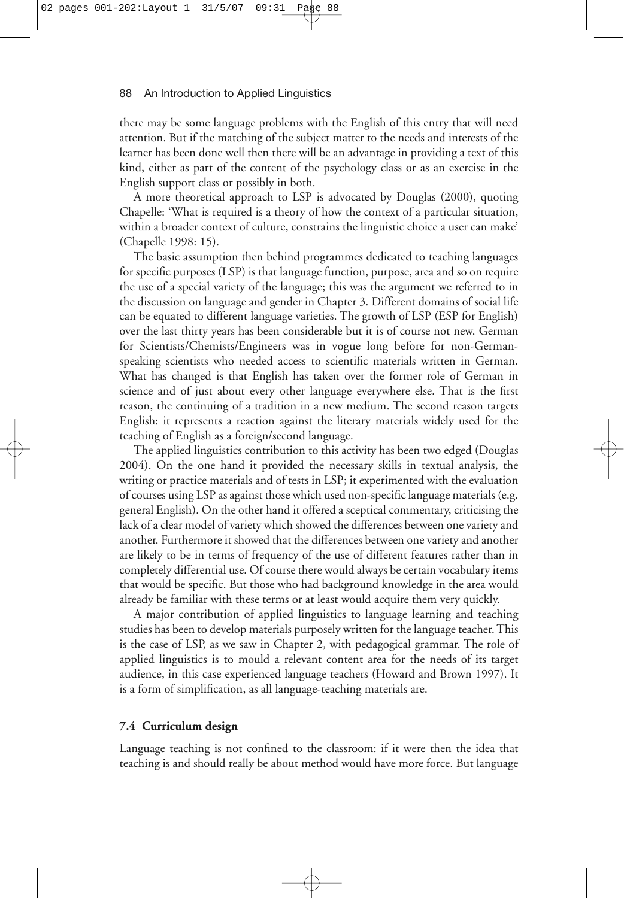there may be some language problems with the English of this entry that will need attention. But if the matching of the subject matter to the needs and interests of the learner has been done well then there will be an advantage in providing a text of this kind, either as part of the content of the psychology class or as an exercise in the English support class or possibly in both.

A more theoretical approach to LSP is advocated by Douglas (2000), quoting Chapelle: 'What is required is a theory of how the context of a particular situation, within a broader context of culture, constrains the linguistic choice a user can make' (Chapelle 1998: 15).

The basic assumption then behind programmes dedicated to teaching languages for specific purposes (LSP) is that language function, purpose, area and so on require the use of a special variety of the language; this was the argument we referred to in the discussion on language and gender in Chapter 3. Different domains of social life can be equated to different language varieties. The growth of LSP (ESP for English) over the last thirty years has been considerable but it is of course not new. German for Scientists/Chemists/Engineers was in vogue long before for non-German-speaking scientists who needed access to scientific materials written in German. What has changed is that English has taken over the former role of German in science and of just about every other language everywhere else. That is the first reason, the continuing of a tradition in a new medium. The second reason targets English: it represents a reaction against the literary materials widely used for the teaching of English as a foreign/second language.

The applied linguistics contribution to this activity has been two edged (Douglas 2004). On the one hand it provided the necessary skills in textual analysis, the writing or practice materials and of tests in LSP; it experimented with the evaluation of courses using LSP as against those which used non-specific language materials (e.g. general English). On the other hand it offered a sceptical commentary, criticising the lack of a clear model of variety which showed the differences between one variety and another. Furthermore it showed that the differences between one variety and another are likely to be in terms of frequency of the use of different features rather than in completely differential use. Of course there would always be certain vocabulary items that would be specific. But those who had background knowledge in the area would already be familiar with these terms or at least would acquire them very quickly.

A major contribution of applied linguistics to language learning and teaching studies has been to develop materials purposely written for the language teacher. This is the case of LSP, as we saw in Chapter 2, with pedagogical grammar. The role of applied linguistics is to mould a relevant content area for the needs of its target audience, in this case experienced language teachers (Howard and Brown 1997). It is a form of simplification, as all language-teaching materials are.

### 7.4 Curriculum design

Language teaching is not confined to the classroom: if it were then the idea that teaching is and should really be about method would have more force. But language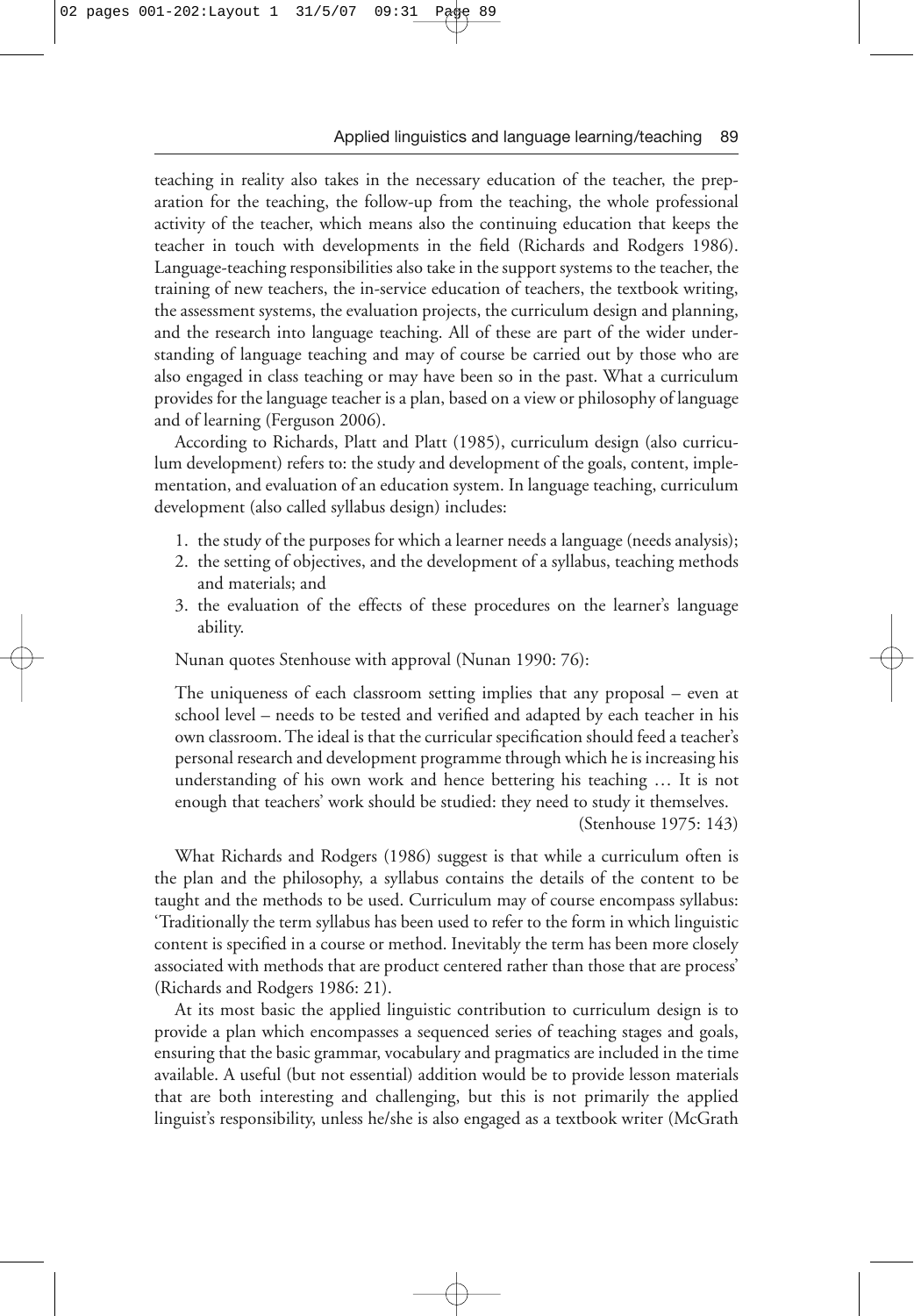teaching in reality also takes in the necessary education of the teacher, the preparation for the teaching, the follow-up from the teaching, the whole professional activity of the teacher, which means also the continuing education that keeps the teacher in touch with developments in the field (Richards and Rodgers 1986). Language-teaching responsibilities also take in the support systems to the teacher, the training of new teachers, the in-service education of teachers, the textbook writing, the assessment systems, the evaluation projects, the curriculum design and planning, and the research into language teaching. All of these are part of the wider understanding of language teaching and may of course be carried out by those who are also engaged in class teaching or may have been so in the past. What a curriculum provides for the language teacher is a plan, based on a view or philosophy of language and of learning (Ferguson 2006).

According to Richards, Platt and Platt (1985), curriculum design (also curriculum development) refers to: the study and development of the goals, content, implementation, and evaluation of an education system. In language teaching, curriculum development (also called syllabus design) includes:

1. the study of the purposes for which a learner needs a language (needs analysis);
2. the setting of objectives, and the development of a syllabus, teaching methods and materials; and
3. the evaluation of the effects of these procedures on the learner's language ability.

Nunan quotes Stenhouse with approval (Nunan 1990: 76):

> The uniqueness of each classroom setting implies that any proposal – even at school level – needs to be tested and verified and adapted by each teacher in his own classroom. The ideal is that the curricular specification should feed a teacher's personal research and development programme through which he is increasing his understanding of his own work and hence bettering his teaching … It is not enough that teachers' work should be studied: they need to study it themselves.
>
> (Stenhouse 1975: 143)

What Richards and Rodgers (1986) suggest is that while a curriculum often is the plan and the philosophy, a syllabus contains the details of the content to be taught and the methods to be used. Curriculum may of course encompass syllabus: 'Traditionally the term syllabus has been used to refer to the form in which linguistic content is specified in a course or method. Inevitably the term has been more closely associated with methods that are product centered rather than those that are process' (Richards and Rodgers 1986: 21).

At its most basic the applied linguistic contribution to curriculum design is to provide a plan which encompasses a sequenced series of teaching stages and goals, ensuring that the basic grammar, vocabulary and pragmatics are included in the time available. A useful (but not essential) addition would be to provide lesson materials that are both interesting and challenging, but this is not primarily the applied linguist's responsibility, unless he/she is also engaged as a textbook writer (McGrath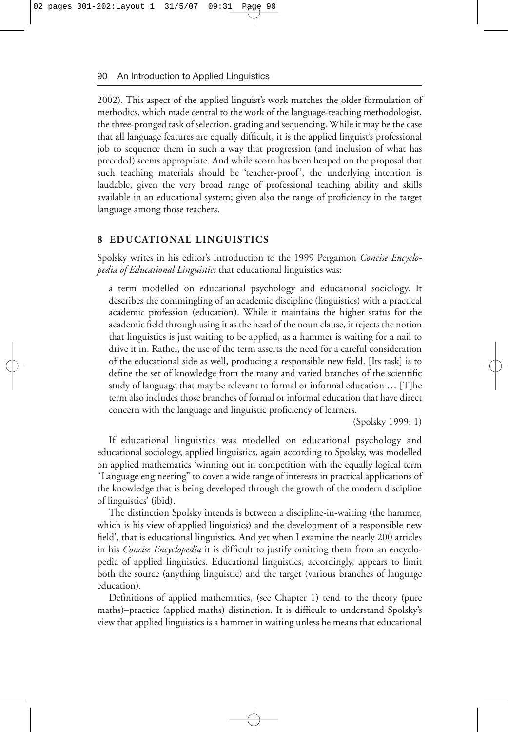2002). This aspect of the applied linguist's work matches the older formulation of methodics, which made central to the work of the language-teaching methodologist, the three-pronged task of selection, grading and sequencing. While it may be the case that all language features are equally difficult, it is the applied linguist's professional job to sequence them in such a way that progression (and inclusion of what has preceded) seems appropriate. And while scorn has been heaped on the proposal that such teaching materials should be 'teacher-proof', the underlying intention is laudable, given the very broad range of professional teaching ability and skills available in an educational system; given also the range of proficiency in the target language among those teachers.

## 8 EDUCATIONAL LINGUISTICS

Spolsky writes in his editor's Introduction to the 1999 Pergamon *Concise Encyclopedia of Educational Linguistics* that educational linguistics was:

> a term modelled on educational psychology and educational sociology. It describes the commingling of an academic discipline (linguistics) with a practical academic profession (education). While it maintains the higher status for the academic field through using it as the head of the noun clause, it rejects the notion that linguistics is just waiting to be applied, as a hammer is waiting for a nail to drive it in. Rather, the use of the term asserts the need for a careful consideration of the educational side as well, producing a responsible new field. [Its task] is to define the set of knowledge from the many and varied branches of the scientific study of language that may be relevant to formal or informal education … [T]he term also includes those branches of formal or informal education that have direct concern with the language and linguistic proficiency of learners.
>
> (Spolsky 1999: 1)

If educational linguistics was modelled on educational psychology and educational sociology, applied linguistics, again according to Spolsky, was modelled on applied mathematics 'winning out in competition with the equally logical term "Language engineering" to cover a wide range of interests in practical applications of the knowledge that is being developed through the growth of the modern discipline of linguistics' (ibid).

The distinction Spolsky intends is between a discipline-in-waiting (the hammer, which is his view of applied linguistics) and the development of 'a responsible new field', that is educational linguistics. And yet when I examine the nearly 200 articles in his *Concise Encyclopedia* it is difficult to justify omitting them from an encyclopedia of applied linguistics. Educational linguistics, accordingly, appears to limit both the source (anything linguistic) and the target (various branches of language education).

Definitions of applied mathematics, (see Chapter 1) tend to the theory (pure maths)–practice (applied maths) distinction. It is difficult to understand Spolsky's view that applied linguistics is a hammer in waiting unless he means that educational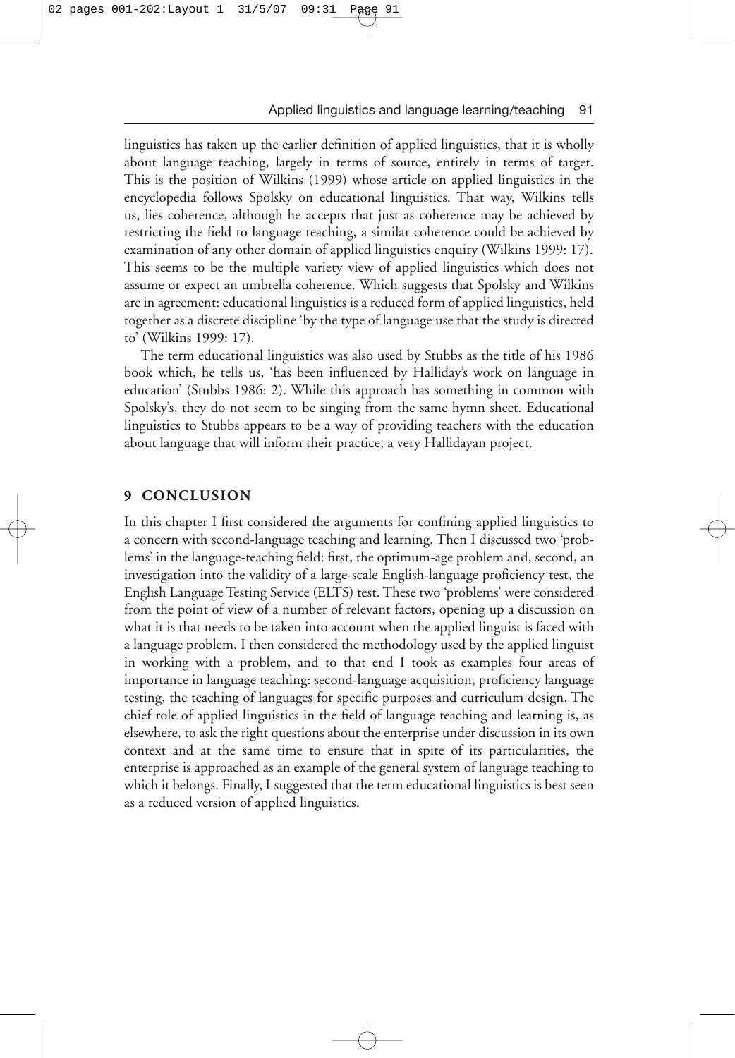linguistics has taken up the earlier definition of applied linguistics, that it is wholly about language teaching, largely in terms of source, entirely in terms of target. This is the position of Wilkins (1999) whose article on applied linguistics in the encyclopedia follows Spolsky on educational linguistics. That way, Wilkins tells us, lies coherence, although he accepts that just as coherence may be achieved by restricting the field to language teaching, a similar coherence could be achieved by examination of any other domain of applied linguistics enquiry (Wilkins 1999: 17). This seems to be the multiple variety view of applied linguistics which does not assume or expect an umbrella coherence. Which suggests that Spolsky and Wilkins are in agreement: educational linguistics is a reduced form of applied linguistics, held together as a discrete discipline 'by the type of language use that the study is directed to' (Wilkins 1999: 17).

The term educational linguistics was also used by Stubbs as the title of his 1986 book which, he tells us, 'has been influenced by Halliday's work on language in education' (Stubbs 1986: 2). While this approach has something in common with Spolsky's, they do not seem to be singing from the same hymn sheet. Educational linguistics to Stubbs appears to be a way of providing teachers with the education about language that will inform their practice, a very Hallidayan project.

## 9 CONCLUSION

In this chapter I first considered the arguments for confining applied linguistics to a concern with second-language teaching and learning. Then I discussed two 'problems' in the language-teaching field: first, the optimum-age problem and, second, an investigation into the validity of a large-scale English-language proficiency test, the English Language Testing Service (ELTS) test. These two 'problems' were considered from the point of view of a number of relevant factors, opening up a discussion on what it is that needs to be taken into account when the applied linguist is faced with a language problem. I then considered the methodology used by the applied linguist in working with a problem, and to that end I took as examples four areas of importance in language teaching: second-language acquisition, proficiency language testing, the teaching of languages for specific purposes and curriculum design. The chief role of applied linguistics in the field of language teaching and learning is, as elsewhere, to ask the right questions about the enterprise under discussion in its own context and at the same time to ensure that in spite of its particularities, the enterprise is approached as an example of the general system of language teaching to which it belongs. Finally, I suggested that the term educational linguistics is best seen as a reduced version of applied linguistics.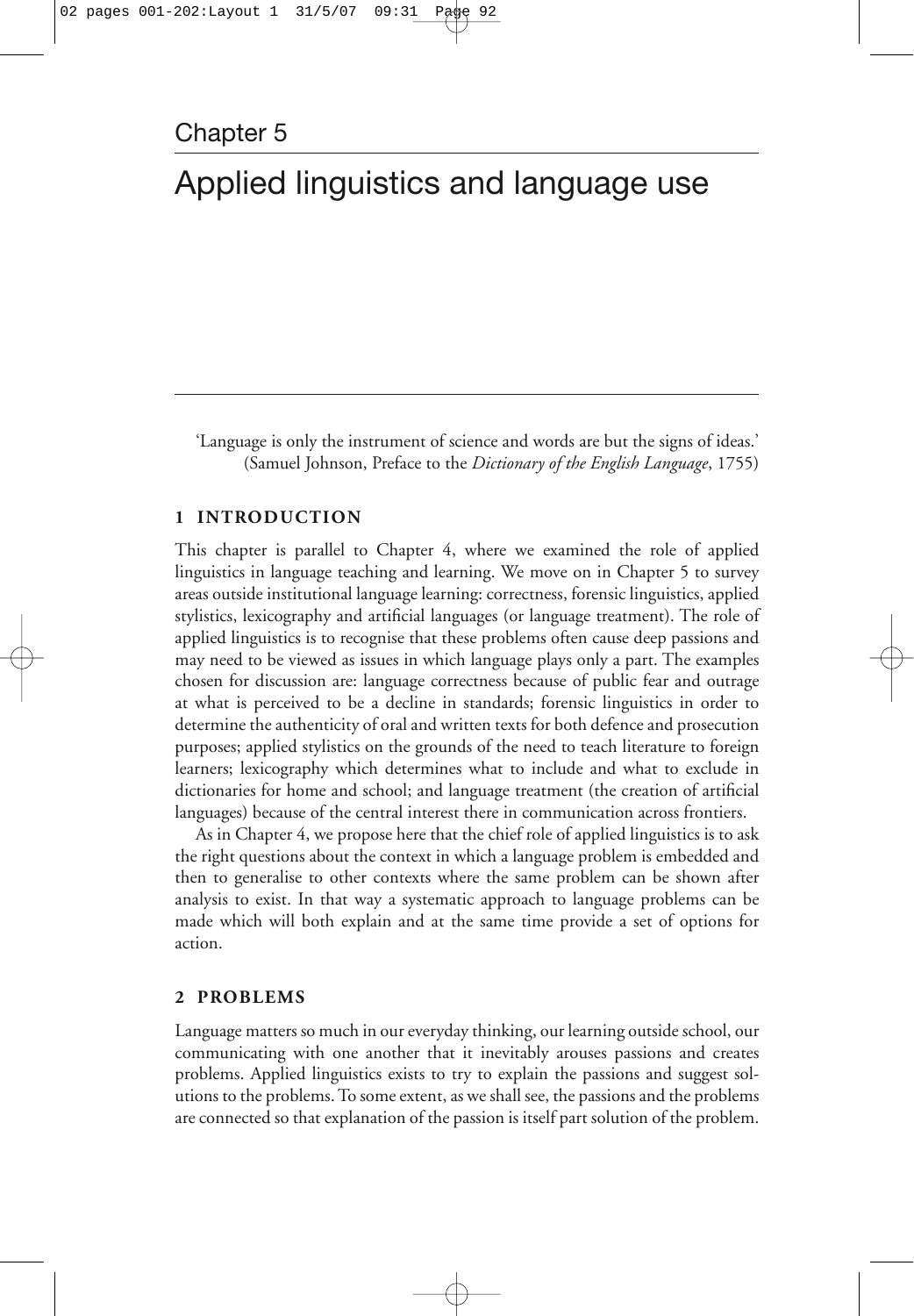# Chapter 5

# Applied linguistics and language use

'Language is only the instrument of science and words are but the signs of ideas.'
(Samuel Johnson, Preface to the *Dictionary of the English Language*, 1755)

## 1 INTRODUCTION

This chapter is parallel to Chapter 4, where we examined the role of applied linguistics in language teaching and learning. We move on in Chapter 5 to survey areas outside institutional language learning: correctness, forensic linguistics, applied stylistics, lexicography and artificial languages (or language treatment). The role of applied linguistics is to recognise that these problems often cause deep passions and may need to be viewed as issues in which language plays only a part. The examples chosen for discussion are: language correctness because of public fear and outrage at what is perceived to be a decline in standards; forensic linguistics in order to determine the authenticity of oral and written texts for both defence and prosecution purposes; applied stylistics on the grounds of the need to teach literature to foreign learners; lexicography which determines what to include and what to exclude in dictionaries for home and school; and language treatment (the creation of artificial languages) because of the central interest there in communication across frontiers.

As in Chapter 4, we propose here that the chief role of applied linguistics is to ask the right questions about the context in which a language problem is embedded and then to generalise to other contexts where the same problem can be shown after analysis to exist. In that way a systematic approach to language problems can be made which will both explain and at the same time provide a set of options for action.

## 2 PROBLEMS

Language matters so much in our everyday thinking, our learning outside school, our communicating with one another that it inevitably arouses passions and creates problems. Applied linguistics exists to try to explain the passions and suggest solutions to the problems. To some extent, as we shall see, the passions and the problems are connected so that explanation of the passion is itself part solution of the problem.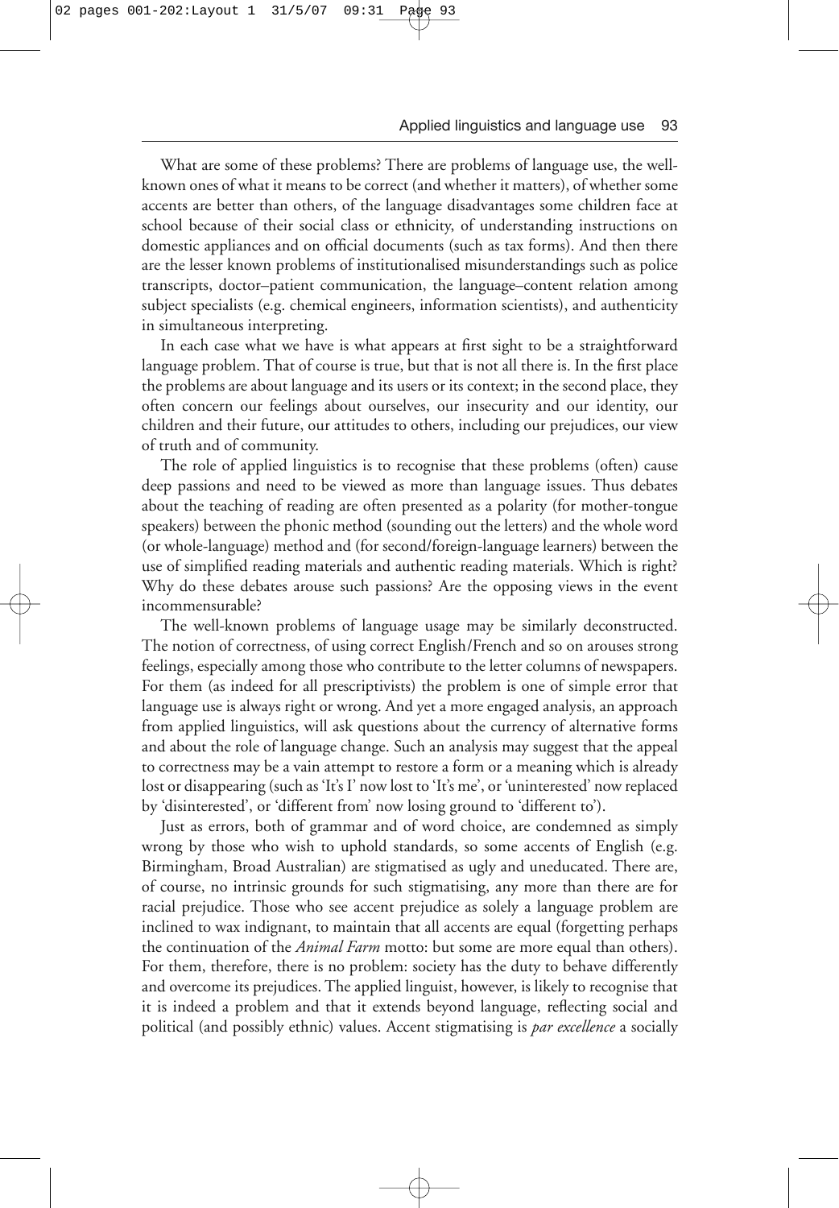What are some of these problems? There are problems of language use, the well-known ones of what it means to be correct (and whether it matters), of whether some accents are better than others, of the language disadvantages some children face at school because of their social class or ethnicity, of understanding instructions on domestic appliances and on official documents (such as tax forms). And then there are the lesser known problems of institutionalised misunderstandings such as police transcripts, doctor–patient communication, the language–content relation among subject specialists (e.g. chemical engineers, information scientists), and authenticity in simultaneous interpreting.

In each case what we have is what appears at first sight to be a straightforward language problem. That of course is true, but that is not all there is. In the first place the problems are about language and its users or its context; in the second place, they often concern our feelings about ourselves, our insecurity and our identity, our children and their future, our attitudes to others, including our prejudices, our view of truth and of community.

The role of applied linguistics is to recognise that these problems (often) cause deep passions and need to be viewed as more than language issues. Thus debates about the teaching of reading are often presented as a polarity (for mother-tongue speakers) between the phonic method (sounding out the letters) and the whole word (or whole-language) method and (for second/foreign-language learners) between the use of simplified reading materials and authentic reading materials. Which is right? Why do these debates arouse such passions? Are the opposing views in the event incommensurable?

The well-known problems of language usage may be similarly deconstructed. The notion of correctness, of using correct English/French and so on arouses strong feelings, especially among those who contribute to the letter columns of newspapers. For them (as indeed for all prescriptivists) the problem is one of simple error that language use is always right or wrong. And yet a more engaged analysis, an approach from applied linguistics, will ask questions about the currency of alternative forms and about the role of language change. Such an analysis may suggest that the appeal to correctness may be a vain attempt to restore a form or a meaning which is already lost or disappearing (such as 'It's I' now lost to 'It's me', or 'uninterested' now replaced by 'disinterested', or 'different from' now losing ground to 'different to').

Just as errors, both of grammar and of word choice, are condemned as simply wrong by those who wish to uphold standards, so some accents of English (e.g. Birmingham, Broad Australian) are stigmatised as ugly and uneducated. There are, of course, no intrinsic grounds for such stigmatising, any more than there are for racial prejudice. Those who see accent prejudice as solely a language problem are inclined to wax indignant, to maintain that all accents are equal (forgetting perhaps the continuation of the *Animal Farm* motto: but some are more equal than others). For them, therefore, there is no problem: society has the duty to behave differently and overcome its prejudices. The applied linguist, however, is likely to recognise that it is indeed a problem and that it extends beyond language, reflecting social and political (and possibly ethnic) values. Accent stigmatising is *par excellence* a socially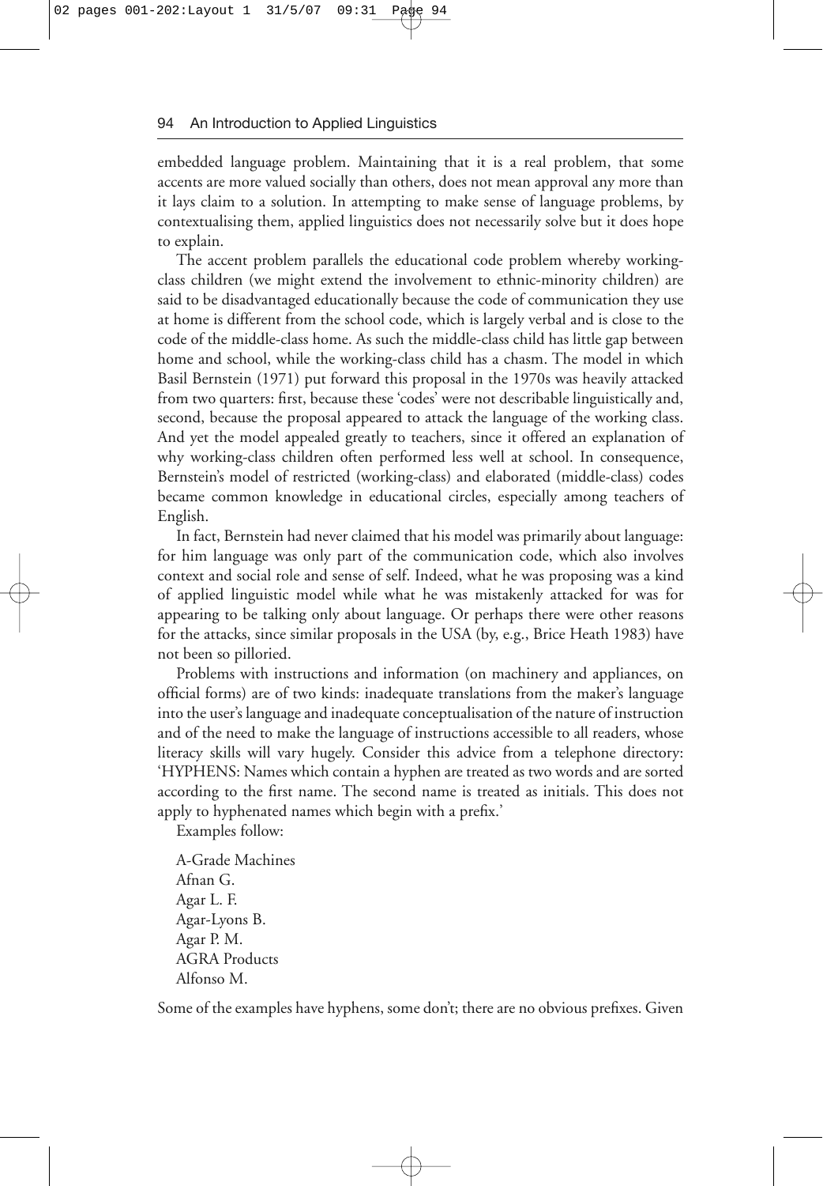embedded language problem. Maintaining that it is a real problem, that some accents are more valued socially than others, does not mean approval any more than it lays claim to a solution. In attempting to make sense of language problems, by contextualising them, applied linguistics does not necessarily solve but it does hope to explain.

The accent problem parallels the educational code problem whereby working-class children (we might extend the involvement to ethnic-minority children) are said to be disadvantaged educationally because the code of communication they use at home is different from the school code, which is largely verbal and is close to the code of the middle-class home. As such the middle-class child has little gap between home and school, while the working-class child has a chasm. The model in which Basil Bernstein (1971) put forward this proposal in the 1970s was heavily attacked from two quarters: first, because these 'codes' were not describable linguistically and, second, because the proposal appeared to attack the language of the working class. And yet the model appealed greatly to teachers, since it offered an explanation of why working-class children often performed less well at school. In consequence, Bernstein's model of restricted (working-class) and elaborated (middle-class) codes became common knowledge in educational circles, especially among teachers of English.

In fact, Bernstein had never claimed that his model was primarily about language: for him language was only part of the communication code, which also involves context and social role and sense of self. Indeed, what he was proposing was a kind of applied linguistic model while what he was mistakenly attacked for was for appearing to be talking only about language. Or perhaps there were other reasons for the attacks, since similar proposals in the USA (by, e.g., Brice Heath 1983) have not been so pilloried.

Problems with instructions and information (on machinery and appliances, on official forms) are of two kinds: inadequate translations from the maker's language into the user's language and inadequate conceptualisation of the nature of instruction and of the need to make the language of instructions accessible to all readers, whose literacy skills will vary hugely. Consider this advice from a telephone directory: 'HYPHENS: Names which contain a hyphen are treated as two words and are sorted according to the first name. The second name is treated as initials. This does not apply to hyphenated names which begin with a prefix.'

Examples follow:

A-Grade Machines  
Afnan G.  
Agar L. F.  
Agar-Lyons B.  
Agar P. M.  
AGRA Products  
Alfonso M.

Some of the examples have hyphens, some don't; there are no obvious prefixes. Given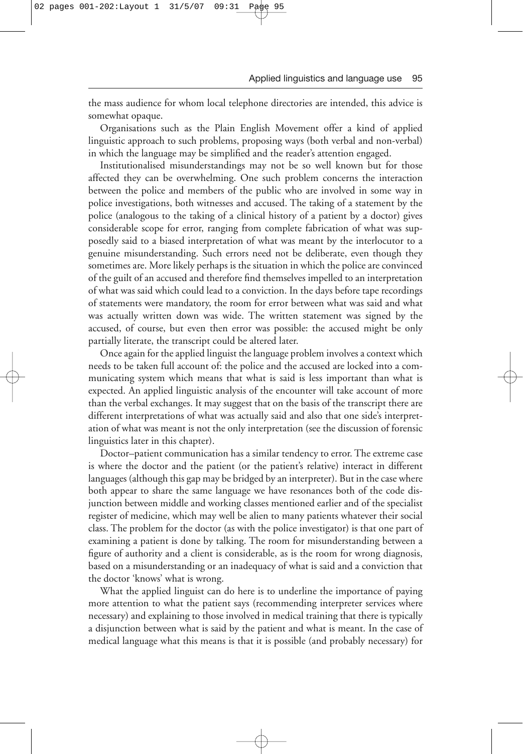the mass audience for whom local telephone directories are intended, this advice is somewhat opaque.

Organisations such as the Plain English Movement offer a kind of applied linguistic approach to such problems, proposing ways (both verbal and non-verbal) in which the language may be simplified and the reader's attention engaged.

Institutionalised misunderstandings may not be so well known but for those affected they can be overwhelming. One such problem concerns the interaction between the police and members of the public who are involved in some way in police investigations, both witnesses and accused. The taking of a statement by the police (analogous to the taking of a clinical history of a patient by a doctor) gives considerable scope for error, ranging from complete fabrication of what was supposedly said to a biased interpretation of what was meant by the interlocutor to a genuine misunderstanding. Such errors need not be deliberate, even though they sometimes are. More likely perhaps is the situation in which the police are convinced of the guilt of an accused and therefore find themselves impelled to an interpretation of what was said which could lead to a conviction. In the days before tape recordings of statements were mandatory, the room for error between what was said and what was actually written down was wide. The written statement was signed by the accused, of course, but even then error was possible: the accused might be only partially literate, the transcript could be altered later.

Once again for the applied linguist the language problem involves a context which needs to be taken full account of: the police and the accused are locked into a communicating system which means that what is said is less important than what is expected. An applied linguistic analysis of the encounter will take account of more than the verbal exchanges. It may suggest that on the basis of the transcript there are different interpretations of what was actually said and also that one side's interpretation of what was meant is not the only interpretation (see the discussion of forensic linguistics later in this chapter).

Doctor–patient communication has a similar tendency to error. The extreme case is where the doctor and the patient (or the patient's relative) interact in different languages (although this gap may be bridged by an interpreter). But in the case where both appear to share the same language we have resonances both of the code disjunction between middle and working classes mentioned earlier and of the specialist register of medicine, which may well be alien to many patients whatever their social class. The problem for the doctor (as with the police investigator) is that one part of examining a patient is done by talking. The room for misunderstanding between a figure of authority and a client is considerable, as is the room for wrong diagnosis, based on a misunderstanding or an inadequacy of what is said and a conviction that the doctor 'knows' what is wrong.

What the applied linguist can do here is to underline the importance of paying more attention to what the patient says (recommending interpreter services where necessary) and explaining to those involved in medical training that there is typically a disjunction between what is said by the patient and what is meant. In the case of medical language what this means is that it is possible (and probably necessary) for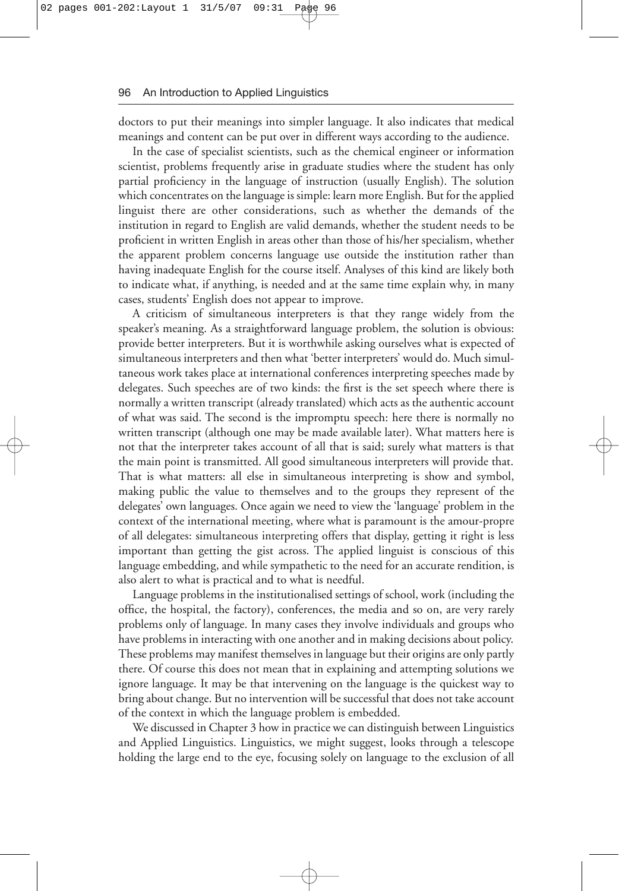doctors to put their meanings into simpler language. It also indicates that medical meanings and content can be put over in different ways according to the audience.

In the case of specialist scientists, such as the chemical engineer or information scientist, problems frequently arise in graduate studies where the student has only partial proficiency in the language of instruction (usually English). The solution which concentrates on the language is simple: learn more English. But for the applied linguist there are other considerations, such as whether the demands of the institution in regard to English are valid demands, whether the student needs to be proficient in written English in areas other than those of his/her specialism, whether the apparent problem concerns language use outside the institution rather than having inadequate English for the course itself. Analyses of this kind are likely both to indicate what, if anything, is needed and at the same time explain why, in many cases, students' English does not appear to improve.

A criticism of simultaneous interpreters is that they range widely from the speaker's meaning. As a straightforward language problem, the solution is obvious: provide better interpreters. But it is worthwhile asking ourselves what is expected of simultaneous interpreters and then what 'better interpreters' would do. Much simultaneous work takes place at international conferences interpreting speeches made by delegates. Such speeches are of two kinds: the first is the set speech where there is normally a written transcript (already translated) which acts as the authentic account of what was said. The second is the impromptu speech: here there is normally no written transcript (although one may be made available later). What matters here is not that the interpreter takes account of all that is said; surely what matters is that the main point is transmitted. All good simultaneous interpreters will provide that. That is what matters: all else in simultaneous interpreting is show and symbol, making public the value to themselves and to the groups they represent of the delegates' own languages. Once again we need to view the 'language' problem in the context of the international meeting, where what is paramount is the amour-propre of all delegates: simultaneous interpreting offers that display, getting it right is less important than getting the gist across. The applied linguist is conscious of this language embedding, and while sympathetic to the need for an accurate rendition, is also alert to what is practical and to what is needful.

Language problems in the institutionalised settings of school, work (including the office, the hospital, the factory), conferences, the media and so on, are very rarely problems only of language. In many cases they involve individuals and groups who have problems in interacting with one another and in making decisions about policy. These problems may manifest themselves in language but their origins are only partly there. Of course this does not mean that in explaining and attempting solutions we ignore language. It may be that intervening on the language is the quickest way to bring about change. But no intervention will be successful that does not take account of the context in which the language problem is embedded.

We discussed in Chapter 3 how in practice we can distinguish between Linguistics and Applied Linguistics. Linguistics, we might suggest, looks through a telescope holding the large end to the eye, focusing solely on language to the exclusion of all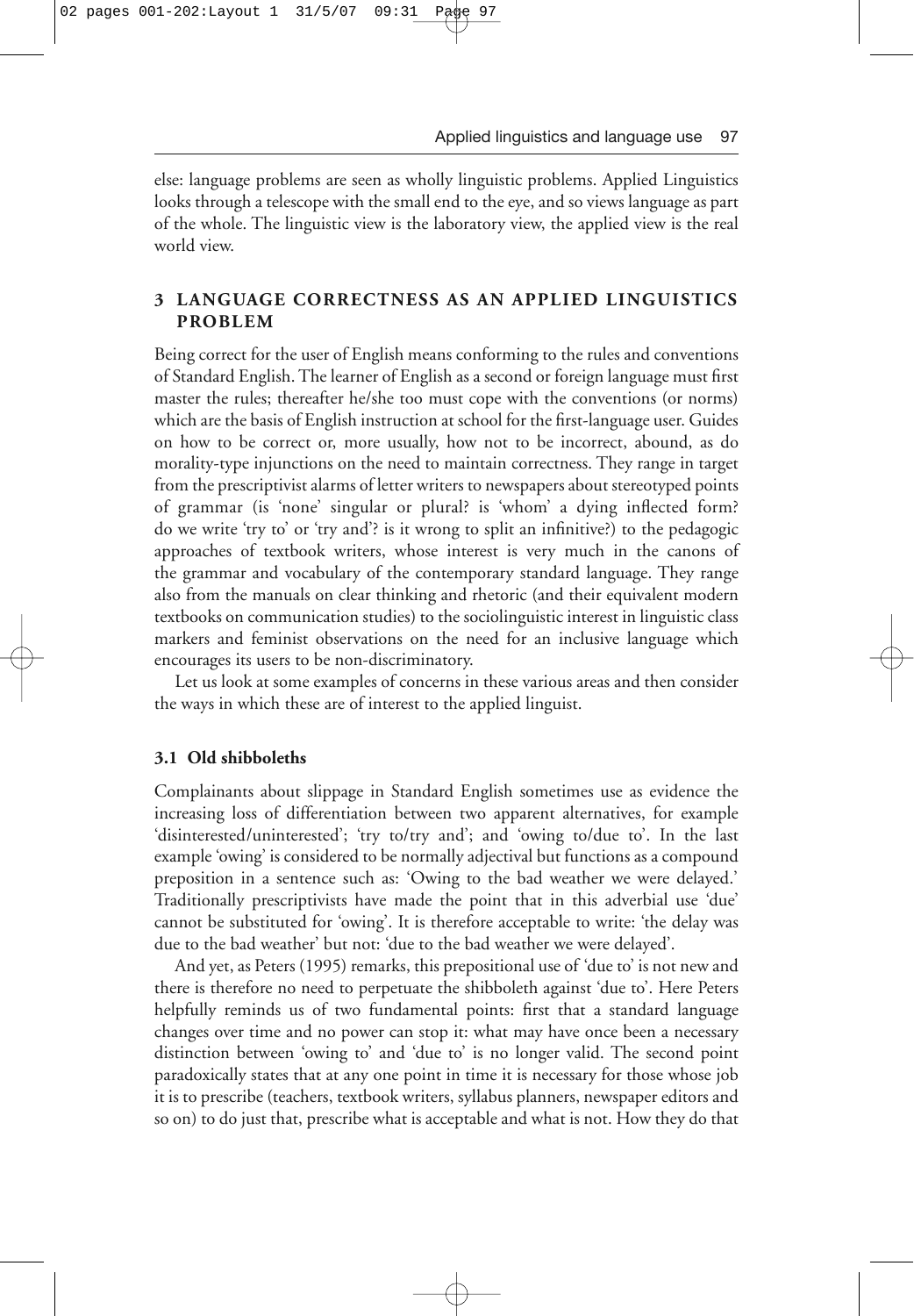else: language problems are seen as wholly linguistic problems. Applied Linguistics looks through a telescope with the small end to the eye, and so views language as part of the whole. The linguistic view is the laboratory view, the applied view is the real world view.

## 3 LANGUAGE CORRECTNESS AS AN APPLIED LINGUISTICS PROBLEM

Being correct for the user of English means conforming to the rules and conventions of Standard English. The learner of English as a second or foreign language must first master the rules; thereafter he/she too must cope with the conventions (or norms) which are the basis of English instruction at school for the first-language user. Guides on how to be correct or, more usually, how not to be incorrect, abound, as do morality-type injunctions on the need to maintain correctness. They range in target from the prescriptivist alarms of letter writers to newspapers about stereotyped points of grammar (is 'none' singular or plural? is 'whom' a dying inflected form? do we write 'try to' or 'try and'? is it wrong to split an infinitive?) to the pedagogic approaches of textbook writers, whose interest is very much in the canons of the grammar and vocabulary of the contemporary standard language. They range also from the manuals on clear thinking and rhetoric (and their equivalent modern textbooks on communication studies) to the sociolinguistic interest in linguistic class markers and feminist observations on the need for an inclusive language which encourages its users to be non-discriminatory.

Let us look at some examples of concerns in these various areas and then consider the ways in which these are of interest to the applied linguist.

### 3.1 Old shibboleths

Complainants about slippage in Standard English sometimes use as evidence the increasing loss of differentiation between two apparent alternatives, for example 'disinterested/uninterested'; 'try to/try and'; and 'owing to/due to'. In the last example 'owing' is considered to be normally adjectival but functions as a compound preposition in a sentence such as: 'Owing to the bad weather we were delayed.' Traditionally prescriptivists have made the point that in this adverbial use 'due' cannot be substituted for 'owing'. It is therefore acceptable to write: 'the delay was due to the bad weather' but not: 'due to the bad weather we were delayed'.

And yet, as Peters (1995) remarks, this prepositional use of 'due to' is not new and there is therefore no need to perpetuate the shibboleth against 'due to'. Here Peters helpfully reminds us of two fundamental points: first that a standard language changes over time and no power can stop it: what may have once been a necessary distinction between 'owing to' and 'due to' is no longer valid. The second point paradoxically states that at any one point in time it is necessary for those whose job it is to prescribe (teachers, textbook writers, syllabus planners, newspaper editors and so on) to do just that, prescribe what is acceptable and what is not. How they do that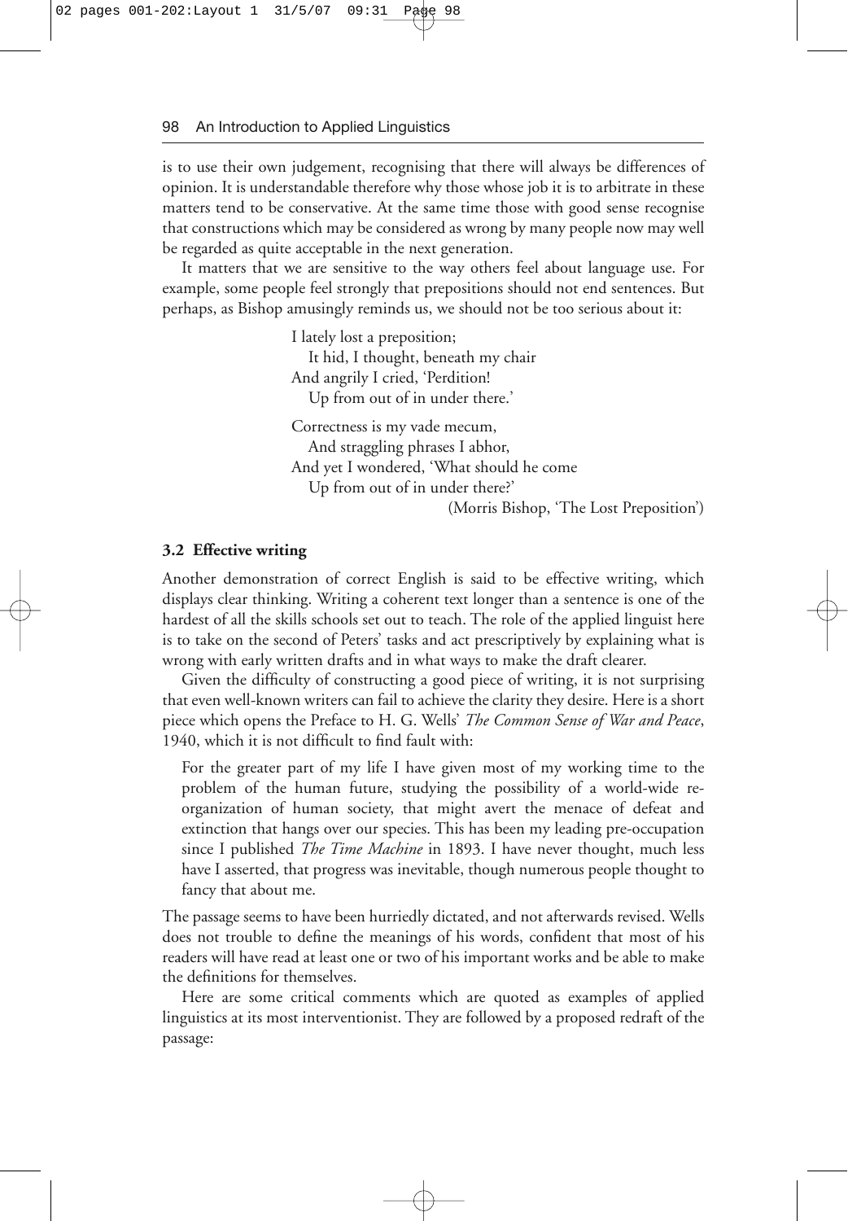is to use their own judgement, recognising that there will always be differences of opinion. It is understandable therefore why those whose job it is to arbitrate in these matters tend to be conservative. At the same time those with good sense recognise that constructions which may be considered as wrong by many people now may well be regarded as quite acceptable in the next generation.

It matters that we are sensitive to the way others feel about language use. For example, some people feel strongly that prepositions should not end sentences. But perhaps, as Bishop amusingly reminds us, we should not be too serious about it:

> I lately lost a preposition;
> It hid, I thought, beneath my chair
> And angrily I cried, 'Perdition!
> Up from out of in under there.'
>
> Correctness is my vade mecum,
> And straggling phrases I abhor,
> And yet I wondered, 'What should he come
> Up from out of in under there?'
>
> (Morris Bishop, 'The Lost Preposition')

### 3.2 Effective writing

Another demonstration of correct English is said to be effective writing, which displays clear thinking. Writing a coherent text longer than a sentence is one of the hardest of all the skills schools set out to teach. The role of the applied linguist here is to take on the second of Peters' tasks and act prescriptively by explaining what is wrong with early written drafts and in what ways to make the draft clearer.

Given the difficulty of constructing a good piece of writing, it is not surprising that even well-known writers can fail to achieve the clarity they desire. Here is a short piece which opens the Preface to H. G. Wells' *The Common Sense of War and Peace*, 1940, which it is not difficult to find fault with:

> For the greater part of my life I have given most of my working time to the problem of the human future, studying the possibility of a world-wide re-organization of human society, that might avert the menace of defeat and extinction that hangs over our species. This has been my leading pre-occupation since I published *The Time Machine* in 1893. I have never thought, much less have I asserted, that progress was inevitable, though numerous people thought to fancy that about me.

The passage seems to have been hurriedly dictated, and not afterwards revised. Wells does not trouble to define the meanings of his words, confident that most of his readers will have read at least one or two of his important works and be able to make the definitions for themselves.

Here are some critical comments which are quoted as examples of applied linguistics at its most interventionist. They are followed by a proposed redraft of the passage: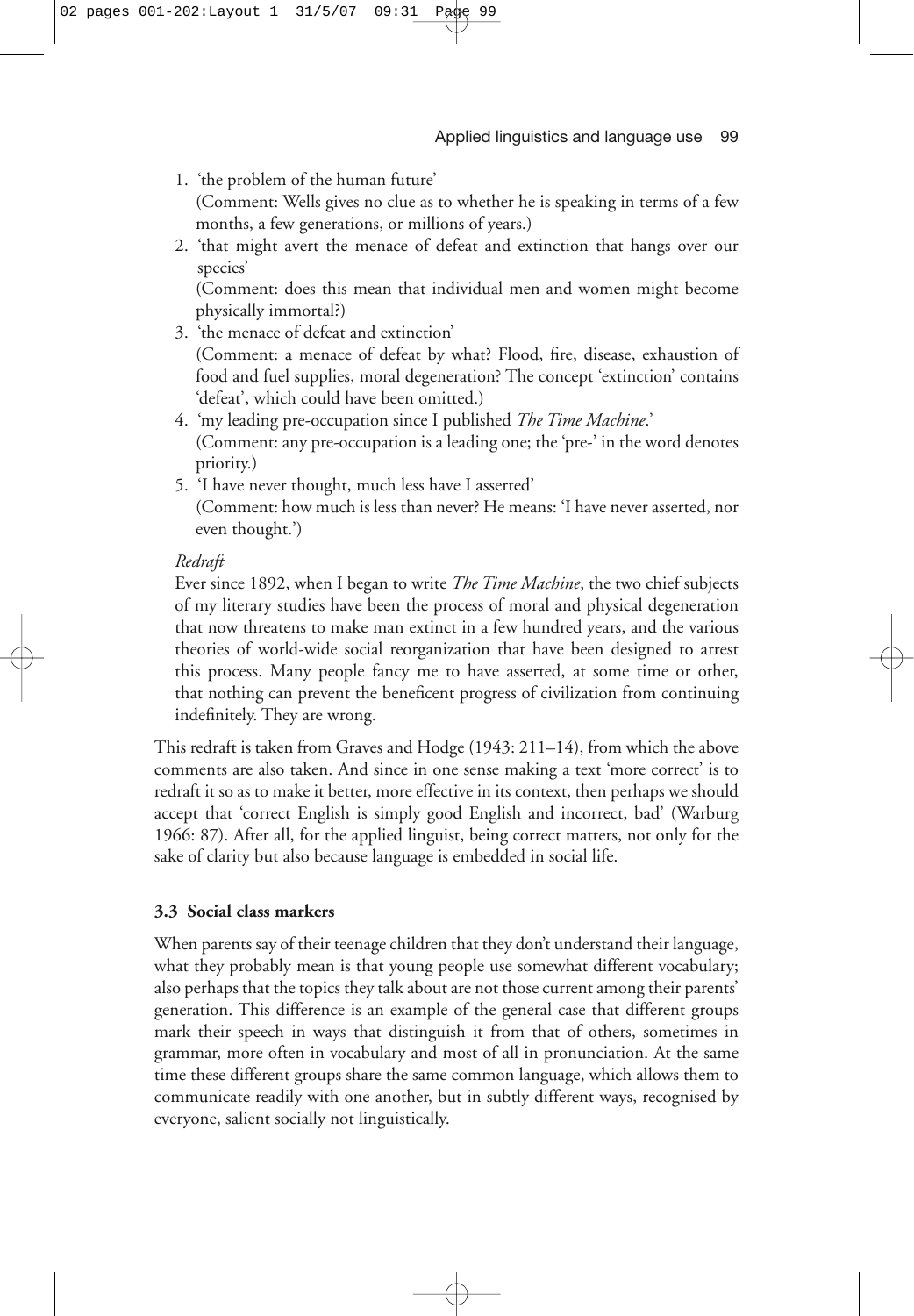1. 'the problem of the human future'
   (Comment: Wells gives no clue as to whether he is speaking in terms of a few months, a few generations, or millions of years.)
2. 'that might avert the menace of defeat and extinction that hangs over our species'
   (Comment: does this mean that individual men and women might become physically immortal?)
3. 'the menace of defeat and extinction'
   (Comment: a menace of defeat by what? Flood, fire, disease, exhaustion of food and fuel supplies, moral degeneration? The concept 'extinction' contains 'defeat', which could have been omitted.)
4. 'my leading pre-occupation since I published *The Time Machine*.'
   (Comment: any pre-occupation is a leading one; the 'pre-' in the word denotes priority.)
5. 'I have never thought, much less have I asserted'
   (Comment: how much is less than never? He means: 'I have never asserted, nor even thought.')

*Redraft*

Ever since 1892, when I began to write *The Time Machine*, the two chief subjects of my literary studies have been the process of moral and physical degeneration that now threatens to make man extinct in a few hundred years, and the various theories of world-wide social reorganization that have been designed to arrest this process. Many people fancy me to have asserted, at some time or other, that nothing can prevent the beneficent progress of civilization from continuing indefinitely. They are wrong.

This redraft is taken from Graves and Hodge (1943: 211–14), from which the above comments are also taken. And since in one sense making a text 'more correct' is to redraft it so as to make it better, more effective in its context, then perhaps we should accept that 'correct English is simply good English and incorrect, bad' (Warburg 1966: 87). After all, for the applied linguist, being correct matters, not only for the sake of clarity but also because language is embedded in social life.

### 3.3 Social class markers

When parents say of their teenage children that they don't understand their language, what they probably mean is that young people use somewhat different vocabulary; also perhaps that the topics they talk about are not those current among their parents' generation. This difference is an example of the general case that different groups mark their speech in ways that distinguish it from that of others, sometimes in grammar, more often in vocabulary and most of all in pronunciation. At the same time these different groups share the same common language, which allows them to communicate readily with one another, but in subtly different ways, recognised by everyone, salient socially not linguistically.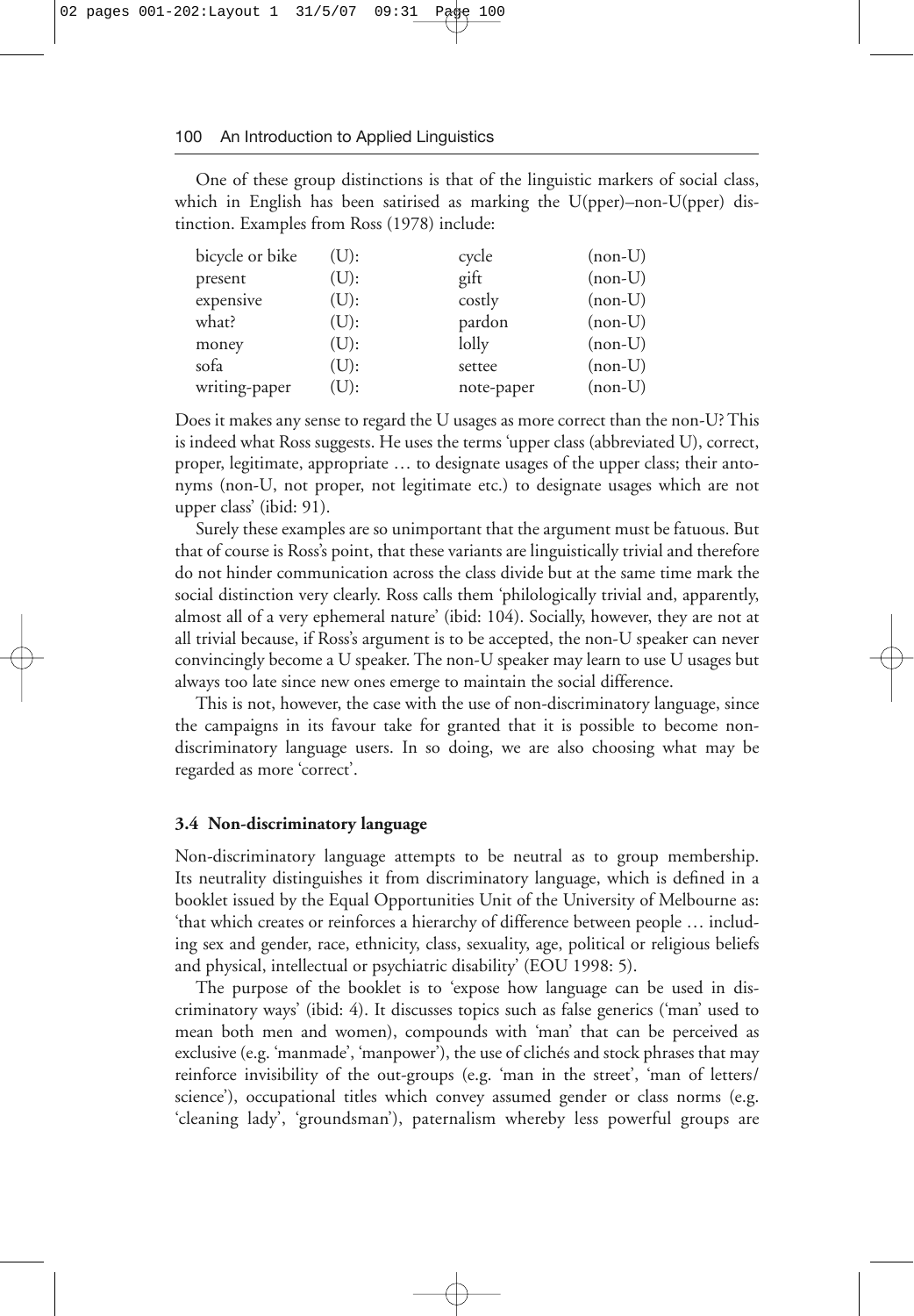One of these group distinctions is that of the linguistic markers of social class, which in English has been satirised as marking the U(pper)–non-U(pper) distinction. Examples from Ross (1978) include:

| | | | |
|---|---|---|---|
| bicycle or bike | (U): | cycle | (non-U) |
| present | (U): | gift | (non-U) |
| expensive | (U): | costly | (non-U) |
| what? | (U): | pardon | (non-U) |
| money | (U): | lolly | (non-U) |
| sofa | (U): | settee | (non-U) |
| writing-paper | (U): | note-paper | (non-U) |

Does it makes any sense to regard the U usages as more correct than the non-U? This is indeed what Ross suggests. He uses the terms 'upper class (abbreviated U), correct, proper, legitimate, appropriate … to designate usages of the upper class; their antonyms (non-U, not proper, not legitimate etc.) to designate usages which are not upper class' (ibid: 91).

Surely these examples are so unimportant that the argument must be fatuous. But that of course is Ross's point, that these variants are linguistically trivial and therefore do not hinder communication across the class divide but at the same time mark the social distinction very clearly. Ross calls them 'philologically trivial and, apparently, almost all of a very ephemeral nature' (ibid: 104). Socially, however, they are not at all trivial because, if Ross's argument is to be accepted, the non-U speaker can never convincingly become a U speaker. The non-U speaker may learn to use U usages but always too late since new ones emerge to maintain the social difference.

This is not, however, the case with the use of non-discriminatory language, since the campaigns in its favour take for granted that it is possible to become non-discriminatory language users. In so doing, we are also choosing what may be regarded as more 'correct'.

### 3.4 Non-discriminatory language

Non-discriminatory language attempts to be neutral as to group membership. Its neutrality distinguishes it from discriminatory language, which is defined in a booklet issued by the Equal Opportunities Unit of the University of Melbourne as: 'that which creates or reinforces a hierarchy of difference between people … including sex and gender, race, ethnicity, class, sexuality, age, political or religious beliefs and physical, intellectual or psychiatric disability' (EOU 1998: 5).

The purpose of the booklet is to 'expose how language can be used in discriminatory ways' (ibid: 4). It discusses topics such as false generics ('man' used to mean both men and women), compounds with 'man' that can be perceived as exclusive (e.g. 'manmade', 'manpower'), the use of clichés and stock phrases that may reinforce invisibility of the out-groups (e.g. 'man in the street', 'man of letters/science'), occupational titles which convey assumed gender or class norms (e.g. 'cleaning lady', 'groundsman'), paternalism whereby less powerful groups are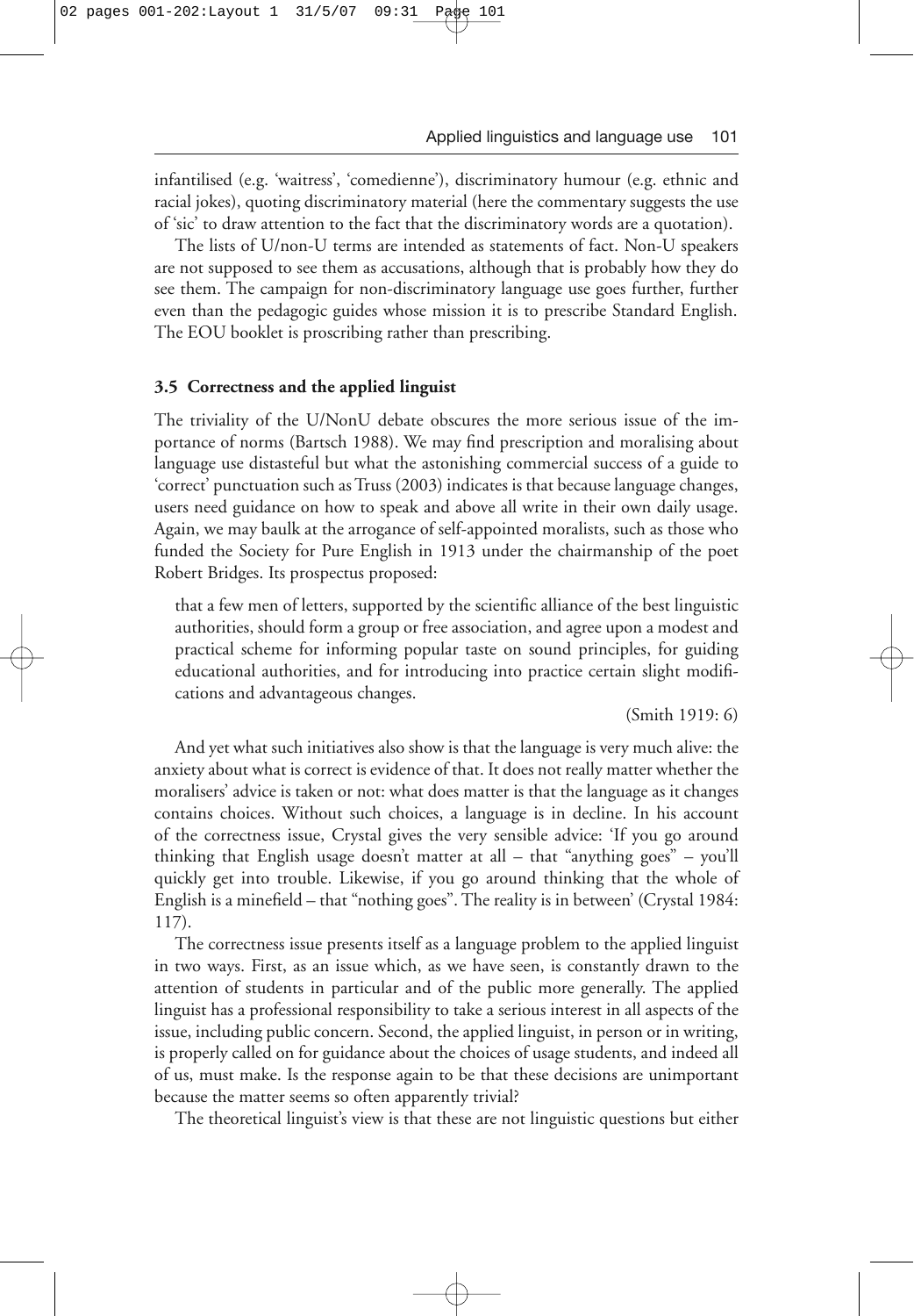infantilised (e.g. 'waitress', 'comedienne'), discriminatory humour (e.g. ethnic and racial jokes), quoting discriminatory material (here the commentary suggests the use of 'sic' to draw attention to the fact that the discriminatory words are a quotation).

The lists of U/non-U terms are intended as statements of fact. Non-U speakers are not supposed to see them as accusations, although that is probably how they do see them. The campaign for non-discriminatory language use goes further, further even than the pedagogic guides whose mission it is to prescribe Standard English. The EOU booklet is proscribing rather than prescribing.

### 3.5 Correctness and the applied linguist

The triviality of the U/NonU debate obscures the more serious issue of the importance of norms (Bartsch 1988). We may find prescription and moralising about language use distasteful but what the astonishing commercial success of a guide to 'correct' punctuation such as Truss (2003) indicates is that because language changes, users need guidance on how to speak and above all write in their own daily usage. Again, we may baulk at the arrogance of self-appointed moralists, such as those who funded the Society for Pure English in 1913 under the chairmanship of the poet Robert Bridges. Its prospectus proposed:

> that a few men of letters, supported by the scientific alliance of the best linguistic authorities, should form a group or free association, and agree upon a modest and practical scheme for informing popular taste on sound principles, for guiding educational authorities, and for introducing into practice certain slight modifications and advantageous changes.
>
> (Smith 1919: 6)

And yet what such initiatives also show is that the language is very much alive: the anxiety about what is correct is evidence of that. It does not really matter whether the moralisers' advice is taken or not: what does matter is that the language as it changes contains choices. Without such choices, a language is in decline. In his account of the correctness issue, Crystal gives the very sensible advice: 'If you go around thinking that English usage doesn't matter at all – that "anything goes" – you'll quickly get into trouble. Likewise, if you go around thinking that the whole of English is a minefield – that "nothing goes". The reality is in between' (Crystal 1984: 117).

The correctness issue presents itself as a language problem to the applied linguist in two ways. First, as an issue which, as we have seen, is constantly drawn to the attention of students in particular and of the public more generally. The applied linguist has a professional responsibility to take a serious interest in all aspects of the issue, including public concern. Second, the applied linguist, in person or in writing, is properly called on for guidance about the choices of usage students, and indeed all of us, must make. Is the response again to be that these decisions are unimportant because the matter seems so often apparently trivial?

The theoretical linguist's view is that these are not linguistic questions but either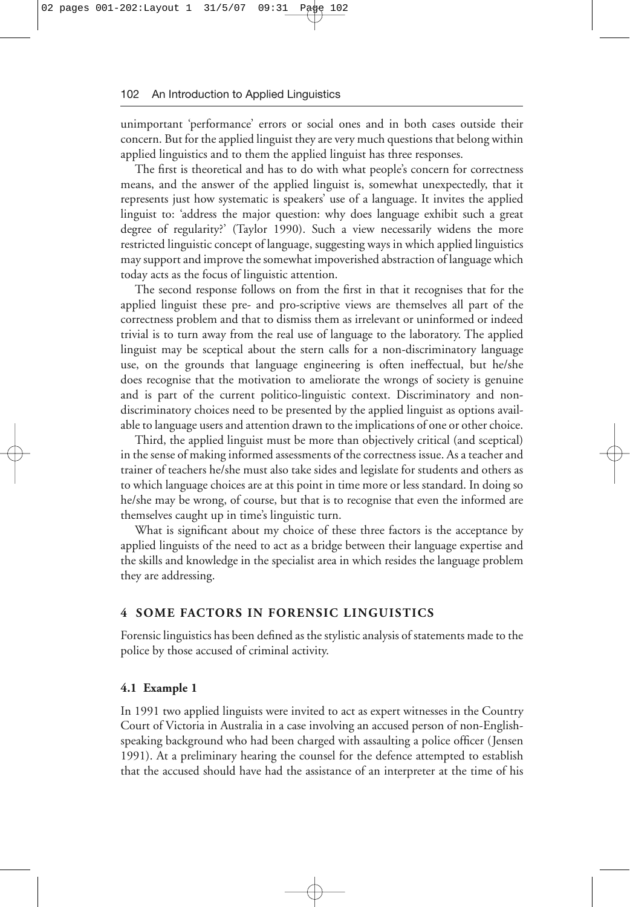unimportant 'performance' errors or social ones and in both cases outside their concern. But for the applied linguist they are very much questions that belong within applied linguistics and to them the applied linguist has three responses.

The first is theoretical and has to do with what people's concern for correctness means, and the answer of the applied linguist is, somewhat unexpectedly, that it represents just how systematic is speakers' use of a language. It invites the applied linguist to: 'address the major question: why does language exhibit such a great degree of regularity?' (Taylor 1990). Such a view necessarily widens the more restricted linguistic concept of language, suggesting ways in which applied linguistics may support and improve the somewhat impoverished abstraction of language which today acts as the focus of linguistic attention.

The second response follows on from the first in that it recognises that for the applied linguist these pre- and pro-scriptive views are themselves all part of the correctness problem and that to dismiss them as irrelevant or uninformed or indeed trivial is to turn away from the real use of language to the laboratory. The applied linguist may be sceptical about the stern calls for a non-discriminatory language use, on the grounds that language engineering is often ineffectual, but he/she does recognise that the motivation to ameliorate the wrongs of society is genuine and is part of the current politico-linguistic context. Discriminatory and non-discriminatory choices need to be presented by the applied linguist as options available to language users and attention drawn to the implications of one or other choice.

Third, the applied linguist must be more than objectively critical (and sceptical) in the sense of making informed assessments of the correctness issue. As a teacher and trainer of teachers he/she must also take sides and legislate for students and others as to which language choices are at this point in time more or less standard. In doing so he/she may be wrong, of course, but that is to recognise that even the informed are themselves caught up in time's linguistic turn.

What is significant about my choice of these three factors is the acceptance by applied linguists of the need to act as a bridge between their language expertise and the skills and knowledge in the specialist area in which resides the language problem they are addressing.

## 4 SOME FACTORS IN FORENSIC LINGUISTICS

Forensic linguistics has been defined as the stylistic analysis of statements made to the police by those accused of criminal activity.

### 4.1 Example 1

In 1991 two applied linguists were invited to act as expert witnesses in the Country Court of Victoria in Australia in a case involving an accused person of non-English-speaking background who had been charged with assaulting a police officer (Jensen 1991). At a preliminary hearing the counsel for the defence attempted to establish that the accused should have had the assistance of an interpreter at the time of his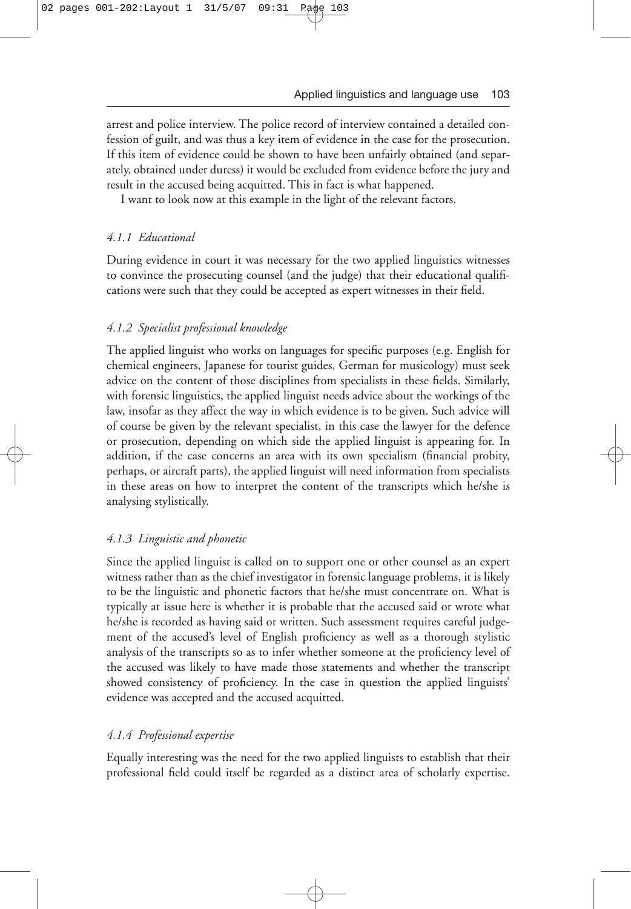arrest and police interview. The police record of interview contained a detailed confession of guilt, and was thus a key item of evidence in the case for the prosecution. If this item of evidence could be shown to have been unfairly obtained (and separately, obtained under duress) it would be excluded from evidence before the jury and result in the accused being acquitted. This in fact is what happened.

I want to look now at this example in the light of the relevant factors.

#### *4.1.1 Educational*

During evidence in court it was necessary for the two applied linguistics witnesses to convince the prosecuting counsel (and the judge) that their educational qualifications were such that they could be accepted as expert witnesses in their field.

#### *4.1.2 Specialist professional knowledge*

The applied linguist who works on languages for specific purposes (e.g. English for chemical engineers, Japanese for tourist guides, German for musicology) must seek advice on the content of those disciplines from specialists in these fields. Similarly, with forensic linguistics, the applied linguist needs advice about the workings of the law, insofar as they affect the way in which evidence is to be given. Such advice will of course be given by the relevant specialist, in this case the lawyer for the defence or prosecution, depending on which side the applied linguist is appearing for. In addition, if the case concerns an area with its own specialism (financial probity, perhaps, or aircraft parts), the applied linguist will need information from specialists in these areas on how to interpret the content of the transcripts which he/she is analysing stylistically.

#### *4.1.3 Linguistic and phonetic*

Since the applied linguist is called on to support one or other counsel as an expert witness rather than as the chief investigator in forensic language problems, it is likely to be the linguistic and phonetic factors that he/she must concentrate on. What is typically at issue here is whether it is probable that the accused said or wrote what he/she is recorded as having said or written. Such assessment requires careful judgement of the accused's level of English proficiency as well as a thorough stylistic analysis of the transcripts so as to infer whether someone at the proficiency level of the accused was likely to have made those statements and whether the transcript showed consistency of proficiency. In the case in question the applied linguists' evidence was accepted and the accused acquitted.

#### *4.1.4 Professional expertise*

Equally interesting was the need for the two applied linguists to establish that their professional field could itself be regarded as a distinct area of scholarly expertise.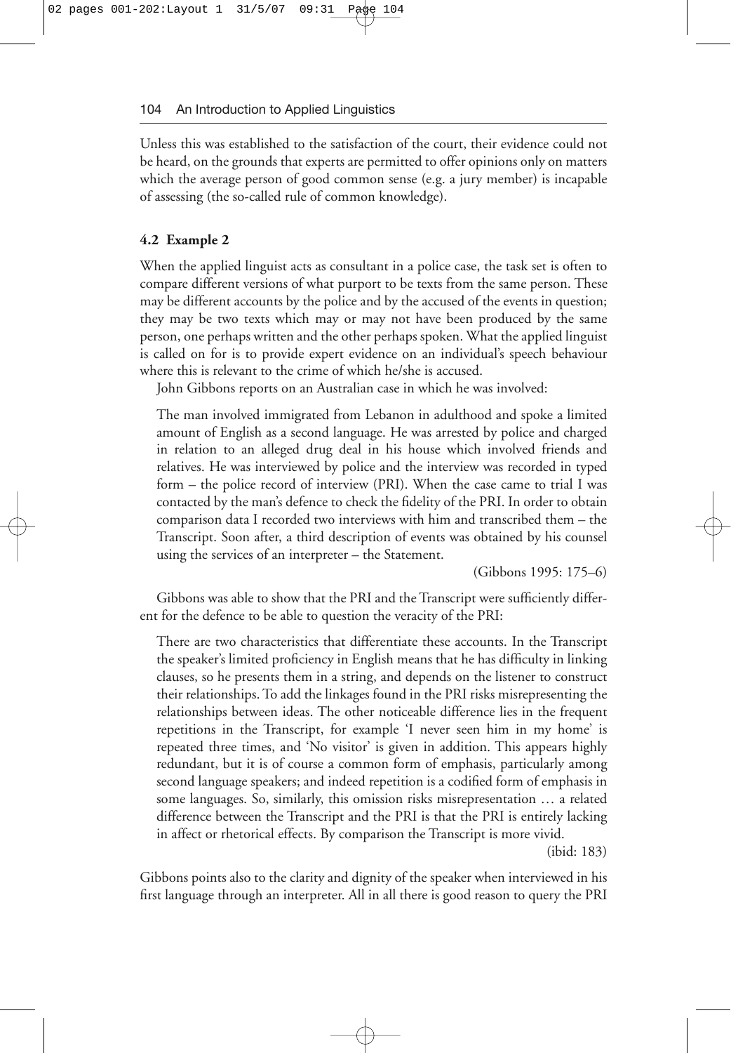Unless this was established to the satisfaction of the court, their evidence could not be heard, on the grounds that experts are permitted to offer opinions only on matters which the average person of good common sense (e.g. a jury member) is incapable of assessing (the so-called rule of common knowledge).

### 4.2 Example 2

When the applied linguist acts as consultant in a police case, the task set is often to compare different versions of what purport to be texts from the same person. These may be different accounts by the police and by the accused of the events in question; they may be two texts which may or may not have been produced by the same person, one perhaps written and the other perhaps spoken. What the applied linguist is called on for is to provide expert evidence on an individual's speech behaviour where this is relevant to the crime of which he/she is accused.

John Gibbons reports on an Australian case in which he was involved:

> The man involved immigrated from Lebanon in adulthood and spoke a limited amount of English as a second language. He was arrested by police and charged in relation to an alleged drug deal in his house which involved friends and relatives. He was interviewed by police and the interview was recorded in typed form – the police record of interview (PRI). When the case came to trial I was contacted by the man's defence to check the fidelity of the PRI. In order to obtain comparison data I recorded two interviews with him and transcribed them – the Transcript. Soon after, a third description of events was obtained by his counsel using the services of an interpreter – the Statement.
>
> (Gibbons 1995: 175–6)

Gibbons was able to show that the PRI and the Transcript were sufficiently different for the defence to be able to question the veracity of the PRI:

> There are two characteristics that differentiate these accounts. In the Transcript the speaker's limited proficiency in English means that he has difficulty in linking clauses, so he presents them in a string, and depends on the listener to construct their relationships. To add the linkages found in the PRI risks misrepresenting the relationships between ideas. The other noticeable difference lies in the frequent repetitions in the Transcript, for example 'I never seen him in my home' is repeated three times, and 'No visitor' is given in addition. This appears highly redundant, but it is of course a common form of emphasis, particularly among second language speakers; and indeed repetition is a codified form of emphasis in some languages. So, similarly, this omission risks misrepresentation … a related difference between the Transcript and the PRI is that the PRI is entirely lacking in affect or rhetorical effects. By comparison the Transcript is more vivid.
>
> (ibid: 183)

Gibbons points also to the clarity and dignity of the speaker when interviewed in his first language through an interpreter. All in all there is good reason to query the PRI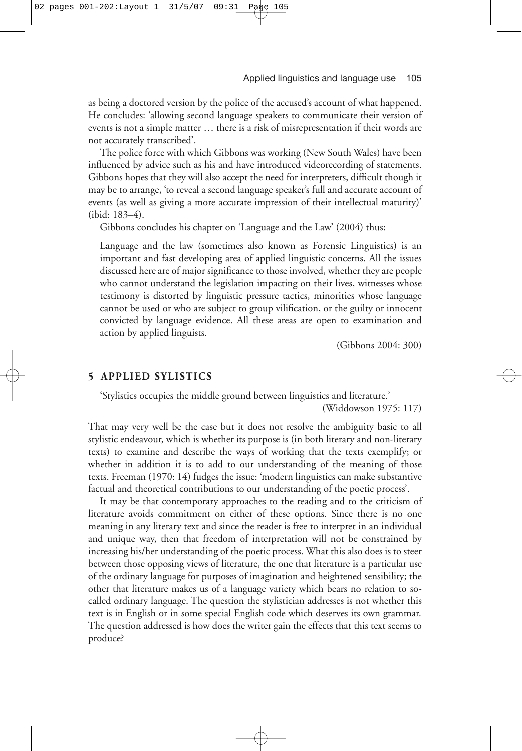as being a doctored version by the police of the accused's account of what happened. He concludes: 'allowing second language speakers to communicate their version of events is not a simple matter … there is a risk of misrepresentation if their words are not accurately transcribed'.

The police force with which Gibbons was working (New South Wales) have been influenced by advice such as his and have introduced videorecording of statements. Gibbons hopes that they will also accept the need for interpreters, difficult though it may be to arrange, 'to reveal a second language speaker's full and accurate account of events (as well as giving a more accurate impression of their intellectual maturity)' (ibid: 183–4).

Gibbons concludes his chapter on 'Language and the Law' (2004) thus:

> Language and the law (sometimes also known as Forensic Linguistics) is an important and fast developing area of applied linguistic concerns. All the issues discussed here are of major significance to those involved, whether they are people who cannot understand the legislation impacting on their lives, witnesses whose testimony is distorted by linguistic pressure tactics, minorities whose language cannot be used or who are subject to group vilification, or the guilty or innocent convicted by language evidence. All these areas are open to examination and action by applied linguists.
>
> (Gibbons 2004: 300)

## 5 APPLIED SYLISTICS

> 'Stylistics occupies the middle ground between linguistics and literature.'
>
> (Widdowson 1975: 117)

That may very well be the case but it does not resolve the ambiguity basic to all stylistic endeavour, which is whether its purpose is (in both literary and non-literary texts) to examine and describe the ways of working that the texts exemplify; or whether in addition it is to add to our understanding of the meaning of those texts. Freeman (1970: 14) fudges the issue: 'modern linguistics can make substantive factual and theoretical contributions to our understanding of the poetic process'.

It may be that contemporary approaches to the reading and to the criticism of literature avoids commitment on either of these options. Since there is no one meaning in any literary text and since the reader is free to interpret in an individual and unique way, then that freedom of interpretation will not be constrained by increasing his/her understanding of the poetic process. What this also does is to steer between those opposing views of literature, the one that literature is a particular use of the ordinary language for purposes of imagination and heightened sensibility; the other that literature makes us of a language variety which bears no relation to so-called ordinary language. The question the stylistician addresses is not whether this text is in English or in some special English code which deserves its own grammar. The question addressed is how does the writer gain the effects that this text seems to produce?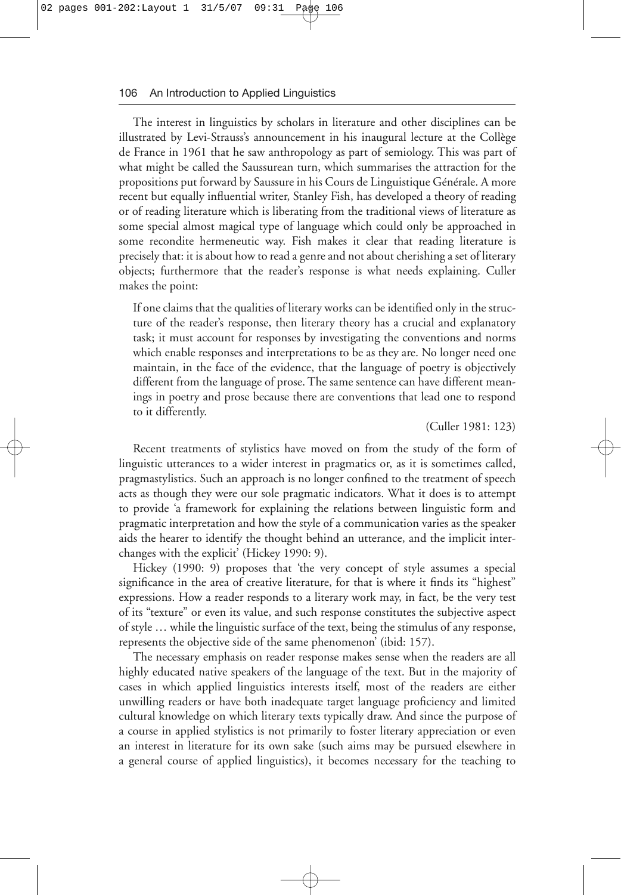The interest in linguistics by scholars in literature and other disciplines can be illustrated by Levi-Strauss's announcement in his inaugural lecture at the Collège de France in 1961 that he saw anthropology as part of semiology. This was part of what might be called the Saussurean turn, which summarises the attraction for the propositions put forward by Saussure in his Cours de Linguistique Générale. A more recent but equally influential writer, Stanley Fish, has developed a theory of reading or of reading literature which is liberating from the traditional views of literature as some special almost magical type of language which could only be approached in some recondite hermeneutic way. Fish makes it clear that reading literature is precisely that: it is about how to read a genre and not about cherishing a set of literary objects; furthermore that the reader's response is what needs explaining. Culler makes the point:

> If one claims that the qualities of literary works can be identified only in the structure of the reader's response, then literary theory has a crucial and explanatory task; it must account for responses by investigating the conventions and norms which enable responses and interpretations to be as they are. No longer need one maintain, in the face of the evidence, that the language of poetry is objectively different from the language of prose. The same sentence can have different meanings in poetry and prose because there are conventions that lead one to respond to it differently.
>
> (Culler 1981: 123)

Recent treatments of stylistics have moved on from the study of the form of linguistic utterances to a wider interest in pragmatics or, as it is sometimes called, pragmastylistics. Such an approach is no longer confined to the treatment of speech acts as though they were our sole pragmatic indicators. What it does is to attempt to provide 'a framework for explaining the relations between linguistic form and pragmatic interpretation and how the style of a communication varies as the speaker aids the hearer to identify the thought behind an utterance, and the implicit interchanges with the explicit' (Hickey 1990: 9).

Hickey (1990: 9) proposes that 'the very concept of style assumes a special significance in the area of creative literature, for that is where it finds its "highest" expressions. How a reader responds to a literary work may, in fact, be the very test of its "texture" or even its value, and such response constitutes the subjective aspect of style … while the linguistic surface of the text, being the stimulus of any response, represents the objective side of the same phenomenon' (ibid: 157).

The necessary emphasis on reader response makes sense when the readers are all highly educated native speakers of the language of the text. But in the majority of cases in which applied linguistics interests itself, most of the readers are either unwilling readers or have both inadequate target language proficiency and limited cultural knowledge on which literary texts typically draw. And since the purpose of a course in applied stylistics is not primarily to foster literary appreciation or even an interest in literature for its own sake (such aims may be pursued elsewhere in a general course of applied linguistics), it becomes necessary for the teaching to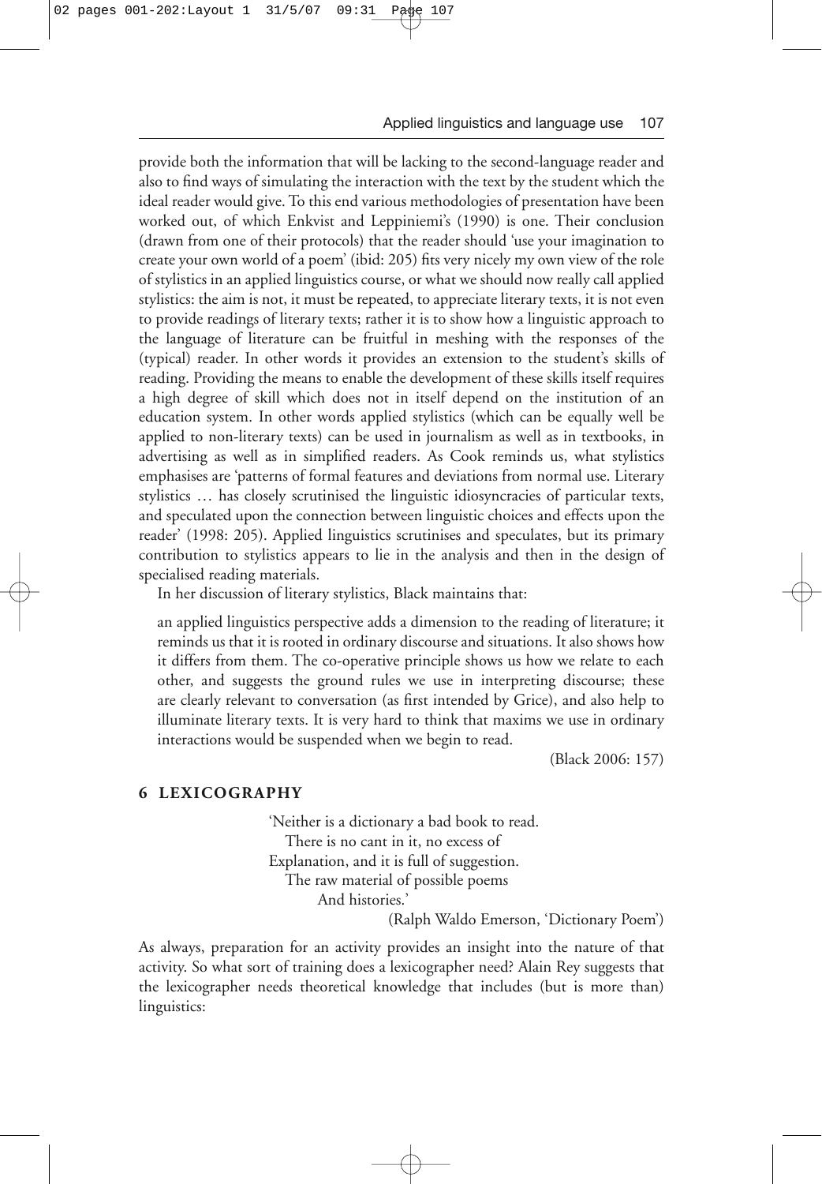provide both the information that will be lacking to the second-language reader and also to find ways of simulating the interaction with the text by the student which the ideal reader would give. To this end various methodologies of presentation have been worked out, of which Enkvist and Leppiniemi's (1990) is one. Their conclusion (drawn from one of their protocols) that the reader should 'use your imagination to create your own world of a poem' (ibid: 205) fits very nicely my own view of the role of stylistics in an applied linguistics course, or what we should now really call applied stylistics: the aim is not, it must be repeated, to appreciate literary texts, it is not even to provide readings of literary texts; rather it is to show how a linguistic approach to the language of literature can be fruitful in meshing with the responses of the (typical) reader. In other words it provides an extension to the student's skills of reading. Providing the means to enable the development of these skills itself requires a high degree of skill which does not in itself depend on the institution of an education system. In other words applied stylistics (which can be equally well be applied to non-literary texts) can be used in journalism as well as in textbooks, in advertising as well as in simplified readers. As Cook reminds us, what stylistics emphasises are 'patterns of formal features and deviations from normal use. Literary stylistics … has closely scrutinised the linguistic idiosyncracies of particular texts, and speculated upon the connection between linguistic choices and effects upon the reader' (1998: 205). Applied linguistics scrutinises and speculates, but its primary contribution to stylistics appears to lie in the analysis and then in the design of specialised reading materials.

In her discussion of literary stylistics, Black maintains that:

> an applied linguistics perspective adds a dimension to the reading of literature; it reminds us that it is rooted in ordinary discourse and situations. It also shows how it differs from them. The co-operative principle shows us how we relate to each other, and suggests the ground rules we use in interpreting discourse; these are clearly relevant to conversation (as first intended by Grice), and also help to illuminate literary texts. It is very hard to think that maxims we use in ordinary interactions would be suspended when we begin to read.
>
> (Black 2006: 157)

## 6 LEXICOGRAPHY

> 'Neither is a dictionary a bad book to read.
> There is no cant in it, no excess of
> Explanation, and it is full of suggestion.
> The raw material of possible poems
> And histories.'
>
> (Ralph Waldo Emerson, 'Dictionary Poem')

As always, preparation for an activity provides an insight into the nature of that activity. So what sort of training does a lexicographer need? Alain Rey suggests that the lexicographer needs theoretical knowledge that includes (but is more than) linguistics: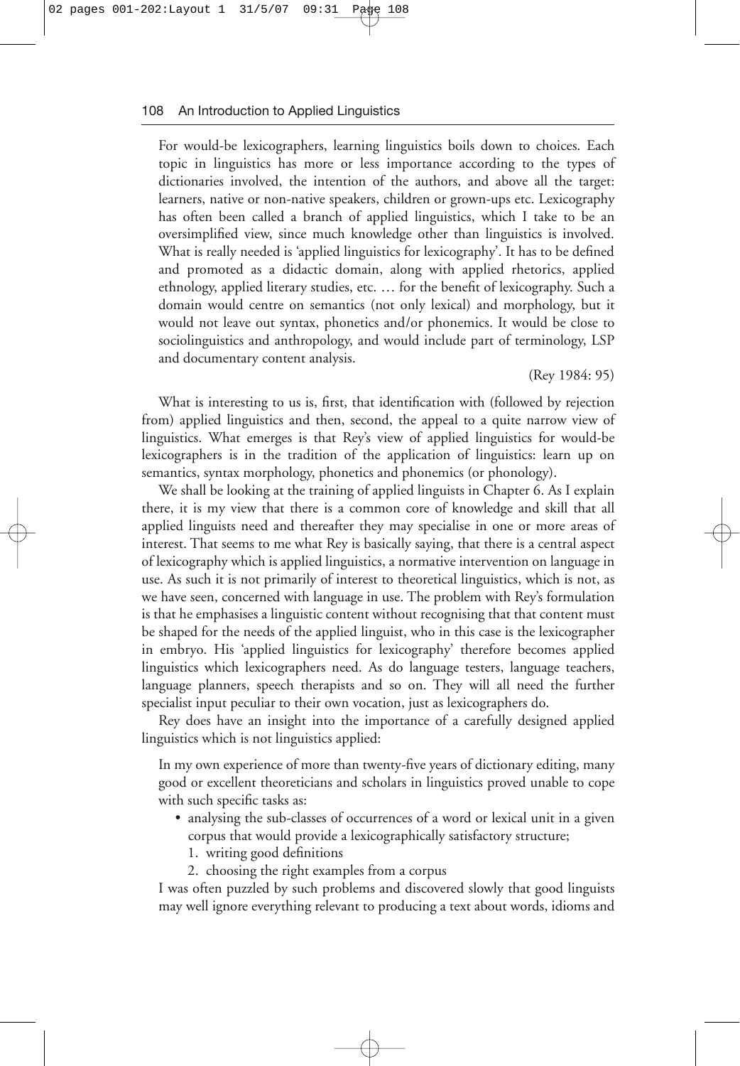For would-be lexicographers, learning linguistics boils down to choices. Each topic in linguistics has more or less importance according to the types of dictionaries involved, the intention of the authors, and above all the target: learners, native or non-native speakers, children or grown-ups etc. Lexicography has often been called a branch of applied linguistics, which I take to be an oversimplified view, since much knowledge other than linguistics is involved. What is really needed is 'applied linguistics for lexicography'. It has to be defined and promoted as a didactic domain, along with applied rhetorics, applied ethnology, applied literary studies, etc. … for the benefit of lexicography. Such a domain would centre on semantics (not only lexical) and morphology, but it would not leave out syntax, phonetics and/or phonemics. It would be close to sociolinguistics and anthropology, and would include part of terminology, LSP and documentary content analysis.

(Rey 1984: 95)

What is interesting to us is, first, that identification with (followed by rejection from) applied linguistics and then, second, the appeal to a quite narrow view of linguistics. What emerges is that Rey's view of applied linguistics for would-be lexicographers is in the tradition of the application of linguistics: learn up on semantics, syntax morphology, phonetics and phonemics (or phonology).

We shall be looking at the training of applied linguists in Chapter 6. As I explain there, it is my view that there is a common core of knowledge and skill that all applied linguists need and thereafter they may specialise in one or more areas of interest. That seems to me what Rey is basically saying, that there is a central aspect of lexicography which is applied linguistics, a normative intervention on language in use. As such it is not primarily of interest to theoretical linguistics, which is not, as we have seen, concerned with language in use. The problem with Rey's formulation is that he emphasises a linguistic content without recognising that that content must be shaped for the needs of the applied linguist, who in this case is the lexicographer in embryo. His 'applied linguistics for lexicography' therefore becomes applied linguistics which lexicographers need. As do language testers, language teachers, language planners, speech therapists and so on. They will all need the further specialist input peculiar to their own vocation, just as lexicographers do.

Rey does have an insight into the importance of a carefully designed applied linguistics which is not linguistics applied:

In my own experience of more than twenty-five years of dictionary editing, many good or excellent theoreticians and scholars in linguistics proved unable to cope with such specific tasks as:

- analysing the sub-classes of occurrences of a word or lexical unit in a given corpus that would provide a lexicographically satisfactory structure;
  1. writing good definitions
  2. choosing the right examples from a corpus

I was often puzzled by such problems and discovered slowly that good linguists may well ignore everything relevant to producing a text about words, idioms and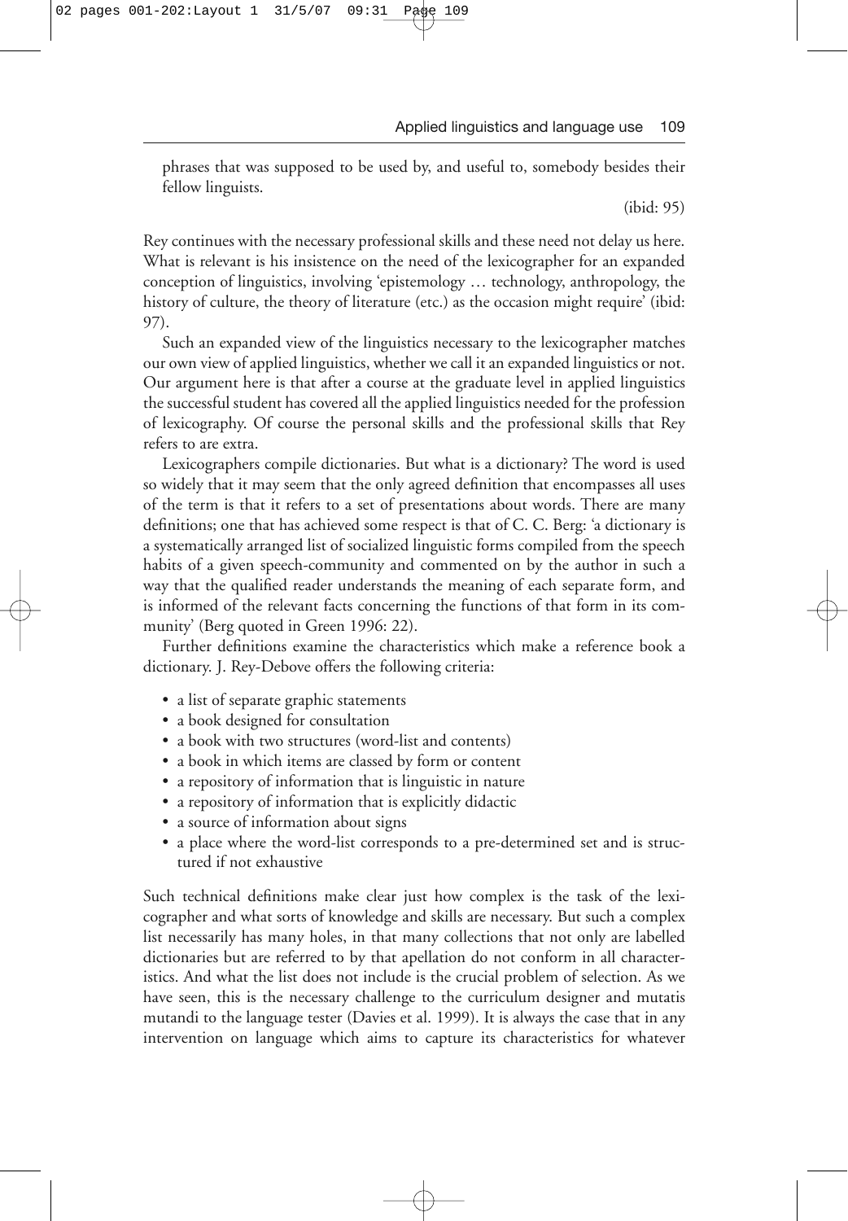phrases that was supposed to be used by, and useful to, somebody besides their fellow linguists.

(ibid: 95)

Rey continues with the necessary professional skills and these need not delay us here. What is relevant is his insistence on the need of the lexicographer for an expanded conception of linguistics, involving 'epistemology … technology, anthropology, the history of culture, the theory of literature (etc.) as the occasion might require' (ibid: 97).

Such an expanded view of the linguistics necessary to the lexicographer matches our own view of applied linguistics, whether we call it an expanded linguistics or not. Our argument here is that after a course at the graduate level in applied linguistics the successful student has covered all the applied linguistics needed for the profession of lexicography. Of course the personal skills and the professional skills that Rey refers to are extra.

Lexicographers compile dictionaries. But what is a dictionary? The word is used so widely that it may seem that the only agreed definition that encompasses all uses of the term is that it refers to a set of presentations about words. There are many definitions; one that has achieved some respect is that of C. C. Berg: 'a dictionary is a systematically arranged list of socialized linguistic forms compiled from the speech habits of a given speech-community and commented on by the author in such a way that the qualified reader understands the meaning of each separate form, and is informed of the relevant facts concerning the functions of that form in its community' (Berg quoted in Green 1996: 22).

Further definitions examine the characteristics which make a reference book a dictionary. J. Rey-Debove offers the following criteria:

- a list of separate graphic statements
- a book designed for consultation
- a book with two structures (word-list and contents)
- a book in which items are classed by form or content
- a repository of information that is linguistic in nature
- a repository of information that is explicitly didactic
- a source of information about signs
- a place where the word-list corresponds to a pre-determined set and is structured if not exhaustive

Such technical definitions make clear just how complex is the task of the lexicographer and what sorts of knowledge and skills are necessary. But such a complex list necessarily has many holes, in that many collections that not only are labelled dictionaries but are referred to by that apellation do not conform in all characteristics. And what the list does not include is the crucial problem of selection. As we have seen, this is the necessary challenge to the curriculum designer and mutatis mutandi to the language tester (Davies et al. 1999). It is always the case that in any intervention on language which aims to capture its characteristics for whatever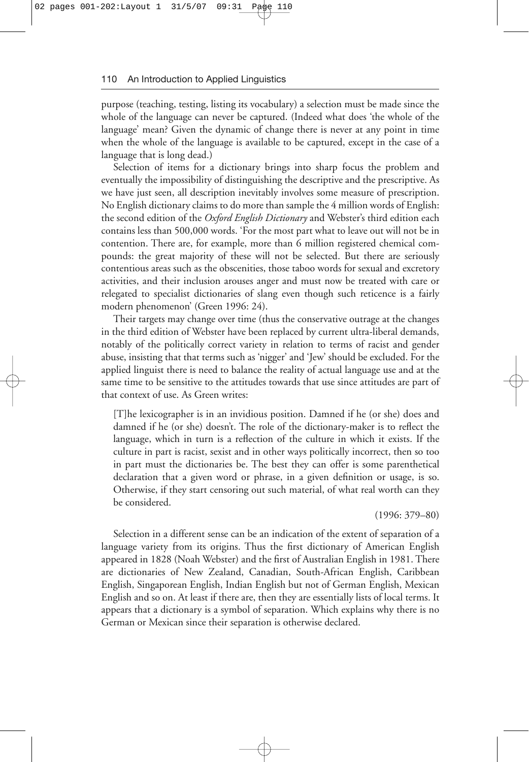purpose (teaching, testing, listing its vocabulary) a selection must be made since the whole of the language can never be captured. (Indeed what does 'the whole of the language' mean? Given the dynamic of change there is never at any point in time when the whole of the language is available to be captured, except in the case of a language that is long dead.)

Selection of items for a dictionary brings into sharp focus the problem and eventually the impossibility of distinguishing the descriptive and the prescriptive. As we have just seen, all description inevitably involves some measure of prescription. No English dictionary claims to do more than sample the 4 million words of English: the second edition of the *Oxford English Dictionary* and Webster's third edition each contains less than 500,000 words. 'For the most part what to leave out will not be in contention. There are, for example, more than 6 million registered chemical compounds: the great majority of these will not be selected. But there are seriously contentious areas such as the obscenities, those taboo words for sexual and excretory activities, and their inclusion arouses anger and must now be treated with care or relegated to specialist dictionaries of slang even though such reticence is a fairly modern phenomenon' (Green 1996: 24).

Their targets may change over time (thus the conservative outrage at the changes in the third edition of Webster have been replaced by current ultra-liberal demands, notably of the politically correct variety in relation to terms of racist and gender abuse, insisting that that terms such as 'nigger' and 'Jew' should be excluded. For the applied linguist there is need to balance the reality of actual language use and at the same time to be sensitive to the attitudes towards that use since attitudes are part of that context of use. As Green writes:

> [T]he lexicographer is in an invidious position. Damned if he (or she) does and damned if he (or she) doesn't. The role of the dictionary-maker is to reflect the language, which in turn is a reflection of the culture in which it exists. If the culture in part is racist, sexist and in other ways politically incorrect, then so too in part must the dictionaries be. The best they can offer is some parenthetical declaration that a given word or phrase, in a given definition or usage, is so. Otherwise, if they start censoring out such material, of what real worth can they be considered.
>
> (1996: 379–80)

Selection in a different sense can be an indication of the extent of separation of a language variety from its origins. Thus the first dictionary of American English appeared in 1828 (Noah Webster) and the first of Australian English in 1981. There are dictionaries of New Zealand, Canadian, South-African English, Caribbean English, Singaporean English, Indian English but not of German English, Mexican English and so on. At least if there are, then they are essentially lists of local terms. It appears that a dictionary is a symbol of separation. Which explains why there is no German or Mexican since their separation is otherwise declared.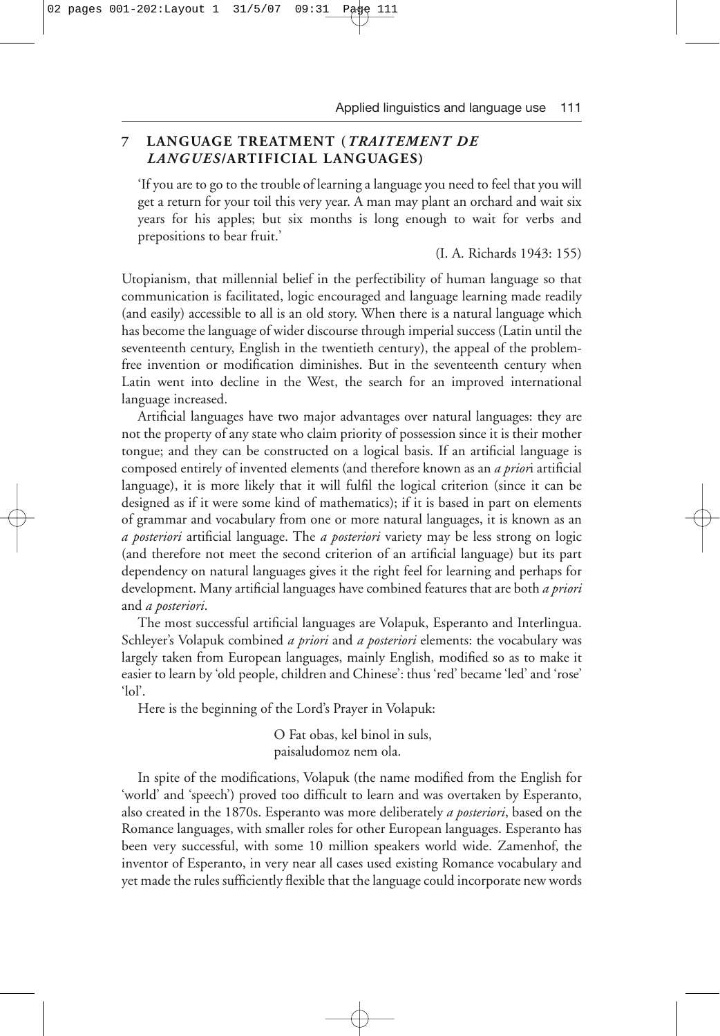## 7 LANGUAGE TREATMENT (*TRAITEMENT DE LANGUES*/ARTIFICIAL LANGUAGES)

> 'If you are to go to the trouble of learning a language you need to feel that you will get a return for your toil this very year. A man may plant an orchard and wait six years for his apples; but six months is long enough to wait for verbs and prepositions to bear fruit.'
>
> (I. A. Richards 1943: 155)

Utopianism, that millennial belief in the perfectibility of human language so that communication is facilitated, logic encouraged and language learning made readily (and easily) accessible to all is an old story. When there is a natural language which has become the language of wider discourse through imperial success (Latin until the seventeenth century, English in the twentieth century), the appeal of the problem-free invention or modification diminishes. But in the seventeenth century when Latin went into decline in the West, the search for an improved international language increased.

Artificial languages have two major advantages over natural languages: they are not the property of any state who claim priority of possession since it is their mother tongue; and they can be constructed on a logical basis. If an artificial language is composed entirely of invented elements (and therefore known as an *a priori* artificial language), it is more likely that it will fulfil the logical criterion (since it can be designed as if it were some kind of mathematics); if it is based in part on elements of grammar and vocabulary from one or more natural languages, it is known as an *a posteriori* artificial language. The *a posteriori* variety may be less strong on logic (and therefore not meet the second criterion of an artificial language) but its part dependency on natural languages gives it the right feel for learning and perhaps for development. Many artificial languages have combined features that are both *a priori* and *a posteriori*.

The most successful artificial languages are Volapuk, Esperanto and Interlingua. Schleyer's Volapuk combined *a priori* and *a posteriori* elements: the vocabulary was largely taken from European languages, mainly English, modified so as to make it easier to learn by 'old people, children and Chinese': thus 'red' became 'led' and 'rose' 'lol'.

Here is the beginning of the Lord's Prayer in Volapuk:

> O Fat obas, kel binol in suls,
> paisaludomoz nem ola.

In spite of the modifications, Volapuk (the name modified from the English for 'world' and 'speech') proved too difficult to learn and was overtaken by Esperanto, also created in the 1870s. Esperanto was more deliberately *a posteriori*, based on the Romance languages, with smaller roles for other European languages. Esperanto has been very successful, with some 10 million speakers world wide. Zamenhof, the inventor of Esperanto, in very near all cases used existing Romance vocabulary and yet made the rules sufficiently flexible that the language could incorporate new words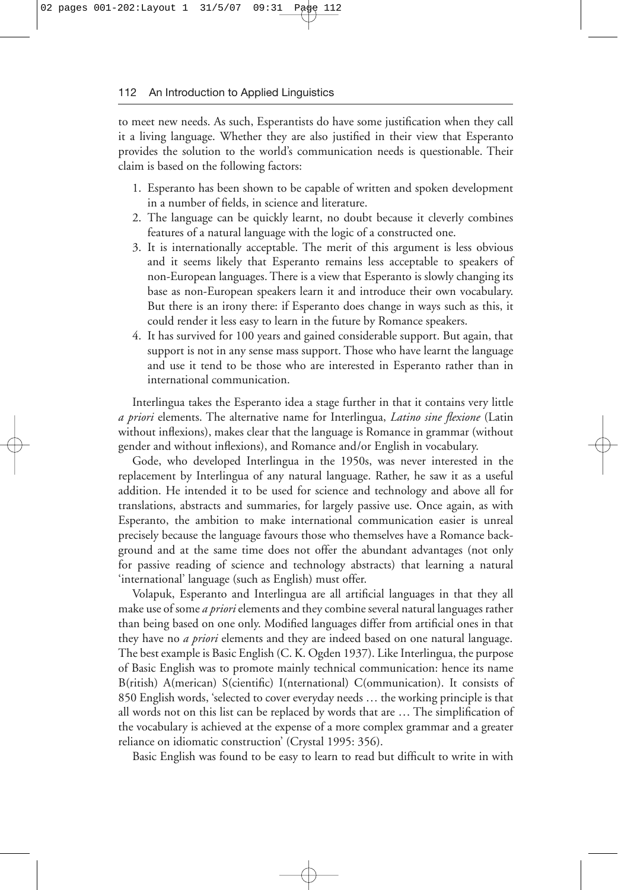to meet new needs. As such, Esperantists do have some justification when they call it a living language. Whether they are also justified in their view that Esperanto provides the solution to the world's communication needs is questionable. Their claim is based on the following factors:

1. Esperanto has been shown to be capable of written and spoken development in a number of fields, in science and literature.
2. The language can be quickly learnt, no doubt because it cleverly combines features of a natural language with the logic of a constructed one.
3. It is internationally acceptable. The merit of this argument is less obvious and it seems likely that Esperanto remains less acceptable to speakers of non-European languages. There is a view that Esperanto is slowly changing its base as non-European speakers learn it and introduce their own vocabulary. But there is an irony there: if Esperanto does change in ways such as this, it could render it less easy to learn in the future by Romance speakers.
4. It has survived for 100 years and gained considerable support. But again, that support is not in any sense mass support. Those who have learnt the language and use it tend to be those who are interested in Esperanto rather than in international communication.

Interlingua takes the Esperanto idea a stage further in that it contains very little *a priori* elements. The alternative name for Interlingua, *Latino sine flexione* (Latin without inflexions), makes clear that the language is Romance in grammar (without gender and without inflexions), and Romance and/or English in vocabulary.

Gode, who developed Interlingua in the 1950s, was never interested in the replacement by Interlingua of any natural language. Rather, he saw it as a useful addition. He intended it to be used for science and technology and above all for translations, abstracts and summaries, for largely passive use. Once again, as with Esperanto, the ambition to make international communication easier is unreal precisely because the language favours those who themselves have a Romance background and at the same time does not offer the abundant advantages (not only for passive reading of science and technology abstracts) that learning a natural 'international' language (such as English) must offer.

Volapuk, Esperanto and Interlingua are all artificial languages in that they all make use of some *a priori* elements and they combine several natural languages rather than being based on one only. Modified languages differ from artificial ones in that they have no *a priori* elements and they are indeed based on one natural language. The best example is Basic English (C. K. Ogden 1937). Like Interlingua, the purpose of Basic English was to promote mainly technical communication: hence its name B(ritish) A(merican) S(cientific) I(nternational) C(ommunication). It consists of 850 English words, 'selected to cover everyday needs … the working principle is that all words not on this list can be replaced by words that are … The simplification of the vocabulary is achieved at the expense of a more complex grammar and a greater reliance on idiomatic construction' (Crystal 1995: 356).

Basic English was found to be easy to learn to read but difficult to write in with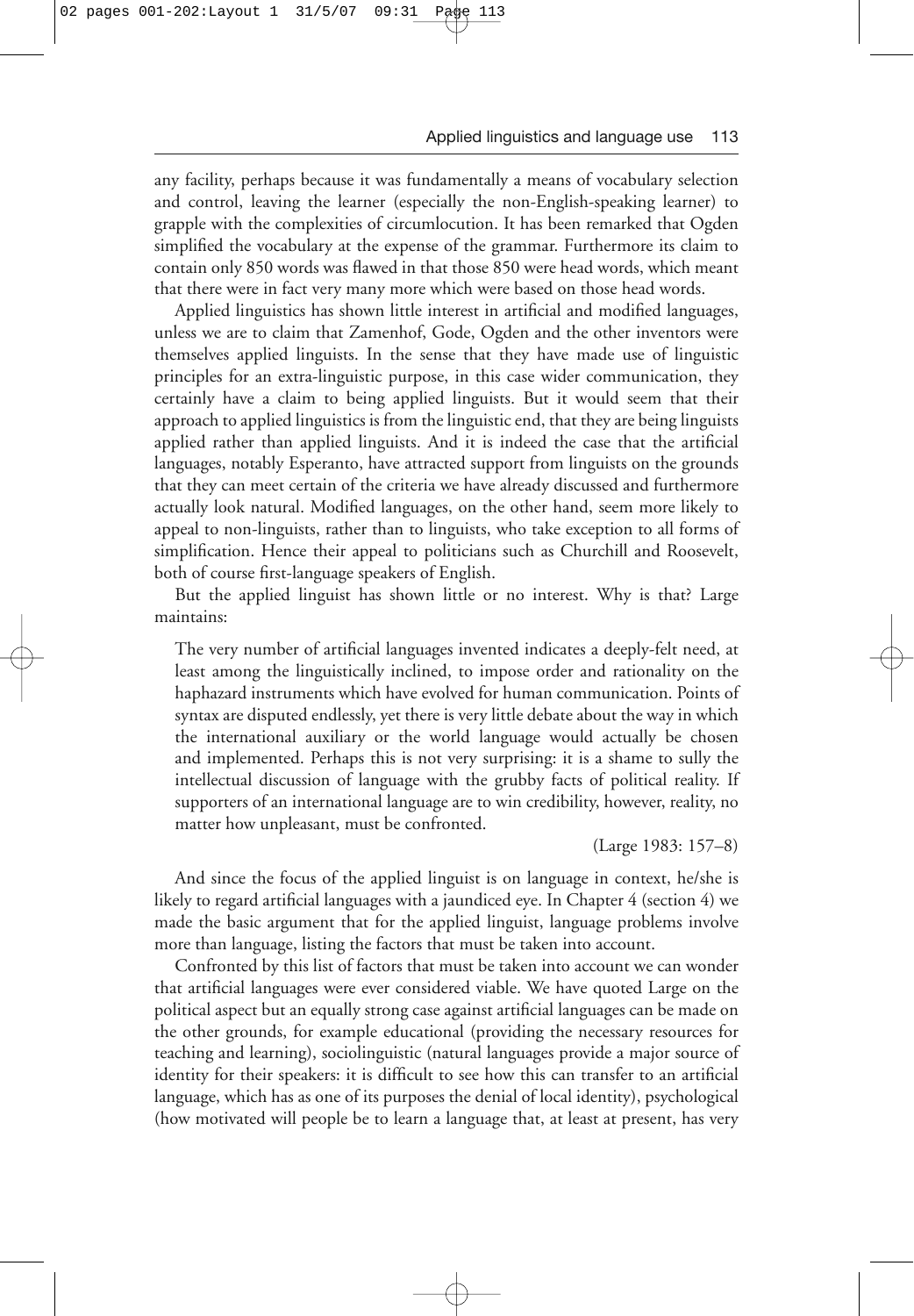any facility, perhaps because it was fundamentally a means of vocabulary selection and control, leaving the learner (especially the non-English-speaking learner) to grapple with the complexities of circumlocution. It has been remarked that Ogden simplified the vocabulary at the expense of the grammar. Furthermore its claim to contain only 850 words was flawed in that those 850 were head words, which meant that there were in fact very many more which were based on those head words.

Applied linguistics has shown little interest in artificial and modified languages, unless we are to claim that Zamenhof, Gode, Ogden and the other inventors were themselves applied linguists. In the sense that they have made use of linguistic principles for an extra-linguistic purpose, in this case wider communication, they certainly have a claim to being applied linguists. But it would seem that their approach to applied linguistics is from the linguistic end, that they are being linguists applied rather than applied linguists. And it is indeed the case that the artificial languages, notably Esperanto, have attracted support from linguists on the grounds that they can meet certain of the criteria we have already discussed and furthermore actually look natural. Modified languages, on the other hand, seem more likely to appeal to non-linguists, rather than to linguists, who take exception to all forms of simplification. Hence their appeal to politicians such as Churchill and Roosevelt, both of course first-language speakers of English.

But the applied linguist has shown little or no interest. Why is that? Large maintains:

> The very number of artificial languages invented indicates a deeply-felt need, at least among the linguistically inclined, to impose order and rationality on the haphazard instruments which have evolved for human communication. Points of syntax are disputed endlessly, yet there is very little debate about the way in which the international auxiliary or the world language would actually be chosen and implemented. Perhaps this is not very surprising: it is a shame to sully the intellectual discussion of language with the grubby facts of political reality. If supporters of an international language are to win credibility, however, reality, no matter how unpleasant, must be confronted.
>
> (Large 1983: 157–8)

And since the focus of the applied linguist is on language in context, he/she is likely to regard artificial languages with a jaundiced eye. In Chapter 4 (section 4) we made the basic argument that for the applied linguist, language problems involve more than language, listing the factors that must be taken into account.

Confronted by this list of factors that must be taken into account we can wonder that artificial languages were ever considered viable. We have quoted Large on the political aspect but an equally strong case against artificial languages can be made on the other grounds, for example educational (providing the necessary resources for teaching and learning), sociolinguistic (natural languages provide a major source of identity for their speakers: it is difficult to see how this can transfer to an artificial language, which has as one of its purposes the denial of local identity), psychological (how motivated will people be to learn a language that, at least at present, has very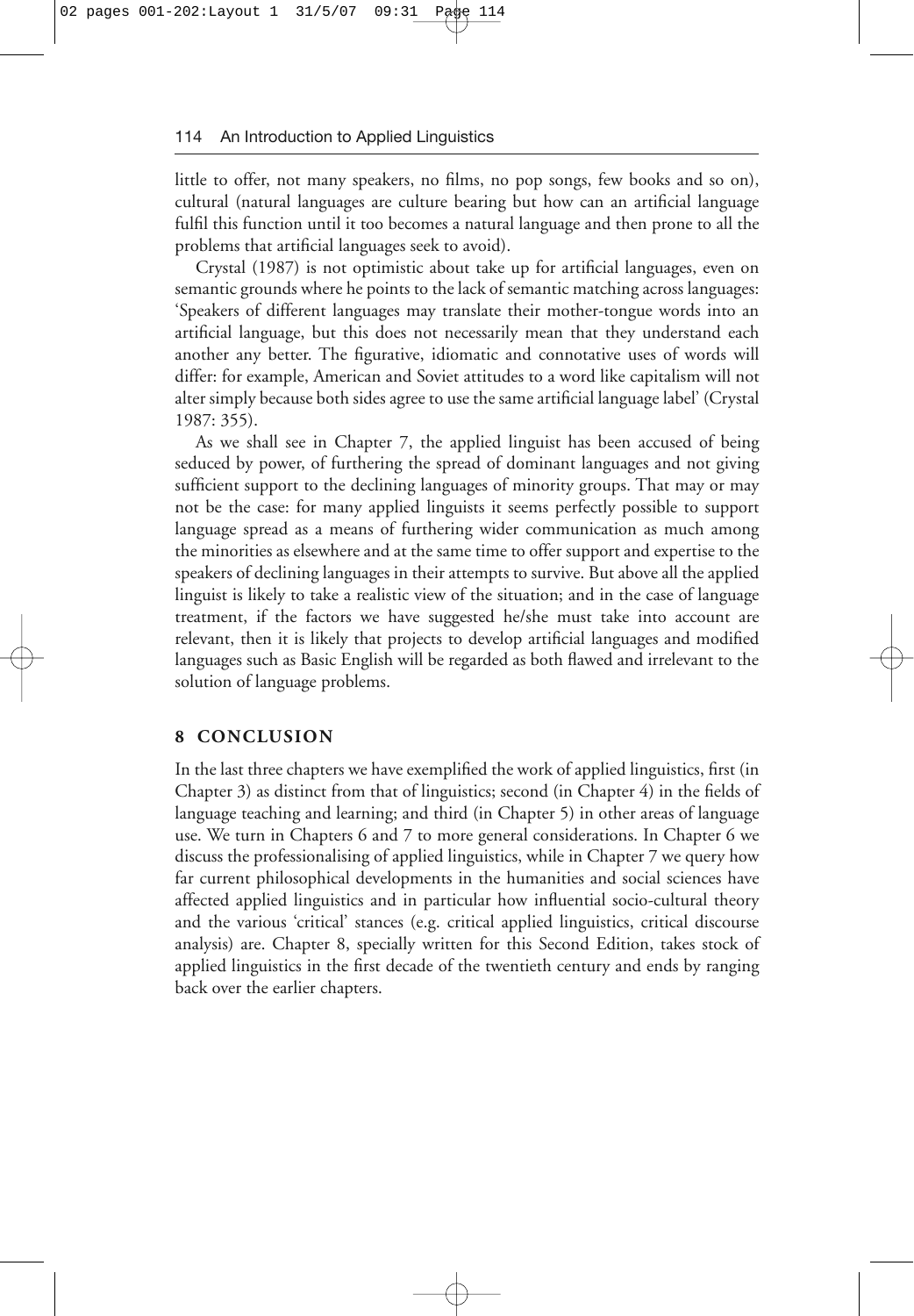little to offer, not many speakers, no films, no pop songs, few books and so on), cultural (natural languages are culture bearing but how can an artificial language fulfil this function until it too becomes a natural language and then prone to all the problems that artificial languages seek to avoid).

Crystal (1987) is not optimistic about take up for artificial languages, even on semantic grounds where he points to the lack of semantic matching across languages: 'Speakers of different languages may translate their mother-tongue words into an artificial language, but this does not necessarily mean that they understand each another any better. The figurative, idiomatic and connotative uses of words will differ: for example, American and Soviet attitudes to a word like capitalism will not alter simply because both sides agree to use the same artificial language label' (Crystal 1987: 355).

As we shall see in Chapter 7, the applied linguist has been accused of being seduced by power, of furthering the spread of dominant languages and not giving sufficient support to the declining languages of minority groups. That may or may not be the case: for many applied linguists it seems perfectly possible to support language spread as a means of furthering wider communication as much among the minorities as elsewhere and at the same time to offer support and expertise to the speakers of declining languages in their attempts to survive. But above all the applied linguist is likely to take a realistic view of the situation; and in the case of language treatment, if the factors we have suggested he/she must take into account are relevant, then it is likely that projects to develop artificial languages and modified languages such as Basic English will be regarded as both flawed and irrelevant to the solution of language problems.

## 8 CONCLUSION

In the last three chapters we have exemplified the work of applied linguistics, first (in Chapter 3) as distinct from that of linguistics; second (in Chapter 4) in the fields of language teaching and learning; and third (in Chapter 5) in other areas of language use. We turn in Chapters 6 and 7 to more general considerations. In Chapter 6 we discuss the professionalising of applied linguistics, while in Chapter 7 we query how far current philosophical developments in the humanities and social sciences have affected applied linguistics and in particular how influential socio-cultural theory and the various 'critical' stances (e.g. critical applied linguistics, critical discourse analysis) are. Chapter 8, specially written for this Second Edition, takes stock of applied linguistics in the first decade of the twentieth century and ends by ranging back over the earlier chapters.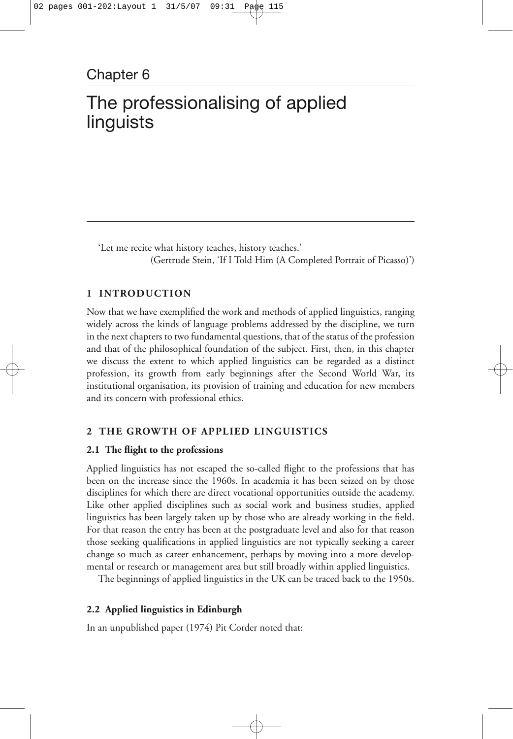Chapter 6

# The professionalising of applied linguists

> 'Let me recite what history teaches, history teaches.'
>
> (Gertrude Stein, 'If I Told Him (A Completed Portrait of Picasso)')

## 1 INTRODUCTION

Now that we have exemplified the work and methods of applied linguistics, ranging widely across the kinds of language problems addressed by the discipline, we turn in the next chapters to two fundamental questions, that of the status of the profession and that of the philosophical foundation of the subject. First, then, in this chapter we discuss the extent to which applied linguistics can be regarded as a distinct profession, its growth from early beginnings after the Second World War, its institutional organisation, its provision of training and education for new members and its concern with professional ethics.

## 2 THE GROWTH OF APPLIED LINGUISTICS

### 2.1 The flight to the professions

Applied linguistics has not escaped the so-called flight to the professions that has been on the increase since the 1960s. In academia it has been seized on by those disciplines for which there are direct vocational opportunities outside the academy. Like other applied disciplines such as social work and business studies, applied linguistics has been largely taken up by those who are already working in the field. For that reason the entry has been at the postgraduate level and also for that reason those seeking qualifications in applied linguistics are not typically seeking a career change so much as career enhancement, perhaps by moving into a more developmental or research or management area but still broadly within applied linguistics.

The beginnings of applied linguistics in the UK can be traced back to the 1950s.

### 2.2 Applied linguistics in Edinburgh

In an unpublished paper (1974) Pit Corder noted that: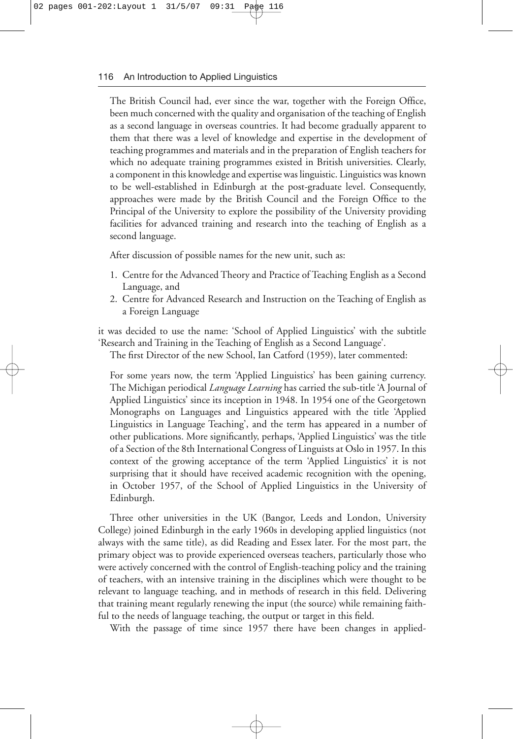The British Council had, ever since the war, together with the Foreign Office, been much concerned with the quality and organisation of the teaching of English as a second language in overseas countries. It had become gradually apparent to them that there was a level of knowledge and expertise in the development of teaching programmes and materials and in the preparation of English teachers for which no adequate training programmes existed in British universities. Clearly, a component in this knowledge and expertise was linguistic. Linguistics was known to be well-established in Edinburgh at the post-graduate level. Consequently, approaches were made by the British Council and the Foreign Office to the Principal of the University to explore the possibility of the University providing facilities for advanced training and research into the teaching of English as a second language.

After discussion of possible names for the new unit, such as:

1. Centre for the Advanced Theory and Practice of Teaching English as a Second Language, and
2. Centre for Advanced Research and Instruction on the Teaching of English as a Foreign Language

it was decided to use the name: 'School of Applied Linguistics' with the subtitle 'Research and Training in the Teaching of English as a Second Language'.

The first Director of the new School, Ian Catford (1959), later commented:

> For some years now, the term 'Applied Linguistics' has been gaining currency. The Michigan periodical *Language Learning* has carried the sub-title 'A Journal of Applied Linguistics' since its inception in 1948. In 1954 one of the Georgetown Monographs on Languages and Linguistics appeared with the title 'Applied Linguistics in Language Teaching', and the term has appeared in a number of other publications. More significantly, perhaps, 'Applied Linguistics' was the title of a Section of the 8th International Congress of Linguists at Oslo in 1957. In this context of the growing acceptance of the term 'Applied Linguistics' it is not surprising that it should have received academic recognition with the opening, in October 1957, of the School of Applied Linguistics in the University of Edinburgh.

Three other universities in the UK (Bangor, Leeds and London, University College) joined Edinburgh in the early 1960s in developing applied linguistics (not always with the same title), as did Reading and Essex later. For the most part, the primary object was to provide experienced overseas teachers, particularly those who were actively concerned with the control of English-teaching policy and the training of teachers, with an intensive training in the disciplines which were thought to be relevant to language teaching, and in methods of research in this field. Delivering that training meant regularly renewing the input (the source) while remaining faithful to the needs of language teaching, the output or target in this field.

With the passage of time since 1957 there have been changes in applied-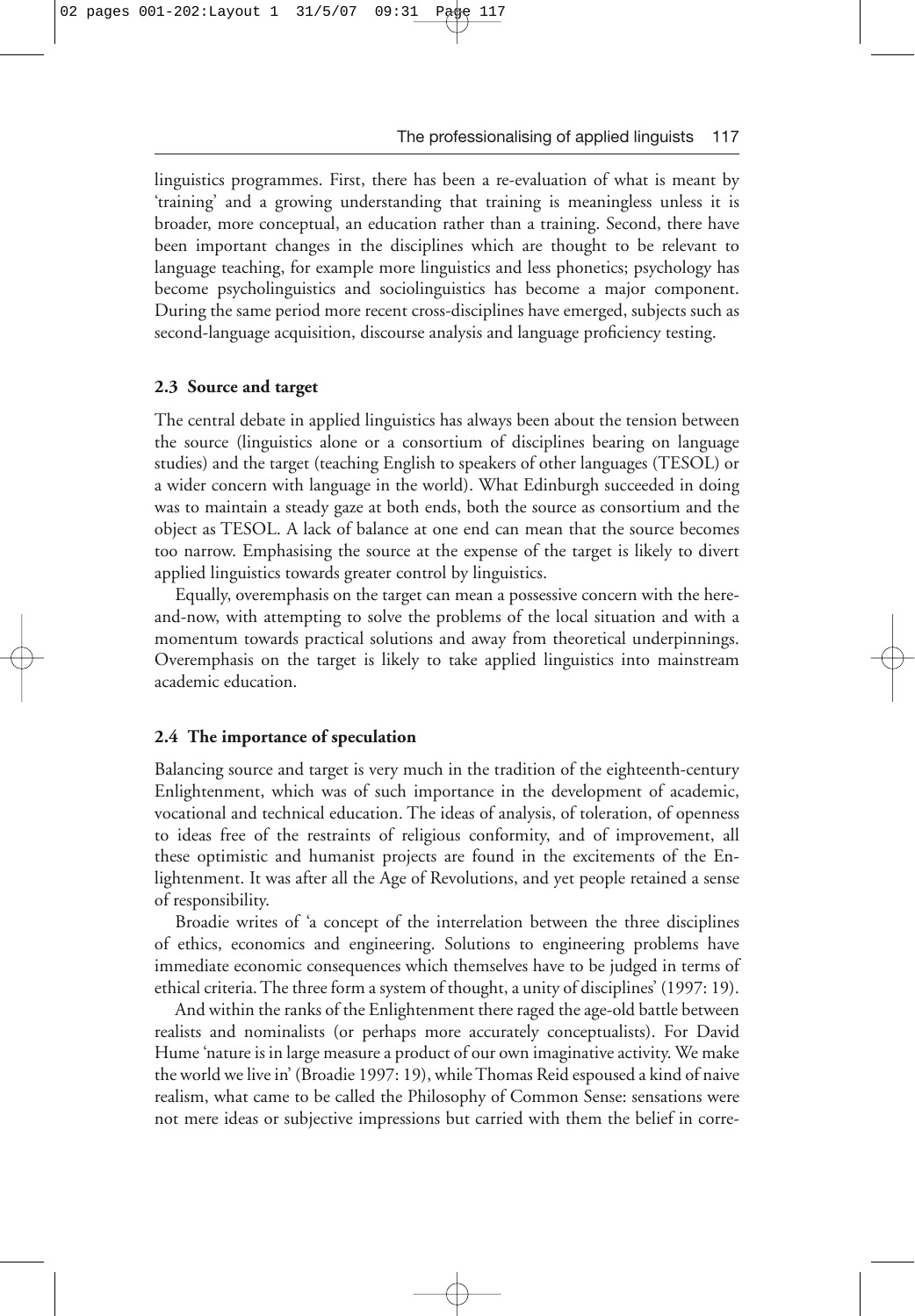linguistics programmes. First, there has been a re-evaluation of what is meant by 'training' and a growing understanding that training is meaningless unless it is broader, more conceptual, an education rather than a training. Second, there have been important changes in the disciplines which are thought to be relevant to language teaching, for example more linguistics and less phonetics; psychology has become psycholinguistics and sociolinguistics has become a major component. During the same period more recent cross-disciplines have emerged, subjects such as second-language acquisition, discourse analysis and language proficiency testing.

### 2.3 Source and target

The central debate in applied linguistics has always been about the tension between the source (linguistics alone or a consortium of disciplines bearing on language studies) and the target (teaching English to speakers of other languages (TESOL) or a wider concern with language in the world). What Edinburgh succeeded in doing was to maintain a steady gaze at both ends, both the source as consortium and the object as TESOL. A lack of balance at one end can mean that the source becomes too narrow. Emphasising the source at the expense of the target is likely to divert applied linguistics towards greater control by linguistics.

Equally, overemphasis on the target can mean a possessive concern with the here-and-now, with attempting to solve the problems of the local situation and with a momentum towards practical solutions and away from theoretical underpinnings. Overemphasis on the target is likely to take applied linguistics into mainstream academic education.

### 2.4 The importance of speculation

Balancing source and target is very much in the tradition of the eighteenth-century Enlightenment, which was of such importance in the development of academic, vocational and technical education. The ideas of analysis, of toleration, of openness to ideas free of the restraints of religious conformity, and of improvement, all these optimistic and humanist projects are found in the excitements of the Enlightenment. It was after all the Age of Revolutions, and yet people retained a sense of responsibility.

Broadie writes of 'a concept of the interrelation between the three disciplines of ethics, economics and engineering. Solutions to engineering problems have immediate economic consequences which themselves have to be judged in terms of ethical criteria. The three form a system of thought, a unity of disciplines' (1997: 19).

And within the ranks of the Enlightenment there raged the age-old battle between realists and nominalists (or perhaps more accurately conceptualists). For David Hume 'nature is in large measure a product of our own imaginative activity. We make the world we live in' (Broadie 1997: 19), while Thomas Reid espoused a kind of naive realism, what came to be called the Philosophy of Common Sense: sensations were not mere ideas or subjective impressions but carried with them the belief in corre-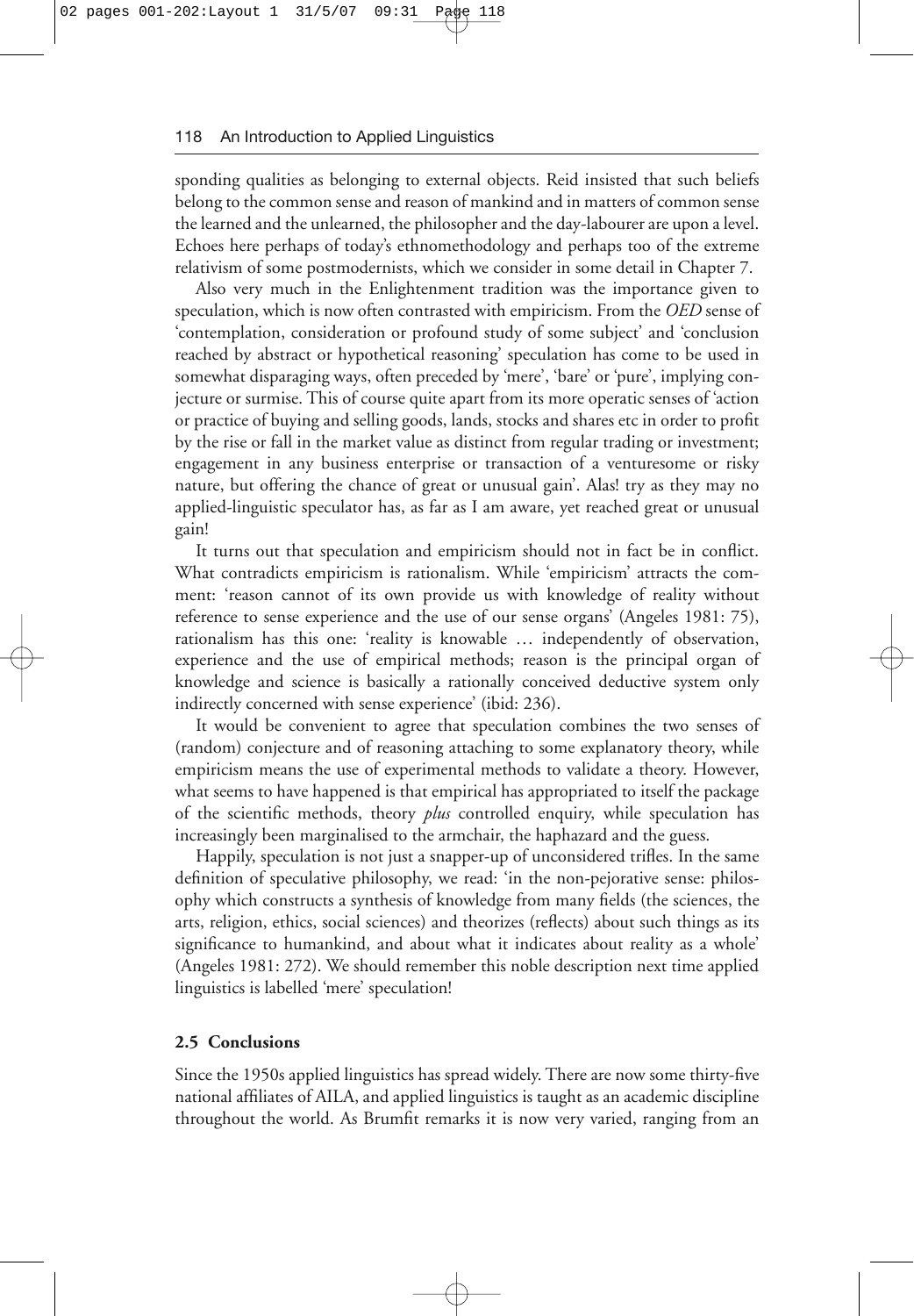sponding qualities as belonging to external objects. Reid insisted that such beliefs belong to the common sense and reason of mankind and in matters of common sense the learned and the unlearned, the philosopher and the day-labourer are upon a level. Echoes here perhaps of today's ethnomethodology and perhaps too of the extreme relativism of some postmodernists, which we consider in some detail in Chapter 7.

Also very much in the Enlightenment tradition was the importance given to speculation, which is now often contrasted with empiricism. From the *OED* sense of 'contemplation, consideration or profound study of some subject' and 'conclusion reached by abstract or hypothetical reasoning' speculation has come to be used in somewhat disparaging ways, often preceded by 'mere', 'bare' or 'pure', implying conjecture or surmise. This of course quite apart from its more operatic senses of 'action or practice of buying and selling goods, lands, stocks and shares etc in order to profit by the rise or fall in the market value as distinct from regular trading or investment; engagement in any business enterprise or transaction of a venturesome or risky nature, but offering the chance of great or unusual gain'. Alas! try as they may no applied-linguistic speculator has, as far as I am aware, yet reached great or unusual gain!

It turns out that speculation and empiricism should not in fact be in conflict. What contradicts empiricism is rationalism. While 'empiricism' attracts the comment: 'reason cannot of its own provide us with knowledge of reality without reference to sense experience and the use of our sense organs' (Angeles 1981: 75), rationalism has this one: 'reality is knowable … independently of observation, experience and the use of empirical methods; reason is the principal organ of knowledge and science is basically a rationally conceived deductive system only indirectly concerned with sense experience' (ibid: 236).

It would be convenient to agree that speculation combines the two senses of (random) conjecture and of reasoning attaching to some explanatory theory, while empiricism means the use of experimental methods to validate a theory. However, what seems to have happened is that empirical has appropriated to itself the package of the scientific methods, theory *plus* controlled enquiry, while speculation has increasingly been marginalised to the armchair, the haphazard and the guess.

Happily, speculation is not just a snapper-up of unconsidered trifles. In the same definition of speculative philosophy, we read: 'in the non-pejorative sense: philosophy which constructs a synthesis of knowledge from many fields (the sciences, the arts, religion, ethics, social sciences) and theorizes (reflects) about such things as its significance to humankind, and about what it indicates about reality as a whole' (Angeles 1981: 272). We should remember this noble description next time applied linguistics is labelled 'mere' speculation!

## 2.5 Conclusions

Since the 1950s applied linguistics has spread widely. There are now some thirty-five national affiliates of AILA, and applied linguistics is taught as an academic discipline throughout the world. As Brumfit remarks it is now very varied, ranging from an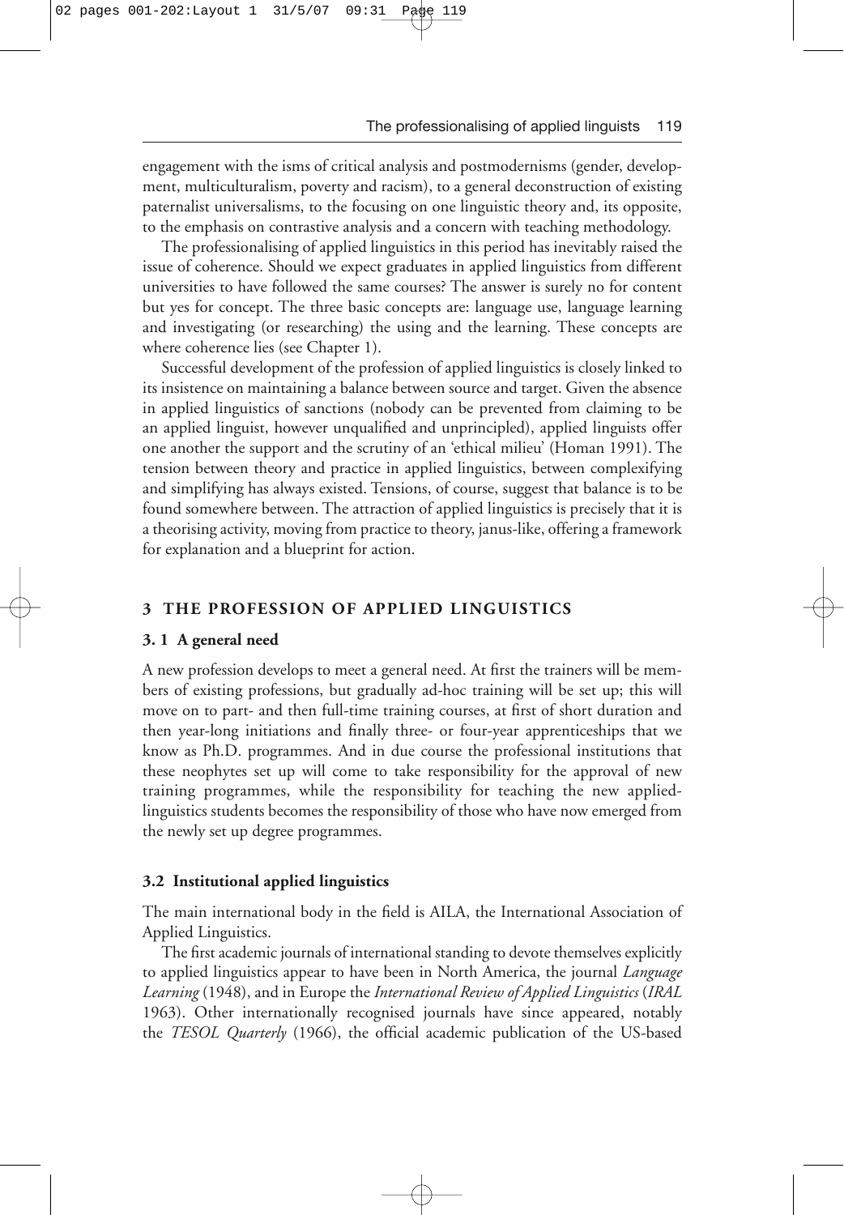engagement with the isms of critical analysis and postmodernisms (gender, development, multiculturalism, poverty and racism), to a general deconstruction of existing paternalist universalisms, to the focusing on one linguistic theory and, its opposite, to the emphasis on contrastive analysis and a concern with teaching methodology.

The professionalising of applied linguistics in this period has inevitably raised the issue of coherence. Should we expect graduates in applied linguistics from different universities to have followed the same courses? The answer is surely no for content but yes for concept. The three basic concepts are: language use, language learning and investigating (or researching) the using and the learning. These concepts are where coherence lies (see Chapter 1).

Successful development of the profession of applied linguistics is closely linked to its insistence on maintaining a balance between source and target. Given the absence in applied linguistics of sanctions (nobody can be prevented from claiming to be an applied linguist, however unqualified and unprincipled), applied linguists offer one another the support and the scrutiny of an 'ethical milieu' (Homan 1991). The tension between theory and practice in applied linguistics, between complexifying and simplifying has always existed. Tensions, of course, suggest that balance is to be found somewhere between. The attraction of applied linguistics is precisely that it is a theorising activity, moving from practice to theory, janus-like, offering a framework for explanation and a blueprint for action.

## 3 THE PROFESSION OF APPLIED LINGUISTICS

### 3. 1 A general need

A new profession develops to meet a general need. At first the trainers will be members of existing professions, but gradually ad-hoc training will be set up; this will move on to part- and then full-time training courses, at first of short duration and then year-long initiations and finally three- or four-year apprenticeships that we know as Ph.D. programmes. And in due course the professional institutions that these neophytes set up will come to take responsibility for the approval of new training programmes, while the responsibility for teaching the new applied-linguistics students becomes the responsibility of those who have now emerged from the newly set up degree programmes.

### 3.2 Institutional applied linguistics

The main international body in the field is AILA, the International Association of Applied Linguistics.

The first academic journals of international standing to devote themselves explicitly to applied linguistics appear to have been in North America, the journal *Language Learning* (1948), and in Europe the *International Review of Applied Linguistics* (*IRAL* 1963). Other internationally recognised journals have since appeared, notably the *TESOL Quarterly* (1966), the official academic publication of the US-based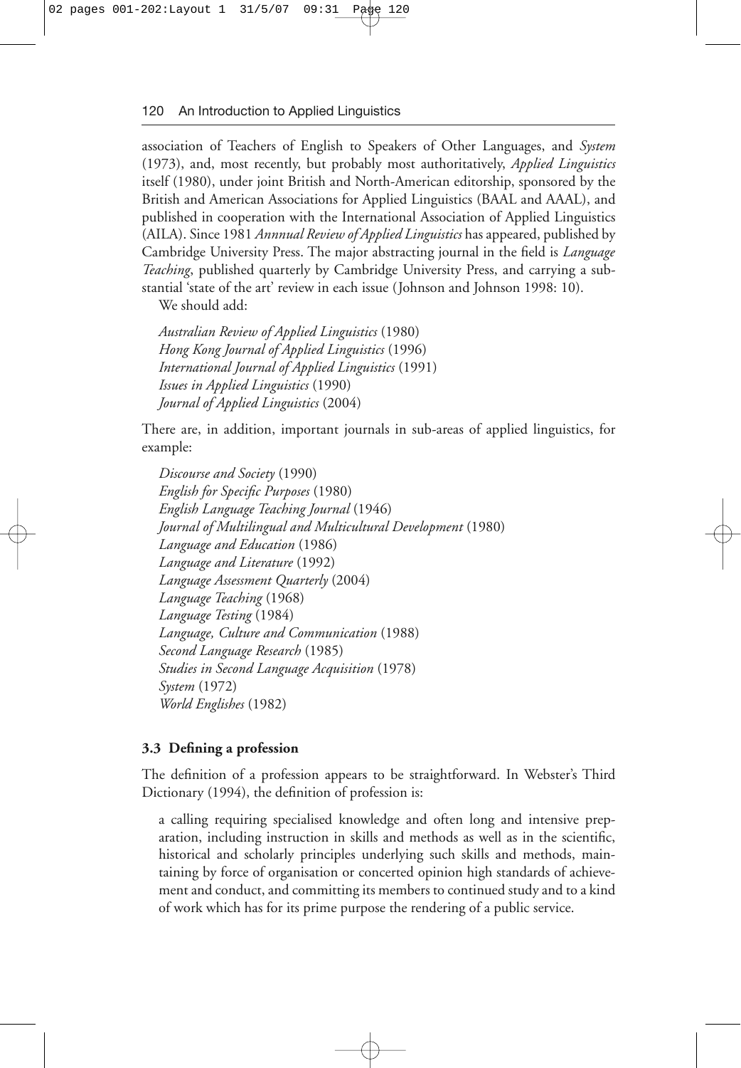association of Teachers of English to Speakers of Other Languages, and *System* (1973), and, most recently, but probably most authoritatively, *Applied Linguistics* itself (1980), under joint British and North-American editorship, sponsored by the British and American Associations for Applied Linguistics (BAAL and AAAL), and published in cooperation with the International Association of Applied Linguistics (AILA). Since 1981 *Annnual Review of Applied Linguistics* has appeared, published by Cambridge University Press. The major abstracting journal in the field is *Language Teaching*, published quarterly by Cambridge University Press, and carrying a substantial 'state of the art' review in each issue (Johnson and Johnson 1998: 10).

We should add:

*Australian Review of Applied Linguistics* (1980)
*Hong Kong Journal of Applied Linguistics* (1996)
*International Journal of Applied Linguistics* (1991)
*Issues in Applied Linguistics* (1990)
*Journal of Applied Linguistics* (2004)

There are, in addition, important journals in sub-areas of applied linguistics, for example:

*Discourse and Society* (1990)
*English for Specific Purposes* (1980)
*English Language Teaching Journal* (1946)
*Journal of Multilingual and Multicultural Development* (1980)
*Language and Education* (1986)
*Language and Literature* (1992)
*Language Assessment Quarterly* (2004)
*Language Teaching* (1968)
*Language Testing* (1984)
*Language, Culture and Communication* (1988)
*Second Language Research* (1985)
*Studies in Second Language Acquisition* (1978)
*System* (1972)
*World Englishes* (1982)

### 3.3 Defining a profession

The definition of a profession appears to be straightforward. In Webster's Third Dictionary (1994), the definition of profession is:

> a calling requiring specialised knowledge and often long and intensive preparation, including instruction in skills and methods as well as in the scientific, historical and scholarly principles underlying such skills and methods, maintaining by force of organisation or concerted opinion high standards of achievement and conduct, and committing its members to continued study and to a kind of work which has for its prime purpose the rendering of a public service.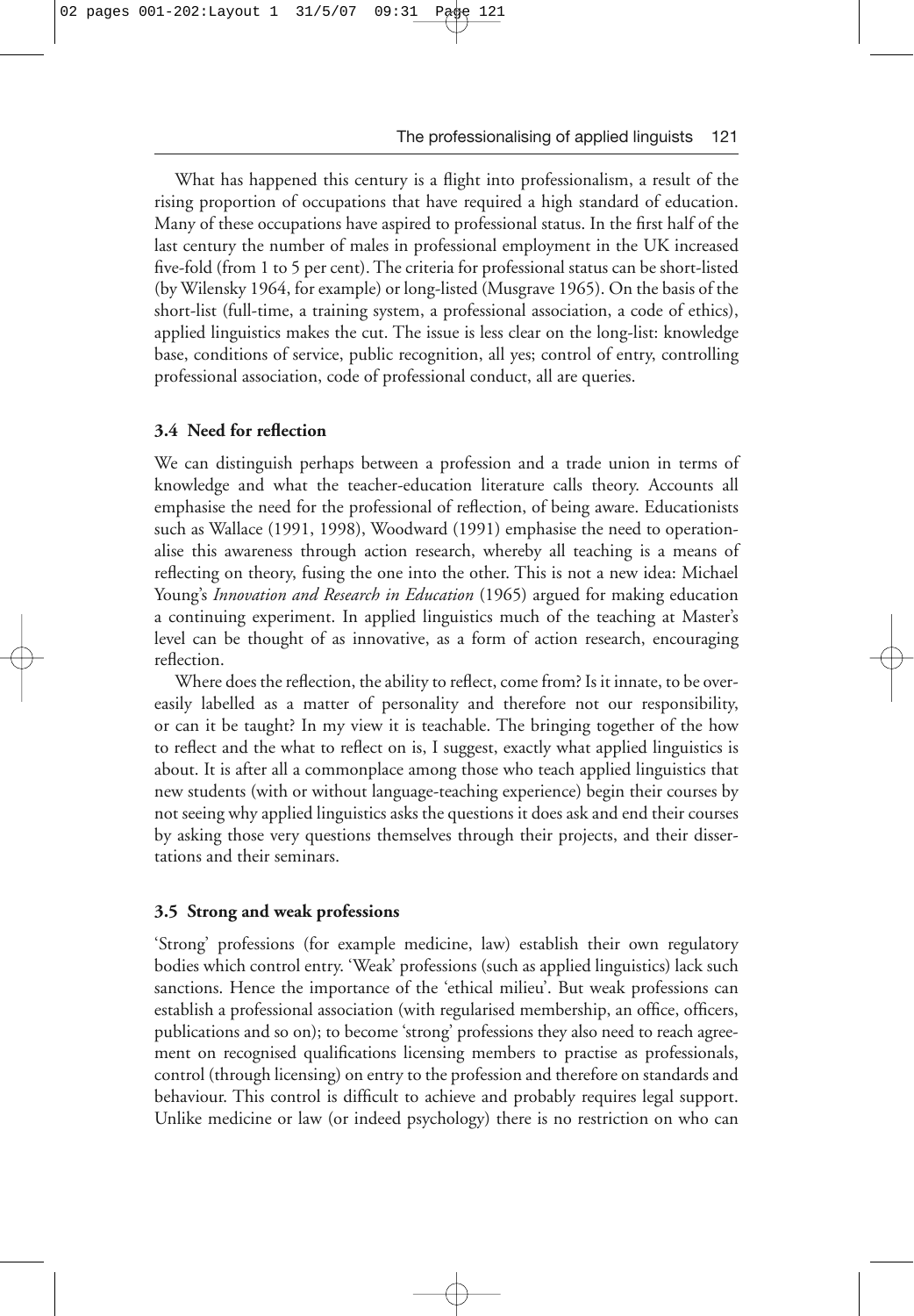What has happened this century is a flight into professionalism, a result of the rising proportion of occupations that have required a high standard of education. Many of these occupations have aspired to professional status. In the first half of the last century the number of males in professional employment in the UK increased five-fold (from 1 to 5 per cent). The criteria for professional status can be short-listed (by Wilensky 1964, for example) or long-listed (Musgrave 1965). On the basis of the short-list (full-time, a training system, a professional association, a code of ethics), applied linguistics makes the cut. The issue is less clear on the long-list: knowledge base, conditions of service, public recognition, all yes; control of entry, controlling professional association, code of professional conduct, all are queries.

### 3.4 Need for reflection

We can distinguish perhaps between a profession and a trade union in terms of knowledge and what the teacher-education literature calls theory. Accounts all emphasise the need for the professional of reflection, of being aware. Educationists such as Wallace (1991, 1998), Woodward (1991) emphasise the need to operationalise this awareness through action research, whereby all teaching is a means of reflecting on theory, fusing the one into the other. This is not a new idea: Michael Young's *Innovation and Research in Education* (1965) argued for making education a continuing experiment. In applied linguistics much of the teaching at Master's level can be thought of as innovative, as a form of action research, encouraging reflection.

Where does the reflection, the ability to reflect, come from? Is it innate, to be over-easily labelled as a matter of personality and therefore not our responsibility, or can it be taught? In my view it is teachable. The bringing together of the how to reflect and the what to reflect on is, I suggest, exactly what applied linguistics is about. It is after all a commonplace among those who teach applied linguistics that new students (with or without language-teaching experience) begin their courses by not seeing why applied linguistics asks the questions it does ask and end their courses by asking those very questions themselves through their projects, and their dissertations and their seminars.

### 3.5 Strong and weak professions

'Strong' professions (for example medicine, law) establish their own regulatory bodies which control entry. 'Weak' professions (such as applied linguistics) lack such sanctions. Hence the importance of the 'ethical milieu'. But weak professions can establish a professional association (with regularised membership, an office, officers, publications and so on); to become 'strong' professions they also need to reach agreement on recognised qualifications licensing members to practise as professionals, control (through licensing) on entry to the profession and therefore on standards and behaviour. This control is difficult to achieve and probably requires legal support. Unlike medicine or law (or indeed psychology) there is no restriction on who can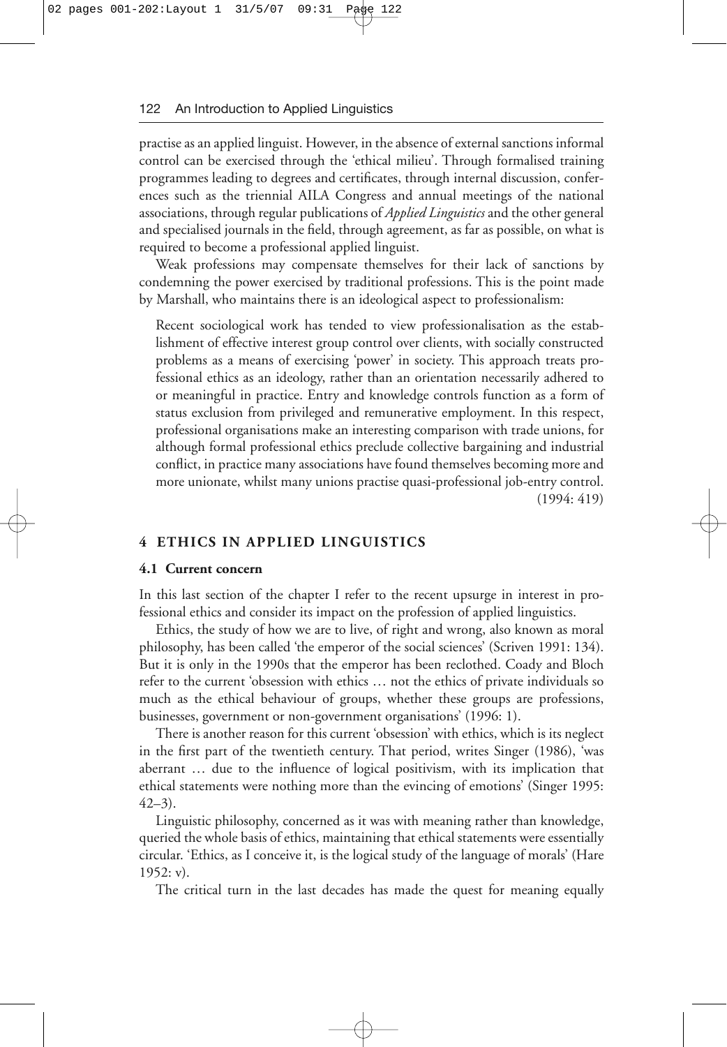practise as an applied linguist. However, in the absence of external sanctions informal control can be exercised through the 'ethical milieu'. Through formalised training programmes leading to degrees and certificates, through internal discussion, conferences such as the triennial AILA Congress and annual meetings of the national associations, through regular publications of *Applied Linguistics* and the other general and specialised journals in the field, through agreement, as far as possible, on what is required to become a professional applied linguist.

Weak professions may compensate themselves for their lack of sanctions by condemning the power exercised by traditional professions. This is the point made by Marshall, who maintains there is an ideological aspect to professionalism:

> Recent sociological work has tended to view professionalisation as the establishment of effective interest group control over clients, with socially constructed problems as a means of exercising 'power' in society. This approach treats professional ethics as an ideology, rather than an orientation necessarily adhered to or meaningful in practice. Entry and knowledge controls function as a form of status exclusion from privileged and remunerative employment. In this respect, professional organisations make an interesting comparison with trade unions, for although formal professional ethics preclude collective bargaining and industrial conflict, in practice many associations have found themselves becoming more and more unionate, whilst many unions practise quasi-professional job-entry control. (1994: 419)

## 4 ETHICS IN APPLIED LINGUISTICS

### 4.1 Current concern

In this last section of the chapter I refer to the recent upsurge in interest in professional ethics and consider its impact on the profession of applied linguistics.

Ethics, the study of how we are to live, of right and wrong, also known as moral philosophy, has been called 'the emperor of the social sciences' (Scriven 1991: 134). But it is only in the 1990s that the emperor has been reclothed. Coady and Bloch refer to the current 'obsession with ethics … not the ethics of private individuals so much as the ethical behaviour of groups, whether these groups are professions, businesses, government or non-government organisations' (1996: 1).

There is another reason for this current 'obsession' with ethics, which is its neglect in the first part of the twentieth century. That period, writes Singer (1986), 'was aberrant … due to the influence of logical positivism, with its implication that ethical statements were nothing more than the evincing of emotions' (Singer 1995: 42–3).

Linguistic philosophy, concerned as it was with meaning rather than knowledge, queried the whole basis of ethics, maintaining that ethical statements were essentially circular. 'Ethics, as I conceive it, is the logical study of the language of morals' (Hare 1952: v).

The critical turn in the last decades has made the quest for meaning equally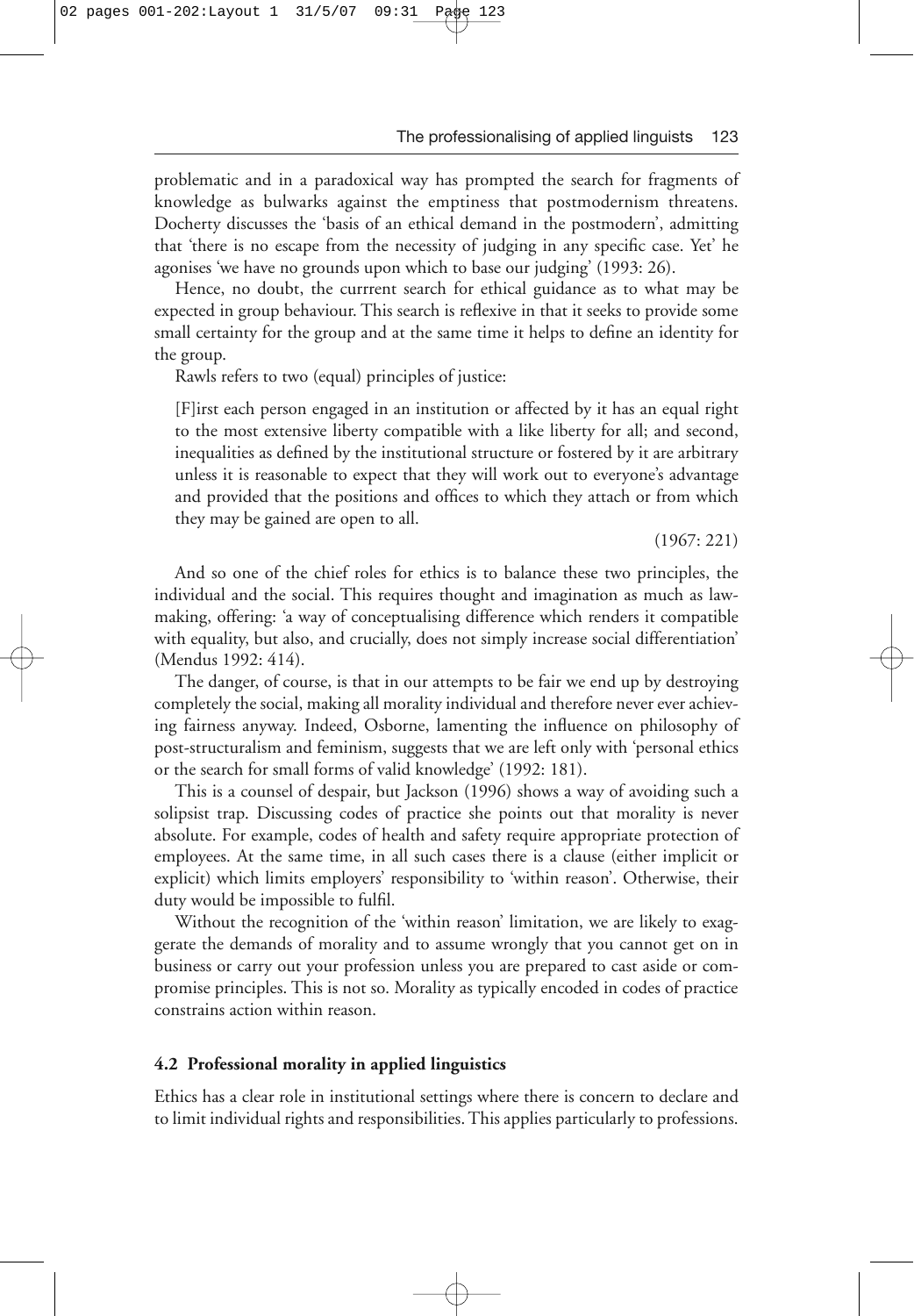problematic and in a paradoxical way has prompted the search for fragments of knowledge as bulwarks against the emptiness that postmodernism threatens. Docherty discusses the 'basis of an ethical demand in the postmodern', admitting that 'there is no escape from the necessity of judging in any specific case. Yet' he agonises 'we have no grounds upon which to base our judging' (1993: 26).

Hence, no doubt, the currrent search for ethical guidance as to what may be expected in group behaviour. This search is reflexive in that it seeks to provide some small certainty for the group and at the same time it helps to define an identity for the group.

Rawls refers to two (equal) principles of justice:

> [F]irst each person engaged in an institution or affected by it has an equal right to the most extensive liberty compatible with a like liberty for all; and second, inequalities as defined by the institutional structure or fostered by it are arbitrary unless it is reasonable to expect that they will work out to everyone's advantage and provided that the positions and offices to which they attach or from which they may be gained are open to all.
>
> (1967: 221)

And so one of the chief roles for ethics is to balance these two principles, the individual and the social. This requires thought and imagination as much as law-making, offering: 'a way of conceptualising difference which renders it compatible with equality, but also, and crucially, does not simply increase social differentiation' (Mendus 1992: 414).

The danger, of course, is that in our attempts to be fair we end up by destroying completely the social, making all morality individual and therefore never ever achieving fairness anyway. Indeed, Osborne, lamenting the influence on philosophy of post-structuralism and feminism, suggests that we are left only with 'personal ethics or the search for small forms of valid knowledge' (1992: 181).

This is a counsel of despair, but Jackson (1996) shows a way of avoiding such a solipsist trap. Discussing codes of practice she points out that morality is never absolute. For example, codes of health and safety require appropriate protection of employees. At the same time, in all such cases there is a clause (either implicit or explicit) which limits employers' responsibility to 'within reason'. Otherwise, their duty would be impossible to fulfil.

Without the recognition of the 'within reason' limitation, we are likely to exaggerate the demands of morality and to assume wrongly that you cannot get on in business or carry out your profession unless you are prepared to cast aside or compromise principles. This is not so. Morality as typically encoded in codes of practice constrains action within reason.

### 4.2 Professional morality in applied linguistics

Ethics has a clear role in institutional settings where there is concern to declare and to limit individual rights and responsibilities. This applies particularly to professions.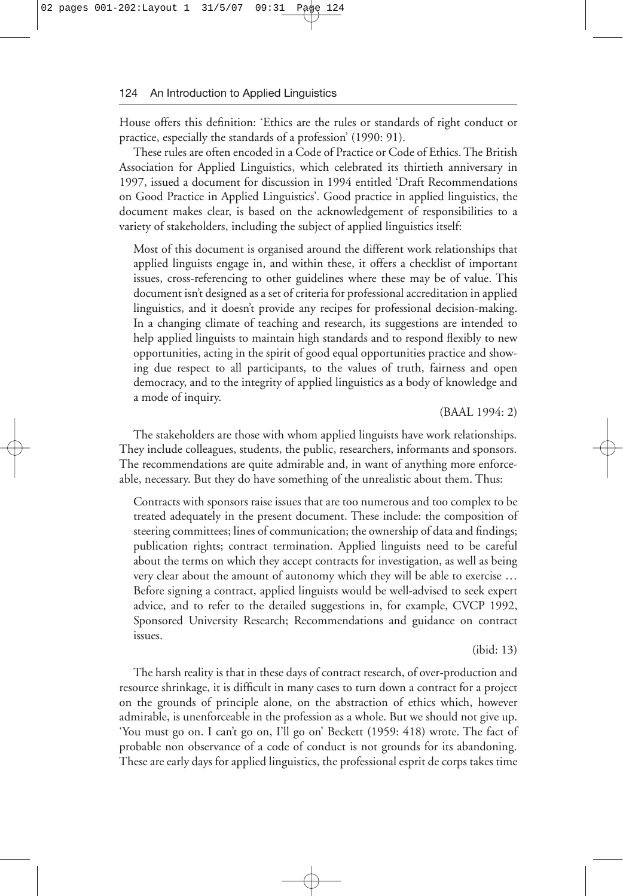House offers this definition: 'Ethics are the rules or standards of right conduct or practice, especially the standards of a profession' (1990: 91).

These rules are often encoded in a Code of Practice or Code of Ethics. The British Association for Applied Linguistics, which celebrated its thirtieth anniversary in 1997, issued a document for discussion in 1994 entitled 'Draft Recommendations on Good Practice in Applied Linguistics'. Good practice in applied linguistics, the document makes clear, is based on the acknowledgement of responsibilities to a variety of stakeholders, including the subject of applied linguistics itself:

> Most of this document is organised around the different work relationships that applied linguists engage in, and within these, it offers a checklist of important issues, cross-referencing to other guidelines where these may be of value. This document isn't designed as a set of criteria for professional accreditation in applied linguistics, and it doesn't provide any recipes for professional decision-making. In a changing climate of teaching and research, its suggestions are intended to help applied linguists to maintain high standards and to respond flexibly to new opportunities, acting in the spirit of good equal opportunities practice and showing due respect to all participants, to the values of truth, fairness and open democracy, and to the integrity of applied linguistics as a body of knowledge and a mode of inquiry.
>
> (BAAL 1994: 2)

The stakeholders are those with whom applied linguists have work relationships. They include colleagues, students, the public, researchers, informants and sponsors. The recommendations are quite admirable and, in want of anything more enforceable, necessary. But they do have something of the unrealistic about them. Thus:

> Contracts with sponsors raise issues that are too numerous and too complex to be treated adequately in the present document. These include: the composition of steering committees; lines of communication; the ownership of data and findings; publication rights; contract termination. Applied linguists need to be careful about the terms on which they accept contracts for investigation, as well as being very clear about the amount of autonomy which they will be able to exercise … Before signing a contract, applied linguists would be well-advised to seek expert advice, and to refer to the detailed suggestions in, for example, CVCP 1992, Sponsored University Research; Recommendations and guidance on contract issues.
>
> (ibid: 13)

The harsh reality is that in these days of contract research, of over-production and resource shrinkage, it is difficult in many cases to turn down a contract for a project on the grounds of principle alone, on the abstraction of ethics which, however admirable, is unenforceable in the profession as a whole. But we should not give up. 'You must go on. I can't go on, I'll go on' Beckett (1959: 418) wrote. The fact of probable non observance of a code of conduct is not grounds for its abandoning. These are early days for applied linguistics, the professional esprit de corps takes time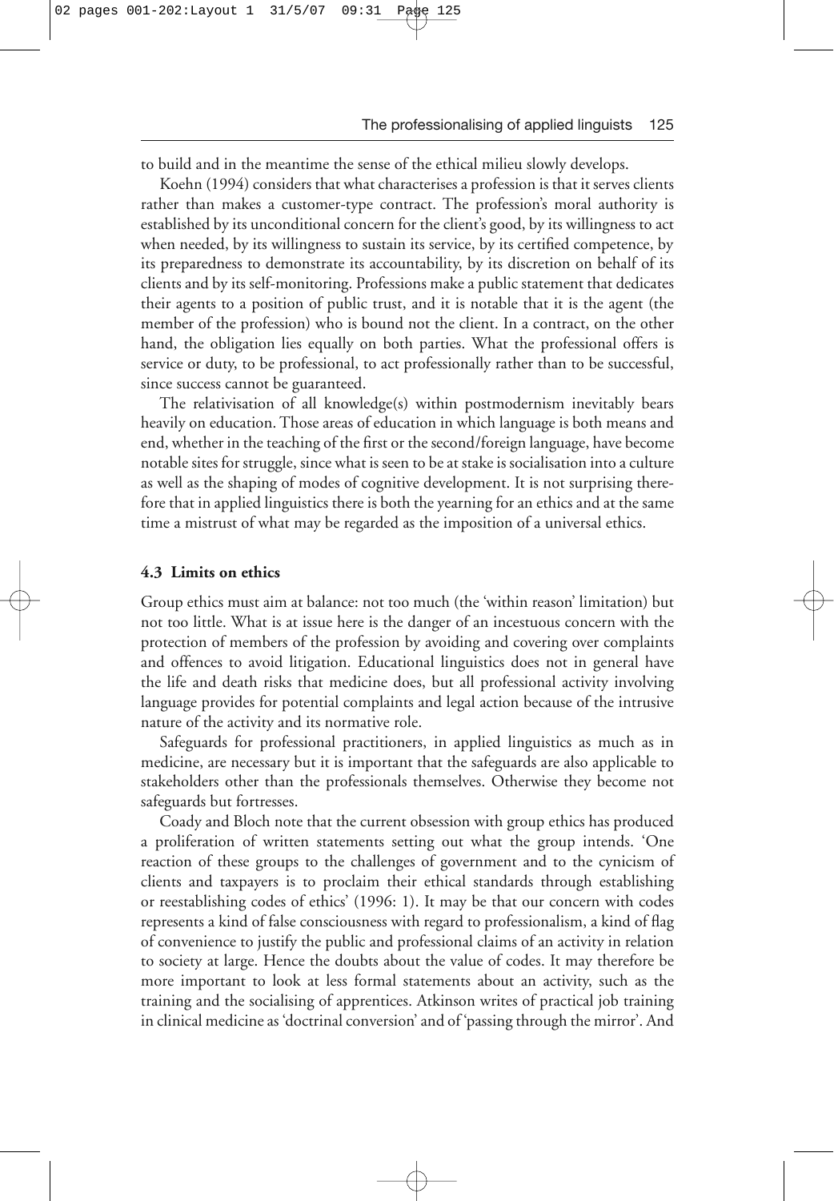to build and in the meantime the sense of the ethical milieu slowly develops.

Koehn (1994) considers that what characterises a profession is that it serves clients rather than makes a customer-type contract. The profession's moral authority is established by its unconditional concern for the client's good, by its willingness to act when needed, by its willingness to sustain its service, by its certified competence, by its preparedness to demonstrate its accountability, by its discretion on behalf of its clients and by its self-monitoring. Professions make a public statement that dedicates their agents to a position of public trust, and it is notable that it is the agent (the member of the profession) who is bound not the client. In a contract, on the other hand, the obligation lies equally on both parties. What the professional offers is service or duty, to be professional, to act professionally rather than to be successful, since success cannot be guaranteed.

The relativisation of all knowledge(s) within postmodernism inevitably bears heavily on education. Those areas of education in which language is both means and end, whether in the teaching of the first or the second/foreign language, have become notable sites for struggle, since what is seen to be at stake is socialisation into a culture as well as the shaping of modes of cognitive development. It is not surprising therefore that in applied linguistics there is both the yearning for an ethics and at the same time a mistrust of what may be regarded as the imposition of a universal ethics.

### 4.3 Limits on ethics

Group ethics must aim at balance: not too much (the 'within reason' limitation) but not too little. What is at issue here is the danger of an incestuous concern with the protection of members of the profession by avoiding and covering over complaints and offences to avoid litigation. Educational linguistics does not in general have the life and death risks that medicine does, but all professional activity involving language provides for potential complaints and legal action because of the intrusive nature of the activity and its normative role.

Safeguards for professional practitioners, in applied linguistics as much as in medicine, are necessary but it is important that the safeguards are also applicable to stakeholders other than the professionals themselves. Otherwise they become not safeguards but fortresses.

Coady and Bloch note that the current obsession with group ethics has produced a proliferation of written statements setting out what the group intends. 'One reaction of these groups to the challenges of government and to the cynicism of clients and taxpayers is to proclaim their ethical standards through establishing or reestablishing codes of ethics' (1996: 1). It may be that our concern with codes represents a kind of false consciousness with regard to professionalism, a kind of flag of convenience to justify the public and professional claims of an activity in relation to society at large. Hence the doubts about the value of codes. It may therefore be more important to look at less formal statements about an activity, such as the training and the socialising of apprentices. Atkinson writes of practical job training in clinical medicine as 'doctrinal conversion' and of 'passing through the mirror'. And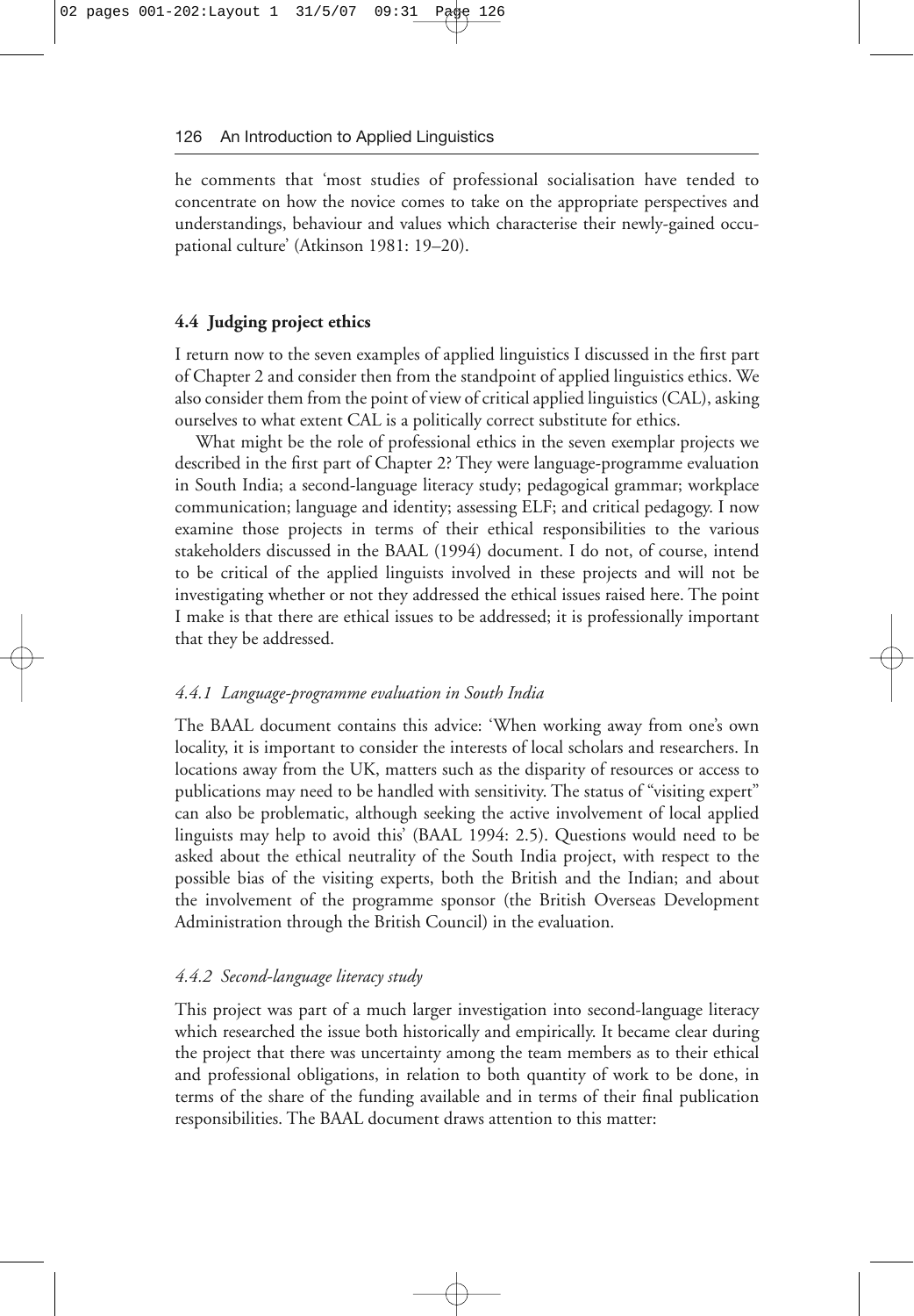he comments that 'most studies of professional socialisation have tended to concentrate on how the novice comes to take on the appropriate perspectives and understandings, behaviour and values which characterise their newly-gained occupational culture' (Atkinson 1981: 19–20).

## 4.4 Judging project ethics

I return now to the seven examples of applied linguistics I discussed in the first part of Chapter 2 and consider then from the standpoint of applied linguistics ethics. We also consider them from the point of view of critical applied linguistics (CAL), asking ourselves to what extent CAL is a politically correct substitute for ethics.

What might be the role of professional ethics in the seven exemplar projects we described in the first part of Chapter 2? They were language-programme evaluation in South India; a second-language literacy study; pedagogical grammar; workplace communication; language and identity; assessing ELF; and critical pedagogy. I now examine those projects in terms of their ethical responsibilities to the various stakeholders discussed in the BAAL (1994) document. I do not, of course, intend to be critical of the applied linguists involved in these projects and will not be investigating whether or not they addressed the ethical issues raised here. The point I make is that there are ethical issues to be addressed; it is professionally important that they be addressed.

### *4.4.1 Language-programme evaluation in South India*

The BAAL document contains this advice: 'When working away from one's own locality, it is important to consider the interests of local scholars and researchers. In locations away from the UK, matters such as the disparity of resources or access to publications may need to be handled with sensitivity. The status of "visiting expert" can also be problematic, although seeking the active involvement of local applied linguists may help to avoid this' (BAAL 1994: 2.5). Questions would need to be asked about the ethical neutrality of the South India project, with respect to the possible bias of the visiting experts, both the British and the Indian; and about the involvement of the programme sponsor (the British Overseas Development Administration through the British Council) in the evaluation.

### *4.4.2 Second-language literacy study*

This project was part of a much larger investigation into second-language literacy which researched the issue both historically and empirically. It became clear during the project that there was uncertainty among the team members as to their ethical and professional obligations, in relation to both quantity of work to be done, in terms of the share of the funding available and in terms of their final publication responsibilities. The BAAL document draws attention to this matter: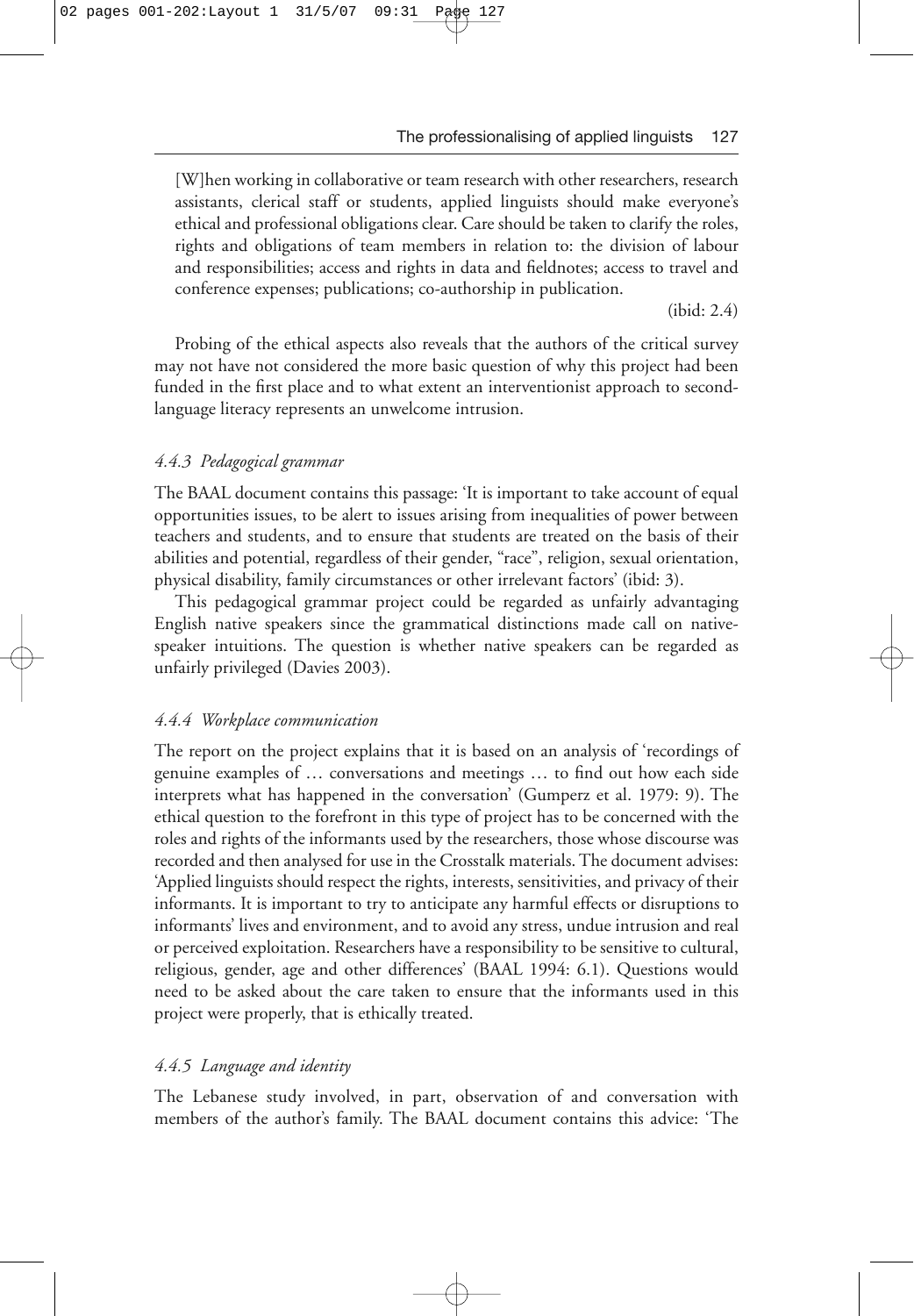> [W]hen working in collaborative or team research with other researchers, research assistants, clerical staff or students, applied linguists should make everyone's ethical and professional obligations clear. Care should be taken to clarify the roles, rights and obligations of team members in relation to: the division of labour and responsibilities; access and rights in data and fieldnotes; access to travel and conference expenses; publications; co-authorship in publication.
>
> (ibid: 2.4)

Probing of the ethical aspects also reveals that the authors of the critical survey may not have not considered the more basic question of why this project had been funded in the first place and to what extent an interventionist approach to second-language literacy represents an unwelcome intrusion.

### *4.4.3 Pedagogical grammar*

The BAAL document contains this passage: 'It is important to take account of equal opportunities issues, to be alert to issues arising from inequalities of power between teachers and students, and to ensure that students are treated on the basis of their abilities and potential, regardless of their gender, "race", religion, sexual orientation, physical disability, family circumstances or other irrelevant factors' (ibid: 3).

This pedagogical grammar project could be regarded as unfairly advantaging English native speakers since the grammatical distinctions made call on native-speaker intuitions. The question is whether native speakers can be regarded as unfairly privileged (Davies 2003).

### *4.4.4 Workplace communication*

The report on the project explains that it is based on an analysis of 'recordings of genuine examples of … conversations and meetings … to find out how each side interprets what has happened in the conversation' (Gumperz et al. 1979: 9). The ethical question to the forefront in this type of project has to be concerned with the roles and rights of the informants used by the researchers, those whose discourse was recorded and then analysed for use in the Crosstalk materials. The document advises: 'Applied linguists should respect the rights, interests, sensitivities, and privacy of their informants. It is important to try to anticipate any harmful effects or disruptions to informants' lives and environment, and to avoid any stress, undue intrusion and real or perceived exploitation. Researchers have a responsibility to be sensitive to cultural, religious, gender, age and other differences' (BAAL 1994: 6.1). Questions would need to be asked about the care taken to ensure that the informants used in this project were properly, that is ethically treated.

### *4.4.5 Language and identity*

The Lebanese study involved, in part, observation of and conversation with members of the author's family. The BAAL document contains this advice: 'The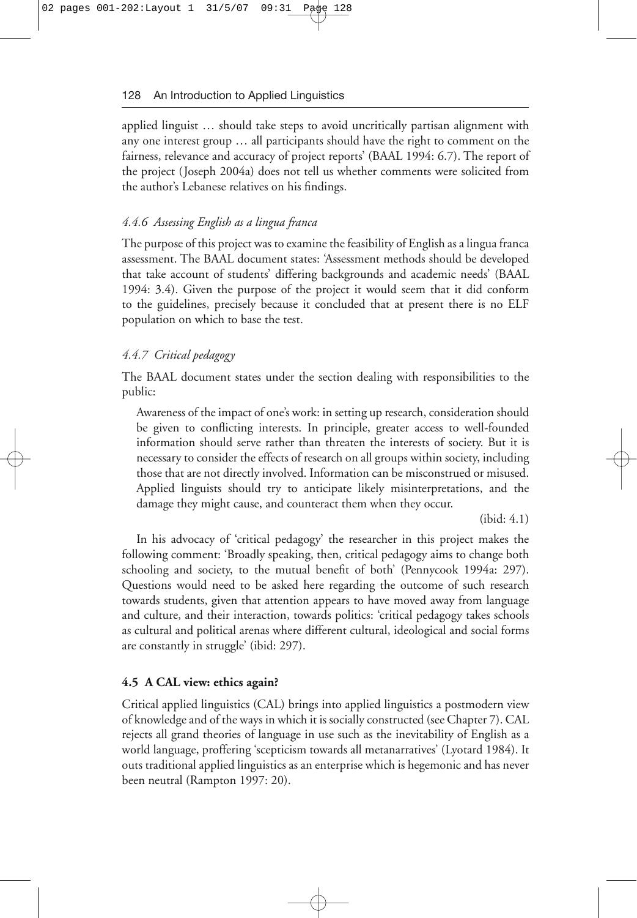applied linguist … should take steps to avoid uncritically partisan alignment with any one interest group … all participants should have the right to comment on the fairness, relevance and accuracy of project reports' (BAAL 1994: 6.7). The report of the project (Joseph 2004a) does not tell us whether comments were solicited from the author's Lebanese relatives on his findings.

### *4.4.6 Assessing English as a lingua franca*

The purpose of this project was to examine the feasibility of English as a lingua franca assessment. The BAAL document states: 'Assessment methods should be developed that take account of students' differing backgrounds and academic needs' (BAAL 1994: 3.4). Given the purpose of the project it would seem that it did conform to the guidelines, precisely because it concluded that at present there is no ELF population on which to base the test.

### *4.4.7 Critical pedagogy*

The BAAL document states under the section dealing with responsibilities to the public:

> Awareness of the impact of one's work: in setting up research, consideration should be given to conflicting interests. In principle, greater access to well-founded information should serve rather than threaten the interests of society. But it is necessary to consider the effects of research on all groups within society, including those that are not directly involved. Information can be misconstrued or misused. Applied linguists should try to anticipate likely misinterpretations, and the damage they might cause, and counteract them when they occur.
>
> (ibid: 4.1)

In his advocacy of 'critical pedagogy' the researcher in this project makes the following comment: 'Broadly speaking, then, critical pedagogy aims to change both schooling and society, to the mutual benefit of both' (Pennycook 1994a: 297). Questions would need to be asked here regarding the outcome of such research towards students, given that attention appears to have moved away from language and culture, and their interaction, towards politics: 'critical pedagogy takes schools as cultural and political arenas where different cultural, ideological and social forms are constantly in struggle' (ibid: 297).

## **4.5 A CAL view: ethics again?**

Critical applied linguistics (CAL) brings into applied linguistics a postmodern view of knowledge and of the ways in which it is socially constructed (see Chapter 7). CAL rejects all grand theories of language in use such as the inevitability of English as a world language, proffering 'scepticism towards all metanarratives' (Lyotard 1984). It outs traditional applied linguistics as an enterprise which is hegemonic and has never been neutral (Rampton 1997: 20).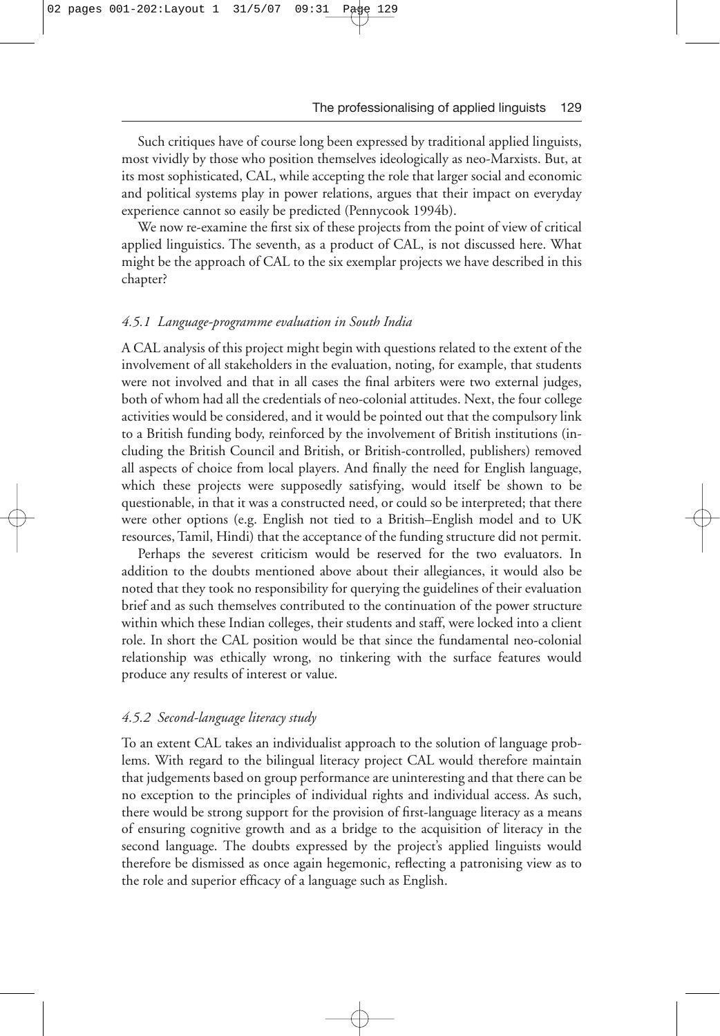Such critiques have of course long been expressed by traditional applied linguists, most vividly by those who position themselves ideologically as neo-Marxists. But, at its most sophisticated, CAL, while accepting the role that larger social and economic and political systems play in power relations, argues that their impact on everyday experience cannot so easily be predicted (Pennycook 1994b).

We now re-examine the first six of these projects from the point of view of critical applied linguistics. The seventh, as a product of CAL, is not discussed here. What might be the approach of CAL to the six exemplar projects we have described in this chapter?

### *4.5.1 Language-programme evaluation in South India*

A CAL analysis of this project might begin with questions related to the extent of the involvement of all stakeholders in the evaluation, noting, for example, that students were not involved and that in all cases the final arbiters were two external judges, both of whom had all the credentials of neo-colonial attitudes. Next, the four college activities would be considered, and it would be pointed out that the compulsory link to a British funding body, reinforced by the involvement of British institutions (including the British Council and British, or British-controlled, publishers) removed all aspects of choice from local players. And finally the need for English language, which these projects were supposedly satisfying, would itself be shown to be questionable, in that it was a constructed need, or could so be interpreted; that there were other options (e.g. English not tied to a British–English model and to UK resources, Tamil, Hindi) that the acceptance of the funding structure did not permit.

Perhaps the severest criticism would be reserved for the two evaluators. In addition to the doubts mentioned above about their allegiances, it would also be noted that they took no responsibility for querying the guidelines of their evaluation brief and as such themselves contributed to the continuation of the power structure within which these Indian colleges, their students and staff, were locked into a client role. In short the CAL position would be that since the fundamental neo-colonial relationship was ethically wrong, no tinkering with the surface features would produce any results of interest or value.

### *4.5.2 Second-language literacy study*

To an extent CAL takes an individualist approach to the solution of language problems. With regard to the bilingual literacy project CAL would therefore maintain that judgements based on group performance are uninteresting and that there can be no exception to the principles of individual rights and individual access. As such, there would be strong support for the provision of first-language literacy as a means of ensuring cognitive growth and as a bridge to the acquisition of literacy in the second language. The doubts expressed by the project's applied linguists would therefore be dismissed as once again hegemonic, reflecting a patronising view as to the role and superior efficacy of a language such as English.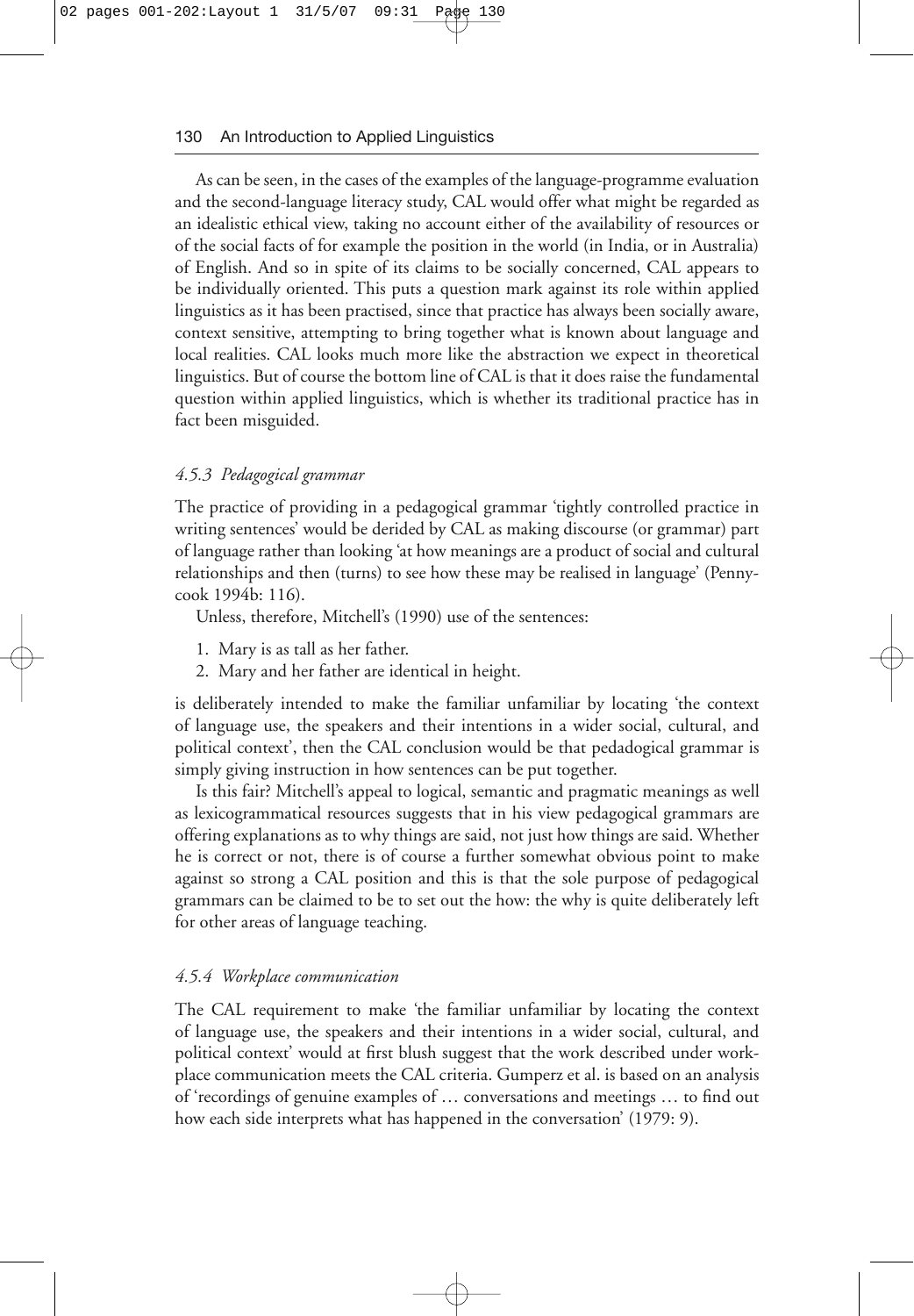As can be seen, in the cases of the examples of the language-programme evaluation and the second-language literacy study, CAL would offer what might be regarded as an idealistic ethical view, taking no account either of the availability of resources or of the social facts of for example the position in the world (in India, or in Australia) of English. And so in spite of its claims to be socially concerned, CAL appears to be individually oriented. This puts a question mark against its role within applied linguistics as it has been practised, since that practice has always been socially aware, context sensitive, attempting to bring together what is known about language and local realities. CAL looks much more like the abstraction we expect in theoretical linguistics. But of course the bottom line of CAL is that it does raise the fundamental question within applied linguistics, which is whether its traditional practice has in fact been misguided.

### *4.5.3 Pedagogical grammar*

The practice of providing in a pedagogical grammar 'tightly controlled practice in writing sentences' would be derided by CAL as making discourse (or grammar) part of language rather than looking 'at how meanings are a product of social and cultural relationships and then (turns) to see how these may be realised in language' (Pennycook 1994b: 116).

Unless, therefore, Mitchell's (1990) use of the sentences:

1. Mary is as tall as her father.
2. Mary and her father are identical in height.

is deliberately intended to make the familiar unfamiliar by locating 'the context of language use, the speakers and their intentions in a wider social, cultural, and political context', then the CAL conclusion would be that pedadogical grammar is simply giving instruction in how sentences can be put together.

Is this fair? Mitchell's appeal to logical, semantic and pragmatic meanings as well as lexicogrammatical resources suggests that in his view pedagogical grammars are offering explanations as to why things are said, not just how things are said. Whether he is correct or not, there is of course a further somewhat obvious point to make against so strong a CAL position and this is that the sole purpose of pedagogical grammars can be claimed to be to set out the how: the why is quite deliberately left for other areas of language teaching.

### *4.5.4 Workplace communication*

The CAL requirement to make 'the familiar unfamiliar by locating the context of language use, the speakers and their intentions in a wider social, cultural, and political context' would at first blush suggest that the work described under workplace communication meets the CAL criteria. Gumperz et al. is based on an analysis of 'recordings of genuine examples of … conversations and meetings … to find out how each side interprets what has happened in the conversation' (1979: 9).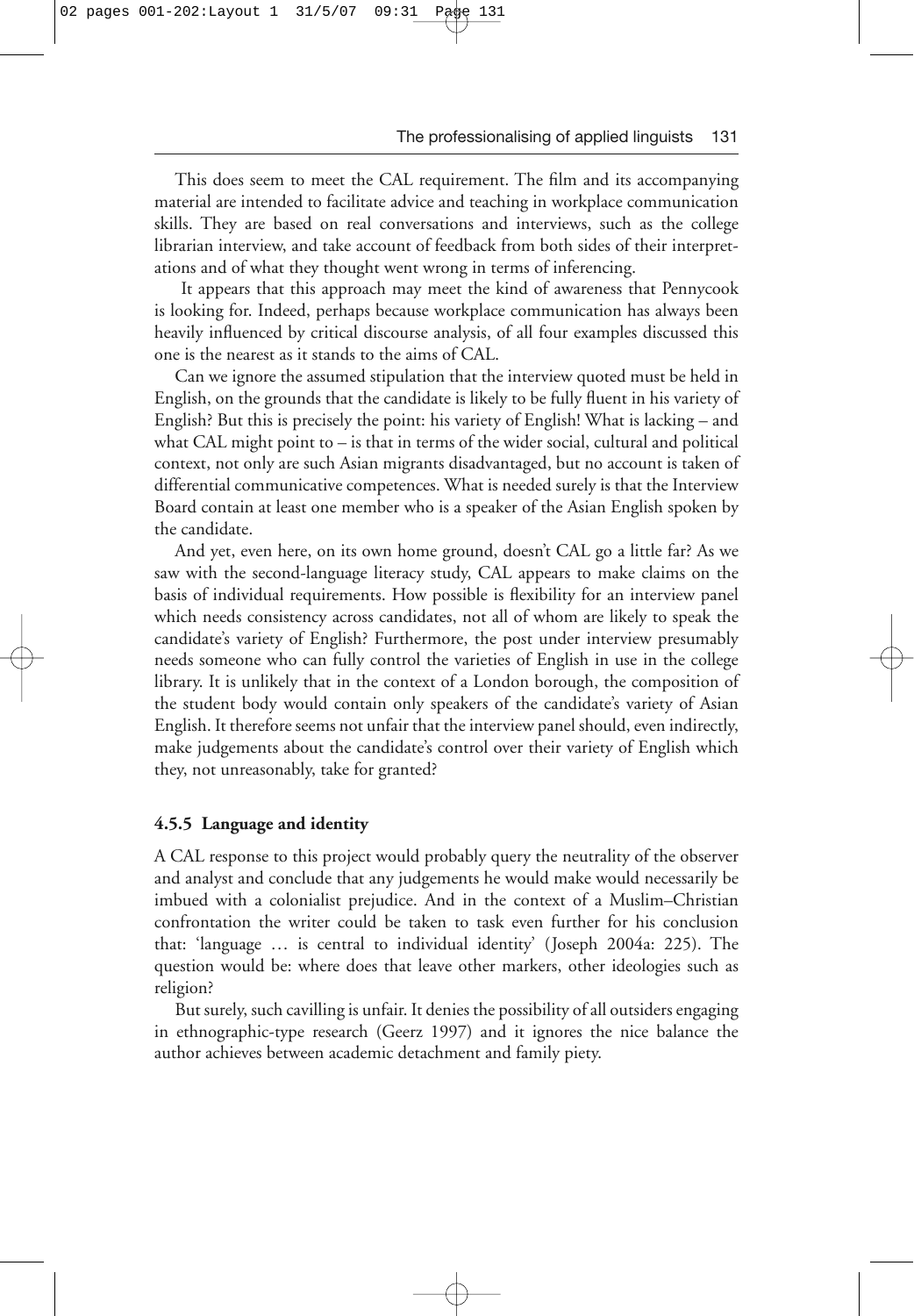This does seem to meet the CAL requirement. The film and its accompanying material are intended to facilitate advice and teaching in workplace communication skills. They are based on real conversations and interviews, such as the college librarian interview, and take account of feedback from both sides of their interpretations and of what they thought went wrong in terms of inferencing.

It appears that this approach may meet the kind of awareness that Pennycook is looking for. Indeed, perhaps because workplace communication has always been heavily influenced by critical discourse analysis, of all four examples discussed this one is the nearest as it stands to the aims of CAL.

Can we ignore the assumed stipulation that the interview quoted must be held in English, on the grounds that the candidate is likely to be fully fluent in his variety of English? But this is precisely the point: his variety of English! What is lacking – and what CAL might point to – is that in terms of the wider social, cultural and political context, not only are such Asian migrants disadvantaged, but no account is taken of differential communicative competences. What is needed surely is that the Interview Board contain at least one member who is a speaker of the Asian English spoken by the candidate.

And yet, even here, on its own home ground, doesn't CAL go a little far? As we saw with the second-language literacy study, CAL appears to make claims on the basis of individual requirements. How possible is flexibility for an interview panel which needs consistency across candidates, not all of whom are likely to speak the candidate's variety of English? Furthermore, the post under interview presumably needs someone who can fully control the varieties of English in use in the college library. It is unlikely that in the context of a London borough, the composition of the student body would contain only speakers of the candidate's variety of Asian English. It therefore seems not unfair that the interview panel should, even indirectly, make judgements about the candidate's control over their variety of English which they, not unreasonably, take for granted?

### 4.5.5 Language and identity

A CAL response to this project would probably query the neutrality of the observer and analyst and conclude that any judgements he would make would necessarily be imbued with a colonialist prejudice. And in the context of a Muslim–Christian confrontation the writer could be taken to task even further for his conclusion that: 'language … is central to individual identity' (Joseph 2004a: 225). The question would be: where does that leave other markers, other ideologies such as religion?

But surely, such cavilling is unfair. It denies the possibility of all outsiders engaging in ethnographic-type research (Geerz 1997) and it ignores the nice balance the author achieves between academic detachment and family piety.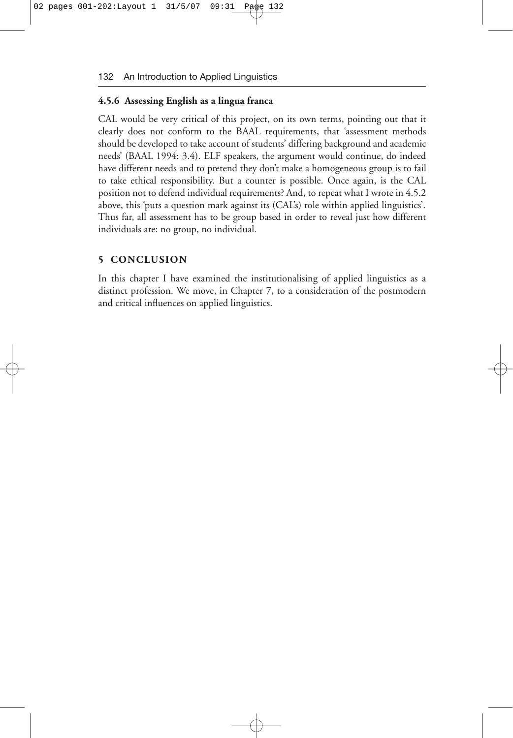### 4.5.6 Assessing English as a lingua franca

CAL would be very critical of this project, on its own terms, pointing out that it clearly does not conform to the BAAL requirements, that 'assessment methods should be developed to take account of students' differing background and academic needs' (BAAL 1994: 3.4). ELF speakers, the argument would continue, do indeed have different needs and to pretend they don't make a homogeneous group is to fail to take ethical responsibility. But a counter is possible. Once again, is the CAL position not to defend individual requirements? And, to repeat what I wrote in 4.5.2 above, this 'puts a question mark against its (CAL's) role within applied linguistics'. Thus far, all assessment has to be group based in order to reveal just how different individuals are: no group, no individual.

## 5 CONCLUSION

In this chapter I have examined the institutionalising of applied linguistics as a distinct profession. We move, in Chapter 7, to a consideration of the postmodern and critical influences on applied linguistics.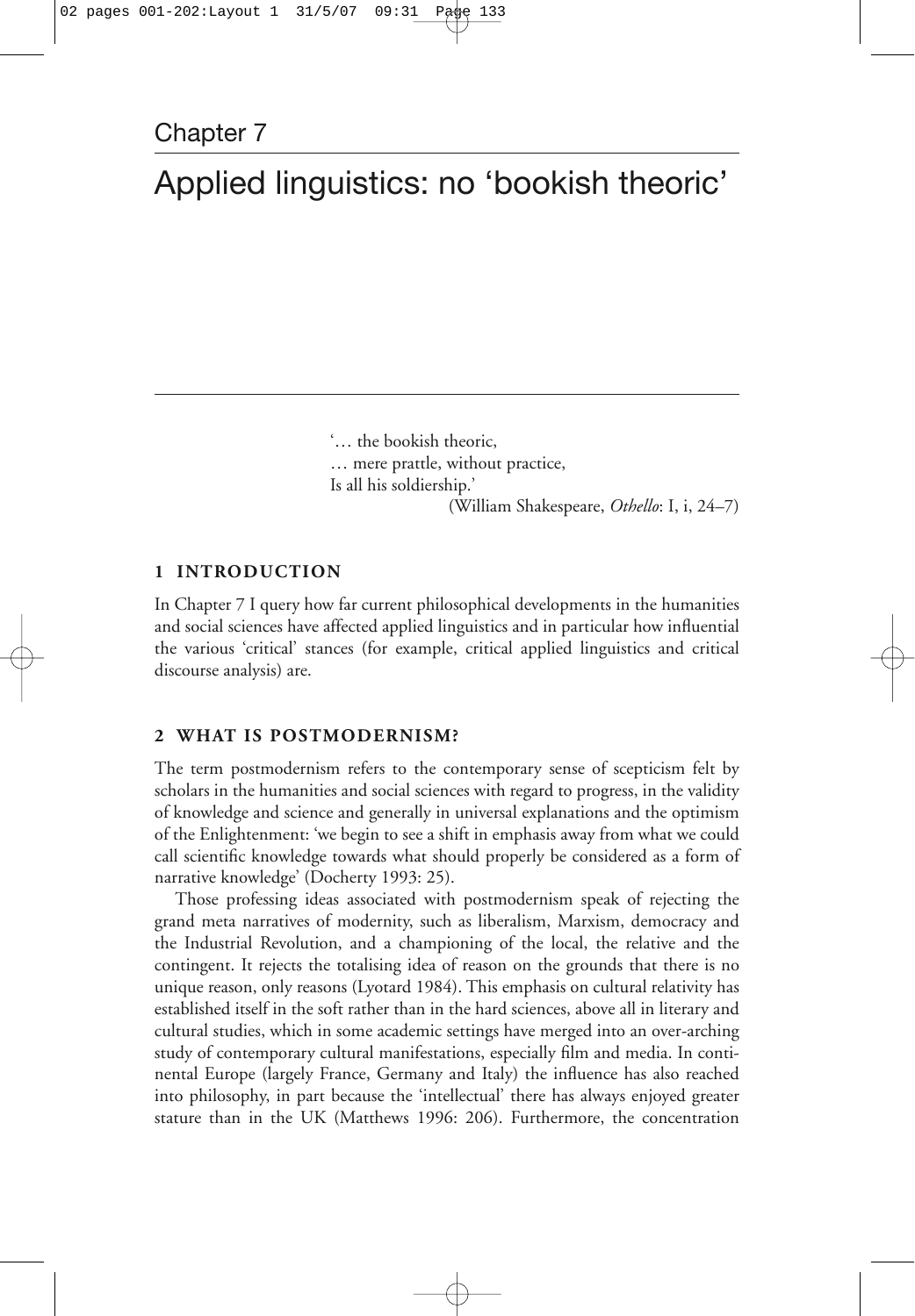Chapter 7

# Applied linguistics: no 'bookish theoric'

> '… the bookish theoric,
> … mere prattle, without practice,
> Is all his soldiership.'
>
> (William Shakespeare, *Othello*: I, i, 24–7)

## 1 INTRODUCTION

In Chapter 7 I query how far current philosophical developments in the humanities and social sciences have affected applied linguistics and in particular how influential the various 'critical' stances (for example, critical applied linguistics and critical discourse analysis) are.

## 2 WHAT IS POSTMODERNISM?

The term postmodernism refers to the contemporary sense of scepticism felt by scholars in the humanities and social sciences with regard to progress, in the validity of knowledge and science and generally in universal explanations and the optimism of the Enlightenment: 'we begin to see a shift in emphasis away from what we could call scientific knowledge towards what should properly be considered as a form of narrative knowledge' (Docherty 1993: 25).

Those professing ideas associated with postmodernism speak of rejecting the grand meta narratives of modernity, such as liberalism, Marxism, democracy and the Industrial Revolution, and a championing of the local, the relative and the contingent. It rejects the totalising idea of reason on the grounds that there is no unique reason, only reasons (Lyotard 1984). This emphasis on cultural relativity has established itself in the soft rather than in the hard sciences, above all in literary and cultural studies, which in some academic settings have merged into an over-arching study of contemporary cultural manifestations, especially film and media. In continental Europe (largely France, Germany and Italy) the influence has also reached into philosophy, in part because the 'intellectual' there has always enjoyed greater stature than in the UK (Matthews 1996: 206). Furthermore, the concentration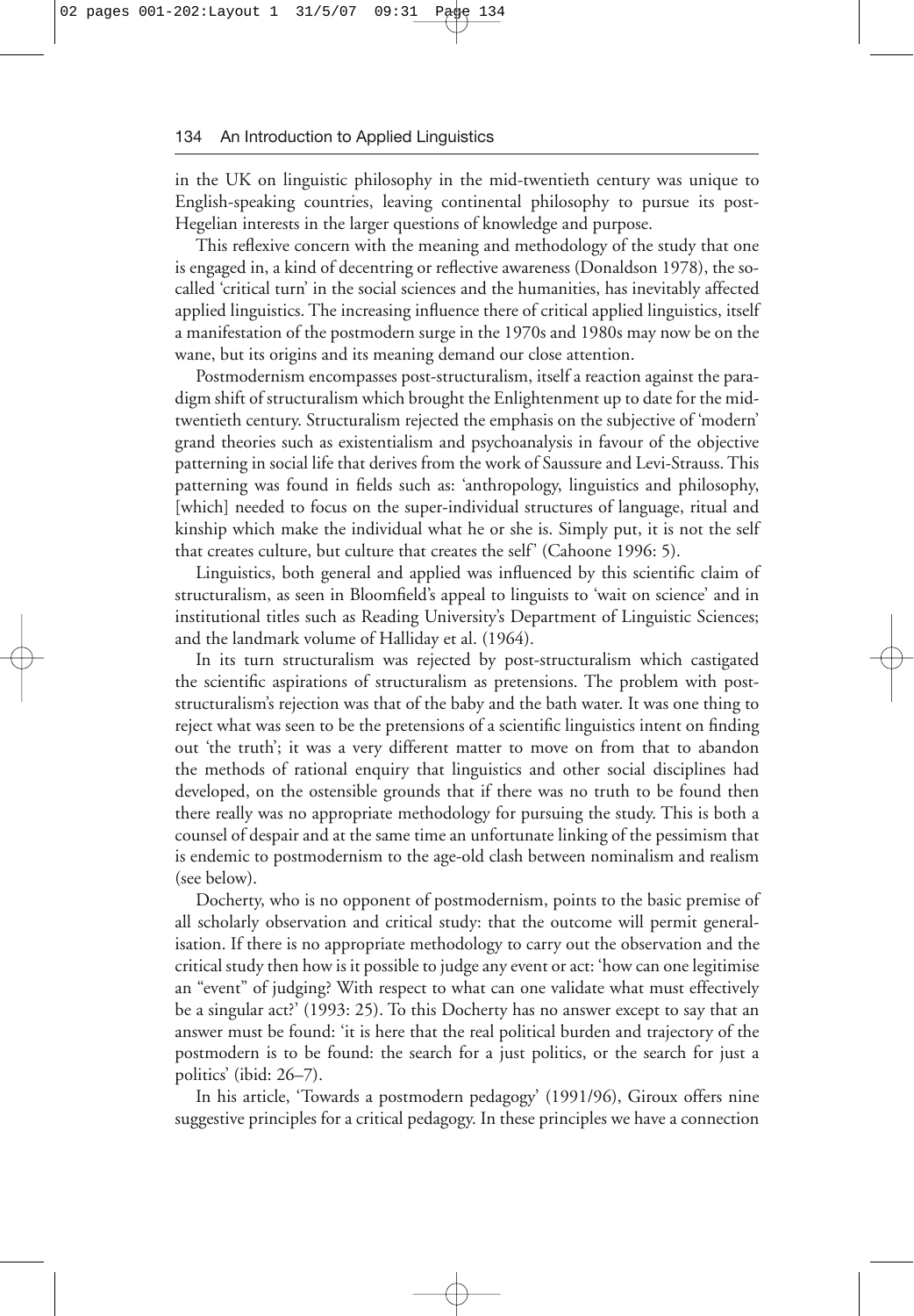in the UK on linguistic philosophy in the mid-twentieth century was unique to English-speaking countries, leaving continental philosophy to pursue its post-Hegelian interests in the larger questions of knowledge and purpose.

This reflexive concern with the meaning and methodology of the study that one is engaged in, a kind of decentring or reflective awareness (Donaldson 1978), the so-called 'critical turn' in the social sciences and the humanities, has inevitably affected applied linguistics. The increasing influence there of critical applied linguistics, itself a manifestation of the postmodern surge in the 1970s and 1980s may now be on the wane, but its origins and its meaning demand our close attention.

Postmodernism encompasses post-structuralism, itself a reaction against the paradigm shift of structuralism which brought the Enlightenment up to date for the mid-twentieth century. Structuralism rejected the emphasis on the subjective of 'modern' grand theories such as existentialism and psychoanalysis in favour of the objective patterning in social life that derives from the work of Saussure and Levi-Strauss. This patterning was found in fields such as: 'anthropology, linguistics and philosophy, [which] needed to focus on the super-individual structures of language, ritual and kinship which make the individual what he or she is. Simply put, it is not the self that creates culture, but culture that creates the self' (Cahoone 1996: 5).

Linguistics, both general and applied was influenced by this scientific claim of structuralism, as seen in Bloomfield's appeal to linguists to 'wait on science' and in institutional titles such as Reading University's Department of Linguistic Sciences; and the landmark volume of Halliday et al. (1964).

In its turn structuralism was rejected by post-structuralism which castigated the scientific aspirations of structuralism as pretensions. The problem with post-structuralism's rejection was that of the baby and the bath water. It was one thing to reject what was seen to be the pretensions of a scientific linguistics intent on finding out 'the truth'; it was a very different matter to move on from that to abandon the methods of rational enquiry that linguistics and other social disciplines had developed, on the ostensible grounds that if there was no truth to be found then there really was no appropriate methodology for pursuing the study. This is both a counsel of despair and at the same time an unfortunate linking of the pessimism that is endemic to postmodernism to the age-old clash between nominalism and realism (see below).

Docherty, who is no opponent of postmodernism, points to the basic premise of all scholarly observation and critical study: that the outcome will permit generalisation. If there is no appropriate methodology to carry out the observation and the critical study then how is it possible to judge any event or act: 'how can one legitimise an "event" of judging? With respect to what can one validate what must effectively be a singular act?' (1993: 25). To this Docherty has no answer except to say that an answer must be found: 'it is here that the real political burden and trajectory of the postmodern is to be found: the search for a just politics, or the search for just a politics' (ibid: 26–7).

In his article, 'Towards a postmodern pedagogy' (1991/96), Giroux offers nine suggestive principles for a critical pedagogy. In these principles we have a connection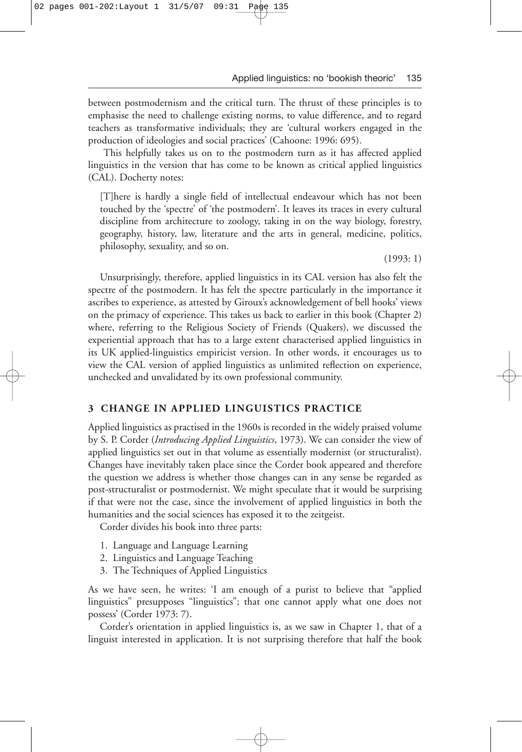between postmodernism and the critical turn. The thrust of these principles is to emphasise the need to challenge existing norms, to value difference, and to regard teachers as transformative individuals; they are 'cultural workers engaged in the production of ideologies and social practices' (Cahoone: 1996: 695).

This helpfully takes us on to the postmodern turn as it has affected applied linguistics in the version that has come to be known as critical applied linguistics (CAL). Docherty notes:

> [T]here is hardly a single field of intellectual endeavour which has not been touched by the 'spectre' of 'the postmodern'. It leaves its traces in every cultural discipline from architecture to zoology, taking in on the way biology, forestry, geography, history, law, literature and the arts in general, medicine, politics, philosophy, sexuality, and so on.
>
> (1993: 1)

Unsurprisingly, therefore, applied linguistics in its CAL version has also felt the spectre of the postmodern. It has felt the spectre particularly in the importance it ascribes to experience, as attested by Giroux's acknowledgement of bell hooks' views on the primacy of experience. This takes us back to earlier in this book (Chapter 2) where, referring to the Religious Society of Friends (Quakers), we discussed the experiential approach that has to a large extent characterised applied linguistics in its UK applied-linguistics empiricist version. In other words, it encourages us to view the CAL version of applied linguistics as unlimited reflection on experience, unchecked and unvalidated by its own professional community.

## 3 CHANGE IN APPLIED LINGUISTICS PRACTICE

Applied linguistics as practised in the 1960s is recorded in the widely praised volume by S. P. Corder (*Introducing Applied Linguistics*, 1973). We can consider the view of applied linguistics set out in that volume as essentially modernist (or structuralist). Changes have inevitably taken place since the Corder book appeared and therefore the question we address is whether those changes can in any sense be regarded as post-structuralist or postmodernist. We might speculate that it would be surprising if that were not the case, since the involvement of applied linguistics in both the humanities and the social sciences has exposed it to the zeitgeist.

Corder divides his book into three parts:

1. Language and Language Learning
2. Linguistics and Language Teaching
3. The Techniques of Applied Linguistics

As we have seen, he writes: 'I am enough of a purist to believe that "applied linguistics" presupposes "linguistics"; that one cannot apply what one does not possess' (Corder 1973: 7).

Corder's orientation in applied linguistics is, as we saw in Chapter 1, that of a linguist interested in application. It is not surprising therefore that half the book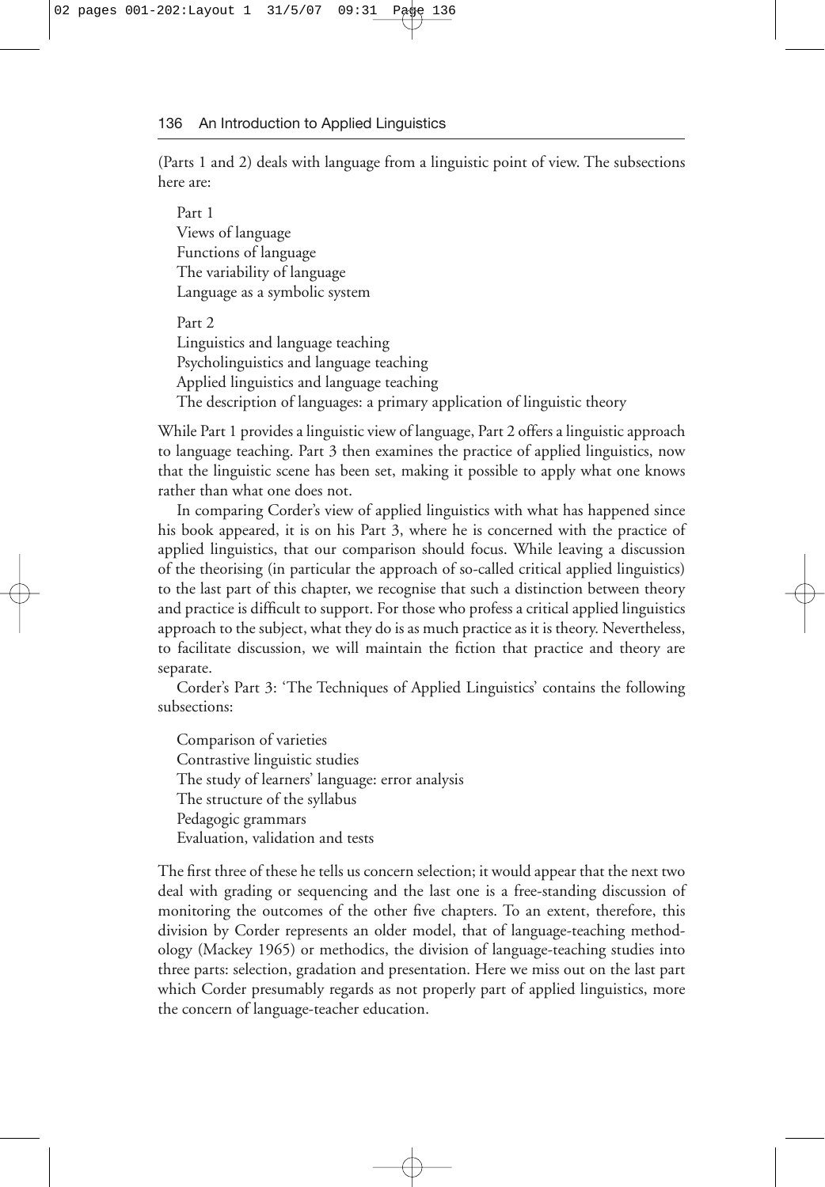(Parts 1 and 2) deals with language from a linguistic point of view. The subsections here are:

Part 1
Views of language
Functions of language
The variability of language
Language as a symbolic system

Part 2
Linguistics and language teaching
Psycholinguistics and language teaching
Applied linguistics and language teaching
The description of languages: a primary application of linguistic theory

While Part 1 provides a linguistic view of language, Part 2 offers a linguistic approach to language teaching. Part 3 then examines the practice of applied linguistics, now that the linguistic scene has been set, making it possible to apply what one knows rather than what one does not.

In comparing Corder's view of applied linguistics with what has happened since his book appeared, it is on his Part 3, where he is concerned with the practice of applied linguistics, that our comparison should focus. While leaving a discussion of the theorising (in particular the approach of so-called critical applied linguistics) to the last part of this chapter, we recognise that such a distinction between theory and practice is difficult to support. For those who profess a critical applied linguistics approach to the subject, what they do is as much practice as it is theory. Nevertheless, to facilitate discussion, we will maintain the fiction that practice and theory are separate.

Corder's Part 3: 'The Techniques of Applied Linguistics' contains the following subsections:

Comparison of varieties
Contrastive linguistic studies
The study of learners' language: error analysis
The structure of the syllabus
Pedagogic grammars
Evaluation, validation and tests

The first three of these he tells us concern selection; it would appear that the next two deal with grading or sequencing and the last one is a free-standing discussion of monitoring the outcomes of the other five chapters. To an extent, therefore, this division by Corder represents an older model, that of language-teaching methodology (Mackey 1965) or methodics, the division of language-teaching studies into three parts: selection, gradation and presentation. Here we miss out on the last part which Corder presumably regards as not properly part of applied linguistics, more the concern of language-teacher education.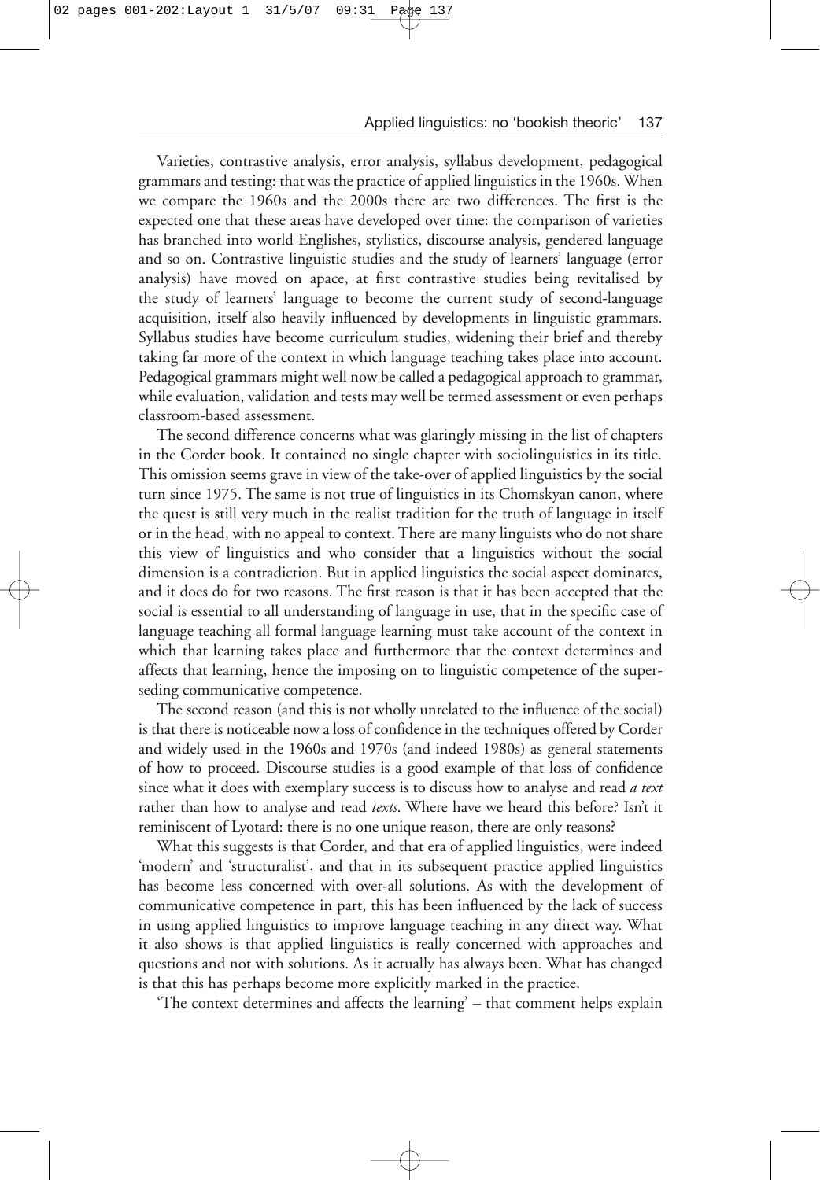Varieties, contrastive analysis, error analysis, syllabus development, pedagogical grammars and testing: that was the practice of applied linguistics in the 1960s. When we compare the 1960s and the 2000s there are two differences. The first is the expected one that these areas have developed over time: the comparison of varieties has branched into world Englishes, stylistics, discourse analysis, gendered language and so on. Contrastive linguistic studies and the study of learners' language (error analysis) have moved on apace, at first contrastive studies being revitalised by the study of learners' language to become the current study of second-language acquisition, itself also heavily influenced by developments in linguistic grammars. Syllabus studies have become curriculum studies, widening their brief and thereby taking far more of the context in which language teaching takes place into account. Pedagogical grammars might well now be called a pedagogical approach to grammar, while evaluation, validation and tests may well be termed assessment or even perhaps classroom-based assessment.

The second difference concerns what was glaringly missing in the list of chapters in the Corder book. It contained no single chapter with sociolinguistics in its title. This omission seems grave in view of the take-over of applied linguistics by the social turn since 1975. The same is not true of linguistics in its Chomskyan canon, where the quest is still very much in the realist tradition for the truth of language in itself or in the head, with no appeal to context. There are many linguists who do not share this view of linguistics and who consider that a linguistics without the social dimension is a contradiction. But in applied linguistics the social aspect dominates, and it does do for two reasons. The first reason is that it has been accepted that the social is essential to all understanding of language in use, that in the specific case of language teaching all formal language learning must take account of the context in which that learning takes place and furthermore that the context determines and affects that learning, hence the imposing on to linguistic competence of the superseding communicative competence.

The second reason (and this is not wholly unrelated to the influence of the social) is that there is noticeable now a loss of confidence in the techniques offered by Corder and widely used in the 1960s and 1970s (and indeed 1980s) as general statements of how to proceed. Discourse studies is a good example of that loss of confidence since what it does with exemplary success is to discuss how to analyse and read *a text* rather than how to analyse and read *texts*. Where have we heard this before? Isn't it reminiscent of Lyotard: there is no one unique reason, there are only reasons?

What this suggests is that Corder, and that era of applied linguistics, were indeed 'modern' and 'structuralist', and that in its subsequent practice applied linguistics has become less concerned with over-all solutions. As with the development of communicative competence in part, this has been influenced by the lack of success in using applied linguistics to improve language teaching in any direct way. What it also shows is that applied linguistics is really concerned with approaches and questions and not with solutions. As it actually has always been. What has changed is that this has perhaps become more explicitly marked in the practice.

'The context determines and affects the learning' – that comment helps explain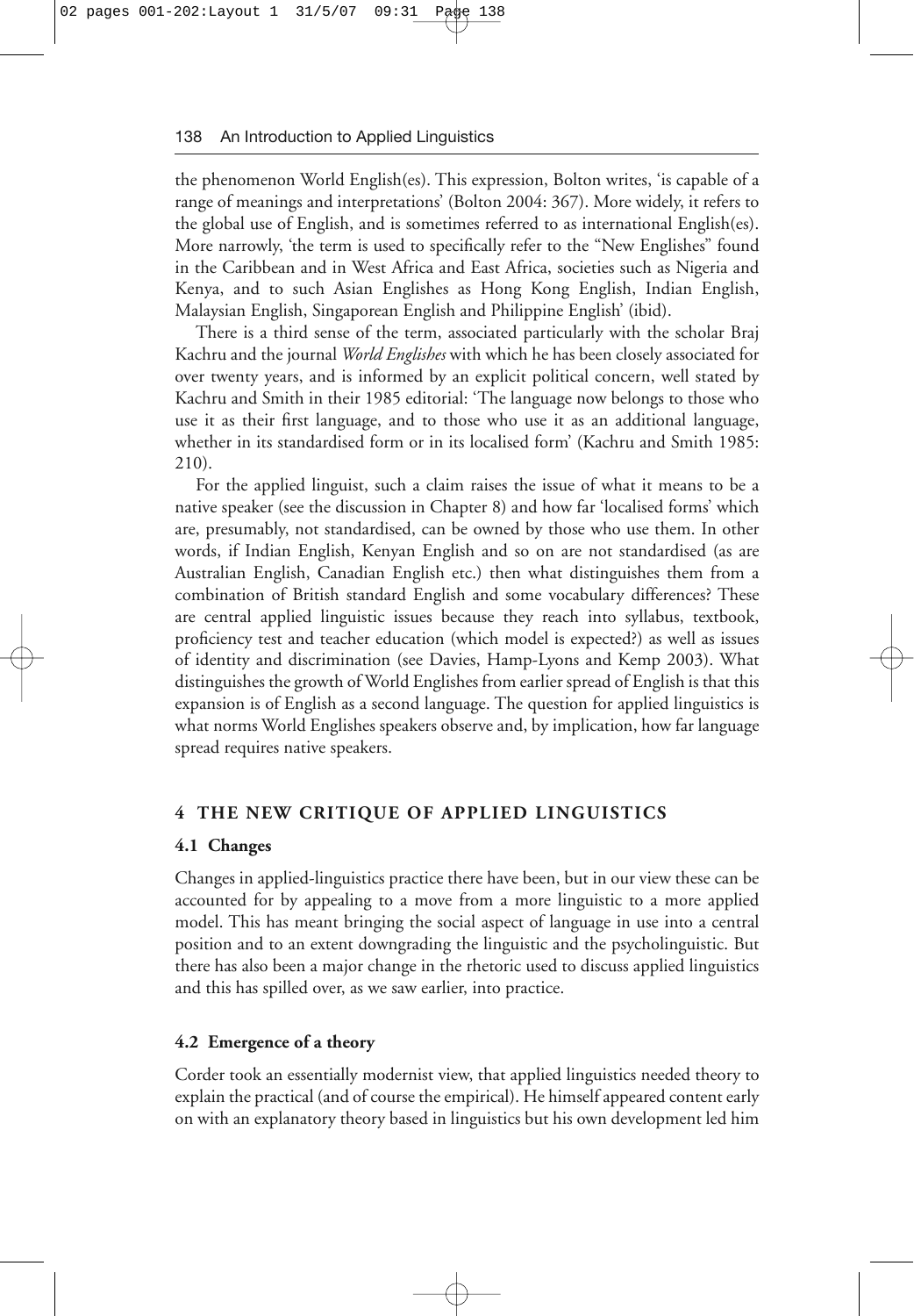the phenomenon World English(es). This expression, Bolton writes, 'is capable of a range of meanings and interpretations' (Bolton 2004: 367). More widely, it refers to the global use of English, and is sometimes referred to as international English(es). More narrowly, 'the term is used to specifically refer to the "New Englishes" found in the Caribbean and in West Africa and East Africa, societies such as Nigeria and Kenya, and to such Asian Englishes as Hong Kong English, Indian English, Malaysian English, Singaporean English and Philippine English' (ibid).

There is a third sense of the term, associated particularly with the scholar Braj Kachru and the journal *World Englishes* with which he has been closely associated for over twenty years, and is informed by an explicit political concern, well stated by Kachru and Smith in their 1985 editorial: 'The language now belongs to those who use it as their first language, and to those who use it as an additional language, whether in its standardised form or in its localised form' (Kachru and Smith 1985: 210).

For the applied linguist, such a claim raises the issue of what it means to be a native speaker (see the discussion in Chapter 8) and how far 'localised forms' which are, presumably, not standardised, can be owned by those who use them. In other words, if Indian English, Kenyan English and so on are not standardised (as are Australian English, Canadian English etc.) then what distinguishes them from a combination of British standard English and some vocabulary differences? These are central applied linguistic issues because they reach into syllabus, textbook, proficiency test and teacher education (which model is expected?) as well as issues of identity and discrimination (see Davies, Hamp-Lyons and Kemp 2003). What distinguishes the growth of World Englishes from earlier spread of English is that this expansion is of English as a second language. The question for applied linguistics is what norms World Englishes speakers observe and, by implication, how far language spread requires native speakers.

## 4 THE NEW CRITIQUE OF APPLIED LINGUISTICS

### 4.1 Changes

Changes in applied-linguistics practice there have been, but in our view these can be accounted for by appealing to a move from a more linguistic to a more applied model. This has meant bringing the social aspect of language in use into a central position and to an extent downgrading the linguistic and the psycholinguistic. But there has also been a major change in the rhetoric used to discuss applied linguistics and this has spilled over, as we saw earlier, into practice.

### 4.2 Emergence of a theory

Corder took an essentially modernist view, that applied linguistics needed theory to explain the practical (and of course the empirical). He himself appeared content early on with an explanatory theory based in linguistics but his own development led him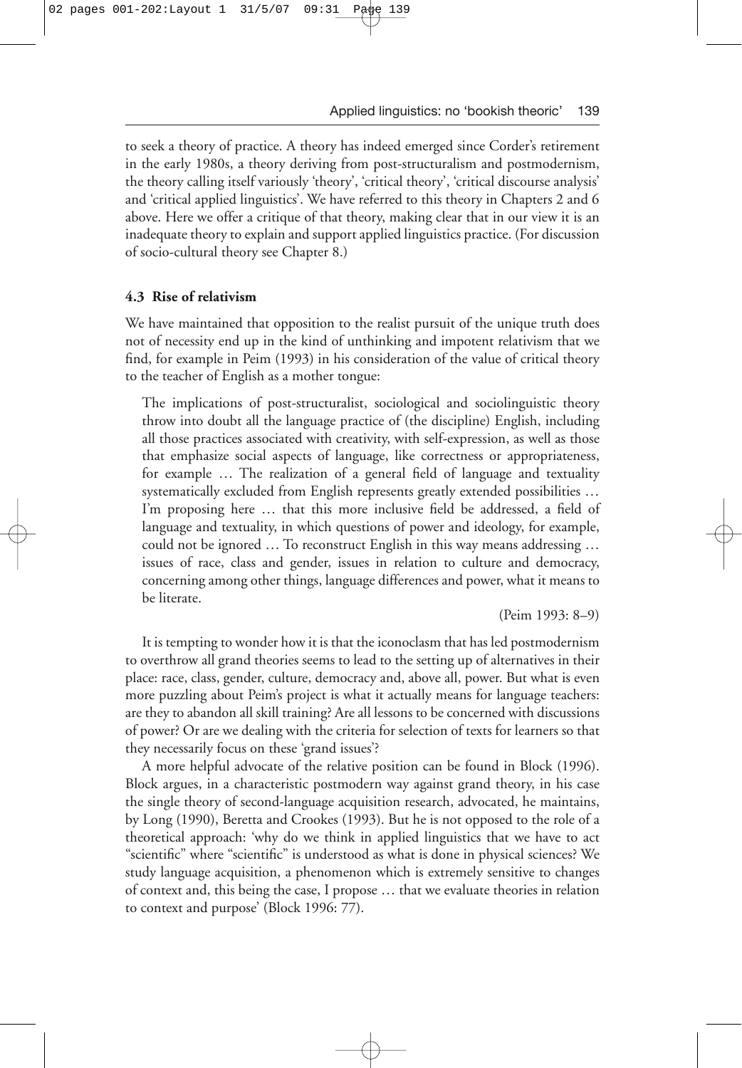to seek a theory of practice. A theory has indeed emerged since Corder's retirement in the early 1980s, a theory deriving from post-structuralism and postmodernism, the theory calling itself variously 'theory', 'critical theory', 'critical discourse analysis' and 'critical applied linguistics'. We have referred to this theory in Chapters 2 and 6 above. Here we offer a critique of that theory, making clear that in our view it is an inadequate theory to explain and support applied linguistics practice. (For discussion of socio-cultural theory see Chapter 8.)

### 4.3 Rise of relativism

We have maintained that opposition to the realist pursuit of the unique truth does not of necessity end up in the kind of unthinking and impotent relativism that we find, for example in Peim (1993) in his consideration of the value of critical theory to the teacher of English as a mother tongue:

> The implications of post-structuralist, sociological and sociolinguistic theory throw into doubt all the language practice of (the discipline) English, including all those practices associated with creativity, with self-expression, as well as those that emphasize social aspects of language, like correctness or appropriateness, for example … The realization of a general field of language and textuality systematically excluded from English represents greatly extended possibilities … I'm proposing here … that this more inclusive field be addressed, a field of language and textuality, in which questions of power and ideology, for example, could not be ignored … To reconstruct English in this way means addressing … issues of race, class and gender, issues in relation to culture and democracy, concerning among other things, language differences and power, what it means to be literate.
>
> (Peim 1993: 8–9)

It is tempting to wonder how it is that the iconoclasm that has led postmodernism to overthrow all grand theories seems to lead to the setting up of alternatives in their place: race, class, gender, culture, democracy and, above all, power. But what is even more puzzling about Peim's project is what it actually means for language teachers: are they to abandon all skill training? Are all lessons to be concerned with discussions of power? Or are we dealing with the criteria for selection of texts for learners so that they necessarily focus on these 'grand issues'?

A more helpful advocate of the relative position can be found in Block (1996). Block argues, in a characteristic postmodern way against grand theory, in his case the single theory of second-language acquisition research, advocated, he maintains, by Long (1990), Beretta and Crookes (1993). But he is not opposed to the role of a theoretical approach: 'why do we think in applied linguistics that we have to act "scientific" where "scientific" is understood as what is done in physical sciences? We study language acquisition, a phenomenon which is extremely sensitive to changes of context and, this being the case, I propose … that we evaluate theories in relation to context and purpose' (Block 1996: 77).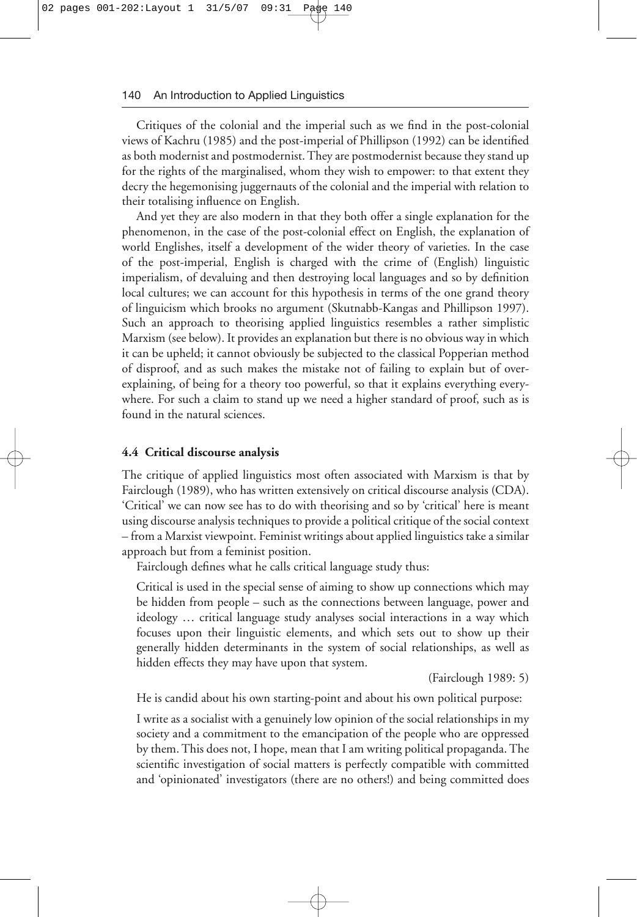Critiques of the colonial and the imperial such as we find in the post-colonial views of Kachru (1985) and the post-imperial of Phillipson (1992) can be identified as both modernist and postmodernist. They are postmodernist because they stand up for the rights of the marginalised, whom they wish to empower: to that extent they decry the hegemonising juggernauts of the colonial and the imperial with relation to their totalising influence on English.

And yet they are also modern in that they both offer a single explanation for the phenomenon, in the case of the post-colonial effect on English, the explanation of world Englishes, itself a development of the wider theory of varieties. In the case of the post-imperial, English is charged with the crime of (English) linguistic imperialism, of devaluing and then destroying local languages and so by definition local cultures; we can account for this hypothesis in terms of the one grand theory of linguicism which brooks no argument (Skutnabb-Kangas and Phillipson 1997). Such an approach to theorising applied linguistics resembles a rather simplistic Marxism (see below). It provides an explanation but there is no obvious way in which it can be upheld; it cannot obviously be subjected to the classical Popperian method of disproof, and as such makes the mistake not of failing to explain but of over-explaining, of being for a theory too powerful, so that it explains everything everywhere. For such a claim to stand up we need a higher standard of proof, such as is found in the natural sciences.

### 4.4 Critical discourse analysis

The critique of applied linguistics most often associated with Marxism is that by Fairclough (1989), who has written extensively on critical discourse analysis (CDA). 'Critical' we can now see has to do with theorising and so by 'critical' here is meant using discourse analysis techniques to provide a political critique of the social context – from a Marxist viewpoint. Feminist writings about applied linguistics take a similar approach but from a feminist position.

Fairclough defines what he calls critical language study thus:

> Critical is used in the special sense of aiming to show up connections which may be hidden from people – such as the connections between language, power and ideology … critical language study analyses social interactions in a way which focuses upon their linguistic elements, and which sets out to show up their generally hidden determinants in the system of social relationships, as well as hidden effects they may have upon that system.
>
> (Fairclough 1989: 5)

He is candid about his own starting-point and about his own political purpose:

> I write as a socialist with a genuinely low opinion of the social relationships in my society and a commitment to the emancipation of the people who are oppressed by them. This does not, I hope, mean that I am writing political propaganda. The scientific investigation of social matters is perfectly compatible with committed and 'opinionated' investigators (there are no others!) and being committed does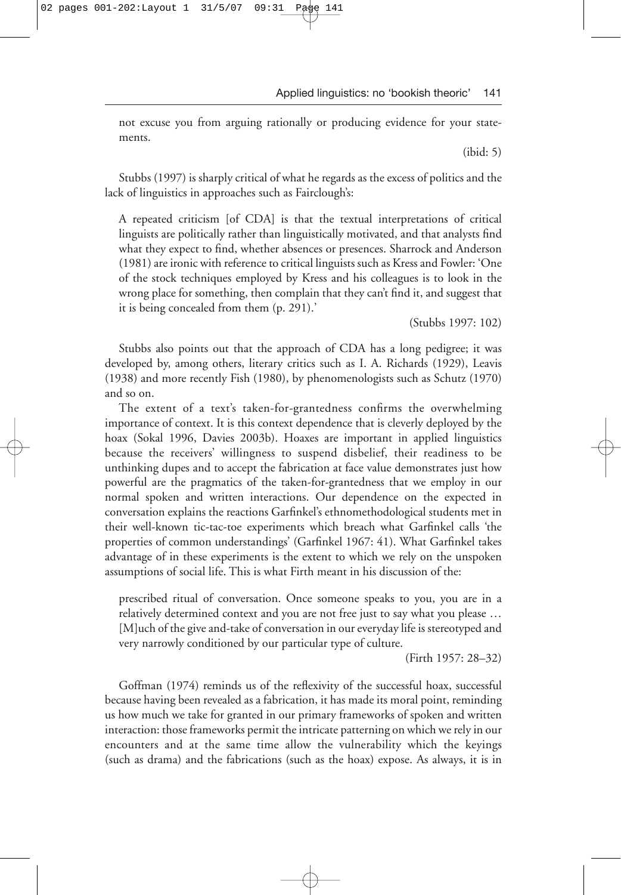not excuse you from arguing rationally or producing evidence for your statements.

(ibid: 5)

Stubbs (1997) is sharply critical of what he regards as the excess of politics and the lack of linguistics in approaches such as Fairclough's:

> A repeated criticism [of CDA] is that the textual interpretations of critical linguists are politically rather than linguistically motivated, and that analysts find what they expect to find, whether absences or presences. Sharrock and Anderson (1981) are ironic with reference to critical linguists such as Kress and Fowler: 'One of the stock techniques employed by Kress and his colleagues is to look in the wrong place for something, then complain that they can't find it, and suggest that it is being concealed from them (p. 291).'
>
> (Stubbs 1997: 102)

Stubbs also points out that the approach of CDA has a long pedigree; it was developed by, among others, literary critics such as I. A. Richards (1929), Leavis (1938) and more recently Fish (1980), by phenomenologists such as Schutz (1970) and so on.

The extent of a text's taken-for-grantedness confirms the overwhelming importance of context. It is this context dependence that is cleverly deployed by the hoax (Sokal 1996, Davies 2003b). Hoaxes are important in applied linguistics because the receivers' willingness to suspend disbelief, their readiness to be unthinking dupes and to accept the fabrication at face value demonstrates just how powerful are the pragmatics of the taken-for-grantedness that we employ in our normal spoken and written interactions. Our dependence on the expected in conversation explains the reactions Garfinkel's ethnomethodological students met in their well-known tic-tac-toe experiments which breach what Garfinkel calls 'the properties of common understandings' (Garfinkel 1967: 41). What Garfinkel takes advantage of in these experiments is the extent to which we rely on the unspoken assumptions of social life. This is what Firth meant in his discussion of the:

> prescribed ritual of conversation. Once someone speaks to you, you are in a relatively determined context and you are not free just to say what you please … [M]uch of the give and-take of conversation in our everyday life is stereotyped and very narrowly conditioned by our particular type of culture.
>
> (Firth 1957: 28–32)

Goffman (1974) reminds us of the reflexivity of the successful hoax, successful because having been revealed as a fabrication, it has made its moral point, reminding us how much we take for granted in our primary frameworks of spoken and written interaction: those frameworks permit the intricate patterning on which we rely in our encounters and at the same time allow the vulnerability which the keyings (such as drama) and the fabrications (such as the hoax) expose. As always, it is in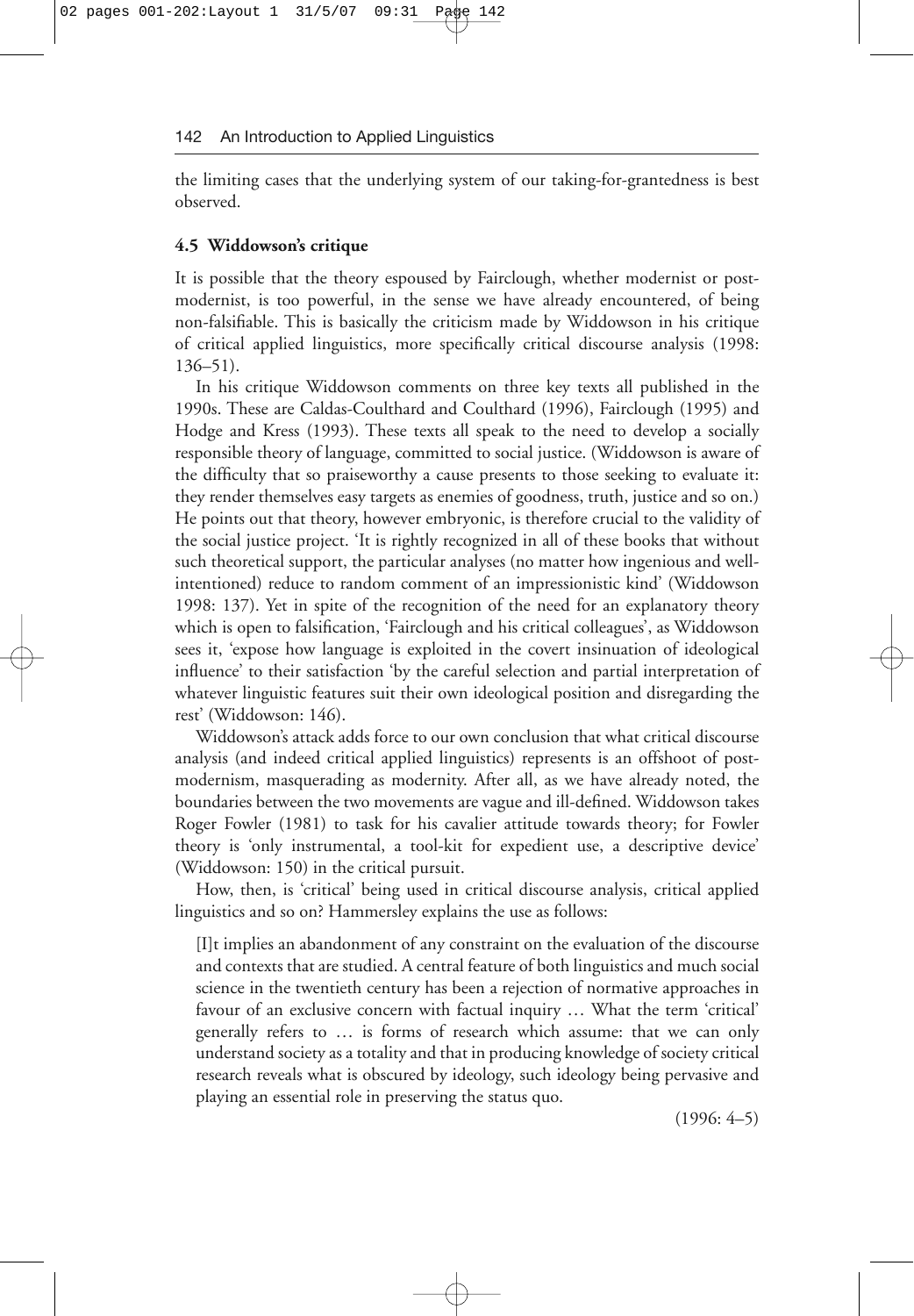the limiting cases that the underlying system of our taking-for-grantedness is best observed.

### 4.5 Widdowson's critique

It is possible that the theory espoused by Fairclough, whether modernist or post-modernist, is too powerful, in the sense we have already encountered, of being non-falsifiable. This is basically the criticism made by Widdowson in his critique of critical applied linguistics, more specifically critical discourse analysis (1998: 136–51).

In his critique Widdowson comments on three key texts all published in the 1990s. These are Caldas-Coulthard and Coulthard (1996), Fairclough (1995) and Hodge and Kress (1993). These texts all speak to the need to develop a socially responsible theory of language, committed to social justice. (Widdowson is aware of the difficulty that so praiseworthy a cause presents to those seeking to evaluate it: they render themselves easy targets as enemies of goodness, truth, justice and so on.) He points out that theory, however embryonic, is therefore crucial to the validity of the social justice project. 'It is rightly recognized in all of these books that without such theoretical support, the particular analyses (no matter how ingenious and well-intentioned) reduce to random comment of an impressionistic kind' (Widdowson 1998: 137). Yet in spite of the recognition of the need for an explanatory theory which is open to falsification, 'Fairclough and his critical colleagues', as Widdowson sees it, 'expose how language is exploited in the covert insinuation of ideological influence' to their satisfaction 'by the careful selection and partial interpretation of whatever linguistic features suit their own ideological position and disregarding the rest' (Widdowson: 146).

Widdowson's attack adds force to our own conclusion that what critical discourse analysis (and indeed critical applied linguistics) represents is an offshoot of post-modernism, masquerading as modernity. After all, as we have already noted, the boundaries between the two movements are vague and ill-defined. Widdowson takes Roger Fowler (1981) to task for his cavalier attitude towards theory; for Fowler theory is 'only instrumental, a tool-kit for expedient use, a descriptive device' (Widdowson: 150) in the critical pursuit.

How, then, is 'critical' being used in critical discourse analysis, critical applied linguistics and so on? Hammersley explains the use as follows:

> [I]t implies an abandonment of any constraint on the evaluation of the discourse and contexts that are studied. A central feature of both linguistics and much social science in the twentieth century has been a rejection of normative approaches in favour of an exclusive concern with factual inquiry … What the term 'critical' generally refers to … is forms of research which assume: that we can only understand society as a totality and that in producing knowledge of society critical research reveals what is obscured by ideology, such ideology being pervasive and playing an essential role in preserving the status quo.
>
> (1996: 4–5)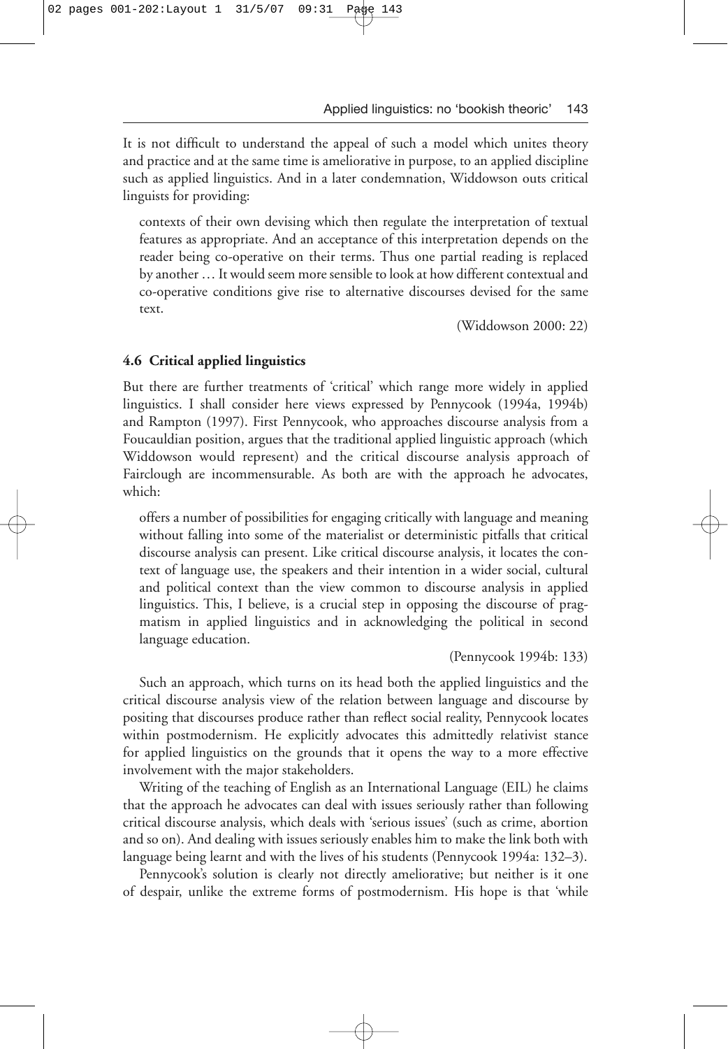It is not difficult to understand the appeal of such a model which unites theory and practice and at the same time is ameliorative in purpose, to an applied discipline such as applied linguistics. And in a later condemnation, Widdowson outs critical linguists for providing:

> contexts of their own devising which then regulate the interpretation of textual features as appropriate. And an acceptance of this interpretation depends on the reader being co-operative on their terms. Thus one partial reading is replaced by another … It would seem more sensible to look at how different contextual and co-operative conditions give rise to alternative discourses devised for the same text.
>
> (Widdowson 2000: 22)

### 4.6 Critical applied linguistics

But there are further treatments of 'critical' which range more widely in applied linguistics. I shall consider here views expressed by Pennycook (1994a, 1994b) and Rampton (1997). First Pennycook, who approaches discourse analysis from a Foucauldian position, argues that the traditional applied linguistic approach (which Widdowson would represent) and the critical discourse analysis approach of Fairclough are incommensurable. As both are with the approach he advocates, which:

> offers a number of possibilities for engaging critically with language and meaning without falling into some of the materialist or deterministic pitfalls that critical discourse analysis can present. Like critical discourse analysis, it locates the context of language use, the speakers and their intention in a wider social, cultural and political context than the view common to discourse analysis in applied linguistics. This, I believe, is a crucial step in opposing the discourse of pragmatism in applied linguistics and in acknowledging the political in second language education.
>
> (Pennycook 1994b: 133)

Such an approach, which turns on its head both the applied linguistics and the critical discourse analysis view of the relation between language and discourse by positing that discourses produce rather than reflect social reality, Pennycook locates within postmodernism. He explicitly advocates this admittedly relativist stance for applied linguistics on the grounds that it opens the way to a more effective involvement with the major stakeholders.

Writing of the teaching of English as an International Language (EIL) he claims that the approach he advocates can deal with issues seriously rather than following critical discourse analysis, which deals with 'serious issues' (such as crime, abortion and so on). And dealing with issues seriously enables him to make the link both with language being learnt and with the lives of his students (Pennycook 1994a: 132–3).

Pennycook's solution is clearly not directly ameliorative; but neither is it one of despair, unlike the extreme forms of postmodernism. His hope is that 'while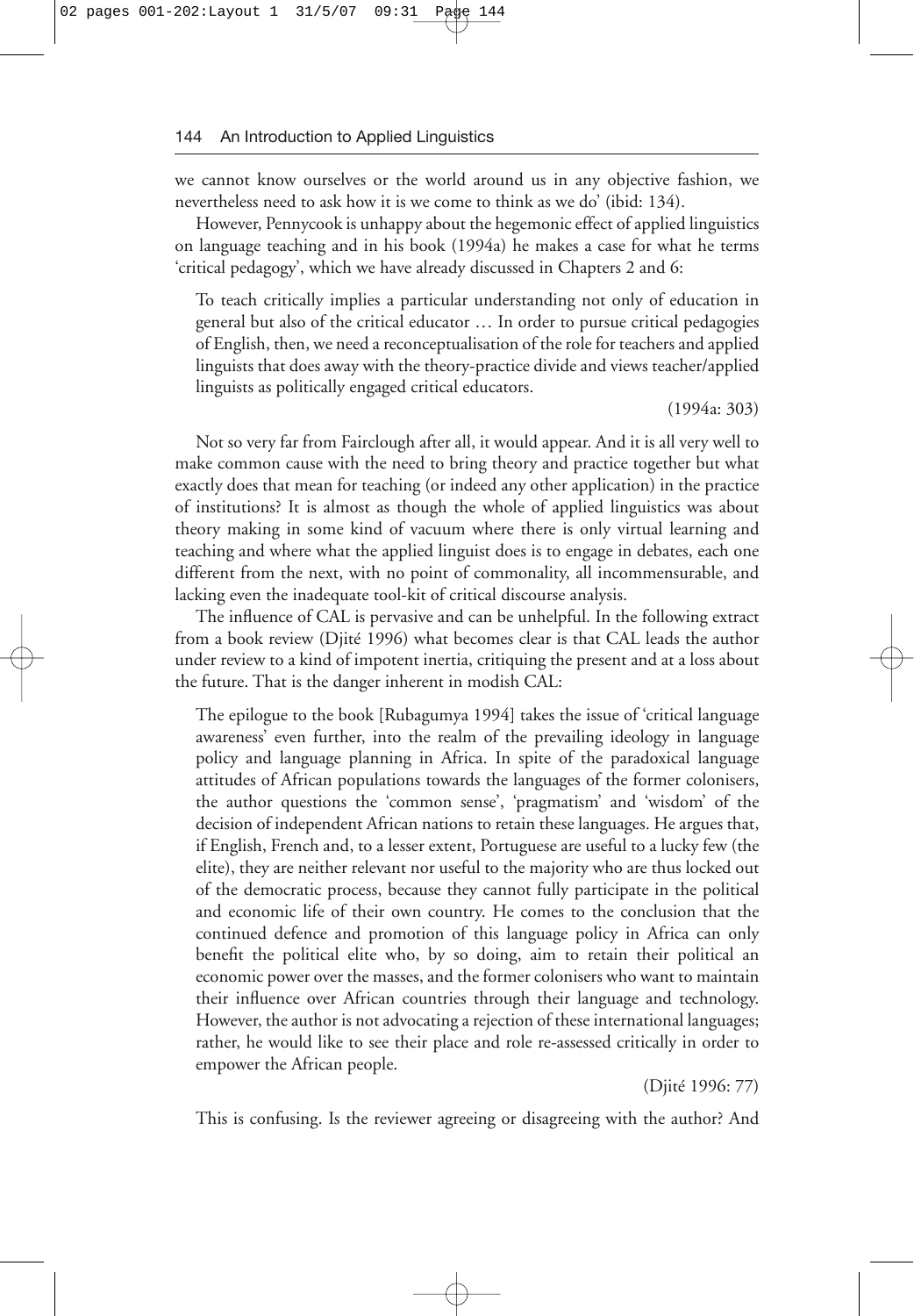we cannot know ourselves or the world around us in any objective fashion, we nevertheless need to ask how it is we come to think as we do' (ibid: 134).

However, Pennycook is unhappy about the hegemonic effect of applied linguistics on language teaching and in his book (1994a) he makes a case for what he terms 'critical pedagogy', which we have already discussed in Chapters 2 and 6:

> To teach critically implies a particular understanding not only of education in general but also of the critical educator … In order to pursue critical pedagogies of English, then, we need a reconceptualisation of the role for teachers and applied linguists that does away with the theory-practice divide and views teacher/applied linguists as politically engaged critical educators.
>
> (1994a: 303)

Not so very far from Fairclough after all, it would appear. And it is all very well to make common cause with the need to bring theory and practice together but what exactly does that mean for teaching (or indeed any other application) in the practice of institutions? It is almost as though the whole of applied linguistics was about theory making in some kind of vacuum where there is only virtual learning and teaching and where what the applied linguist does is to engage in debates, each one different from the next, with no point of commonality, all incommensurable, and lacking even the inadequate tool-kit of critical discourse analysis.

The influence of CAL is pervasive and can be unhelpful. In the following extract from a book review (Djité 1996) what becomes clear is that CAL leads the author under review to a kind of impotent inertia, critiquing the present and at a loss about the future. That is the danger inherent in modish CAL:

> The epilogue to the book [Rubagumya 1994] takes the issue of 'critical language awareness' even further, into the realm of the prevailing ideology in language policy and language planning in Africa. In spite of the paradoxical language attitudes of African populations towards the languages of the former colonisers, the author questions the 'common sense', 'pragmatism' and 'wisdom' of the decision of independent African nations to retain these languages. He argues that, if English, French and, to a lesser extent, Portuguese are useful to a lucky few (the elite), they are neither relevant nor useful to the majority who are thus locked out of the democratic process, because they cannot fully participate in the political and economic life of their own country. He comes to the conclusion that the continued defence and promotion of this language policy in Africa can only benefit the political elite who, by so doing, aim to retain their political an economic power over the masses, and the former colonisers who want to maintain their influence over African countries through their language and technology. However, the author is not advocating a rejection of these international languages; rather, he would like to see their place and role re-assessed critically in order to empower the African people.
>
> (Djité 1996: 77)

This is confusing. Is the reviewer agreeing or disagreeing with the author? And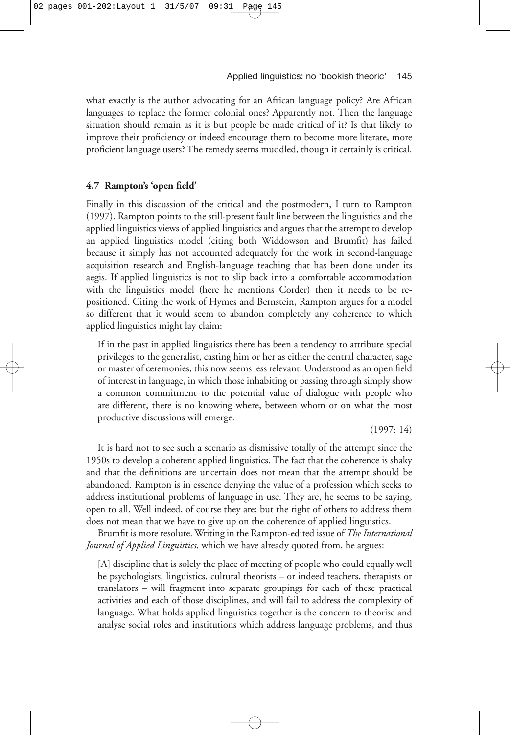what exactly is the author advocating for an African language policy? Are African languages to replace the former colonial ones? Apparently not. Then the language situation should remain as it is but people be made critical of it? Is that likely to improve their proficiency or indeed encourage them to become more literate, more proficient language users? The remedy seems muddled, though it certainly is critical.

### 4.7 Rampton's 'open field'

Finally in this discussion of the critical and the postmodern, I turn to Rampton (1997). Rampton points to the still-present fault line between the linguistics and the applied linguistics views of applied linguistics and argues that the attempt to develop an applied linguistics model (citing both Widdowson and Brumfit) has failed because it simply has not accounted adequately for the work in second-language acquisition research and English-language teaching that has been done under its aegis. If applied linguistics is not to slip back into a comfortable accommodation with the linguistics model (here he mentions Corder) then it needs to be re-positioned. Citing the work of Hymes and Bernstein, Rampton argues for a model so different that it would seem to abandon completely any coherence to which applied linguistics might lay claim:

> If in the past in applied linguistics there has been a tendency to attribute special privileges to the generalist, casting him or her as either the central character, sage or master of ceremonies, this now seems less relevant. Understood as an open field of interest in language, in which those inhabiting or passing through simply show a common commitment to the potential value of dialogue with people who are different, there is no knowing where, between whom or on what the most productive discussions will emerge.
>
> (1997: 14)

It is hard not to see such a scenario as dismissive totally of the attempt since the 1950s to develop a coherent applied linguistics. The fact that the coherence is shaky and that the definitions are uncertain does not mean that the attempt should be abandoned. Rampton is in essence denying the value of a profession which seeks to address institutional problems of language in use. They are, he seems to be saying, open to all. Well indeed, of course they are; but the right of others to address them does not mean that we have to give up on the coherence of applied linguistics.

Brumfit is more resolute. Writing in the Rampton-edited issue of *The International Journal of Applied Linguistics*, which we have already quoted from, he argues:

> [A] discipline that is solely the place of meeting of people who could equally well be psychologists, linguistics, cultural theorists – or indeed teachers, therapists or translators – will fragment into separate groupings for each of these practical activities and each of those disciplines, and will fail to address the complexity of language. What holds applied linguistics together is the concern to theorise and analyse social roles and institutions which address language problems, and thus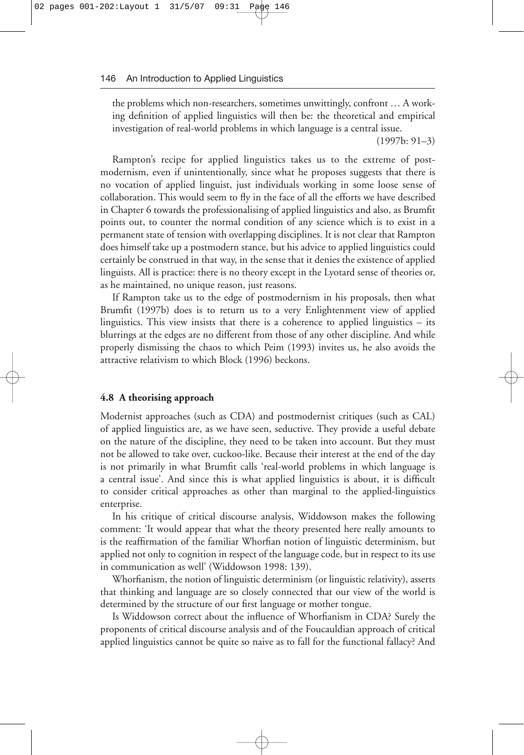the problems which non-researchers, sometimes unwittingly, confront … A working definition of applied linguistics will then be: the theoretical and empirical investigation of real-world problems in which language is a central issue.

(1997b: 91–3)

Rampton's recipe for applied linguistics takes us to the extreme of postmodernism, even if unintentionally, since what he proposes suggests that there is no vocation of applied linguist, just individuals working in some loose sense of collaboration. This would seem to fly in the face of all the efforts we have described in Chapter 6 towards the professionalising of applied linguistics and also, as Brumfit points out, to counter the normal condition of any science which is to exist in a permanent state of tension with overlapping disciplines. It is not clear that Rampton does himself take up a postmodern stance, but his advice to applied linguistics could certainly be construed in that way, in the sense that it denies the existence of applied linguists. All is practice: there is no theory except in the Lyotard sense of theories or, as he maintained, no unique reason, just reasons.

If Rampton take us to the edge of postmodernism in his proposals, then what Brumfit (1997b) does is to return us to a very Enlightenment view of applied linguistics. This view insists that there is a coherence to applied linguistics – its blurrings at the edges are no different from those of any other discipline. And while properly dismissing the chaos to which Peim (1993) invites us, he also avoids the attractive relativism to which Block (1996) beckons.

## 4.8 A theorising approach

Modernist approaches (such as CDA) and postmodernist critiques (such as CAL) of applied linguistics are, as we have seen, seductive. They provide a useful debate on the nature of the discipline, they need to be taken into account. But they must not be allowed to take over, cuckoo-like. Because their interest at the end of the day is not primarily in what Brumfit calls 'real-world problems in which language is a central issue'. And since this is what applied linguistics is about, it is difficult to consider critical approaches as other than marginal to the applied-linguistics enterprise.

In his critique of critical discourse analysis, Widdowson makes the following comment: 'It would appear that what the theory presented here really amounts to is the reaffirmation of the familiar Whorfian notion of linguistic determinism, but applied not only to cognition in respect of the language code, but in respect to its use in communication as well' (Widdowson 1998: 139).

Whorfianism, the notion of linguistic determinism (or linguistic relativity), asserts that thinking and language are so closely connected that our view of the world is determined by the structure of our first language or mother tongue.

Is Widdowson correct about the influence of Whorfianism in CDA? Surely the proponents of critical discourse analysis and of the Foucauldian approach of critical applied linguistics cannot be quite so naive as to fall for the functional fallacy? And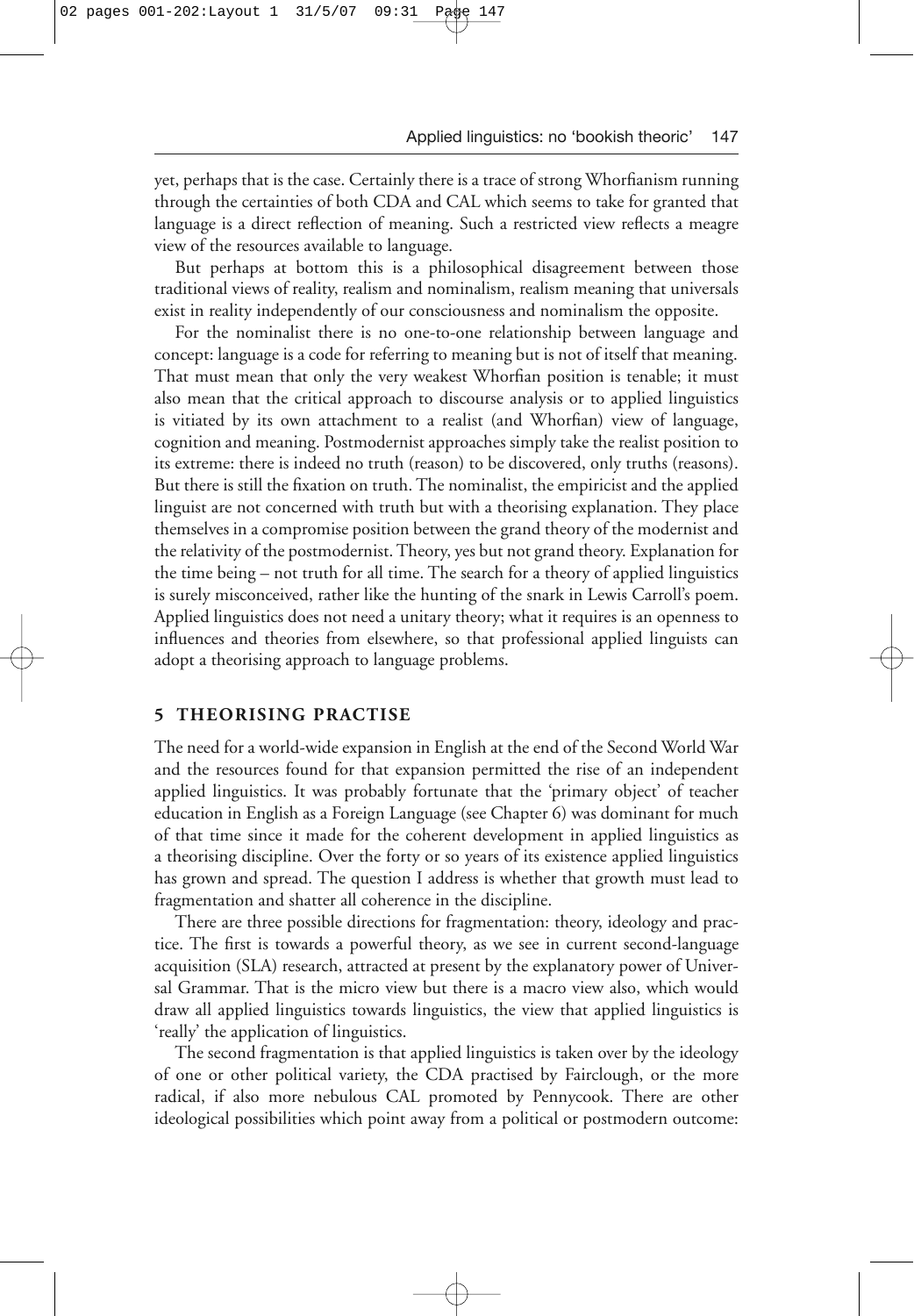yet, perhaps that is the case. Certainly there is a trace of strong Whorfianism running through the certainties of both CDA and CAL which seems to take for granted that language is a direct reflection of meaning. Such a restricted view reflects a meagre view of the resources available to language.

But perhaps at bottom this is a philosophical disagreement between those traditional views of reality, realism and nominalism, realism meaning that universals exist in reality independently of our consciousness and nominalism the opposite.

For the nominalist there is no one-to-one relationship between language and concept: language is a code for referring to meaning but is not of itself that meaning. That must mean that only the very weakest Whorfian position is tenable; it must also mean that the critical approach to discourse analysis or to applied linguistics is vitiated by its own attachment to a realist (and Whorfian) view of language, cognition and meaning. Postmodernist approaches simply take the realist position to its extreme: there is indeed no truth (reason) to be discovered, only truths (reasons). But there is still the fixation on truth. The nominalist, the empiricist and the applied linguist are not concerned with truth but with a theorising explanation. They place themselves in a compromise position between the grand theory of the modernist and the relativity of the postmodernist. Theory, yes but not grand theory. Explanation for the time being – not truth for all time. The search for a theory of applied linguistics is surely misconceived, rather like the hunting of the snark in Lewis Carroll's poem. Applied linguistics does not need a unitary theory; what it requires is an openness to influences and theories from elsewhere, so that professional applied linguists can adopt a theorising approach to language problems.

## 5 THEORISING PRACTISE

The need for a world-wide expansion in English at the end of the Second World War and the resources found for that expansion permitted the rise of an independent applied linguistics. It was probably fortunate that the 'primary object' of teacher education in English as a Foreign Language (see Chapter 6) was dominant for much of that time since it made for the coherent development in applied linguistics as a theorising discipline. Over the forty or so years of its existence applied linguistics has grown and spread. The question I address is whether that growth must lead to fragmentation and shatter all coherence in the discipline.

There are three possible directions for fragmentation: theory, ideology and practice. The first is towards a powerful theory, as we see in current second-language acquisition (SLA) research, attracted at present by the explanatory power of Universal Grammar. That is the micro view but there is a macro view also, which would draw all applied linguistics towards linguistics, the view that applied linguistics is 'really' the application of linguistics.

The second fragmentation is that applied linguistics is taken over by the ideology of one or other political variety, the CDA practised by Fairclough, or the more radical, if also more nebulous CAL promoted by Pennycook. There are other ideological possibilities which point away from a political or postmodern outcome: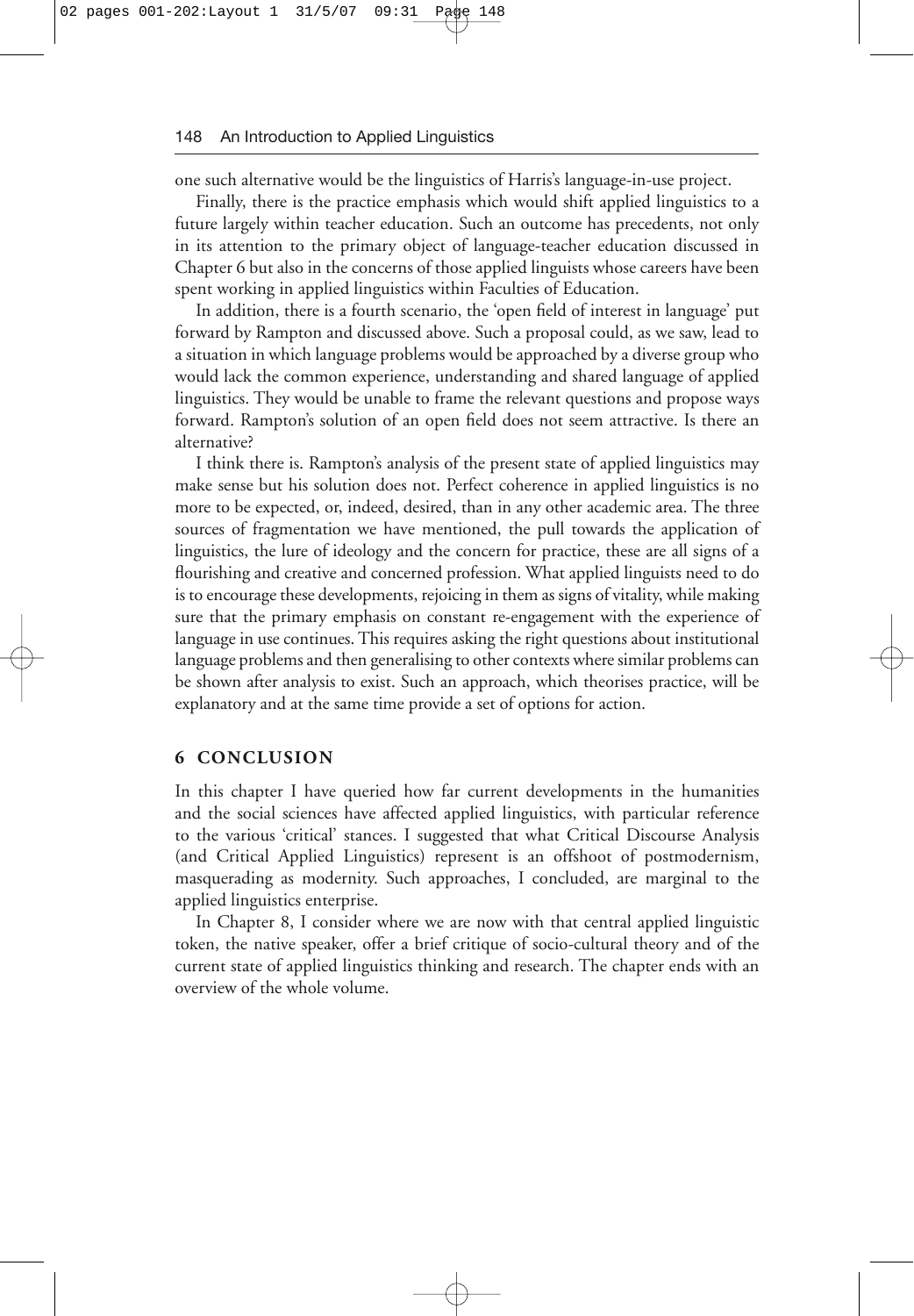one such alternative would be the linguistics of Harris's language-in-use project.

Finally, there is the practice emphasis which would shift applied linguistics to a future largely within teacher education. Such an outcome has precedents, not only in its attention to the primary object of language-teacher education discussed in Chapter 6 but also in the concerns of those applied linguists whose careers have been spent working in applied linguistics within Faculties of Education.

In addition, there is a fourth scenario, the 'open field of interest in language' put forward by Rampton and discussed above. Such a proposal could, as we saw, lead to a situation in which language problems would be approached by a diverse group who would lack the common experience, understanding and shared language of applied linguistics. They would be unable to frame the relevant questions and propose ways forward. Rampton's solution of an open field does not seem attractive. Is there an alternative?

I think there is. Rampton's analysis of the present state of applied linguistics may make sense but his solution does not. Perfect coherence in applied linguistics is no more to be expected, or, indeed, desired, than in any other academic area. The three sources of fragmentation we have mentioned, the pull towards the application of linguistics, the lure of ideology and the concern for practice, these are all signs of a flourishing and creative and concerned profession. What applied linguists need to do is to encourage these developments, rejoicing in them as signs of vitality, while making sure that the primary emphasis on constant re-engagement with the experience of language in use continues. This requires asking the right questions about institutional language problems and then generalising to other contexts where similar problems can be shown after analysis to exist. Such an approach, which theorises practice, will be explanatory and at the same time provide a set of options for action.

## 6 CONCLUSION

In this chapter I have queried how far current developments in the humanities and the social sciences have affected applied linguistics, with particular reference to the various 'critical' stances. I suggested that what Critical Discourse Analysis (and Critical Applied Linguistics) represent is an offshoot of postmodernism, masquerading as modernity. Such approaches, I concluded, are marginal to the applied linguistics enterprise.

In Chapter 8, I consider where we are now with that central applied linguistic token, the native speaker, offer a brief critique of socio-cultural theory and of the current state of applied linguistics thinking and research. The chapter ends with an overview of the whole volume.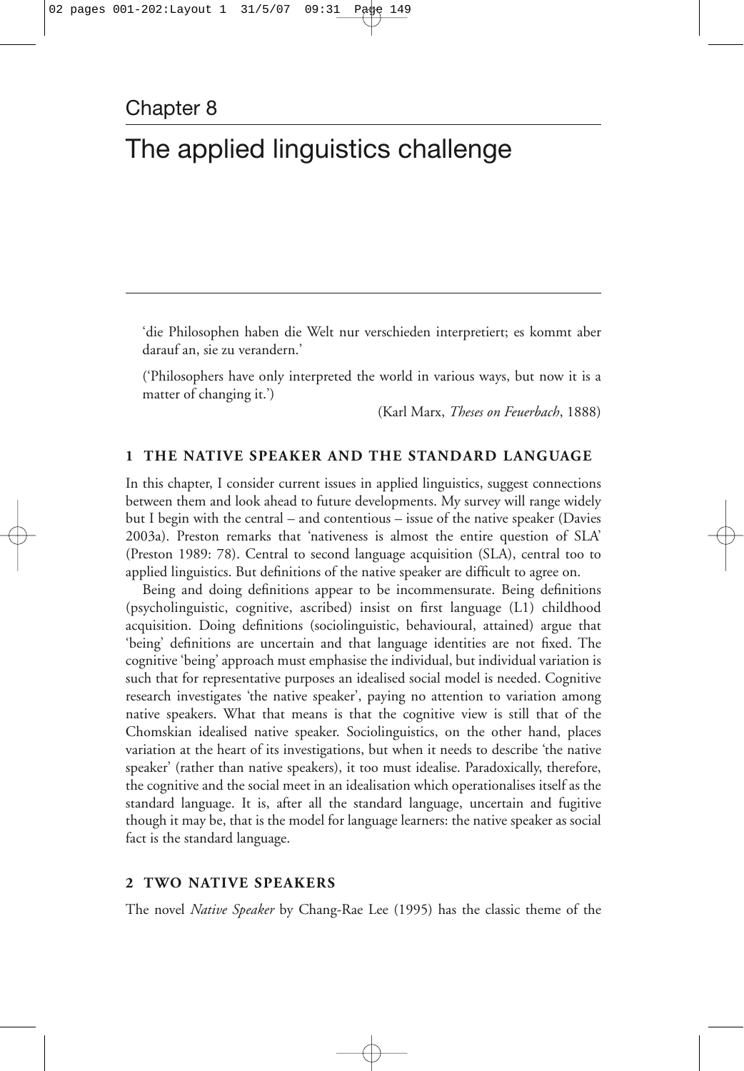# Chapter 8

# The applied linguistics challenge

'die Philosophen haben die Welt nur verschieden interpretiert; es kommt aber darauf an, sie zu verandern.'

('Philosophers have only interpreted the world in various ways, but now it is a matter of changing it.')

(Karl Marx, *Theses on Feuerbach*, 1888)

## 1 THE NATIVE SPEAKER AND THE STANDARD LANGUAGE

In this chapter, I consider current issues in applied linguistics, suggest connections between them and look ahead to future developments. My survey will range widely but I begin with the central – and contentious – issue of the native speaker (Davies 2003a). Preston remarks that 'nativeness is almost the entire question of SLA' (Preston 1989: 78). Central to second language acquisition (SLA), central too to applied linguistics. But definitions of the native speaker are difficult to agree on.

Being and doing definitions appear to be incommensurate. Being definitions (psycholinguistic, cognitive, ascribed) insist on first language (L1) childhood acquisition. Doing definitions (sociolinguistic, behavioural, attained) argue that 'being' definitions are uncertain and that language identities are not fixed. The cognitive 'being' approach must emphasise the individual, but individual variation is such that for representative purposes an idealised social model is needed. Cognitive research investigates 'the native speaker', paying no attention to variation among native speakers. What that means is that the cognitive view is still that of the Chomskian idealised native speaker. Sociolinguistics, on the other hand, places variation at the heart of its investigations, but when it needs to describe 'the native speaker' (rather than native speakers), it too must idealise. Paradoxically, therefore, the cognitive and the social meet in an idealisation which operationalises itself as the standard language. It is, after all the standard language, uncertain and fugitive though it may be, that is the model for language learners: the native speaker as social fact is the standard language.

## 2 TWO NATIVE SPEAKERS

The novel *Native Speaker* by Chang-Rae Lee (1995) has the classic theme of the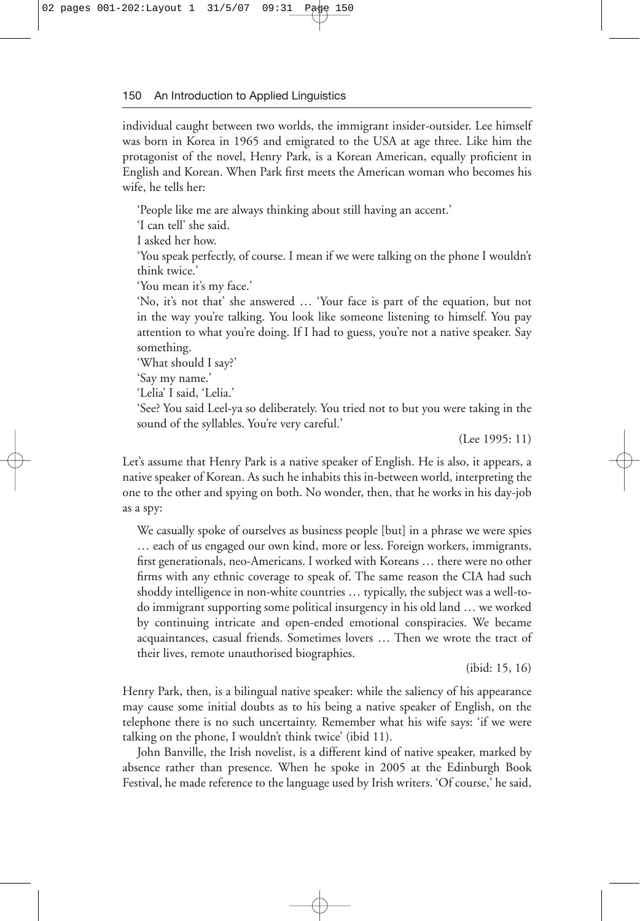individual caught between two worlds, the immigrant insider-outsider. Lee himself was born in Korea in 1965 and emigrated to the USA at age three. Like him the protagonist of the novel, Henry Park, is a Korean American, equally proficient in English and Korean. When Park first meets the American woman who becomes his wife, he tells her:

> 'People like me are always thinking about still having an accent.'
>
> 'I can tell' she said.
>
> I asked her how.
>
> 'You speak perfectly, of course. I mean if we were talking on the phone I wouldn't think twice.'
>
> 'You mean it's my face.'
>
> 'No, it's not that' she answered … 'Your face is part of the equation, but not in the way you're talking. You look like someone listening to himself. You pay attention to what you're doing. If I had to guess, you're not a native speaker. Say something.
>
> 'What should I say?'
>
> 'Say my name.'
>
> 'Lelia' I said, 'Lelia.'
>
> 'See? You said Leel-ya so deliberately. You tried not to but you were taking in the sound of the syllables. You're very careful.'
>
> (Lee 1995: 11)

Let's assume that Henry Park is a native speaker of English. He is also, it appears, a native speaker of Korean. As such he inhabits this in-between world, interpreting the one to the other and spying on both. No wonder, then, that he works in his day-job as a spy:

> We casually spoke of ourselves as business people [but] in a phrase we were spies … each of us engaged our own kind, more or less. Foreign workers, immigrants, first generationals, neo-Americans. I worked with Koreans … there were no other firms with any ethnic coverage to speak of. The same reason the CIA had such shoddy intelligence in non-white countries … typically, the subject was a well-to-do immigrant supporting some political insurgency in his old land … we worked by continuing intricate and open-ended emotional conspiracies. We became acquaintances, casual friends. Sometimes lovers … Then we wrote the tract of their lives, remote unauthorised biographies.
>
> (ibid: 15, 16)

Henry Park, then, is a bilingual native speaker: while the saliency of his appearance may cause some initial doubts as to his being a native speaker of English, on the telephone there is no such uncertainty. Remember what his wife says: 'if we were talking on the phone, I wouldn't think twice' (ibid 11).

John Banville, the Irish novelist, is a different kind of native speaker, marked by absence rather than presence. When he spoke in 2005 at the Edinburgh Book Festival, he made reference to the language used by Irish writers. 'Of course,' he said,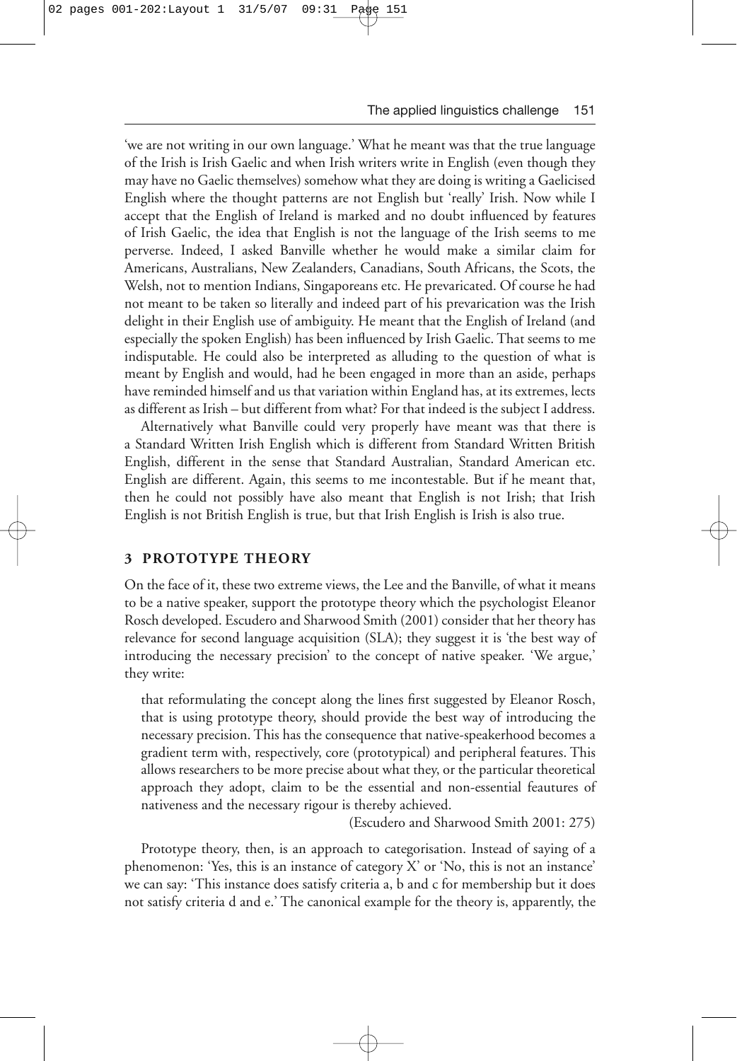'we are not writing in our own language.' What he meant was that the true language of the Irish is Irish Gaelic and when Irish writers write in English (even though they may have no Gaelic themselves) somehow what they are doing is writing a Gaelicised English where the thought patterns are not English but 'really' Irish. Now while I accept that the English of Ireland is marked and no doubt influenced by features of Irish Gaelic, the idea that English is not the language of the Irish seems to me perverse. Indeed, I asked Banville whether he would make a similar claim for Americans, Australians, New Zealanders, Canadians, South Africans, the Scots, the Welsh, not to mention Indians, Singaporeans etc. He prevaricated. Of course he had not meant to be taken so literally and indeed part of his prevarication was the Irish delight in their English use of ambiguity. He meant that the English of Ireland (and especially the spoken English) has been influenced by Irish Gaelic. That seems to me indisputable. He could also be interpreted as alluding to the question of what is meant by English and would, had he been engaged in more than an aside, perhaps have reminded himself and us that variation within England has, at its extremes, lects as different as Irish – but different from what? For that indeed is the subject I address.

Alternatively what Banville could very properly have meant was that there is a Standard Written Irish English which is different from Standard Written British English, different in the sense that Standard Australian, Standard American etc. English are different. Again, this seems to me incontestable. But if he meant that, then he could not possibly have also meant that English is not Irish; that Irish English is not British English is true, but that Irish English is Irish is also true.

## 3 PROTOTYPE THEORY

On the face of it, these two extreme views, the Lee and the Banville, of what it means to be a native speaker, support the prototype theory which the psychologist Eleanor Rosch developed. Escudero and Sharwood Smith (2001) consider that her theory has relevance for second language acquisition (SLA); they suggest it is 'the best way of introducing the necessary precision' to the concept of native speaker. 'We argue,' they write:

> that reformulating the concept along the lines first suggested by Eleanor Rosch, that is using prototype theory, should provide the best way of introducing the necessary precision. This has the consequence that native-speakerhood becomes a gradient term with, respectively, core (prototypical) and peripheral features. This allows researchers to be more precise about what they, or the particular theoretical approach they adopt, claim to be the essential and non-essential feautures of nativeness and the necessary rigour is thereby achieved.
>
> (Escudero and Sharwood Smith 2001: 275)

Prototype theory, then, is an approach to categorisation. Instead of saying of a phenomenon: 'Yes, this is an instance of category X' or 'No, this is not an instance' we can say: 'This instance does satisfy criteria a, b and c for membership but it does not satisfy criteria d and e.' The canonical example for the theory is, apparently, the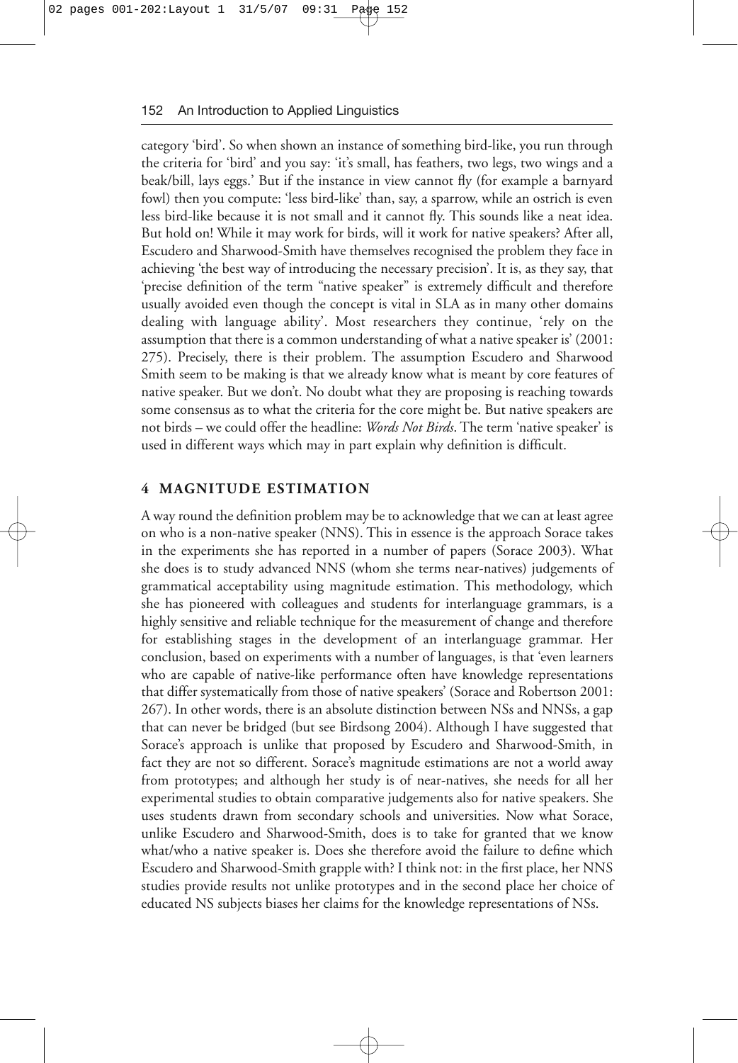category 'bird'. So when shown an instance of something bird-like, you run through the criteria for 'bird' and you say: 'it's small, has feathers, two legs, two wings and a beak/bill, lays eggs.' But if the instance in view cannot fly (for example a barnyard fowl) then you compute: 'less bird-like' than, say, a sparrow, while an ostrich is even less bird-like because it is not small and it cannot fly. This sounds like a neat idea. But hold on! While it may work for birds, will it work for native speakers? After all, Escudero and Sharwood-Smith have themselves recognised the problem they face in achieving 'the best way of introducing the necessary precision'. It is, as they say, that 'precise definition of the term "native speaker" is extremely difficult and therefore usually avoided even though the concept is vital in SLA as in many other domains dealing with language ability'. Most researchers they continue, 'rely on the assumption that there is a common understanding of what a native speaker is' (2001: 275). Precisely, there is their problem. The assumption Escudero and Sharwood Smith seem to be making is that we already know what is meant by core features of native speaker. But we don't. No doubt what they are proposing is reaching towards some consensus as to what the criteria for the core might be. But native speakers are not birds – we could offer the headline: *Words Not Birds*. The term 'native speaker' is used in different ways which may in part explain why definition is difficult.

## 4 MAGNITUDE ESTIMATION

A way round the definition problem may be to acknowledge that we can at least agree on who is a non-native speaker (NNS). This in essence is the approach Sorace takes in the experiments she has reported in a number of papers (Sorace 2003). What she does is to study advanced NNS (whom she terms near-natives) judgements of grammatical acceptability using magnitude estimation. This methodology, which she has pioneered with colleagues and students for interlanguage grammars, is a highly sensitive and reliable technique for the measurement of change and therefore for establishing stages in the development of an interlanguage grammar. Her conclusion, based on experiments with a number of languages, is that 'even learners who are capable of native-like performance often have knowledge representations that differ systematically from those of native speakers' (Sorace and Robertson 2001: 267). In other words, there is an absolute distinction between NSs and NNSs, a gap that can never be bridged (but see Birdsong 2004). Although I have suggested that Sorace's approach is unlike that proposed by Escudero and Sharwood-Smith, in fact they are not so different. Sorace's magnitude estimations are not a world away from prototypes; and although her study is of near-natives, she needs for all her experimental studies to obtain comparative judgements also for native speakers. She uses students drawn from secondary schools and universities. Now what Sorace, unlike Escudero and Sharwood-Smith, does is to take for granted that we know what/who a native speaker is. Does she therefore avoid the failure to define which Escudero and Sharwood-Smith grapple with? I think not: in the first place, her NNS studies provide results not unlike prototypes and in the second place her choice of educated NS subjects biases her claims for the knowledge representations of NSs.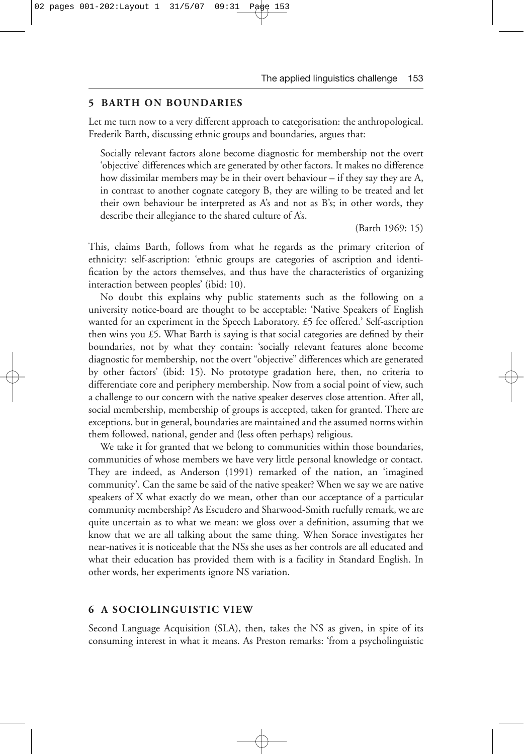## 5 BARTH ON BOUNDARIES

Let me turn now to a very different approach to categorisation: the anthropological. Frederik Barth, discussing ethnic groups and boundaries, argues that:

> Socially relevant factors alone become diagnostic for membership not the overt 'objective' differences which are generated by other factors. It makes no difference how dissimilar members may be in their overt behaviour – if they say they are A, in contrast to another cognate category B, they are willing to be treated and let their own behaviour be interpreted as A's and not as B's; in other words, they describe their allegiance to the shared culture of A's.
>
> (Barth 1969: 15)

This, claims Barth, follows from what he regards as the primary criterion of ethnicity: self-ascription: 'ethnic groups are categories of ascription and identification by the actors themselves, and thus have the characteristics of organizing interaction between peoples' (ibid: 10).

No doubt this explains why public statements such as the following on a university notice-board are thought to be acceptable: 'Native Speakers of English wanted for an experiment in the Speech Laboratory. £5 fee offered.' Self-ascription then wins you £5. What Barth is saying is that social categories are defined by their boundaries, not by what they contain: 'socially relevant features alone become diagnostic for membership, not the overt "objective" differences which are generated by other factors' (ibid: 15). No prototype gradation here, then, no criteria to differentiate core and periphery membership. Now from a social point of view, such a challenge to our concern with the native speaker deserves close attention. After all, social membership, membership of groups is accepted, taken for granted. There are exceptions, but in general, boundaries are maintained and the assumed norms within them followed, national, gender and (less often perhaps) religious.

We take it for granted that we belong to communities within those boundaries, communities of whose members we have very little personal knowledge or contact. They are indeed, as Anderson (1991) remarked of the nation, an 'imagined community'. Can the same be said of the native speaker? When we say we are native speakers of X what exactly do we mean, other than our acceptance of a particular community membership? As Escudero and Sharwood-Smith ruefully remark, we are quite uncertain as to what we mean: we gloss over a definition, assuming that we know that we are all talking about the same thing. When Sorace investigates her near-natives it is noticeable that the NSs she uses as her controls are all educated and what their education has provided them with is a facility in Standard English. In other words, her experiments ignore NS variation.

## 6 A SOCIOLINGUISTIC VIEW

Second Language Acquisition (SLA), then, takes the NS as given, in spite of its consuming interest in what it means. As Preston remarks: 'from a psycholinguistic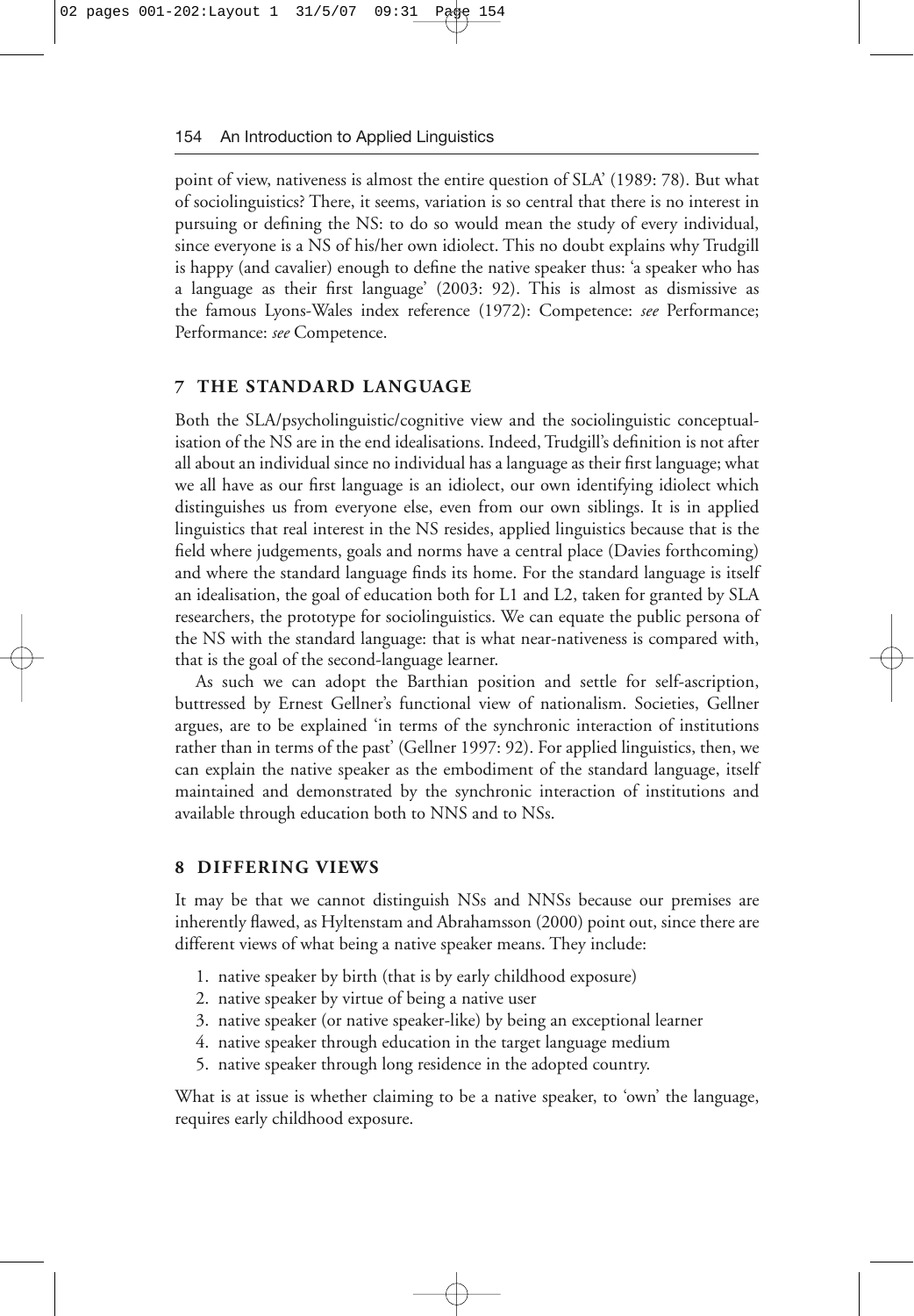point of view, nativeness is almost the entire question of SLA' (1989: 78). But what of sociolinguistics? There, it seems, variation is so central that there is no interest in pursuing or defining the NS: to do so would mean the study of every individual, since everyone is a NS of his/her own idiolect. This no doubt explains why Trudgill is happy (and cavalier) enough to define the native speaker thus: 'a speaker who has a language as their first language' (2003: 92). This is almost as dismissive as the famous Lyons-Wales index reference (1972): Competence: *see* Performance; Performance: *see* Competence.

## 7 THE STANDARD LANGUAGE

Both the SLA/psycholinguistic/cognitive view and the sociolinguistic conceptualisation of the NS are in the end idealisations. Indeed, Trudgill's definition is not after all about an individual since no individual has a language as their first language; what we all have as our first language is an idiolect, our own identifying idiolect which distinguishes us from everyone else, even from our own siblings. It is in applied linguistics that real interest in the NS resides, applied linguistics because that is the field where judgements, goals and norms have a central place (Davies forthcoming) and where the standard language finds its home. For the standard language is itself an idealisation, the goal of education both for L1 and L2, taken for granted by SLA researchers, the prototype for sociolinguistics. We can equate the public persona of the NS with the standard language: that is what near-nativeness is compared with, that is the goal of the second-language learner.

As such we can adopt the Barthian position and settle for self-ascription, buttressed by Ernest Gellner's functional view of nationalism. Societies, Gellner argues, are to be explained 'in terms of the synchronic interaction of institutions rather than in terms of the past' (Gellner 1997: 92). For applied linguistics, then, we can explain the native speaker as the embodiment of the standard language, itself maintained and demonstrated by the synchronic interaction of institutions and available through education both to NNS and to NSs.

## 8 DIFFERING VIEWS

It may be that we cannot distinguish NSs and NNSs because our premises are inherently flawed, as Hyltenstam and Abrahamsson (2000) point out, since there are different views of what being a native speaker means. They include:

1. native speaker by birth (that is by early childhood exposure)
2. native speaker by virtue of being a native user
3. native speaker (or native speaker-like) by being an exceptional learner
4. native speaker through education in the target language medium
5. native speaker through long residence in the adopted country.

What is at issue is whether claiming to be a native speaker, to 'own' the language, requires early childhood exposure.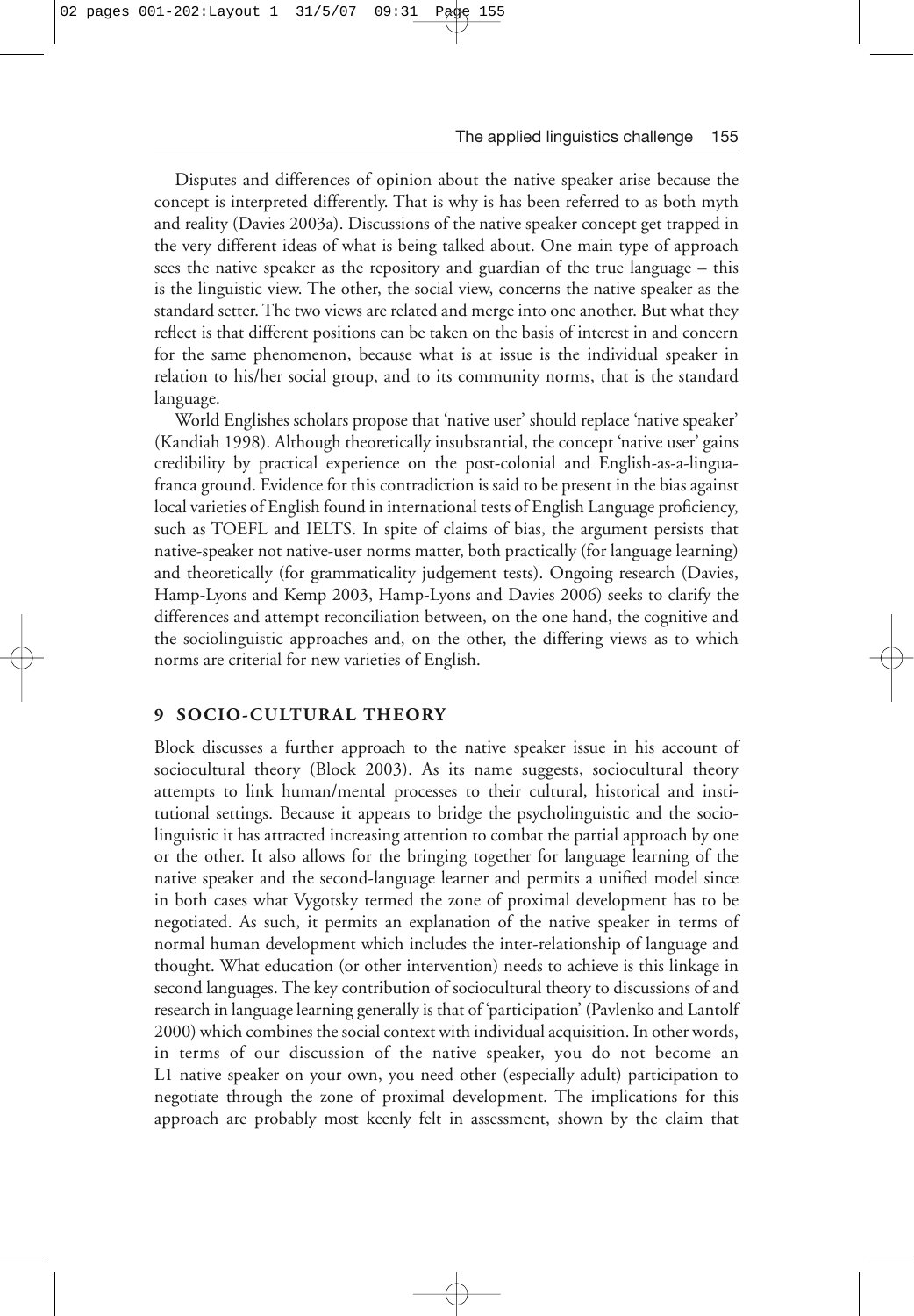Disputes and differences of opinion about the native speaker arise because the concept is interpreted differently. That is why is has been referred to as both myth and reality (Davies 2003a). Discussions of the native speaker concept get trapped in the very different ideas of what is being talked about. One main type of approach sees the native speaker as the repository and guardian of the true language – this is the linguistic view. The other, the social view, concerns the native speaker as the standard setter. The two views are related and merge into one another. But what they reflect is that different positions can be taken on the basis of interest in and concern for the same phenomenon, because what is at issue is the individual speaker in relation to his/her social group, and to its community norms, that is the standard language.

World Englishes scholars propose that 'native user' should replace 'native speaker' (Kandiah 1998). Although theoretically insubstantial, the concept 'native user' gains credibility by practical experience on the post-colonial and English-as-a-lingua-franca ground. Evidence for this contradiction is said to be present in the bias against local varieties of English found in international tests of English Language proficiency, such as TOEFL and IELTS. In spite of claims of bias, the argument persists that native-speaker not native-user norms matter, both practically (for language learning) and theoretically (for grammaticality judgement tests). Ongoing research (Davies, Hamp-Lyons and Kemp 2003, Hamp-Lyons and Davies 2006) seeks to clarify the differences and attempt reconciliation between, on the one hand, the cognitive and the sociolinguistic approaches and, on the other, the differing views as to which norms are criterial for new varieties of English.

## 9 SOCIO-CULTURAL THEORY

Block discusses a further approach to the native speaker issue in his account of sociocultural theory (Block 2003). As its name suggests, sociocultural theory attempts to link human/mental processes to their cultural, historical and institutional settings. Because it appears to bridge the psycholinguistic and the sociolinguistic it has attracted increasing attention to combat the partial approach by one or the other. It also allows for the bringing together for language learning of the native speaker and the second-language learner and permits a unified model since in both cases what Vygotsky termed the zone of proximal development has to be negotiated. As such, it permits an explanation of the native speaker in terms of normal human development which includes the inter-relationship of language and thought. What education (or other intervention) needs to achieve is this linkage in second languages. The key contribution of sociocultural theory to discussions of and research in language learning generally is that of 'participation' (Pavlenko and Lantolf 2000) which combines the social context with individual acquisition. In other words, in terms of our discussion of the native speaker, you do not become an L1 native speaker on your own, you need other (especially adult) participation to negotiate through the zone of proximal development. The implications for this approach are probably most keenly felt in assessment, shown by the claim that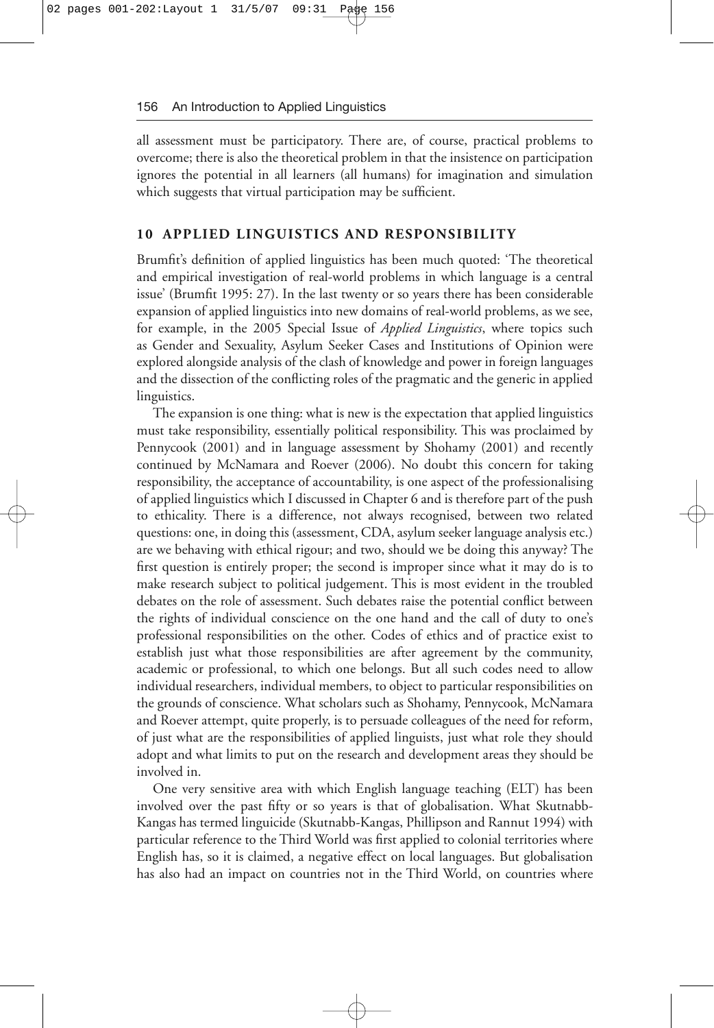all assessment must be participatory. There are, of course, practical problems to overcome; there is also the theoretical problem in that the insistence on participation ignores the potential in all learners (all humans) for imagination and simulation which suggests that virtual participation may be sufficient.

## 10 APPLIED LINGUISTICS AND RESPONSIBILITY

Brumfit's definition of applied linguistics has been much quoted: 'The theoretical and empirical investigation of real-world problems in which language is a central issue' (Brumfit 1995: 27). In the last twenty or so years there has been considerable expansion of applied linguistics into new domains of real-world problems, as we see, for example, in the 2005 Special Issue of *Applied Linguistics*, where topics such as Gender and Sexuality, Asylum Seeker Cases and Institutions of Opinion were explored alongside analysis of the clash of knowledge and power in foreign languages and the dissection of the conflicting roles of the pragmatic and the generic in applied linguistics.

The expansion is one thing: what is new is the expectation that applied linguistics must take responsibility, essentially political responsibility. This was proclaimed by Pennycook (2001) and in language assessment by Shohamy (2001) and recently continued by McNamara and Roever (2006). No doubt this concern for taking responsibility, the acceptance of accountability, is one aspect of the professionalising of applied linguistics which I discussed in Chapter 6 and is therefore part of the push to ethicality. There is a difference, not always recognised, between two related questions: one, in doing this (assessment, CDA, asylum seeker language analysis etc.) are we behaving with ethical rigour; and two, should we be doing this anyway? The first question is entirely proper; the second is improper since what it may do is to make research subject to political judgement. This is most evident in the troubled debates on the role of assessment. Such debates raise the potential conflict between the rights of individual conscience on the one hand and the call of duty to one's professional responsibilities on the other. Codes of ethics and of practice exist to establish just what those responsibilities are after agreement by the community, academic or professional, to which one belongs. But all such codes need to allow individual researchers, individual members, to object to particular responsibilities on the grounds of conscience. What scholars such as Shohamy, Pennycook, McNamara and Roever attempt, quite properly, is to persuade colleagues of the need for reform, of just what are the responsibilities of applied linguists, just what role they should adopt and what limits to put on the research and development areas they should be involved in.

One very sensitive area with which English language teaching (ELT) has been involved over the past fifty or so years is that of globalisation. What Skutnabb-Kangas has termed linguicide (Skutnabb-Kangas, Phillipson and Rannut 1994) with particular reference to the Third World was first applied to colonial territories where English has, so it is claimed, a negative effect on local languages. But globalisation has also had an impact on countries not in the Third World, on countries where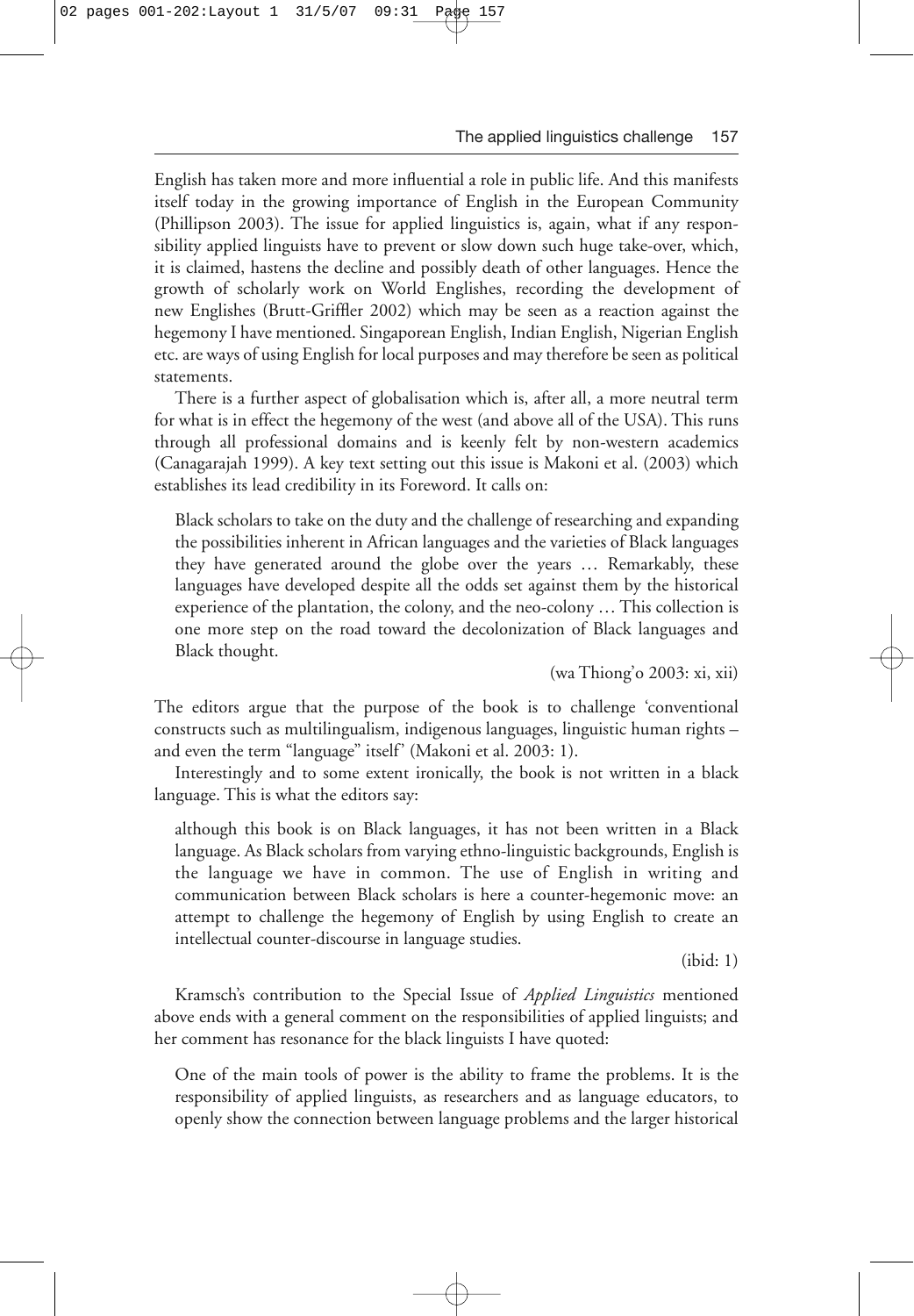English has taken more and more influential a role in public life. And this manifests itself today in the growing importance of English in the European Community (Phillipson 2003). The issue for applied linguistics is, again, what if any responsibility applied linguists have to prevent or slow down such huge take-over, which, it is claimed, hastens the decline and possibly death of other languages. Hence the growth of scholarly work on World Englishes, recording the development of new Englishes (Brutt-Griffler 2002) which may be seen as a reaction against the hegemony I have mentioned. Singaporean English, Indian English, Nigerian English etc. are ways of using English for local purposes and may therefore be seen as political statements.

There is a further aspect of globalisation which is, after all, a more neutral term for what is in effect the hegemony of the west (and above all of the USA). This runs through all professional domains and is keenly felt by non-western academics (Canagarajah 1999). A key text setting out this issue is Makoni et al. (2003) which establishes its lead credibility in its Foreword. It calls on:

> Black scholars to take on the duty and the challenge of researching and expanding the possibilities inherent in African languages and the varieties of Black languages they have generated around the globe over the years … Remarkably, these languages have developed despite all the odds set against them by the historical experience of the plantation, the colony, and the neo-colony … This collection is one more step on the road toward the decolonization of Black languages and Black thought.
>
> (wa Thiong'o 2003: xi, xii)

The editors argue that the purpose of the book is to challenge 'conventional constructs such as multilingualism, indigenous languages, linguistic human rights – and even the term "language" itself' (Makoni et al. 2003: 1).

Interestingly and to some extent ironically, the book is not written in a black language. This is what the editors say:

> although this book is on Black languages, it has not been written in a Black language. As Black scholars from varying ethno-linguistic backgrounds, English is the language we have in common. The use of English in writing and communication between Black scholars is here a counter-hegemonic move: an attempt to challenge the hegemony of English by using English to create an intellectual counter-discourse in language studies.
>
> (ibid: 1)

Kramsch's contribution to the Special Issue of *Applied Linguistics* mentioned above ends with a general comment on the responsibilities of applied linguists; and her comment has resonance for the black linguists I have quoted:

> One of the main tools of power is the ability to frame the problems. It is the responsibility of applied linguists, as researchers and as language educators, to openly show the connection between language problems and the larger historical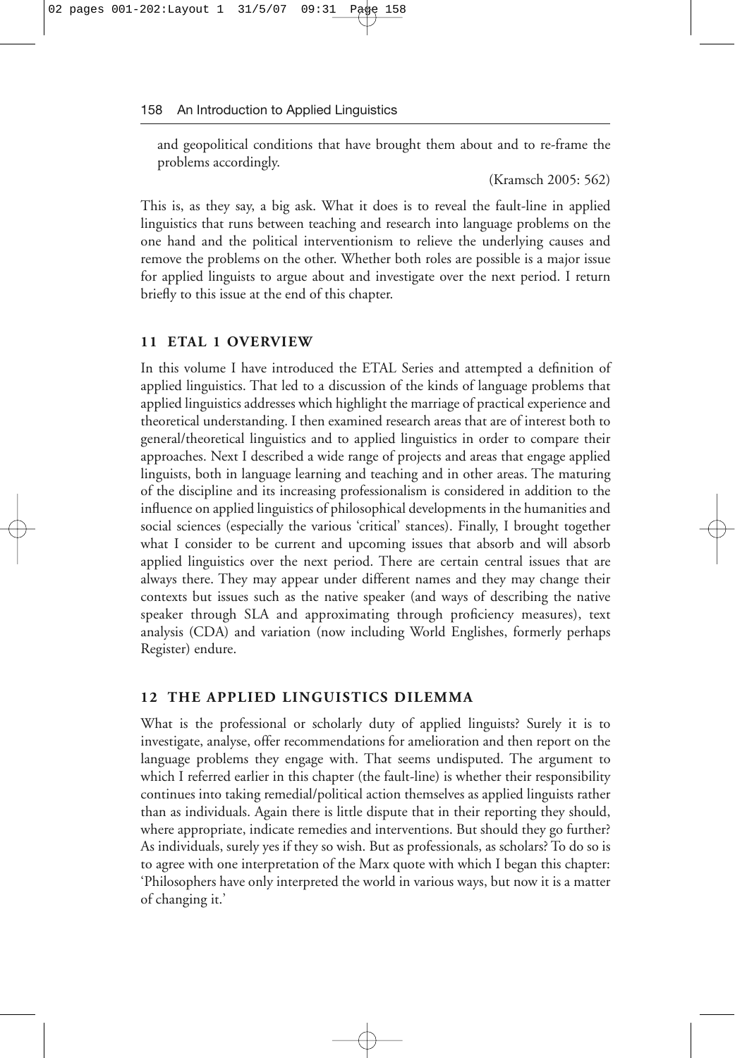and geopolitical conditions that have brought them about and to re-frame the problems accordingly.

(Kramsch 2005: 562)

This is, as they say, a big ask. What it does is to reveal the fault-line in applied linguistics that runs between teaching and research into language problems on the one hand and the political interventionism to relieve the underlying causes and remove the problems on the other. Whether both roles are possible is a major issue for applied linguists to argue about and investigate over the next period. I return briefly to this issue at the end of this chapter.

## 11 ETAL 1 OVERVIEW

In this volume I have introduced the ETAL Series and attempted a definition of applied linguistics. That led to a discussion of the kinds of language problems that applied linguistics addresses which highlight the marriage of practical experience and theoretical understanding. I then examined research areas that are of interest both to general/theoretical linguistics and to applied linguistics in order to compare their approaches. Next I described a wide range of projects and areas that engage applied linguists, both in language learning and teaching and in other areas. The maturing of the discipline and its increasing professionalism is considered in addition to the influence on applied linguistics of philosophical developments in the humanities and social sciences (especially the various 'critical' stances). Finally, I brought together what I consider to be current and upcoming issues that absorb and will absorb applied linguistics over the next period. There are certain central issues that are always there. They may appear under different names and they may change their contexts but issues such as the native speaker (and ways of describing the native speaker through SLA and approximating through proficiency measures), text analysis (CDA) and variation (now including World Englishes, formerly perhaps Register) endure.

## 12 THE APPLIED LINGUISTICS DILEMMA

What is the professional or scholarly duty of applied linguists? Surely it is to investigate, analyse, offer recommendations for amelioration and then report on the language problems they engage with. That seems undisputed. The argument to which I referred earlier in this chapter (the fault-line) is whether their responsibility continues into taking remedial/political action themselves as applied linguists rather than as individuals. Again there is little dispute that in their reporting they should, where appropriate, indicate remedies and interventions. But should they go further? As individuals, surely yes if they so wish. But as professionals, as scholars? To do so is to agree with one interpretation of the Marx quote with which I began this chapter: 'Philosophers have only interpreted the world in various ways, but now it is a matter of changing it.'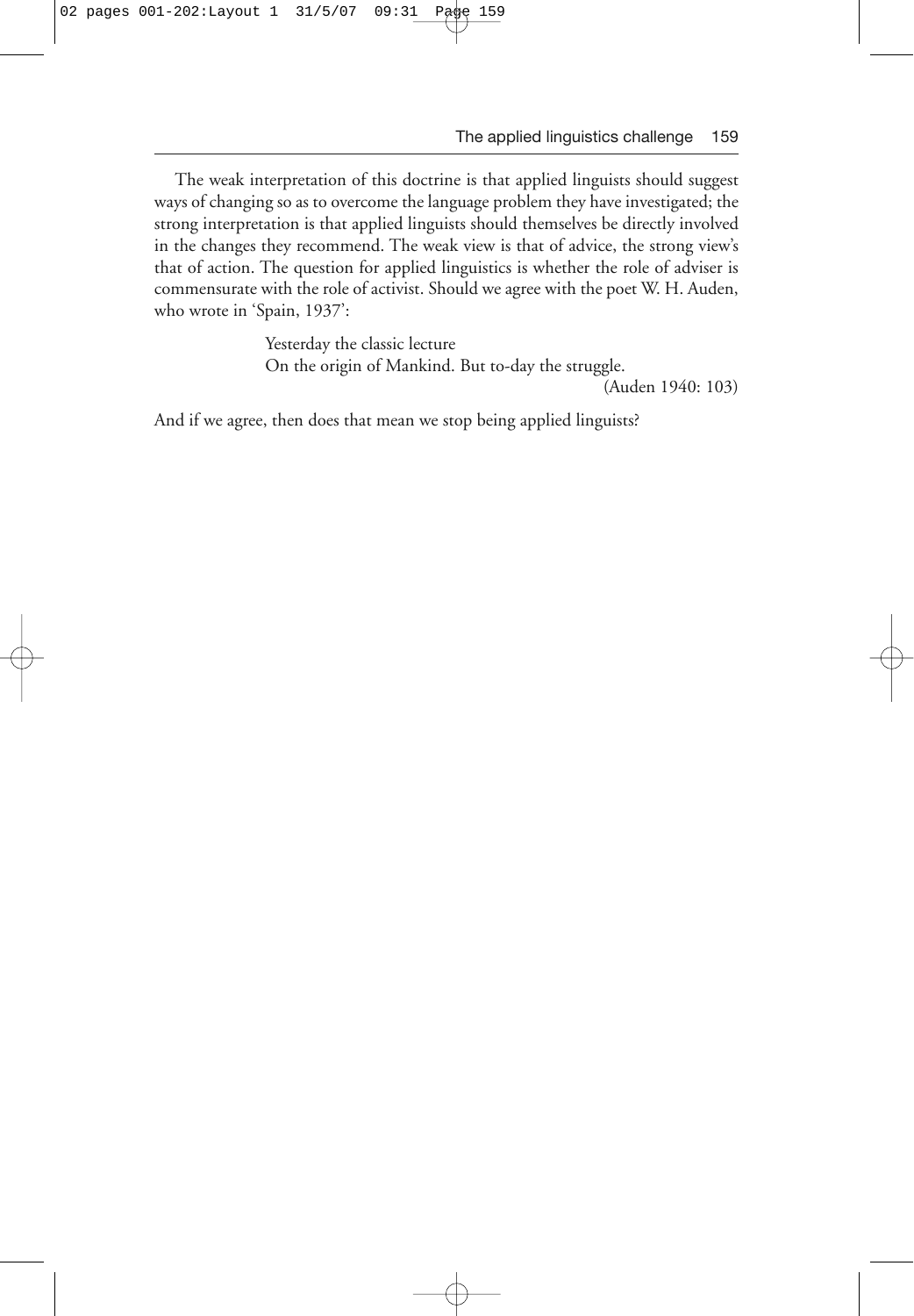The weak interpretation of this doctrine is that applied linguists should suggest ways of changing so as to overcome the language problem they have investigated; the strong interpretation is that applied linguists should themselves be directly involved in the changes they recommend. The weak view is that of advice, the strong view's that of action. The question for applied linguistics is whether the role of adviser is commensurate with the role of activist. Should we agree with the poet W. H. Auden, who wrote in 'Spain, 1937':

> Yesterday the classic lecture
> On the origin of Mankind. But to-day the struggle.
>
> (Auden 1940: 103)

And if we agree, then does that mean we stop being applied linguists?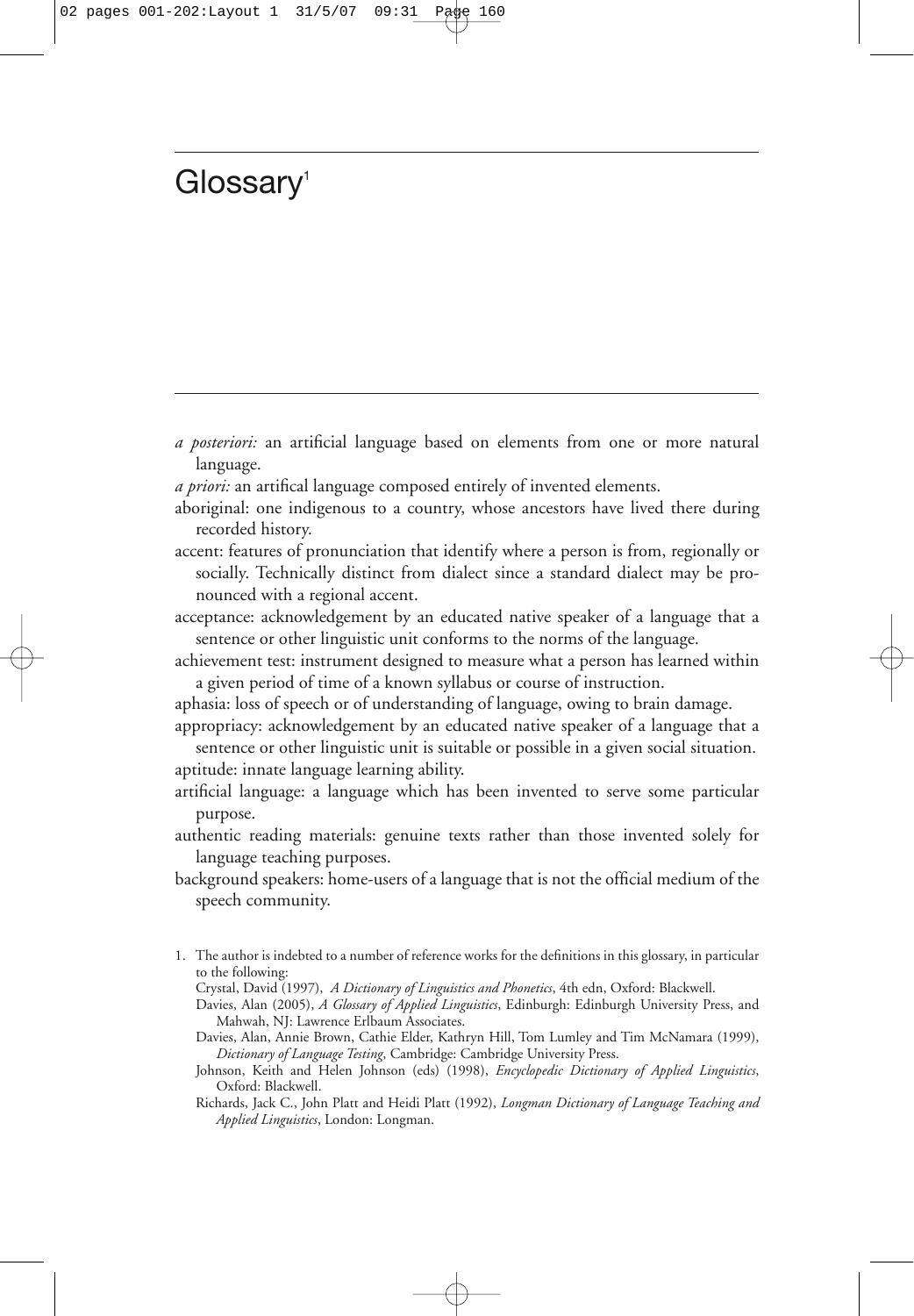# Glossary[1]

*a posteriori:* an artificial language based on elements from one or more natural language.

*a priori:* an artifical language composed entirely of invented elements.

aboriginal: one indigenous to a country, whose ancestors have lived there during recorded history.

accent: features of pronunciation that identify where a person is from, regionally or socially. Technically distinct from dialect since a standard dialect may be pronounced with a regional accent.

acceptance: acknowledgement by an educated native speaker of a language that a sentence or other linguistic unit conforms to the norms of the language.

achievement test: instrument designed to measure what a person has learned within a given period of time of a known syllabus or course of instruction.

aphasia: loss of speech or of understanding of language, owing to brain damage.

appropriacy: acknowledgement by an educated native speaker of a language that a sentence or other linguistic unit is suitable or possible in a given social situation.

aptitude: innate language learning ability.

artificial language: a language which has been invented to serve some particular purpose.

authentic reading materials: genuine texts rather than those invented solely for language teaching purposes.

background speakers: home-users of a language that is not the official medium of the speech community.

---

1. The author is indebted to a number of reference works for the definitions in this glossary, in particular to the following:

   Crystal, David (1997), *A Dictionary of Linguistics and Phonetics*, 4th edn, Oxford: Blackwell.

   Davies, Alan (2005), *A Glossary of Applied Linguistics*, Edinburgh: Edinburgh University Press, and Mahwah, NJ: Lawrence Erlbaum Associates.

   Davies, Alan, Annie Brown, Cathie Elder, Kathryn Hill, Tom Lumley and Tim McNamara (1999), *Dictionary of Language Testing*, Cambridge: Cambridge University Press.

   Johnson, Keith and Helen Johnson (eds) (1998), *Encyclopedic Dictionary of Applied Linguistics*, Oxford: Blackwell.

   Richards, Jack C., John Platt and Heidi Platt (1992), *Longman Dictionary of Language Teaching and Applied Linguistics*, London: Longman.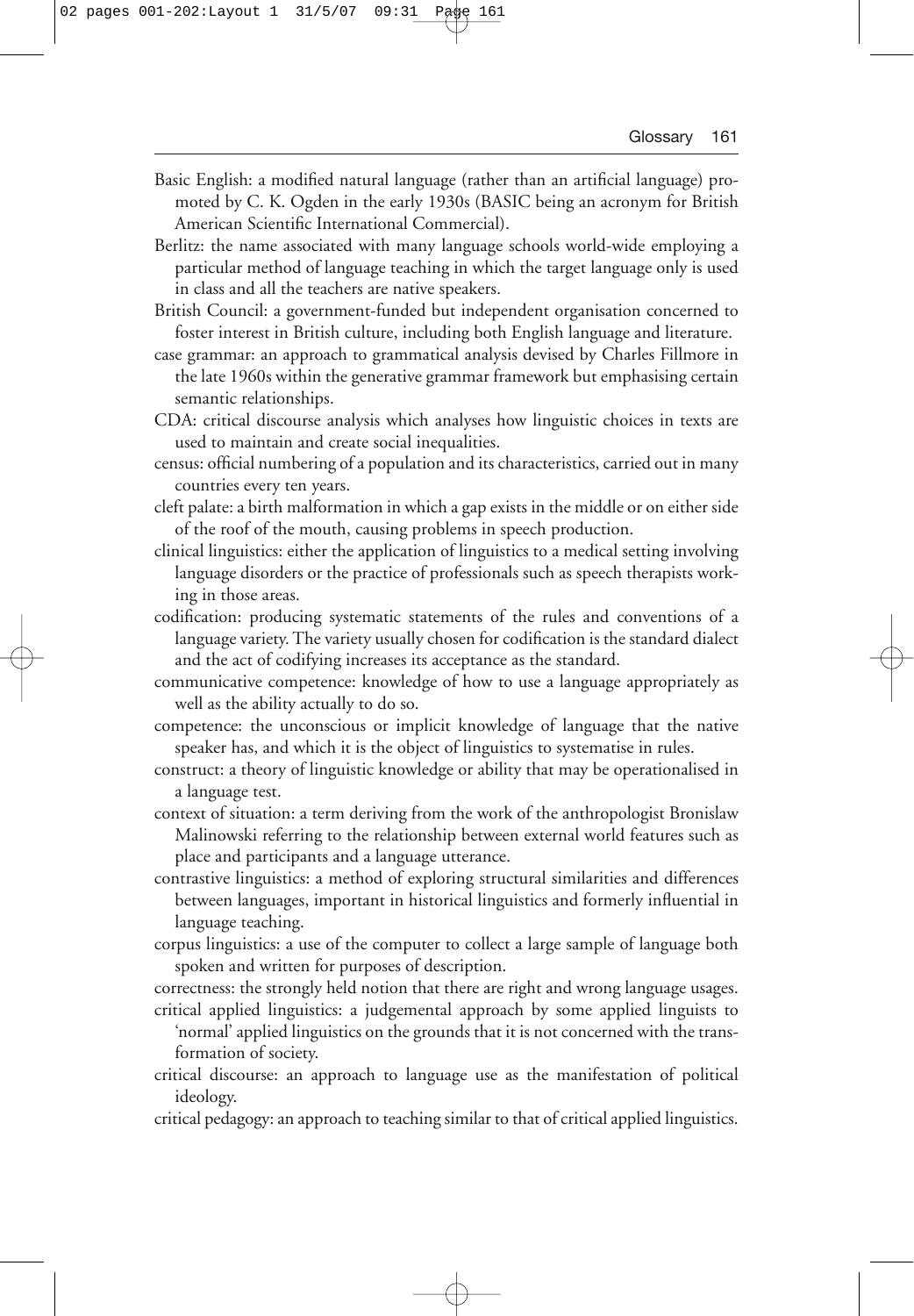Basic English: a modified natural language (rather than an artificial language) promoted by C. K. Ogden in the early 1930s (BASIC being an acronym for British American Scientific International Commercial).

Berlitz: the name associated with many language schools world-wide employing a particular method of language teaching in which the target language only is used in class and all the teachers are native speakers.

British Council: a government-funded but independent organisation concerned to foster interest in British culture, including both English language and literature.

case grammar: an approach to grammatical analysis devised by Charles Fillmore in the late 1960s within the generative grammar framework but emphasising certain semantic relationships.

CDA: critical discourse analysis which analyses how linguistic choices in texts are used to maintain and create social inequalities.

census: official numbering of a population and its characteristics, carried out in many countries every ten years.

cleft palate: a birth malformation in which a gap exists in the middle or on either side of the roof of the mouth, causing problems in speech production.

clinical linguistics: either the application of linguistics to a medical setting involving language disorders or the practice of professionals such as speech therapists working in those areas.

codification: producing systematic statements of the rules and conventions of a language variety. The variety usually chosen for codification is the standard dialect and the act of codifying increases its acceptance as the standard.

communicative competence: knowledge of how to use a language appropriately as well as the ability actually to do so.

competence: the unconscious or implicit knowledge of language that the native speaker has, and which it is the object of linguistics to systematise in rules.

construct: a theory of linguistic knowledge or ability that may be operationalised in a language test.

context of situation: a term deriving from the work of the anthropologist Bronislaw Malinowski referring to the relationship between external world features such as place and participants and a language utterance.

contrastive linguistics: a method of exploring structural similarities and differences between languages, important in historical linguistics and formerly influential in language teaching.

corpus linguistics: a use of the computer to collect a large sample of language both spoken and written for purposes of description.

correctness: the strongly held notion that there are right and wrong language usages.

critical applied linguistics: a judgemental approach by some applied linguists to 'normal' applied linguistics on the grounds that it is not concerned with the transformation of society.

critical discourse: an approach to language use as the manifestation of political ideology.

critical pedagogy: an approach to teaching similar to that of critical applied linguistics.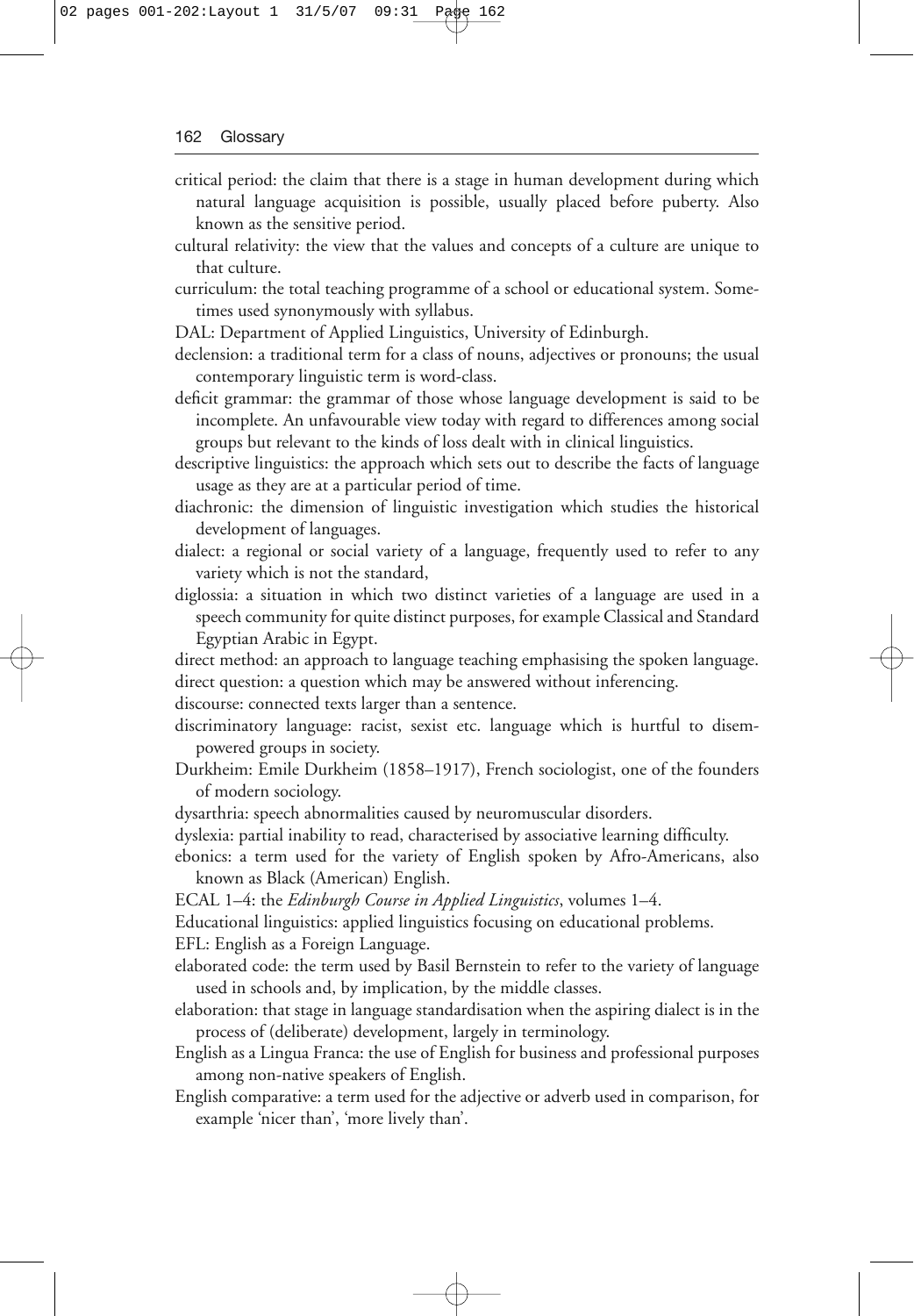critical period: the claim that there is a stage in human development during which natural language acquisition is possible, usually placed before puberty. Also known as the sensitive period.

cultural relativity: the view that the values and concepts of a culture are unique to that culture.

curriculum: the total teaching programme of a school or educational system. Sometimes used synonymously with syllabus.

DAL: Department of Applied Linguistics, University of Edinburgh.

declension: a traditional term for a class of nouns, adjectives or pronouns; the usual contemporary linguistic term is word-class.

deficit grammar: the grammar of those whose language development is said to be incomplete. An unfavourable view today with regard to differences among social groups but relevant to the kinds of loss dealt with in clinical linguistics.

descriptive linguistics: the approach which sets out to describe the facts of language usage as they are at a particular period of time.

diachronic: the dimension of linguistic investigation which studies the historical development of languages.

dialect: a regional or social variety of a language, frequently used to refer to any variety which is not the standard,

diglossia: a situation in which two distinct varieties of a language are used in a speech community for quite distinct purposes, for example Classical and Standard Egyptian Arabic in Egypt.

direct method: an approach to language teaching emphasising the spoken language.

direct question: a question which may be answered without inferencing.

discourse: connected texts larger than a sentence.

discriminatory language: racist, sexist etc. language which is hurtful to disempowered groups in society.

Durkheim: Emile Durkheim (1858–1917), French sociologist, one of the founders of modern sociology.

dysarthria: speech abnormalities caused by neuromuscular disorders.

dyslexia: partial inability to read, characterised by associative learning difficulty.

ebonics: a term used for the variety of English spoken by Afro-Americans, also known as Black (American) English.

ECAL 1–4: the *Edinburgh Course in Applied Linguistics*, volumes 1–4.

Educational linguistics: applied linguistics focusing on educational problems.

EFL: English as a Foreign Language.

elaborated code: the term used by Basil Bernstein to refer to the variety of language used in schools and, by implication, by the middle classes.

elaboration: that stage in language standardisation when the aspiring dialect is in the process of (deliberate) development, largely in terminology.

English as a Lingua Franca: the use of English for business and professional purposes among non-native speakers of English.

English comparative: a term used for the adjective or adverb used in comparison, for example 'nicer than', 'more lively than'.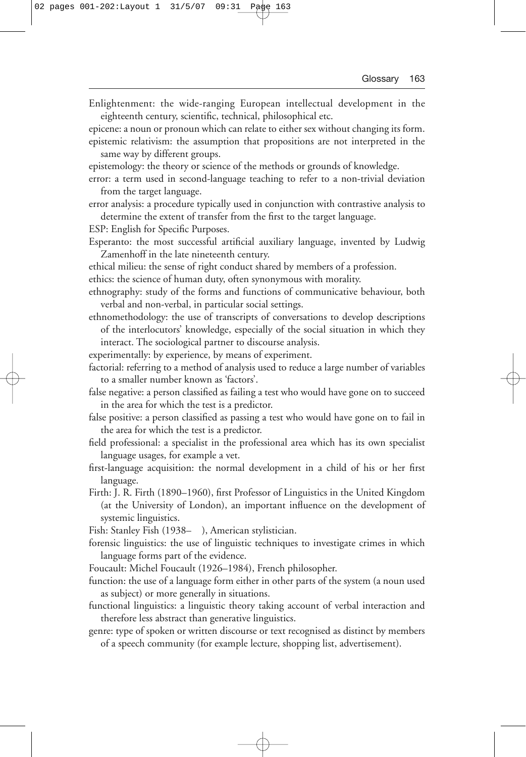Enlightenment: the wide-ranging European intellectual development in the eighteenth century, scientific, technical, philosophical etc.

epicene: a noun or pronoun which can relate to either sex without changing its form.

epistemic relativism: the assumption that propositions are not interpreted in the same way by different groups.

epistemology: the theory or science of the methods or grounds of knowledge.

error: a term used in second-language teaching to refer to a non-trivial deviation from the target language.

error analysis: a procedure typically used in conjunction with contrastive analysis to determine the extent of transfer from the first to the target language.

ESP: English for Specific Purposes.

Esperanto: the most successful artificial auxiliary language, invented by Ludwig Zamenhoff in the late nineteenth century.

ethical milieu: the sense of right conduct shared by members of a profession.

ethics: the science of human duty, often synonymous with morality.

ethnography: study of the forms and functions of communicative behaviour, both verbal and non-verbal, in particular social settings.

ethnomethodology: the use of transcripts of conversations to develop descriptions of the interlocutors' knowledge, especially of the social situation in which they interact. The sociological partner to discourse analysis.

experimentally: by experience, by means of experiment.

factorial: referring to a method of analysis used to reduce a large number of variables to a smaller number known as 'factors'.

false negative: a person classified as failing a test who would have gone on to succeed in the area for which the test is a predictor.

false positive: a person classified as passing a test who would have gone on to fail in the area for which the test is a predictor.

field professional: a specialist in the professional area which has its own specialist language usages, for example a vet.

first-language acquisition: the normal development in a child of his or her first language.

Firth: J. R. Firth (1890–1960), first Professor of Linguistics in the United Kingdom (at the University of London), an important influence on the development of systemic linguistics.

Fish: Stanley Fish (1938– ), American stylistician.

forensic linguistics: the use of linguistic techniques to investigate crimes in which language forms part of the evidence.

Foucault: Michel Foucault (1926–1984), French philosopher.

function: the use of a language form either in other parts of the system (a noun used as subject) or more generally in situations.

functional linguistics: a linguistic theory taking account of verbal interaction and therefore less abstract than generative linguistics.

genre: type of spoken or written discourse or text recognised as distinct by members of a speech community (for example lecture, shopping list, advertisement).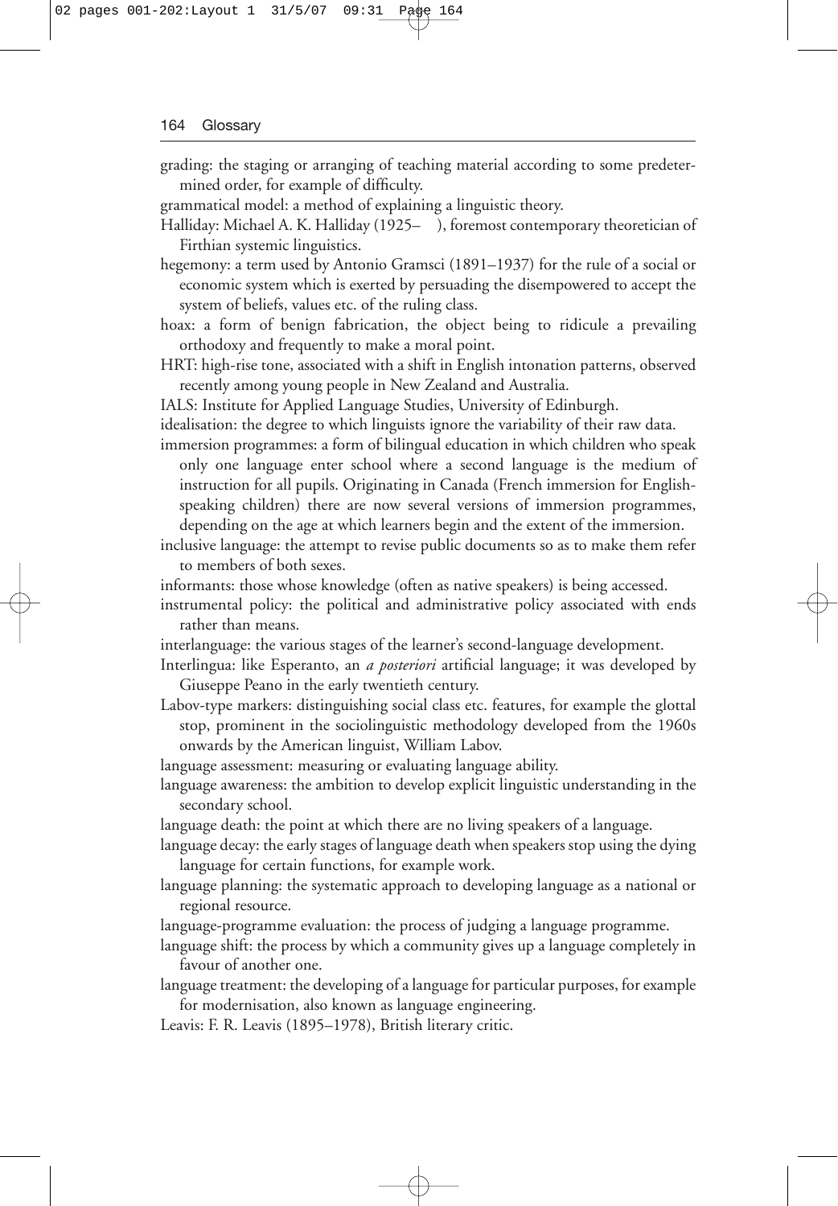grading: the staging or arranging of teaching material according to some predetermined order, for example of difficulty.

grammatical model: a method of explaining a linguistic theory.

Halliday: Michael A. K. Halliday (1925– ), foremost contemporary theoretician of Firthian systemic linguistics.

hegemony: a term used by Antonio Gramsci (1891–1937) for the rule of a social or economic system which is exerted by persuading the disempowered to accept the system of beliefs, values etc. of the ruling class.

hoax: a form of benign fabrication, the object being to ridicule a prevailing orthodoxy and frequently to make a moral point.

HRT: high-rise tone, associated with a shift in English intonation patterns, observed recently among young people in New Zealand and Australia.

IALS: Institute for Applied Language Studies, University of Edinburgh.

idealisation: the degree to which linguists ignore the variability of their raw data.

immersion programmes: a form of bilingual education in which children who speak only one language enter school where a second language is the medium of instruction for all pupils. Originating in Canada (French immersion for English-speaking children) there are now several versions of immersion programmes, depending on the age at which learners begin and the extent of the immersion.

inclusive language: the attempt to revise public documents so as to make them refer to members of both sexes.

informants: those whose knowledge (often as native speakers) is being accessed.

instrumental policy: the political and administrative policy associated with ends rather than means.

interlanguage: the various stages of the learner's second-language development.

Interlingua: like Esperanto, an *a posteriori* artificial language; it was developed by Giuseppe Peano in the early twentieth century.

Labov-type markers: distinguishing social class etc. features, for example the glottal stop, prominent in the sociolinguistic methodology developed from the 1960s onwards by the American linguist, William Labov.

language assessment: measuring or evaluating language ability.

language awareness: the ambition to develop explicit linguistic understanding in the secondary school.

language death: the point at which there are no living speakers of a language.

language decay: the early stages of language death when speakers stop using the dying language for certain functions, for example work.

language planning: the systematic approach to developing language as a national or regional resource.

language-programme evaluation: the process of judging a language programme.

language shift: the process by which a community gives up a language completely in favour of another one.

language treatment: the developing of a language for particular purposes, for example for modernisation, also known as language engineering.

Leavis: F. R. Leavis (1895–1978), British literary critic.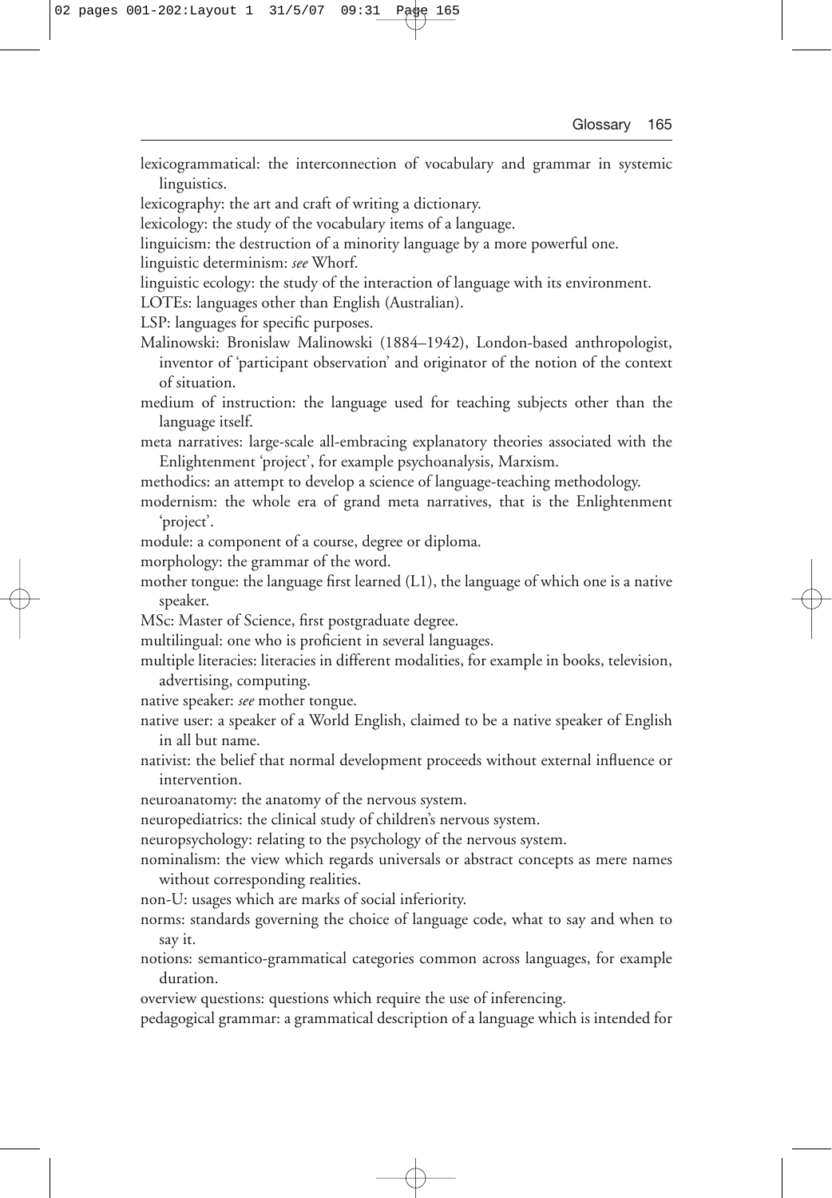lexicogrammatical: the interconnection of vocabulary and grammar in systemic linguistics.

lexicography: the art and craft of writing a dictionary.

lexicology: the study of the vocabulary items of a language.

linguicism: the destruction of a minority language by a more powerful one.

linguistic determinism: *see* Whorf.

linguistic ecology: the study of the interaction of language with its environment.

LOTEs: languages other than English (Australian).

LSP: languages for specific purposes.

Malinowski: Bronislaw Malinowski (1884–1942), London-based anthropologist, inventor of 'participant observation' and originator of the notion of the context of situation.

medium of instruction: the language used for teaching subjects other than the language itself.

meta narratives: large-scale all-embracing explanatory theories associated with the Enlightenment 'project', for example psychoanalysis, Marxism.

methodics: an attempt to develop a science of language-teaching methodology.

modernism: the whole era of grand meta narratives, that is the Enlightenment 'project'.

module: a component of a course, degree or diploma.

morphology: the grammar of the word.

mother tongue: the language first learned (L1), the language of which one is a native speaker.

MSc: Master of Science, first postgraduate degree.

multilingual: one who is proficient in several languages.

multiple literacies: literacies in different modalities, for example in books, television, advertising, computing.

native speaker: *see* mother tongue.

native user: a speaker of a World English, claimed to be a native speaker of English in all but name.

nativist: the belief that normal development proceeds without external influence or intervention.

neuroanatomy: the anatomy of the nervous system.

neuropediatrics: the clinical study of children's nervous system.

neuropsychology: relating to the psychology of the nervous system.

nominalism: the view which regards universals or abstract concepts as mere names without corresponding realities.

non-U: usages which are marks of social inferiority.

norms: standards governing the choice of language code, what to say and when to say it.

notions: semantico-grammatical categories common across languages, for example duration.

overview questions: questions which require the use of inferencing.

pedagogical grammar: a grammatical description of a language which is intended for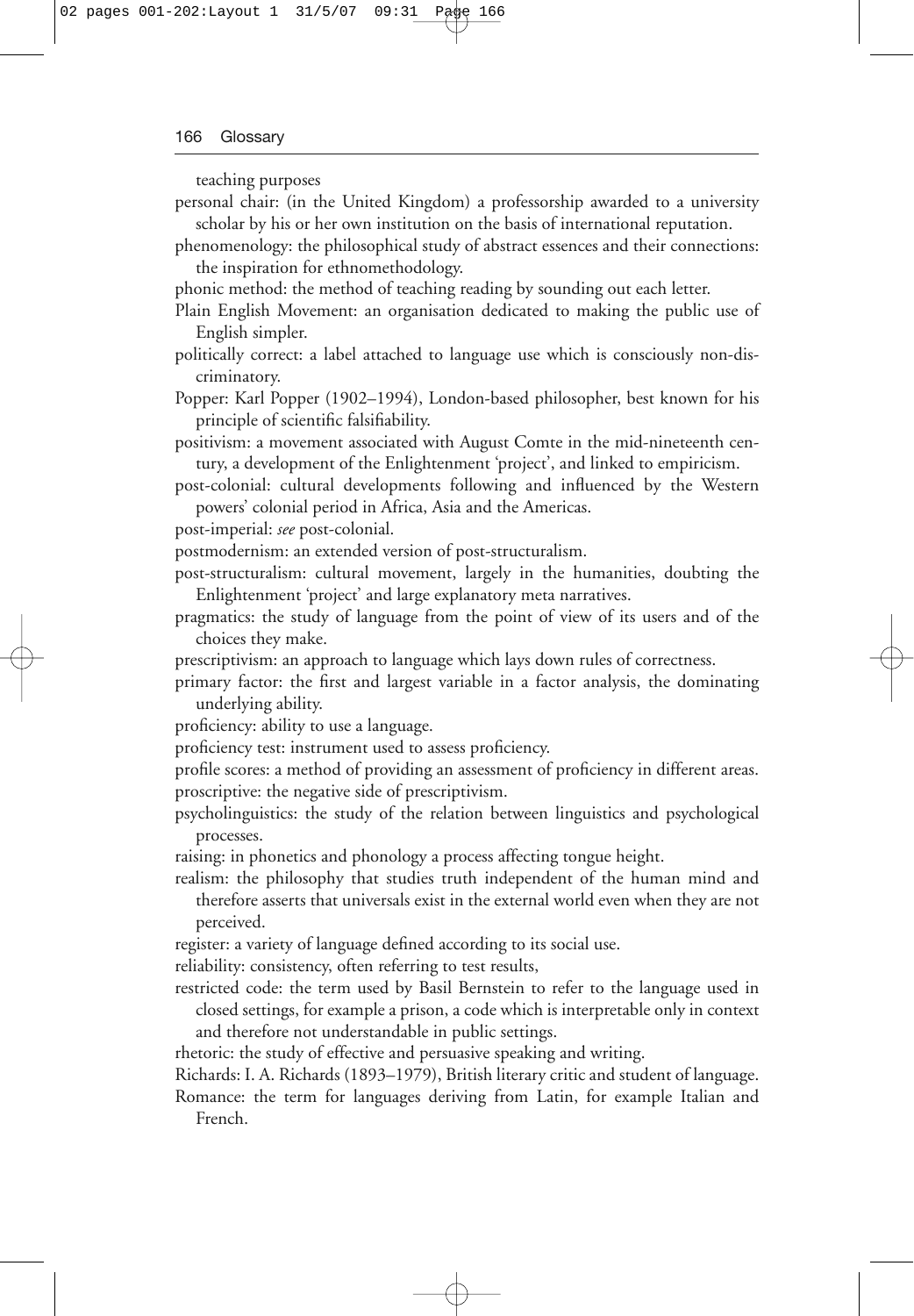teaching purposes

personal chair: (in the United Kingdom) a professorship awarded to a university scholar by his or her own institution on the basis of international reputation.

phenomenology: the philosophical study of abstract essences and their connections: the inspiration for ethnomethodology.

phonic method: the method of teaching reading by sounding out each letter.

Plain English Movement: an organisation dedicated to making the public use of English simpler.

politically correct: a label attached to language use which is consciously non-discriminatory.

Popper: Karl Popper (1902–1994), London-based philosopher, best known for his principle of scientific falsifiability.

positivism: a movement associated with August Comte in the mid-nineteenth century, a development of the Enlightenment 'project', and linked to empiricism.

post-colonial: cultural developments following and influenced by the Western powers' colonial period in Africa, Asia and the Americas.

post-imperial: *see* post-colonial.

postmodernism: an extended version of post-structuralism.

post-structuralism: cultural movement, largely in the humanities, doubting the Enlightenment 'project' and large explanatory meta narratives.

pragmatics: the study of language from the point of view of its users and of the choices they make.

prescriptivism: an approach to language which lays down rules of correctness.

primary factor: the first and largest variable in a factor analysis, the dominating underlying ability.

proficiency: ability to use a language.

proficiency test: instrument used to assess proficiency.

profile scores: a method of providing an assessment of proficiency in different areas.

proscriptive: the negative side of prescriptivism.

psycholinguistics: the study of the relation between linguistics and psychological processes.

raising: in phonetics and phonology a process affecting tongue height.

realism: the philosophy that studies truth independent of the human mind and therefore asserts that universals exist in the external world even when they are not perceived.

register: a variety of language defined according to its social use.

reliability: consistency, often referring to test results,

restricted code: the term used by Basil Bernstein to refer to the language used in closed settings, for example a prison, a code which is interpretable only in context and therefore not understandable in public settings.

rhetoric: the study of effective and persuasive speaking and writing.

Richards: I. A. Richards (1893–1979), British literary critic and student of language.

Romance: the term for languages deriving from Latin, for example Italian and French.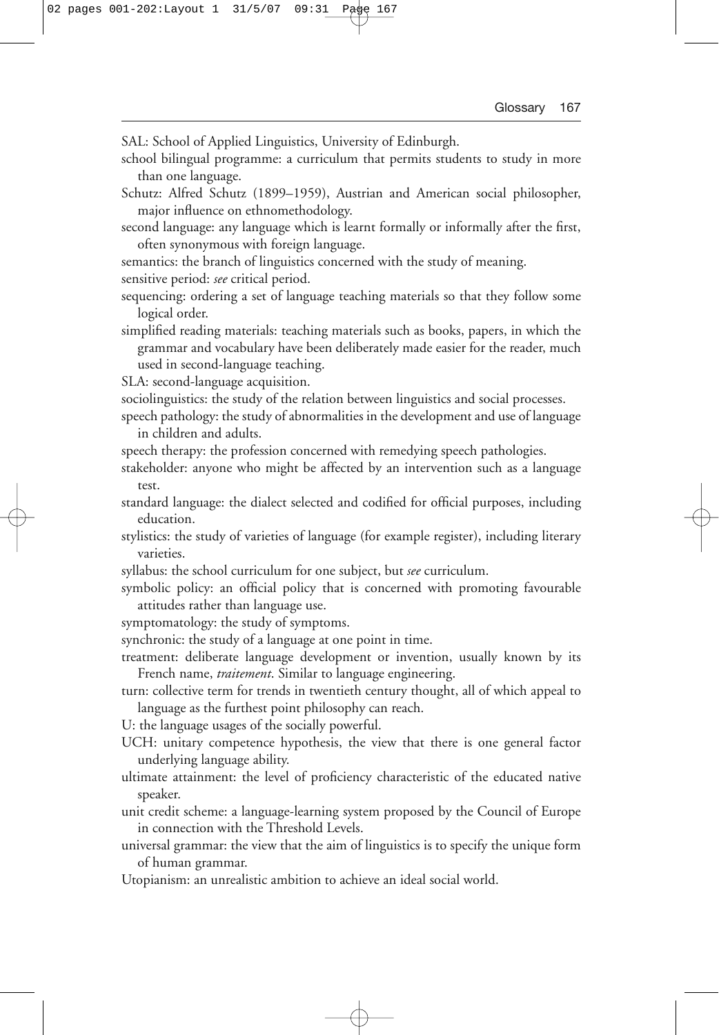SAL: School of Applied Linguistics, University of Edinburgh.

school bilingual programme: a curriculum that permits students to study in more than one language.

Schutz: Alfred Schutz (1899–1959), Austrian and American social philosopher, major influence on ethnomethodology.

second language: any language which is learnt formally or informally after the first, often synonymous with foreign language.

semantics: the branch of linguistics concerned with the study of meaning.

sensitive period: *see* critical period.

sequencing: ordering a set of language teaching materials so that they follow some logical order.

simplified reading materials: teaching materials such as books, papers, in which the grammar and vocabulary have been deliberately made easier for the reader, much used in second-language teaching.

SLA: second-language acquisition.

sociolinguistics: the study of the relation between linguistics and social processes.

speech pathology: the study of abnormalities in the development and use of language in children and adults.

speech therapy: the profession concerned with remedying speech pathologies.

stakeholder: anyone who might be affected by an intervention such as a language test.

standard language: the dialect selected and codified for official purposes, including education.

stylistics: the study of varieties of language (for example register), including literary varieties.

syllabus: the school curriculum for one subject, but *see* curriculum.

symbolic policy: an official policy that is concerned with promoting favourable attitudes rather than language use.

symptomatology: the study of symptoms.

synchronic: the study of a language at one point in time.

treatment: deliberate language development or invention, usually known by its French name, *traitement*. Similar to language engineering.

turn: collective term for trends in twentieth century thought, all of which appeal to language as the furthest point philosophy can reach.

U: the language usages of the socially powerful.

UCH: unitary competence hypothesis, the view that there is one general factor underlying language ability.

ultimate attainment: the level of proficiency characteristic of the educated native speaker.

unit credit scheme: a language-learning system proposed by the Council of Europe in connection with the Threshold Levels.

universal grammar: the view that the aim of linguistics is to specify the unique form of human grammar.

Utopianism: an unrealistic ambition to achieve an ideal social world.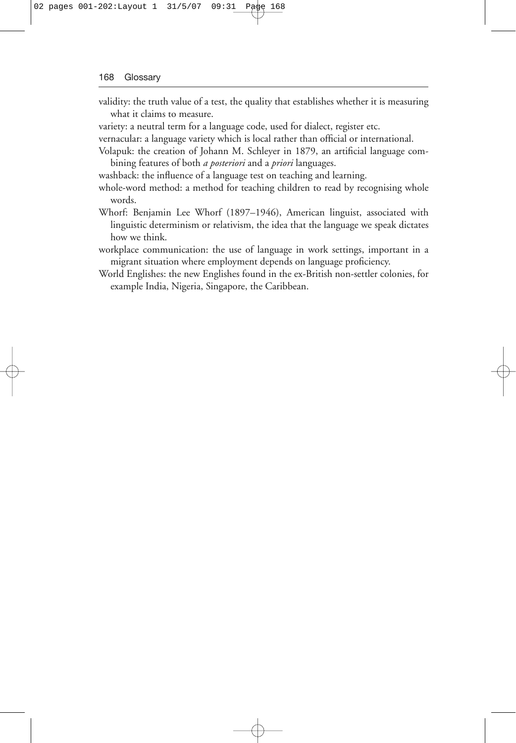validity: the truth value of a test, the quality that establishes whether it is measuring what it claims to measure.

variety: a neutral term for a language code, used for dialect, register etc.

vernacular: a language variety which is local rather than official or international.

Volapuk: the creation of Johann M. Schleyer in 1879, an artificial language combining features of both *a posteriori* and a *priori* languages.

washback: the influence of a language test on teaching and learning.

whole-word method: a method for teaching children to read by recognising whole words.

Whorf: Benjamin Lee Whorf (1897–1946), American linguist, associated with linguistic determinism or relativism, the idea that the language we speak dictates how we think.

workplace communication: the use of language in work settings, important in a migrant situation where employment depends on language proficiency.

World Englishes: the new Englishes found in the ex-British non-settler colonies, for example India, Nigeria, Singapore, the Caribbean.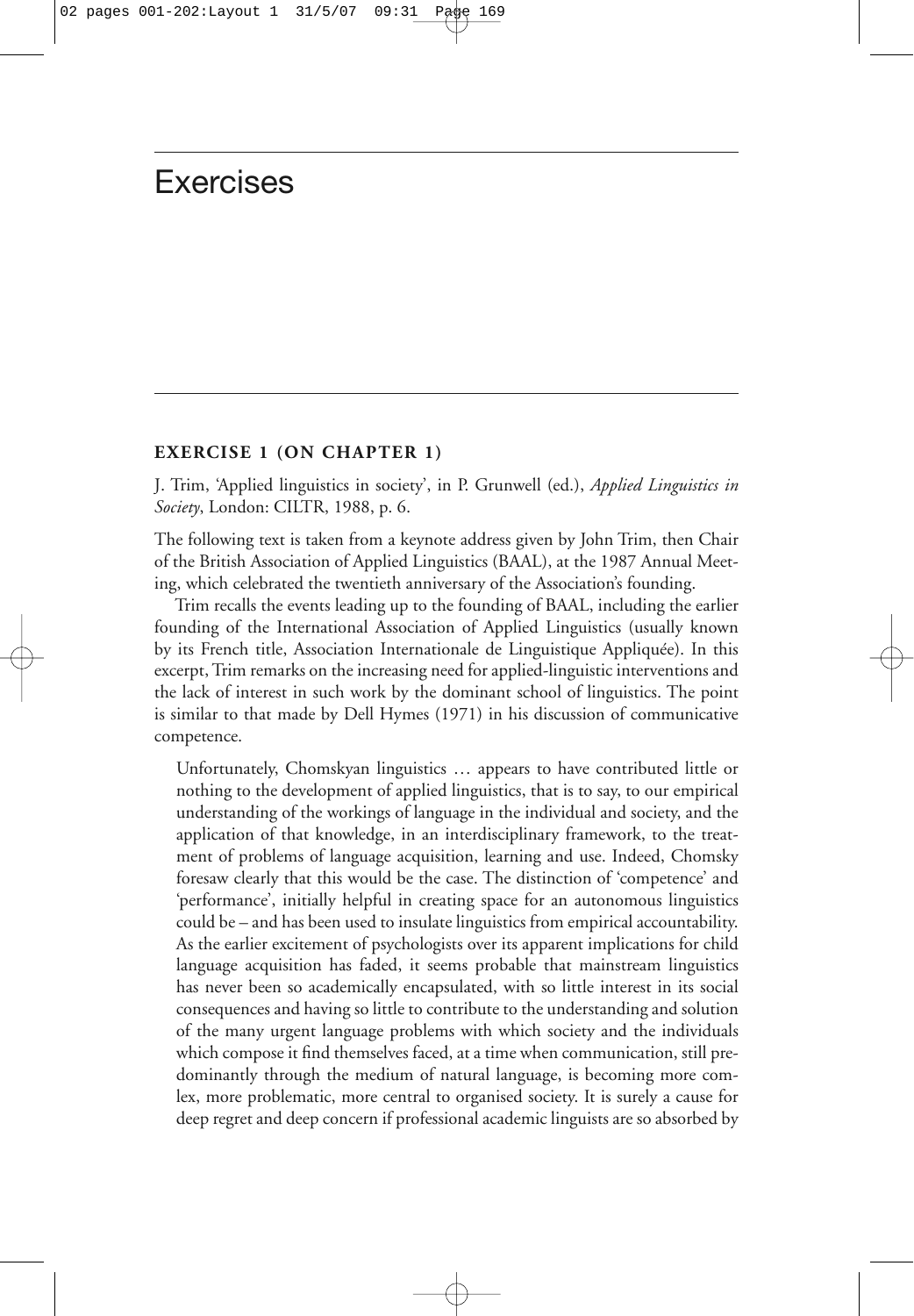# Exercises

### EXERCISE 1 (ON CHAPTER 1)

J. Trim, 'Applied linguistics in society', in P. Grunwell (ed.), *Applied Linguistics in Society*, London: CILTR, 1988, p. 6.

The following text is taken from a keynote address given by John Trim, then Chair of the British Association of Applied Linguistics (BAAL), at the 1987 Annual Meeting, which celebrated the twentieth anniversary of the Association's founding.

Trim recalls the events leading up to the founding of BAAL, including the earlier founding of the International Association of Applied Linguistics (usually known by its French title, Association Internationale de Linguistique Appliquée). In this excerpt, Trim remarks on the increasing need for applied-linguistic interventions and the lack of interest in such work by the dominant school of linguistics. The point is similar to that made by Dell Hymes (1971) in his discussion of communicative competence.

> Unfortunately, Chomskyan linguistics … appears to have contributed little or nothing to the development of applied linguistics, that is to say, to our empirical understanding of the workings of language in the individual and society, and the application of that knowledge, in an interdisciplinary framework, to the treatment of problems of language acquisition, learning and use. Indeed, Chomsky foresaw clearly that this would be the case. The distinction of 'competence' and 'performance', initially helpful in creating space for an autonomous linguistics could be – and has been used to insulate linguistics from empirical accountability. As the earlier excitement of psychologists over its apparent implications for child language acquisition has faded, it seems probable that mainstream linguistics has never been so academically encapsulated, with so little interest in its social consequences and having so little to contribute to the understanding and solution of the many urgent language problems with which society and the individuals which compose it find themselves faced, at a time when communication, still predominantly through the medium of natural language, is becoming more comlex, more problematic, more central to organised society. It is surely a cause for deep regret and deep concern if professional academic linguists are so absorbed by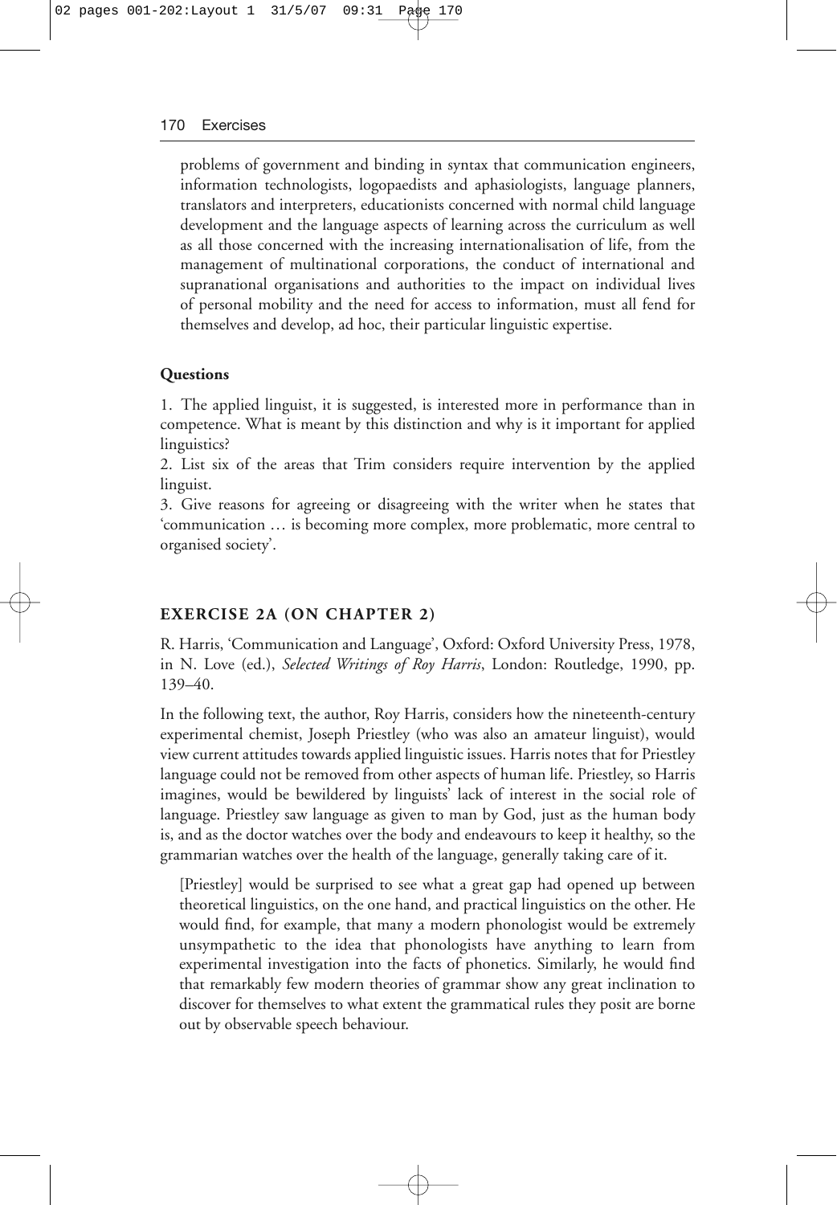problems of government and binding in syntax that communication engineers, information technologists, logopaedists and aphasiologists, language planners, translators and interpreters, educationists concerned with normal child language development and the language aspects of learning across the curriculum as well as all those concerned with the increasing internationalisation of life, from the management of multinational corporations, the conduct of international and supranational organisations and authorities to the impact on individual lives of personal mobility and the need for access to information, must all fend for themselves and develop, ad hoc, their particular linguistic expertise.

**Questions**

1. The applied linguist, it is suggested, is interested more in performance than in competence. What is meant by this distinction and why is it important for applied linguistics?

2. List six of the areas that Trim considers require intervention by the applied linguist.

3. Give reasons for agreeing or disagreeing with the writer when he states that 'communication … is becoming more complex, more problematic, more central to organised society'.

## EXERCISE 2A (ON CHAPTER 2)

R. Harris, 'Communication and Language', Oxford: Oxford University Press, 1978, in N. Love (ed.), *Selected Writings of Roy Harris*, London: Routledge, 1990, pp. 139–40.

In the following text, the author, Roy Harris, considers how the nineteenth-century experimental chemist, Joseph Priestley (who was also an amateur linguist), would view current attitudes towards applied linguistic issues. Harris notes that for Priestley language could not be removed from other aspects of human life. Priestley, so Harris imagines, would be bewildered by linguists' lack of interest in the social role of language. Priestley saw language as given to man by God, just as the human body is, and as the doctor watches over the body and endeavours to keep it healthy, so the grammarian watches over the health of the language, generally taking care of it.

> [Priestley] would be surprised to see what a great gap had opened up between theoretical linguistics, on the one hand, and practical linguistics on the other. He would find, for example, that many a modern phonologist would be extremely unsympathetic to the idea that phonologists have anything to learn from experimental investigation into the facts of phonetics. Similarly, he would find that remarkably few modern theories of grammar show any great inclination to discover for themselves to what extent the grammatical rules they posit are borne out by observable speech behaviour.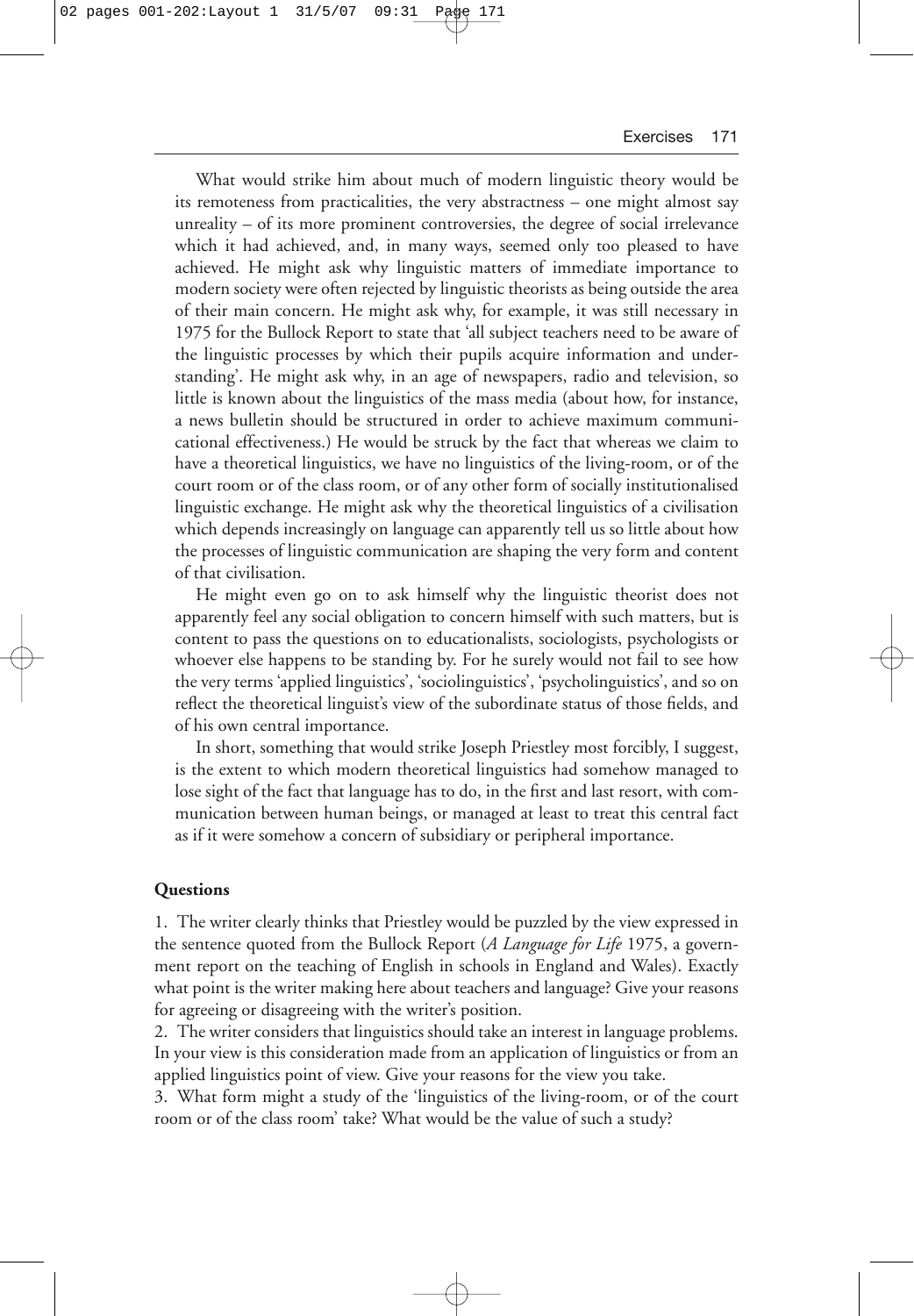What would strike him about much of modern linguistic theory would be its remoteness from practicalities, the very abstractness – one might almost say unreality – of its more prominent controversies, the degree of social irrelevance which it had achieved, and, in many ways, seemed only too pleased to have achieved. He might ask why linguistic matters of immediate importance to modern society were often rejected by linguistic theorists as being outside the area of their main concern. He might ask why, for example, it was still necessary in 1975 for the Bullock Report to state that 'all subject teachers need to be aware of the linguistic processes by which their pupils acquire information and understanding'. He might ask why, in an age of newspapers, radio and television, so little is known about the linguistics of the mass media (about how, for instance, a news bulletin should be structured in order to achieve maximum communicational effectiveness.) He would be struck by the fact that whereas we claim to have a theoretical linguistics, we have no linguistics of the living-room, or of the court room or of the class room, or of any other form of socially institutionalised linguistic exchange. He might ask why the theoretical linguistics of a civilisation which depends increasingly on language can apparently tell us so little about how the processes of linguistic communication are shaping the very form and content of that civilisation.

He might even go on to ask himself why the linguistic theorist does not apparently feel any social obligation to concern himself with such matters, but is content to pass the questions on to educationalists, sociologists, psychologists or whoever else happens to be standing by. For he surely would not fail to see how the very terms 'applied linguistics', 'sociolinguistics', 'psycholinguistics', and so on reflect the theoretical linguist's view of the subordinate status of those fields, and of his own central importance.

In short, something that would strike Joseph Priestley most forcibly, I suggest, is the extent to which modern theoretical linguistics had somehow managed to lose sight of the fact that language has to do, in the first and last resort, with communication between human beings, or managed at least to treat this central fact as if it were somehow a concern of subsidiary or peripheral importance.

**Questions**

1. The writer clearly thinks that Priestley would be puzzled by the view expressed in the sentence quoted from the Bullock Report (*A Language for Life* 1975, a government report on the teaching of English in schools in England and Wales). Exactly what point is the writer making here about teachers and language? Give your reasons for agreeing or disagreeing with the writer's position.

2. The writer considers that linguistics should take an interest in language problems. In your view is this consideration made from an application of linguistics or from an applied linguistics point of view. Give your reasons for the view you take.

3. What form might a study of the 'linguistics of the living-room, or of the court room or of the class room' take? What would be the value of such a study?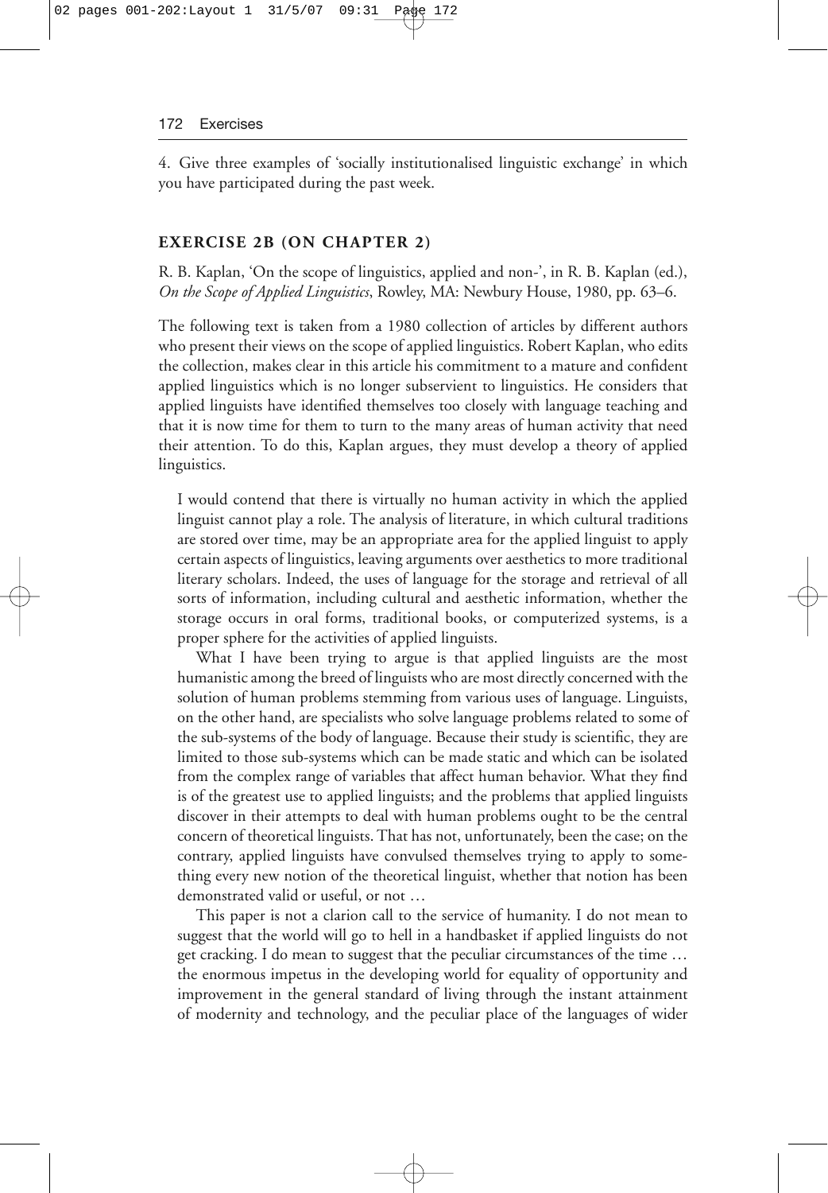4. Give three examples of 'socially institutionalised linguistic exchange' in which you have participated during the past week.

## EXERCISE 2B (ON CHAPTER 2)

R. B. Kaplan, 'On the scope of linguistics, applied and non-', in R. B. Kaplan (ed.), *On the Scope of Applied Linguistics*, Rowley, MA: Newbury House, 1980, pp. 63–6.

The following text is taken from a 1980 collection of articles by different authors who present their views on the scope of applied linguistics. Robert Kaplan, who edits the collection, makes clear in this article his commitment to a mature and confident applied linguistics which is no longer subservient to linguistics. He considers that applied linguists have identified themselves too closely with language teaching and that it is now time for them to turn to the many areas of human activity that need their attention. To do this, Kaplan argues, they must develop a theory of applied linguistics.

> I would contend that there is virtually no human activity in which the applied linguist cannot play a role. The analysis of literature, in which cultural traditions are stored over time, may be an appropriate area for the applied linguist to apply certain aspects of linguistics, leaving arguments over aesthetics to more traditional literary scholars. Indeed, the uses of language for the storage and retrieval of all sorts of information, including cultural and aesthetic information, whether the storage occurs in oral forms, traditional books, or computerized systems, is a proper sphere for the activities of applied linguists.
>
> What I have been trying to argue is that applied linguists are the most humanistic among the breed of linguists who are most directly concerned with the solution of human problems stemming from various uses of language. Linguists, on the other hand, are specialists who solve language problems related to some of the sub-systems of the body of language. Because their study is scientific, they are limited to those sub-systems which can be made static and which can be isolated from the complex range of variables that affect human behavior. What they find is of the greatest use to applied linguists; and the problems that applied linguists discover in their attempts to deal with human problems ought to be the central concern of theoretical linguists. That has not, unfortunately, been the case; on the contrary, applied linguists have convulsed themselves trying to apply to something every new notion of the theoretical linguist, whether that notion has been demonstrated valid or useful, or not …
>
> This paper is not a clarion call to the service of humanity. I do not mean to suggest that the world will go to hell in a handbasket if applied linguists do not get cracking. I do mean to suggest that the peculiar circumstances of the time … the enormous impetus in the developing world for equality of opportunity and improvement in the general standard of living through the instant attainment of modernity and technology, and the peculiar place of the languages of wider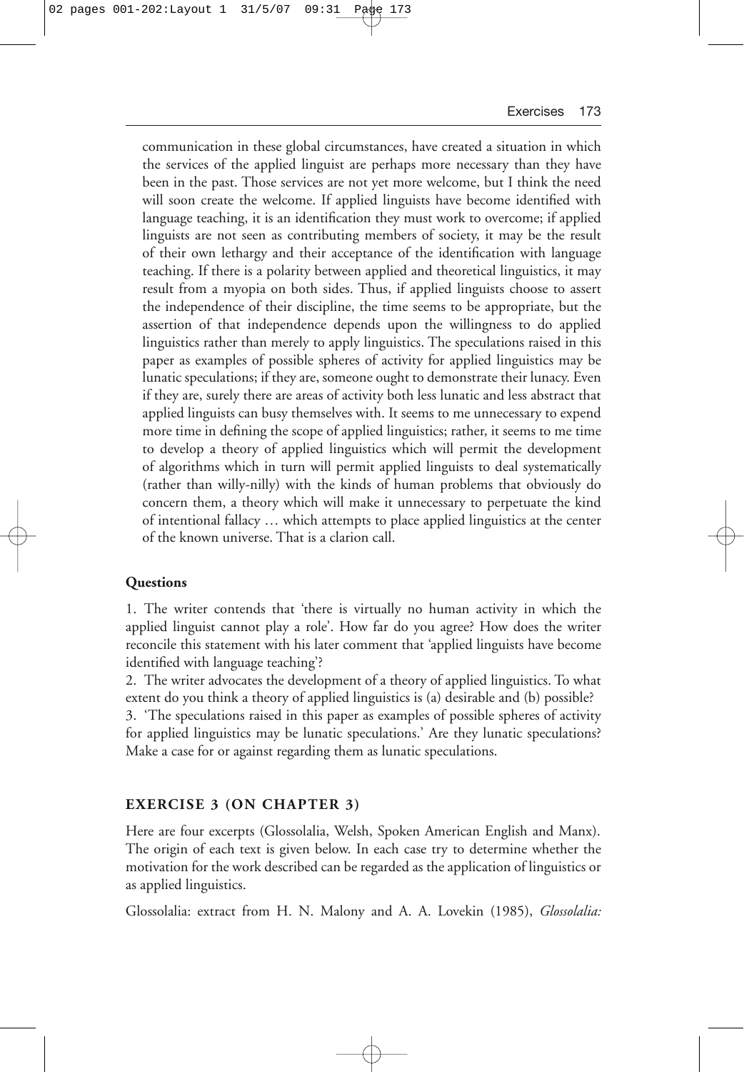communication in these global circumstances, have created a situation in which the services of the applied linguist are perhaps more necessary than they have been in the past. Those services are not yet more welcome, but I think the need will soon create the welcome. If applied linguists have become identified with language teaching, it is an identification they must work to overcome; if applied linguists are not seen as contributing members of society, it may be the result of their own lethargy and their acceptance of the identification with language teaching. If there is a polarity between applied and theoretical linguistics, it may result from a myopia on both sides. Thus, if applied linguists choose to assert the independence of their discipline, the time seems to be appropriate, but the assertion of that independence depends upon the willingness to do applied linguistics rather than merely to apply linguistics. The speculations raised in this paper as examples of possible spheres of activity for applied linguistics may be lunatic speculations; if they are, someone ought to demonstrate their lunacy. Even if they are, surely there are areas of activity both less lunatic and less abstract that applied linguists can busy themselves with. It seems to me unnecessary to expend more time in defining the scope of applied linguistics; rather, it seems to me time to develop a theory of applied linguistics which will permit the development of algorithms which in turn will permit applied linguists to deal systematically (rather than willy-nilly) with the kinds of human problems that obviously do concern them, a theory which will make it unnecessary to perpetuate the kind of intentional fallacy … which attempts to place applied linguistics at the center of the known universe. That is a clarion call.

**Questions**

1. The writer contends that 'there is virtually no human activity in which the applied linguist cannot play a role'. How far do you agree? How does the writer reconcile this statement with his later comment that 'applied linguists have become identified with language teaching'?
2. The writer advocates the development of a theory of applied linguistics. To what extent do you think a theory of applied linguistics is (a) desirable and (b) possible?
3. 'The speculations raised in this paper as examples of possible spheres of activity for applied linguistics may be lunatic speculations.' Are they lunatic speculations? Make a case for or against regarding them as lunatic speculations.

## EXERCISE 3 (ON CHAPTER 3)

Here are four excerpts (Glossolalia, Welsh, Spoken American English and Manx). The origin of each text is given below. In each case try to determine whether the motivation for the work described can be regarded as the application of linguistics or as applied linguistics.

Glossolalia: extract from H. N. Malony and A. A. Lovekin (1985), *Glossolalia:*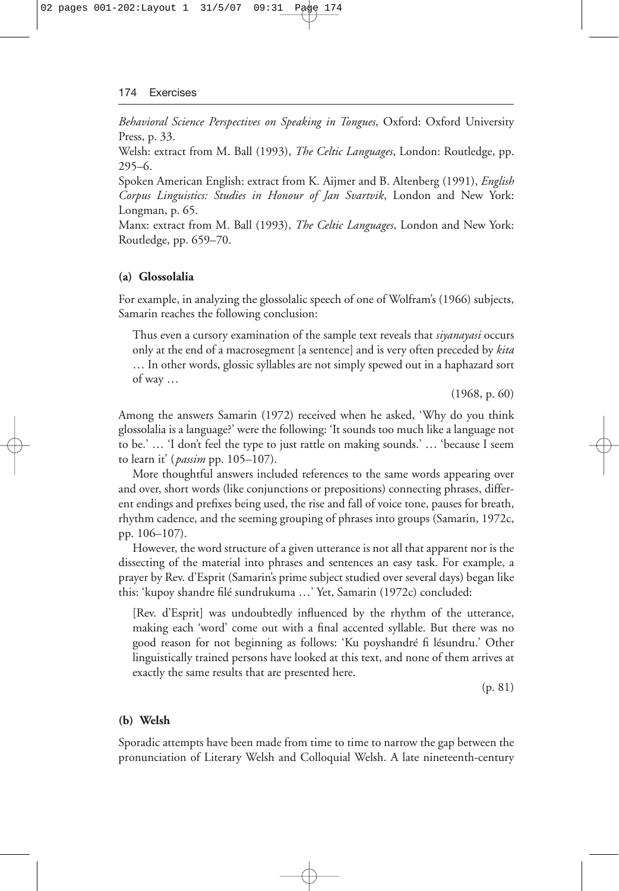*Behavioral Science Perspectives on Speaking in Tongues*, Oxford: Oxford University Press, p. 33.

Welsh: extract from M. Ball (1993), *The Celtic Languages*, London: Routledge, pp. 295–6.

Spoken American English: extract from K. Aijmer and B. Altenberg (1991), *English Corpus Linguistics: Studies in Honour of Jan Svartvik*, London and New York: Longman, p. 65.

Manx: extract from M. Ball (1993), *The Celtic Languages*, London and New York: Routledge, pp. 659–70.

**(a) Glossolalia**

For example, in analyzing the glossolalic speech of one of Wolfram's (1966) subjects, Samarin reaches the following conclusion:

> Thus even a cursory examination of the sample text reveals that *siyanayasi* occurs only at the end of a macrosegment [a sentence] and is very often preceded by *kita* … In other words, glossic syllables are not simply spewed out in a haphazard sort of way …
>
> (1968, p. 60)

Among the answers Samarin (1972) received when he asked, 'Why do you think glossolalia is a language?' were the following: 'It sounds too much like a language not to be.' … 'I don't feel the type to just rattle on making sounds.' … 'because I seem to learn it' (*passim* pp. 105–107).

More thoughtful answers included references to the same words appearing over and over, short words (like conjunctions or prepositions) connecting phrases, different endings and prefixes being used, the rise and fall of voice tone, pauses for breath, rhythm cadence, and the seeming grouping of phrases into groups (Samarin, 1972c, pp. 106–107).

However, the word structure of a given utterance is not all that apparent nor is the dissecting of the material into phrases and sentences an easy task. For example, a prayer by Rev. d'Esprit (Samarin's prime subject studied over several days) began like this: 'kupoy shandre filé sundrukuma …' Yet, Samarin (1972c) concluded:

> [Rev. d'Esprit] was undoubtedly influenced by the rhythm of the utterance, making each 'word' come out with a final accented syllable. But there was no good reason for not beginning as follows: 'Ku poyshandré fi lésundru.' Other linguistically trained persons have looked at this text, and none of them arrives at exactly the same results that are presented here.
>
> (p. 81)

**(b) Welsh**

Sporadic attempts have been made from time to time to narrow the gap between the pronunciation of Literary Welsh and Colloquial Welsh. A late nineteenth-century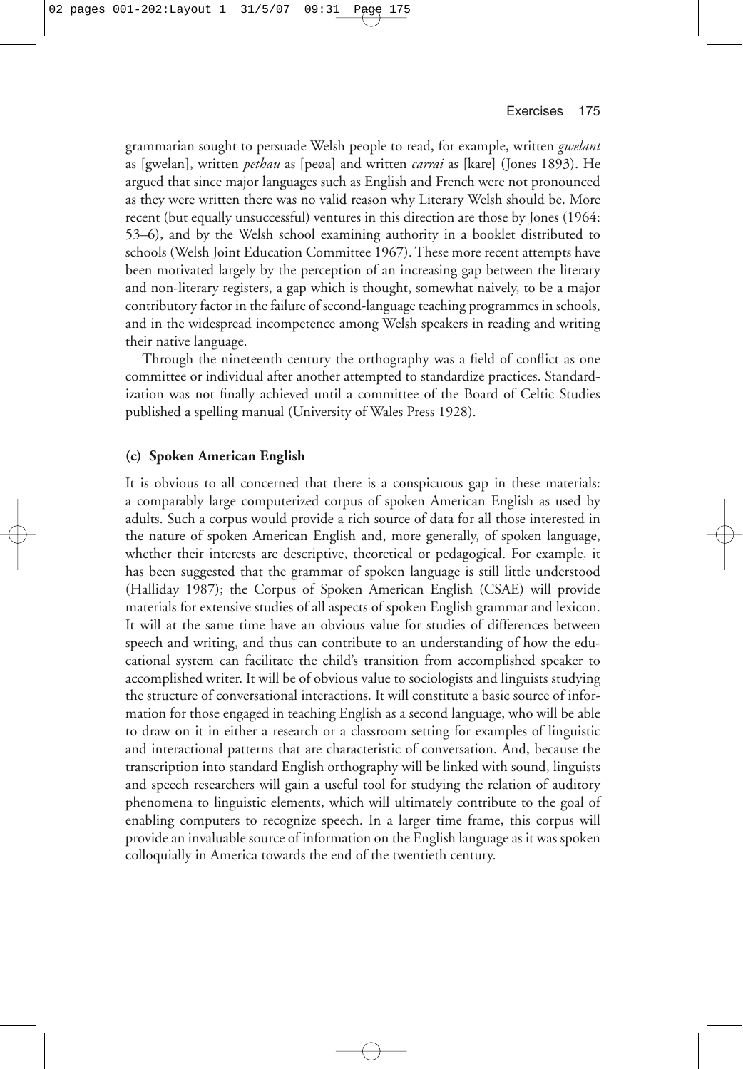grammarian sought to persuade Welsh people to read, for example, written *gwelant* as [gwelan], written *pethau* as [peøa] and written *carrai* as [kare] (Jones 1893). He argued that since major languages such as English and French were not pronounced as they were written there was no valid reason why Literary Welsh should be. More recent (but equally unsuccessful) ventures in this direction are those by Jones (1964: 53–6), and by the Welsh school examining authority in a booklet distributed to schools (Welsh Joint Education Committee 1967). These more recent attempts have been motivated largely by the perception of an increasing gap between the literary and non-literary registers, a gap which is thought, somewhat naively, to be a major contributory factor in the failure of second-language teaching programmes in schools, and in the widespread incompetence among Welsh speakers in reading and writing their native language.

Through the nineteenth century the orthography was a field of conflict as one committee or individual after another attempted to standardize practices. Standardization was not finally achieved until a committee of the Board of Celtic Studies published a spelling manual (University of Wales Press 1928).

#### (c) Spoken American English

It is obvious to all concerned that there is a conspicuous gap in these materials: a comparably large computerized corpus of spoken American English as used by adults. Such a corpus would provide a rich source of data for all those interested in the nature of spoken American English and, more generally, of spoken language, whether their interests are descriptive, theoretical or pedagogical. For example, it has been suggested that the grammar of spoken language is still little understood (Halliday 1987); the Corpus of Spoken American English (CSAE) will provide materials for extensive studies of all aspects of spoken English grammar and lexicon. It will at the same time have an obvious value for studies of differences between speech and writing, and thus can contribute to an understanding of how the educational system can facilitate the child's transition from accomplished speaker to accomplished writer. It will be of obvious value to sociologists and linguists studying the structure of conversational interactions. It will constitute a basic source of information for those engaged in teaching English as a second language, who will be able to draw on it in either a research or a classroom setting for examples of linguistic and interactional patterns that are characteristic of conversation. And, because the transcription into standard English orthography will be linked with sound, linguists and speech researchers will gain a useful tool for studying the relation of auditory phenomena to linguistic elements, which will ultimately contribute to the goal of enabling computers to recognize speech. In a larger time frame, this corpus will provide an invaluable source of information on the English language as it was spoken colloquially in America towards the end of the twentieth century.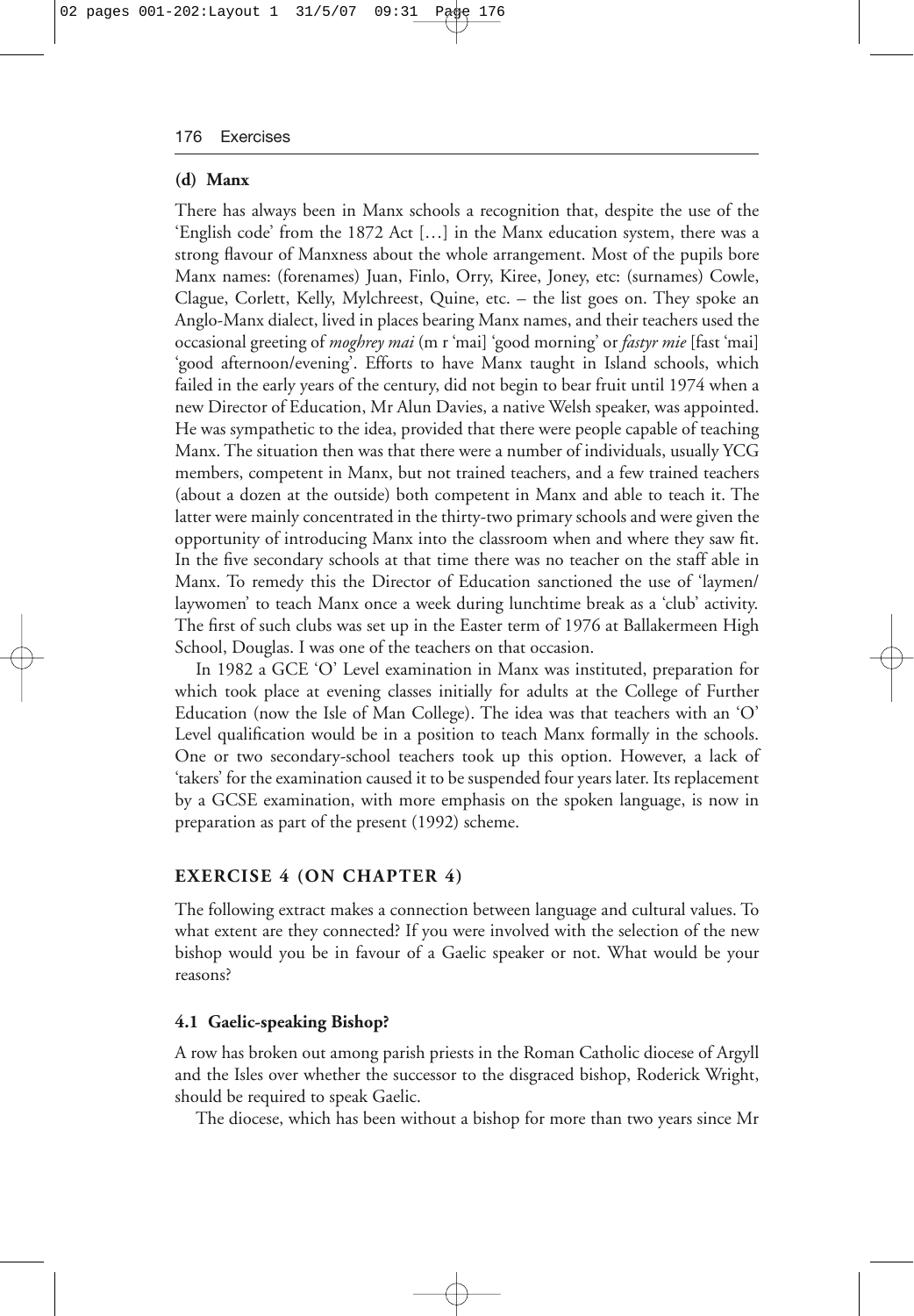### (d) Manx

There has always been in Manx schools a recognition that, despite the use of the 'English code' from the 1872 Act [...] in the Manx education system, there was a strong flavour of Manxness about the whole arrangement. Most of the pupils bore Manx names: (forenames) Juan, Finlo, Orry, Kiree, Joney, etc: (surnames) Cowle, Clague, Corlett, Kelly, Mylchreest, Quine, etc. – the list goes on. They spoke an Anglo-Manx dialect, lived in places bearing Manx names, and their teachers used the occasional greeting of *moghrey mai* (m r 'mai] 'good morning' or *fastyr mie* [fast 'mai] 'good afternoon/evening'. Efforts to have Manx taught in Island schools, which failed in the early years of the century, did not begin to bear fruit until 1974 when a new Director of Education, Mr Alun Davies, a native Welsh speaker, was appointed. He was sympathetic to the idea, provided that there were people capable of teaching Manx. The situation then was that there were a number of individuals, usually YCG members, competent in Manx, but not trained teachers, and a few trained teachers (about a dozen at the outside) both competent in Manx and able to teach it. The latter were mainly concentrated in the thirty-two primary schools and were given the opportunity of introducing Manx into the classroom when and where they saw fit. In the five secondary schools at that time there was no teacher on the staff able in Manx. To remedy this the Director of Education sanctioned the use of 'laymen/laywomen' to teach Manx once a week during lunchtime break as a 'club' activity. The first of such clubs was set up in the Easter term of 1976 at Ballakermeen High School, Douglas. I was one of the teachers on that occasion.

In 1982 a GCE 'O' Level examination in Manx was instituted, preparation for which took place at evening classes initially for adults at the College of Further Education (now the Isle of Man College). The idea was that teachers with an 'O' Level qualification would be in a position to teach Manx formally in the schools. One or two secondary-school teachers took up this option. However, a lack of 'takers' for the examination caused it to be suspended four years later. Its replacement by a GCSE examination, with more emphasis on the spoken language, is now in preparation as part of the present (1992) scheme.

## EXERCISE 4 (ON CHAPTER 4)

The following extract makes a connection between language and cultural values. To what extent are they connected? If you were involved with the selection of the new bishop would you be in favour of a Gaelic speaker or not. What would be your reasons?

### 4.1 Gaelic-speaking Bishop?

A row has broken out among parish priests in the Roman Catholic diocese of Argyll and the Isles over whether the successor to the disgraced bishop, Roderick Wright, should be required to speak Gaelic.

The diocese, which has been without a bishop for more than two years since Mr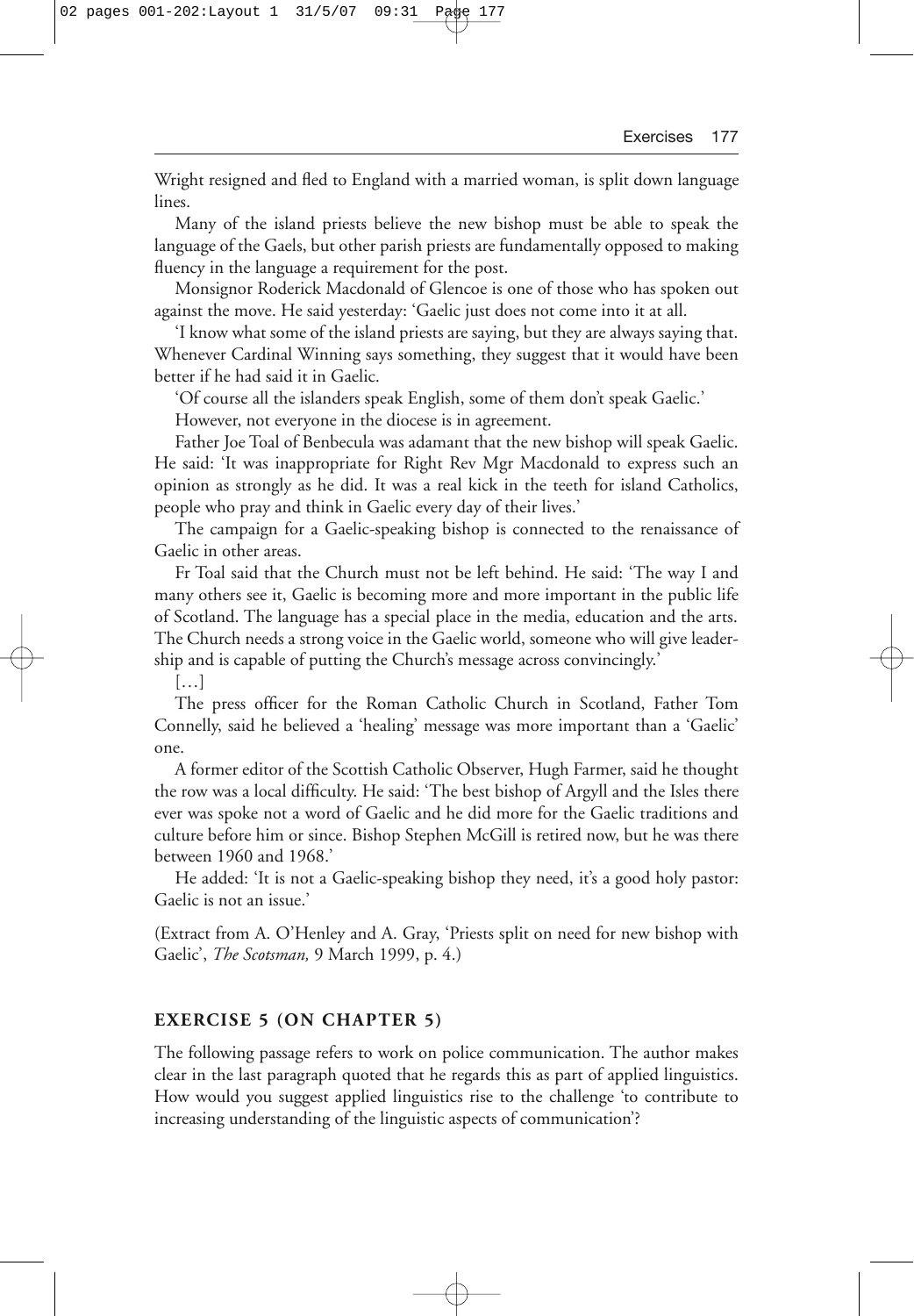Wright resigned and fled to England with a married woman, is split down language lines.

Many of the island priests believe the new bishop must be able to speak the language of the Gaels, but other parish priests are fundamentally opposed to making fluency in the language a requirement for the post.

Monsignor Roderick Macdonald of Glencoe is one of those who has spoken out against the move. He said yesterday: 'Gaelic just does not come into it at all.

'I know what some of the island priests are saying, but they are always saying that. Whenever Cardinal Winning says something, they suggest that it would have been better if he had said it in Gaelic.

'Of course all the islanders speak English, some of them don't speak Gaelic.'

However, not everyone in the diocese is in agreement.

Father Joe Toal of Benbecula was adamant that the new bishop will speak Gaelic. He said: 'It was inappropriate for Right Rev Mgr Macdonald to express such an opinion as strongly as he did. It was a real kick in the teeth for island Catholics, people who pray and think in Gaelic every day of their lives.'

The campaign for a Gaelic-speaking bishop is connected to the renaissance of Gaelic in other areas.

Fr Toal said that the Church must not be left behind. He said: 'The way I and many others see it, Gaelic is becoming more and more important in the public life of Scotland. The language has a special place in the media, education and the arts. The Church needs a strong voice in the Gaelic world, someone who will give leadership and is capable of putting the Church's message across convincingly.'

[…]

The press officer for the Roman Catholic Church in Scotland, Father Tom Connelly, said he believed a 'healing' message was more important than a 'Gaelic' one.

A former editor of the Scottish Catholic Observer, Hugh Farmer, said he thought the row was a local difficulty. He said: 'The best bishop of Argyll and the Isles there ever was spoke not a word of Gaelic and he did more for the Gaelic traditions and culture before him or since. Bishop Stephen McGill is retired now, but he was there between 1960 and 1968.'

He added: 'It is not a Gaelic-speaking bishop they need, it's a good holy pastor: Gaelic is not an issue.'

(Extract from A. O'Henley and A. Gray, 'Priests split on need for new bishop with Gaelic', *The Scotsman,* 9 March 1999, p. 4.)

### EXERCISE 5 (ON CHAPTER 5)

The following passage refers to work on police communication. The author makes clear in the last paragraph quoted that he regards this as part of applied linguistics. How would you suggest applied linguistics rise to the challenge 'to contribute to increasing understanding of the linguistic aspects of communication'?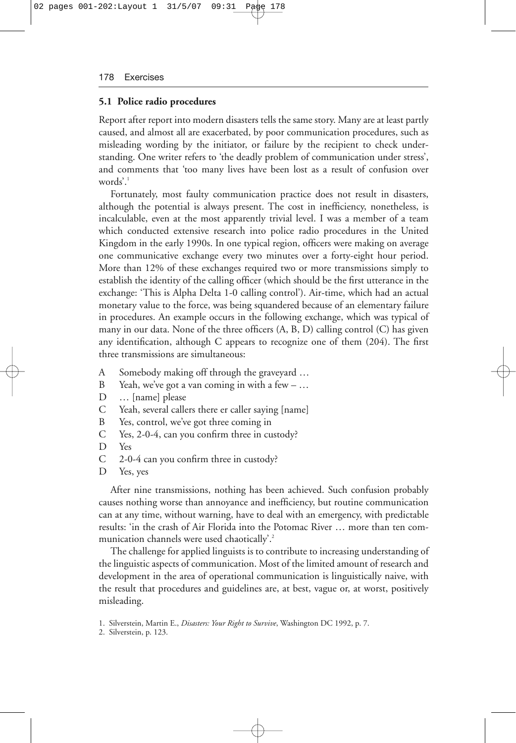### 5.1 Police radio procedures

Report after report into modern disasters tells the same story. Many are at least partly caused, and almost all are exacerbated, by poor communication procedures, such as misleading wording by the initiator, or failure by the recipient to check understanding. One writer refers to 'the deadly problem of communication under stress', and comments that 'too many lives have been lost as a result of confusion over words'.[1]

Fortunately, most faulty communication practice does not result in disasters, although the potential is always present. The cost in inefficiency, nonetheless, is incalculable, even at the most apparently trivial level. I was a member of a team which conducted extensive research into police radio procedures in the United Kingdom in the early 1990s. In one typical region, officers were making on average one communicative exchange every two minutes over a forty-eight hour period. More than 12% of these exchanges required two or more transmissions simply to establish the identity of the calling officer (which should be the first utterance in the exchange: 'This is Alpha Delta 1-0 calling control'). Air-time, which had an actual monetary value to the force, was being squandered because of an elementary failure in procedures. An example occurs in the following exchange, which was typical of many in our data. None of the three officers (A, B, D) calling control (C) has given any identification, although C appears to recognize one of them (204). The first three transmissions are simultaneous:

A Somebody making off through the graveyard …
B Yeah, we've got a van coming in with a few – …
D … [name] please
C Yeah, several callers there er caller saying [name]
B Yes, control, we've got three coming in
C Yes, 2-0-4, can you confirm three in custody?
D Yes
C 2-0-4 can you confirm three in custody?
D Yes, yes

After nine transmissions, nothing has been achieved. Such confusion probably causes nothing worse than annoyance and inefficiency, but routine communication can at any time, without warning, have to deal with an emergency, with predictable results: 'in the crash of Air Florida into the Potomac River … more than ten communication channels were used chaotically'.[2]

The challenge for applied linguists is to contribute to increasing understanding of the linguistic aspects of communication. Most of the limited amount of research and development in the area of operational communication is linguistically naive, with the result that procedures and guidelines are, at best, vague or, at worst, positively misleading.

1. Silverstein, Martin E., *Disasters: Your Right to Survive*, Washington DC 1992, p. 7.
2. Silverstein, p. 123.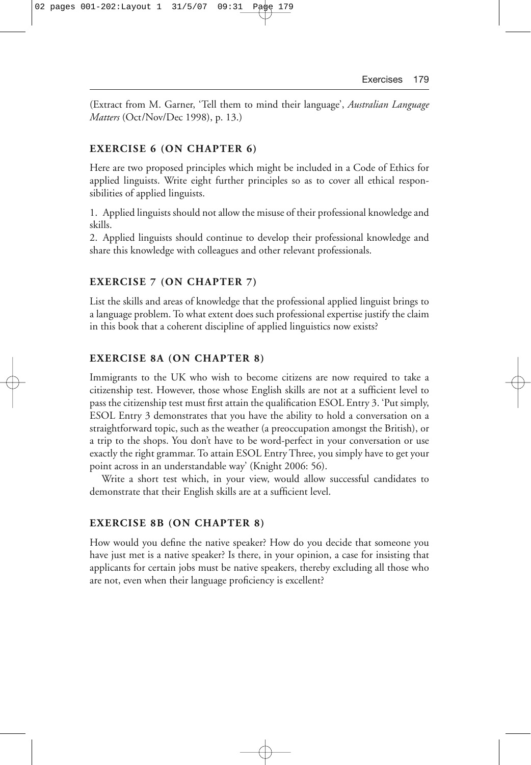(Extract from M. Garner, 'Tell them to mind their language', *Australian Language Matters* (Oct/Nov/Dec 1998), p. 13.)

### EXERCISE 6 (ON CHAPTER 6)

Here are two proposed principles which might be included in a Code of Ethics for applied linguists. Write eight further principles so as to cover all ethical responsibilities of applied linguists.

1. Applied linguists should not allow the misuse of their professional knowledge and skills.
2. Applied linguists should continue to develop their professional knowledge and share this knowledge with colleagues and other relevant professionals.

### EXERCISE 7 (ON CHAPTER 7)

List the skills and areas of knowledge that the professional applied linguist brings to a language problem. To what extent does such professional expertise justify the claim in this book that a coherent discipline of applied linguistics now exists?

### EXERCISE 8A (ON CHAPTER 8)

Immigrants to the UK who wish to become citizens are now required to take a citizenship test. However, those whose English skills are not at a sufficient level to pass the citizenship test must first attain the qualification ESOL Entry 3. 'Put simply, ESOL Entry 3 demonstrates that you have the ability to hold a conversation on a straightforward topic, such as the weather (a preoccupation amongst the British), or a trip to the shops. You don't have to be word-perfect in your conversation or use exactly the right grammar. To attain ESOL Entry Three, you simply have to get your point across in an understandable way' (Knight 2006: 56).

Write a short test which, in your view, would allow successful candidates to demonstrate that their English skills are at a sufficient level.

### EXERCISE 8B (ON CHAPTER 8)

How would you define the native speaker? How do you decide that someone you have just met is a native speaker? Is there, in your opinion, a case for insisting that applicants for certain jobs must be native speakers, thereby excluding all those who are not, even when their language proficiency is excellent?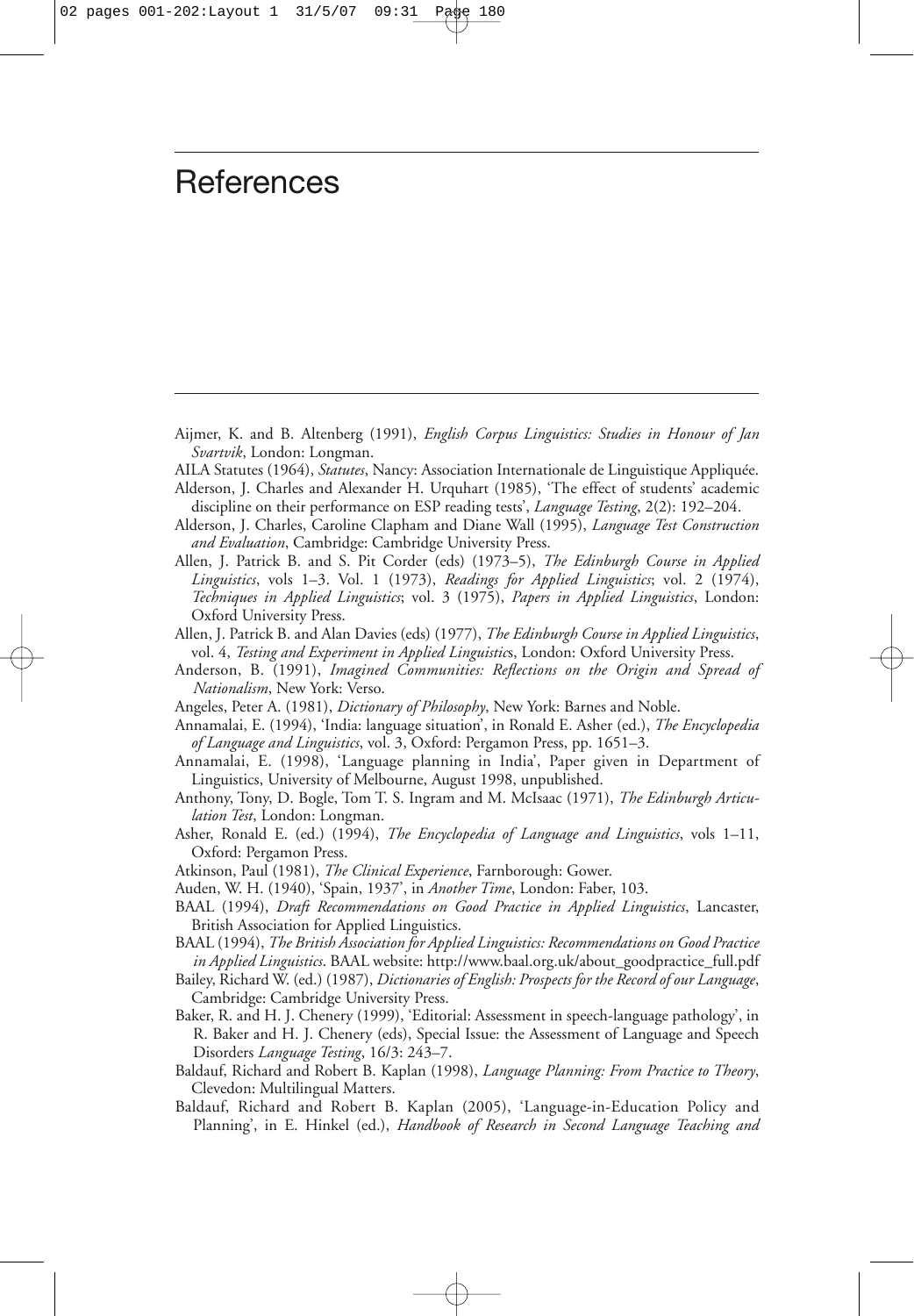# References

Aijmer, K. and B. Altenberg (1991), *English Corpus Linguistics: Studies in Honour of Jan Svartvik*, London: Longman.

AILA Statutes (1964), *Statutes*, Nancy: Association Internationale de Linguistique Appliquée.

Alderson, J. Charles and Alexander H. Urquhart (1985), 'The effect of students' academic discipline on their performance on ESP reading tests', *Language Testing*, 2(2): 192–204.

Alderson, J. Charles, Caroline Clapham and Diane Wall (1995), *Language Test Construction and Evaluation*, Cambridge: Cambridge University Press.

Allen, J. Patrick B. and S. Pit Corder (eds) (1973–5), *The Edinburgh Course in Applied Linguistics*, vols 1–3. Vol. 1 (1973), *Readings for Applied Linguistics*; vol. 2 (1974), *Techniques in Applied Linguistics*; vol. 3 (1975), *Papers in Applied Linguistics*, London: Oxford University Press.

Allen, J. Patrick B. and Alan Davies (eds) (1977), *The Edinburgh Course in Applied Linguistics*, vol. 4, *Testing and Experiment in Applied Linguistics*, London: Oxford University Press.

Anderson, B. (1991), *Imagined Communities: Reflections on the Origin and Spread of Nationalism*, New York: Verso.

Angeles, Peter A. (1981), *Dictionary of Philosophy*, New York: Barnes and Noble.

Annamalai, E. (1994), 'India: language situation', in Ronald E. Asher (ed.), *The Encyclopedia of Language and Linguistics*, vol. 3, Oxford: Pergamon Press, pp. 1651–3.

Annamalai, E. (1998), 'Language planning in India', Paper given in Department of Linguistics, University of Melbourne, August 1998, unpublished.

Anthony, Tony, D. Bogle, Tom T. S. Ingram and M. McIsaac (1971), *The Edinburgh Articulation Test*, London: Longman.

Asher, Ronald E. (ed.) (1994), *The Encyclopedia of Language and Linguistics*, vols 1–11, Oxford: Pergamon Press.

Atkinson, Paul (1981), *The Clinical Experience*, Farnborough: Gower.

Auden, W. H. (1940), 'Spain, 1937', in *Another Time*, London: Faber, 103.

BAAL (1994), *Draft Recommendations on Good Practice in Applied Linguistics*, Lancaster, British Association for Applied Linguistics.

BAAL (1994), *The British Association for Applied Linguistics: Recommendations on Good Practice in Applied Linguistics*. BAAL website: http://www.baal.org.uk/about_goodpractice_full.pdf

Bailey, Richard W. (ed.) (1987), *Dictionaries of English: Prospects for the Record of our Language*, Cambridge: Cambridge University Press.

Baker, R. and H. J. Chenery (1999), 'Editorial: Assessment in speech-language pathology', in R. Baker and H. J. Chenery (eds), Special Issue: the Assessment of Language and Speech Disorders *Language Testing*, 16/3: 243–7.

Baldauf, Richard and Robert B. Kaplan (1998), *Language Planning: From Practice to Theory*, Clevedon: Multilingual Matters.

Baldauf, Richard and Robert B. Kaplan (2005), 'Language-in-Education Policy and Planning', in E. Hinkel (ed.), *Handbook of Research in Second Language Teaching and*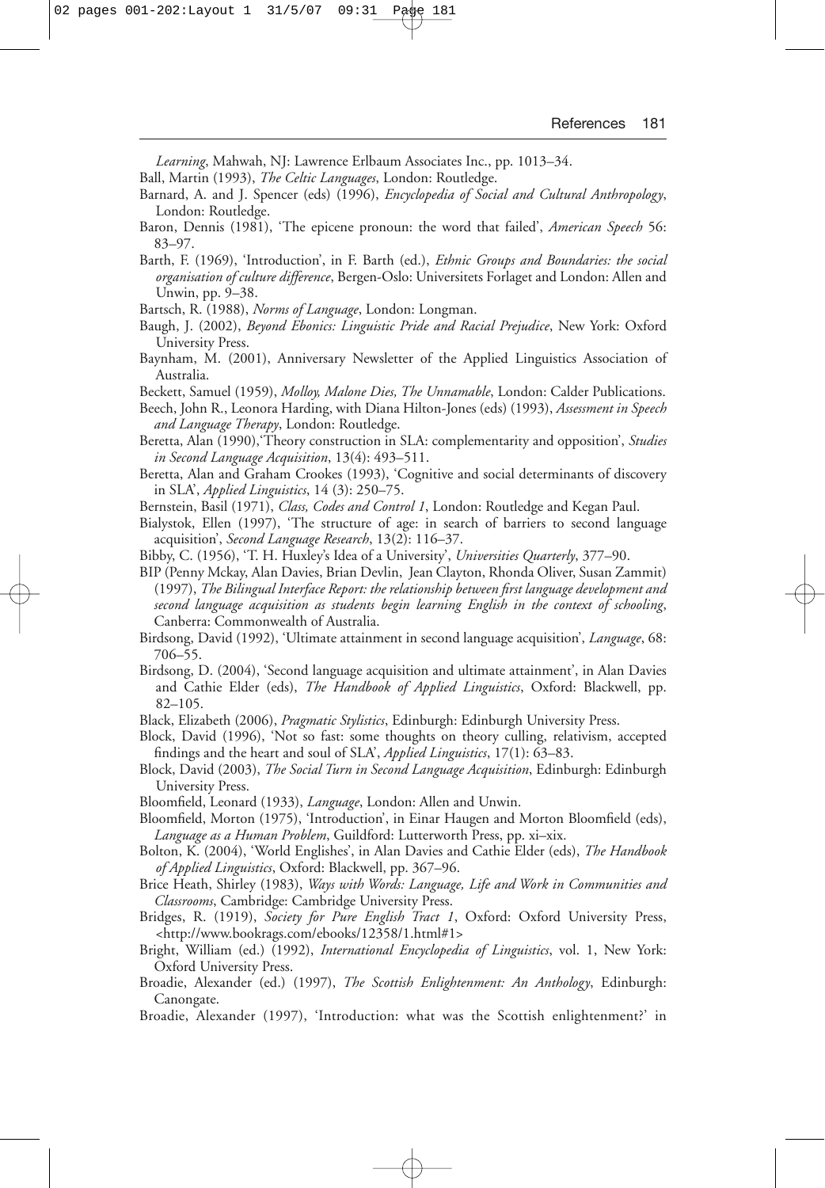*Learning*, Mahwah, NJ: Lawrence Erlbaum Associates Inc., pp. 1013–34.

Ball, Martin (1993), *The Celtic Languages*, London: Routledge.

Barnard, A. and J. Spencer (eds) (1996), *Encyclopedia of Social and Cultural Anthropology*, London: Routledge.

Baron, Dennis (1981), 'The epicene pronoun: the word that failed', *American Speech* 56: 83–97.

Barth, F. (1969), 'Introduction', in F. Barth (ed.), *Ethnic Groups and Boundaries: the social organisation of culture difference*, Bergen-Oslo: Universitets Forlaget and London: Allen and Unwin, pp. 9–38.

Bartsch, R. (1988), *Norms of Language*, London: Longman.

Baugh, J. (2002), *Beyond Ebonics: Linguistic Pride and Racial Prejudice*, New York: Oxford University Press.

Baynham, M. (2001), Anniversary Newsletter of the Applied Linguistics Association of Australia.

Beckett, Samuel (1959), *Molloy, Malone Dies, The Unnamable*, London: Calder Publications.

Beech, John R., Leonora Harding, with Diana Hilton-Jones (eds) (1993), *Assessment in Speech and Language Therapy*, London: Routledge.

Beretta, Alan (1990),'Theory construction in SLA: complementarity and opposition', *Studies in Second Language Acquisition*, 13(4): 493–511.

Beretta, Alan and Graham Crookes (1993), 'Cognitive and social determinants of discovery in SLA', *Applied Linguistics*, 14 (3): 250–75.

Bernstein, Basil (1971), *Class, Codes and Control 1*, London: Routledge and Kegan Paul.

Bialystok, Ellen (1997), 'The structure of age: in search of barriers to second language acquisition', *Second Language Research*, 13(2): 116–37.

Bibby, C. (1956), 'T. H. Huxley's Idea of a University', *Universities Quarterly*, 377–90.

BIP (Penny Mckay, Alan Davies, Brian Devlin, Jean Clayton, Rhonda Oliver, Susan Zammit) (1997), *The Bilingual Interface Report: the relationship between first language development and second language acquisition as students begin learning English in the context of schooling*, Canberra: Commonwealth of Australia.

Birdsong, David (1992), 'Ultimate attainment in second language acquisition', *Language*, 68: 706–55.

Birdsong, D. (2004), 'Second language acquisition and ultimate attainment', in Alan Davies and Cathie Elder (eds), *The Handbook of Applied Linguistics*, Oxford: Blackwell, pp. 82–105.

Black, Elizabeth (2006), *Pragmatic Stylistics*, Edinburgh: Edinburgh University Press.

Block, David (1996), 'Not so fast: some thoughts on theory culling, relativism, accepted findings and the heart and soul of SLA', *Applied Linguistics*, 17(1): 63–83.

Block, David (2003), *The Social Turn in Second Language Acquisition*, Edinburgh: Edinburgh University Press.

Bloomfield, Leonard (1933), *Language*, London: Allen and Unwin.

Bloomfield, Morton (1975), 'Introduction', in Einar Haugen and Morton Bloomfield (eds), *Language as a Human Problem*, Guildford: Lutterworth Press, pp. xi–xix.

Bolton, K. (2004), 'World Englishes', in Alan Davies and Cathie Elder (eds), *The Handbook of Applied Linguistics*, Oxford: Blackwell, pp. 367–96.

Brice Heath, Shirley (1983), *Ways with Words: Language, Life and Work in Communities and Classrooms*, Cambridge: Cambridge University Press.

Bridges, R. (1919), *Society for Pure English Tract 1*, Oxford: Oxford University Press, <http://www.bookrags.com/ebooks/12358/1.html#1>

Bright, William (ed.) (1992), *International Encyclopedia of Linguistics*, vol. 1, New York: Oxford University Press.

Broadie, Alexander (ed.) (1997), *The Scottish Enlightenment: An Anthology*, Edinburgh: Canongate.

Broadie, Alexander (1997), 'Introduction: what was the Scottish enlightenment?' in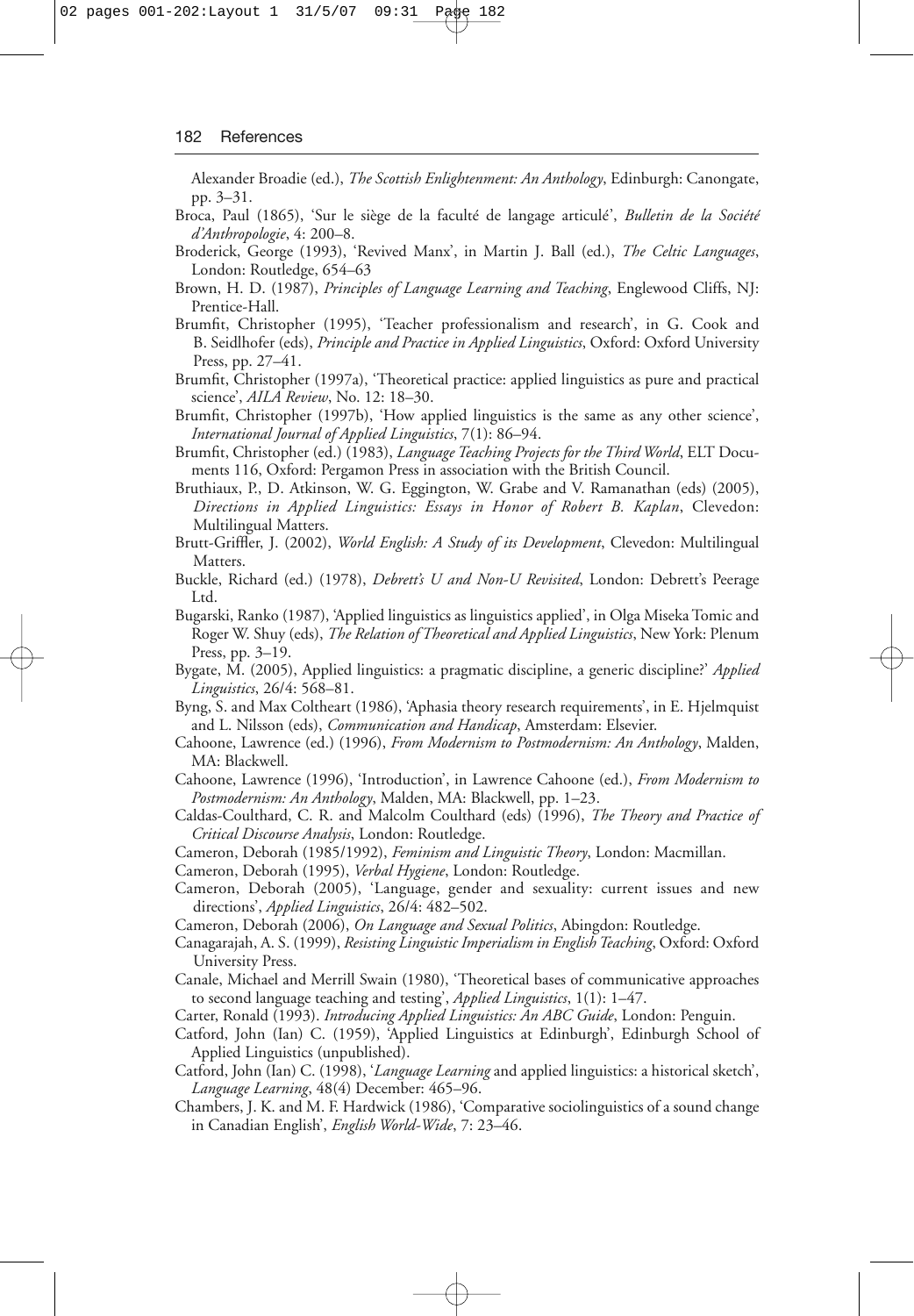Alexander Broadie (ed.), *The Scottish Enlightenment: An Anthology*, Edinburgh: Canongate, pp. 3–31.

Broca, Paul (1865), 'Sur le siège de la faculté de langage articulé', *Bulletin de la Société d'Anthropologie*, 4: 200–8.

Broderick, George (1993), 'Revived Manx', in Martin J. Ball (ed.), *The Celtic Languages*, London: Routledge, 654–63

Brown, H. D. (1987), *Principles of Language Learning and Teaching*, Englewood Cliffs, NJ: Prentice-Hall.

Brumfit, Christopher (1995), 'Teacher professionalism and research', in G. Cook and B. Seidlhofer (eds), *Principle and Practice in Applied Linguistics*, Oxford: Oxford University Press, pp. 27–41.

Brumfit, Christopher (1997a), 'Theoretical practice: applied linguistics as pure and practical science', *AILA Review*, No. 12: 18–30.

Brumfit, Christopher (1997b), 'How applied linguistics is the same as any other science', *International Journal of Applied Linguistics*, 7(1): 86–94.

Brumfit, Christopher (ed.) (1983), *Language Teaching Projects for the Third World*, ELT Documents 116, Oxford: Pergamon Press in association with the British Council.

Bruthiaux, P., D. Atkinson, W. G. Eggington, W. Grabe and V. Ramanathan (eds) (2005), *Directions in Applied Linguistics: Essays in Honor of Robert B. Kaplan*, Clevedon: Multilingual Matters.

Brutt-Griffler, J. (2002), *World English: A Study of its Development*, Clevedon: Multilingual Matters.

Buckle, Richard (ed.) (1978), *Debrett's U and Non-U Revisited*, London: Debrett's Peerage Ltd.

Bugarski, Ranko (1987), 'Applied linguistics as linguistics applied', in Olga Miseka Tomic and Roger W. Shuy (eds), *The Relation of Theoretical and Applied Linguistics*, New York: Plenum Press, pp. 3–19.

Bygate, M. (2005), Applied linguistics: a pragmatic discipline, a generic discipline?' *Applied Linguistics*, 26/4: 568–81.

Byng, S. and Max Coltheart (1986), 'Aphasia theory research requirements', in E. Hjelmquist and L. Nilsson (eds), *Communication and Handicap*, Amsterdam: Elsevier.

Cahoone, Lawrence (ed.) (1996), *From Modernism to Postmodernism: An Anthology*, Malden, MA: Blackwell.

Cahoone, Lawrence (1996), 'Introduction', in Lawrence Cahoone (ed.), *From Modernism to Postmodernism: An Anthology*, Malden, MA: Blackwell, pp. 1–23.

Caldas-Coulthard, C. R. and Malcolm Coulthard (eds) (1996), *The Theory and Practice of Critical Discourse Analysis*, London: Routledge.

Cameron, Deborah (1985/1992), *Feminism and Linguistic Theory*, London: Macmillan.

Cameron, Deborah (1995), *Verbal Hygiene*, London: Routledge.

Cameron, Deborah (2005), 'Language, gender and sexuality: current issues and new directions', *Applied Linguistics*, 26/4: 482–502.

Cameron, Deborah (2006), *On Language and Sexual Politics*, Abingdon: Routledge.

Canagarajah, A. S. (1999), *Resisting Linguistic Imperialism in English Teaching*, Oxford: Oxford University Press.

Canale, Michael and Merrill Swain (1980), 'Theoretical bases of communicative approaches to second language teaching and testing', *Applied Linguistics*, 1(1): 1–47.

Carter, Ronald (1993). *Introducing Applied Linguistics: An ABC Guide*, London: Penguin.

Catford, John (Ian) C. (1959), 'Applied Linguistics at Edinburgh', Edinburgh School of Applied Linguistics (unpublished).

Catford, John (Ian) C. (1998), '*Language Learning* and applied linguistics: a historical sketch', *Language Learning*, 48(4) December: 465–96.

Chambers, J. K. and M. F. Hardwick (1986), 'Comparative sociolinguistics of a sound change in Canadian English', *English World-Wide*, 7: 23–46.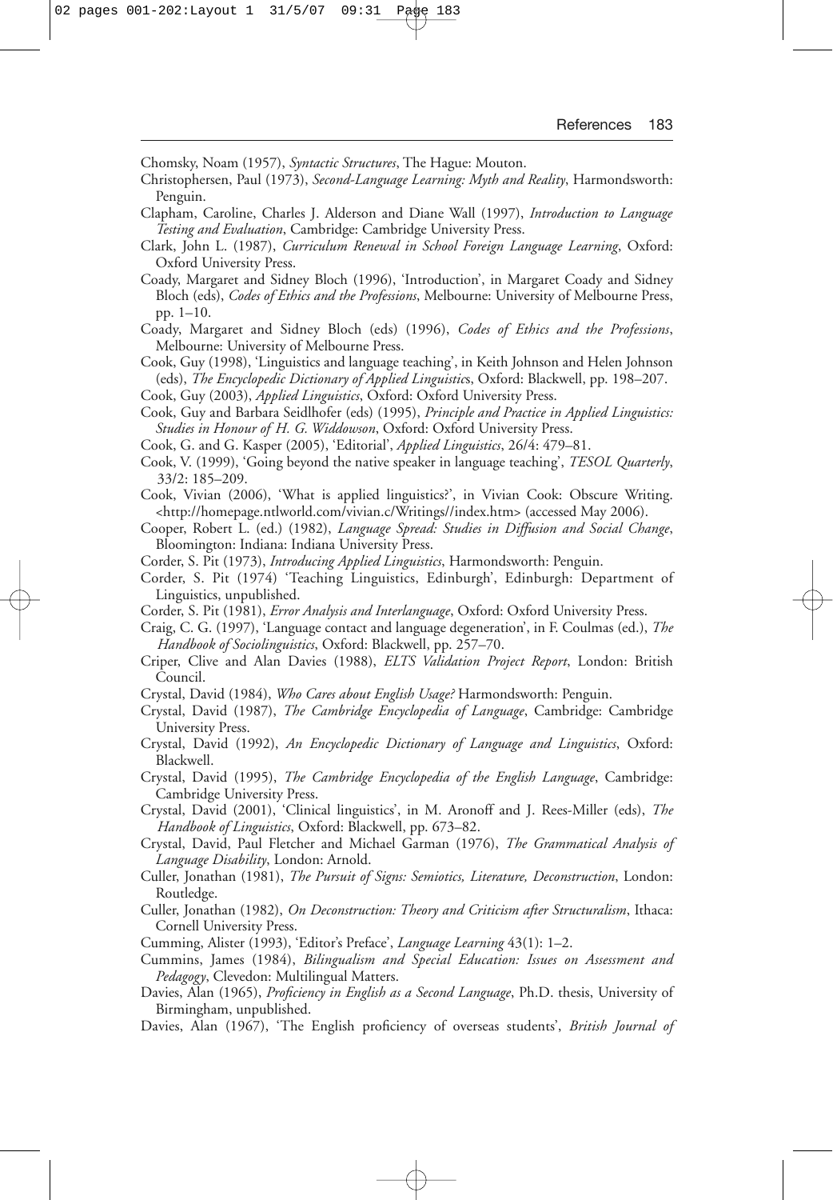Chomsky, Noam (1957), *Syntactic Structures*, The Hague: Mouton.

Christophersen, Paul (1973), *Second-Language Learning: Myth and Reality*, Harmondsworth: Penguin.

Clapham, Caroline, Charles J. Alderson and Diane Wall (1997), *Introduction to Language Testing and Evaluation*, Cambridge: Cambridge University Press.

Clark, John L. (1987), *Curriculum Renewal in School Foreign Language Learning*, Oxford: Oxford University Press.

Coady, Margaret and Sidney Bloch (1996), 'Introduction', in Margaret Coady and Sidney Bloch (eds), *Codes of Ethics and the Professions*, Melbourne: University of Melbourne Press, pp. 1–10.

Coady, Margaret and Sidney Bloch (eds) (1996), *Codes of Ethics and the Professions*, Melbourne: University of Melbourne Press.

Cook, Guy (1998), 'Linguistics and language teaching', in Keith Johnson and Helen Johnson (eds), *The Encyclopedic Dictionary of Applied Linguistics*, Oxford: Blackwell, pp. 198–207.

Cook, Guy (2003), *Applied Linguistics*, Oxford: Oxford University Press.

Cook, Guy and Barbara Seidlhofer (eds) (1995), *Principle and Practice in Applied Linguistics: Studies in Honour of H. G. Widdowson*, Oxford: Oxford University Press.

Cook, G. and G. Kasper (2005), 'Editorial', *Applied Linguistics*, 26/4: 479–81.

Cook, V. (1999), 'Going beyond the native speaker in language teaching', *TESOL Quarterly*, 33/2: 185–209.

Cook, Vivian (2006), 'What is applied linguistics?', in Vivian Cook: Obscure Writing. <http://homepage.ntlworld.com/vivian.c/Writings//index.htm> (accessed May 2006).

Cooper, Robert L. (ed.) (1982), *Language Spread: Studies in Diffusion and Social Change*, Bloomington: Indiana: Indiana University Press.

Corder, S. Pit (1973), *Introducing Applied Linguistics*, Harmondsworth: Penguin.

Corder, S. Pit (1974) 'Teaching Linguistics, Edinburgh', Edinburgh: Department of Linguistics, unpublished.

Corder, S. Pit (1981), *Error Analysis and Interlanguage*, Oxford: Oxford University Press.

Craig, C. G. (1997), 'Language contact and language degeneration', in F. Coulmas (ed.), *The Handbook of Sociolinguistics*, Oxford: Blackwell, pp. 257–70.

Criper, Clive and Alan Davies (1988), *ELTS Validation Project Report*, London: British Council.

Crystal, David (1984), *Who Cares about English Usage?* Harmondsworth: Penguin.

Crystal, David (1987), *The Cambridge Encyclopedia of Language*, Cambridge: Cambridge University Press.

Crystal, David (1992), *An Encyclopedic Dictionary of Language and Linguistics*, Oxford: Blackwell.

Crystal, David (1995), *The Cambridge Encyclopedia of the English Language*, Cambridge: Cambridge University Press.

Crystal, David (2001), 'Clinical linguistics', in M. Aronoff and J. Rees-Miller (eds), *The Handbook of Linguistics*, Oxford: Blackwell, pp. 673–82.

Crystal, David, Paul Fletcher and Michael Garman (1976), *The Grammatical Analysis of Language Disability*, London: Arnold.

Culler, Jonathan (1981), *The Pursuit of Signs: Semiotics, Literature, Deconstruction*, London: Routledge.

Culler, Jonathan (1982), *On Deconstruction: Theory and Criticism after Structuralism*, Ithaca: Cornell University Press.

Cumming, Alister (1993), 'Editor's Preface', *Language Learning* 43(1): 1–2.

Cummins, James (1984), *Bilingualism and Special Education: Issues on Assessment and Pedagogy*, Clevedon: Multilingual Matters.

Davies, Alan (1965), *Proficiency in English as a Second Language*, Ph.D. thesis, University of Birmingham, unpublished.

Davies, Alan (1967), 'The English proficiency of overseas students', *British Journal of*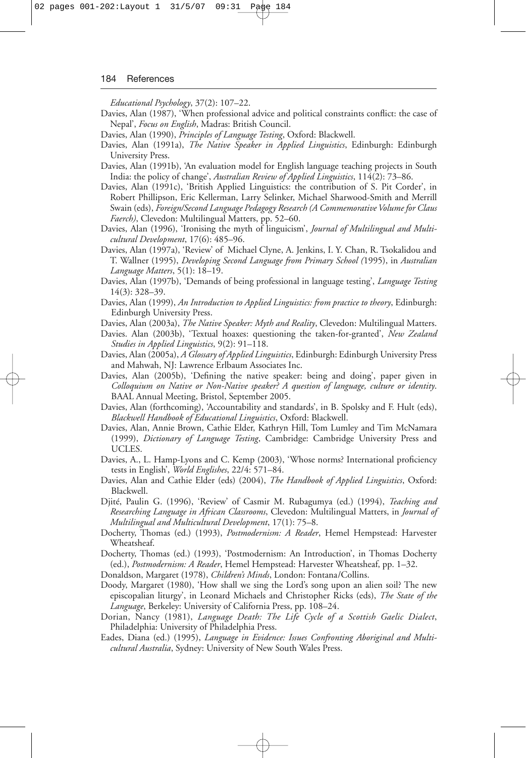*Educational Psychology*, 37(2): 107–22.

Davies, Alan (1987), 'When professional advice and political constraints conflict: the case of Nepal', *Focus on English*, Madras: British Council.

Davies, Alan (1990), *Principles of Language Testing*, Oxford: Blackwell.

Davies, Alan (1991a), *The Native Speaker in Applied Linguistics*, Edinburgh: Edinburgh University Press.

Davies, Alan (1991b), 'An evaluation model for English language teaching projects in South India: the policy of change', *Australian Review of Applied Linguistics*, 114(2): 73–86.

Davies, Alan (1991c), 'British Applied Linguistics: the contribution of S. Pit Corder', in Robert Phillipson, Eric Kellerman, Larry Selinker, Michael Sharwood-Smith and Merrill Swain (eds), *Foreign/Second Language Pedagogy Research (A Commemorative Volume for Claus Faerch)*, Clevedon: Multilingual Matters, pp. 52–60.

Davies, Alan (1996), 'Ironising the myth of linguicism', *Journal of Multilingual and Multicultural Development*, 17(6): 485–96.

Davies, Alan (1997a), 'Review' of Michael Clyne, A. Jenkins, I. Y. Chan, R. Tsokalidou and T. Wallner (1995), *Developing Second Language from Primary School (*1995), in *Australian Language Matters*, 5(1): 18–19.

Davies, Alan (1997b), 'Demands of being professional in language testing', *Language Testing* 14(3): 328–39.

Davies, Alan (1999), *An Introduction to Applied Linguistics: from practice to theory*, Edinburgh: Edinburgh University Press.

Davies, Alan (2003a), *The Native Speaker: Myth and Reality*, Clevedon: Multilingual Matters.

Davies. Alan (2003b), 'Textual hoaxes: questioning the taken-for-granted', *New Zealand Studies in Applied Linguistics*, 9(2): 91–118.

Davies, Alan (2005a), *A Glossary of Applied Linguistics*, Edinburgh: Edinburgh University Press and Mahwah, NJ: Lawrence Erlbaum Associates Inc.

Davies, Alan (2005b), 'Defining the native speaker: being and doing', paper given in *Colloquium on Native or Non-Native speaker? A question of language, culture or identity*. BAAL Annual Meeting, Bristol, September 2005.

Davies, Alan (forthcoming), 'Accountability and standards', in B. Spolsky and F. Hult (eds), *Blackwell Handbook of Educational Linguistics*, Oxford: Blackwell.

Davies, Alan, Annie Brown, Cathie Elder, Kathryn Hill, Tom Lumley and Tim McNamara (1999), *Dictionary of Language Testing*, Cambridge: Cambridge University Press and UCLES.

Davies, A., L. Hamp-Lyons and C. Kemp (2003), 'Whose norms? International proficiency tests in English', *World Englishes*, 22/4: 571–84.

Davies, Alan and Cathie Elder (eds) (2004), *The Handbook of Applied Linguistics*, Oxford: Blackwell.

Djité, Paulin G. (1996), 'Review' of Casmir M. Rubagumya (ed.) (1994), *Teaching and Researching Language in African Classrooms*, Clevedon: Multilingual Matters, in *Journal of Multilingual and Multicultural Development*, 17(1): 75–8.

Docherty, Thomas (ed.) (1993), *Postmodernism: A Reader*, Hemel Hempstead: Harvester Wheatsheaf.

Docherty, Thomas (ed.) (1993), 'Postmodernism: An Introduction', in Thomas Docherty (ed.), *Postmodernism: A Reader*, Hemel Hempstead: Harvester Wheatsheaf, pp. 1–32.

Donaldson, Margaret (1978), *Children's Minds*, London: Fontana/Collins.

Doody, Margaret (1980), 'How shall we sing the Lord's song upon an alien soil? The new episcopalian liturgy', in Leonard Michaels and Christopher Ricks (eds), *The State of the Language*, Berkeley: University of California Press, pp. 108–24.

Dorian, Nancy (1981), *Language Death: The Life Cycle of a Scottish Gaelic Dialect*, Philadelphia: University of Philadelphia Press.

Eades, Diana (ed.) (1995), *Language in Evidence: Issues Confronting Aboriginal and Multicultural Australia*, Sydney: University of New South Wales Press.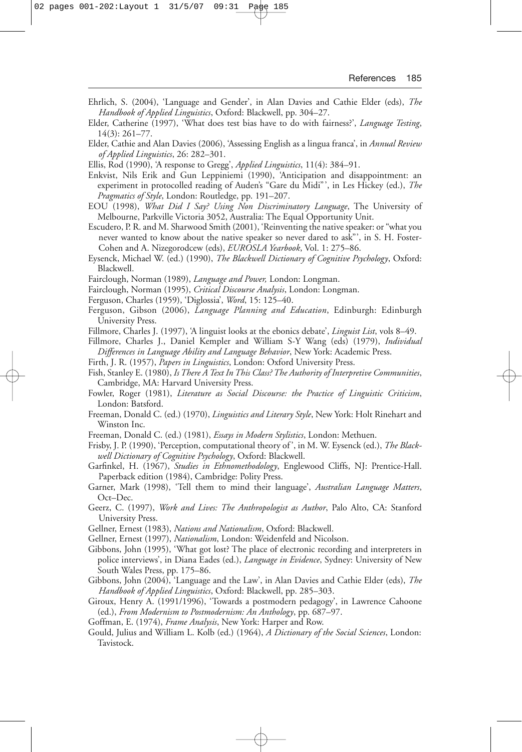Ehrlich, S. (2004), 'Language and Gender', in Alan Davies and Cathie Elder (eds), *The Handbook of Applied Linguistics*, Oxford: Blackwell, pp. 304–27.

Elder, Catherine (1997), 'What does test bias have to do with fairness?', *Language Testing*, 14(3): 261–77.

Elder, Cathie and Alan Davies (2006), 'Assessing English as a lingua franca', in *Annual Review of Applied Linguistics*, 26: 282–301.

Ellis, Rod (1990), 'A response to Gregg', *Applied Linguistics*, 11(4): 384–91.

Enkvist, Nils Erik and Gun Leppiniemi (1990), 'Anticipation and disappointment: an experiment in protocolled reading of Auden's "Gare du Midi"', in Les Hickey (ed.), *The Pragmatics of Style*, London: Routledge, pp. 191–207.

EOU (1998), *What Did I Say? Using Non Discriminatory Language*, The University of Melbourne, Parkville Victoria 3052, Australia: The Equal Opportunity Unit.

Escudero, P. R. and M. Sharwood Smith (2001), 'Reinventing the native speaker: or "what you never wanted to know about the native speaker so never dared to ask"', in S. H. Foster-Cohen and A. Nizegorodcew (eds), *EUROSLA Yearbook*, Vol. 1: 275–86.

Eysenck, Michael W. (ed.) (1990), *The Blackwell Dictionary of Cognitive Psychology*, Oxford: Blackwell.

Fairclough, Norman (1989), *Language and Power,* London: Longman.

Fairclough, Norman (1995), *Critical Discourse Analysis*, London: Longman.

Ferguson, Charles (1959), 'Diglossia', *Word*, 15: 125–40.

Ferguson, Gibson (2006), *Language Planning and Education*, Edinburgh: Edinburgh University Press.

Fillmore, Charles J. (1997), 'A linguist looks at the ebonics debate', *Linguist List*, vols 8–49.

Fillmore, Charles J., Daniel Kempler and William S-Y Wang (eds) (1979), *Individual Differences in Language Ability and Language Behavior*, New York: Academic Press.

Firth, J. R. (1957), *Papers in Linguistics*, London: Oxford University Press.

Fish, Stanley E. (1980), *Is There A Text In This Class? The Authority of Interpretive Communities*, Cambridge, MA: Harvard University Press.

Fowler, Roger (1981), *Literature as Social Discourse: the Practice of Linguistic Criticism*, London: Batsford.

Freeman, Donald C. (ed.) (1970), *Linguistics and Literary Style*, New York: Holt Rinehart and Winston Inc.

Freeman, Donald C. (ed.) (1981), *Essays in Modern Stylistics*, London: Methuen.

Frisby, J. P. (1990), 'Perception, computational theory of', in M. W. Eysenck (ed.), *The Blackwell Dictionary of Cognitive Psychology*, Oxford: Blackwell.

Garfinkel, H. (1967), *Studies in Ethnomethodology*, Englewood Cliffs, NJ: Prentice-Hall. Paperback edition (1984), Cambridge: Polity Press.

Garner, Mark (1998), 'Tell them to mind their language', *Australian Language Matters*, Oct–Dec.

Geerz, C. (1997), *Work and Lives: The Anthropologist as Author*, Palo Alto, CA: Stanford University Press.

Gellner, Ernest (1983), *Nations and Nationalism*, Oxford: Blackwell.

Gellner, Ernest (1997), *Nationalism*, London: Weidenfeld and Nicolson.

Gibbons, John (1995), 'What got lost? The place of electronic recording and interpreters in police interviews', in Diana Eades (ed.), *Language in Evidence*, Sydney: University of New South Wales Press, pp. 175–86.

Gibbons, John (2004), 'Language and the Law', in Alan Davies and Cathie Elder (eds), *The Handbook of Applied Linguistics*, Oxford: Blackwell, pp. 285–303.

Giroux, Henry A. (1991/1996), 'Towards a postmodern pedagogy', in Lawrence Cahoone (ed.), *From Modernism to Postmodernism: An Anthology*, pp. 687–97.

Goffman, E. (1974), *Frame Analysis*, New York: Harper and Row.

Gould, Julius and William L. Kolb (ed.) (1964), *A Dictionary of the Social Sciences*, London: Tavistock.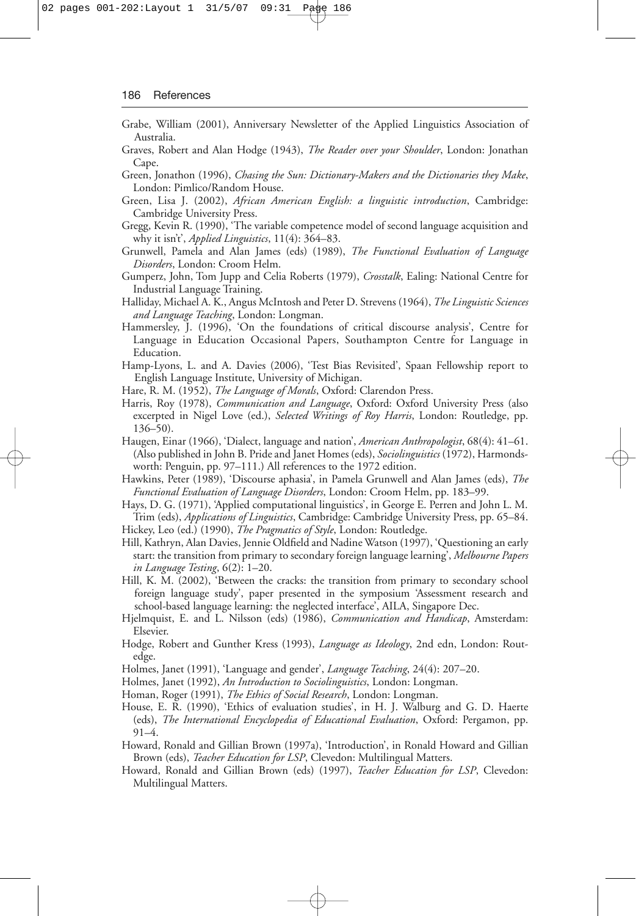Grabe, William (2001), Anniversary Newsletter of the Applied Linguistics Association of Australia.

Graves, Robert and Alan Hodge (1943), *The Reader over your Shoulder*, London: Jonathan Cape.

Green, Jonathon (1996), *Chasing the Sun: Dictionary-Makers and the Dictionaries they Make*, London: Pimlico/Random House.

Green, Lisa J. (2002), *African American English: a linguistic introduction*, Cambridge: Cambridge University Press.

Gregg, Kevin R. (1990), 'The variable competence model of second language acquisition and why it isn't', *Applied Linguistics*, 11(4): 364–83.

Grunwell, Pamela and Alan James (eds) (1989), *The Functional Evaluation of Language Disorders*, London: Croom Helm.

Gumperz, John, Tom Jupp and Celia Roberts (1979), *Crosstalk*, Ealing: National Centre for Industrial Language Training.

Halliday, Michael A. K., Angus McIntosh and Peter D. Strevens (1964), *The Linguistic Sciences and Language Teaching*, London: Longman.

Hammersley, J. (1996), 'On the foundations of critical discourse analysis', Centre for Language in Education Occasional Papers, Southampton Centre for Language in Education.

Hamp-Lyons, L. and A. Davies (2006), 'Test Bias Revisited', Spaan Fellowship report to English Language Institute, University of Michigan.

Hare, R. M. (1952), *The Language of Morals*, Oxford: Clarendon Press.

Harris, Roy (1978), *Communication and Language*, Oxford: Oxford University Press (also excerpted in Nigel Love (ed.), *Selected Writings of Roy Harris*, London: Routledge, pp. 136–50).

Haugen, Einar (1966), 'Dialect, language and nation', *American Anthropologist*, 68(4): 41–61. (Also published in John B. Pride and Janet Homes (eds), *Sociolinguistics* (1972), Harmondsworth: Penguin, pp. 97–111.) All references to the 1972 edition.

Hawkins, Peter (1989), 'Discourse aphasia', in Pamela Grunwell and Alan James (eds), *The Functional Evaluation of Language Disorders*, London: Croom Helm, pp. 183–99.

Hays, D. G. (1971), 'Applied computational linguistics', in George E. Perren and John L. M. Trim (eds), *Applications of Linguistics*, Cambridge: Cambridge University Press, pp. 65–84.

Hickey, Leo (ed.) (1990), *The Pragmatics of Style*, London: Routledge.

Hill, Kathryn, Alan Davies, Jennie Oldfield and Nadine Watson (1997), 'Questioning an early start: the transition from primary to secondary foreign language learning', *Melbourne Papers in Language Testing*, 6(2): 1–20.

Hill, K. M. (2002), 'Between the cracks: the transition from primary to secondary school foreign language study', paper presented in the symposium 'Assessment research and school-based language learning: the neglected interface', AILA, Singapore Dec.

Hjelmquist, E. and L. Nilsson (eds) (1986), *Communication and Handicap*, Amsterdam: Elsevier.

Hodge, Robert and Gunther Kress (1993), *Language as Ideology*, 2nd edn, London: Routledge.

Holmes, Janet (1991), 'Language and gender', *Language Teaching*, 24(4): 207–20.

Holmes, Janet (1992), *An Introduction to Sociolinguistics*, London: Longman.

Homan, Roger (1991), *The Ethics of Social Research*, London: Longman.

House, E. R. (1990), 'Ethics of evaluation studies', in H. J. Walburg and G. D. Haerte (eds), *The International Encyclopedia of Educational Evaluation*, Oxford: Pergamon, pp. 91–4.

Howard, Ronald and Gillian Brown (1997a), 'Introduction', in Ronald Howard and Gillian Brown (eds), *Teacher Education for LSP*, Clevedon: Multilingual Matters.

Howard, Ronald and Gillian Brown (eds) (1997), *Teacher Education for LSP*, Clevedon: Multilingual Matters.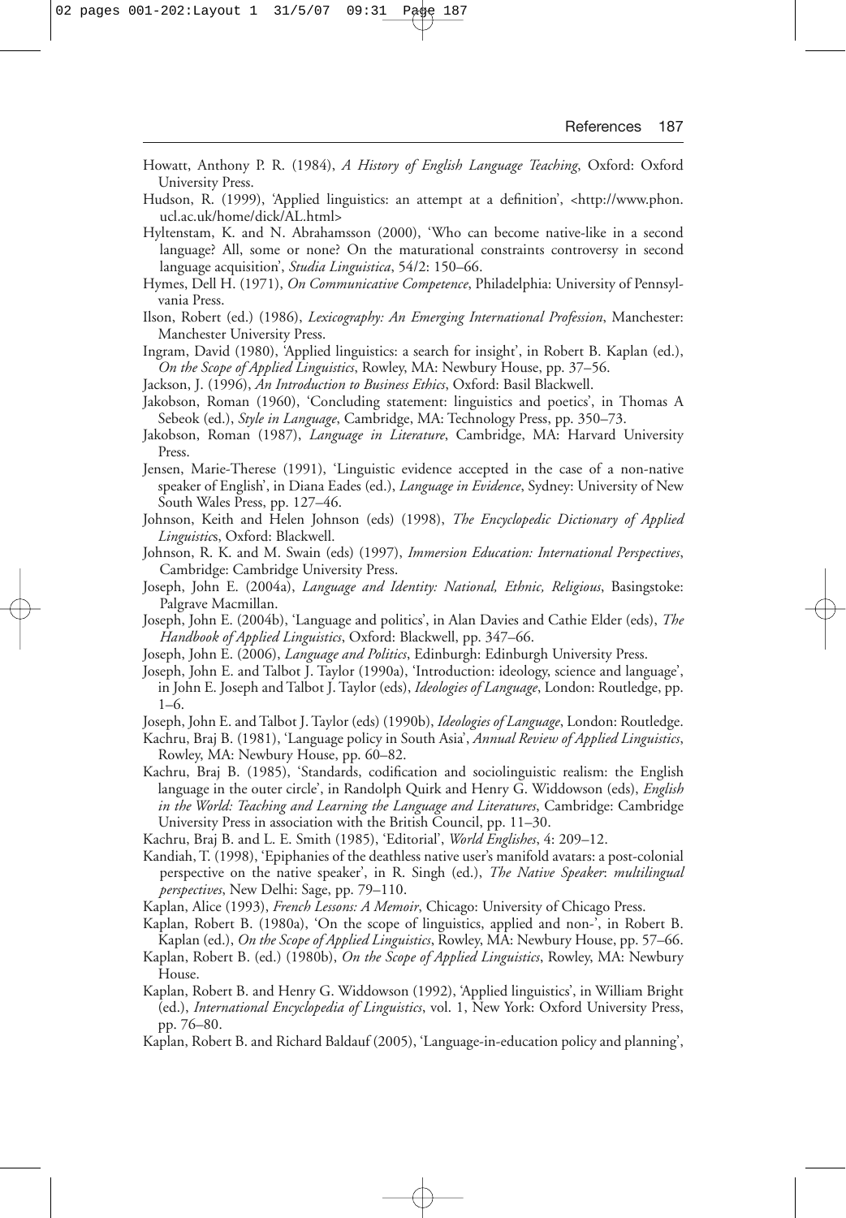Howatt, Anthony P. R. (1984), *A History of English Language Teaching*, Oxford: Oxford University Press.

Hudson, R. (1999), 'Applied linguistics: an attempt at a definition', <http://www.phon.ucl.ac.uk/home/dick/AL.html>

Hyltenstam, K. and N. Abrahamsson (2000), 'Who can become native-like in a second language? All, some or none? On the maturational constraints controversy in second language acquisition', *Studia Linguistica*, 54/2: 150–66.

Hymes, Dell H. (1971), *On Communicative Competence*, Philadelphia: University of Pennsylvania Press.

Ilson, Robert (ed.) (1986), *Lexicography: An Emerging International Profession*, Manchester: Manchester University Press.

Ingram, David (1980), 'Applied linguistics: a search for insight', in Robert B. Kaplan (ed.), *On the Scope of Applied Linguistics*, Rowley, MA: Newbury House, pp. 37–56.

Jackson, J. (1996), *An Introduction to Business Ethics*, Oxford: Basil Blackwell.

Jakobson, Roman (1960), 'Concluding statement: linguistics and poetics', in Thomas A Sebeok (ed.), *Style in Language*, Cambridge, MA: Technology Press, pp. 350–73.

Jakobson, Roman (1987), *Language in Literature*, Cambridge, MA: Harvard University Press.

Jensen, Marie-Therese (1991), 'Linguistic evidence accepted in the case of a non-native speaker of English', in Diana Eades (ed.), *Language in Evidence*, Sydney: University of New South Wales Press, pp. 127–46.

Johnson, Keith and Helen Johnson (eds) (1998), *The Encyclopedic Dictionary of Applied Linguistic*s, Oxford: Blackwell.

Johnson, R. K. and M. Swain (eds) (1997), *Immersion Education: International Perspectives*, Cambridge: Cambridge University Press.

Joseph, John E. (2004a), *Language and Identity: National, Ethnic, Religious*, Basingstoke: Palgrave Macmillan.

Joseph, John E. (2004b), 'Language and politics', in Alan Davies and Cathie Elder (eds), *The Handbook of Applied Linguistics*, Oxford: Blackwell, pp. 347–66.

Joseph, John E. (2006), *Language and Politics*, Edinburgh: Edinburgh University Press.

Joseph, John E. and Talbot J. Taylor (1990a), 'Introduction: ideology, science and language', in John E. Joseph and Talbot J. Taylor (eds), *Ideologies of Language*, London: Routledge, pp. 1–6.

Joseph, John E. and Talbot J. Taylor (eds) (1990b), *Ideologies of Language*, London: Routledge.

Kachru, Braj B. (1981), 'Language policy in South Asia', *Annual Review of Applied Linguistics*, Rowley, MA: Newbury House, pp. 60–82.

Kachru, Braj B. (1985), 'Standards, codification and sociolinguistic realism: the English language in the outer circle', in Randolph Quirk and Henry G. Widdowson (eds), *English in the World: Teaching and Learning the Language and Literatures*, Cambridge: Cambridge University Press in association with the British Council, pp. 11–30.

Kachru, Braj B. and L. E. Smith (1985), 'Editorial', *World Englishes*, 4: 209–12.

Kandiah, T. (1998), 'Epiphanies of the deathless native user's manifold avatars: a post-colonial perspective on the native speaker', in R. Singh (ed.), *The Native Speaker*: *multilingual perspectives*, New Delhi: Sage, pp. 79–110.

Kaplan, Alice (1993), *French Lessons: A Memoir*, Chicago: University of Chicago Press.

Kaplan, Robert B. (1980a), 'On the scope of linguistics, applied and non-', in Robert B. Kaplan (ed.), *On the Scope of Applied Linguistics*, Rowley, MA: Newbury House, pp. 57–66.

Kaplan, Robert B. (ed.) (1980b), *On the Scope of Applied Linguistics*, Rowley, MA: Newbury House.

Kaplan, Robert B. and Henry G. Widdowson (1992), 'Applied linguistics', in William Bright (ed.), *International Encyclopedia of Linguistics*, vol. 1, New York: Oxford University Press, pp. 76–80.

Kaplan, Robert B. and Richard Baldauf (2005), 'Language-in-education policy and planning',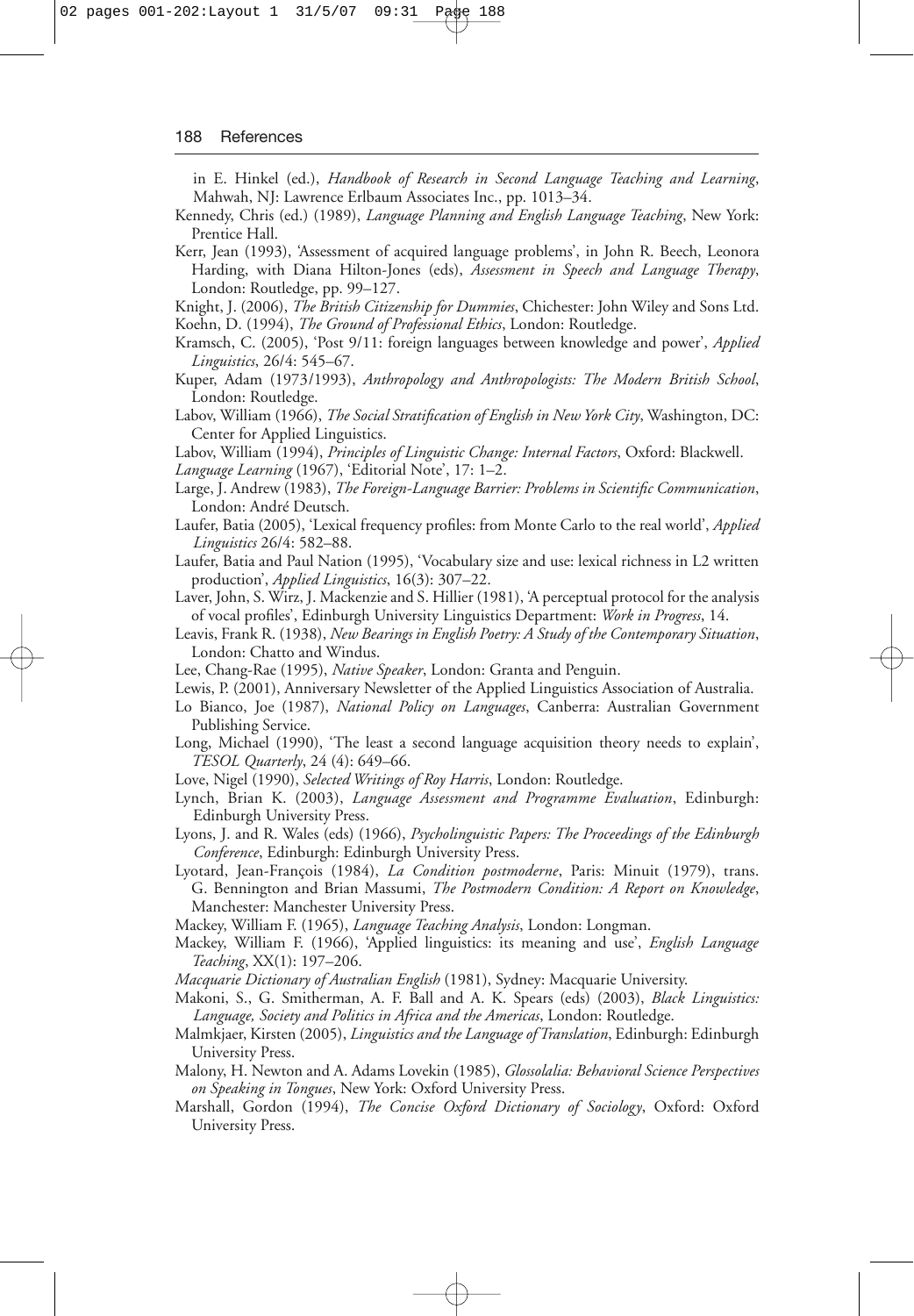in E. Hinkel (ed.), *Handbook of Research in Second Language Teaching and Learning*, Mahwah, NJ: Lawrence Erlbaum Associates Inc., pp. 1013–34.

Kennedy, Chris (ed.) (1989), *Language Planning and English Language Teaching*, New York: Prentice Hall.

Kerr, Jean (1993), 'Assessment of acquired language problems', in John R. Beech, Leonora Harding, with Diana Hilton-Jones (eds), *Assessment in Speech and Language Therapy*, London: Routledge, pp. 99–127.

Knight, J. (2006), *The British Citizenship for Dummies*, Chichester: John Wiley and Sons Ltd.

Koehn, D. (1994), *The Ground of Professional Ethics*, London: Routledge.

Kramsch, C. (2005), 'Post 9/11: foreign languages between knowledge and power', *Applied Linguistics*, 26/4: 545–67.

Kuper, Adam (1973/1993), *Anthropology and Anthropologists: The Modern British School*, London: Routledge.

Labov, William (1966), *The Social Stratification of English in New York City*, Washington, DC: Center for Applied Linguistics.

Labov, William (1994), *Principles of Linguistic Change: Internal Factors*, Oxford: Blackwell.

*Language Learning* (1967), 'Editorial Note', 17: 1–2.

Large, J. Andrew (1983), *The Foreign-Language Barrier: Problems in Scientific Communication*, London: André Deutsch.

Laufer, Batia (2005), 'Lexical frequency profiles: from Monte Carlo to the real world', *Applied Linguistics* 26/4: 582–88.

Laufer, Batia and Paul Nation (1995), 'Vocabulary size and use: lexical richness in L2 written production', *Applied Linguistics*, 16(3): 307–22.

Laver, John, S. Wirz, J. Mackenzie and S. Hillier (1981), 'A perceptual protocol for the analysis of vocal profiles', Edinburgh University Linguistics Department: *Work in Progress*, 14.

Leavis, Frank R. (1938), *New Bearings in English Poetry: A Study of the Contemporary Situation*, London: Chatto and Windus.

Lee, Chang-Rae (1995), *Native Speaker*, London: Granta and Penguin.

Lewis, P. (2001), Anniversary Newsletter of the Applied Linguistics Association of Australia.

Lo Bianco, Joe (1987), *National Policy on Languages*, Canberra: Australian Government Publishing Service.

Long, Michael (1990), 'The least a second language acquisition theory needs to explain', *TESOL Quarterly*, 24 (4): 649–66.

Love, Nigel (1990), *Selected Writings of Roy Harris*, London: Routledge.

Lynch, Brian K. (2003), *Language Assessment and Programme Evaluation*, Edinburgh: Edinburgh University Press.

Lyons, J. and R. Wales (eds) (1966), *Psycholinguistic Papers: The Proceedings of the Edinburgh Conference*, Edinburgh: Edinburgh University Press.

Lyotard, Jean-François (1984), *La Condition postmoderne*, Paris: Minuit (1979), trans. G. Bennington and Brian Massumi, *The Postmodern Condition: A Report on Knowledge*, Manchester: Manchester University Press.

Mackey, William F. (1965), *Language Teaching Analysis*, London: Longman.

Mackey, William F. (1966), 'Applied linguistics: its meaning and use', *English Language Teaching*, XX(1): 197–206.

*Macquarie Dictionary of Australian English* (1981), Sydney: Macquarie University.

Makoni, S., G. Smitherman, A. F. Ball and A. K. Spears (eds) (2003), *Black Linguistics: Language, Society and Politics in Africa and the Americas*, London: Routledge.

Malmkjaer, Kirsten (2005), *Linguistics and the Language of Translation*, Edinburgh: Edinburgh University Press.

Malony, H. Newton and A. Adams Lovekin (1985), *Glossolalia: Behavioral Science Perspectives on Speaking in Tongues*, New York: Oxford University Press.

Marshall, Gordon (1994), *The Concise Oxford Dictionary of Sociology*, Oxford: Oxford University Press.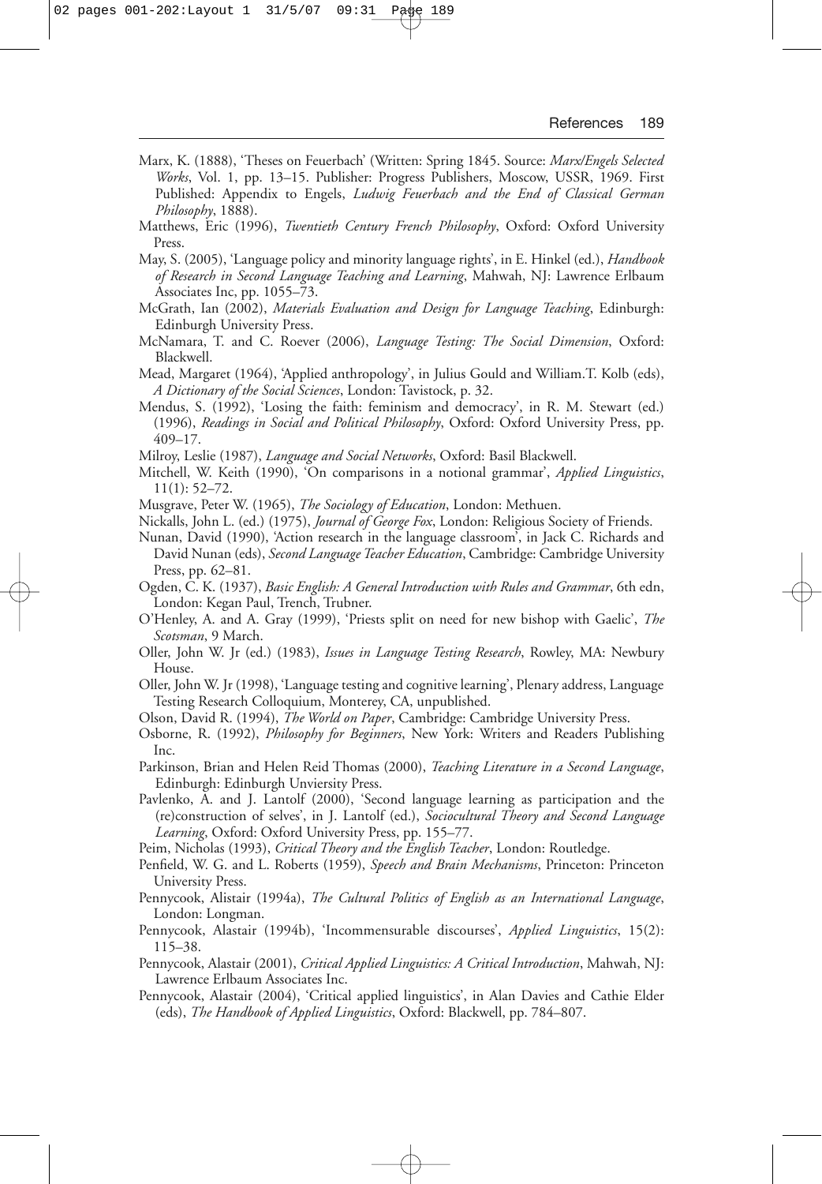Marx, K. (1888), 'Theses on Feuerbach' (Written: Spring 1845. Source: *Marx/Engels Selected Works*, Vol. 1, pp. 13–15. Publisher: Progress Publishers, Moscow, USSR, 1969. First Published: Appendix to Engels, *Ludwig Feuerbach and the End of Classical German Philosophy*, 1888).

Matthews, Eric (1996), *Twentieth Century French Philosophy*, Oxford: Oxford University Press.

May, S. (2005), 'Language policy and minority language rights', in E. Hinkel (ed.), *Handbook of Research in Second Language Teaching and Learning*, Mahwah, NJ: Lawrence Erlbaum Associates Inc, pp. 1055–73.

McGrath, Ian (2002), *Materials Evaluation and Design for Language Teaching*, Edinburgh: Edinburgh University Press.

McNamara, T. and C. Roever (2006), *Language Testing: The Social Dimension*, Oxford: Blackwell.

Mead, Margaret (1964), 'Applied anthropology', in Julius Gould and William.T. Kolb (eds), *A Dictionary of the Social Sciences*, London: Tavistock, p. 32.

Mendus, S. (1992), 'Losing the faith: feminism and democracy', in R. M. Stewart (ed.) (1996), *Readings in Social and Political Philosophy*, Oxford: Oxford University Press, pp. 409–17.

Milroy, Leslie (1987), *Language and Social Networks*, Oxford: Basil Blackwell.

Mitchell, W. Keith (1990), 'On comparisons in a notional grammar', *Applied Linguistics*, 11(1): 52–72.

Musgrave, Peter W. (1965), *The Sociology of Education*, London: Methuen.

Nickalls, John L. (ed.) (1975), *Journal of George Fox*, London: Religious Society of Friends.

Nunan, David (1990), 'Action research in the language classroom', in Jack C. Richards and David Nunan (eds), *Second Language Teacher Education*, Cambridge: Cambridge University Press, pp. 62–81.

Ogden, C. K. (1937), *Basic English: A General Introduction with Rules and Grammar*, 6th edn, London: Kegan Paul, Trench, Trubner.

O'Henley, A. and A. Gray (1999), 'Priests split on need for new bishop with Gaelic', *The Scotsman*, 9 March.

Oller, John W. Jr (ed.) (1983), *Issues in Language Testing Research*, Rowley, MA: Newbury House.

Oller, John W. Jr (1998), 'Language testing and cognitive learning', Plenary address, Language Testing Research Colloquium, Monterey, CA, unpublished.

Olson, David R. (1994), *The World on Paper*, Cambridge: Cambridge University Press.

Osborne, R. (1992), *Philosophy for Beginners*, New York: Writers and Readers Publishing Inc.

Parkinson, Brian and Helen Reid Thomas (2000), *Teaching Literature in a Second Language*, Edinburgh: Edinburgh Unviersity Press.

Pavlenko, A. and J. Lantolf (2000), 'Second language learning as participation and the (re)construction of selves', in J. Lantolf (ed.), *Sociocultural Theory and Second Language Learning*, Oxford: Oxford University Press, pp. 155–77.

Peim, Nicholas (1993), *Critical Theory and the English Teacher*, London: Routledge.

Penfield, W. G. and L. Roberts (1959), *Speech and Brain Mechanisms*, Princeton: Princeton University Press.

Pennycook, Alistair (1994a), *The Cultural Politics of English as an International Language*, London: Longman.

Pennycook, Alastair (1994b), 'Incommensurable discourses', *Applied Linguistics*, 15(2): 115–38.

Pennycook, Alastair (2001), *Critical Applied Linguistics: A Critical Introduction*, Mahwah, NJ: Lawrence Erlbaum Associates Inc.

Pennycook, Alastair (2004), 'Critical applied linguistics', in Alan Davies and Cathie Elder (eds), *The Handbook of Applied Linguistics*, Oxford: Blackwell, pp. 784–807.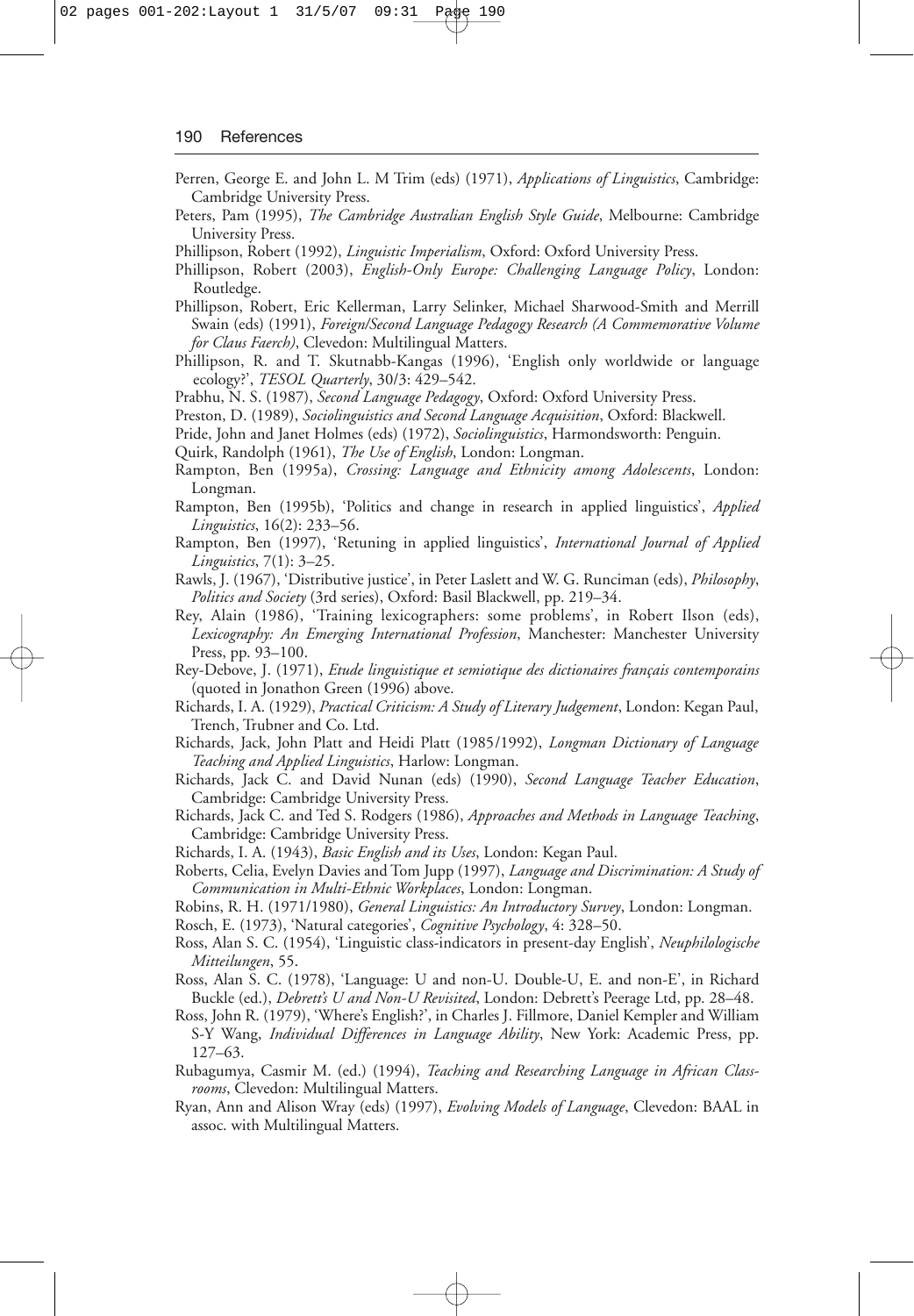Perren, George E. and John L. M Trim (eds) (1971), *Applications of Linguistics*, Cambridge: Cambridge University Press.

Peters, Pam (1995), *The Cambridge Australian English Style Guide*, Melbourne: Cambridge University Press.

Phillipson, Robert (1992), *Linguistic Imperialism*, Oxford: Oxford University Press.

Phillipson, Robert (2003), *English-Only Europe: Challenging Language Policy*, London: Routledge.

Phillipson, Robert, Eric Kellerman, Larry Selinker, Michael Sharwood-Smith and Merrill Swain (eds) (1991), *Foreign/Second Language Pedagogy Research (A Commemorative Volume for Claus Faerch)*, Clevedon: Multilingual Matters.

Phillipson, R. and T. Skutnabb-Kangas (1996), 'English only worldwide or language ecology?', *TESOL Quarterly*, 30/3: 429–542.

Prabhu, N. S. (1987), *Second Language Pedagogy*, Oxford: Oxford University Press.

Preston, D. (1989), *Sociolinguistics and Second Language Acquisition*, Oxford: Blackwell.

Pride, John and Janet Holmes (eds) (1972), *Sociolinguistics*, Harmondsworth: Penguin.

Quirk, Randolph (1961), *The Use of English*, London: Longman.

Rampton, Ben (1995a), *Crossing: Language and Ethnicity among Adolescents*, London: Longman.

Rampton, Ben (1995b), 'Politics and change in research in applied linguistics', *Applied Linguistics*, 16(2): 233–56.

Rampton, Ben (1997), 'Retuning in applied linguistics', *International Journal of Applied Linguistics*, 7(1): 3–25.

Rawls, J. (1967), 'Distributive justice', in Peter Laslett and W. G. Runciman (eds), *Philosophy, Politics and Society* (3rd series), Oxford: Basil Blackwell, pp. 219–34.

Rey, Alain (1986), 'Training lexicographers: some problems', in Robert Ilson (eds), *Lexicography: An Emerging International Profession*, Manchester: Manchester University Press, pp. 93–100.

Rey-Debove, J. (1971), *Etude linguistique et semiotique des dictionaires français contemporains* (quoted in Jonathon Green (1996) above.

Richards, I. A. (1929), *Practical Criticism: A Study of Literary Judgement*, London: Kegan Paul, Trench, Trubner and Co. Ltd.

Richards, Jack, John Platt and Heidi Platt (1985/1992), *Longman Dictionary of Language Teaching and Applied Linguistics*, Harlow: Longman.

Richards, Jack C. and David Nunan (eds) (1990), *Second Language Teacher Education*, Cambridge: Cambridge University Press.

Richards, Jack C. and Ted S. Rodgers (1986), *Approaches and Methods in Language Teaching*, Cambridge: Cambridge University Press.

Richards, I. A. (1943), *Basic English and its Uses*, London: Kegan Paul.

Roberts, Celia, Evelyn Davies and Tom Jupp (1997), *Language and Discrimination: A Study of Communication in Multi-Ethnic Workplaces*, London: Longman.

Robins, R. H. (1971/1980), *General Linguistics: An Introductory Survey*, London: Longman.

Rosch, E. (1973), 'Natural categories', *Cognitive Psychology*, 4: 328–50.

Ross, Alan S. C. (1954), 'Linguistic class-indicators in present-day English', *Neuphilologische Mitteilungen*, 55.

Ross, Alan S. C. (1978), 'Language: U and non-U. Double-U, E. and non-E', in Richard Buckle (ed.), *Debrett's U and Non-U Revisited*, London: Debrett's Peerage Ltd, pp. 28–48.

Ross, John R. (1979), 'Where's English?', in Charles J. Fillmore, Daniel Kempler and William S-Y Wang, *Individual Differences in Language Ability*, New York: Academic Press, pp. 127–63.

Rubagumya, Casmir M. (ed.) (1994), *Teaching and Researching Language in African Classrooms*, Clevedon: Multilingual Matters.

Ryan, Ann and Alison Wray (eds) (1997), *Evolving Models of Language*, Clevedon: BAAL in assoc. with Multilingual Matters.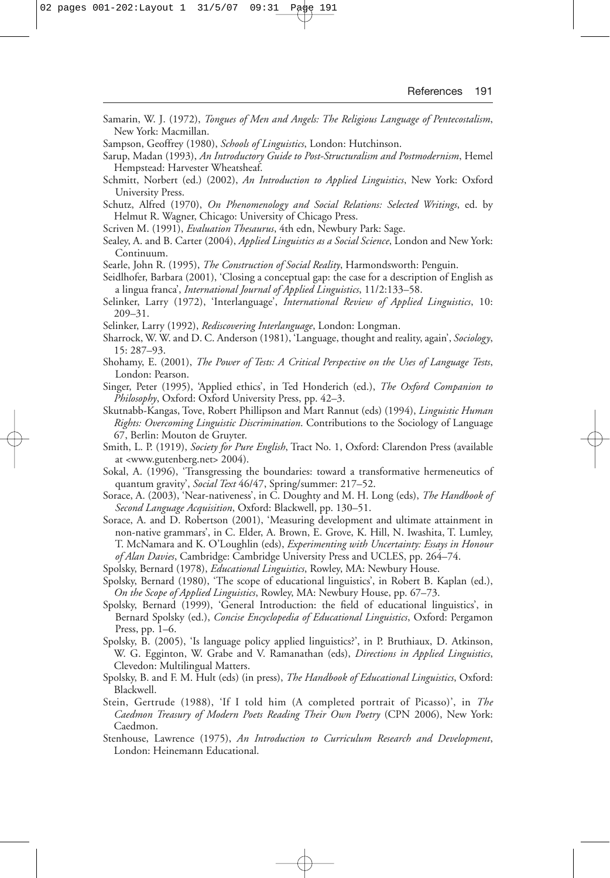Samarin, W. J. (1972), *Tongues of Men and Angels: The Religious Language of Pentecostalism*, New York: Macmillan.

Sampson, Geoffrey (1980), *Schools of Linguistics*, London: Hutchinson.

Sarup, Madan (1993), *An Introductory Guide to Post-Structuralism and Postmodernism*, Hemel Hempstead: Harvester Wheatsheaf.

Schmitt, Norbert (ed.) (2002), *An Introduction to Applied Linguistics*, New York: Oxford University Press.

Schutz, Alfred (1970), *On Phenomenology and Social Relations: Selected Writings*, ed. by Helmut R. Wagner, Chicago: University of Chicago Press.

Scriven M. (1991), *Evaluation Thesaurus*, 4th edn, Newbury Park: Sage.

Sealey, A. and B. Carter (2004), *Applied Linguistics as a Social Science*, London and New York: Continuum.

Searle, John R. (1995), *The Construction of Social Reality*, Harmondsworth: Penguin.

Seidlhofer, Barbara (2001), 'Closing a conceptual gap: the case for a description of English as a lingua franca', *International Journal of Applied Linguistics*, 11/2:133–58.

Selinker, Larry (1972), 'Interlanguage', *International Review of Applied Linguistics*, 10: 209–31.

Selinker, Larry (1992), *Rediscovering Interlanguage*, London: Longman.

Sharrock, W. W. and D. C. Anderson (1981), 'Language, thought and reality, again', *Sociology*, 15: 287–93.

Shohamy, E. (2001), *The Power of Tests: A Critical Perspective on the Uses of Language Tests*, London: Pearson.

Singer, Peter (1995), 'Applied ethics', in Ted Honderich (ed.), *The Oxford Companion to Philosophy*, Oxford: Oxford University Press, pp. 42–3.

Skutnabb-Kangas, Tove, Robert Phillipson and Mart Rannut (eds) (1994), *Linguistic Human Rights: Overcoming Linguistic Discrimination*. Contributions to the Sociology of Language 67, Berlin: Mouton de Gruyter.

Smith, L. P. (1919), *Society for Pure English*, Tract No. 1, Oxford: Clarendon Press (available at <www.gutenberg.net> 2004).

Sokal, A. (1996), 'Transgressing the boundaries: toward a transformative hermeneutics of quantum gravity', *Social Text* 46/47, Spring/summer: 217–52.

Sorace, A. (2003), 'Near-nativeness', in C. Doughty and M. H. Long (eds), *The Handbook of Second Language Acquisition*, Oxford: Blackwell, pp. 130–51.

Sorace, A. and D. Robertson (2001), 'Measuring development and ultimate attainment in non-native grammars', in C. Elder, A. Brown, E. Grove, K. Hill, N. Iwashita, T. Lumley, T. McNamara and K. O'Loughlin (eds), *Experimenting with Uncertainty: Essays in Honour of Alan Davies*, Cambridge: Cambridge University Press and UCLES, pp. 264–74.

Spolsky, Bernard (1978), *Educational Linguistics*, Rowley, MA: Newbury House.

Spolsky, Bernard (1980), 'The scope of educational linguistics', in Robert B. Kaplan (ed.), *On the Scope of Applied Linguistics*, Rowley, MA: Newbury House, pp. 67–73.

Spolsky, Bernard (1999), 'General Introduction: the field of educational linguistics', in Bernard Spolsky (ed.), *Concise Encyclopedia of Educational Linguistics*, Oxford: Pergamon Press, pp. 1–6.

Spolsky, B. (2005), 'Is language policy applied linguistics?', in P. Bruthiaux, D. Atkinson, W. G. Egginton, W. Grabe and V. Ramanathan (eds), *Directions in Applied Linguistics*, Clevedon: Multilingual Matters.

Spolsky, B. and F. M. Hult (eds) (in press), *The Handbook of Educational Linguistics*, Oxford: Blackwell.

Stein, Gertrude (1988), 'If I told him (A completed portrait of Picasso)', in *The Caedmon Treasury of Modern Poets Reading Their Own Poetry* (CPN 2006), New York: Caedmon.

Stenhouse, Lawrence (1975), *An Introduction to Curriculum Research and Development*, London: Heinemann Educational.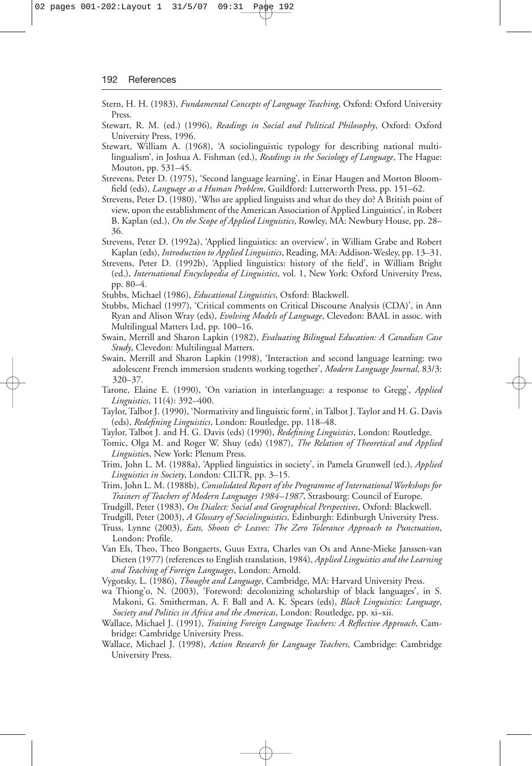Stern, H. H. (1983), *Fundamental Concepts of Language Teaching*, Oxford: Oxford University Press.

Stewart, R. M. (ed.) (1996), *Readings in Social and Political Philosophy*, Oxford: Oxford University Press, 1996.

Stewart, William A. (1968), 'A sociolinguistic typology for describing national multilingualism', in Joshua A. Fishman (ed.), *Readings in the Sociology of Language*, The Hague: Mouton, pp. 531–45.

Strevens, Peter D. (1975), 'Second language learning', in Einar Haugen and Morton Bloomfield (eds), *Language as a Human Problem*, Guildford: Lutterworth Press, pp. 151–62.

Strevens, Peter D. (1980), 'Who are applied linguists and what do they do? A British point of view, upon the establishment of the American Association of Applied Linguistics', in Robert B. Kaplan (ed.), *On the Scope of Applied Linguistics*, Rowley, MA: Newbury House, pp. 28–36.

Strevens, Peter D. (1992a), 'Applied linguistics: an overview', in William Grabe and Robert Kaplan (eds), *Introduction to Applied Linguistics*, Reading, MA: Addison-Wesley, pp. 13–31.

Strevens, Peter D. (1992b), 'Applied linguistics: history of the field', in William Bright (ed.), *International Encyclopedia of Linguistics*, vol. 1, New York: Oxford University Press, pp. 80–4.

Stubbs, Michael (1986), *Educational Linguistics*, Oxford: Blackwell.

Stubbs, Michael (1997), 'Critical comments on Critical Discourse Analysis (CDA)', in Ann Ryan and Alison Wray (eds), *Evolving Models of Language*, Clevedon: BAAL in assoc. with Multilingual Matters Ltd, pp. 100–16.

Swain, Merrill and Sharon Lapkin (1982), *Evaluating Bilingual Education: A Canadian Case Study*, Clevedon: Multilingual Matters.

Swain, Merrill and Sharon Lapkin (1998), 'Interaction and second language learning: two adolescent French immersion students working together', *Modern Language Journal*, 83/3: 320–37.

Tarone, Elaine E. (1990), 'On variation in interlanguage: a response to Gregg', *Applied Linguistics*, 11(4): 392–400.

Taylor, Talbot J. (1990), 'Normativity and linguistic form', in Talbot J. Taylor and H. G. Davis (eds), *Redefining Linguistics*, London: Routledge, pp. 118–48.

Taylor, Talbot J. and H. G. Davis (eds) (1990), *Redefining Linguistics*, London: Routledge.

Tomic, Olga M. and Roger W. Shuy (eds) (1987), *The Relation of Theoretical and Applied Linguistics*, New York: Plenum Press.

Trim, John L. M. (1988a), 'Applied linguistics in society', in Pamela Grunwell (ed.), *Applied Linguistics in Society*, London: CILTR, pp. 3–15.

Trim, John L. M. (1988b), *Consolidated Report of the Programme of International Workshops for Trainers of Teachers of Modern Languages 1984–1987*, Strasbourg: Council of Europe.

Trudgill, Peter (1983), *On Dialect: Social and Geographical Perspectives*, Oxford: Blackwell.

Trudgill, Peter (2003), *A Glossary of Sociolinguistics*, Edinburgh: Edinburgh University Press.

Truss, Lynne (2003), *Eats, Shoots & Leaves: The Zero Tolerance Approach to Punctuation*, London: Profile.

Van Els, Theo, Theo Bongaerts, Guus Extra, Charles van Os and Anne-Mieke Janssen-van Dieten (1977) (references to English translation, 1984), *Applied Linguistics and the Learning and Teaching of Foreign Languages*, London: Arnold.

Vygotsky, L. (1986), *Thought and Language*, Cambridge, MA: Harvard University Press.

wa Thiong'o, N. (2003), 'Foreword: decolonizing scholarship of black languages', in S. Makoni, G. Smitherman, A. F. Ball and A. K. Spears (eds), *Black Linguistics: Language, Society and Politics in Africa and the Americas*, London: Routledge, pp. xi–xii.

Wallace, Michael J. (1991), *Training Foreign Language Teachers: A Reflective Approach*, Cambridge: Cambridge University Press.

Wallace, Michael J. (1998), *Action Research for Language Teachers*, Cambridge: Cambridge University Press.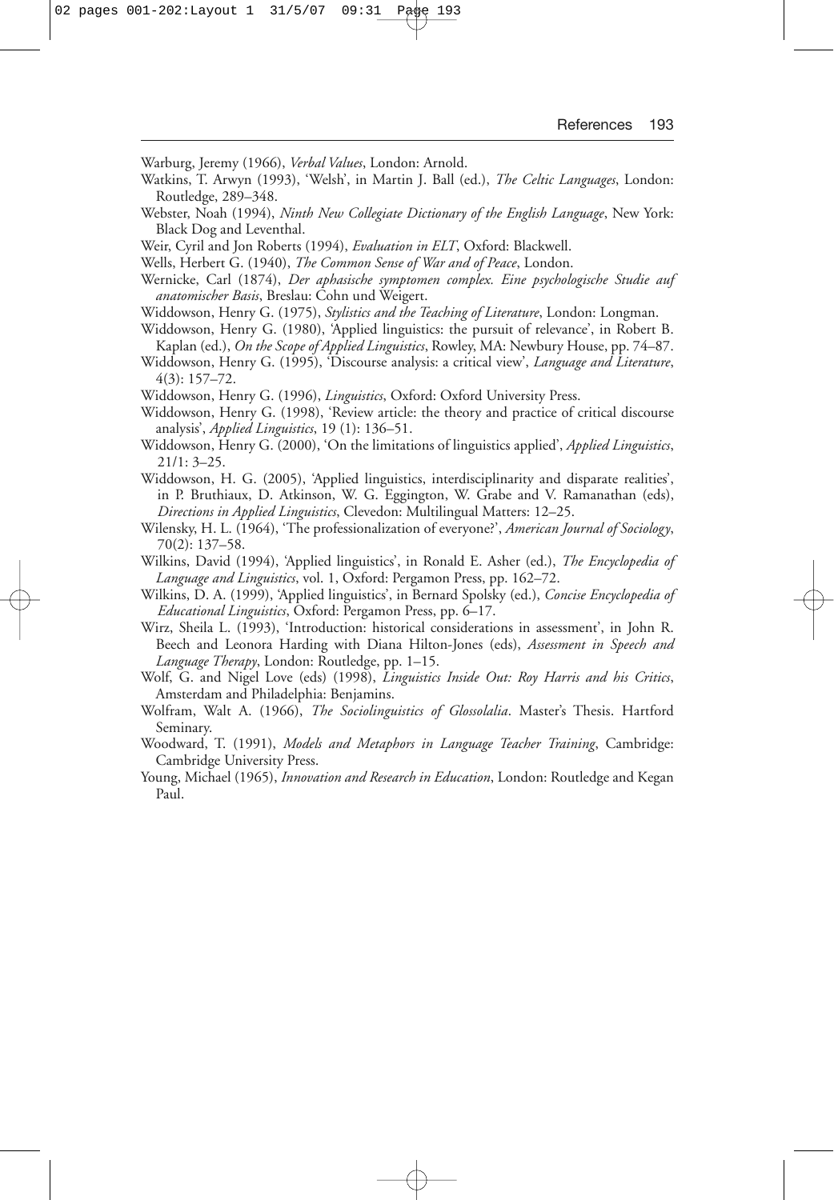Warburg, Jeremy (1966), *Verbal Values*, London: Arnold.

Watkins, T. Arwyn (1993), 'Welsh', in Martin J. Ball (ed.), *The Celtic Languages*, London: Routledge, 289–348.

Webster, Noah (1994), *Ninth New Collegiate Dictionary of the English Language*, New York: Black Dog and Leventhal.

Weir, Cyril and Jon Roberts (1994), *Evaluation in ELT*, Oxford: Blackwell.

Wells, Herbert G. (1940), *The Common Sense of War and of Peace*, London.

Wernicke, Carl (1874), *Der aphasische symptomen complex. Eine psychologische Studie auf anatomischer Basis*, Breslau: Cohn und Weigert.

Widdowson, Henry G. (1975), *Stylistics and the Teaching of Literature*, London: Longman.

Widdowson, Henry G. (1980), 'Applied linguistics: the pursuit of relevance', in Robert B. Kaplan (ed.), *On the Scope of Applied Linguistics*, Rowley, MA: Newbury House, pp. 74–87.

Widdowson, Henry G. (1995), 'Discourse analysis: a critical view', *Language and Literature*, 4(3): 157–72.

Widdowson, Henry G. (1996), *Linguistics*, Oxford: Oxford University Press.

Widdowson, Henry G. (1998), 'Review article: the theory and practice of critical discourse analysis', *Applied Linguistics*, 19 (1): 136–51.

Widdowson, Henry G. (2000), 'On the limitations of linguistics applied', *Applied Linguistics*, 21/1: 3–25.

Widdowson, H. G. (2005), 'Applied linguistics, interdisciplinarity and disparate realities', in P. Bruthiaux, D. Atkinson, W. G. Eggington, W. Grabe and V. Ramanathan (eds), *Directions in Applied Linguistics*, Clevedon: Multilingual Matters: 12–25.

Wilensky, H. L. (1964), 'The professionalization of everyone?', *American Journal of Sociology*, 70(2): 137–58.

Wilkins, David (1994), 'Applied linguistics', in Ronald E. Asher (ed.), *The Encyclopedia of Language and Linguistics*, vol. 1, Oxford: Pergamon Press, pp. 162–72.

Wilkins, D. A. (1999), 'Applied linguistics', in Bernard Spolsky (ed.), *Concise Encyclopedia of Educational Linguistics*, Oxford: Pergamon Press, pp. 6–17.

Wirz, Sheila L. (1993), 'Introduction: historical considerations in assessment', in John R. Beech and Leonora Harding with Diana Hilton-Jones (eds), *Assessment in Speech and Language Therapy*, London: Routledge, pp. 1–15.

Wolf, G. and Nigel Love (eds) (1998), *Linguistics Inside Out: Roy Harris and his Critics*, Amsterdam and Philadelphia: Benjamins.

Wolfram, Walt A. (1966), *The Sociolinguistics of Glossolalia*. Master's Thesis. Hartford Seminary.

Woodward, T. (1991), *Models and Metaphors in Language Teacher Training*, Cambridge: Cambridge University Press.

Young, Michael (1965), *Innovation and Research in Education*, London: Routledge and Kegan Paul.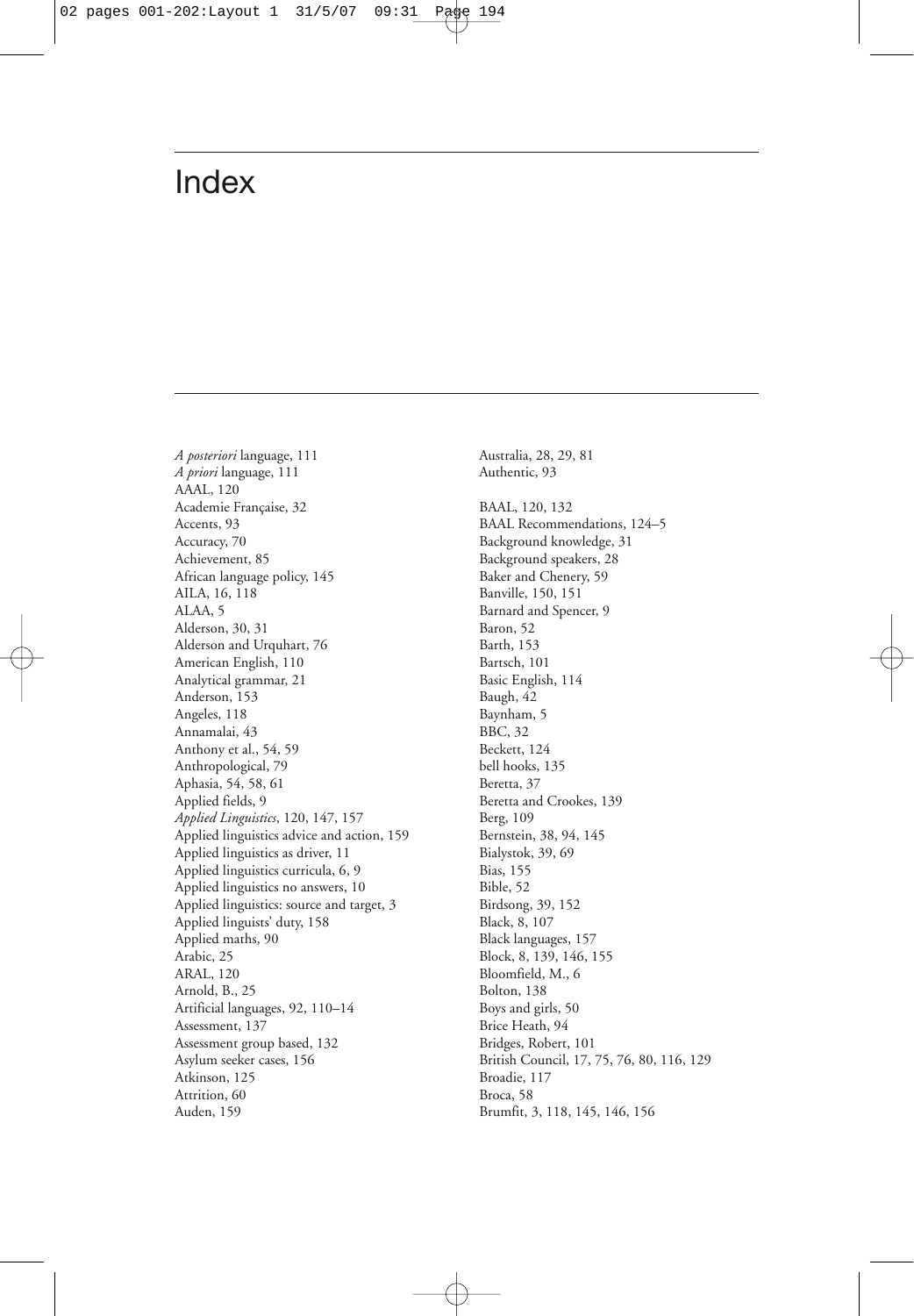# Index

*A posteriori* language, 111
*A priori* language, 111
AAAL, 120
Academie Française, 32
Accents, 93
Accuracy, 70
Achievement, 85
African language policy, 145
AILA, 16, 118
ALAA, 5
Alderson, 30, 31
Alderson and Urquhart, 76
American English, 110
Analytical grammar, 21
Anderson, 153
Angeles, 118
Annamalai, 43
Anthony et al., 54, 59
Anthropological, 79
Aphasia, 54, 58, 61
Applied fields, 9
*Applied Linguistics*, 120, 147, 157
Applied linguistics advice and action, 159
Applied linguistics as driver, 11
Applied linguistics curricula, 6, 9
Applied linguistics no answers, 10
Applied linguistics: source and target, 3
Applied linguists' duty, 158
Applied maths, 90
Arabic, 25
ARAL, 120
Arnold, B., 25
Artificial languages, 92, 110–14
Assessment, 137
Assessment group based, 132
Asylum seeker cases, 156
Atkinson, 125
Attrition, 60
Auden, 159
Australia, 28, 29, 81
Authentic, 93

BAAL, 120, 132
BAAL Recommendations, 124–5
Background knowledge, 31
Background speakers, 28
Baker and Chenery, 59
Banville, 150, 151
Barnard and Spencer, 9
Baron, 52
Barth, 153
Bartsch, 101
Basic English, 114
Baugh, 42
Baynham, 5
BBC, 32
Beckett, 124
bell hooks, 135
Beretta, 37
Beretta and Crookes, 139
Berg, 109
Bernstein, 38, 94, 145
Bialystok, 39, 69
Bias, 155
Bible, 52
Birdsong, 39, 152
Black, 8, 107
Black languages, 157
Block, 8, 139, 146, 155
Bloomfield, M., 6
Bolton, 138
Boys and girls, 50
Brice Heath, 94
Bridges, Robert, 101
British Council, 17, 75, 76, 80, 116, 129
Broadie, 117
Broca, 58
Brumfit, 3, 118, 145, 146, 156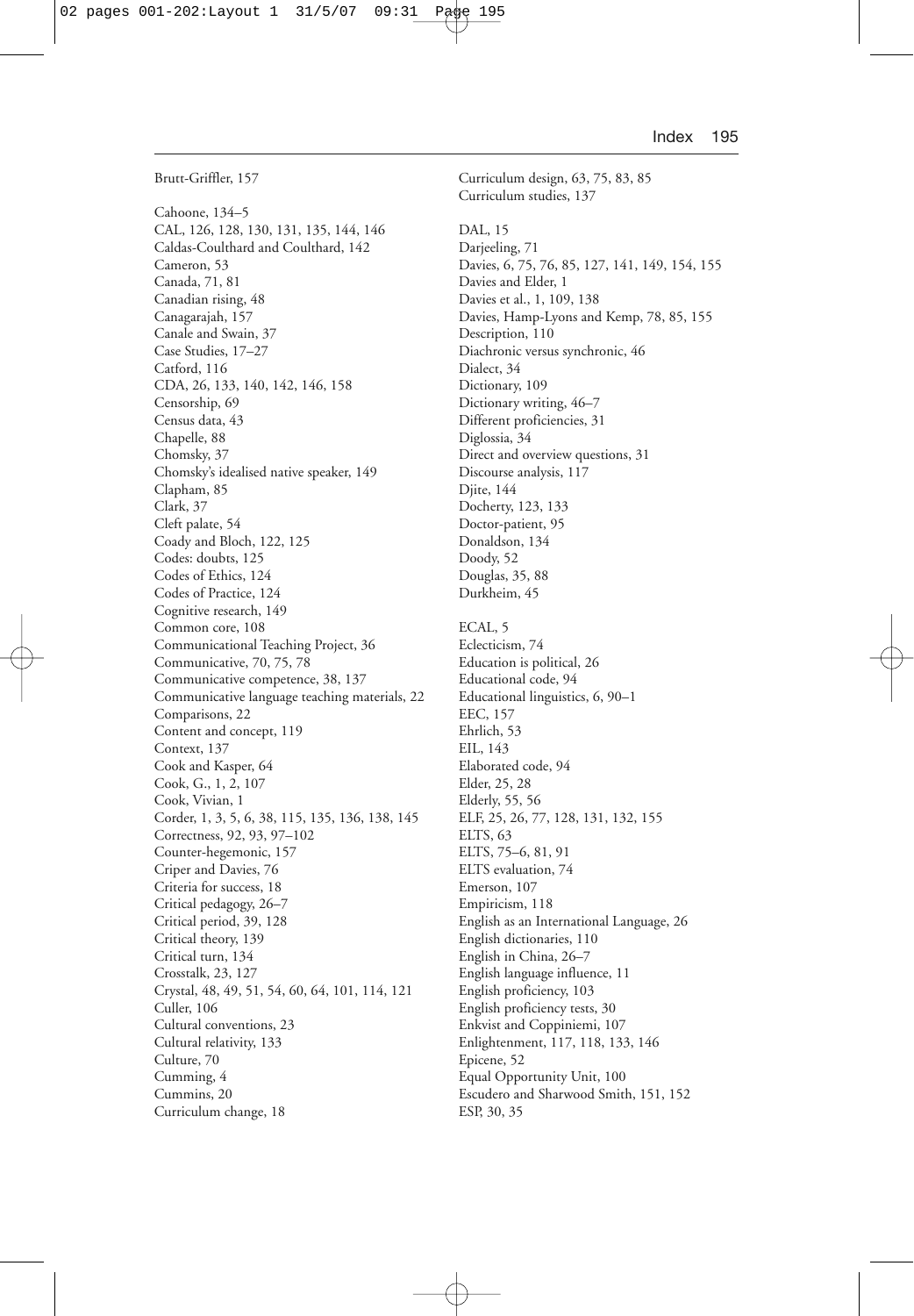Brutt-Griffler, 157

Cahoone, 134–5
CAL, 126, 128, 130, 131, 135, 144, 146
Caldas-Coulthard and Coulthard, 142
Cameron, 53
Canada, 71, 81
Canadian rising, 48
Canagarajah, 157
Canale and Swain, 37
Case Studies, 17–27
Catford, 116
CDA, 26, 133, 140, 142, 146, 158
Censorship, 69
Census data, 43
Chapelle, 88
Chomsky, 37
Chomsky's idealised native speaker, 149
Clapham, 85
Clark, 37
Cleft palate, 54
Coady and Bloch, 122, 125
Codes: doubts, 125
Codes of Ethics, 124
Codes of Practice, 124
Cognitive research, 149
Common core, 108
Communicational Teaching Project, 36
Communicative, 70, 75, 78
Communicative competence, 38, 137
Communicative language teaching materials, 22
Comparisons, 22
Content and concept, 119
Context, 137
Cook and Kasper, 64
Cook, G., 1, 2, 107
Cook, Vivian, 1
Corder, 1, 3, 5, 6, 38, 115, 135, 136, 138, 145
Correctness, 92, 93, 97–102
Counter-hegemonic, 157
Criper and Davies, 76
Criteria for success, 18
Critical pedagogy, 26–7
Critical period, 39, 128
Critical theory, 139
Critical turn, 134
Crosstalk, 23, 127
Crystal, 48, 49, 51, 54, 60, 64, 101, 114, 121
Culler, 106
Cultural conventions, 23
Cultural relativity, 133
Culture, 70
Cumming, 4
Cummins, 20
Curriculum change, 18
Curriculum design, 63, 75, 83, 85
Curriculum studies, 137

DAL, 15
Darjeeling, 71
Davies, 6, 75, 76, 85, 127, 141, 149, 154, 155
Davies and Elder, 1
Davies et al., 1, 109, 138
Davies, Hamp-Lyons and Kemp, 78, 85, 155
Description, 110
Diachronic versus synchronic, 46
Dialect, 34
Dictionary, 109
Dictionary writing, 46–7
Different proficiencies, 31
Diglossia, 34
Direct and overview questions, 31
Discourse analysis, 117
Djite, 144
Docherty, 123, 133
Doctor-patient, 95
Donaldson, 134
Doody, 52
Douglas, 35, 88
Durkheim, 45

ECAL, 5
Eclecticism, 74
Education is political, 26
Educational code, 94
Educational linguistics, 6, 90–1
EEC, 157
Ehrlich, 53
EIL, 143
Elaborated code, 94
Elder, 25, 28
Elderly, 55, 56
ELF, 25, 26, 77, 128, 131, 132, 155
ELTS, 63
ELTS, 75–6, 81, 91
ELTS evaluation, 74
Emerson, 107
Empiricism, 118
English as an International Language, 26
English dictionaries, 110
English in China, 26–7
English language influence, 11
English proficiency, 103
English proficiency tests, 30
Enkvist and Coppiniemi, 107
Enlightenment, 117, 118, 133, 146
Epicene, 52
Equal Opportunity Unit, 100
Escudero and Sharwood Smith, 151, 152
ESP, 30, 35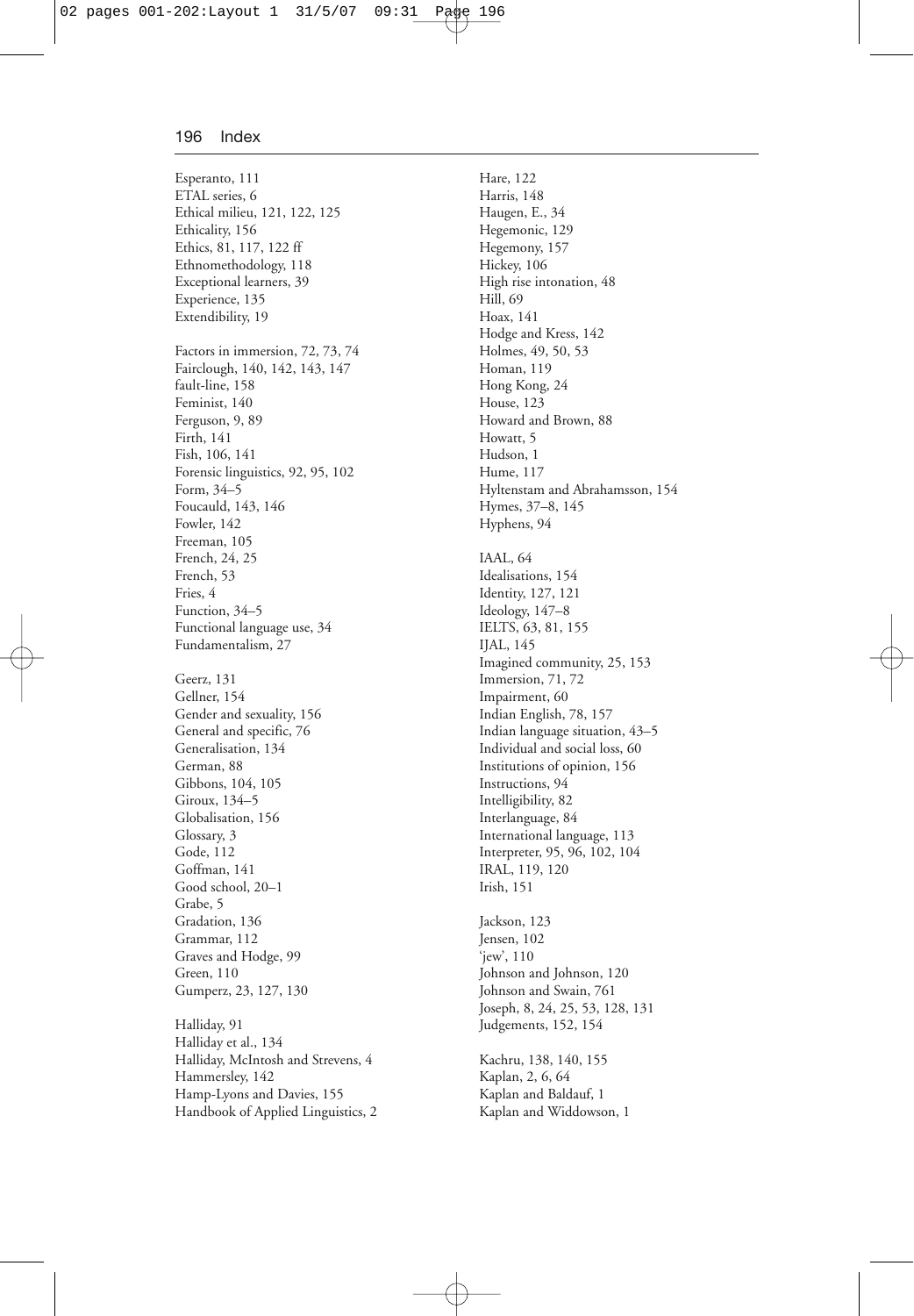Esperanto, 111
ETAL series, 6
Ethical milieu, 121, 122, 125
Ethicality, 156
Ethics, 81, 117, 122 ff
Ethnomethodology, 118
Exceptional learners, 39
Experience, 135
Extendibility, 19

Factors in immersion, 72, 73, 74
Fairclough, 140, 142, 143, 147
fault-line, 158
Feminist, 140
Ferguson, 9, 89
Firth, 141
Fish, 106, 141
Forensic linguistics, 92, 95, 102
Form, 34–5
Foucauld, 143, 146
Fowler, 142
Freeman, 105
French, 24, 25
French, 53
Fries, 4
Function, 34–5
Functional language use, 34
Fundamentalism, 27

Geerz, 131
Gellner, 154
Gender and sexuality, 156
General and specific, 76
Generalisation, 134
German, 88
Gibbons, 104, 105
Giroux, 134–5
Globalisation, 156
Glossary, 3
Gode, 112
Goffman, 141
Good school, 20–1
Grabe, 5
Gradation, 136
Grammar, 112
Graves and Hodge, 99
Green, 110
Gumperz, 23, 127, 130

Halliday, 91
Halliday et al., 134
Halliday, McIntosh and Strevens, 4
Hammersley, 142
Hamp-Lyons and Davies, 155
Handbook of Applied Linguistics, 2

Hare, 122
Harris, 148
Haugen, E., 34
Hegemonic, 129
Hegemony, 157
Hickey, 106
High rise intonation, 48
Hill, 69
Hoax, 141
Hodge and Kress, 142
Holmes, 49, 50, 53
Homan, 119
Hong Kong, 24
House, 123
Howard and Brown, 88
Howatt, 5
Hudson, 1
Hume, 117
Hyltenstam and Abrahamsson, 154
Hymes, 37–8, 145
Hyphens, 94

IAAL, 64
Idealisations, 154
Identity, 127, 121
Ideology, 147–8
IELTS, 63, 81, 155
IJAL, 145
Imagined community, 25, 153
Immersion, 71, 72
Impairment, 60
Indian English, 78, 157
Indian language situation, 43–5
Individual and social loss, 60
Institutions of opinion, 156
Instructions, 94
Intelligibility, 82
Interlanguage, 84
International language, 113
Interpreter, 95, 96, 102, 104
IRAL, 119, 120
Irish, 151

Jackson, 123
Jensen, 102
'jew', 110
Johnson and Johnson, 120
Johnson and Swain, 761
Joseph, 8, 24, 25, 53, 128, 131
Judgements, 152, 154

Kachru, 138, 140, 155
Kaplan, 2, 6, 64
Kaplan and Baldauf, 1
Kaplan and Widdowson, 1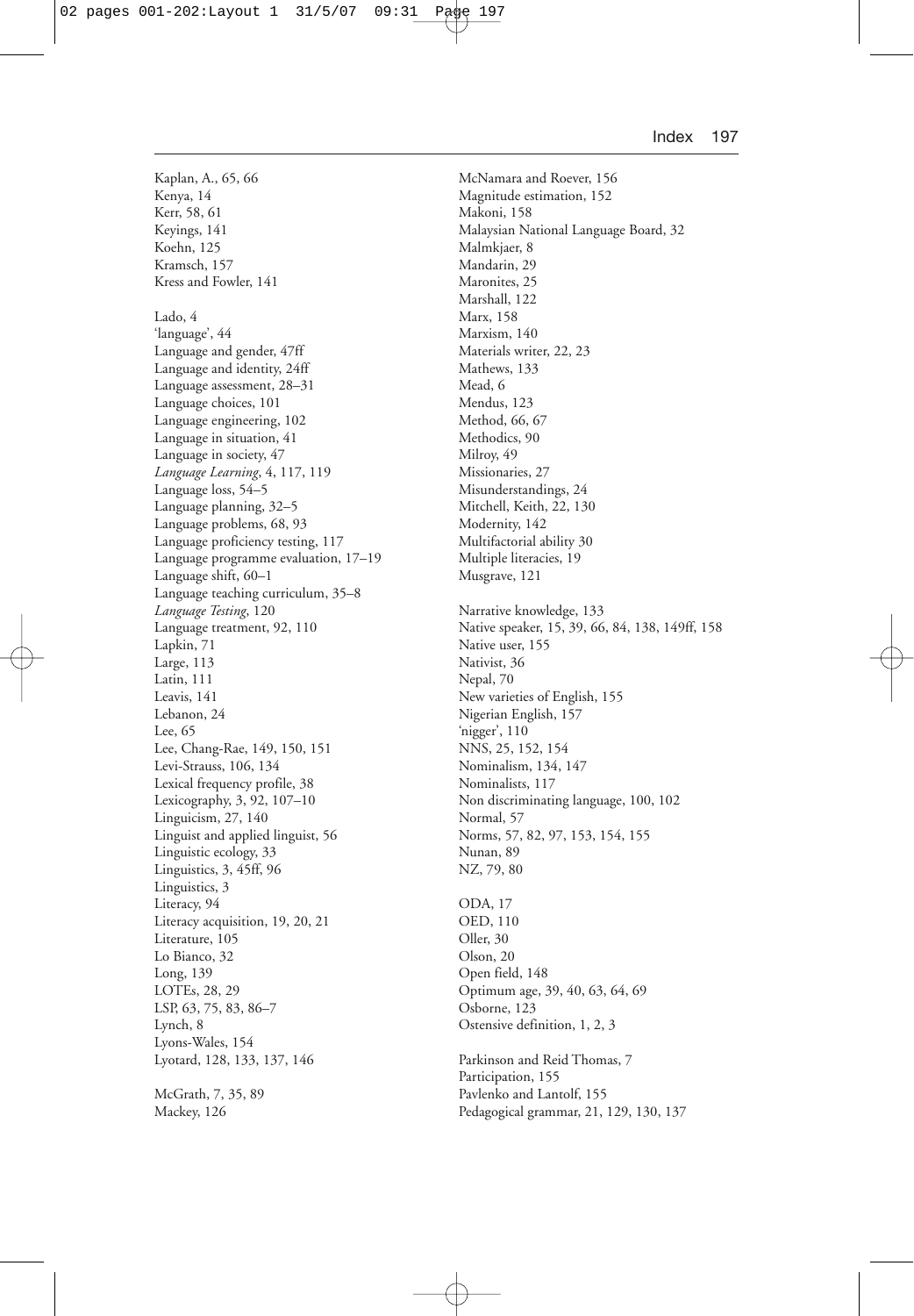Kaplan, A., 65, 66
Kenya, 14
Kerr, 58, 61
Keyings, 141
Koehn, 125
Kramsch, 157
Kress and Fowler, 141

Lado, 4
'language', 44
Language and gender, 47ff
Language and identity, 24ff
Language assessment, 28–31
Language choices, 101
Language engineering, 102
Language in situation, 41
Language in society, 47
*Language Learning*, 4, 117, 119
Language loss, 54–5
Language planning, 32–5
Language problems, 68, 93
Language proficiency testing, 117
Language programme evaluation, 17–19
Language shift, 60–1
Language teaching curriculum, 35–8
*Language Testing*, 120
Language treatment, 92, 110
Lapkin, 71
Large, 113
Latin, 111
Leavis, 141
Lebanon, 24
Lee, 65
Lee, Chang-Rae, 149, 150, 151
Levi-Strauss, 106, 134
Lexical frequency profile, 38
Lexicography, 3, 92, 107–10
Linguicism, 27, 140
Linguist and applied linguist, 56
Linguistic ecology, 33
Linguistics, 3, 45ff, 96
Linguistics, 3
Literacy, 94
Literacy acquisition, 19, 20, 21
Literature, 105
Lo Bianco, 32
Long, 139
LOTEs, 28, 29
LSP, 63, 75, 83, 86–7
Lynch, 8
Lyons-Wales, 154
Lyotard, 128, 133, 137, 146

McGrath, 7, 35, 89
Mackey, 126
McNamara and Roever, 156
Magnitude estimation, 152
Makoni, 158
Malaysian National Language Board, 32
Malmkjaer, 8
Mandarin, 29
Maronites, 25
Marshall, 122
Marx, 158
Marxism, 140
Materials writer, 22, 23
Mathews, 133
Mead, 6
Mendus, 123
Method, 66, 67
Methodics, 90
Milroy, 49
Missionaries, 27
Misunderstandings, 24
Mitchell, Keith, 22, 130
Modernity, 142
Multifactorial ability 30
Multiple literacies, 19
Musgrave, 121

Narrative knowledge, 133
Native speaker, 15, 39, 66, 84, 138, 149ff, 158
Native user, 155
Nativist, 36
Nepal, 70
New varieties of English, 155
Nigerian English, 157
'nigger', 110
NNS, 25, 152, 154
Nominalism, 134, 147
Nominalists, 117
Non discriminating language, 100, 102
Normal, 57
Norms, 57, 82, 97, 153, 154, 155
Nunan, 89
NZ, 79, 80

ODA, 17
OED, 110
Oller, 30
Olson, 20
Open field, 148
Optimum age, 39, 40, 63, 64, 69
Osborne, 123
Ostensive definition, 1, 2, 3

Parkinson and Reid Thomas, 7
Participation, 155
Pavlenko and Lantolf, 155
Pedagogical grammar, 21, 129, 130, 137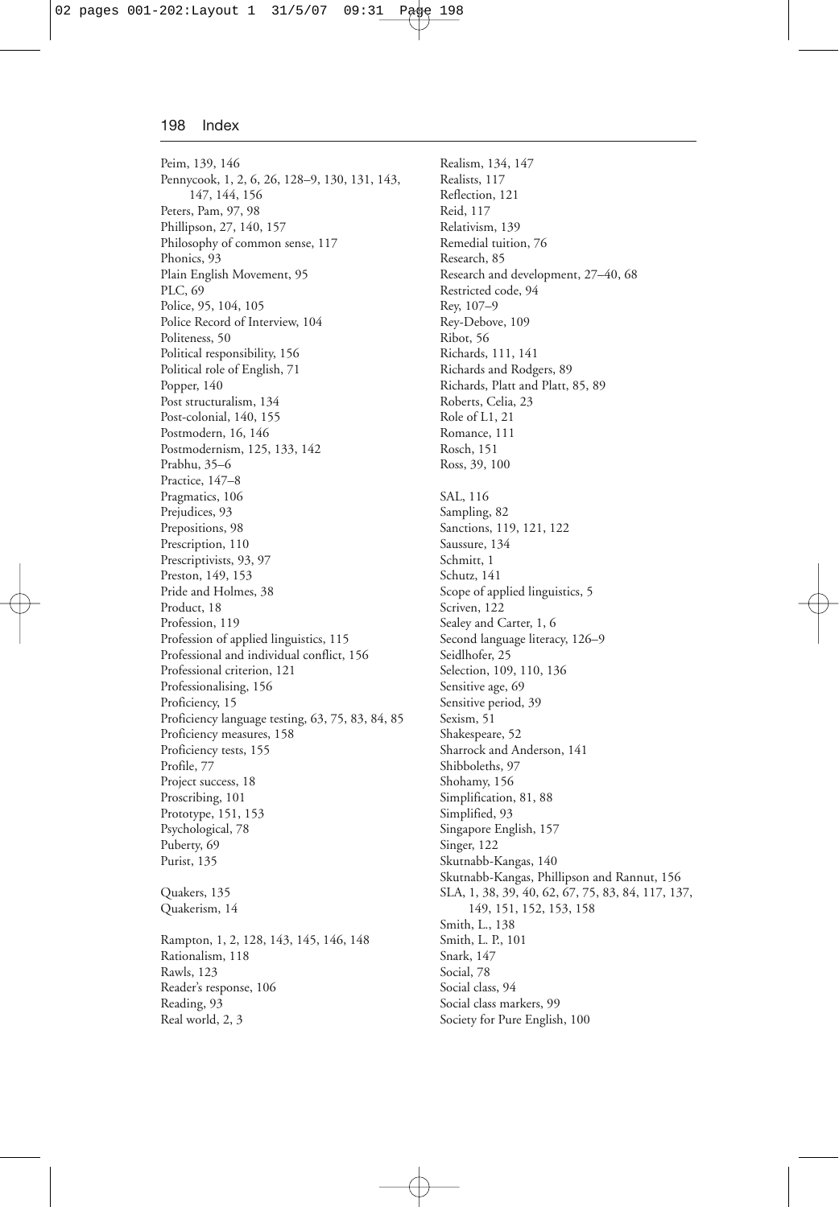Peim, 139, 146
Pennycook, 1, 2, 6, 26, 128–9, 130, 131, 143, 147, 144, 156
Peters, Pam, 97, 98
Phillipson, 27, 140, 157
Philosophy of common sense, 117
Phonics, 93
Plain English Movement, 95
PLC, 69
Police, 95, 104, 105
Police Record of Interview, 104
Politeness, 50
Political responsibility, 156
Political role of English, 71
Popper, 140
Post structuralism, 134
Post-colonial, 140, 155
Postmodern, 16, 146
Postmodernism, 125, 133, 142
Prabhu, 35–6
Practice, 147–8
Pragmatics, 106
Prejudices, 93
Prepositions, 98
Prescription, 110
Prescriptivists, 93, 97
Preston, 149, 153
Pride and Holmes, 38
Product, 18
Profession, 119
Profession of applied linguistics, 115
Professional and individual conflict, 156
Professional criterion, 121
Professionalising, 156
Proficiency, 15
Proficiency language testing, 63, 75, 83, 84, 85
Proficiency measures, 158
Proficiency tests, 155
Profile, 77
Project success, 18
Proscribing, 101
Prototype, 151, 153
Psychological, 78
Puberty, 69
Purist, 135

Quakers, 135
Quakerism, 14

Rampton, 1, 2, 128, 143, 145, 146, 148
Rationalism, 118
Rawls, 123
Reader's response, 106
Reading, 93
Real world, 2, 3
Realism, 134, 147
Realists, 117
Reflection, 121
Reid, 117
Relativism, 139
Remedial tuition, 76
Research, 85
Research and development, 27–40, 68
Restricted code, 94
Rey, 107–9
Rey-Debove, 109
Ribot, 56
Richards, 111, 141
Richards and Rodgers, 89
Richards, Platt and Platt, 85, 89
Roberts, Celia, 23
Role of L1, 21
Romance, 111
Rosch, 151
Ross, 39, 100

SAL, 116
Sampling, 82
Sanctions, 119, 121, 122
Saussure, 134
Schmitt, 1
Schutz, 141
Scope of applied linguistics, 5
Scriven, 122
Sealey and Carter, 1, 6
Second language literacy, 126–9
Seidlhofer, 25
Selection, 109, 110, 136
Sensitive age, 69
Sensitive period, 39
Sexism, 51
Shakespeare, 52
Sharrock and Anderson, 141
Shibboleths, 97
Shohamy, 156
Simplification, 81, 88
Simplified, 93
Singapore English, 157
Singer, 122
Skutnabb-Kangas, 140
Skutnabb-Kangas, Phillipson and Rannut, 156
SLA, 1, 38, 39, 40, 62, 67, 75, 83, 84, 117, 137, 149, 151, 152, 153, 158
Smith, L., 138
Smith, L. P., 101
Snark, 147
Social, 78
Social class, 94
Social class markers, 99
Society for Pure English, 100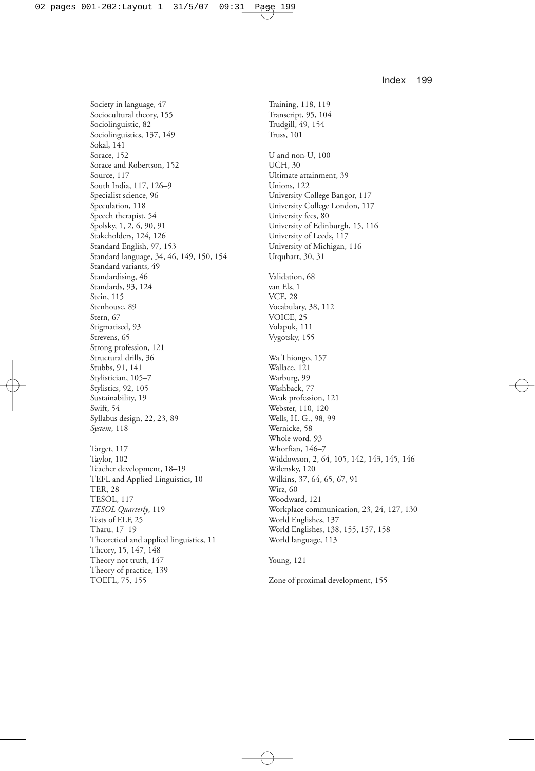Society in language, 47
Sociocultural theory, 155
Sociolinguistic, 82
Sociolinguistics, 137, 149
Sokal, 141
Sorace, 152
Sorace and Robertson, 152
Source, 117
South India, 117, 126–9
Specialist science, 96
Speculation, 118
Speech therapist, 54
Spolsky, 1, 2, 6, 90, 91
Stakeholders, 124, 126
Standard English, 97, 153
Standard language, 34, 46, 149, 150, 154
Standard variants, 49
Standardising, 46
Standards, 93, 124
Stein, 115
Stenhouse, 89
Stern, 67
Stigmatised, 93
Strevens, 65
Strong profession, 121
Structural drills, 36
Stubbs, 91, 141
Stylistician, 105–7
Stylistics, 92, 105
Sustainability, 19
Swift, 54
Syllabus design, 22, 23, 89
*System*, 118

Target, 117
Taylor, 102
Teacher development, 18–19
TEFL and Applied Linguistics, 10
TER, 28
TESOL, 117
*TESOL Quarterly*, 119
Tests of ELF, 25
Tharu, 17–19
Theoretical and applied linguistics, 11
Theory, 15, 147, 148
Theory not truth, 147
Theory of practice, 139
TOEFL, 75, 155

Training, 118, 119
Transcript, 95, 104
Trudgill, 49, 154
Truss, 101

U and non-U, 100
UCH, 30
Ultimate attainment, 39
Unions, 122
University College Bangor, 117
University College London, 117
University fees, 80
University of Edinburgh, 15, 116
University of Leeds, 117
University of Michigan, 116
Urquhart, 30, 31

Validation, 68
van Els, 1
VCE, 28
Vocabulary, 38, 112
VOICE, 25
Volapuk, 111
Vygotsky, 155

Wa Thiongo, 157
Wallace, 121
Warburg, 99
Washback, 77
Weak profession, 121
Webster, 110, 120
Wells, H. G., 98, 99
Wernicke, 58
Whole word, 93
Whorfian, 146–7
Widdowson, 2, 64, 105, 142, 143, 145, 146
Wilensky, 120
Wilkins, 37, 64, 65, 67, 91
Wirz, 60
Woodward, 121
Workplace communication, 23, 24, 127, 130
World Englishes, 137
World Englishes, 138, 155, 157, 158
World language, 113

Young, 121

Zone of proximal development, 155